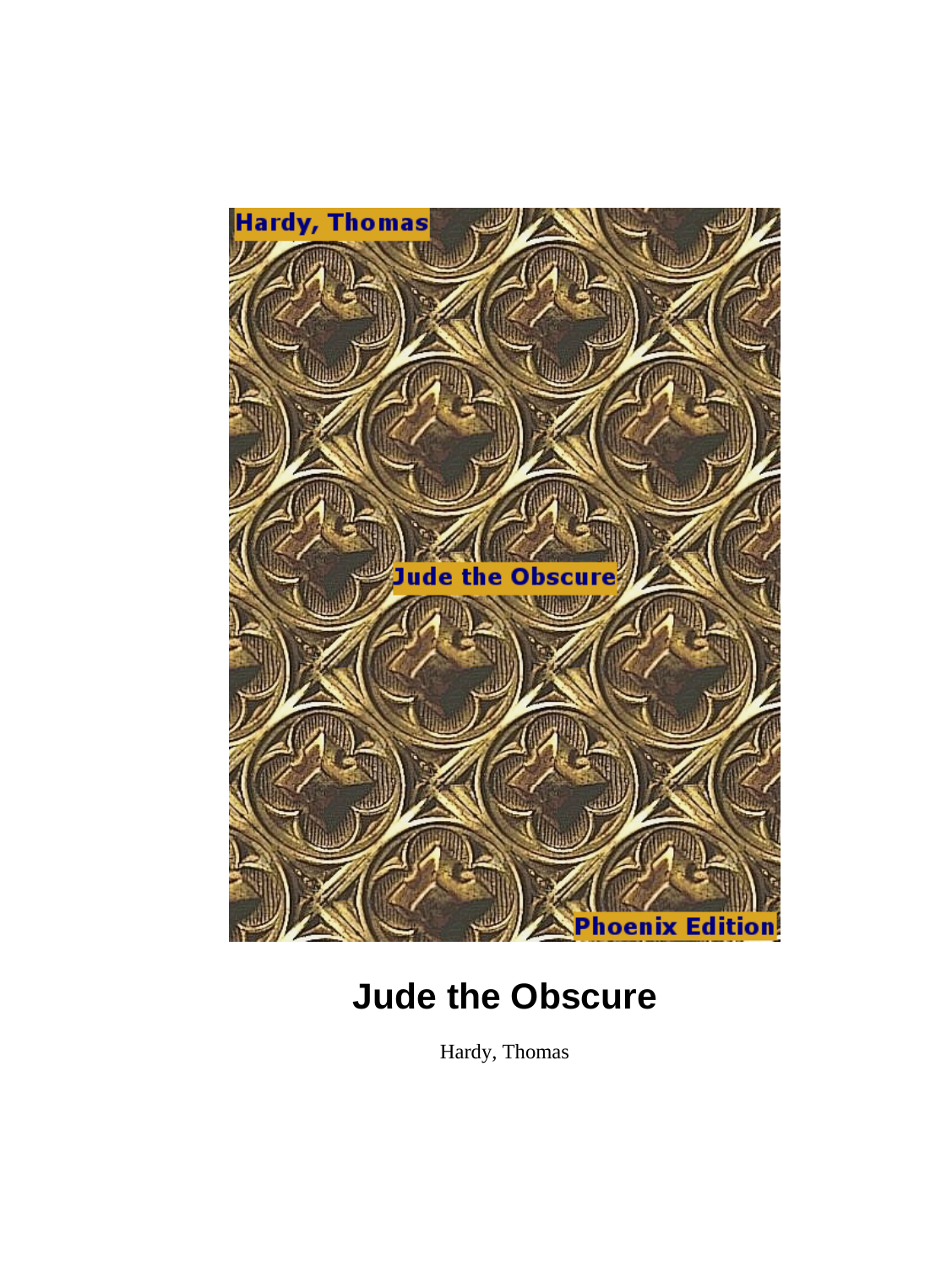# Jude the Obscure

Hardy, Thomas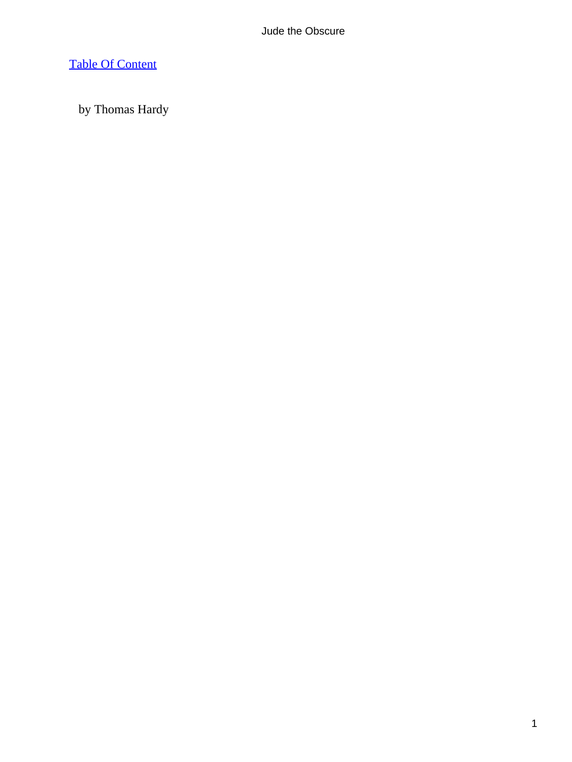[Table Of Content](#)

by Thomas Hardy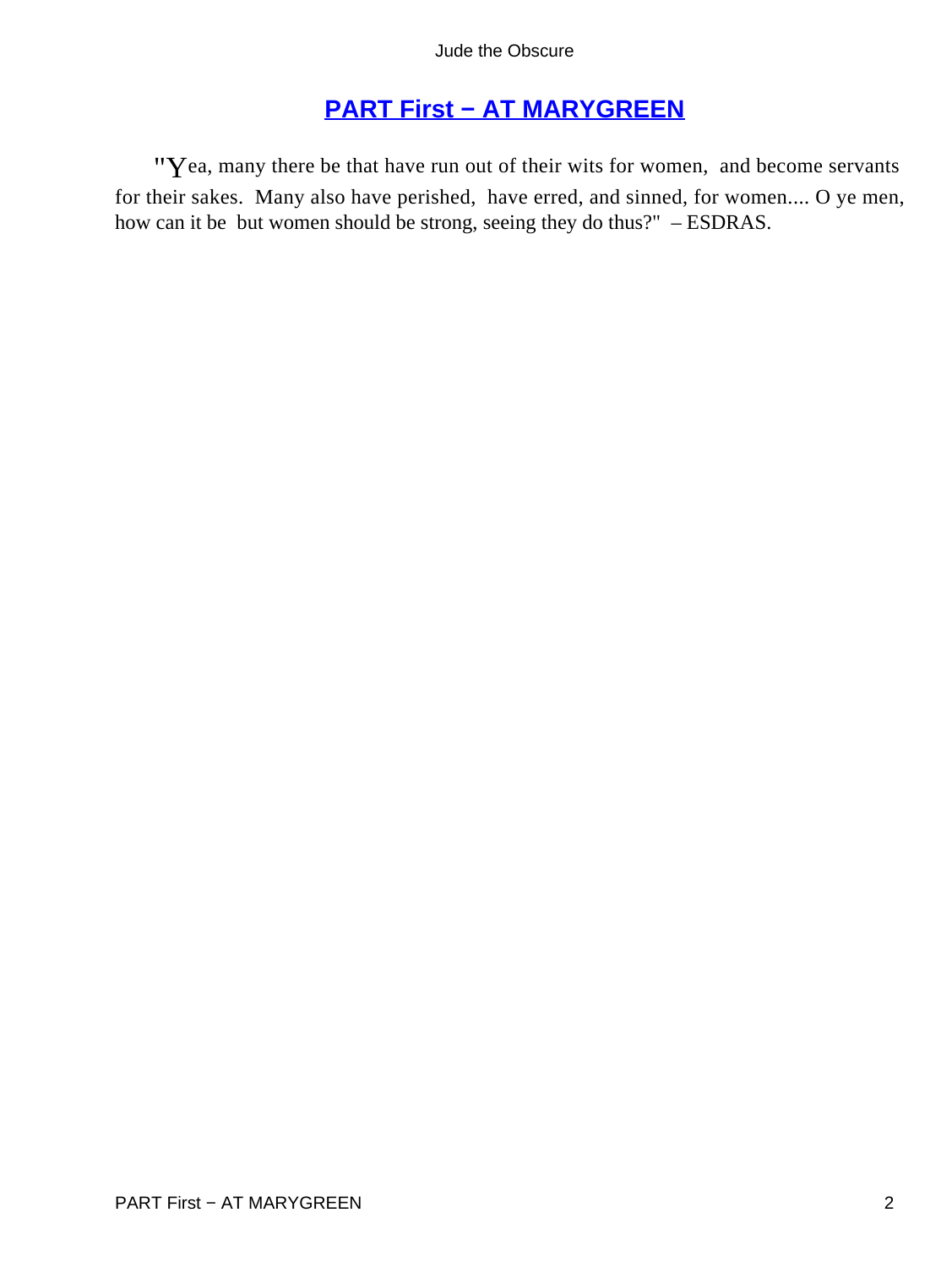## PART First − AT MARYGREEN

"Yea, many there be that have run out of their wits for women, and become servants for their sakes. Many also have perished, have erred, and sinned, for women.... O ye men, how can it be but women should be strong, seeing they do thus?" – ESDRAS.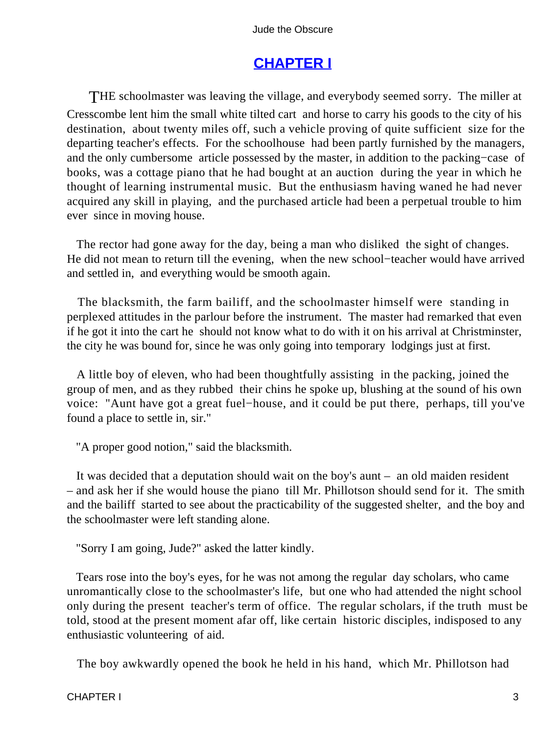## CHAPTER I

THE schoolmaster was leaving the village, and everybody seemed sorry. The miller at Cresscombe lent him the small white tilted cart and horse to carry his goods to the city of his destination, about twenty miles off, such a vehicle proving of quite sufficient size for the departing teacher's effects. For the schoolhouse had been partly furnished by the managers, and the only cumbersome article possessed by the master, in addition to the packing−case of books, was a cottage piano that he had bought at an auction during the year in which he thought of learning instrumental music. But the enthusiasm having waned he had never acquired any skill in playing, and the purchased article had been a perpetual trouble to him ever since in moving house.

The rector had gone away for the day, being a man who disliked the sight of changes. He did not mean to return till the evening, when the new school−teacher would have arrived and settled in, and everything would be smooth again.

The blacksmith, the farm bailiff, and the schoolmaster himself were standing in perplexed attitudes in the parlour before the instrument. The master had remarked that even if he got it into the cart he should not know what to do with it on his arrival at Christminster, the city he was bound for, since he was only going into temporary lodgings just at first.

A little boy of eleven, who had been thoughtfully assisting in the packing, joined the group of men, and as they rubbed their chins he spoke up, blushing at the sound of his own voice: "Aunt have got a great fuel−house, and it could be put there, perhaps, till you've found a place to settle in, sir."

"A proper good notion," said the blacksmith.

It was decided that a deputation should wait on the boy's aunt – an old maiden resident – and ask her if she would house the piano till Mr. Phillotson should send for it. The smith and the bailiff started to see about the practicability of the suggested shelter, and the boy and the schoolmaster were left standing alone.

"Sorry I am going, Jude?" asked the latter kindly.

Tears rose into the boy's eyes, for he was not among the regular day scholars, who came unromantically close to the schoolmaster's life, but one who had attended the night school only during the present teacher's term of office. The regular scholars, if the truth must be told, stood at the present moment afar off, like certain historic disciples, indisposed to any enthusiastic volunteering of aid.

The boy awkwardly opened the book he held in his hand, which Mr. Phillotson had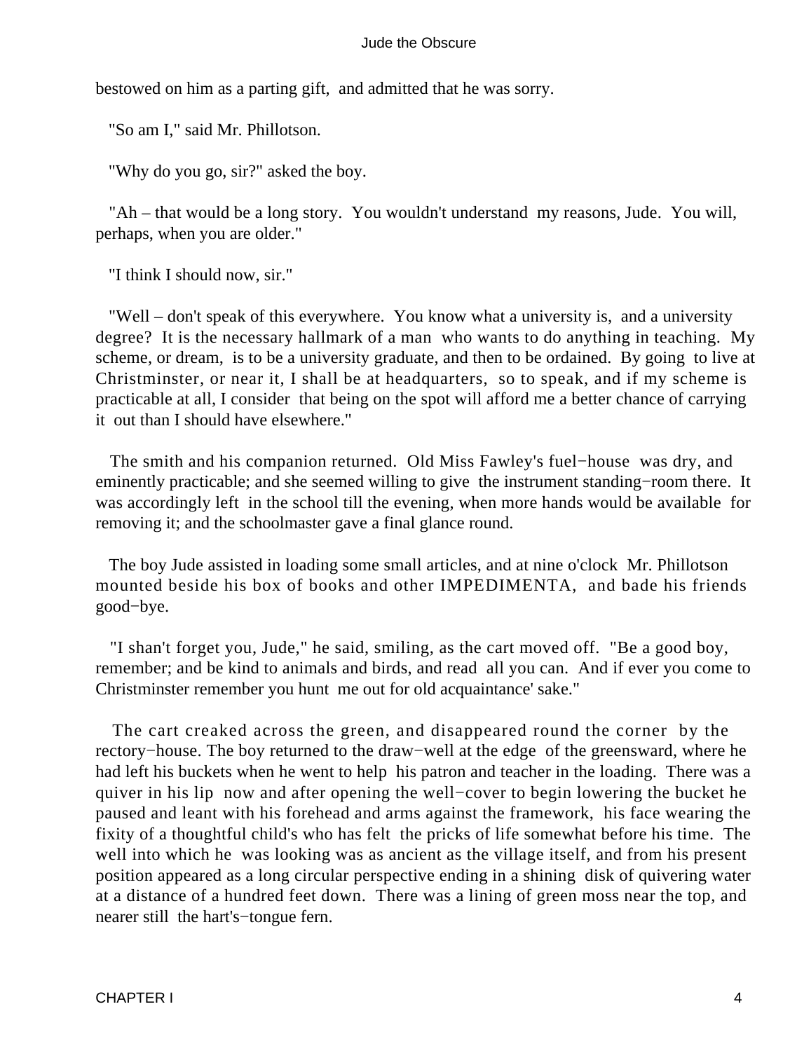bestowed on him as a parting gift, and admitted that he was sorry.

"So am I," said Mr. Phillotson.

"Why do you go, sir?" asked the boy.

"Ah – that would be a long story. You wouldn't understand my reasons, Jude. You will, perhaps, when you are older."

"I think I should now, sir."

"Well – don't speak of this everywhere. You know what a university is, and a university degree? It is the necessary hallmark of a man who wants to do anything in teaching. My scheme, or dream, is to be a university graduate, and then to be ordained. By going to live at Christminster, or near it, I shall be at headquarters, so to speak, and if my scheme is practicable at all, I consider that being on the spot will afford me a better chance of carrying it out than I should have elsewhere."

The smith and his companion returned. Old Miss Fawley's fuel−house was dry, and eminently practicable; and she seemed willing to give the instrument standing−room there. It was accordingly left in the school till the evening, when more hands would be available for removing it; and the schoolmaster gave a final glance round.

The boy Jude assisted in loading some small articles, and at nine o'clock Mr. Phillotson mounted beside his box of books and other IMPEDIMENTA, and bade his friends good−bye.

"I shan't forget you, Jude," he said, smiling, as the cart moved off. "Be a good boy, remember; and be kind to animals and birds, and read all you can. And if ever you come to Christminster remember you hunt me out for old acquaintance' sake."

The cart creaked across the green, and disappeared round the corner by the rectory−house. The boy returned to the draw−well at the edge of the greensward, where he had left his buckets when he went to help his patron and teacher in the loading. There was a quiver in his lip now and after opening the well−cover to begin lowering the bucket he paused and leant with his forehead and arms against the framework, his face wearing the fixity of a thoughtful child's who has felt the pricks of life somewhat before his time. The well into which he was looking was as ancient as the village itself, and from his present position appeared as a long circular perspective ending in a shining disk of quivering water at a distance of a hundred feet down. There was a lining of green moss near the top, and nearer still the hart's−tongue fern.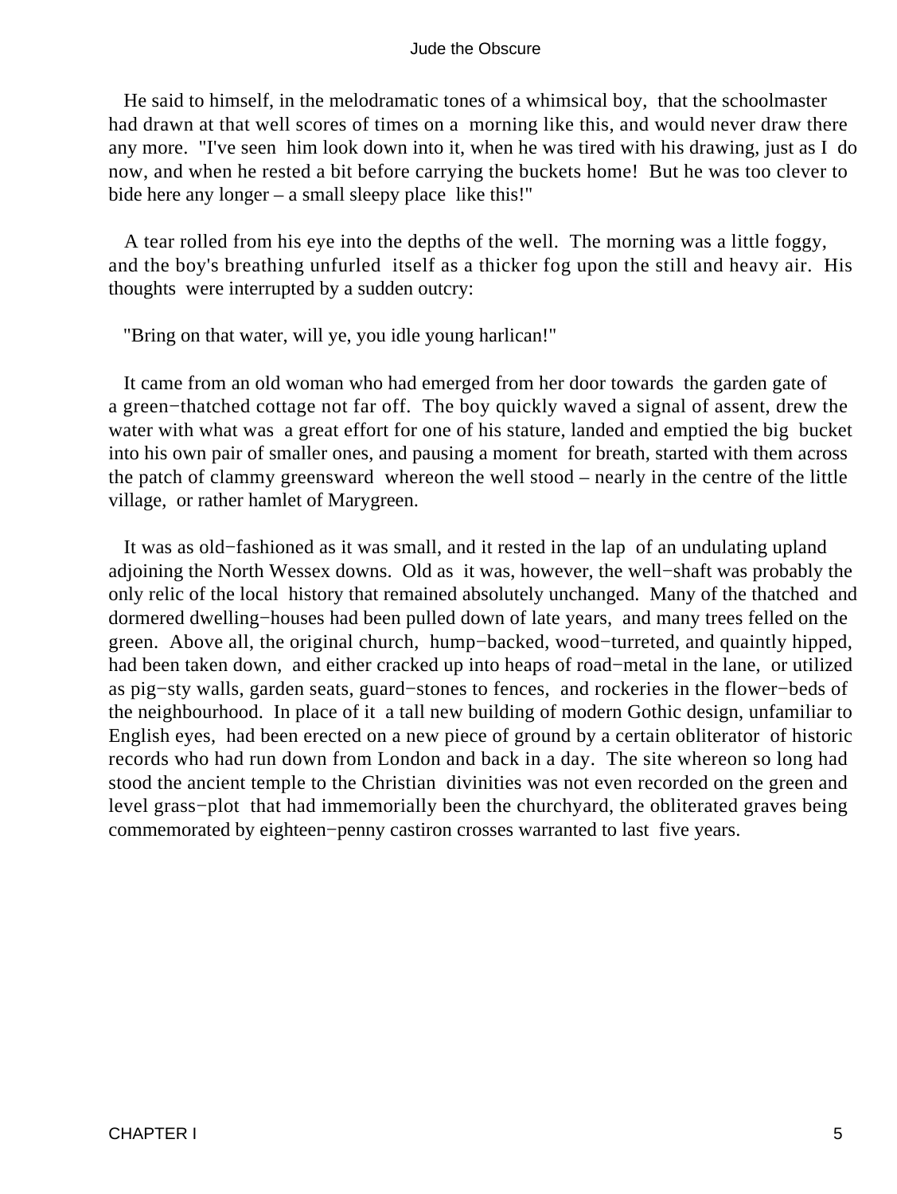He said to himself, in the melodramatic tones of a whimsical boy, that the schoolmaster had drawn at that well scores of times on a morning like this, and would never draw there any more. "I've seen him look down into it, when he was tired with his drawing, just as I do now, and when he rested a bit before carrying the buckets home! But he was too clever to bide here any longer – a small sleepy place like this!"

A tear rolled from his eye into the depths of the well. The morning was a little foggy, and the boy's breathing unfurled itself as a thicker fog upon the still and heavy air. His thoughts were interrupted by a sudden outcry:

"Bring on that water, will ye, you idle young harlican!"

It came from an old woman who had emerged from her door towards the garden gate of a green−thatched cottage not far off. The boy quickly waved a signal of assent, drew the water with what was a great effort for one of his stature, landed and emptied the big bucket into his own pair of smaller ones, and pausing a moment for breath, started with them across the patch of clammy greensward whereon the well stood – nearly in the centre of the little village, or rather hamlet of Marygreen.

It was as old−fashioned as it was small, and it rested in the lap of an undulating upland adjoining the North Wessex downs. Old as it was, however, the well−shaft was probably the only relic of the local history that remained absolutely unchanged. Many of the thatched and dormered dwelling−houses had been pulled down of late years, and many trees felled on the green. Above all, the original church, hump−backed, wood−turreted, and quaintly hipped, had been taken down, and either cracked up into heaps of road−metal in the lane, or utilized as pig−sty walls, garden seats, guard−stones to fences, and rockeries in the flower−beds of the neighbourhood. In place of it a tall new building of modern Gothic design, unfamiliar to English eyes, had been erected on a new piece of ground by a certain obliterator of historic records who had run down from London and back in a day. The site whereon so long had stood the ancient temple to the Christian divinities was not even recorded on the green and level grass−plot that had immemorially been the churchyard, the obliterated graves being commemorated by eighteen−penny castiron crosses warranted to last five years.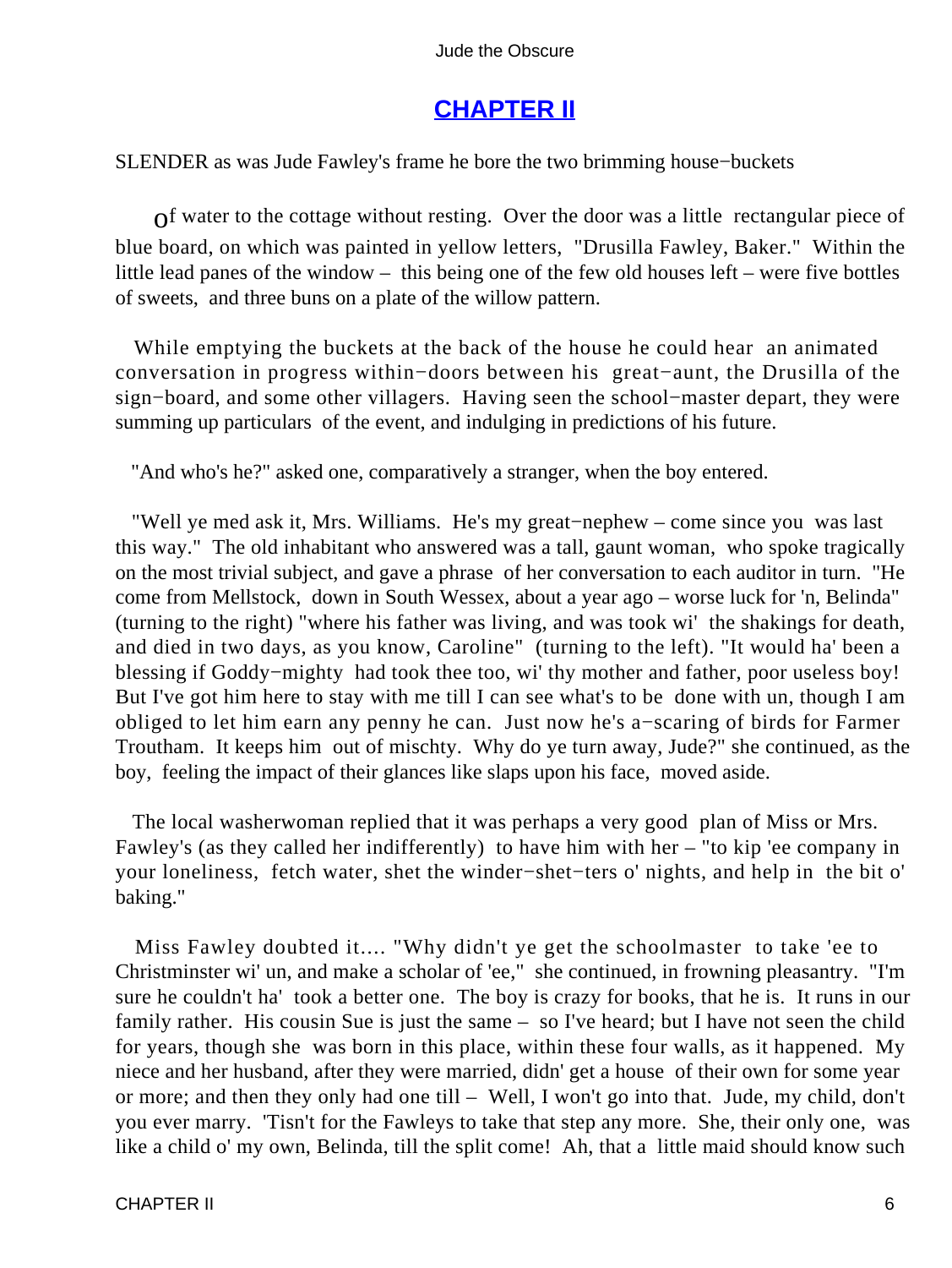## CHAPTER II

SLENDER as was Jude Fawley's frame he bore the two brimming house−buckets of water to the cottage without resting. Over the door was a little rectangular piece of blue board, on which was painted in yellow letters, "Drusilla Fawley, Baker." Within the little lead panes of the window – this being one of the few old houses left – were five bottles of sweets, and three buns on a plate of the willow pattern.

While emptying the buckets at the back of the house he could hear an animated conversation in progress within−doors between his great−aunt, the Drusilla of the sign−board, and some other villagers. Having seen the school−master depart, they were summing up particulars of the event, and indulging in predictions of his future.

"And who's he?" asked one, comparatively a stranger, when the boy entered.

"Well ye med ask it, Mrs. Williams. He's my great−nephew – come since you was last this way." The old inhabitant who answered was a tall, gaunt woman, who spoke tragically on the most trivial subject, and gave a phrase of her conversation to each auditor in turn. "He come from Mellstock, down in South Wessex, about a year ago – worse luck for 'n, Belinda" (turning to the right) "where his father was living, and was took wi' the shakings for death, and died in two days, as you know, Caroline" (turning to the left). "It would ha' been a blessing if Goddy−mighty had took thee too, wi' thy mother and father, poor useless boy! But I've got him here to stay with me till I can see what's to be done with un, though I am obliged to let him earn any penny he can. Just now he's a−scaring of birds for Farmer Troutham. It keeps him out of mischty. Why do ye turn away, Jude?" she continued, as the boy, feeling the impact of their glances like slaps upon his face, moved aside.

The local washerwoman replied that it was perhaps a very good plan of Miss or Mrs. Fawley's (as they called her indifferently) to have him with her – "to kip 'ee company in your loneliness, fetch water, shet the winder−shet−ters o' nights, and help in the bit o' baking."

Miss Fawley doubted it.... "Why didn't ye get the schoolmaster to take 'ee to Christminster wi' un, and make a scholar of 'ee," she continued, in frowning pleasantry. "I'm sure he couldn't ha' took a better one. The boy is crazy for books, that he is. It runs in our family rather. His cousin Sue is just the same – so I've heard; but I have not seen the child for years, though she was born in this place, within these four walls, as it happened. My niece and her husband, after they were married, didn' get a house of their own for some year or more; and then they only had one till – Well, I won't go into that. Jude, my child, don't you ever marry. 'Tisn't for the Fawleys to take that step any more. She, their only one, was like a child o' my own, Belinda, till the split come! Ah, that a little maid should know such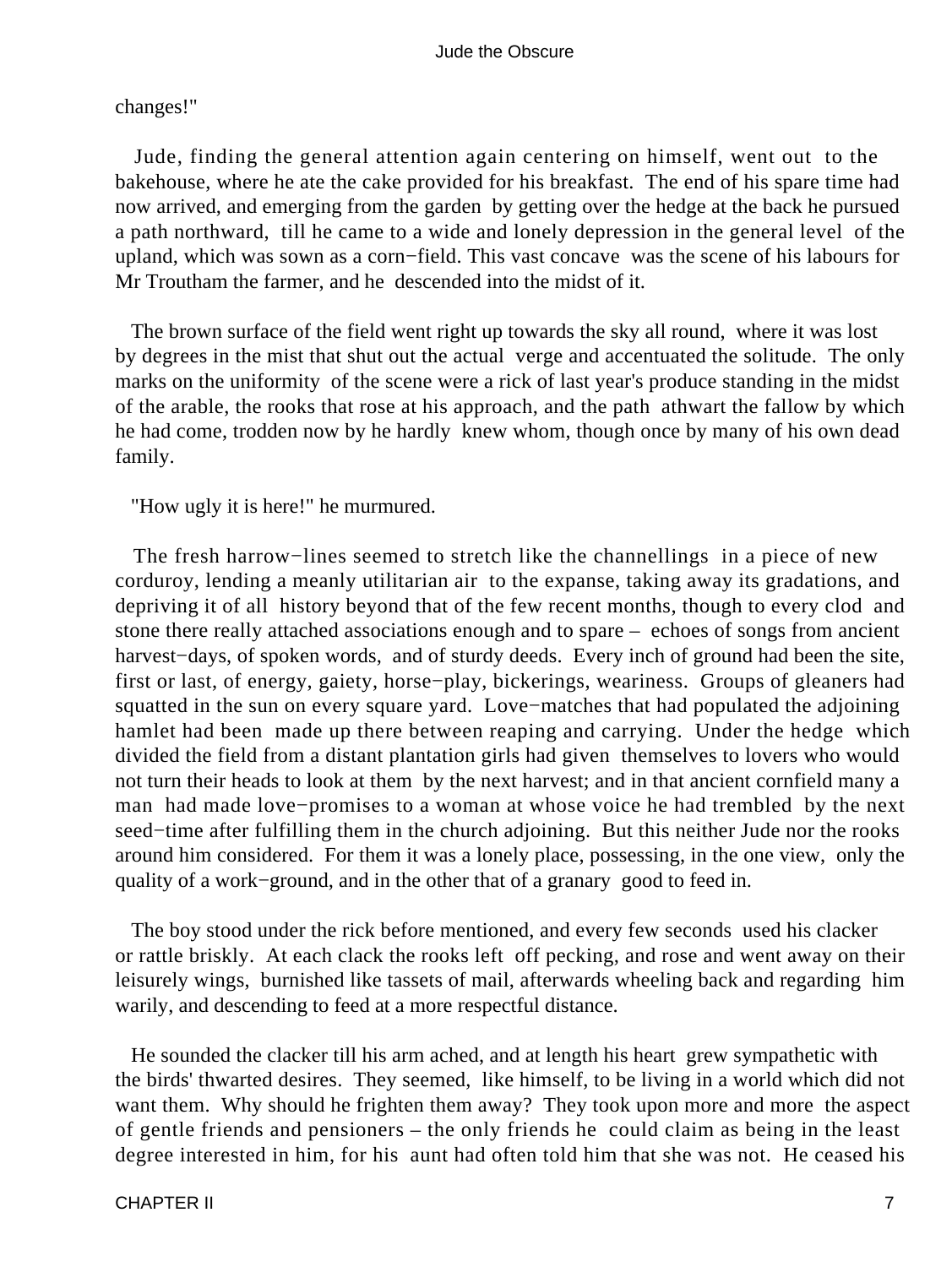changes!"

Jude, finding the general attention again centering on himself, went out to the bakehouse, where he ate the cake provided for his breakfast. The end of his spare time had now arrived, and emerging from the garden by getting over the hedge at the back he pursued a path northward, till he came to a wide and lonely depression in the general level of the upland, which was sown as a corn−field. This vast concave was the scene of his labours for Mr Troutham the farmer, and he descended into the midst of it.

The brown surface of the field went right up towards the sky all round, where it was lost by degrees in the mist that shut out the actual verge and accentuated the solitude. The only marks on the uniformity of the scene were a rick of last year's produce standing in the midst of the arable, the rooks that rose at his approach, and the path athwart the fallow by which he had come, trodden now by he hardly knew whom, though once by many of his own dead family.

"How ugly it is here!" he murmured.

The fresh harrow−lines seemed to stretch like the channellings in a piece of new corduroy, lending a meanly utilitarian air to the expanse, taking away its gradations, and depriving it of all history beyond that of the few recent months, though to every clod and stone there really attached associations enough and to spare – echoes of songs from ancient harvest−days, of spoken words, and of sturdy deeds. Every inch of ground had been the site, first or last, of energy, gaiety, horse−play, bickerings, weariness. Groups of gleaners had squatted in the sun on every square yard. Love−matches that had populated the adjoining hamlet had been made up there between reaping and carrying. Under the hedge which divided the field from a distant plantation girls had given themselves to lovers who would not turn their heads to look at them by the next harvest; and in that ancient cornfield many a man had made love−promises to a woman at whose voice he had trembled by the next seed−time after fulfilling them in the church adjoining. But this neither Jude nor the rooks around him considered. For them it was a lonely place, possessing, in the one view, only the quality of a work−ground, and in the other that of a granary good to feed in.

The boy stood under the rick before mentioned, and every few seconds used his clacker or rattle briskly. At each clack the rooks left off pecking, and rose and went away on their leisurely wings, burnished like tassets of mail, afterwards wheeling back and regarding him warily, and descending to feed at a more respectful distance.

He sounded the clacker till his arm ached, and at length his heart grew sympathetic with the birds' thwarted desires. They seemed, like himself, to be living in a world which did not want them. Why should he frighten them away? They took upon more and more the aspect of gentle friends and pensioners – the only friends he could claim as being in the least degree interested in him, for his aunt had often told him that she was not. He ceased his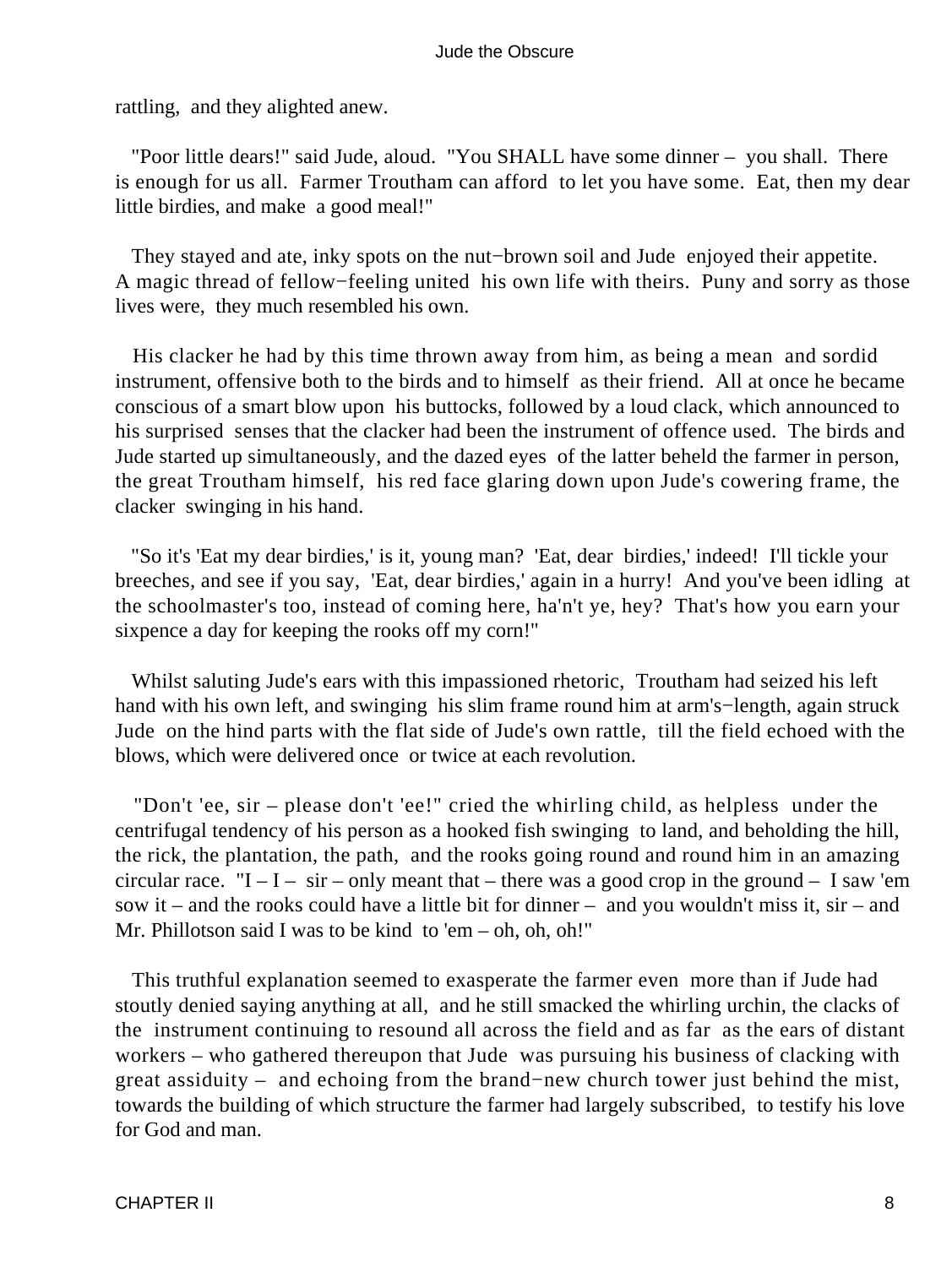rattling, and they alighted anew.

"Poor little dears!" said Jude, aloud. "You SHALL have some dinner – you shall. There is enough for us all. Farmer Troutham can afford to let you have some. Eat, then my dear little birdies, and make a good meal!"

They stayed and ate, inky spots on the nut−brown soil and Jude enjoyed their appetite. A magic thread of fellow−feeling united his own life with theirs. Puny and sorry as those lives were, they much resembled his own.

His clacker he had by this time thrown away from him, as being a mean and sordid instrument, offensive both to the birds and to himself as their friend. All at once he became conscious of a smart blow upon his buttocks, followed by a loud clack, which announced to his surprised senses that the clacker had been the instrument of offence used. The birds and Jude started up simultaneously, and the dazed eyes of the latter beheld the farmer in person, the great Troutham himself, his red face glaring down upon Jude's cowering frame, the clacker swinging in his hand.

"So it's 'Eat my dear birdies,' is it, young man? 'Eat, dear birdies,' indeed! I'll tickle your breeches, and see if you say, 'Eat, dear birdies,' again in a hurry! And you've been idling at the schoolmaster's too, instead of coming here, ha'n't ye, hey? That's how you earn your sixpence a day for keeping the rooks off my corn!"

Whilst saluting Jude's ears with this impassioned rhetoric, Troutham had seized his left hand with his own left, and swinging his slim frame round him at arm's−length, again struck Jude on the hind parts with the flat side of Jude's own rattle, till the field echoed with the blows, which were delivered once or twice at each revolution.

"Don't 'ee, sir – please don't 'ee!" cried the whirling child, as helpless under the centrifugal tendency of his person as a hooked fish swinging to land, and beholding the hill, the rick, the plantation, the path, and the rooks going round and round him in an amazing circular race. "I – I – sir – only meant that – there was a good crop in the ground – I saw 'em sow it – and the rooks could have a little bit for dinner – and you wouldn't miss it, sir – and Mr. Phillotson said I was to be kind to 'em – oh, oh, oh!"

This truthful explanation seemed to exasperate the farmer even more than if Jude had stoutly denied saying anything at all, and he still smacked the whirling urchin, the clacks of the instrument continuing to resound all across the field and as far as the ears of distant workers – who gathered thereupon that Jude was pursuing his business of clacking with great assiduity – and echoing from the brand−new church tower just behind the mist, towards the building of which structure the farmer had largely subscribed, to testify his love for God and man.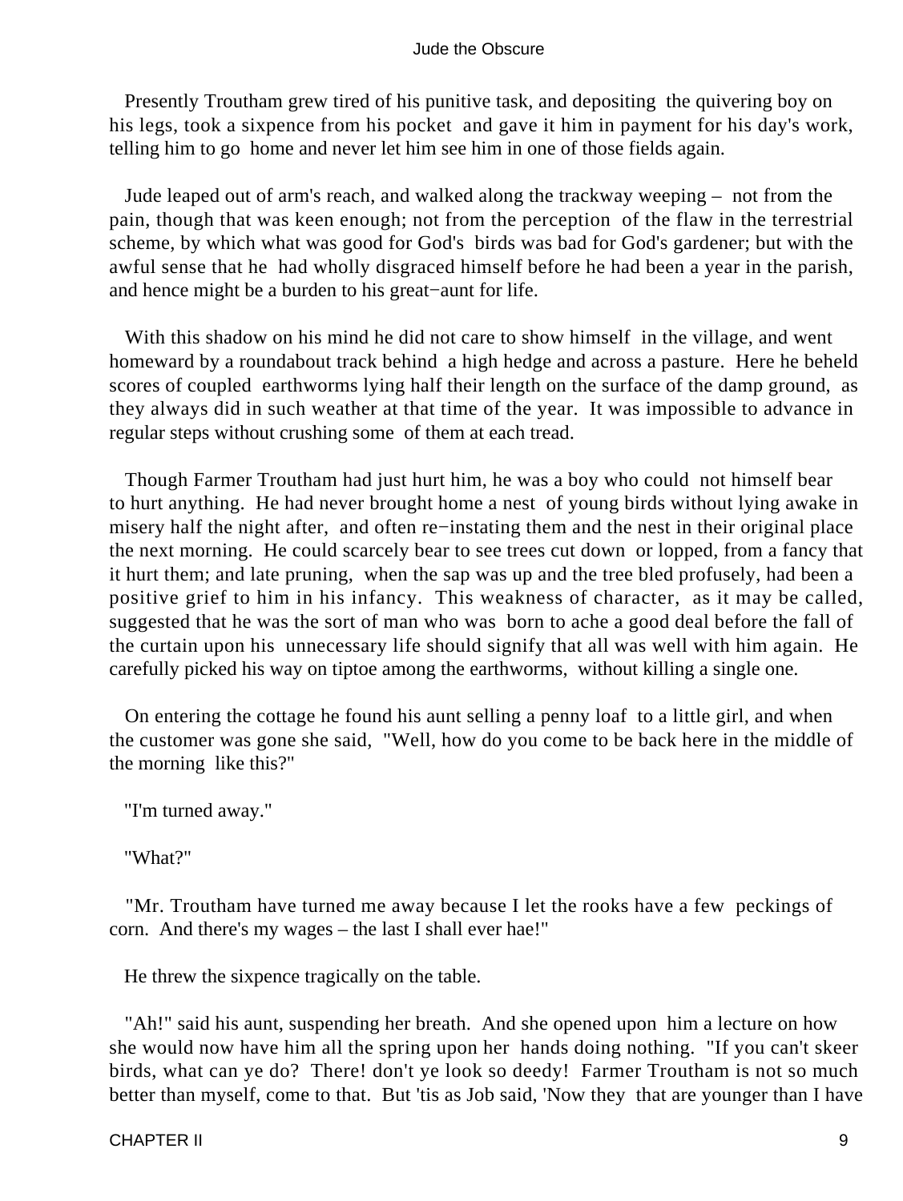Presently Troutham grew tired of his punitive task, and depositing the quivering boy on his legs, took a sixpence from his pocket and gave it him in payment for his day's work, telling him to go home and never let him see him in one of those fields again.

Jude leaped out of arm's reach, and walked along the trackway weeping – not from the pain, though that was keen enough; not from the perception of the flaw in the terrestrial scheme, by which what was good for God's birds was bad for God's gardener; but with the awful sense that he had wholly disgraced himself before he had been a year in the parish, and hence might be a burden to his great−aunt for life.

With this shadow on his mind he did not care to show himself in the village, and went homeward by a roundabout track behind a high hedge and across a pasture. Here he beheld scores of coupled earthworms lying half their length on the surface of the damp ground, as they always did in such weather at that time of the year. It was impossible to advance in regular steps without crushing some of them at each tread.

Though Farmer Troutham had just hurt him, he was a boy who could not himself bear to hurt anything. He had never brought home a nest of young birds without lying awake in misery half the night after, and often re−instating them and the nest in their original place the next morning. He could scarcely bear to see trees cut down or lopped, from a fancy that it hurt them; and late pruning, when the sap was up and the tree bled profusely, had been a positive grief to him in his infancy. This weakness of character, as it may be called, suggested that he was the sort of man who was born to ache a good deal before the fall of the curtain upon his unnecessary life should signify that all was well with him again. He carefully picked his way on tiptoe among the earthworms, without killing a single one.

On entering the cottage he found his aunt selling a penny loaf to a little girl, and when the customer was gone she said, "Well, how do you come to be back here in the middle of the morning like this?"

"I'm turned away."

"What?"

"Mr. Troutham have turned me away because I let the rooks have a few peckings of corn. And there's my wages – the last I shall ever hae!"

He threw the sixpence tragically on the table.

"Ah!" said his aunt, suspending her breath. And she opened upon him a lecture on how she would now have him all the spring upon her hands doing nothing. "If you can't skeer birds, what can ye do? There! don't ye look so deedy! Farmer Troutham is not so much better than myself, come to that. But 'tis as Job said, 'Now they that are younger than I have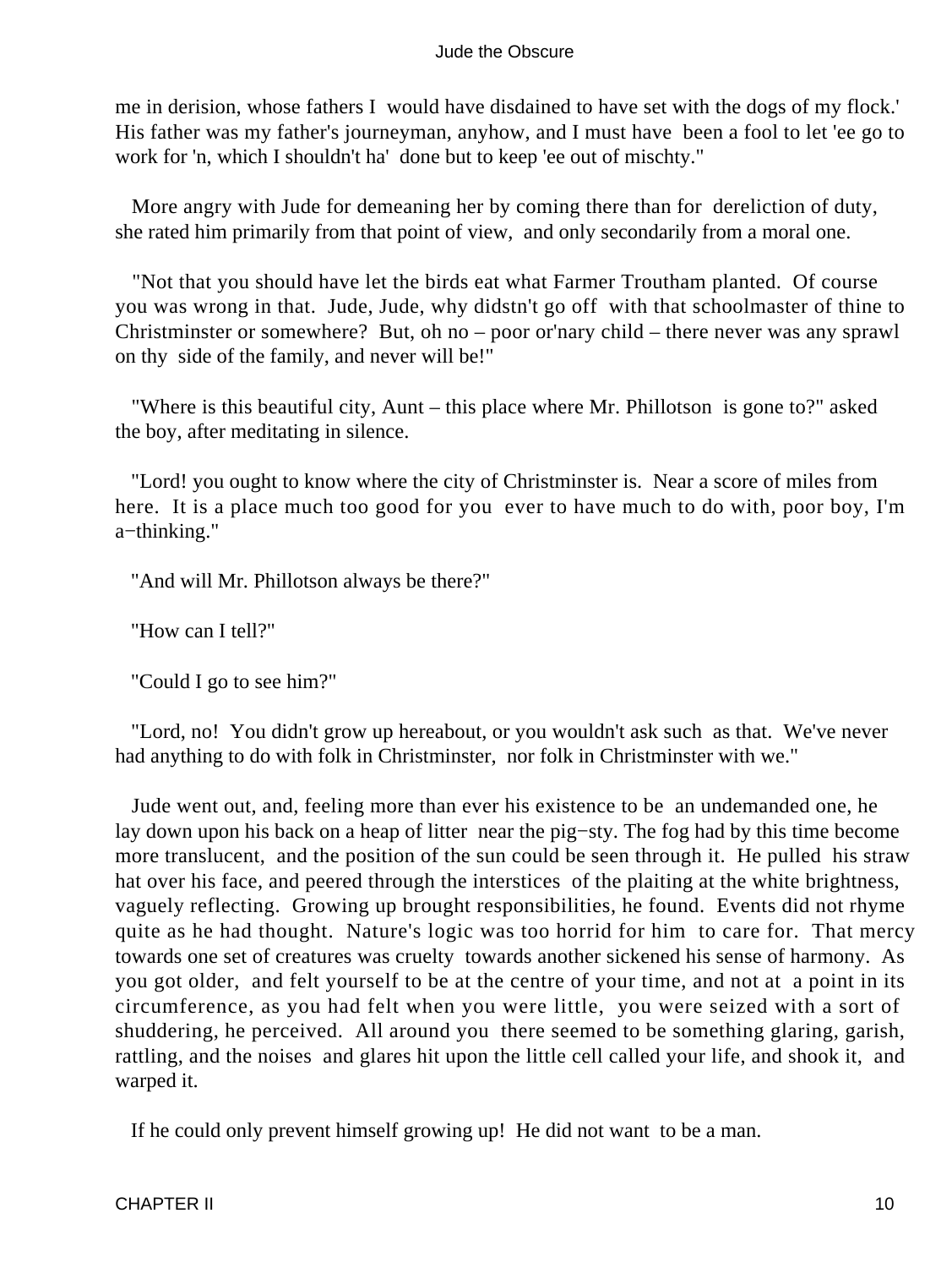me in derision, whose fathers I would have disdained to have set with the dogs of my flock.' His father was my father's journeyman, anyhow, and I must have been a fool to let 'ee go to work for 'n, which I shouldn't ha' done but to keep 'ee out of mischty."

More angry with Jude for demeaning her by coming there than for dereliction of duty, she rated him primarily from that point of view, and only secondarily from a moral one.

"Not that you should have let the birds eat what Farmer Troutham planted. Of course you was wrong in that. Jude, Jude, why didstn't go off with that schoolmaster of thine to Christminster or somewhere? But, oh no – poor or'nary child – there never was any sprawl on thy side of the family, and never will be!"

"Where is this beautiful city, Aunt – this place where Mr. Phillotson is gone to?" asked the boy, after meditating in silence.

"Lord! you ought to know where the city of Christminster is. Near a score of miles from here. It is a place much too good for you ever to have much to do with, poor boy, I'm a−thinking."

"And will Mr. Phillotson always be there?"

"How can I tell?"

"Could I go to see him?"

"Lord, no! You didn't grow up hereabout, or you wouldn't ask such as that. We've never had anything to do with folk in Christminster, nor folk in Christminster with we."

Jude went out, and, feeling more than ever his existence to be an undemanded one, he lay down upon his back on a heap of litter near the pig−sty. The fog had by this time become more translucent, and the position of the sun could be seen through it. He pulled his straw hat over his face, and peered through the interstices of the plaiting at the white brightness, vaguely reflecting. Growing up brought responsibilities, he found. Events did not rhyme quite as he had thought. Nature's logic was too horrid for him to care for. That mercy towards one set of creatures was cruelty towards another sickened his sense of harmony. As you got older, and felt yourself to be at the centre of your time, and not at a point in its circumference, as you had felt when you were little, you were seized with a sort of shuddering, he perceived. All around you there seemed to be something glaring, garish, rattling, and the noises and glares hit upon the little cell called your life, and shook it, and warped it.

If he could only prevent himself growing up! He did not want to be a man.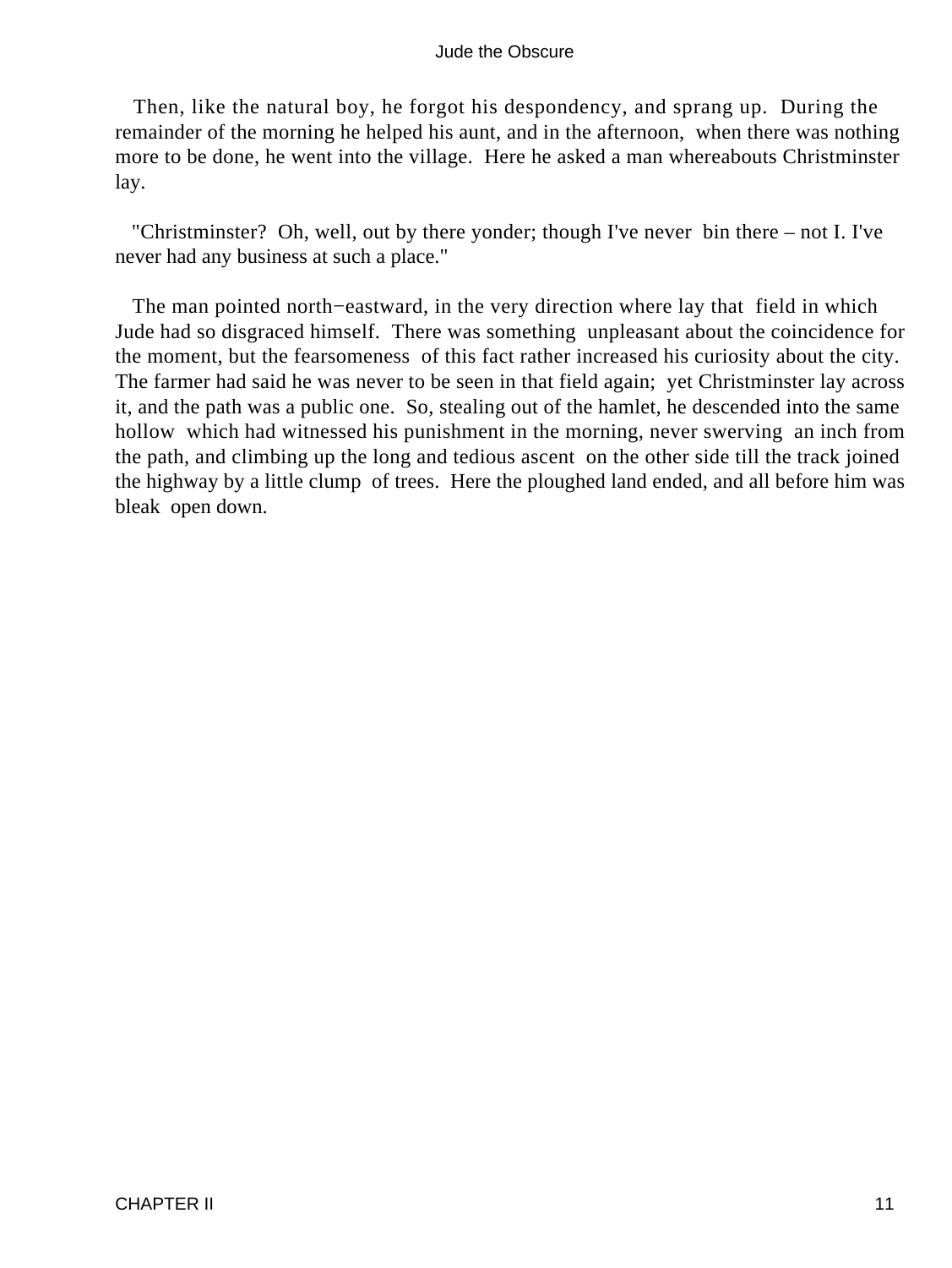Then, like the natural boy, he forgot his despondency, and sprang up. During the remainder of the morning he helped his aunt, and in the afternoon, when there was nothing more to be done, he went into the village. Here he asked a man whereabouts Christminster lay.

"Christminster? Oh, well, out by there yonder; though I've never bin there – not I. I've never had any business at such a place."

The man pointed north−eastward, in the very direction where lay that field in which Jude had so disgraced himself. There was something unpleasant about the coincidence for the moment, but the fearsomeness of this fact rather increased his curiosity about the city. The farmer had said he was never to be seen in that field again; yet Christminster lay across it, and the path was a public one. So, stealing out of the hamlet, he descended into the same hollow which had witnessed his punishment in the morning, never swerving an inch from the path, and climbing up the long and tedious ascent on the other side till the track joined the highway by a little clump of trees. Here the ploughed land ended, and all before him was bleak open down.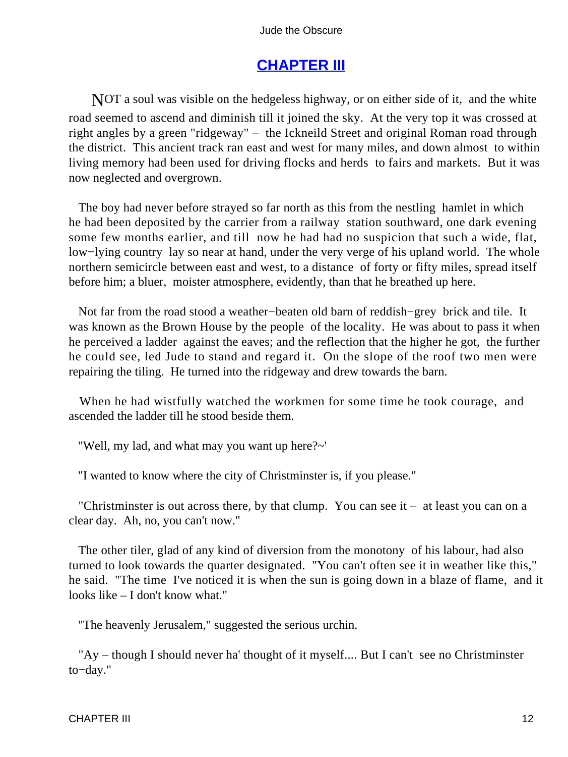## CHAPTER III

NOT a soul was visible on the hedgeless highway, or on either side of it, and the white road seemed to ascend and diminish till it joined the sky. At the very top it was crossed at right angles by a green "ridgeway" – the Ickneild Street and original Roman road through the district. This ancient track ran east and west for many miles, and down almost to within living memory had been used for driving flocks and herds to fairs and markets. But it was now neglected and overgrown.

The boy had never before strayed so far north as this from the nestling hamlet in which he had been deposited by the carrier from a railway station southward, one dark evening some few months earlier, and till now he had had no suspicion that such a wide, flat, low−lying country lay so near at hand, under the very verge of his upland world. The whole northern semicircle between east and west, to a distance of forty or fifty miles, spread itself before him; a bluer, moister atmosphere, evidently, than that he breathed up here.

Not far from the road stood a weather−beaten old barn of reddish−grey brick and tile. It was known as the Brown House by the people of the locality. He was about to pass it when he perceived a ladder against the eaves; and the reflection that the higher he got, the further he could see, led Jude to stand and regard it. On the slope of the roof two men were repairing the tiling. He turned into the ridgeway and drew towards the barn.

When he had wistfully watched the workmen for some time he took courage, and ascended the ladder till he stood beside them.

"Well, my lad, and what may you want up here?~'

"I wanted to know where the city of Christminster is, if you please."

"Christminster is out across there, by that clump. You can see it – at least you can on a clear day. Ah, no, you can't now."

The other tiler, glad of any kind of diversion from the monotony of his labour, had also turned to look towards the quarter designated. "You can't often see it in weather like this," he said. "The time I've noticed it is when the sun is going down in a blaze of flame, and it looks like – I don't know what."

"The heavenly Jerusalem," suggested the serious urchin.

"Ay – though I should never ha' thought of it myself.... But I can't see no Christminster to−day."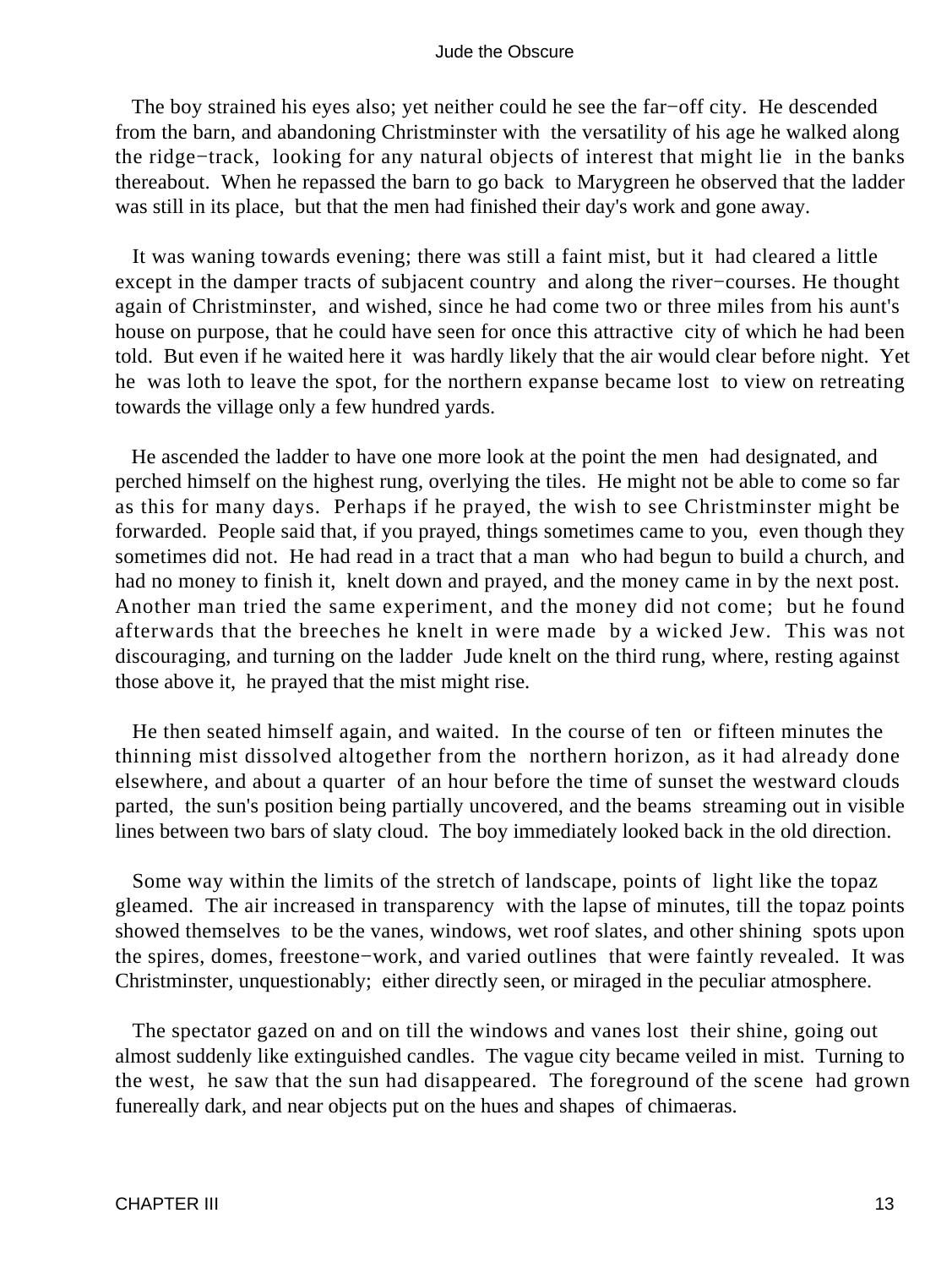The boy strained his eyes also; yet neither could he see the far−off city. He descended from the barn, and abandoning Christminster with the versatility of his age he walked along the ridge−track, looking for any natural objects of interest that might lie in the banks thereabout. When he repassed the barn to go back to Marygreen he observed that the ladder was still in its place, but that the men had finished their day's work and gone away.

It was waning towards evening; there was still a faint mist, but it had cleared a little except in the damper tracts of subjacent country and along the river−courses. He thought again of Christminster, and wished, since he had come two or three miles from his aunt's house on purpose, that he could have seen for once this attractive city of which he had been told. But even if he waited here it was hardly likely that the air would clear before night. Yet he was loth to leave the spot, for the northern expanse became lost to view on retreating towards the village only a few hundred yards.

He ascended the ladder to have one more look at the point the men had designated, and perched himself on the highest rung, overlying the tiles. He might not be able to come so far as this for many days. Perhaps if he prayed, the wish to see Christminster might be forwarded. People said that, if you prayed, things sometimes came to you, even though they sometimes did not. He had read in a tract that a man who had begun to build a church, and had no money to finish it, knelt down and prayed, and the money came in by the next post. Another man tried the same experiment, and the money did not come; but he found afterwards that the breeches he knelt in were made by a wicked Jew. This was not discouraging, and turning on the ladder Jude knelt on the third rung, where, resting against those above it, he prayed that the mist might rise.

He then seated himself again, and waited. In the course of ten or fifteen minutes the thinning mist dissolved altogether from the northern horizon, as it had already done elsewhere, and about a quarter of an hour before the time of sunset the westward clouds parted, the sun's position being partially uncovered, and the beams streaming out in visible lines between two bars of slaty cloud. The boy immediately looked back in the old direction.

Some way within the limits of the stretch of landscape, points of light like the topaz gleamed. The air increased in transparency with the lapse of minutes, till the topaz points showed themselves to be the vanes, windows, wet roof slates, and other shining spots upon the spires, domes, freestone−work, and varied outlines that were faintly revealed. It was Christminster, unquestionably; either directly seen, or miraged in the peculiar atmosphere.

The spectator gazed on and on till the windows and vanes lost their shine, going out almost suddenly like extinguished candles. The vague city became veiled in mist. Turning to the west, he saw that the sun had disappeared. The foreground of the scene had grown funereally dark, and near objects put on the hues and shapes of chimaeras.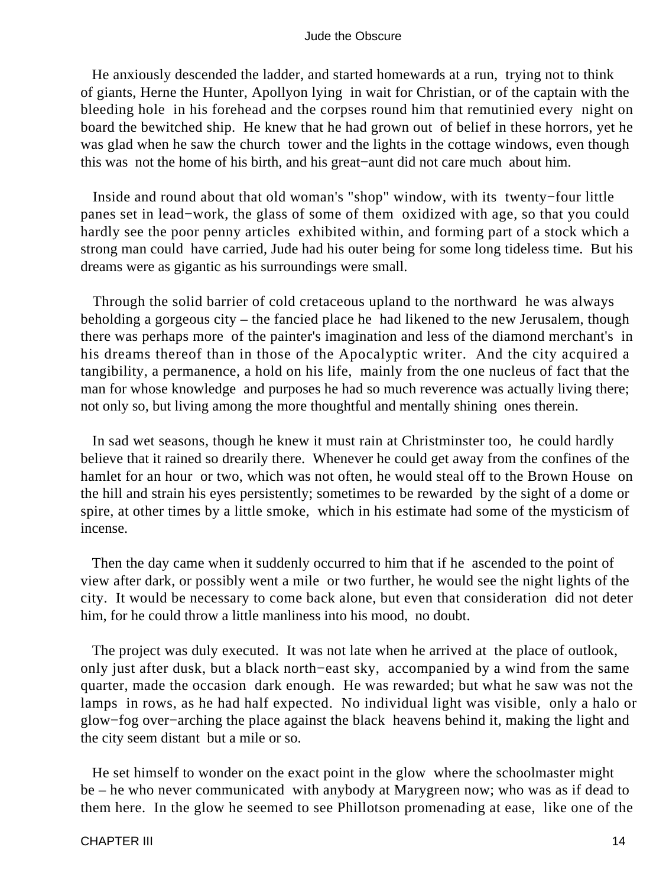He anxiously descended the ladder, and started homewards at a run, trying not to think of giants, Herne the Hunter, Apollyon lying in wait for Christian, or of the captain with the bleeding hole in his forehead and the corpses round him that remutinied every night on board the bewitched ship. He knew that he had grown out of belief in these horrors, yet he was glad when he saw the church tower and the lights in the cottage windows, even though this was not the home of his birth, and his great−aunt did not care much about him.

Inside and round about that old woman's "shop" window, with its twenty−four little panes set in lead−work, the glass of some of them oxidized with age, so that you could hardly see the poor penny articles exhibited within, and forming part of a stock which a strong man could have carried, Jude had his outer being for some long tideless time. But his dreams were as gigantic as his surroundings were small.

Through the solid barrier of cold cretaceous upland to the northward he was always beholding a gorgeous city – the fancied place he had likened to the new Jerusalem, though there was perhaps more of the painter's imagination and less of the diamond merchant's in his dreams thereof than in those of the Apocalyptic writer. And the city acquired a tangibility, a permanence, a hold on his life, mainly from the one nucleus of fact that the man for whose knowledge and purposes he had so much reverence was actually living there; not only so, but living among the more thoughtful and mentally shining ones therein.

In sad wet seasons, though he knew it must rain at Christminster too, he could hardly believe that it rained so drearily there. Whenever he could get away from the confines of the hamlet for an hour or two, which was not often, he would steal off to the Brown House on the hill and strain his eyes persistently; sometimes to be rewarded by the sight of a dome or spire, at other times by a little smoke, which in his estimate had some of the mysticism of incense.

Then the day came when it suddenly occurred to him that if he ascended to the point of view after dark, or possibly went a mile or two further, he would see the night lights of the city. It would be necessary to come back alone, but even that consideration did not deter him, for he could throw a little manliness into his mood, no doubt.

The project was duly executed. It was not late when he arrived at the place of outlook, only just after dusk, but a black north−east sky, accompanied by a wind from the same quarter, made the occasion dark enough. He was rewarded; but what he saw was not the lamps in rows, as he had half expected. No individual light was visible, only a halo or glow−fog over−arching the place against the black heavens behind it, making the light and the city seem distant but a mile or so.

He set himself to wonder on the exact point in the glow where the schoolmaster might be – he who never communicated with anybody at Marygreen now; who was as if dead to them here. In the glow he seemed to see Phillotson promenading at ease, like one of the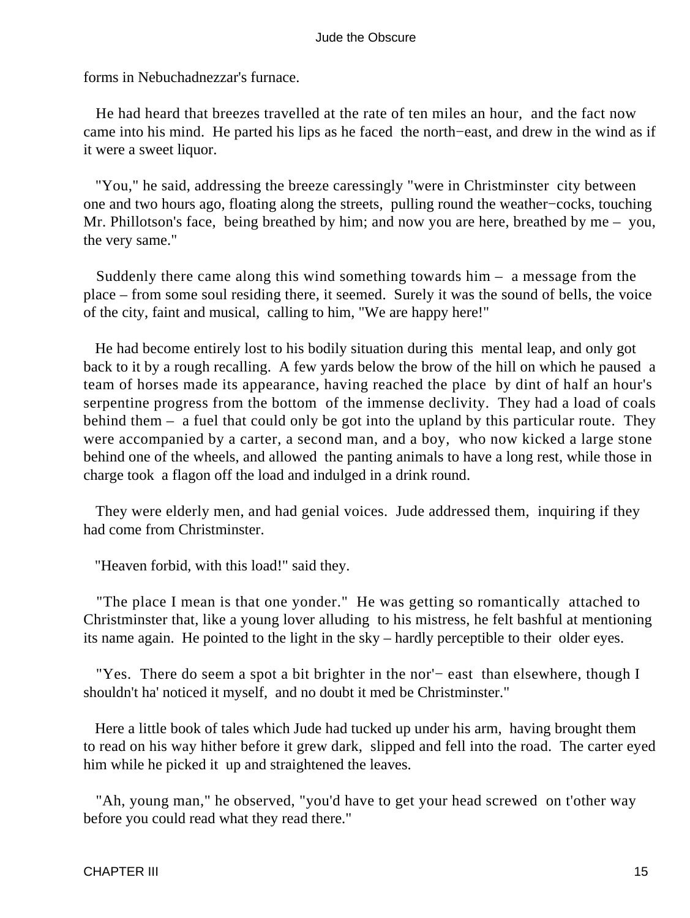forms in Nebuchadnezzar's furnace.

He had heard that breezes travelled at the rate of ten miles an hour, and the fact now came into his mind. He parted his lips as he faced the north−east, and drew in the wind as if it were a sweet liquor.

"You," he said, addressing the breeze caressingly "were in Christminster city between one and two hours ago, floating along the streets, pulling round the weather−cocks, touching Mr. Phillotson's face, being breathed by him; and now you are here, breathed by me – you, the very same."

Suddenly there came along this wind something towards him – a message from the place – from some soul residing there, it seemed. Surely it was the sound of bells, the voice of the city, faint and musical, calling to him, "We are happy here!"

He had become entirely lost to his bodily situation during this mental leap, and only got back to it by a rough recalling. A few yards below the brow of the hill on which he paused a team of horses made its appearance, having reached the place by dint of half an hour's serpentine progress from the bottom of the immense declivity. They had a load of coals behind them – a fuel that could only be got into the upland by this particular route. They were accompanied by a carter, a second man, and a boy, who now kicked a large stone behind one of the wheels, and allowed the panting animals to have a long rest, while those in charge took a flagon off the load and indulged in a drink round.

They were elderly men, and had genial voices. Jude addressed them, inquiring if they had come from Christminster.

"Heaven forbid, with this load!" said they.

"The place I mean is that one yonder." He was getting so romantically attached to Christminster that, like a young lover alluding to his mistress, he felt bashful at mentioning its name again. He pointed to the light in the sky – hardly perceptible to their older eyes.

"Yes. There do seem a spot a bit brighter in the nor'− east than elsewhere, though I shouldn't ha' noticed it myself, and no doubt it med be Christminster."

Here a little book of tales which Jude had tucked up under his arm, having brought them to read on his way hither before it grew dark, slipped and fell into the road. The carter eyed him while he picked it up and straightened the leaves.

"Ah, young man," he observed, "you'd have to get your head screwed on t'other way before you could read what they read there."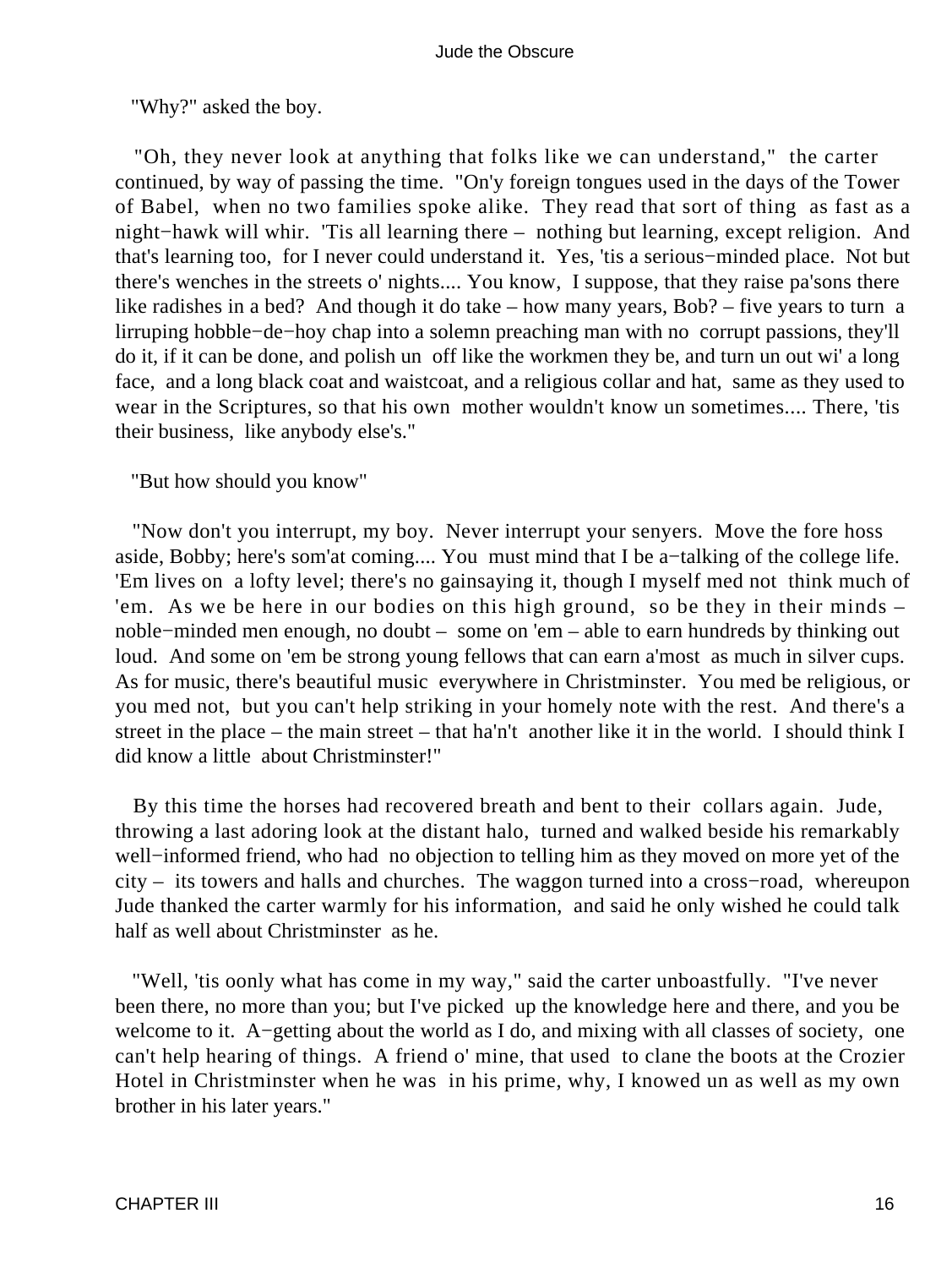"Why?" asked the boy.

"Oh, they never look at anything that folks like we can understand," the carter continued, by way of passing the time. "On'y foreign tongues used in the days of the Tower of Babel, when no two families spoke alike. They read that sort of thing as fast as a night−hawk will whir. 'Tis all learning there – nothing but learning, except religion. And that's learning too, for I never could understand it. Yes, 'tis a serious−minded place. Not but there's wenches in the streets o' nights.... You know, I suppose, that they raise pa'sons there like radishes in a bed? And though it do take – how many years, Bob? – five years to turn a lirruping hobble−de−hoy chap into a solemn preaching man with no corrupt passions, they'll do it, if it can be done, and polish un off like the workmen they be, and turn un out wi' a long face, and a long black coat and waistcoat, and a religious collar and hat, same as they used to wear in the Scriptures, so that his own mother wouldn't know un sometimes.... There, 'tis their business, like anybody else's."

"But how should you know"

"Now don't you interrupt, my boy. Never interrupt your senyers. Move the fore hoss aside, Bobby; here's som'at coming.... You must mind that I be a−talking of the college life. 'Em lives on a lofty level; there's no gainsaying it, though I myself med not think much of 'em. As we be here in our bodies on this high ground, so be they in their minds – noble−minded men enough, no doubt – some on 'em – able to earn hundreds by thinking out loud. And some on 'em be strong young fellows that can earn a'most as much in silver cups. As for music, there's beautiful music everywhere in Christminster. You med be religious, or you med not, but you can't help striking in your homely note with the rest. And there's a street in the place – the main street – that ha'n't another like it in the world. I should think I did know a little about Christminster!"

By this time the horses had recovered breath and bent to their collars again. Jude, throwing a last adoring look at the distant halo, turned and walked beside his remarkably well−informed friend, who had no objection to telling him as they moved on more yet of the city – its towers and halls and churches. The waggon turned into a cross−road, whereupon Jude thanked the carter warmly for his information, and said he only wished he could talk half as well about Christminster as he.

"Well, 'tis oonly what has come in my way," said the carter unboastfully. "I've never been there, no more than you; but I've picked up the knowledge here and there, and you be welcome to it. A−getting about the world as I do, and mixing with all classes of society, one can't help hearing of things. A friend o' mine, that used to clane the boots at the Crozier Hotel in Christminster when he was in his prime, why, I knowed un as well as my own brother in his later years."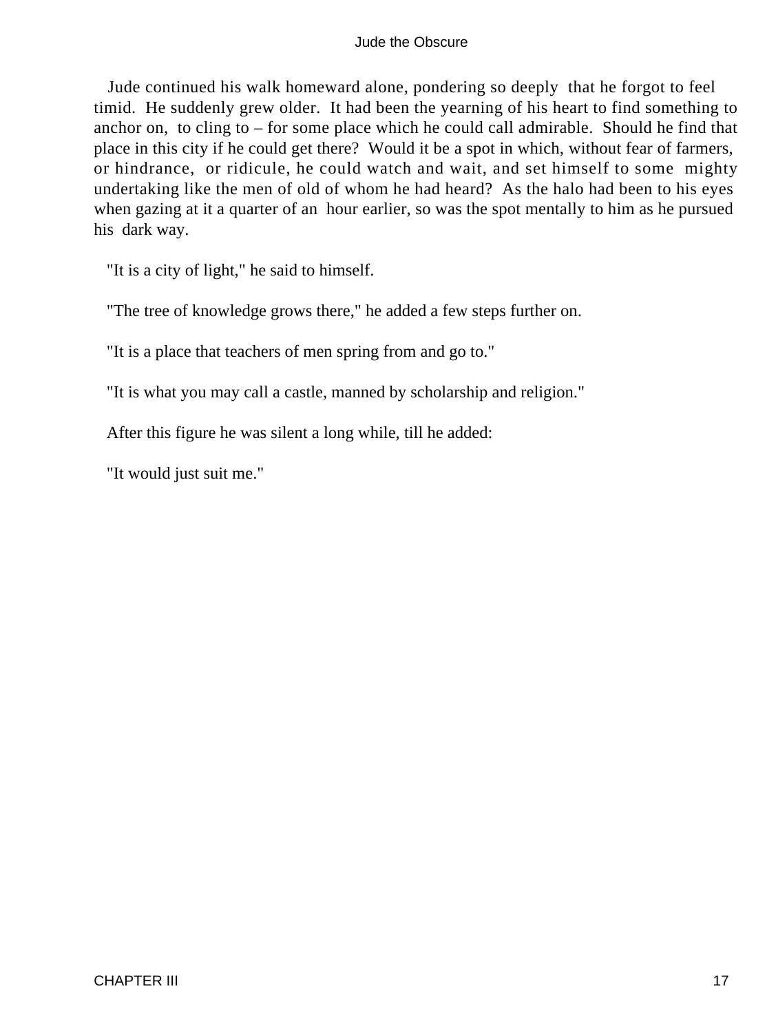Jude continued his walk homeward alone, pondering so deeply that he forgot to feel timid. He suddenly grew older. It had been the yearning of his heart to find something to anchor on, to cling to – for some place which he could call admirable. Should he find that place in this city if he could get there? Would it be a spot in which, without fear of farmers, or hindrance, or ridicule, he could watch and wait, and set himself to some mighty undertaking like the men of old of whom he had heard? As the halo had been to his eyes when gazing at it a quarter of an hour earlier, so was the spot mentally to him as he pursued his dark way.

"It is a city of light," he said to himself.

"The tree of knowledge grows there," he added a few steps further on.

"It is a place that teachers of men spring from and go to."

"It is what you may call a castle, manned by scholarship and religion."

After this figure he was silent a long while, till he added:

"It would just suit me."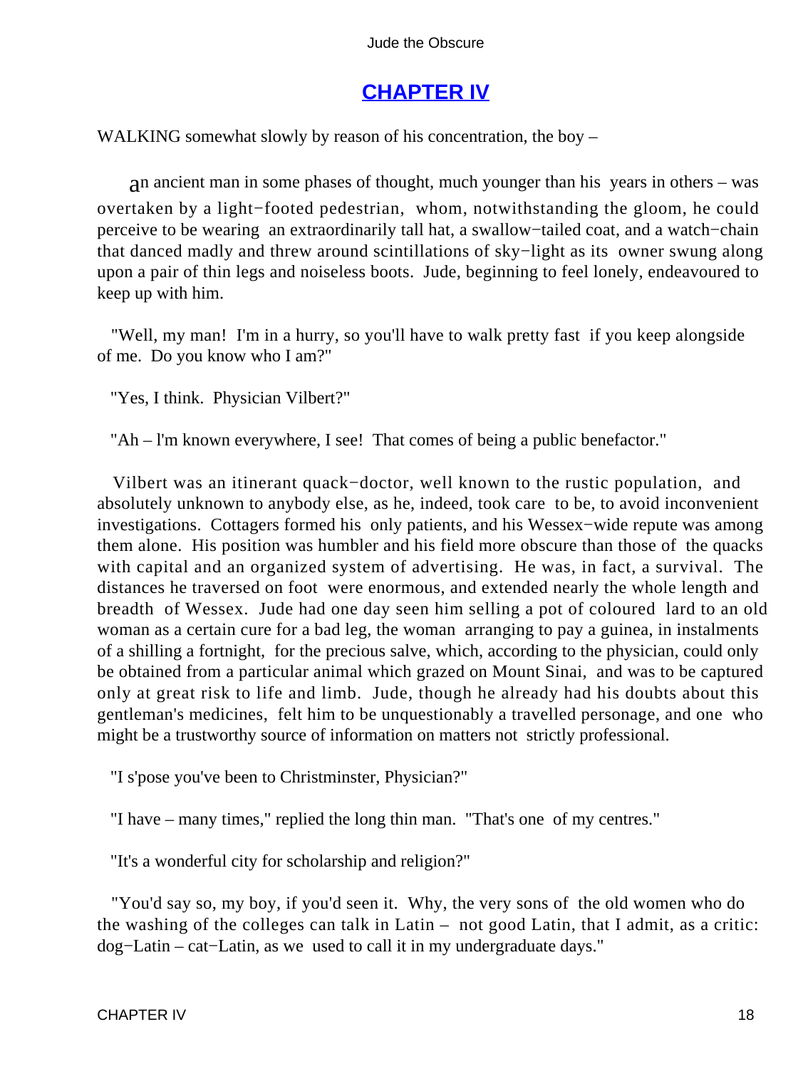## [CHAPTER IV]

WALKING somewhat slowly by reason of his concentration, the boy –

an ancient man in some phases of thought, much younger than his years in others – was overtaken by a light−footed pedestrian, whom, notwithstanding the gloom, he could perceive to be wearing an extraordinarily tall hat, a swallow−tailed coat, and a watch−chain that danced madly and threw around scintillations of sky−light as its owner swung along upon a pair of thin legs and noiseless boots. Jude, beginning to feel lonely, endeavoured to keep up with him.

"Well, my man! I'm in a hurry, so you'll have to walk pretty fast if you keep alongside of me. Do you know who I am?"

"Yes, I think. Physician Vilbert?"

"Ah – I'm known everywhere, I see! That comes of being a public benefactor."

Vilbert was an itinerant quack−doctor, well known to the rustic population, and absolutely unknown to anybody else, as he, indeed, took care to be, to avoid inconvenient investigations. Cottagers formed his only patients, and his Wessex−wide repute was among them alone. His position was humbler and his field more obscure than those of the quacks with capital and an organized system of advertising. He was, in fact, a survival. The distances he traversed on foot were enormous, and extended nearly the whole length and breadth of Wessex. Jude had one day seen him selling a pot of coloured lard to an old woman as a certain cure for a bad leg, the woman arranging to pay a guinea, in instalments of a shilling a fortnight, for the precious salve, which, according to the physician, could only be obtained from a particular animal which grazed on Mount Sinai, and was to be captured only at great risk to life and limb. Jude, though he already had his doubts about this gentleman's medicines, felt him to be unquestionably a travelled personage, and one who might be a trustworthy source of information on matters not strictly professional.

"I s'pose you've been to Christminster, Physician?"

"I have – many times," replied the long thin man. "That's one of my centres."

"It's a wonderful city for scholarship and religion?"

"You'd say so, my boy, if you'd seen it. Why, the very sons of the old women who do the washing of the colleges can talk in Latin – not good Latin, that I admit, as a critic: dog−Latin – cat−Latin, as we used to call it in my undergraduate days."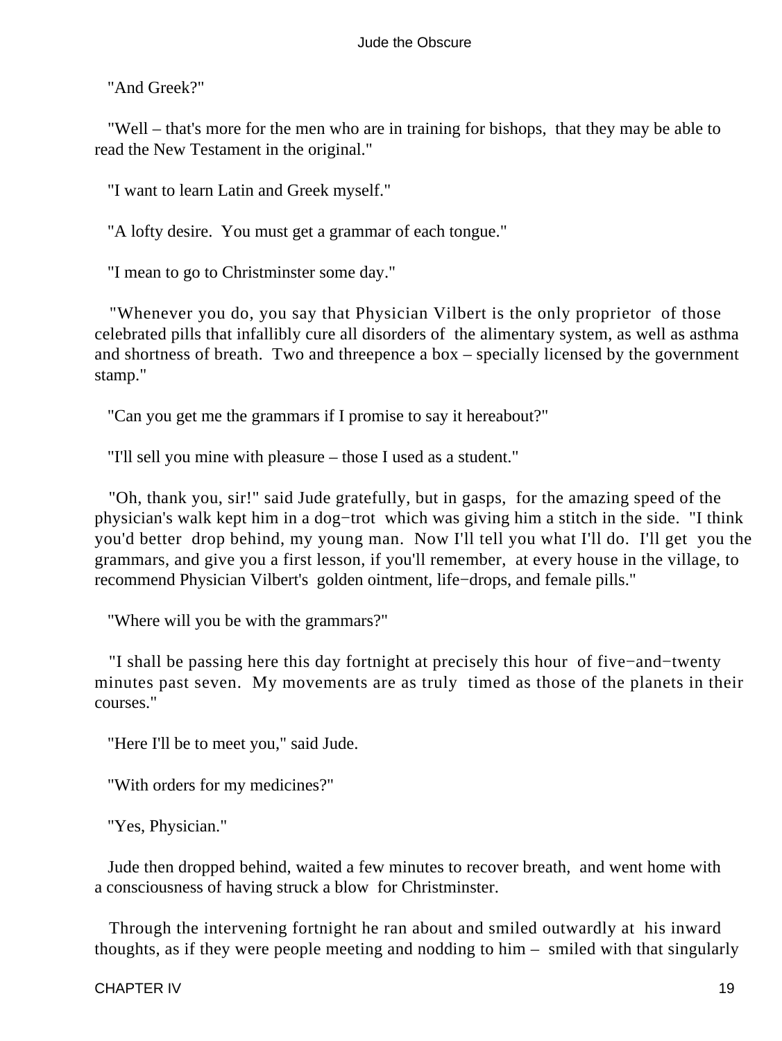"And Greek?"

"Well – that's more for the men who are in training for bishops, that they may be able to read the New Testament in the original."

"I want to learn Latin and Greek myself."

"A lofty desire. You must get a grammar of each tongue."

"I mean to go to Christminster some day."

"Whenever you do, you say that Physician Vilbert is the only proprietor of those celebrated pills that infallibly cure all disorders of the alimentary system, as well as asthma and shortness of breath. Two and threepence a box – specially licensed by the government stamp."

"Can you get me the grammars if I promise to say it hereabout?"

"I'll sell you mine with pleasure – those I used as a student."

"Oh, thank you, sir!" said Jude gratefully, but in gasps, for the amazing speed of the physician's walk kept him in a dog−trot which was giving him a stitch in the side. "I think you'd better drop behind, my young man. Now I'll tell you what I'll do. I'll get you the grammars, and give you a first lesson, if you'll remember, at every house in the village, to recommend Physician Vilbert's golden ointment, life−drops, and female pills."

"Where will you be with the grammars?"

"I shall be passing here this day fortnight at precisely this hour of five−and−twenty minutes past seven. My movements are as truly timed as those of the planets in their courses."

"Here I'll be to meet you," said Jude.

"With orders for my medicines?"

"Yes, Physician."

Jude then dropped behind, waited a few minutes to recover breath, and went home with a consciousness of having struck a blow for Christminster.

Through the intervening fortnight he ran about and smiled outwardly at his inward thoughts, as if they were people meeting and nodding to him – smiled with that singularly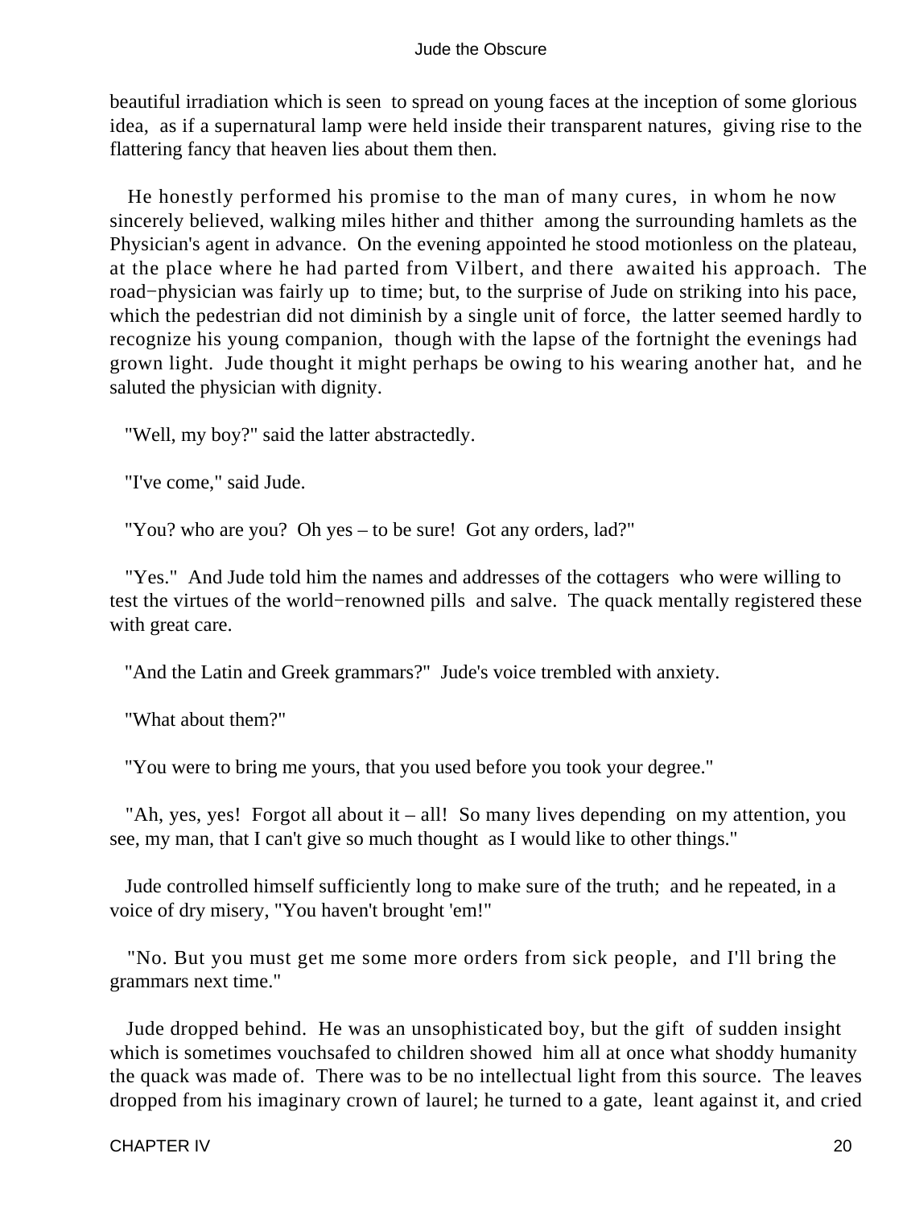beautiful irradiation which is seen to spread on young faces at the inception of some glorious idea, as if a supernatural lamp were held inside their transparent natures, giving rise to the flattering fancy that heaven lies about them then.

He honestly performed his promise to the man of many cures, in whom he now sincerely believed, walking miles hither and thither among the surrounding hamlets as the Physician's agent in advance. On the evening appointed he stood motionless on the plateau, at the place where he had parted from Vilbert, and there awaited his approach. The road−physician was fairly up to time; but, to the surprise of Jude on striking into his pace, which the pedestrian did not diminish by a single unit of force, the latter seemed hardly to recognize his young companion, though with the lapse of the fortnight the evenings had grown light. Jude thought it might perhaps be owing to his wearing another hat, and he saluted the physician with dignity.

"Well, my boy?" said the latter abstractedly.

"I've come," said Jude.

"You? who are you? Oh yes – to be sure! Got any orders, lad?"

"Yes." And Jude told him the names and addresses of the cottagers who were willing to test the virtues of the world−renowned pills and salve. The quack mentally registered these with great care.

"And the Latin and Greek grammars?" Jude's voice trembled with anxiety.

"What about them?"

"You were to bring me yours, that you used before you took your degree."

"Ah, yes, yes! Forgot all about it – all! So many lives depending on my attention, you see, my man, that I can't give so much thought as I would like to other things."

Jude controlled himself sufficiently long to make sure of the truth; and he repeated, in a voice of dry misery, "You haven't brought 'em!"

"No. But you must get me some more orders from sick people, and I'll bring the grammars next time."

Jude dropped behind. He was an unsophisticated boy, but the gift of sudden insight which is sometimes vouchsafed to children showed him all at once what shoddy humanity the quack was made of. There was to be no intellectual light from this source. The leaves dropped from his imaginary crown of laurel; he turned to a gate, leant against it, and cried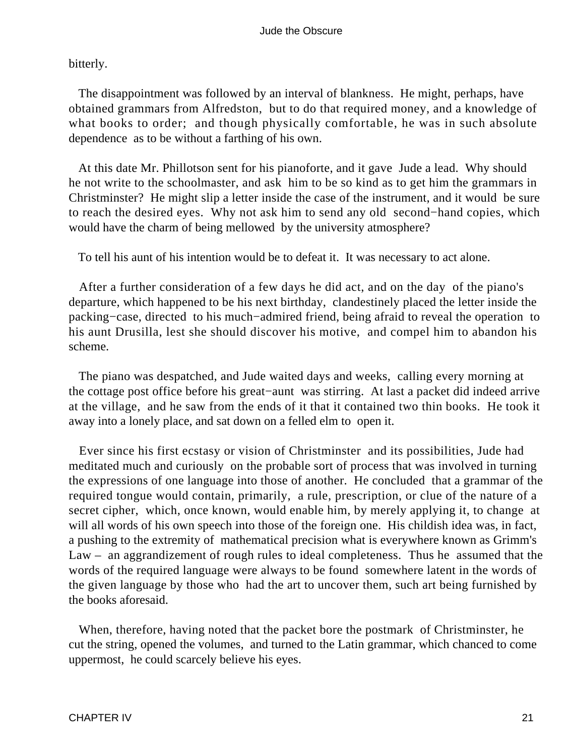bitterly.

The disappointment was followed by an interval of blankness. He might, perhaps, have obtained grammars from Alfredston, but to do that required money, and a knowledge of what books to order; and though physically comfortable, he was in such absolute dependence as to be without a farthing of his own.

At this date Mr. Phillotson sent for his pianoforte, and it gave Jude a lead. Why should he not write to the schoolmaster, and ask him to be so kind as to get him the grammars in Christminster? He might slip a letter inside the case of the instrument, and it would be sure to reach the desired eyes. Why not ask him to send any old second−hand copies, which would have the charm of being mellowed by the university atmosphere?

To tell his aunt of his intention would be to defeat it. It was necessary to act alone.

After a further consideration of a few days he did act, and on the day of the piano's departure, which happened to be his next birthday, clandestinely placed the letter inside the packing−case, directed to his much−admired friend, being afraid to reveal the operation to his aunt Drusilla, lest she should discover his motive, and compel him to abandon his scheme.

The piano was despatched, and Jude waited days and weeks, calling every morning at the cottage post office before his great−aunt was stirring. At last a packet did indeed arrive at the village, and he saw from the ends of it that it contained two thin books. He took it away into a lonely place, and sat down on a felled elm to open it.

Ever since his first ecstasy or vision of Christminster and its possibilities, Jude had meditated much and curiously on the probable sort of process that was involved in turning the expressions of one language into those of another. He concluded that a grammar of the required tongue would contain, primarily, a rule, prescription, or clue of the nature of a secret cipher, which, once known, would enable him, by merely applying it, to change at will all words of his own speech into those of the foreign one. His childish idea was, in fact, a pushing to the extremity of mathematical precision what is everywhere known as Grimm's Law – an aggrandizement of rough rules to ideal completeness. Thus he assumed that the words of the required language were always to be found somewhere latent in the words of the given language by those who had the art to uncover them, such art being furnished by the books aforesaid.

When, therefore, having noted that the packet bore the postmark of Christminster, he cut the string, opened the volumes, and turned to the Latin grammar, which chanced to come uppermost, he could scarcely believe his eyes.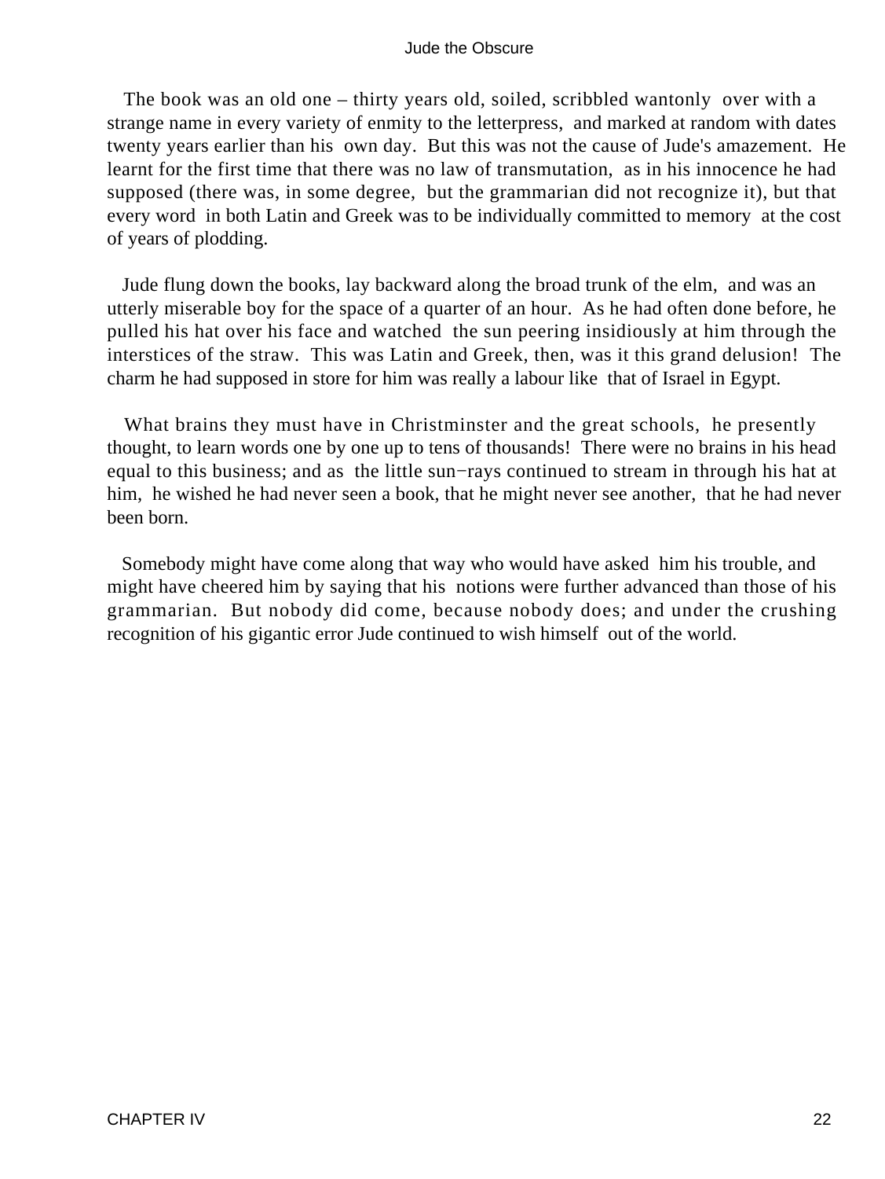The book was an old one – thirty years old, soiled, scribbled wantonly over with a strange name in every variety of enmity to the letterpress, and marked at random with dates twenty years earlier than his own day. But this was not the cause of Jude's amazement. He learnt for the first time that there was no law of transmutation, as in his innocence he had supposed (there was, in some degree, but the grammarian did not recognize it), but that every word in both Latin and Greek was to be individually committed to memory at the cost of years of plodding.

Jude flung down the books, lay backward along the broad trunk of the elm, and was an utterly miserable boy for the space of a quarter of an hour. As he had often done before, he pulled his hat over his face and watched the sun peering insidiously at him through the interstices of the straw. This was Latin and Greek, then, was it this grand delusion! The charm he had supposed in store for him was really a labour like that of Israel in Egypt.

What brains they must have in Christminster and the great schools, he presently thought, to learn words one by one up to tens of thousands! There were no brains in his head equal to this business; and as the little sun−rays continued to stream in through his hat at him, he wished he had never seen a book, that he might never see another, that he had never been born.

Somebody might have come along that way who would have asked him his trouble, and might have cheered him by saying that his notions were further advanced than those of his grammarian. But nobody did come, because nobody does; and under the crushing recognition of his gigantic error Jude continued to wish himself out of the world.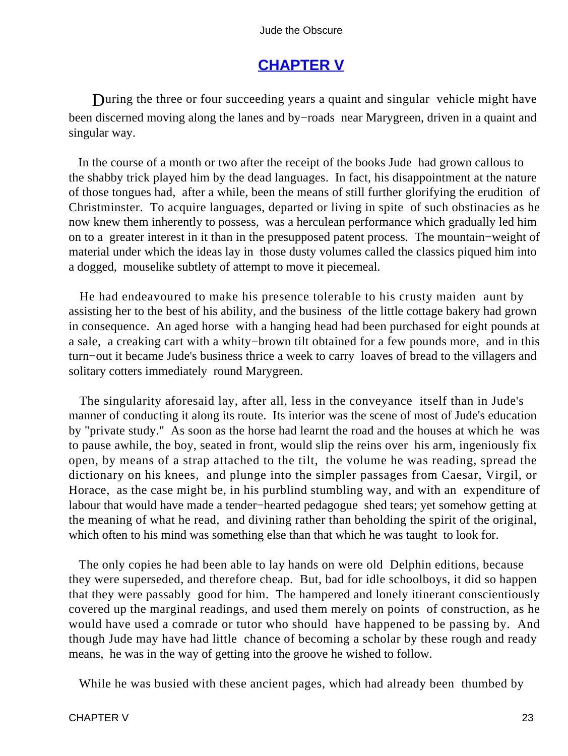## CHAPTER V

During the three or four succeeding years a quaint and singular vehicle might have been discerned moving along the lanes and by−roads near Marygreen, driven in a quaint and singular way.

In the course of a month or two after the receipt of the books Jude had grown callous to the shabby trick played him by the dead languages. In fact, his disappointment at the nature of those tongues had, after a while, been the means of still further glorifying the erudition of Christminster. To acquire languages, departed or living in spite of such obstinacies as he now knew them inherently to possess, was a herculean performance which gradually led him on to a greater interest in it than in the presupposed patent process. The mountain−weight of material under which the ideas lay in those dusty volumes called the classics piqued him into a dogged, mouselike subtlety of attempt to move it piecemeal.

He had endeavoured to make his presence tolerable to his crusty maiden aunt by assisting her to the best of his ability, and the business of the little cottage bakery had grown in consequence. An aged horse with a hanging head had been purchased for eight pounds at a sale, a creaking cart with a whity−brown tilt obtained for a few pounds more, and in this turn−out it became Jude's business thrice a week to carry loaves of bread to the villagers and solitary cotters immediately round Marygreen.

The singularity aforesaid lay, after all, less in the conveyance itself than in Jude's manner of conducting it along its route. Its interior was the scene of most of Jude's education by "private study." As soon as the horse had learnt the road and the houses at which he was to pause awhile, the boy, seated in front, would slip the reins over his arm, ingeniously fix open, by means of a strap attached to the tilt, the volume he was reading, spread the dictionary on his knees, and plunge into the simpler passages from Caesar, Virgil, or Horace, as the case might be, in his purblind stumbling way, and with an expenditure of labour that would have made a tender−hearted pedagogue shed tears; yet somehow getting at the meaning of what he read, and divining rather than beholding the spirit of the original, which often to his mind was something else than that which he was taught to look for.

The only copies he had been able to lay hands on were old Delphin editions, because they were superseded, and therefore cheap. But, bad for idle schoolboys, it did so happen that they were passably good for him. The hampered and lonely itinerant conscientiously covered up the marginal readings, and used them merely on points of construction, as he would have used a comrade or tutor who should have happened to be passing by. And though Jude may have had little chance of becoming a scholar by these rough and ready means, he was in the way of getting into the groove he wished to follow.

While he was busied with these ancient pages, which had already been thumbed by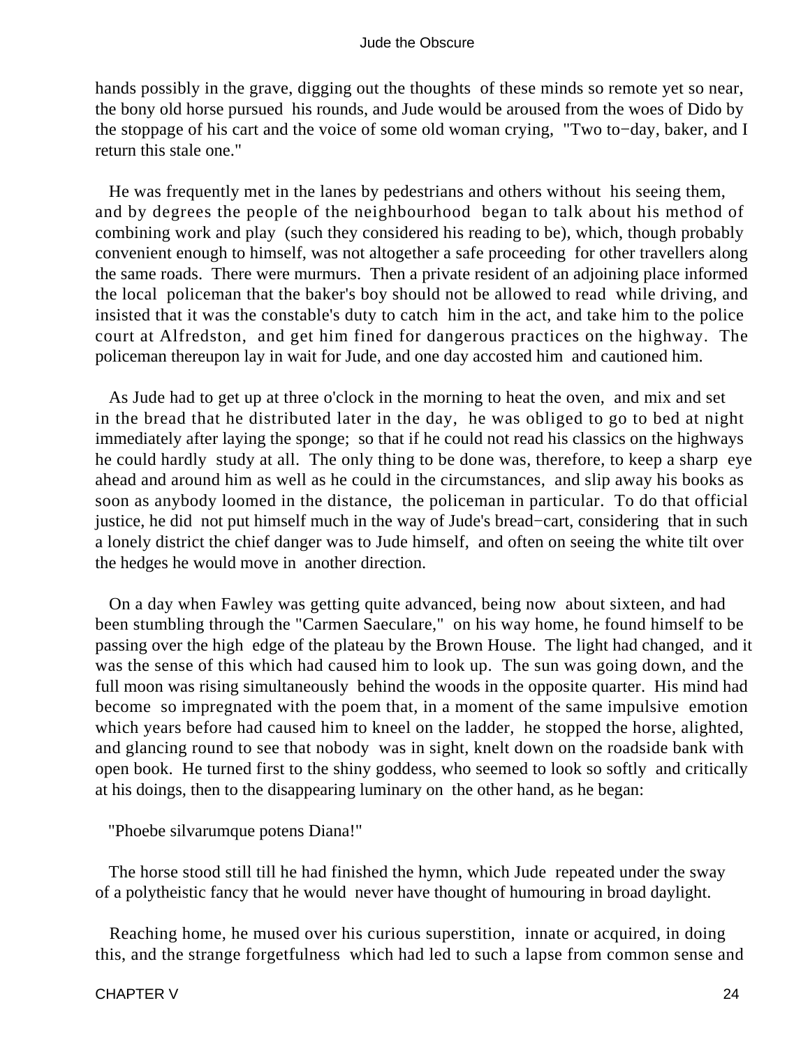hands possibly in the grave, digging out the thoughts of these minds so remote yet so near, the bony old horse pursued his rounds, and Jude would be aroused from the woes of Dido by the stoppage of his cart and the voice of some old woman crying, "Two to−day, baker, and I return this stale one."

He was frequently met in the lanes by pedestrians and others without his seeing them, and by degrees the people of the neighbourhood began to talk about his method of combining work and play (such they considered his reading to be), which, though probably convenient enough to himself, was not altogether a safe proceeding for other travellers along the same roads. There were murmurs. Then a private resident of an adjoining place informed the local policeman that the baker's boy should not be allowed to read while driving, and insisted that it was the constable's duty to catch him in the act, and take him to the police court at Alfredston, and get him fined for dangerous practices on the highway. The policeman thereupon lay in wait for Jude, and one day accosted him and cautioned him.

As Jude had to get up at three o'clock in the morning to heat the oven, and mix and set in the bread that he distributed later in the day, he was obliged to go to bed at night immediately after laying the sponge; so that if he could not read his classics on the highways he could hardly study at all. The only thing to be done was, therefore, to keep a sharp eye ahead and around him as well as he could in the circumstances, and slip away his books as soon as anybody loomed in the distance, the policeman in particular. To do that official justice, he did not put himself much in the way of Jude's bread−cart, considering that in such a lonely district the chief danger was to Jude himself, and often on seeing the white tilt over the hedges he would move in another direction.

On a day when Fawley was getting quite advanced, being now about sixteen, and had been stumbling through the "Carmen Saeculare," on his way home, he found himself to be passing over the high edge of the plateau by the Brown House. The light had changed, and it was the sense of this which had caused him to look up. The sun was going down, and the full moon was rising simultaneously behind the woods in the opposite quarter. His mind had become so impregnated with the poem that, in a moment of the same impulsive emotion which years before had caused him to kneel on the ladder, he stopped the horse, alighted, and glancing round to see that nobody was in sight, knelt down on the roadside bank with open book. He turned first to the shiny goddess, who seemed to look so softly and critically at his doings, then to the disappearing luminary on the other hand, as he began:

"Phoebe silvarumque potens Diana!"

The horse stood still till he had finished the hymn, which Jude repeated under the sway of a polytheistic fancy that he would never have thought of humouring in broad daylight.

Reaching home, he mused over his curious superstition, innate or acquired, in doing this, and the strange forgetfulness which had led to such a lapse from common sense and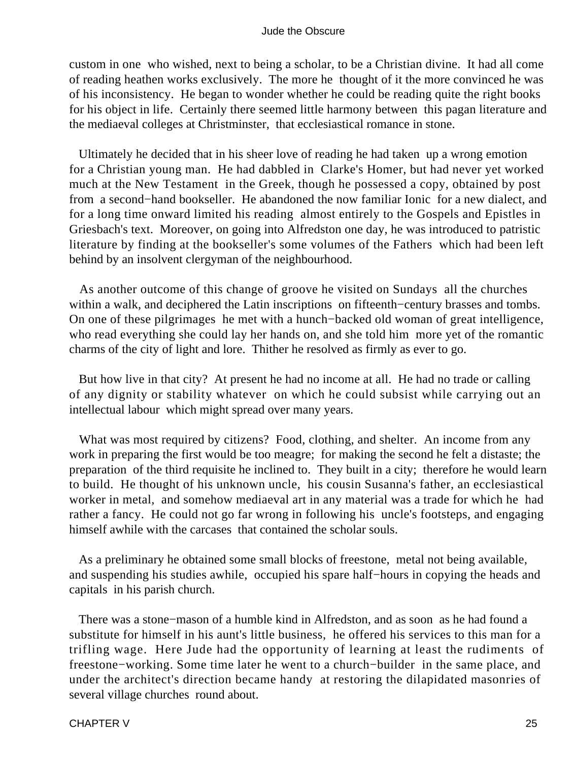custom in one who wished, next to being a scholar, to be a Christian divine. It had all come of reading heathen works exclusively. The more he thought of it the more convinced he was of his inconsistency. He began to wonder whether he could be reading quite the right books for his object in life. Certainly there seemed little harmony between this pagan literature and the mediaeval colleges at Christminster, that ecclesiastical romance in stone.

Ultimately he decided that in his sheer love of reading he had taken up a wrong emotion for a Christian young man. He had dabbled in Clarke's Homer, but had never yet worked much at the New Testament in the Greek, though he possessed a copy, obtained by post from a second−hand bookseller. He abandoned the now familiar Ionic for a new dialect, and for a long time onward limited his reading almost entirely to the Gospels and Epistles in Griesbach's text. Moreover, on going into Alfredston one day, he was introduced to patristic literature by finding at the bookseller's some volumes of the Fathers which had been left behind by an insolvent clergyman of the neighbourhood.

As another outcome of this change of groove he visited on Sundays all the churches within a walk, and deciphered the Latin inscriptions on fifteenth−century brasses and tombs. On one of these pilgrimages he met with a hunch−backed old woman of great intelligence, who read everything she could lay her hands on, and she told him more yet of the romantic charms of the city of light and lore. Thither he resolved as firmly as ever to go.

But how live in that city? At present he had no income at all. He had no trade or calling of any dignity or stability whatever on which he could subsist while carrying out an intellectual labour which might spread over many years.

What was most required by citizens? Food, clothing, and shelter. An income from any work in preparing the first would be too meagre; for making the second he felt a distaste; the preparation of the third requisite he inclined to. They built in a city; therefore he would learn to build. He thought of his unknown uncle, his cousin Susanna's father, an ecclesiastical worker in metal, and somehow mediaeval art in any material was a trade for which he had rather a fancy. He could not go far wrong in following his uncle's footsteps, and engaging himself awhile with the carcases that contained the scholar souls.

As a preliminary he obtained some small blocks of freestone, metal not being available, and suspending his studies awhile, occupied his spare half−hours in copying the heads and capitals in his parish church.

There was a stone−mason of a humble kind in Alfredston, and as soon as he had found a substitute for himself in his aunt's little business, he offered his services to this man for a trifling wage. Here Jude had the opportunity of learning at least the rudiments of freestone−working. Some time later he went to a church−builder in the same place, and under the architect's direction became handy at restoring the dilapidated masonries of several village churches round about.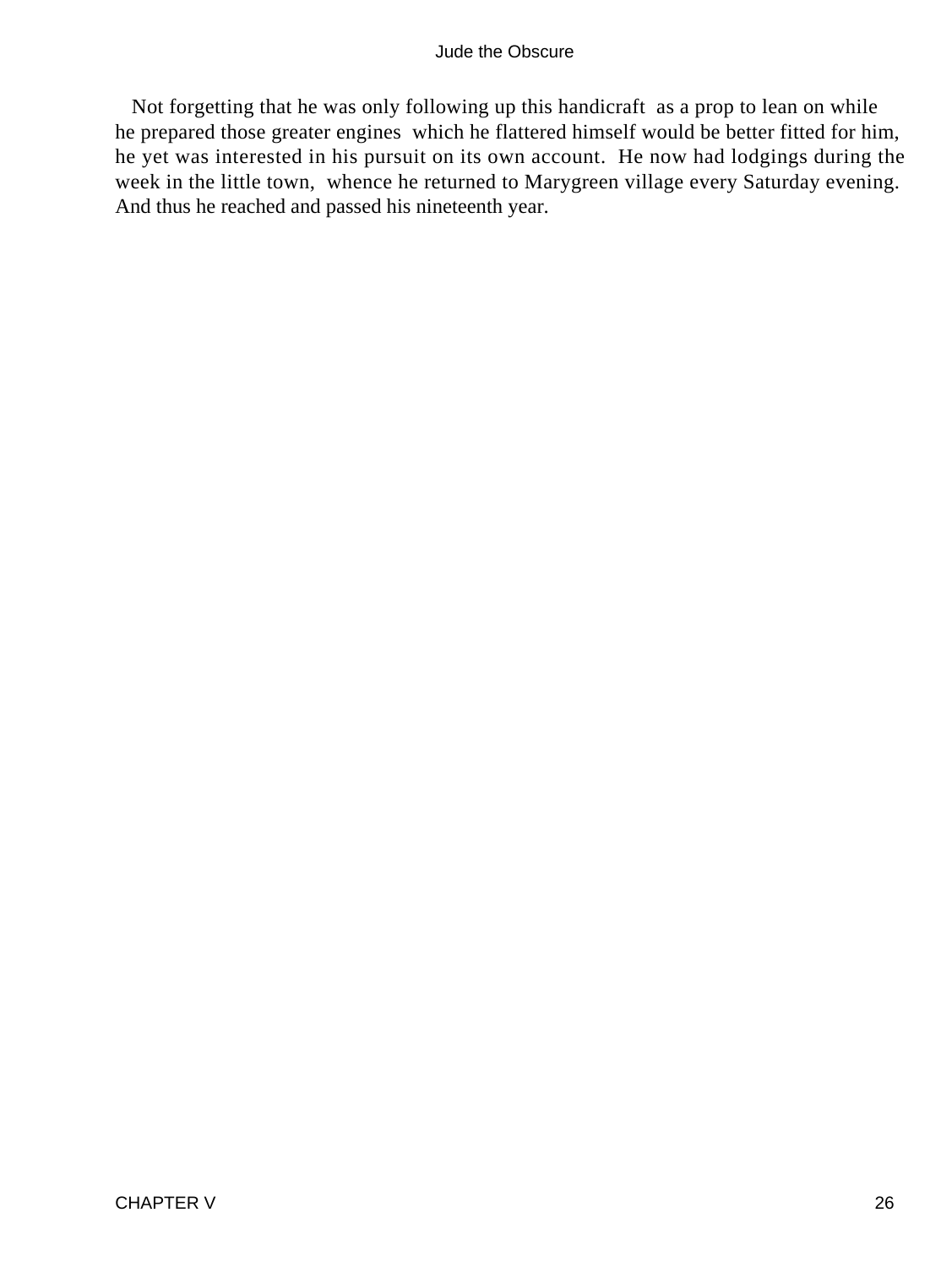Not forgetting that he was only following up this handicraft as a prop to lean on while he prepared those greater engines which he flattered himself would be better fitted for him, he yet was interested in his pursuit on its own account. He now had lodgings during the week in the little town, whence he returned to Marygreen village every Saturday evening. And thus he reached and passed his nineteenth year.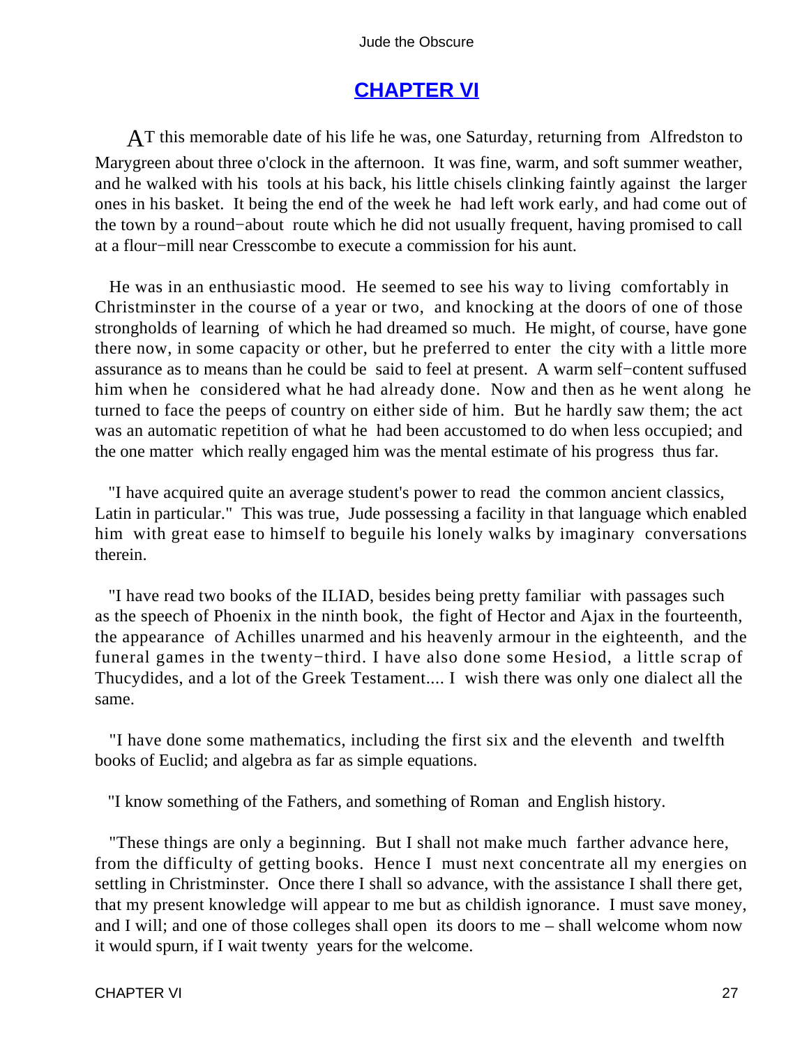# CHAPTER VI

AT this memorable date of his life he was, one Saturday, returning from Alfredston to Marygreen about three o'clock in the afternoon. It was fine, warm, and soft summer weather, and he walked with his tools at his back, his little chisels clinking faintly against the larger ones in his basket. It being the end of the week he had left work early, and had come out of the town by a round−about route which he did not usually frequent, having promised to call at a flour−mill near Cresscombe to execute a commission for his aunt.

He was in an enthusiastic mood. He seemed to see his way to living comfortably in Christminster in the course of a year or two, and knocking at the doors of one of those strongholds of learning of which he had dreamed so much. He might, of course, have gone there now, in some capacity or other, but he preferred to enter the city with a little more assurance as to means than he could be said to feel at present. A warm self−content suffused him when he considered what he had already done. Now and then as he went along he turned to face the peeps of country on either side of him. But he hardly saw them; the act was an automatic repetition of what he had been accustomed to do when less occupied; and the one matter which really engaged him was the mental estimate of his progress thus far.

"I have acquired quite an average student's power to read the common ancient classics, Latin in particular." This was true, Jude possessing a facility in that language which enabled him with great ease to himself to beguile his lonely walks by imaginary conversations therein.

"I have read two books of the ILIAD, besides being pretty familiar with passages such as the speech of Phoenix in the ninth book, the fight of Hector and Ajax in the fourteenth, the appearance of Achilles unarmed and his heavenly armour in the eighteenth, and the funeral games in the twenty−third. I have also done some Hesiod, a little scrap of Thucydides, and a lot of the Greek Testament.... I wish there was only one dialect all the same.

"I have done some mathematics, including the first six and the eleventh and twelfth books of Euclid; and algebra as far as simple equations.

"I know something of the Fathers, and something of Roman and English history.

"These things are only a beginning. But I shall not make much farther advance here, from the difficulty of getting books. Hence I must next concentrate all my energies on settling in Christminster. Once there I shall so advance, with the assistance I shall there get, that my present knowledge will appear to me but as childish ignorance. I must save money, and I will; and one of those colleges shall open its doors to me – shall welcome whom now it would spurn, if I wait twenty years for the welcome.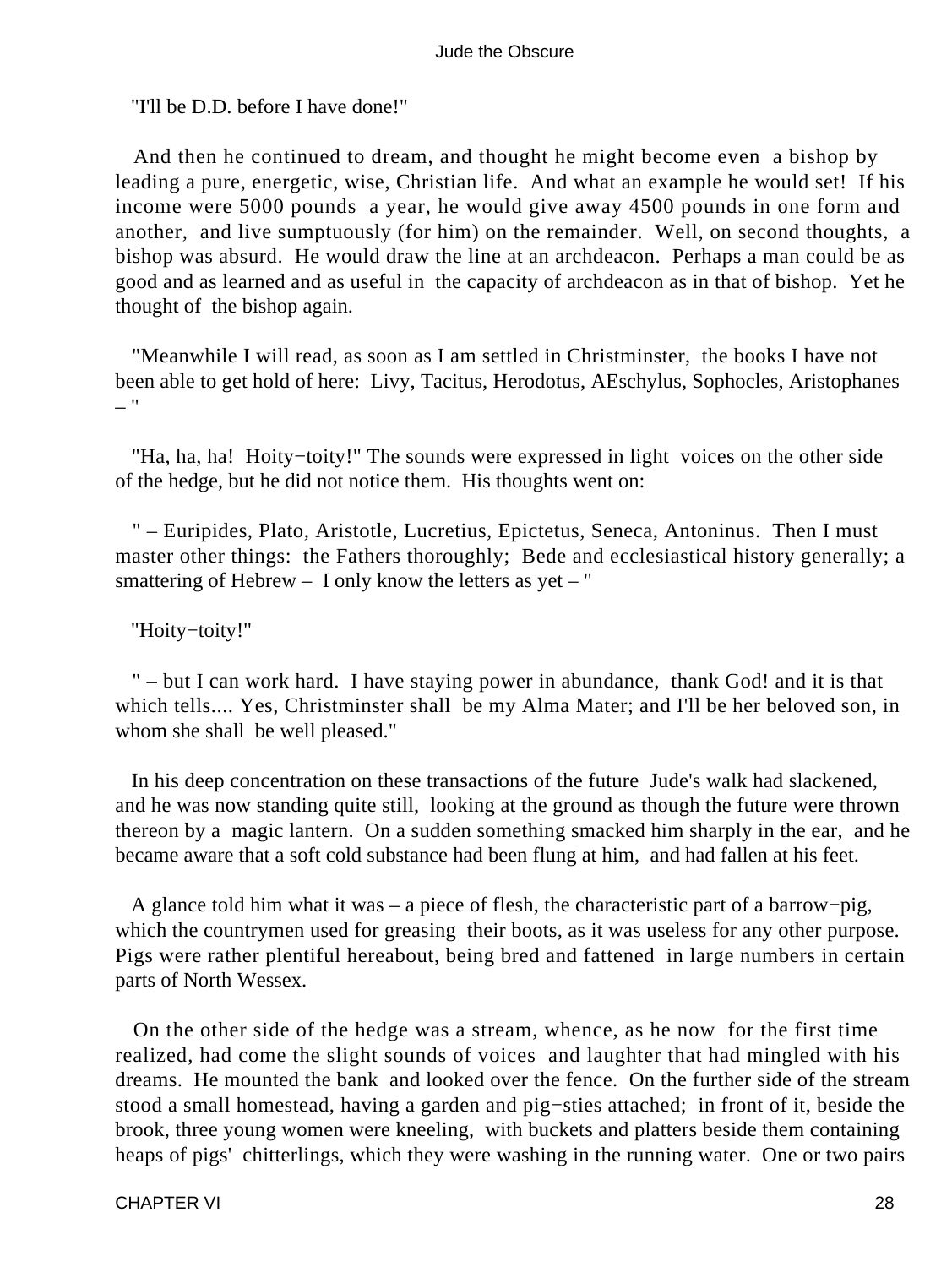"I'll be D.D. before I have done!"

And then he continued to dream, and thought he might become even a bishop by leading a pure, energetic, wise, Christian life. And what an example he would set! If his income were 5000 pounds a year, he would give away 4500 pounds in one form and another, and live sumptuously (for him) on the remainder. Well, on second thoughts, a bishop was absurd. He would draw the line at an archdeacon. Perhaps a man could be as good and as learned and as useful in the capacity of archdeacon as in that of bishop. Yet he thought of the bishop again.

"Meanwhile I will read, as soon as I am settled in Christminster, the books I have not been able to get hold of here: Livy, Tacitus, Herodotus, AEschylus, Sophocles, Aristophanes – "

"Ha, ha, ha! Hoity−toity!" The sounds were expressed in light voices on the other side of the hedge, but he did not notice them. His thoughts went on:

" – Euripides, Plato, Aristotle, Lucretius, Epictetus, Seneca, Antoninus. Then I must master other things: the Fathers thoroughly; Bede and ecclesiastical history generally; a smattering of Hebrew – I only know the letters as yet – "

"Hoity−toity!"

" – but I can work hard. I have staying power in abundance, thank God! and it is that which tells.... Yes, Christminster shall be my Alma Mater; and I'll be her beloved son, in whom she shall be well pleased."

In his deep concentration on these transactions of the future Jude's walk had slackened, and he was now standing quite still, looking at the ground as though the future were thrown thereon by a magic lantern. On a sudden something smacked him sharply in the ear, and he became aware that a soft cold substance had been flung at him, and had fallen at his feet.

A glance told him what it was – a piece of flesh, the characteristic part of a barrow−pig, which the countrymen used for greasing their boots, as it was useless for any other purpose. Pigs were rather plentiful hereabout, being bred and fattened in large numbers in certain parts of North Wessex.

On the other side of the hedge was a stream, whence, as he now for the first time realized, had come the slight sounds of voices and laughter that had mingled with his dreams. He mounted the bank and looked over the fence. On the further side of the stream stood a small homestead, having a garden and pig−sties attached; in front of it, beside the brook, three young women were kneeling, with buckets and platters beside them containing heaps of pigs' chitterlings, which they were washing in the running water. One or two pairs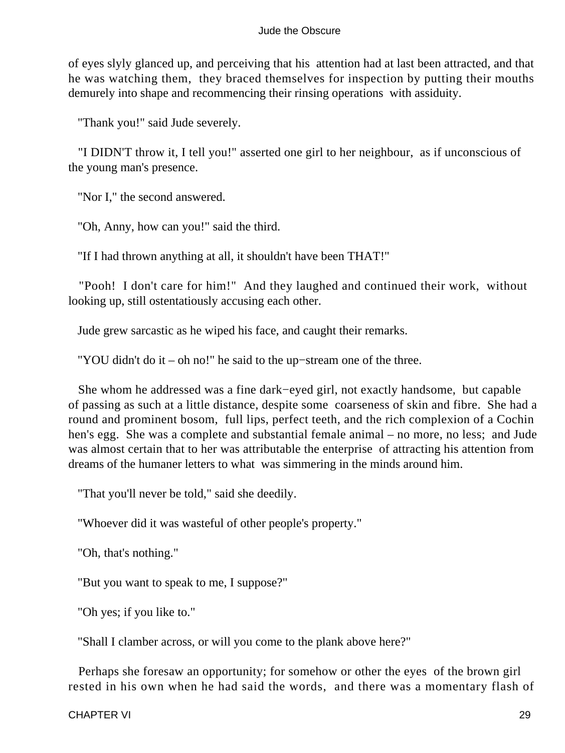of eyes slyly glanced up, and perceiving that his attention had at last been attracted, and that he was watching them, they braced themselves for inspection by putting their mouths demurely into shape and recommencing their rinsing operations with assiduity.

"Thank you!" said Jude severely.

"I DIDN'T throw it, I tell you!" asserted one girl to her neighbour, as if unconscious of the young man's presence.

"Nor I," the second answered.

"Oh, Anny, how can you!" said the third.

"If I had thrown anything at all, it shouldn't have been THAT!"

"Pooh! I don't care for him!" And they laughed and continued their work, without looking up, still ostentatiously accusing each other.

Jude grew sarcastic as he wiped his face, and caught their remarks.

"YOU didn't do it – oh no!" he said to the up−stream one of the three.

She whom he addressed was a fine dark−eyed girl, not exactly handsome, but capable of passing as such at a little distance, despite some coarseness of skin and fibre. She had a round and prominent bosom, full lips, perfect teeth, and the rich complexion of a Cochin hen's egg. She was a complete and substantial female animal – no more, no less; and Jude was almost certain that to her was attributable the enterprise of attracting his attention from dreams of the humaner letters to what was simmering in the minds around him.

"That you'll never be told," said she deedily.

"Whoever did it was wasteful of other people's property."

"Oh, that's nothing."

"But you want to speak to me, I suppose?"

"Oh yes; if you like to."

"Shall I clamber across, or will you come to the plank above here?"

Perhaps she foresaw an opportunity; for somehow or other the eyes of the brown girl rested in his own when he had said the words, and there was a momentary flash of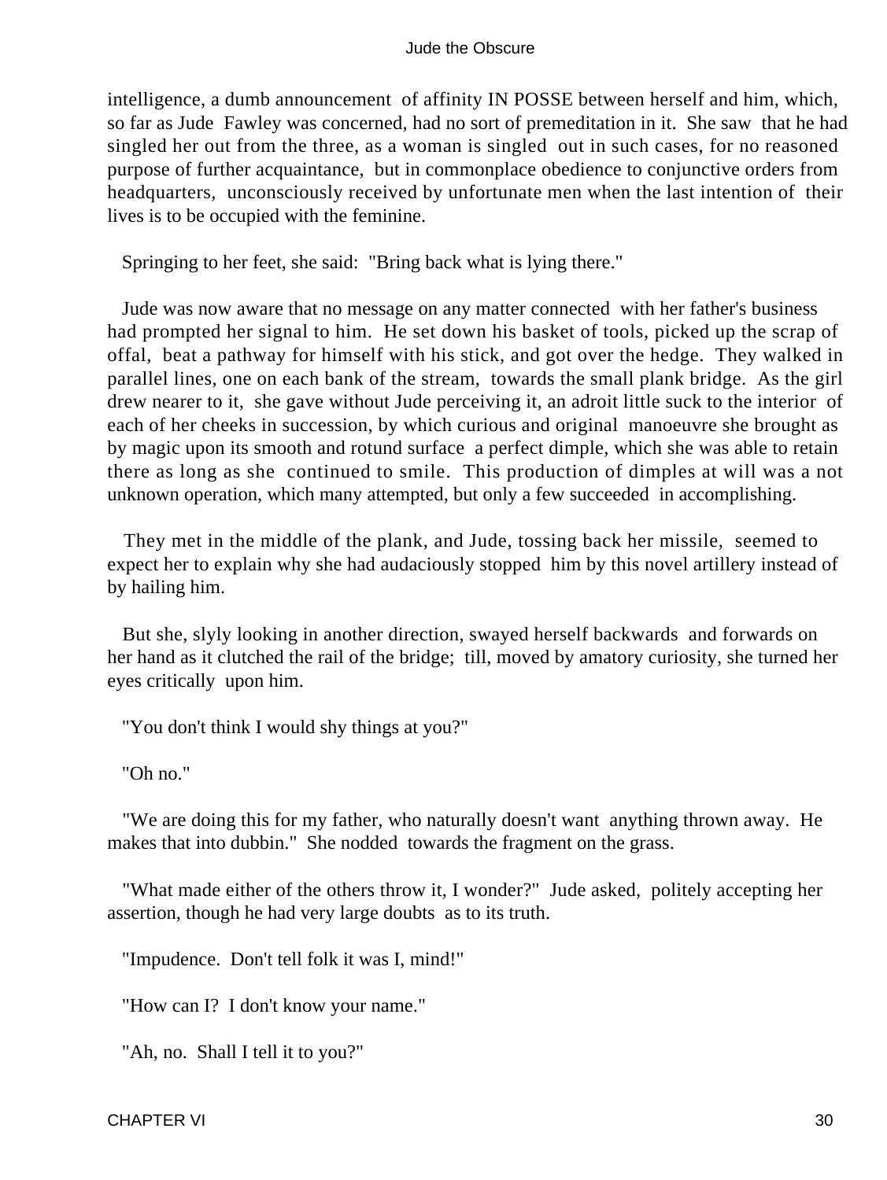intelligence, a dumb announcement of affinity IN POSSE between herself and him, which, so far as Jude Fawley was concerned, had no sort of premeditation in it. She saw that he had singled her out from the three, as a woman is singled out in such cases, for no reasoned purpose of further acquaintance, but in commonplace obedience to conjunctive orders from headquarters, unconsciously received by unfortunate men when the last intention of their lives is to be occupied with the feminine.

Springing to her feet, she said: "Bring back what is lying there."

Jude was now aware that no message on any matter connected with her father's business had prompted her signal to him. He set down his basket of tools, picked up the scrap of offal, beat a pathway for himself with his stick, and got over the hedge. They walked in parallel lines, one on each bank of the stream, towards the small plank bridge. As the girl drew nearer to it, she gave without Jude perceiving it, an adroit little suck to the interior of each of her cheeks in succession, by which curious and original manoeuvre she brought as by magic upon its smooth and rotund surface a perfect dimple, which she was able to retain there as long as she continued to smile. This production of dimples at will was a not unknown operation, which many attempted, but only a few succeeded in accomplishing.

They met in the middle of the plank, and Jude, tossing back her missile, seemed to expect her to explain why she had audaciously stopped him by this novel artillery instead of by hailing him.

But she, slyly looking in another direction, swayed herself backwards and forwards on her hand as it clutched the rail of the bridge; till, moved by amatory curiosity, she turned her eyes critically upon him.

"You don't think I would shy things at you?"

"Oh no."

"We are doing this for my father, who naturally doesn't want anything thrown away. He makes that into dubbin." She nodded towards the fragment on the grass.

"What made either of the others throw it, I wonder?" Jude asked, politely accepting her assertion, though he had very large doubts as to its truth.

"Impudence. Don't tell folk it was I, mind!"

"How can I? I don't know your name."

"Ah, no. Shall I tell it to you?"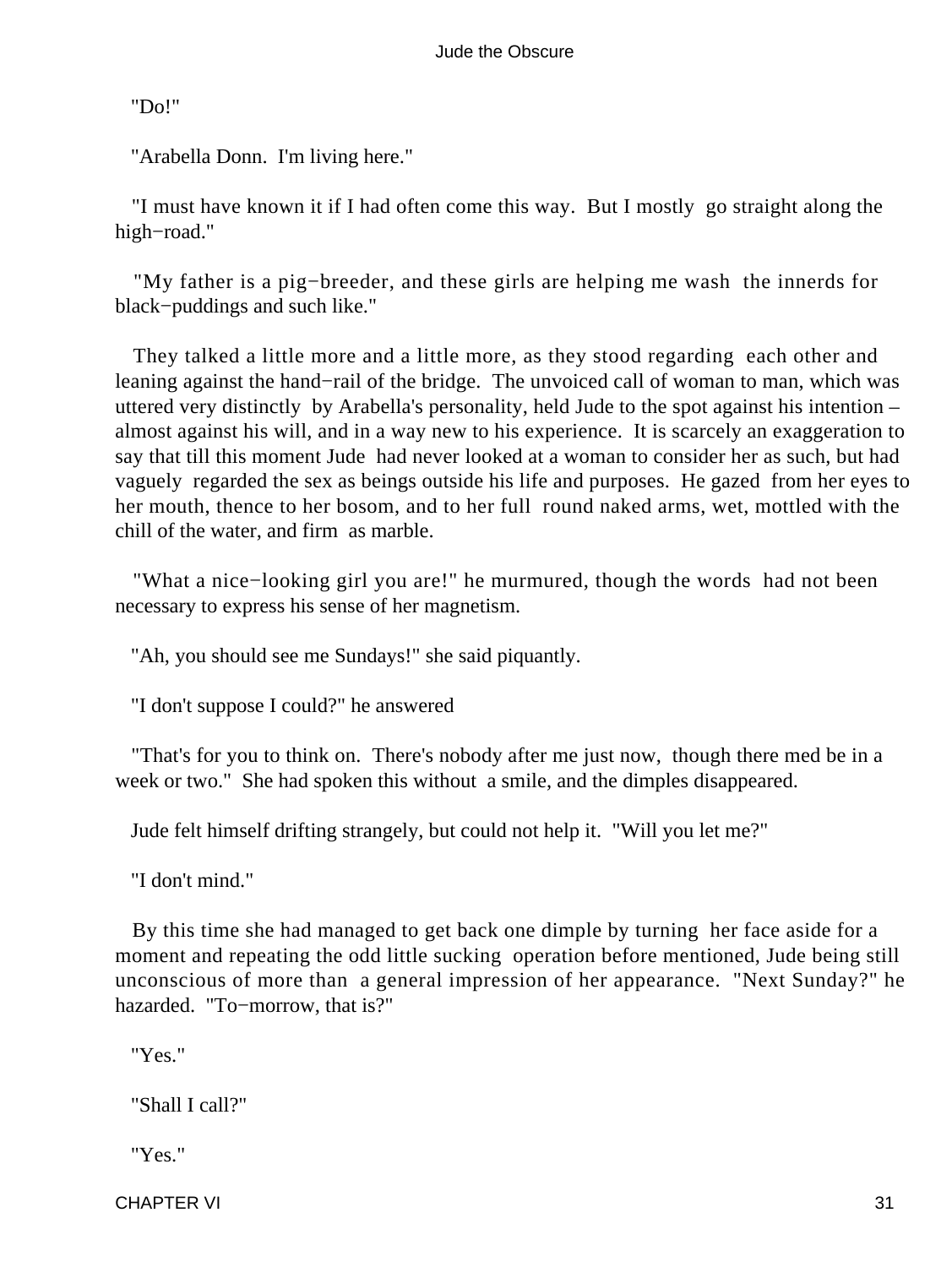"Do!"

"Arabella Donn. I'm living here."

"I must have known it if I had often come this way. But I mostly go straight along the high−road."

"My father is a pig−breeder, and these girls are helping me wash the innerds for black−puddings and such like."

They talked a little more and a little more, as they stood regarding each other and leaning against the hand−rail of the bridge. The unvoiced call of woman to man, which was uttered very distinctly by Arabella's personality, held Jude to the spot against his intention – almost against his will, and in a way new to his experience. It is scarcely an exaggeration to say that till this moment Jude had never looked at a woman to consider her as such, but had vaguely regarded the sex as beings outside his life and purposes. He gazed from her eyes to her mouth, thence to her bosom, and to her full round naked arms, wet, mottled with the chill of the water, and firm as marble.

"What a nice−looking girl you are!" he murmured, though the words had not been necessary to express his sense of her magnetism.

"Ah, you should see me Sundays!" she said piquantly.

"I don't suppose I could?" he answered

"That's for you to think on. There's nobody after me just now, though there med be in a week or two." She had spoken this without a smile, and the dimples disappeared.

Jude felt himself drifting strangely, but could not help it. "Will you let me?"

"I don't mind."

By this time she had managed to get back one dimple by turning her face aside for a moment and repeating the odd little sucking operation before mentioned, Jude being still unconscious of more than a general impression of her appearance. "Next Sunday?" he hazarded. "To−morrow, that is?"

"Yes."

"Shall I call?"

"Yes."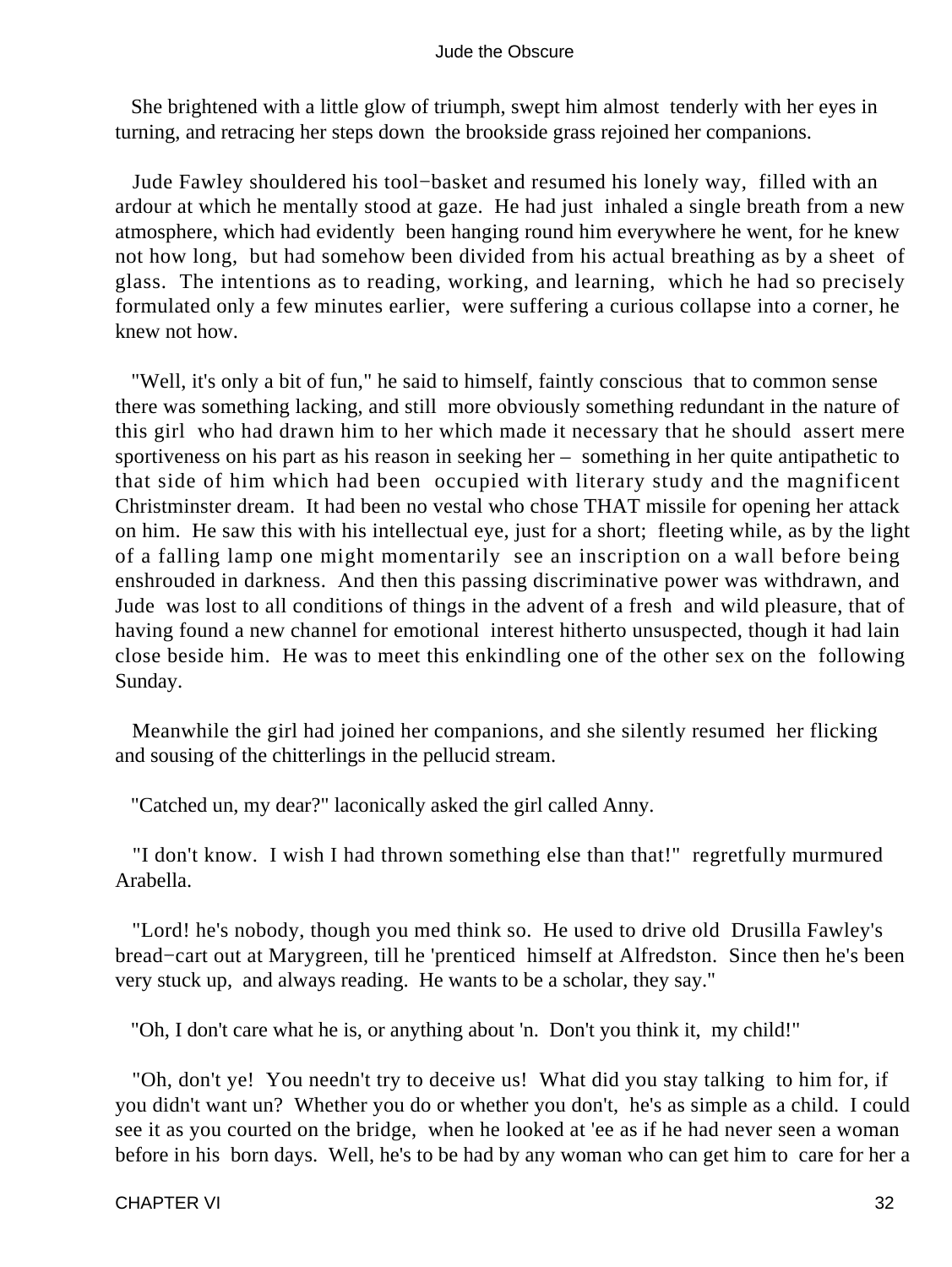She brightened with a little glow of triumph, swept him almost tenderly with her eyes in turning, and retracing her steps down the brookside grass rejoined her companions.

Jude Fawley shouldered his tool−basket and resumed his lonely way, filled with an ardour at which he mentally stood at gaze. He had just inhaled a single breath from a new atmosphere, which had evidently been hanging round him everywhere he went, for he knew not how long, but had somehow been divided from his actual breathing as by a sheet of glass. The intentions as to reading, working, and learning, which he had so precisely formulated only a few minutes earlier, were suffering a curious collapse into a corner, he knew not how.

"Well, it's only a bit of fun," he said to himself, faintly conscious that to common sense there was something lacking, and still more obviously something redundant in the nature of this girl who had drawn him to her which made it necessary that he should assert mere sportiveness on his part as his reason in seeking her – something in her quite antipathetic to that side of him which had been occupied with literary study and the magnificent Christminster dream. It had been no vestal who chose THAT missile for opening her attack on him. He saw this with his intellectual eye, just for a short; fleeting while, as by the light of a falling lamp one might momentarily see an inscription on a wall before being enshrouded in darkness. And then this passing discriminative power was withdrawn, and Jude was lost to all conditions of things in the advent of a fresh and wild pleasure, that of having found a new channel for emotional interest hitherto unsuspected, though it had lain close beside him. He was to meet this enkindling one of the other sex on the following Sunday.

Meanwhile the girl had joined her companions, and she silently resumed her flicking and sousing of the chitterlings in the pellucid stream.

"Catched un, my dear?" laconically asked the girl called Anny.

"I don't know. I wish I had thrown something else than that!" regretfully murmured Arabella.

"Lord! he's nobody, though you med think so. He used to drive old Drusilla Fawley's bread−cart out at Marygreen, till he 'prenticed himself at Alfredston. Since then he's been very stuck up, and always reading. He wants to be a scholar, they say."

"Oh, I don't care what he is, or anything about 'n. Don't you think it, my child!"

"Oh, don't ye! You needn't try to deceive us! What did you stay talking to him for, if you didn't want un? Whether you do or whether you don't, he's as simple as a child. I could see it as you courted on the bridge, when he looked at 'ee as if he had never seen a woman before in his born days. Well, he's to be had by any woman who can get him to care for her a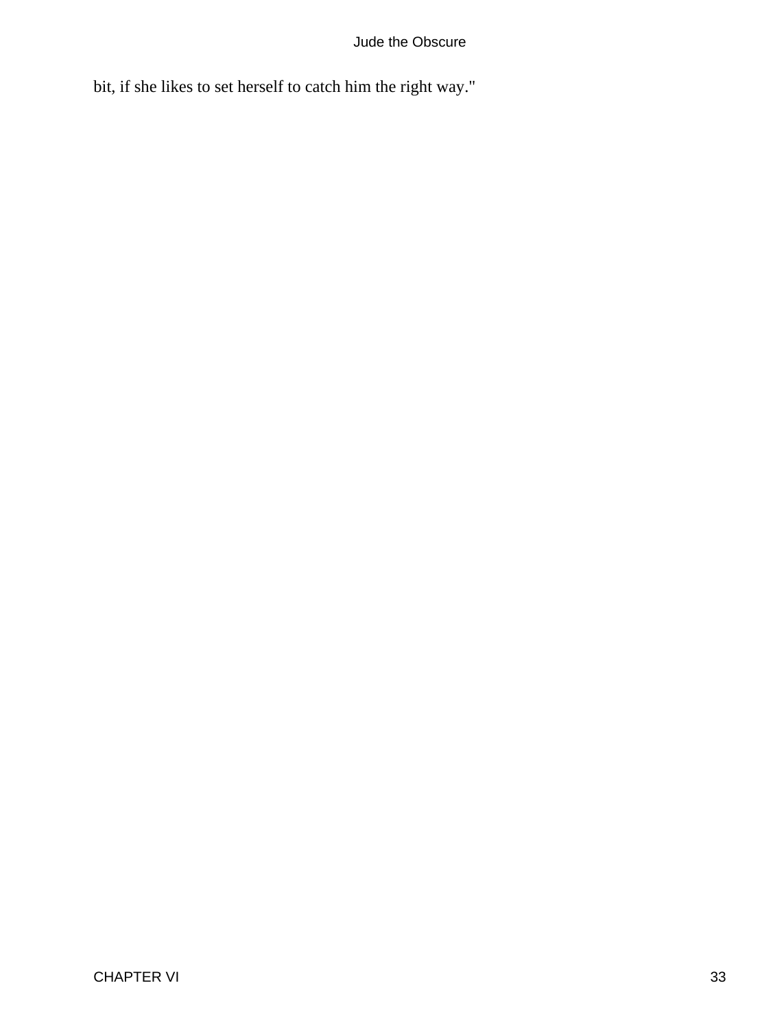bit, if she likes to set herself to catch him the right way."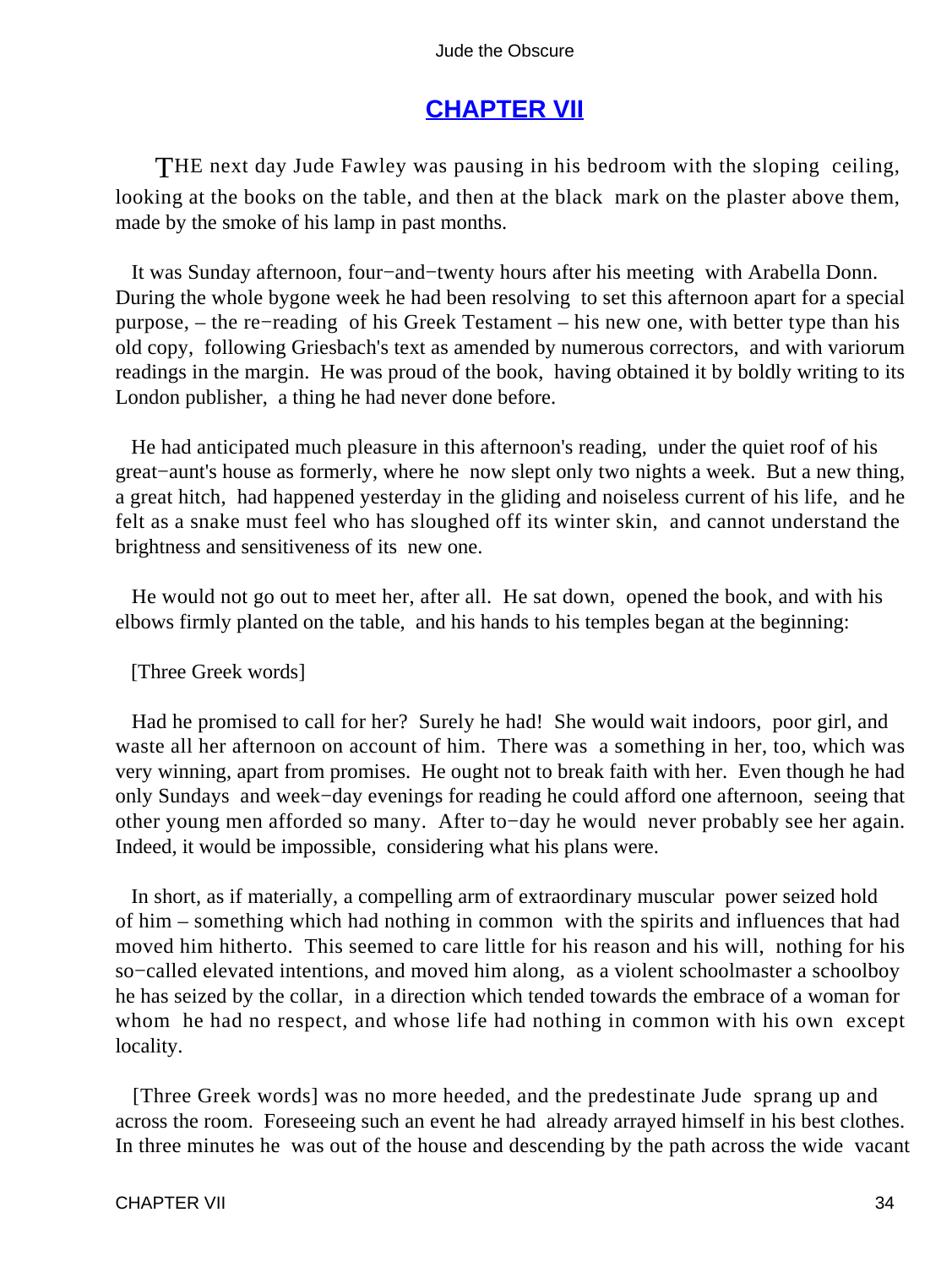## CHAPTER VII

THE next day Jude Fawley was pausing in his bedroom with the sloping ceiling, looking at the books on the table, and then at the black mark on the plaster above them, made by the smoke of his lamp in past months.

It was Sunday afternoon, four−and−twenty hours after his meeting with Arabella Donn. During the whole bygone week he had been resolving to set this afternoon apart for a special purpose, – the re−reading of his Greek Testament – his new one, with better type than his old copy, following Griesbach's text as amended by numerous correctors, and with variorum readings in the margin. He was proud of the book, having obtained it by boldly writing to its London publisher, a thing he had never done before.

He had anticipated much pleasure in this afternoon's reading, under the quiet roof of his great−aunt's house as formerly, where he now slept only two nights a week. But a new thing, a great hitch, had happened yesterday in the gliding and noiseless current of his life, and he felt as a snake must feel who has sloughed off its winter skin, and cannot understand the brightness and sensitiveness of its new one.

He would not go out to meet her, after all. He sat down, opened the book, and with his elbows firmly planted on the table, and his hands to his temples began at the beginning:

[Three Greek words]

Had he promised to call for her? Surely he had! She would wait indoors, poor girl, and waste all her afternoon on account of him. There was a something in her, too, which was very winning, apart from promises. He ought not to break faith with her. Even though he had only Sundays and week−day evenings for reading he could afford one afternoon, seeing that other young men afforded so many. After to−day he would never probably see her again. Indeed, it would be impossible, considering what his plans were.

In short, as if materially, a compelling arm of extraordinary muscular power seized hold of him – something which had nothing in common with the spirits and influences that had moved him hitherto. This seemed to care little for his reason and his will, nothing for his so−called elevated intentions, and moved him along, as a violent schoolmaster a schoolboy he has seized by the collar, in a direction which tended towards the embrace of a woman for whom he had no respect, and whose life had nothing in common with his own except locality.

[Three Greek words] was no more heeded, and the predestinate Jude sprang up and across the room. Foreseeing such an event he had already arrayed himself in his best clothes. In three minutes he was out of the house and descending by the path across the wide vacant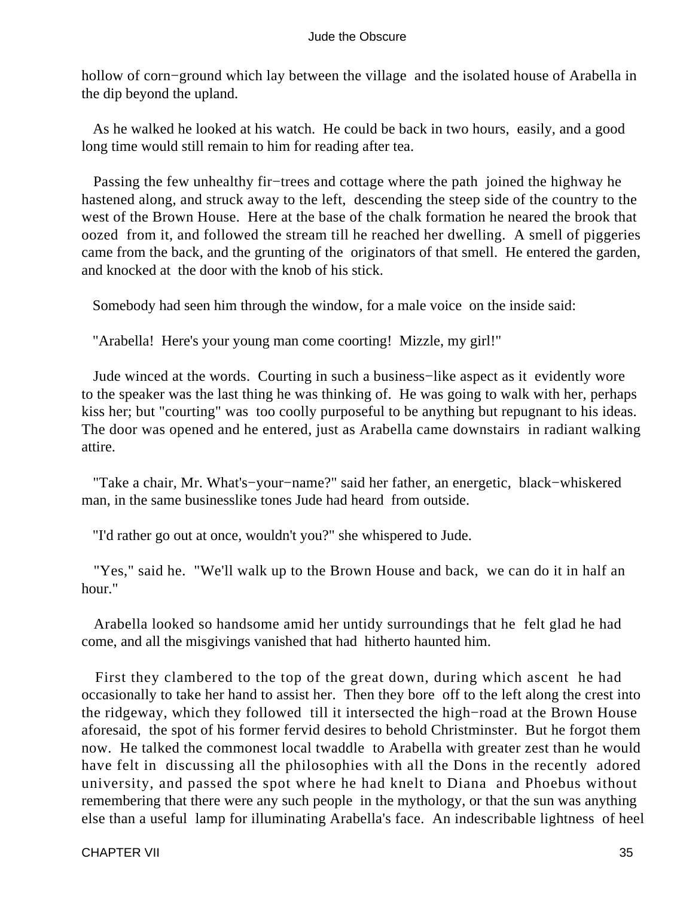hollow of corn−ground which lay between the village and the isolated house of Arabella in the dip beyond the upland.

As he walked he looked at his watch. He could be back in two hours, easily, and a good long time would still remain to him for reading after tea.

Passing the few unhealthy fir−trees and cottage where the path joined the highway he hastened along, and struck away to the left, descending the steep side of the country to the west of the Brown House. Here at the base of the chalk formation he neared the brook that oozed from it, and followed the stream till he reached her dwelling. A smell of piggeries came from the back, and the grunting of the originators of that smell. He entered the garden, and knocked at the door with the knob of his stick.

Somebody had seen him through the window, for a male voice on the inside said:

"Arabella! Here's your young man come coorting! Mizzle, my girl!"

Jude winced at the words. Courting in such a business−like aspect as it evidently wore to the speaker was the last thing he was thinking of. He was going to walk with her, perhaps kiss her; but "courting" was too coolly purposeful to be anything but repugnant to his ideas. The door was opened and he entered, just as Arabella came downstairs in radiant walking attire.

"Take a chair, Mr. What's−your−name?" said her father, an energetic, black−whiskered man, in the same businesslike tones Jude had heard from outside.

"I'd rather go out at once, wouldn't you?" she whispered to Jude.

"Yes," said he. "We'll walk up to the Brown House and back, we can do it in half an hour."

Arabella looked so handsome amid her untidy surroundings that he felt glad he had come, and all the misgivings vanished that had hitherto haunted him.

First they clambered to the top of the great down, during which ascent he had occasionally to take her hand to assist her. Then they bore off to the left along the crest into the ridgeway, which they followed till it intersected the high−road at the Brown House aforesaid, the spot of his former fervid desires to behold Christminster. But he forgot them now. He talked the commonest local twaddle to Arabella with greater zest than he would have felt in discussing all the philosophies with all the Dons in the recently adored university, and passed the spot where he had knelt to Diana and Phoebus without remembering that there were any such people in the mythology, or that the sun was anything else than a useful lamp for illuminating Arabella's face. An indescribable lightness of heel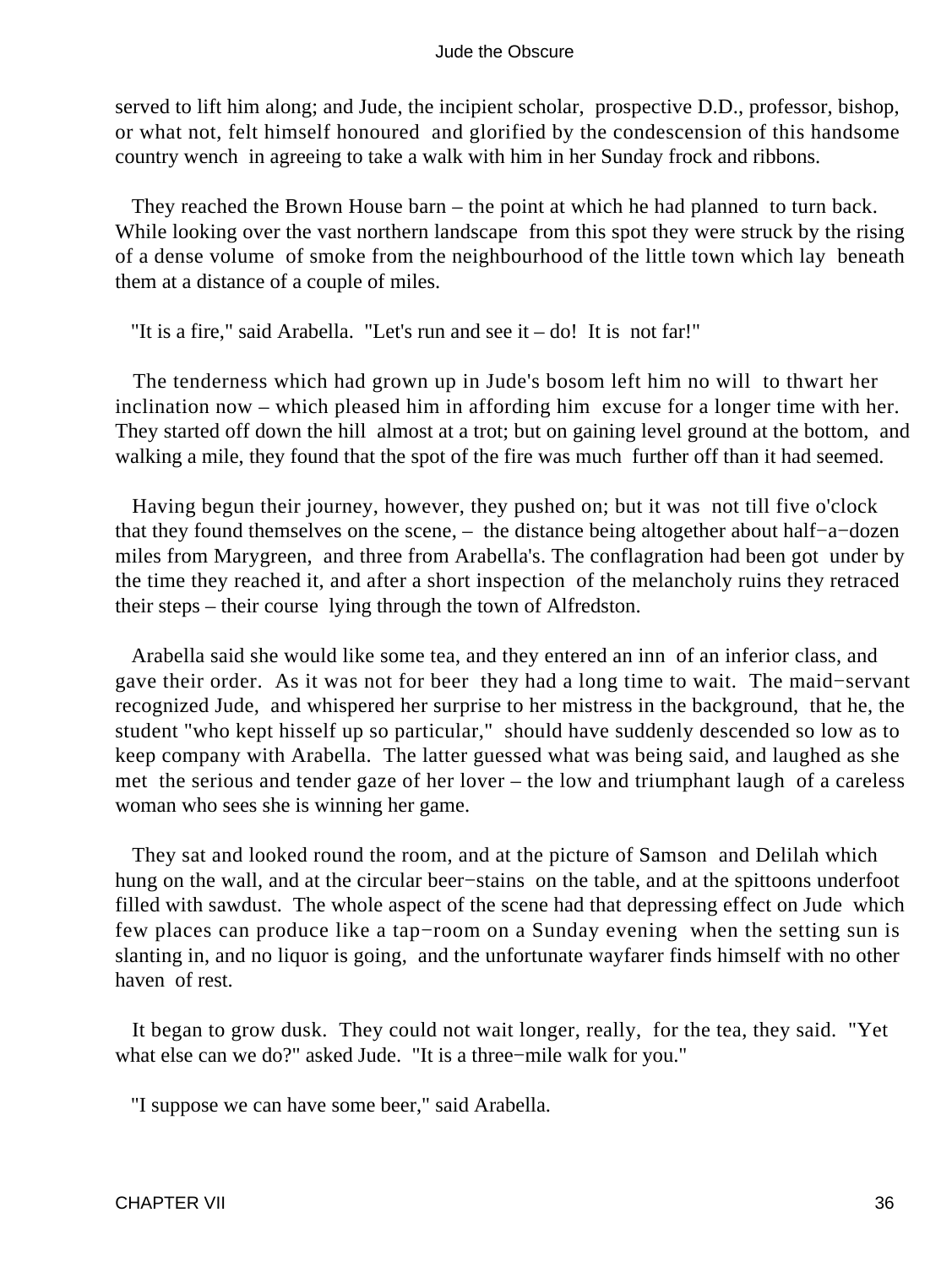served to lift him along; and Jude, the incipient scholar, prospective D.D., professor, bishop, or what not, felt himself honoured and glorified by the condescension of this handsome country wench in agreeing to take a walk with him in her Sunday frock and ribbons.

They reached the Brown House barn – the point at which he had planned to turn back. While looking over the vast northern landscape from this spot they were struck by the rising of a dense volume of smoke from the neighbourhood of the little town which lay beneath them at a distance of a couple of miles.

"It is a fire," said Arabella. "Let's run and see it – do! It is not far!"

The tenderness which had grown up in Jude's bosom left him no will to thwart her inclination now – which pleased him in affording him excuse for a longer time with her. They started off down the hill almost at a trot; but on gaining level ground at the bottom, and walking a mile, they found that the spot of the fire was much further off than it had seemed.

Having begun their journey, however, they pushed on; but it was not till five o'clock that they found themselves on the scene, – the distance being altogether about half−a−dozen miles from Marygreen, and three from Arabella's. The conflagration had been got under by the time they reached it, and after a short inspection of the melancholy ruins they retraced their steps – their course lying through the town of Alfredston.

Arabella said she would like some tea, and they entered an inn of an inferior class, and gave their order. As it was not for beer they had a long time to wait. The maid−servant recognized Jude, and whispered her surprise to her mistress in the background, that he, the student "who kept hisself up so particular," should have suddenly descended so low as to keep company with Arabella. The latter guessed what was being said, and laughed as she met the serious and tender gaze of her lover – the low and triumphant laugh of a careless woman who sees she is winning her game.

They sat and looked round the room, and at the picture of Samson and Delilah which hung on the wall, and at the circular beer−stains on the table, and at the spittoons underfoot filled with sawdust. The whole aspect of the scene had that depressing effect on Jude which few places can produce like a tap−room on a Sunday evening when the setting sun is slanting in, and no liquor is going, and the unfortunate wayfarer finds himself with no other haven of rest.

It began to grow dusk. They could not wait longer, really, for the tea, they said. "Yet what else can we do?" asked Jude. "It is a three−mile walk for you."

"I suppose we can have some beer," said Arabella.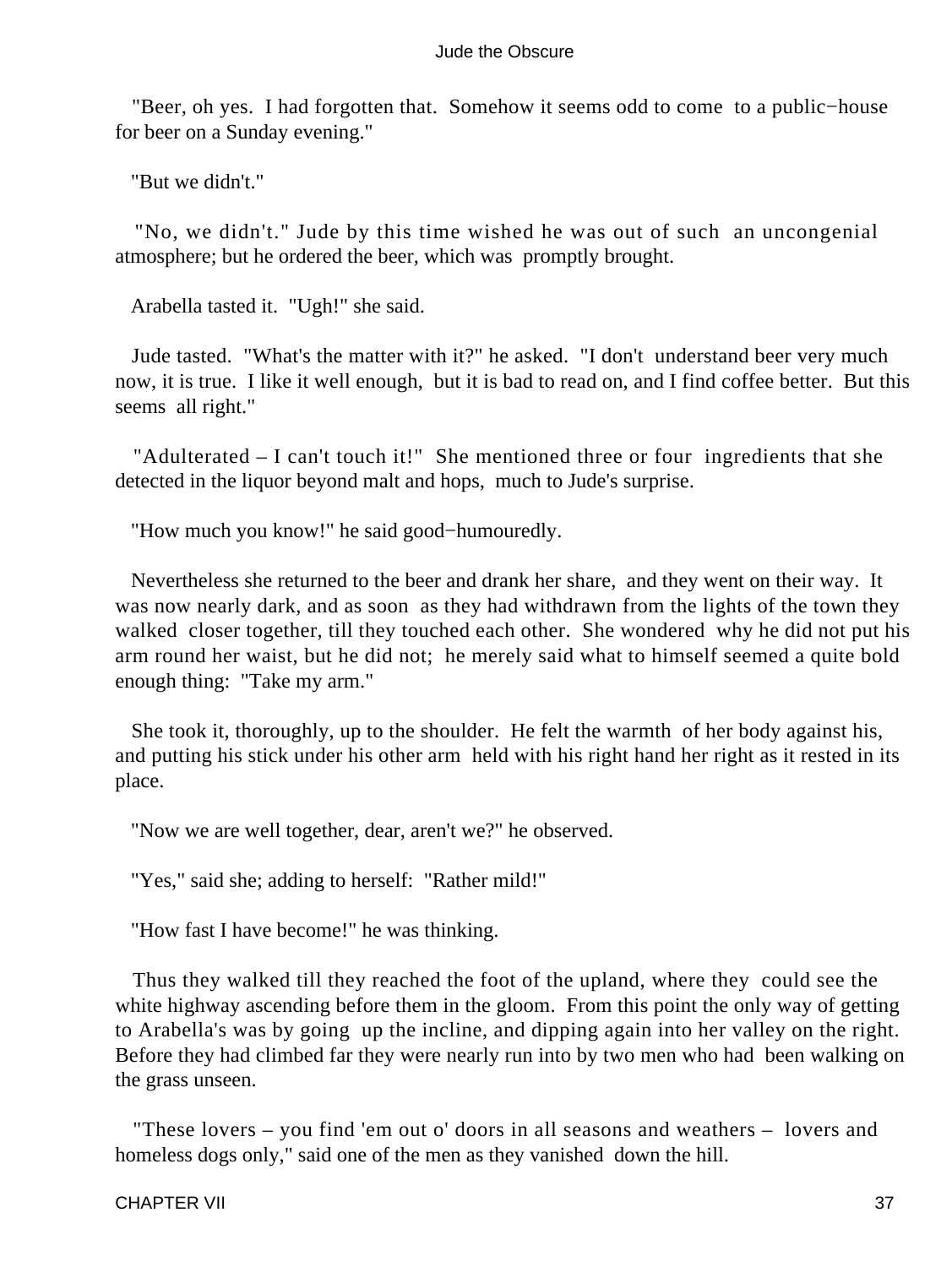"Beer, oh yes. I had forgotten that. Somehow it seems odd to come to a public−house for beer on a Sunday evening."

"But we didn't."

"No, we didn't." Jude by this time wished he was out of such an uncongenial atmosphere; but he ordered the beer, which was promptly brought.

Arabella tasted it. "Ugh!" she said.

Jude tasted. "What's the matter with it?" he asked. "I don't understand beer very much now, it is true. I like it well enough, but it is bad to read on, and I find coffee better. But this seems all right."

"Adulterated – I can't touch it!" She mentioned three or four ingredients that she detected in the liquor beyond malt and hops, much to Jude's surprise.

"How much you know!" he said good−humouredly.

Nevertheless she returned to the beer and drank her share, and they went on their way. It was now nearly dark, and as soon as they had withdrawn from the lights of the town they walked closer together, till they touched each other. She wondered why he did not put his arm round her waist, but he did not; he merely said what to himself seemed a quite bold enough thing: "Take my arm."

She took it, thoroughly, up to the shoulder. He felt the warmth of her body against his, and putting his stick under his other arm held with his right hand her right as it rested in its place.

"Now we are well together, dear, aren't we?" he observed.

"Yes," said she; adding to herself: "Rather mild!"

"How fast I have become!" he was thinking.

Thus they walked till they reached the foot of the upland, where they could see the white highway ascending before them in the gloom. From this point the only way of getting to Arabella's was by going up the incline, and dipping again into her valley on the right. Before they had climbed far they were nearly run into by two men who had been walking on the grass unseen.

"These lovers – you find 'em out o' doors in all seasons and weathers – lovers and homeless dogs only," said one of the men as they vanished down the hill.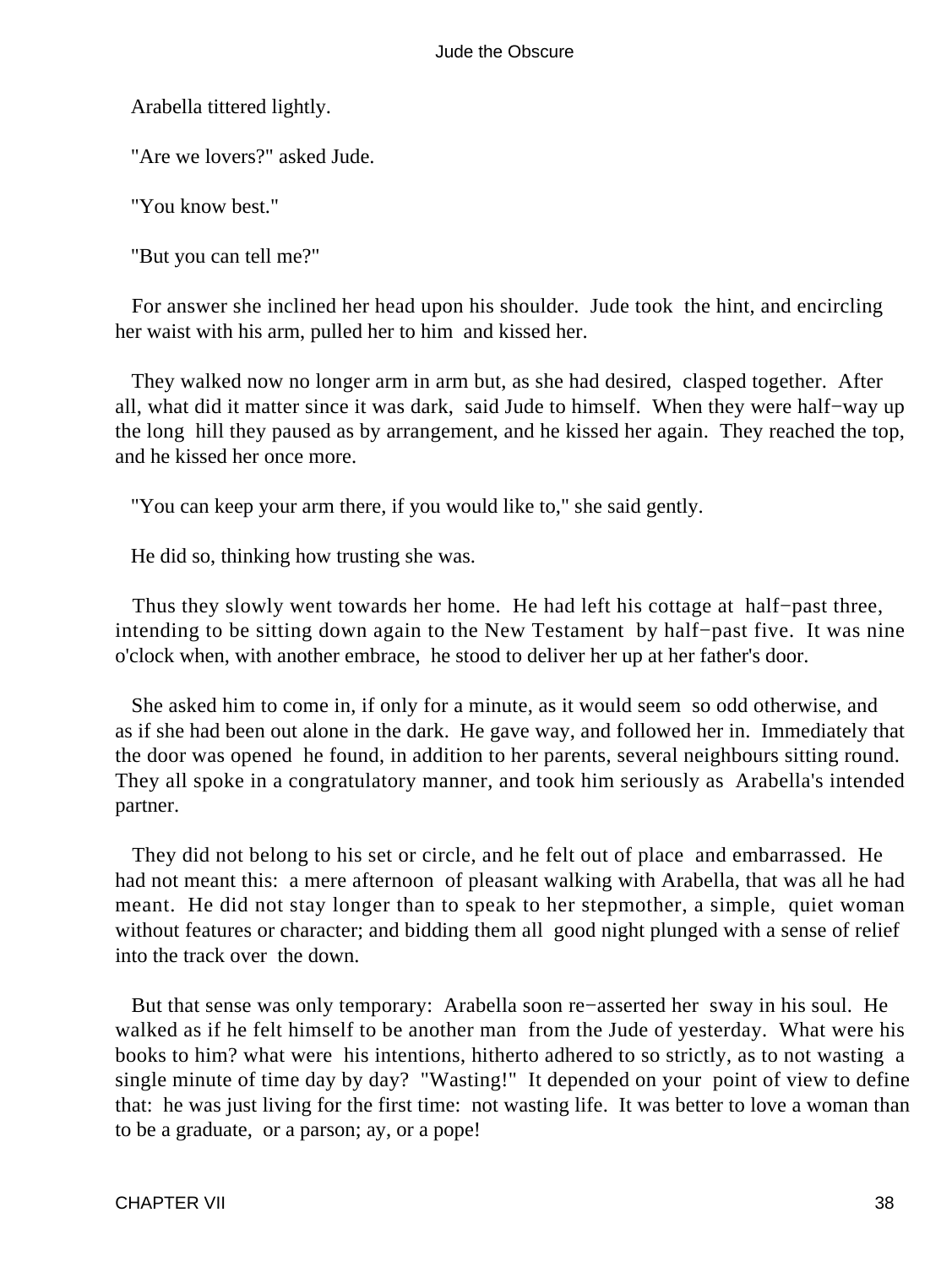Arabella tittered lightly.

"Are we lovers?" asked Jude.

"You know best."

"But you can tell me?"

For answer she inclined her head upon his shoulder. Jude took the hint, and encircling her waist with his arm, pulled her to him and kissed her.

They walked now no longer arm in arm but, as she had desired, clasped together. After all, what did it matter since it was dark, said Jude to himself. When they were half−way up the long hill they paused as by arrangement, and he kissed her again. They reached the top, and he kissed her once more.

"You can keep your arm there, if you would like to," she said gently.

He did so, thinking how trusting she was.

Thus they slowly went towards her home. He had left his cottage at half−past three, intending to be sitting down again to the New Testament by half−past five. It was nine o'clock when, with another embrace, he stood to deliver her up at her father's door.

She asked him to come in, if only for a minute, as it would seem so odd otherwise, and as if she had been out alone in the dark. He gave way, and followed her in. Immediately that the door was opened he found, in addition to her parents, several neighbours sitting round. They all spoke in a congratulatory manner, and took him seriously as Arabella's intended partner.

They did not belong to his set or circle, and he felt out of place and embarrassed. He had not meant this: a mere afternoon of pleasant walking with Arabella, that was all he had meant. He did not stay longer than to speak to her stepmother, a simple, quiet woman without features or character; and bidding them all good night plunged with a sense of relief into the track over the down.

But that sense was only temporary: Arabella soon re−asserted her sway in his soul. He walked as if he felt himself to be another man from the Jude of yesterday. What were his books to him? what were his intentions, hitherto adhered to so strictly, as to not wasting a single minute of time day by day? "Wasting!" It depended on your point of view to define that: he was just living for the first time: not wasting life. It was better to love a woman than to be a graduate, or a parson; ay, or a pope!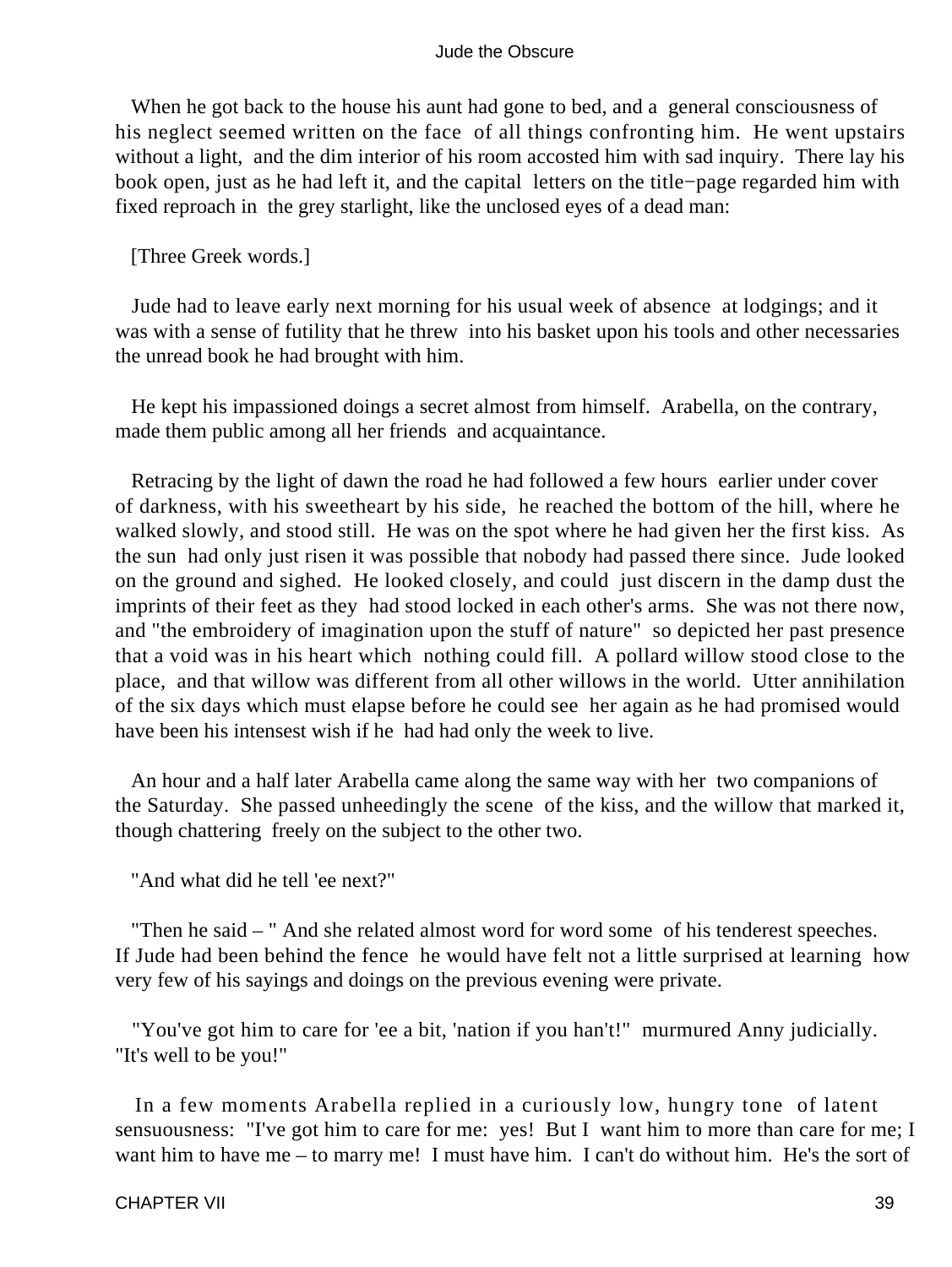When he got back to the house his aunt had gone to bed, and a general consciousness of his neglect seemed written on the face of all things confronting him. He went upstairs without a light, and the dim interior of his room accosted him with sad inquiry. There lay his book open, just as he had left it, and the capital letters on the title−page regarded him with fixed reproach in the grey starlight, like the unclosed eyes of a dead man:

[Three Greek words.]

Jude had to leave early next morning for his usual week of absence at lodgings; and it was with a sense of futility that he threw into his basket upon his tools and other necessaries the unread book he had brought with him.

He kept his impassioned doings a secret almost from himself. Arabella, on the contrary, made them public among all her friends and acquaintance.

Retracing by the light of dawn the road he had followed a few hours earlier under cover of darkness, with his sweetheart by his side, he reached the bottom of the hill, where he walked slowly, and stood still. He was on the spot where he had given her the first kiss. As the sun had only just risen it was possible that nobody had passed there since. Jude looked on the ground and sighed. He looked closely, and could just discern in the damp dust the imprints of their feet as they had stood locked in each other's arms. She was not there now, and "the embroidery of imagination upon the stuff of nature" so depicted her past presence that a void was in his heart which nothing could fill. A pollard willow stood close to the place, and that willow was different from all other willows in the world. Utter annihilation of the six days which must elapse before he could see her again as he had promised would have been his intensest wish if he had had only the week to live.

An hour and a half later Arabella came along the same way with her two companions of the Saturday. She passed unheedingly the scene of the kiss, and the willow that marked it, though chattering freely on the subject to the other two.

"And what did he tell 'ee next?"

"Then he said – " And she related almost word for word some of his tenderest speeches. If Jude had been behind the fence he would have felt not a little surprised at learning how very few of his sayings and doings on the previous evening were private.

"You've got him to care for 'ee a bit, 'nation if you han't!" murmured Anny judicially. "It's well to be you!"

In a few moments Arabella replied in a curiously low, hungry tone of latent sensuousness: "I've got him to care for me: yes! But I want him to more than care for me; I want him to have me – to marry me! I must have him. I can't do without him. He's the sort of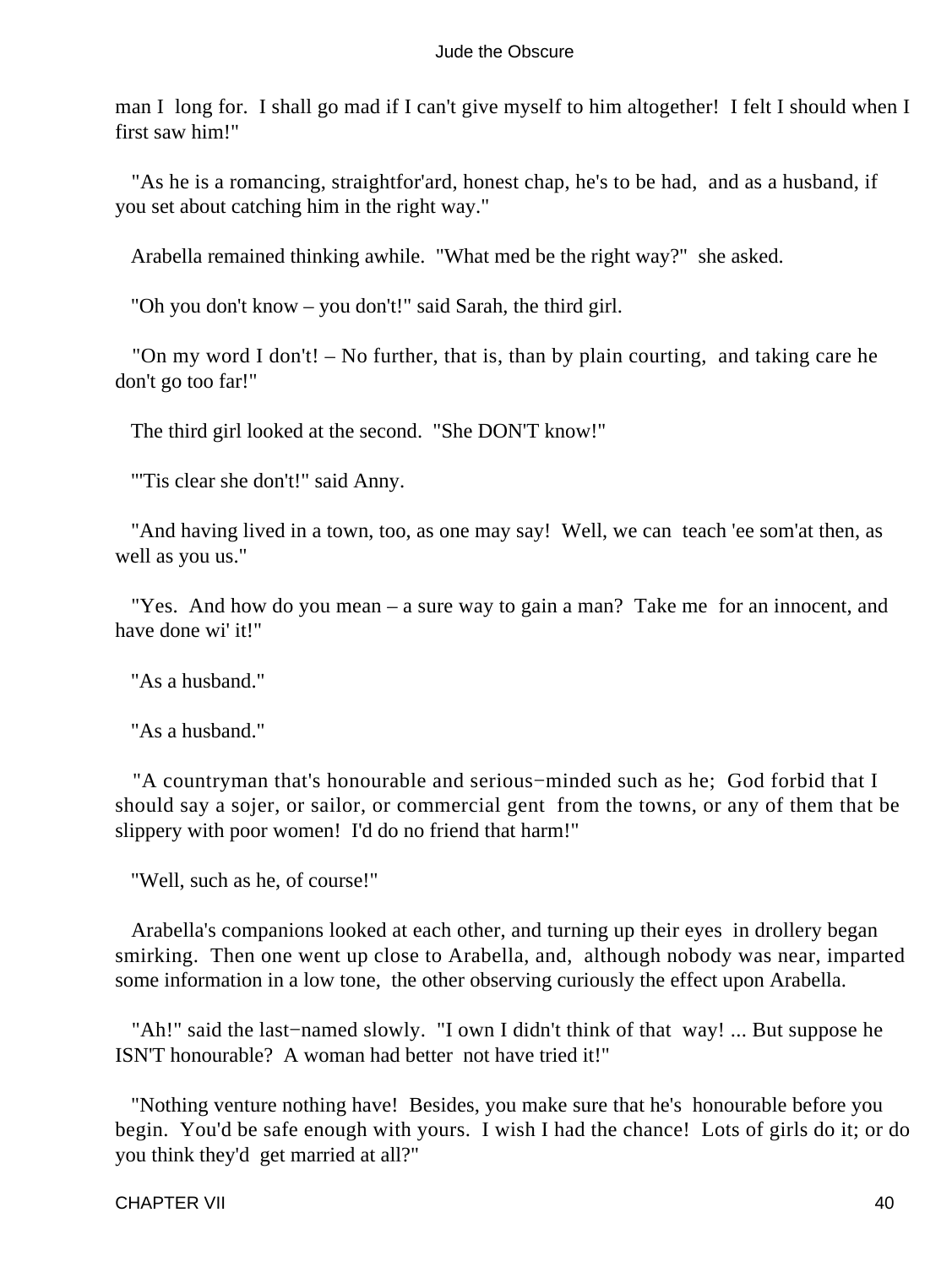man I long for. I shall go mad if I can't give myself to him altogether! I felt I should when I first saw him!"

"As he is a romancing, straightfor'ard, honest chap, he's to be had, and as a husband, if you set about catching him in the right way."

Arabella remained thinking awhile. "What med be the right way?" she asked.

"Oh you don't know – you don't!" said Sarah, the third girl.

"On my word I don't! – No further, that is, than by plain courting, and taking care he don't go too far!"

The third girl looked at the second. "She DON'T know!"

"'Tis clear she don't!" said Anny.

"And having lived in a town, too, as one may say! Well, we can teach 'ee som'at then, as well as you us."

"Yes. And how do you mean – a sure way to gain a man? Take me for an innocent, and have done wi' it!"

"As a husband."

"As a husband."

"A countryman that's honourable and serious−minded such as he; God forbid that I should say a sojer, or sailor, or commercial gent from the towns, or any of them that be slippery with poor women! I'd do no friend that harm!"

"Well, such as he, of course!"

Arabella's companions looked at each other, and turning up their eyes in drollery began smirking. Then one went up close to Arabella, and, although nobody was near, imparted some information in a low tone, the other observing curiously the effect upon Arabella.

"Ah!" said the last−named slowly. "I own I didn't think of that way! ... But suppose he ISN'T honourable? A woman had better not have tried it!"

"Nothing venture nothing have! Besides, you make sure that he's honourable before you begin. You'd be safe enough with yours. I wish I had the chance! Lots of girls do it; or do you think they'd get married at all?"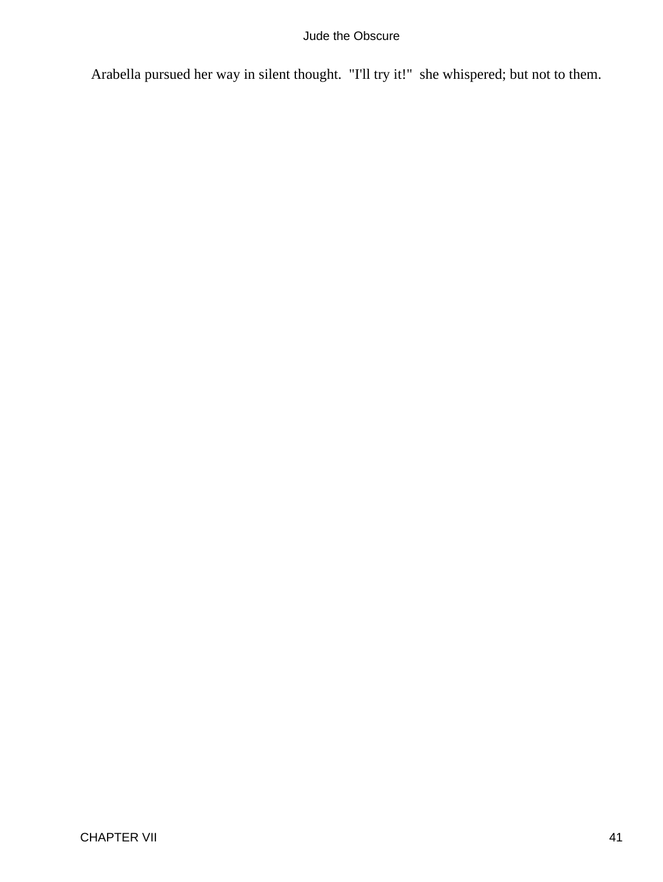Arabella pursued her way in silent thought. "I'll try it!" she whispered; but not to them.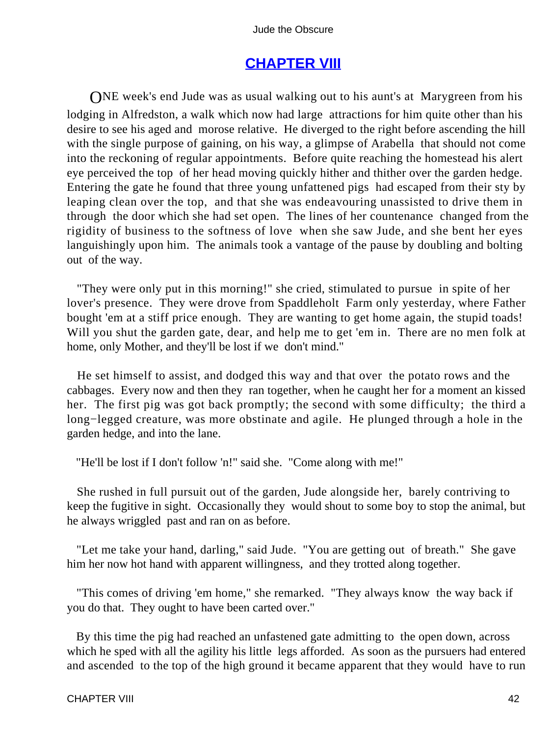## [CHAPTER VIII]

ONE week's end Jude was as usual walking out to his aunt's at Marygreen from his lodging in Alfredston, a walk which now had large attractions for him quite other than his desire to see his aged and morose relative. He diverged to the right before ascending the hill with the single purpose of gaining, on his way, a glimpse of Arabella that should not come into the reckoning of regular appointments. Before quite reaching the homestead his alert eye perceived the top of her head moving quickly hither and thither over the garden hedge. Entering the gate he found that three young unfattened pigs had escaped from their sty by leaping clean over the top, and that she was endeavouring unassisted to drive them in through the door which she had set open. The lines of her countenance changed from the rigidity of business to the softness of love when she saw Jude, and she bent her eyes languishingly upon him. The animals took a vantage of the pause by doubling and bolting out of the way.

"They were only put in this morning!" she cried, stimulated to pursue in spite of her lover's presence. They were drove from Spaddleholt Farm only yesterday, where Father bought 'em at a stiff price enough. They are wanting to get home again, the stupid toads! Will you shut the garden gate, dear, and help me to get 'em in. There are no men folk at home, only Mother, and they'll be lost if we don't mind."

He set himself to assist, and dodged this way and that over the potato rows and the cabbages. Every now and then they ran together, when he caught her for a moment an kissed her. The first pig was got back promptly; the second with some difficulty; the third a long−legged creature, was more obstinate and agile. He plunged through a hole in the garden hedge, and into the lane.

"He'll be lost if I don't follow 'n!" said she. "Come along with me!"

She rushed in full pursuit out of the garden, Jude alongside her, barely contriving to keep the fugitive in sight. Occasionally they would shout to some boy to stop the animal, but he always wriggled past and ran on as before.

"Let me take your hand, darling," said Jude. "You are getting out of breath." She gave him her now hot hand with apparent willingness, and they trotted along together.

"This comes of driving 'em home," she remarked. "They always know the way back if you do that. They ought to have been carted over."

By this time the pig had reached an unfastened gate admitting to the open down, across which he sped with all the agility his little legs afforded. As soon as the pursuers had entered and ascended to the top of the high ground it became apparent that they would have to run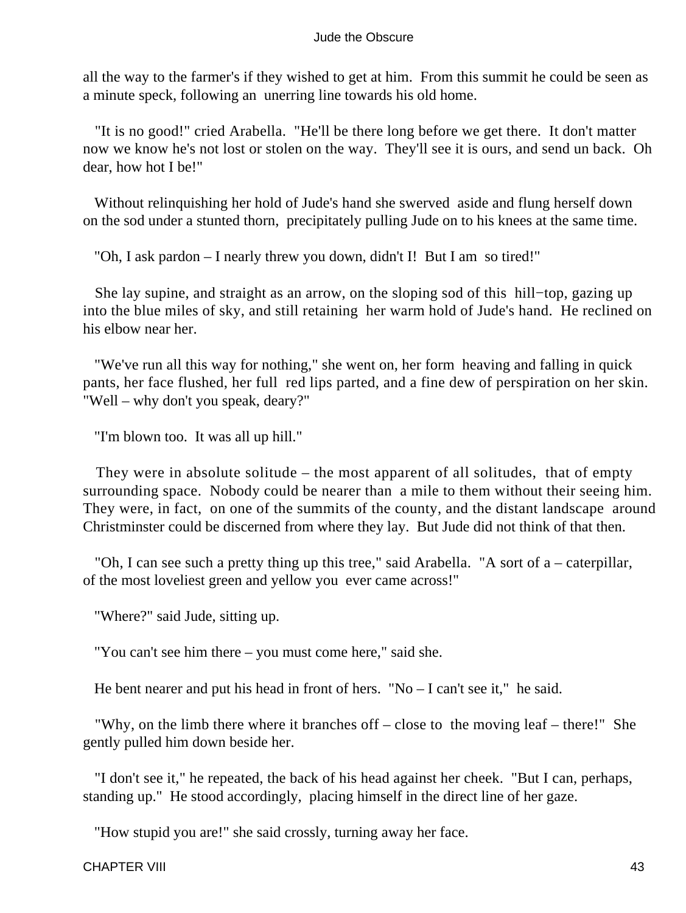all the way to the farmer's if they wished to get at him. From this summit he could be seen as a minute speck, following an unerring line towards his old home.

"It is no good!" cried Arabella. "He'll be there long before we get there. It don't matter now we know he's not lost or stolen on the way. They'll see it is ours, and send un back. Oh dear, how hot I be!"

Without relinquishing her hold of Jude's hand she swerved aside and flung herself down on the sod under a stunted thorn, precipitately pulling Jude on to his knees at the same time.

"Oh, I ask pardon – I nearly threw you down, didn't I! But I am so tired!"

She lay supine, and straight as an arrow, on the sloping sod of this hill−top, gazing up into the blue miles of sky, and still retaining her warm hold of Jude's hand. He reclined on his elbow near her.

"We've run all this way for nothing," she went on, her form heaving and falling in quick pants, her face flushed, her full red lips parted, and a fine dew of perspiration on her skin. "Well – why don't you speak, deary?"

"I'm blown too. It was all up hill."

They were in absolute solitude – the most apparent of all solitudes, that of empty surrounding space. Nobody could be nearer than a mile to them without their seeing him. They were, in fact, on one of the summits of the county, and the distant landscape around Christminster could be discerned from where they lay. But Jude did not think of that then.

"Oh, I can see such a pretty thing up this tree," said Arabella. "A sort of a – caterpillar, of the most loveliest green and yellow you ever came across!"

"Where?" said Jude, sitting up.

"You can't see him there – you must come here," said she.

He bent nearer and put his head in front of hers. "No – I can't see it," he said.

"Why, on the limb there where it branches off – close to the moving leaf – there!" She gently pulled him down beside her.

"I don't see it," he repeated, the back of his head against her cheek. "But I can, perhaps, standing up." He stood accordingly, placing himself in the direct line of her gaze.

"How stupid you are!" she said crossly, turning away her face.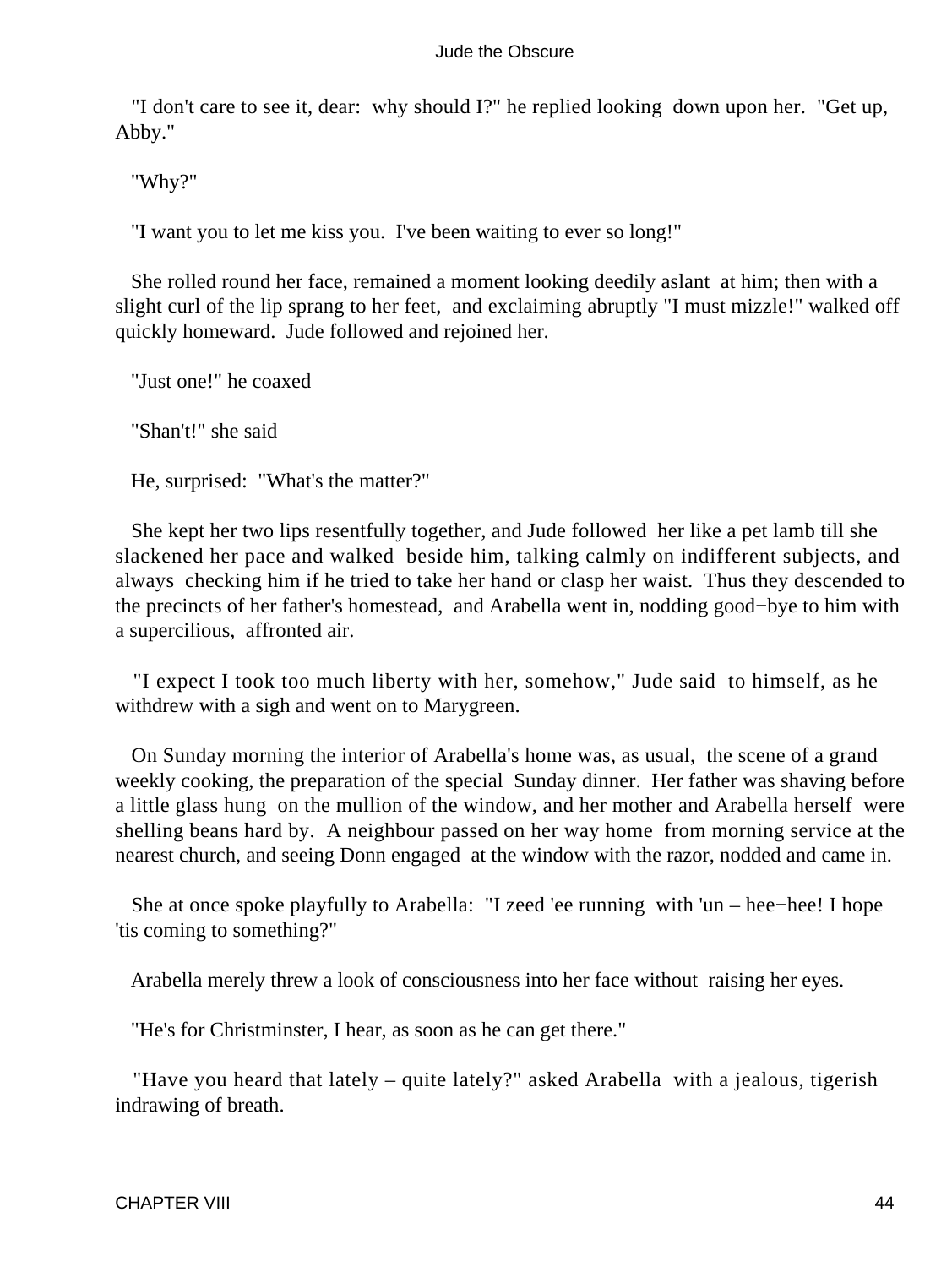"I don't care to see it, dear: why should I?" he replied looking down upon her. "Get up, Abby."

"Why?"

"I want you to let me kiss you. I've been waiting to ever so long!"

She rolled round her face, remained a moment looking deedily aslant at him; then with a slight curl of the lip sprang to her feet, and exclaiming abruptly "I must mizzle!" walked off quickly homeward. Jude followed and rejoined her.

"Just one!" he coaxed

"Shan't!" she said

He, surprised: "What's the matter?"

She kept her two lips resentfully together, and Jude followed her like a pet lamb till she slackened her pace and walked beside him, talking calmly on indifferent subjects, and always checking him if he tried to take her hand or clasp her waist. Thus they descended to the precincts of her father's homestead, and Arabella went in, nodding good−bye to him with a supercilious, affronted air.

"I expect I took too much liberty with her, somehow," Jude said to himself, as he withdrew with a sigh and went on to Marygreen.

On Sunday morning the interior of Arabella's home was, as usual, the scene of a grand weekly cooking, the preparation of the special Sunday dinner. Her father was shaving before a little glass hung on the mullion of the window, and her mother and Arabella herself were shelling beans hard by. A neighbour passed on her way home from morning service at the nearest church, and seeing Donn engaged at the window with the razor, nodded and came in.

She at once spoke playfully to Arabella: "I zeed 'ee running with 'un – hee−hee! I hope 'tis coming to something?"

Arabella merely threw a look of consciousness into her face without raising her eyes.

"He's for Christminster, I hear, as soon as he can get there."

"Have you heard that lately – quite lately?" asked Arabella with a jealous, tigerish indrawing of breath.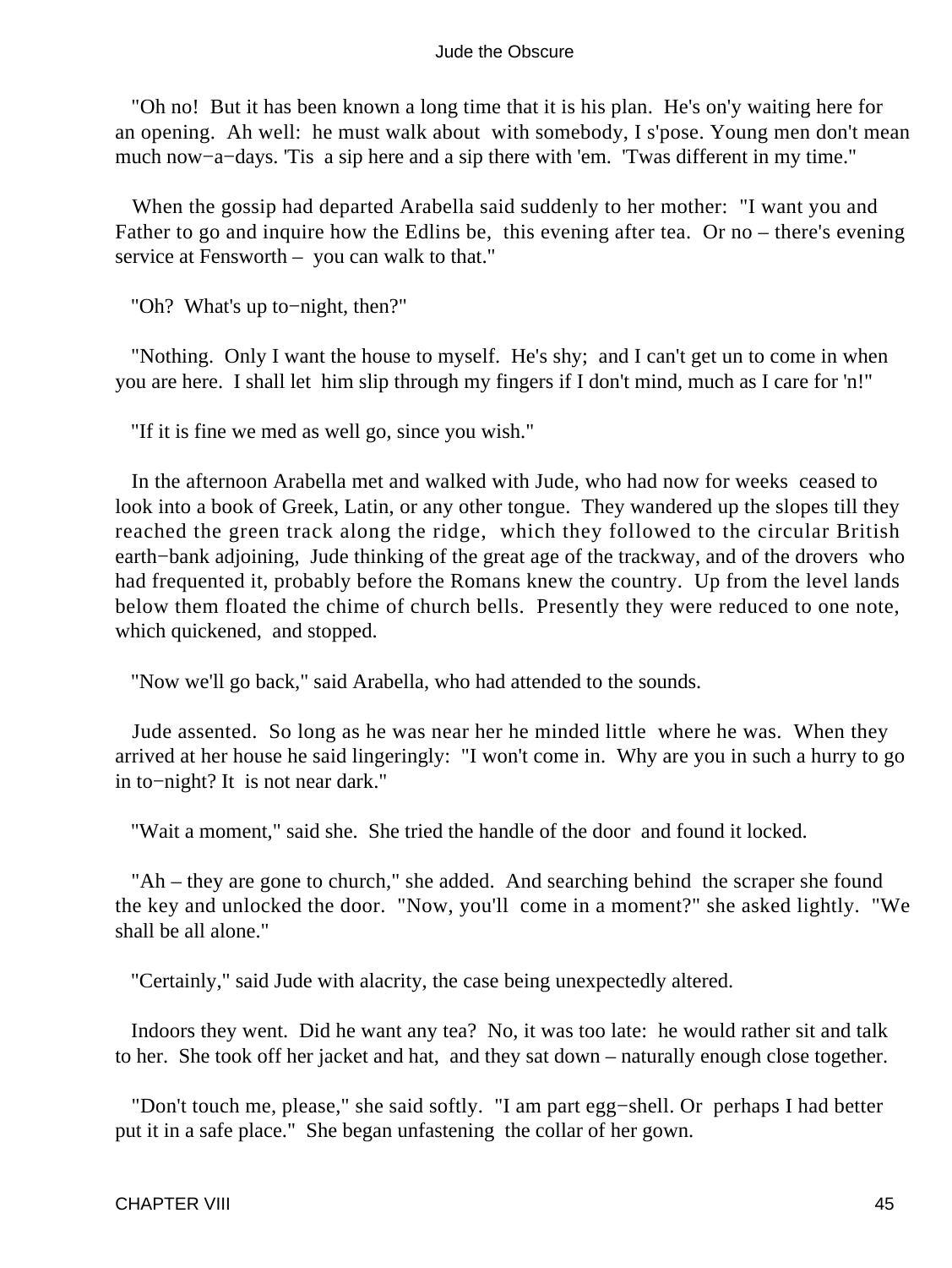"Oh no! But it has been known a long time that it is his plan. He's on'y waiting here for an opening. Ah well: he must walk about with somebody, I s'pose. Young men don't mean much now−a−days. 'Tis a sip here and a sip there with 'em. 'Twas different in my time."

When the gossip had departed Arabella said suddenly to her mother: "I want you and Father to go and inquire how the Edlins be, this evening after tea. Or no – there's evening service at Fensworth – you can walk to that."

"Oh? What's up to−night, then?"

"Nothing. Only I want the house to myself. He's shy; and I can't get un to come in when you are here. I shall let him slip through my fingers if I don't mind, much as I care for 'n!"

"If it is fine we med as well go, since you wish."

In the afternoon Arabella met and walked with Jude, who had now for weeks ceased to look into a book of Greek, Latin, or any other tongue. They wandered up the slopes till they reached the green track along the ridge, which they followed to the circular British earth−bank adjoining, Jude thinking of the great age of the trackway, and of the drovers who had frequented it, probably before the Romans knew the country. Up from the level lands below them floated the chime of church bells. Presently they were reduced to one note, which quickened, and stopped.

"Now we'll go back," said Arabella, who had attended to the sounds.

Jude assented. So long as he was near her he minded little where he was. When they arrived at her house he said lingeringly: "I won't come in. Why are you in such a hurry to go in to−night? It is not near dark."

"Wait a moment," said she. She tried the handle of the door and found it locked.

"Ah – they are gone to church," she added. And searching behind the scraper she found the key and unlocked the door. "Now, you'll come in a moment?" she asked lightly. "We shall be all alone."

"Certainly," said Jude with alacrity, the case being unexpectedly altered.

Indoors they went. Did he want any tea? No, it was too late: he would rather sit and talk to her. She took off her jacket and hat, and they sat down – naturally enough close together.

"Don't touch me, please," she said softly. "I am part egg−shell. Or perhaps I had better put it in a safe place." She began unfastening the collar of her gown.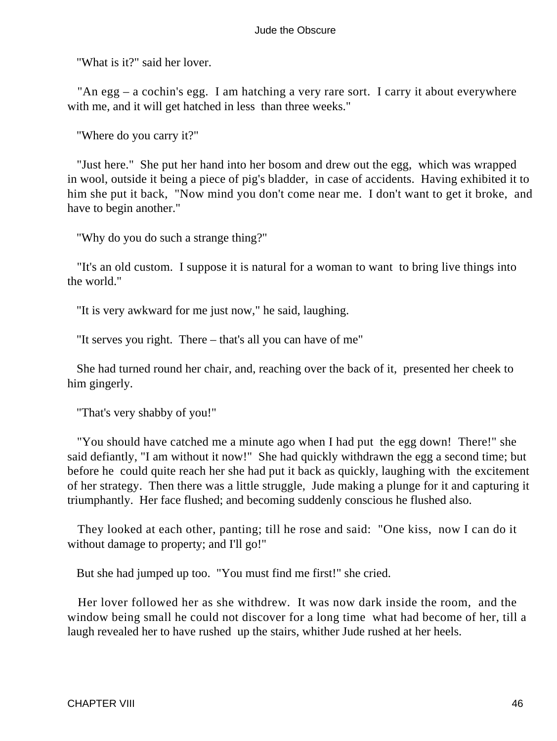"What is it?" said her lover.

"An egg – a cochin's egg. I am hatching a very rare sort. I carry it about everywhere with me, and it will get hatched in less than three weeks."

"Where do you carry it?"

"Just here." She put her hand into her bosom and drew out the egg, which was wrapped in wool, outside it being a piece of pig's bladder, in case of accidents. Having exhibited it to him she put it back, "Now mind you don't come near me. I don't want to get it broke, and have to begin another."

"Why do you do such a strange thing?"

"It's an old custom. I suppose it is natural for a woman to want to bring live things into the world."

"It is very awkward for me just now," he said, laughing.

"It serves you right. There – that's all you can have of me"

She had turned round her chair, and, reaching over the back of it, presented her cheek to him gingerly.

"That's very shabby of you!"

"You should have catched me a minute ago when I had put the egg down! There!" she said defiantly, "I am without it now!" She had quickly withdrawn the egg a second time; but before he could quite reach her she had put it back as quickly, laughing with the excitement of her strategy. Then there was a little struggle, Jude making a plunge for it and capturing it triumphantly. Her face flushed; and becoming suddenly conscious he flushed also.

They looked at each other, panting; till he rose and said: "One kiss, now I can do it without damage to property; and I'll go!"

But she had jumped up too. "You must find me first!" she cried.

Her lover followed her as she withdrew. It was now dark inside the room, and the window being small he could not discover for a long time what had become of her, till a laugh revealed her to have rushed up the stairs, whither Jude rushed at her heels.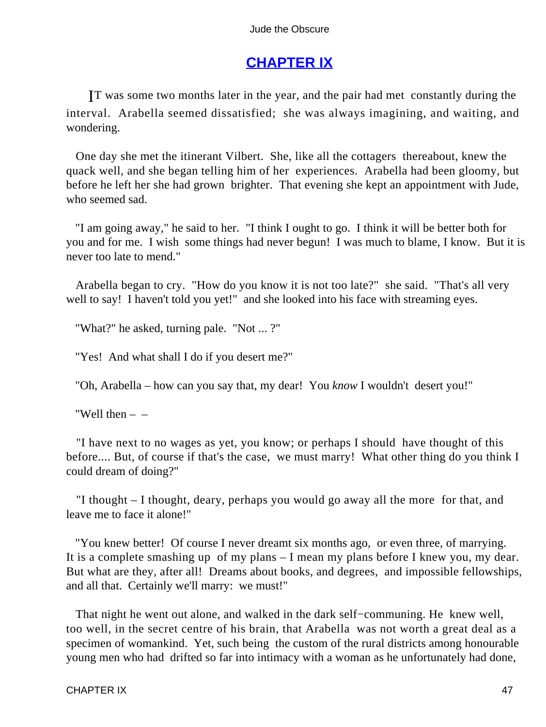## CHAPTER IX

IT was some two months later in the year, and the pair had met constantly during the interval. Arabella seemed dissatisfied; she was always imagining, and waiting, and wondering.

One day she met the itinerant Vilbert. She, like all the cottagers thereabout, knew the quack well, and she began telling him of her experiences. Arabella had been gloomy, but before he left her she had grown brighter. That evening she kept an appointment with Jude, who seemed sad.

"I am going away," he said to her. "I think I ought to go. I think it will be better both for you and for me. I wish some things had never begun! I was much to blame, I know. But it is never too late to mend."

Arabella began to cry. "How do you know it is not too late?" she said. "That's all very well to say! I haven't told you yet!" and she looked into his face with streaming eyes.

"What?" he asked, turning pale. "Not ... ?"

"Yes! And what shall I do if you desert me?"

"Oh, Arabella – how can you say that, my dear! You *know* I wouldn't desert you!"

"Well then – –

"I have next to no wages as yet, you know; or perhaps I should have thought of this before.... But, of course if that's the case, we must marry! What other thing do you think I could dream of doing?"

"I thought – I thought, deary, perhaps you would go away all the more for that, and leave me to face it alone!"

"You knew better! Of course I never dreamt six months ago, or even three, of marrying. It is a complete smashing up of my plans – I mean my plans before I knew you, my dear. But what are they, after all! Dreams about books, and degrees, and impossible fellowships, and all that. Certainly we'll marry: we must!"

That night he went out alone, and walked in the dark self−communing. He knew well, too well, in the secret centre of his brain, that Arabella was not worth a great deal as a specimen of womankind. Yet, such being the custom of the rural districts among honourable young men who had drifted so far into intimacy with a woman as he unfortunately had done,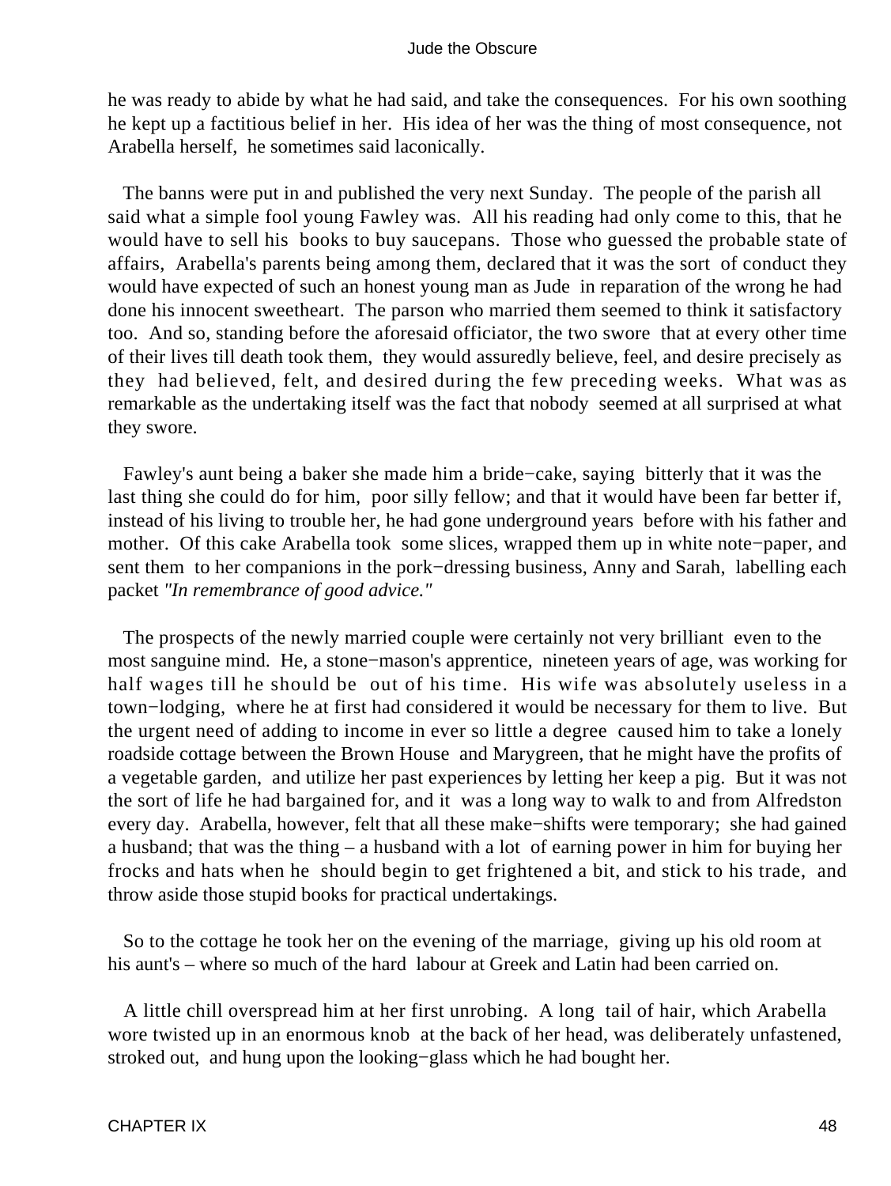he was ready to abide by what he had said, and take the consequences. For his own soothing he kept up a factitious belief in her. His idea of her was the thing of most consequence, not Arabella herself, he sometimes said laconically.

The banns were put in and published the very next Sunday. The people of the parish all said what a simple fool young Fawley was. All his reading had only come to this, that he would have to sell his books to buy saucepans. Those who guessed the probable state of affairs, Arabella's parents being among them, declared that it was the sort of conduct they would have expected of such an honest young man as Jude in reparation of the wrong he had done his innocent sweetheart. The parson who married them seemed to think it satisfactory too. And so, standing before the aforesaid officiator, the two swore that at every other time of their lives till death took them, they would assuredly believe, feel, and desire precisely as they had believed, felt, and desired during the few preceding weeks. What was as remarkable as the undertaking itself was the fact that nobody seemed at all surprised at what they swore.

Fawley's aunt being a baker she made him a bride−cake, saying bitterly that it was the last thing she could do for him, poor silly fellow; and that it would have been far better if, instead of his living to trouble her, he had gone underground years before with his father and mother. Of this cake Arabella took some slices, wrapped them up in white note−paper, and sent them to her companions in the pork−dressing business, Anny and Sarah, labelling each packet *"In remembrance of good advice."*

The prospects of the newly married couple were certainly not very brilliant even to the most sanguine mind. He, a stone−mason's apprentice, nineteen years of age, was working for half wages till he should be out of his time. His wife was absolutely useless in a town−lodging, where he at first had considered it would be necessary for them to live. But the urgent need of adding to income in ever so little a degree caused him to take a lonely roadside cottage between the Brown House and Marygreen, that he might have the profits of a vegetable garden, and utilize her past experiences by letting her keep a pig. But it was not the sort of life he had bargained for, and it was a long way to walk to and from Alfredston every day. Arabella, however, felt that all these make−shifts were temporary; she had gained a husband; that was the thing – a husband with a lot of earning power in him for buying her frocks and hats when he should begin to get frightened a bit, and stick to his trade, and throw aside those stupid books for practical undertakings.

So to the cottage he took her on the evening of the marriage, giving up his old room at his aunt's – where so much of the hard labour at Greek and Latin had been carried on.

A little chill overspread him at her first unrobing. A long tail of hair, which Arabella wore twisted up in an enormous knob at the back of her head, was deliberately unfastened, stroked out, and hung upon the looking−glass which he had bought her.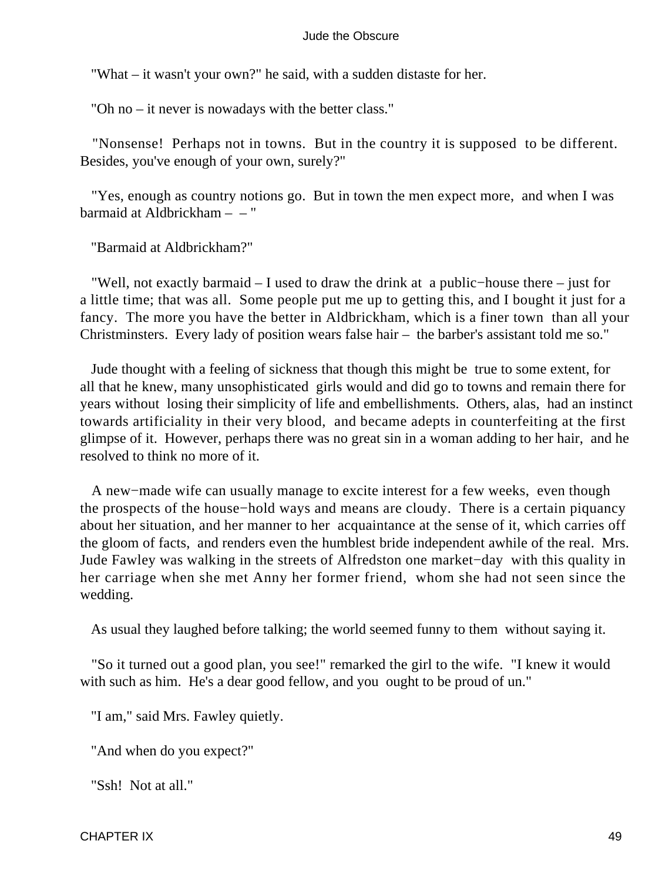"What – it wasn't your own?" he said, with a sudden distaste for her.

"Oh no – it never is nowadays with the better class."

"Nonsense! Perhaps not in towns. But in the country it is supposed to be different. Besides, you've enough of your own, surely?"

"Yes, enough as country notions go. But in town the men expect more, and when I was barmaid at Aldbrickham – – "

"Barmaid at Aldbrickham?"

"Well, not exactly barmaid – I used to draw the drink at a public−house there – just for a little time; that was all. Some people put me up to getting this, and I bought it just for a fancy. The more you have the better in Aldbrickham, which is a finer town than all your Christminsters. Every lady of position wears false hair – the barber's assistant told me so."

Jude thought with a feeling of sickness that though this might be true to some extent, for all that he knew, many unsophisticated girls would and did go to towns and remain there for years without losing their simplicity of life and embellishments. Others, alas, had an instinct towards artificiality in their very blood, and became adepts in counterfeiting at the first glimpse of it. However, perhaps there was no great sin in a woman adding to her hair, and he resolved to think no more of it.

A new−made wife can usually manage to excite interest for a few weeks, even though the prospects of the house−hold ways and means are cloudy. There is a certain piquancy about her situation, and her manner to her acquaintance at the sense of it, which carries off the gloom of facts, and renders even the humblest bride independent awhile of the real. Mrs. Jude Fawley was walking in the streets of Alfredston one market−day with this quality in her carriage when she met Anny her former friend, whom she had not seen since the wedding.

As usual they laughed before talking; the world seemed funny to them without saying it.

"So it turned out a good plan, you see!" remarked the girl to the wife. "I knew it would with such as him. He's a dear good fellow, and you ought to be proud of un."

"I am," said Mrs. Fawley quietly.

"And when do you expect?"

"Ssh! Not at all."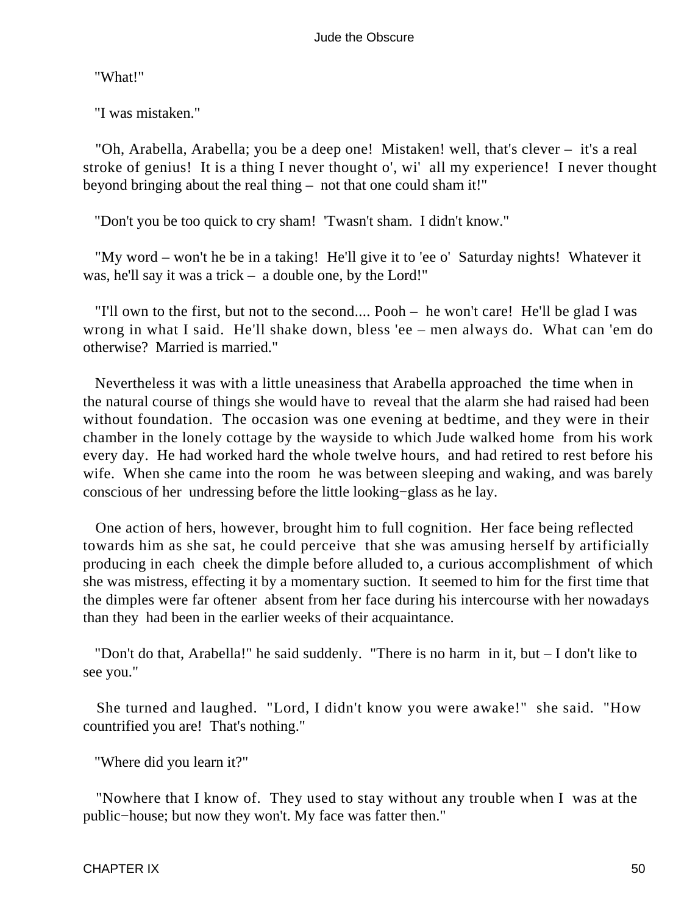"What!"

"I was mistaken."

"Oh, Arabella, Arabella; you be a deep one! Mistaken! well, that's clever – it's a real stroke of genius! It is a thing I never thought o', wi' all my experience! I never thought beyond bringing about the real thing – not that one could sham it!"

"Don't you be too quick to cry sham! 'Twasn't sham. I didn't know."

"My word – won't he be in a taking! He'll give it to 'ee o' Saturday nights! Whatever it was, he'll say it was a trick – a double one, by the Lord!"

"I'll own to the first, but not to the second.... Pooh – he won't care! He'll be glad I was wrong in what I said. He'll shake down, bless 'ee – men always do. What can 'em do otherwise? Married is married."

Nevertheless it was with a little uneasiness that Arabella approached the time when in the natural course of things she would have to reveal that the alarm she had raised had been without foundation. The occasion was one evening at bedtime, and they were in their chamber in the lonely cottage by the wayside to which Jude walked home from his work every day. He had worked hard the whole twelve hours, and had retired to rest before his wife. When she came into the room he was between sleeping and waking, and was barely conscious of her undressing before the little looking−glass as he lay.

One action of hers, however, brought him to full cognition. Her face being reflected towards him as she sat, he could perceive that she was amusing herself by artificially producing in each cheek the dimple before alluded to, a curious accomplishment of which she was mistress, effecting it by a momentary suction. It seemed to him for the first time that the dimples were far oftener absent from her face during his intercourse with her nowadays than they had been in the earlier weeks of their acquaintance.

"Don't do that, Arabella!" he said suddenly. "There is no harm in it, but – I don't like to see you."

She turned and laughed. "Lord, I didn't know you were awake!" she said. "How countrified you are! That's nothing."

"Where did you learn it?"

"Nowhere that I know of. They used to stay without any trouble when I was at the public−house; but now they won't. My face was fatter then."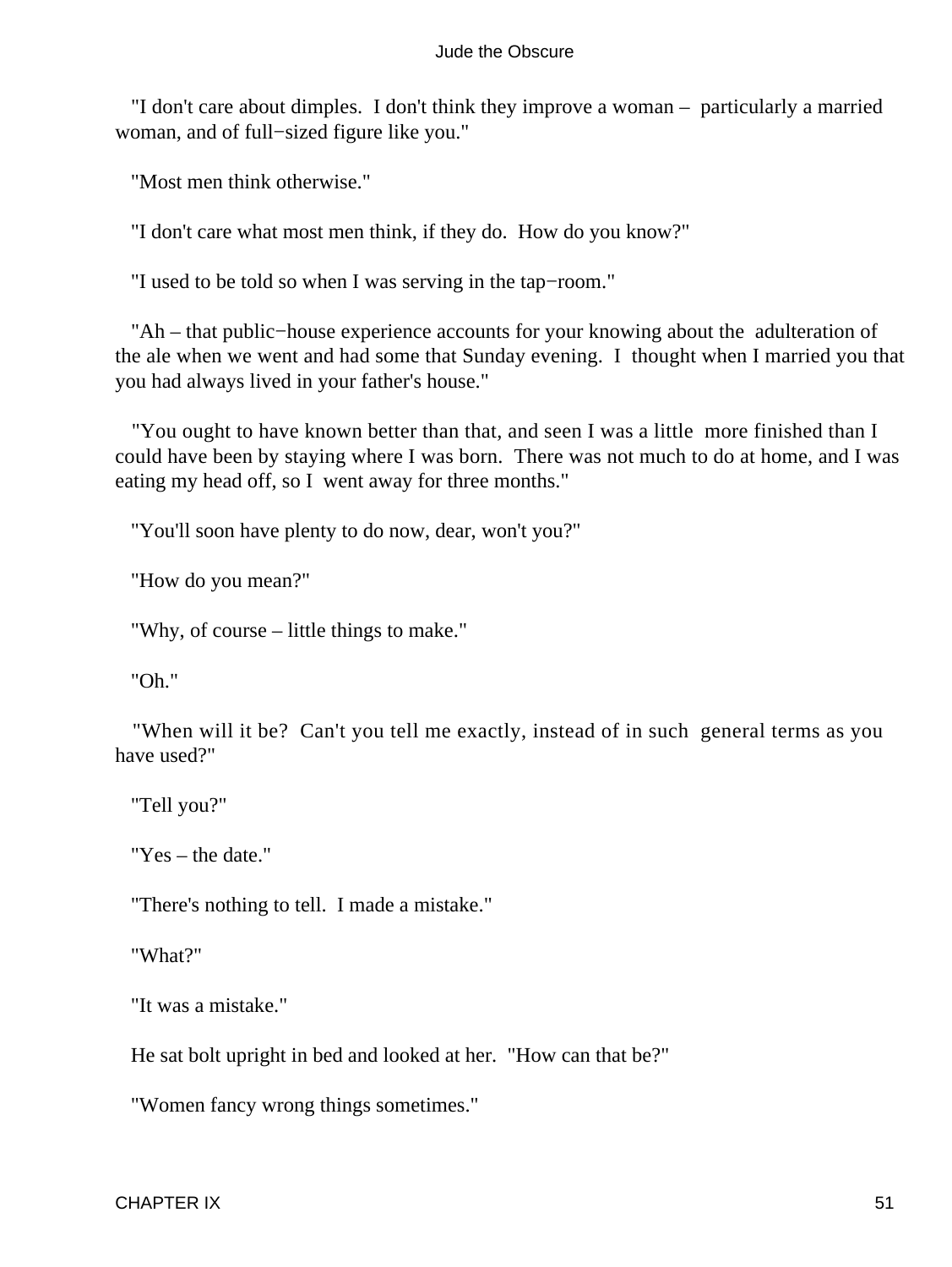"I don't care about dimples. I don't think they improve a woman – particularly a married woman, and of full−sized figure like you."

"Most men think otherwise."

"I don't care what most men think, if they do. How do you know?"

"I used to be told so when I was serving in the tap−room."

"Ah – that public−house experience accounts for your knowing about the adulteration of the ale when we went and had some that Sunday evening. I thought when I married you that you had always lived in your father's house."

"You ought to have known better than that, and seen I was a little more finished than I could have been by staying where I was born. There was not much to do at home, and I was eating my head off, so I went away for three months."

"You'll soon have plenty to do now, dear, won't you?"

"How do you mean?"

"Why, of course – little things to make."

"Oh."

"When will it be? Can't you tell me exactly, instead of in such general terms as you have used?"

"Tell you?"

"Yes – the date."

"There's nothing to tell. I made a mistake."

"What?"

"It was a mistake."

He sat bolt upright in bed and looked at her. "How can that be?"

"Women fancy wrong things sometimes."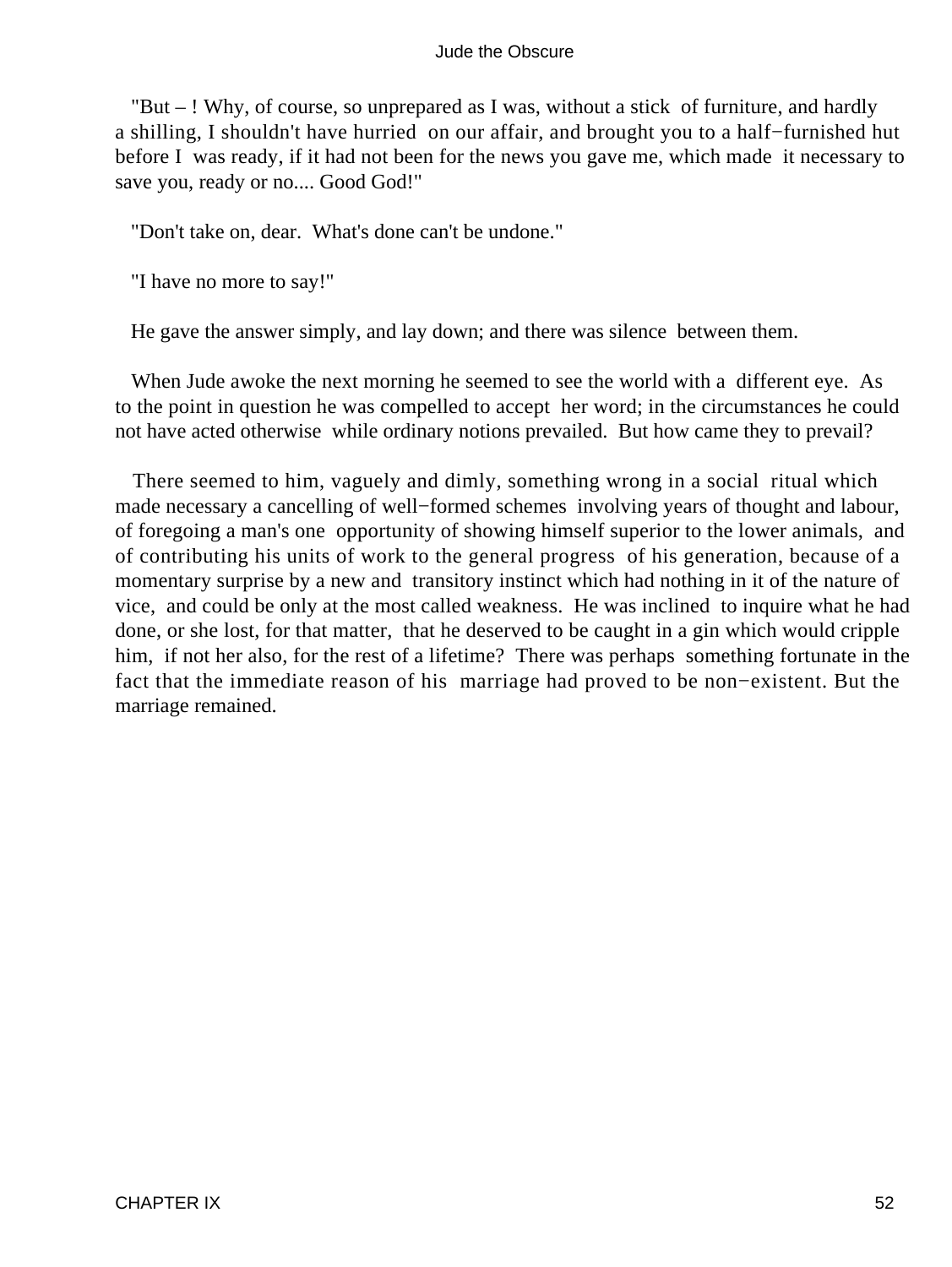"But – ! Why, of course, so unprepared as I was, without a stick of furniture, and hardly a shilling, I shouldn't have hurried on our affair, and brought you to a half−furnished hut before I was ready, if it had not been for the news you gave me, which made it necessary to save you, ready or no.... Good God!"

"Don't take on, dear. What's done can't be undone."

"I have no more to say!"

He gave the answer simply, and lay down; and there was silence between them.

When Jude awoke the next morning he seemed to see the world with a different eye. As to the point in question he was compelled to accept her word; in the circumstances he could not have acted otherwise while ordinary notions prevailed. But how came they to prevail?

There seemed to him, vaguely and dimly, something wrong in a social ritual which made necessary a cancelling of well−formed schemes involving years of thought and labour, of foregoing a man's one opportunity of showing himself superior to the lower animals, and of contributing his units of work to the general progress of his generation, because of a momentary surprise by a new and transitory instinct which had nothing in it of the nature of vice, and could be only at the most called weakness. He was inclined to inquire what he had done, or she lost, for that matter, that he deserved to be caught in a gin which would cripple him, if not her also, for the rest of a lifetime? There was perhaps something fortunate in the fact that the immediate reason of his marriage had proved to be non−existent. But the marriage remained.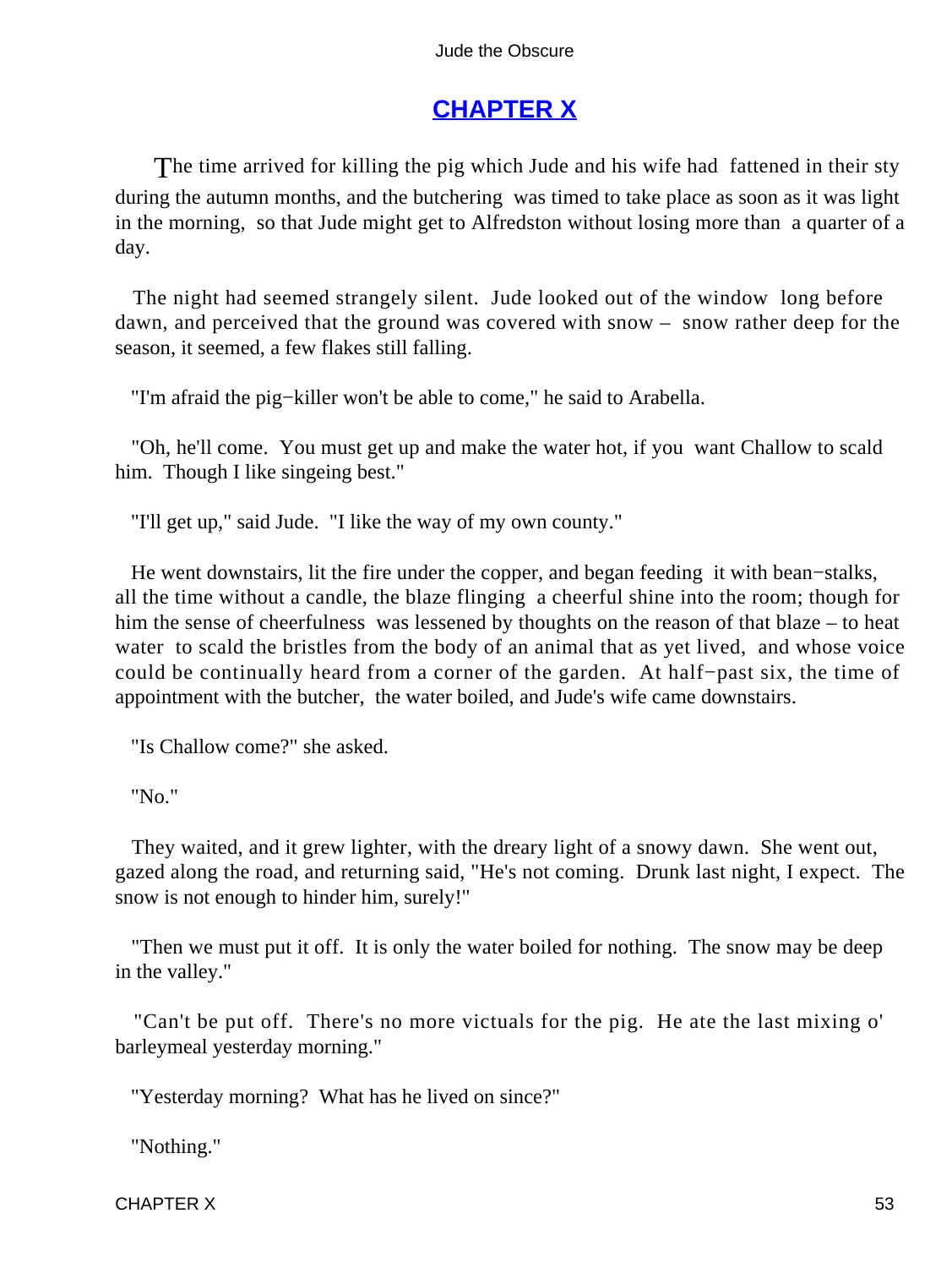# CHAPTER X

The time arrived for killing the pig which Jude and his wife had fattened in their sty during the autumn months, and the butchering was timed to take place as soon as it was light in the morning, so that Jude might get to Alfredston without losing more than a quarter of a day.

The night had seemed strangely silent. Jude looked out of the window long before dawn, and perceived that the ground was covered with snow – snow rather deep for the season, it seemed, a few flakes still falling.

"I'm afraid the pig−killer won't be able to come," he said to Arabella.

"Oh, he'll come. You must get up and make the water hot, if you want Challow to scald him. Though I like singeing best."

"I'll get up," said Jude. "I like the way of my own county."

He went downstairs, lit the fire under the copper, and began feeding it with bean−stalks, all the time without a candle, the blaze flinging a cheerful shine into the room; though for him the sense of cheerfulness was lessened by thoughts on the reason of that blaze – to heat water to scald the bristles from the body of an animal that as yet lived, and whose voice could be continually heard from a corner of the garden. At half−past six, the time of appointment with the butcher, the water boiled, and Jude's wife came downstairs.

"Is Challow come?" she asked.

"No."

They waited, and it grew lighter, with the dreary light of a snowy dawn. She went out, gazed along the road, and returning said, "He's not coming. Drunk last night, I expect. The snow is not enough to hinder him, surely!"

"Then we must put it off. It is only the water boiled for nothing. The snow may be deep in the valley."

"Can't be put off. There's no more victuals for the pig. He ate the last mixing o' barleymeal yesterday morning."

"Yesterday morning? What has he lived on since?"

"Nothing."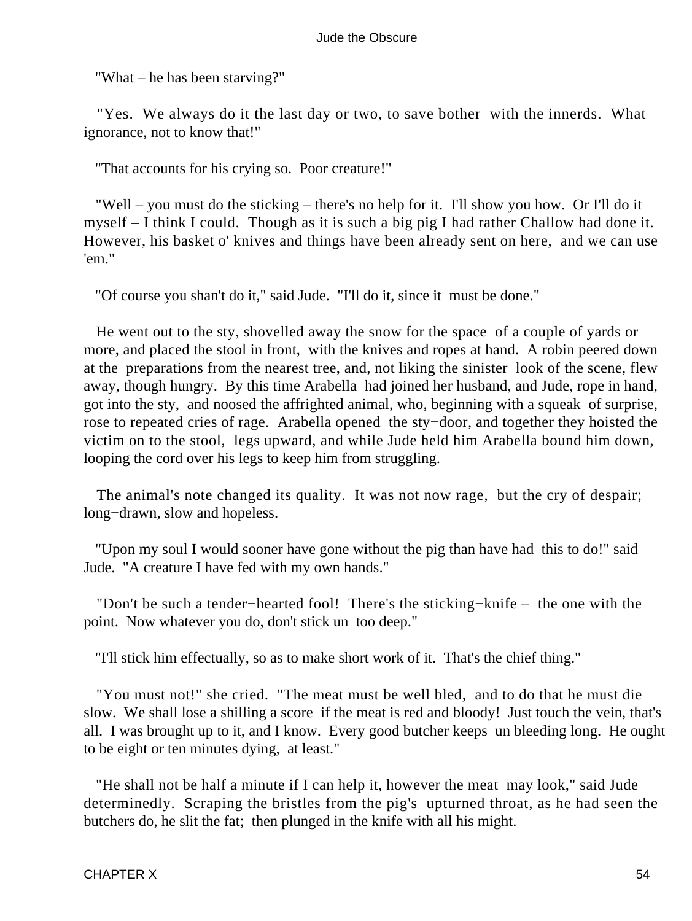"What – he has been starving?"

"Yes. We always do it the last day or two, to save bother with the innerds. What ignorance, not to know that!"

"That accounts for his crying so. Poor creature!"

"Well – you must do the sticking – there's no help for it. I'll show you how. Or I'll do it myself – I think I could. Though as it is such a big pig I had rather Challow had done it. However, his basket o' knives and things have been already sent on here, and we can use 'em."

"Of course you shan't do it," said Jude. "I'll do it, since it must be done."

He went out to the sty, shovelled away the snow for the space of a couple of yards or more, and placed the stool in front, with the knives and ropes at hand. A robin peered down at the preparations from the nearest tree, and, not liking the sinister look of the scene, flew away, though hungry. By this time Arabella had joined her husband, and Jude, rope in hand, got into the sty, and noosed the affrighted animal, who, beginning with a squeak of surprise, rose to repeated cries of rage. Arabella opened the sty−door, and together they hoisted the victim on to the stool, legs upward, and while Jude held him Arabella bound him down, looping the cord over his legs to keep him from struggling.

The animal's note changed its quality. It was not now rage, but the cry of despair; long−drawn, slow and hopeless.

"Upon my soul I would sooner have gone without the pig than have had this to do!" said Jude. "A creature I have fed with my own hands."

"Don't be such a tender−hearted fool! There's the sticking−knife – the one with the point. Now whatever you do, don't stick un too deep."

"I'll stick him effectually, so as to make short work of it. That's the chief thing."

"You must not!" she cried. "The meat must be well bled, and to do that he must die slow. We shall lose a shilling a score if the meat is red and bloody! Just touch the vein, that's all. I was brought up to it, and I know. Every good butcher keeps un bleeding long. He ought to be eight or ten minutes dying, at least."

"He shall not be half a minute if I can help it, however the meat may look," said Jude determinedly. Scraping the bristles from the pig's upturned throat, as he had seen the butchers do, he slit the fat; then plunged in the knife with all his might.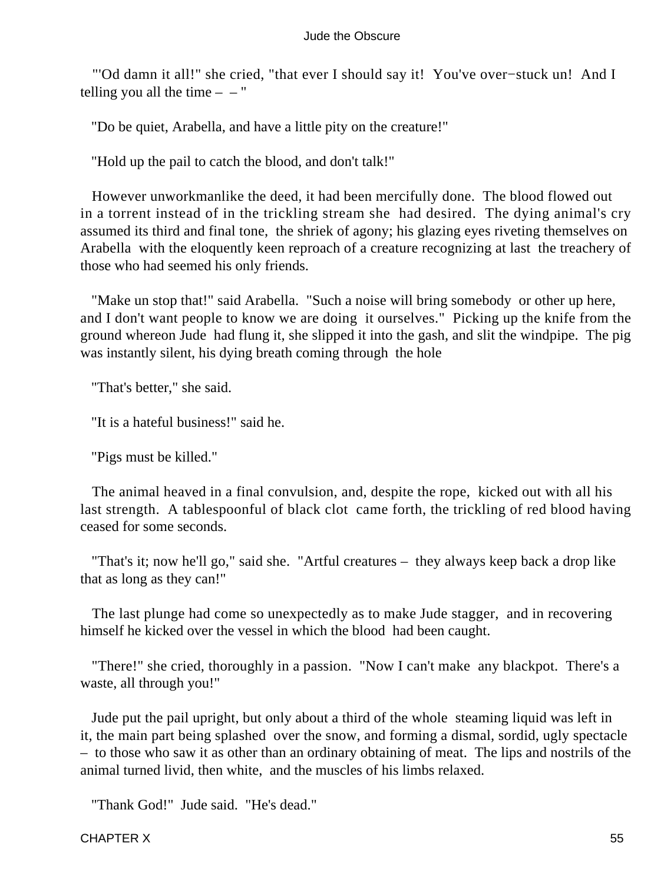"'Od damn it all!" she cried, "that ever I should say it! You've over−stuck un! And I telling you all the time – – "

"Do be quiet, Arabella, and have a little pity on the creature!"

"Hold up the pail to catch the blood, and don't talk!"

However unworkmanlike the deed, it had been mercifully done. The blood flowed out in a torrent instead of in the trickling stream she had desired. The dying animal's cry assumed its third and final tone, the shriek of agony; his glazing eyes riveting themselves on Arabella with the eloquently keen reproach of a creature recognizing at last the treachery of those who had seemed his only friends.

"Make un stop that!" said Arabella. "Such a noise will bring somebody or other up here, and I don't want people to know we are doing it ourselves." Picking up the knife from the ground whereon Jude had flung it, she slipped it into the gash, and slit the windpipe. The pig was instantly silent, his dying breath coming through the hole

"That's better," she said.

"It is a hateful business!" said he.

"Pigs must be killed."

The animal heaved in a final convulsion, and, despite the rope, kicked out with all his last strength. A tablespoonful of black clot came forth, the trickling of red blood having ceased for some seconds.

"That's it; now he'll go," said she. "Artful creatures – they always keep back a drop like that as long as they can!"

The last plunge had come so unexpectedly as to make Jude stagger, and in recovering himself he kicked over the vessel in which the blood had been caught.

"There!" she cried, thoroughly in a passion. "Now I can't make any blackpot. There's a waste, all through you!"

Jude put the pail upright, but only about a third of the whole steaming liquid was left in it, the main part being splashed over the snow, and forming a dismal, sordid, ugly spectacle – to those who saw it as other than an ordinary obtaining of meat. The lips and nostrils of the animal turned livid, then white, and the muscles of his limbs relaxed.

"Thank God!" Jude said. "He's dead."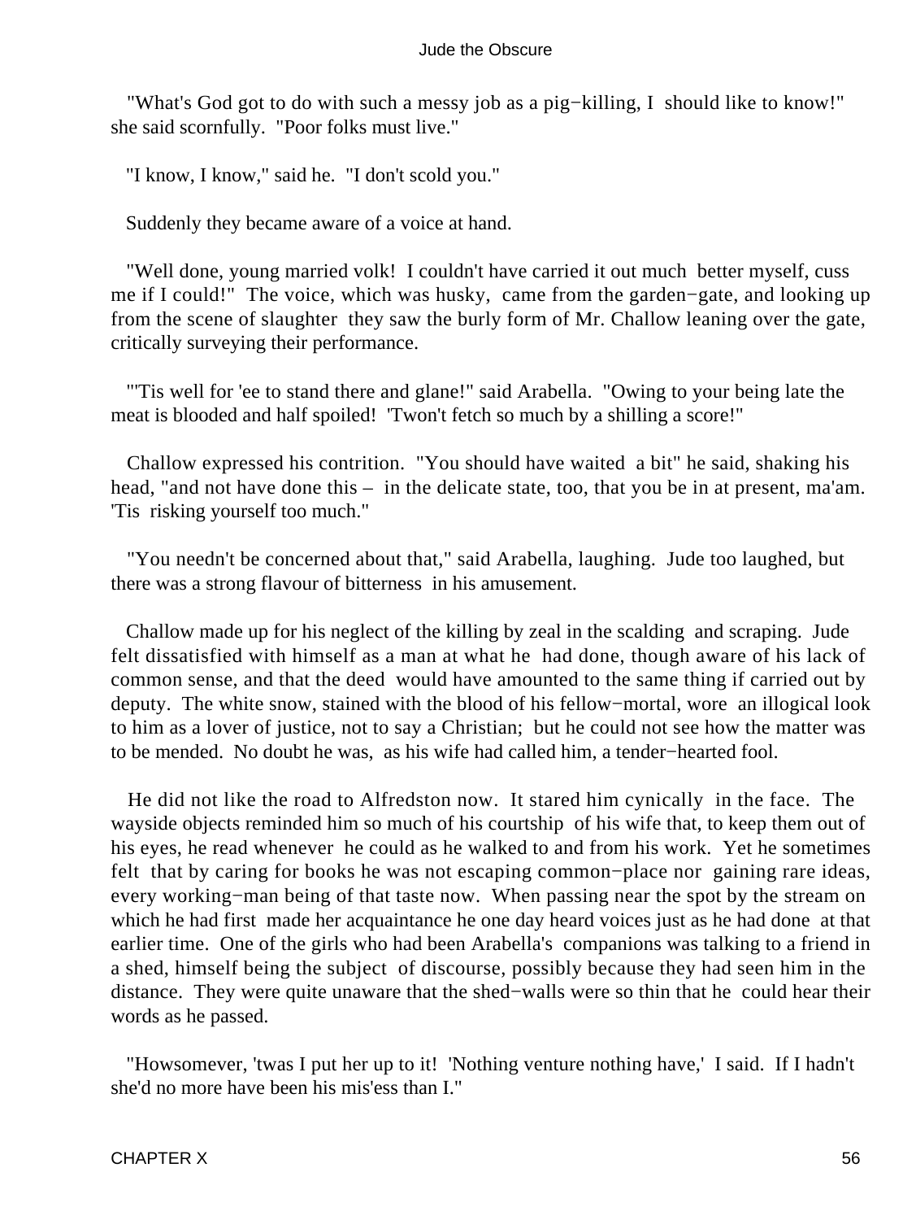"What's God got to do with such a messy job as a pig−killing, I should like to know!" she said scornfully. "Poor folks must live."

"I know, I know," said he. "I don't scold you."

Suddenly they became aware of a voice at hand.

"Well done, young married volk! I couldn't have carried it out much better myself, cuss me if I could!" The voice, which was husky, came from the garden−gate, and looking up from the scene of slaughter they saw the burly form of Mr. Challow leaning over the gate, critically surveying their performance.

"'Tis well for 'ee to stand there and glane!" said Arabella. "Owing to your being late the meat is blooded and half spoiled! 'Twon't fetch so much by a shilling a score!"

Challow expressed his contrition. "You should have waited a bit" he said, shaking his head, "and not have done this – in the delicate state, too, that you be in at present, ma'am. 'Tis risking yourself too much."

"You needn't be concerned about that," said Arabella, laughing. Jude too laughed, but there was a strong flavour of bitterness in his amusement.

Challow made up for his neglect of the killing by zeal in the scalding and scraping. Jude felt dissatisfied with himself as a man at what he had done, though aware of his lack of common sense, and that the deed would have amounted to the same thing if carried out by deputy. The white snow, stained with the blood of his fellow−mortal, wore an illogical look to him as a lover of justice, not to say a Christian; but he could not see how the matter was to be mended. No doubt he was, as his wife had called him, a tender−hearted fool.

He did not like the road to Alfredston now. It stared him cynically in the face. The wayside objects reminded him so much of his courtship of his wife that, to keep them out of his eyes, he read whenever he could as he walked to and from his work. Yet he sometimes felt that by caring for books he was not escaping common−place nor gaining rare ideas, every working−man being of that taste now. When passing near the spot by the stream on which he had first made her acquaintance he one day heard voices just as he had done at that earlier time. One of the girls who had been Arabella's companions was talking to a friend in a shed, himself being the subject of discourse, possibly because they had seen him in the distance. They were quite unaware that the shed−walls were so thin that he could hear their words as he passed.

"Howsomever, 'twas I put her up to it! 'Nothing venture nothing have,' I said. If I hadn't she'd no more have been his mis'ess than I."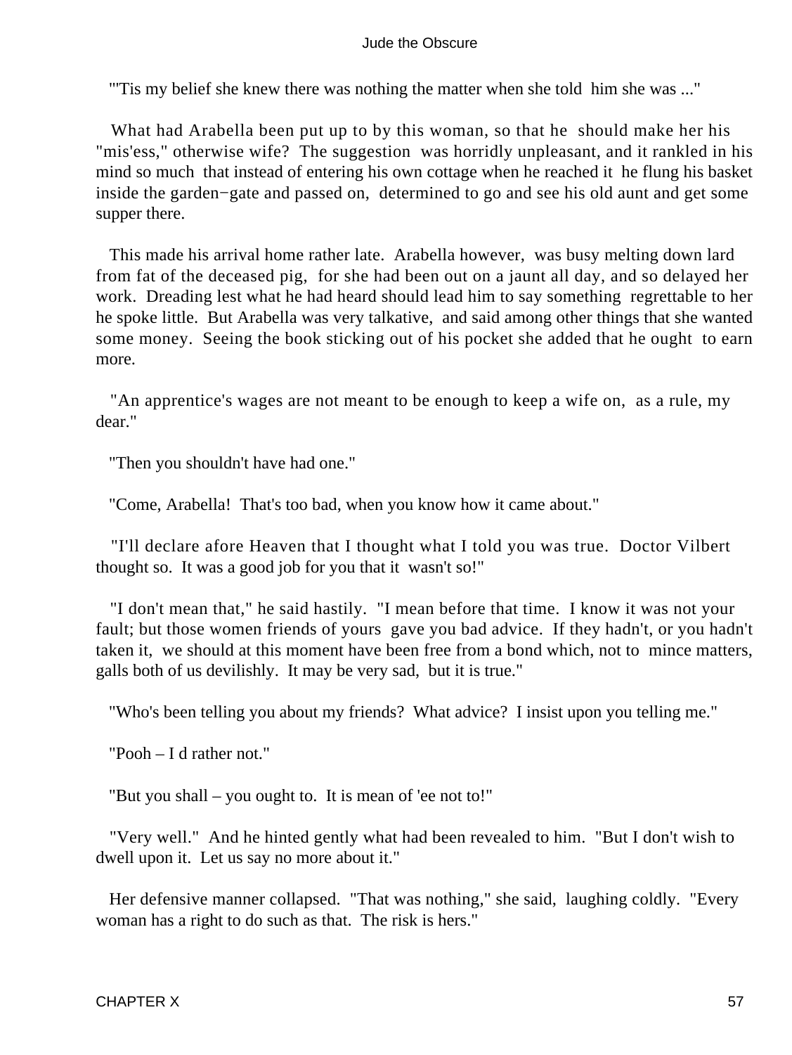"'Tis my belief she knew there was nothing the matter when she told him she was ..."

What had Arabella been put up to by this woman, so that he should make her his "mis'ess," otherwise wife? The suggestion was horridly unpleasant, and it rankled in his mind so much that instead of entering his own cottage when he reached it he flung his basket inside the garden−gate and passed on, determined to go and see his old aunt and get some supper there.

This made his arrival home rather late. Arabella however, was busy melting down lard from fat of the deceased pig, for she had been out on a jaunt all day, and so delayed her work. Dreading lest what he had heard should lead him to say something regrettable to her he spoke little. But Arabella was very talkative, and said among other things that she wanted some money. Seeing the book sticking out of his pocket she added that he ought to earn more.

"An apprentice's wages are not meant to be enough to keep a wife on, as a rule, my dear."

"Then you shouldn't have had one."

"Come, Arabella! That's too bad, when you know how it came about."

"I'll declare afore Heaven that I thought what I told you was true. Doctor Vilbert thought so. It was a good job for you that it wasn't so!"

"I don't mean that," he said hastily. "I mean before that time. I know it was not your fault; but those women friends of yours gave you bad advice. If they hadn't, or you hadn't taken it, we should at this moment have been free from a bond which, not to mince matters, galls both of us devilishly. It may be very sad, but it is true."

"Who's been telling you about my friends? What advice? I insist upon you telling me."

"Pooh – I d rather not."

"But you shall – you ought to. It is mean of 'ee not to!"

"Very well." And he hinted gently what had been revealed to him. "But I don't wish to dwell upon it. Let us say no more about it."

Her defensive manner collapsed. "That was nothing," she said, laughing coldly. "Every woman has a right to do such as that. The risk is hers."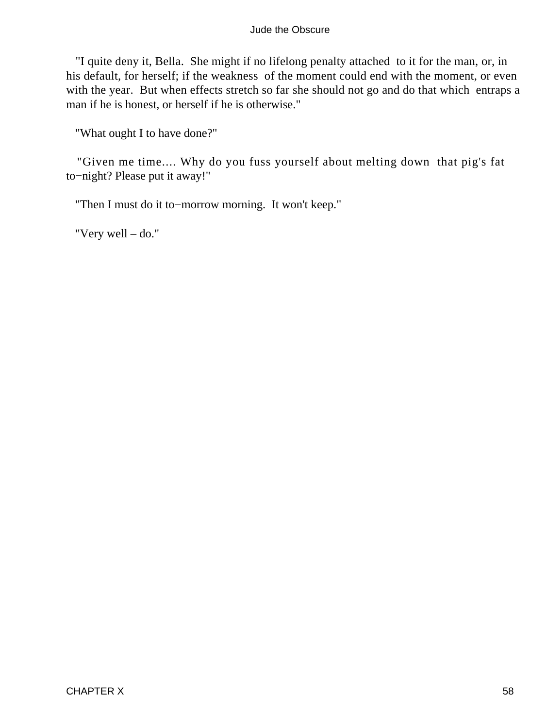"I quite deny it, Bella. She might if no lifelong penalty attached to it for the man, or, in his default, for herself; if the weakness of the moment could end with the moment, or even with the year. But when effects stretch so far she should not go and do that which entraps a man if he is honest, or herself if he is otherwise."

"What ought I to have done?"

"Given me time.... Why do you fuss yourself about melting down that pig's fat to−night? Please put it away!"

"Then I must do it to−morrow morning. It won't keep."

"Very well – do."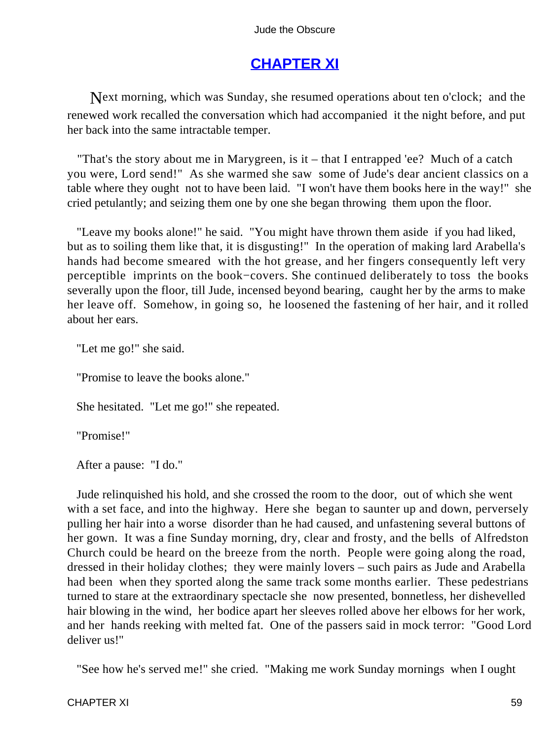## CHAPTER XI

Next morning, which was Sunday, she resumed operations about ten o'clock; and the renewed work recalled the conversation which had accompanied it the night before, and put her back into the same intractable temper.

"That's the story about me in Marygreen, is it – that I entrapped 'ee? Much of a catch you were, Lord send!" As she warmed she saw some of Jude's dear ancient classics on a table where they ought not to have been laid. "I won't have them books here in the way!" she cried petulantly; and seizing them one by one she began throwing them upon the floor.

"Leave my books alone!" he said. "You might have thrown them aside if you had liked, but as to soiling them like that, it is disgusting!" In the operation of making lard Arabella's hands had become smeared with the hot grease, and her fingers consequently left very perceptible imprints on the book−covers. She continued deliberately to toss the books severally upon the floor, till Jude, incensed beyond bearing, caught her by the arms to make her leave off. Somehow, in going so, he loosened the fastening of her hair, and it rolled about her ears.

"Let me go!" she said.

"Promise to leave the books alone."

She hesitated. "Let me go!" she repeated.

"Promise!"

After a pause: "I do."

Jude relinquished his hold, and she crossed the room to the door, out of which she went with a set face, and into the highway. Here she began to saunter up and down, perversely pulling her hair into a worse disorder than he had caused, and unfastening several buttons of her gown. It was a fine Sunday morning, dry, clear and frosty, and the bells of Alfredston Church could be heard on the breeze from the north. People were going along the road, dressed in their holiday clothes; they were mainly lovers – such pairs as Jude and Arabella had been when they sported along the same track some months earlier. These pedestrians turned to stare at the extraordinary spectacle she now presented, bonnetless, her dishevelled hair blowing in the wind, her bodice apart her sleeves rolled above her elbows for her work, and her hands reeking with melted fat. One of the passers said in mock terror: "Good Lord deliver us!"

"See how he's served me!" she cried. "Making me work Sunday mornings when I ought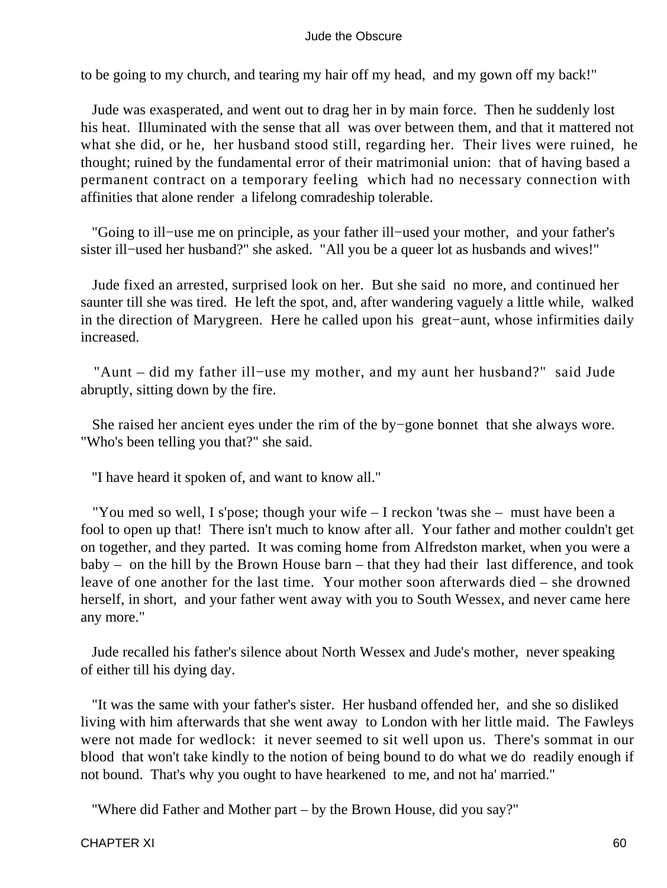to be going to my church, and tearing my hair off my head, and my gown off my back!"

Jude was exasperated, and went out to drag her in by main force. Then he suddenly lost his heat. Illuminated with the sense that all was over between them, and that it mattered not what she did, or he, her husband stood still, regarding her. Their lives were ruined, he thought; ruined by the fundamental error of their matrimonial union: that of having based a permanent contract on a temporary feeling which had no necessary connection with affinities that alone render a lifelong comradeship tolerable.

"Going to ill−use me on principle, as your father ill−used your mother, and your father's sister ill−used her husband?" she asked. "All you be a queer lot as husbands and wives!"

Jude fixed an arrested, surprised look on her. But she said no more, and continued her saunter till she was tired. He left the spot, and, after wandering vaguely a little while, walked in the direction of Marygreen. Here he called upon his great−aunt, whose infirmities daily increased.

"Aunt – did my father ill−use my mother, and my aunt her husband?" said Jude abruptly, sitting down by the fire.

She raised her ancient eyes under the rim of the by−gone bonnet that she always wore. "Who's been telling you that?" she said.

"I have heard it spoken of, and want to know all."

"You med so well, I s'pose; though your wife – I reckon 'twas she – must have been a fool to open up that! There isn't much to know after all. Your father and mother couldn't get on together, and they parted. It was coming home from Alfredston market, when you were a baby – on the hill by the Brown House barn – that they had their last difference, and took leave of one another for the last time. Your mother soon afterwards died – she drowned herself, in short, and your father went away with you to South Wessex, and never came here any more."

Jude recalled his father's silence about North Wessex and Jude's mother, never speaking of either till his dying day.

"It was the same with your father's sister. Her husband offended her, and she so disliked living with him afterwards that she went away to London with her little maid. The Fawleys were not made for wedlock: it never seemed to sit well upon us. There's sommat in our blood that won't take kindly to the notion of being bound to do what we do readily enough if not bound. That's why you ought to have hearkened to me, and not ha' married."

"Where did Father and Mother part – by the Brown House, did you say?"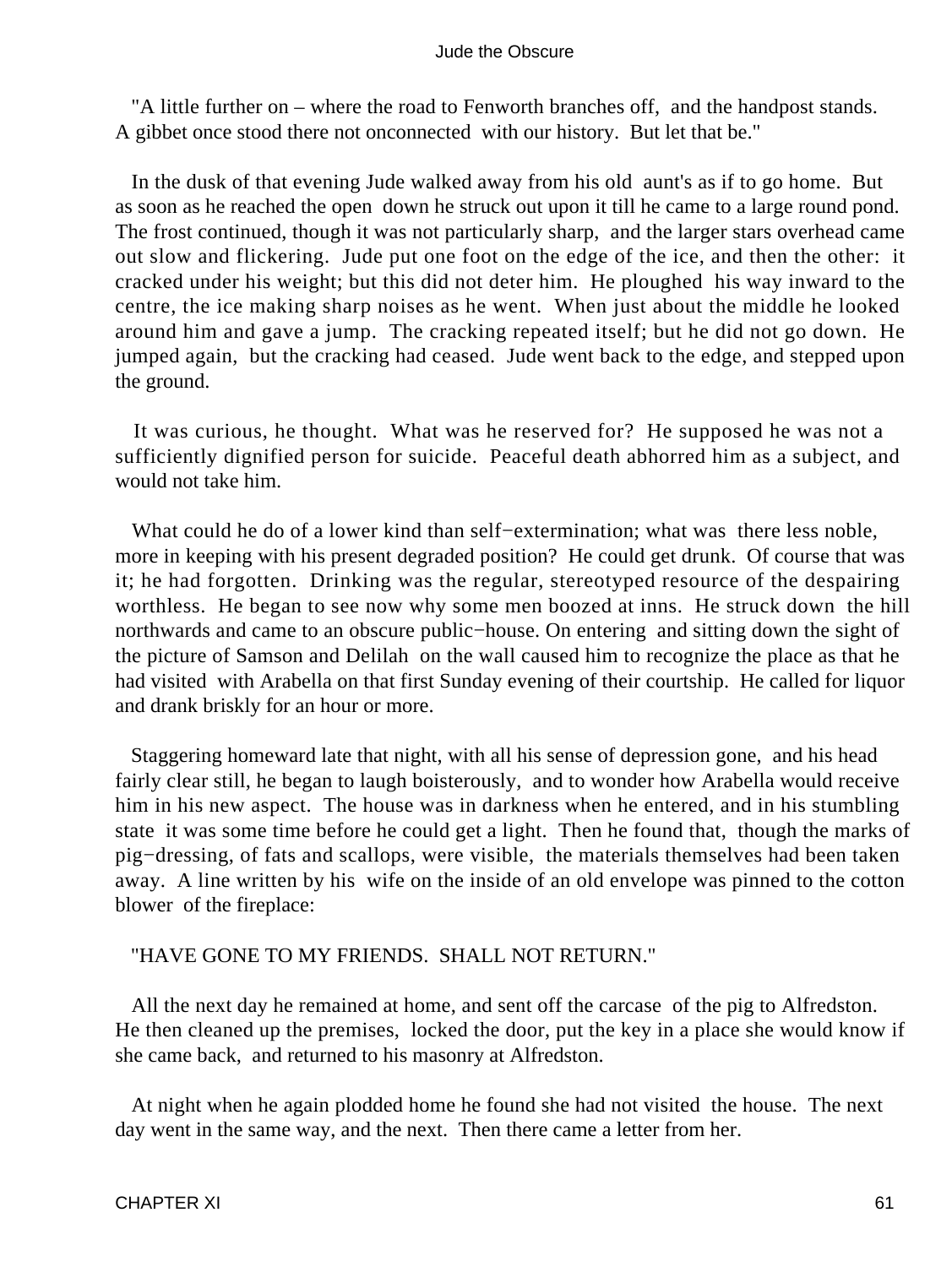"A little further on – where the road to Fenworth branches off, and the handpost stands. A gibbet once stood there not onconnected with our history. But let that be."

In the dusk of that evening Jude walked away from his old aunt's as if to go home. But as soon as he reached the open down he struck out upon it till he came to a large round pond. The frost continued, though it was not particularly sharp, and the larger stars overhead came out slow and flickering. Jude put one foot on the edge of the ice, and then the other: it cracked under his weight; but this did not deter him. He ploughed his way inward to the centre, the ice making sharp noises as he went. When just about the middle he looked around him and gave a jump. The cracking repeated itself; but he did not go down. He jumped again, but the cracking had ceased. Jude went back to the edge, and stepped upon the ground.

It was curious, he thought. What was he reserved for? He supposed he was not a sufficiently dignified person for suicide. Peaceful death abhorred him as a subject, and would not take him.

What could he do of a lower kind than self−extermination; what was there less noble, more in keeping with his present degraded position? He could get drunk. Of course that was it; he had forgotten. Drinking was the regular, stereotyped resource of the despairing worthless. He began to see now why some men boozed at inns. He struck down the hill northwards and came to an obscure public−house. On entering and sitting down the sight of the picture of Samson and Delilah on the wall caused him to recognize the place as that he had visited with Arabella on that first Sunday evening of their courtship. He called for liquor and drank briskly for an hour or more.

Staggering homeward late that night, with all his sense of depression gone, and his head fairly clear still, he began to laugh boisterously, and to wonder how Arabella would receive him in his new aspect. The house was in darkness when he entered, and in his stumbling state it was some time before he could get a light. Then he found that, though the marks of pig−dressing, of fats and scallops, were visible, the materials themselves had been taken away. A line written by his wife on the inside of an old envelope was pinned to the cotton blower of the fireplace:

"HAVE GONE TO MY FRIENDS. SHALL NOT RETURN."

All the next day he remained at home, and sent off the carcase of the pig to Alfredston. He then cleaned up the premises, locked the door, put the key in a place she would know if she came back, and returned to his masonry at Alfredston.

At night when he again plodded home he found she had not visited the house. The next day went in the same way, and the next. Then there came a letter from her.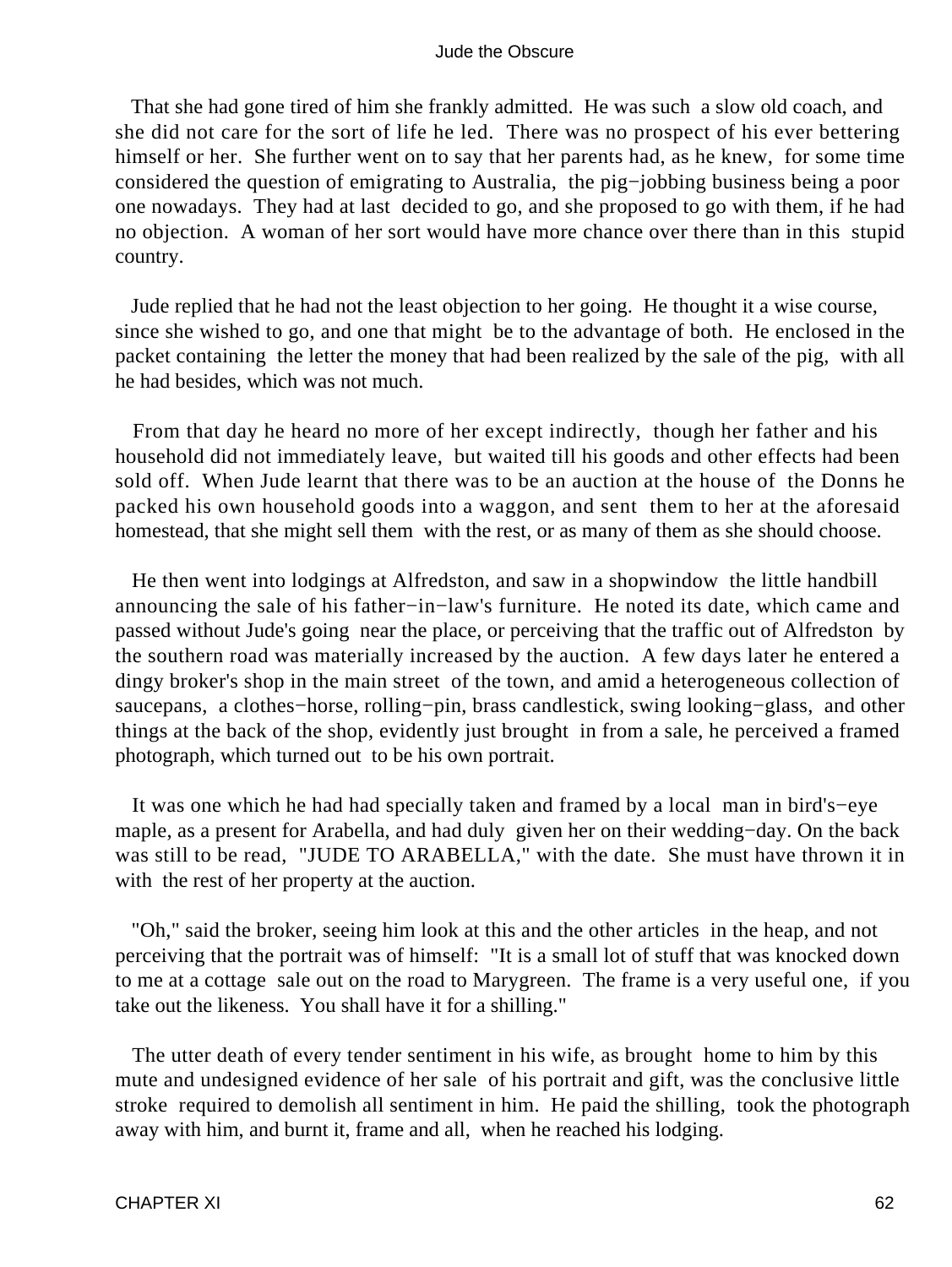That she had gone tired of him she frankly admitted. He was such a slow old coach, and she did not care for the sort of life he led. There was no prospect of his ever bettering himself or her. She further went on to say that her parents had, as he knew, for some time considered the question of emigrating to Australia, the pig−jobbing business being a poor one nowadays. They had at last decided to go, and she proposed to go with them, if he had no objection. A woman of her sort would have more chance over there than in this stupid country.

Jude replied that he had not the least objection to her going. He thought it a wise course, since she wished to go, and one that might be to the advantage of both. He enclosed in the packet containing the letter the money that had been realized by the sale of the pig, with all he had besides, which was not much.

From that day he heard no more of her except indirectly, though her father and his household did not immediately leave, but waited till his goods and other effects had been sold off. When Jude learnt that there was to be an auction at the house of the Donns he packed his own household goods into a waggon, and sent them to her at the aforesaid homestead, that she might sell them with the rest, or as many of them as she should choose.

He then went into lodgings at Alfredston, and saw in a shopwindow the little handbill announcing the sale of his father−in−law's furniture. He noted its date, which came and passed without Jude's going near the place, or perceiving that the traffic out of Alfredston by the southern road was materially increased by the auction. A few days later he entered a dingy broker's shop in the main street of the town, and amid a heterogeneous collection of saucepans, a clothes−horse, rolling−pin, brass candlestick, swing looking−glass, and other things at the back of the shop, evidently just brought in from a sale, he perceived a framed photograph, which turned out to be his own portrait.

It was one which he had had specially taken and framed by a local man in bird's−eye maple, as a present for Arabella, and had duly given her on their wedding−day. On the back was still to be read, "JUDE TO ARABELLA," with the date. She must have thrown it in with the rest of her property at the auction.

"Oh," said the broker, seeing him look at this and the other articles in the heap, and not perceiving that the portrait was of himself: "It is a small lot of stuff that was knocked down to me at a cottage sale out on the road to Marygreen. The frame is a very useful one, if you take out the likeness. You shall have it for a shilling."

The utter death of every tender sentiment in his wife, as brought home to him by this mute and undesigned evidence of her sale of his portrait and gift, was the conclusive little stroke required to demolish all sentiment in him. He paid the shilling, took the photograph away with him, and burnt it, frame and all, when he reached his lodging.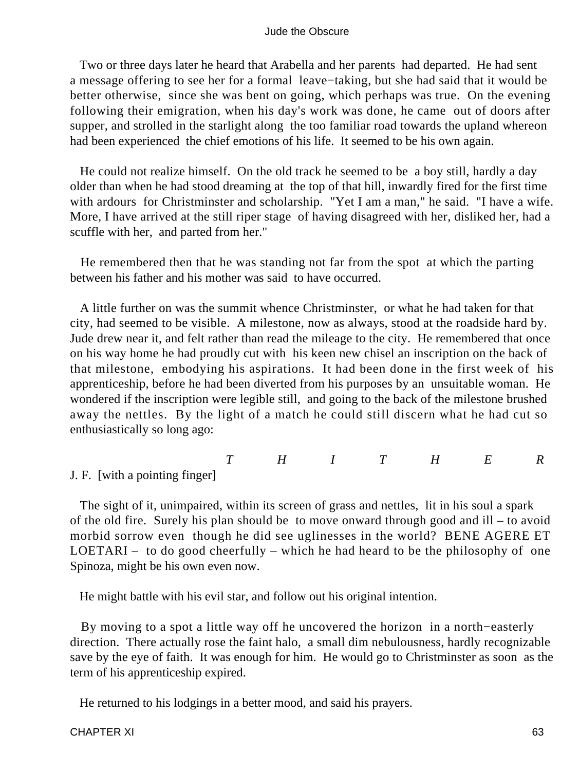Two or three days later he heard that Arabella and her parents had departed. He had sent a message offering to see her for a formal leave−taking, but she had said that it would be better otherwise, since she was bent on going, which perhaps was true. On the evening following their emigration, when his day's work was done, he came out of doors after supper, and strolled in the starlight along the too familiar road towards the upland whereon had been experienced the chief emotions of his life. It seemed to be his own again.

He could not realize himself. On the old track he seemed to be a boy still, hardly a day older than when he had stood dreaming at the top of that hill, inwardly fired for the first time with ardours for Christminster and scholarship. "Yet I am a man," he said. "I have a wife. More, I have arrived at the still riper stage of having disagreed with her, disliked her, had a scuffle with her, and parted from her."

He remembered then that he was standing not far from the spot at which the parting between his father and his mother was said to have occurred.

A little further on was the summit whence Christminster, or what he had taken for that city, had seemed to be visible. A milestone, now as always, stood at the roadside hard by. Jude drew near it, and felt rather than read the mileage to the city. He remembered that once on his way home he had proudly cut with his keen new chisel an inscription on the back of that milestone, embodying his aspirations. It had been done in the first week of his apprenticeship, before he had been diverted from his purposes by an unsuitable woman. He wondered if the inscription were legible still, and going to the back of the milestone brushed away the nettles. By the light of a match he could still discern what he had cut so enthusiastically so long ago:

*T H I T H E R*
J. F. [with a pointing finger]

The sight of it, unimpaired, within its screen of grass and nettles, lit in his soul a spark of the old fire. Surely his plan should be to move onward through good and ill – to avoid morbid sorrow even though he did see uglinesses in the world? BENE AGERE ET LOETARI – to do good cheerfully – which he had heard to be the philosophy of one Spinoza, might be his own even now.

He might battle with his evil star, and follow out his original intention.

By moving to a spot a little way off he uncovered the horizon in a north−easterly direction. There actually rose the faint halo, a small dim nebulousness, hardly recognizable save by the eye of faith. It was enough for him. He would go to Christminster as soon as the term of his apprenticeship expired.

He returned to his lodgings in a better mood, and said his prayers.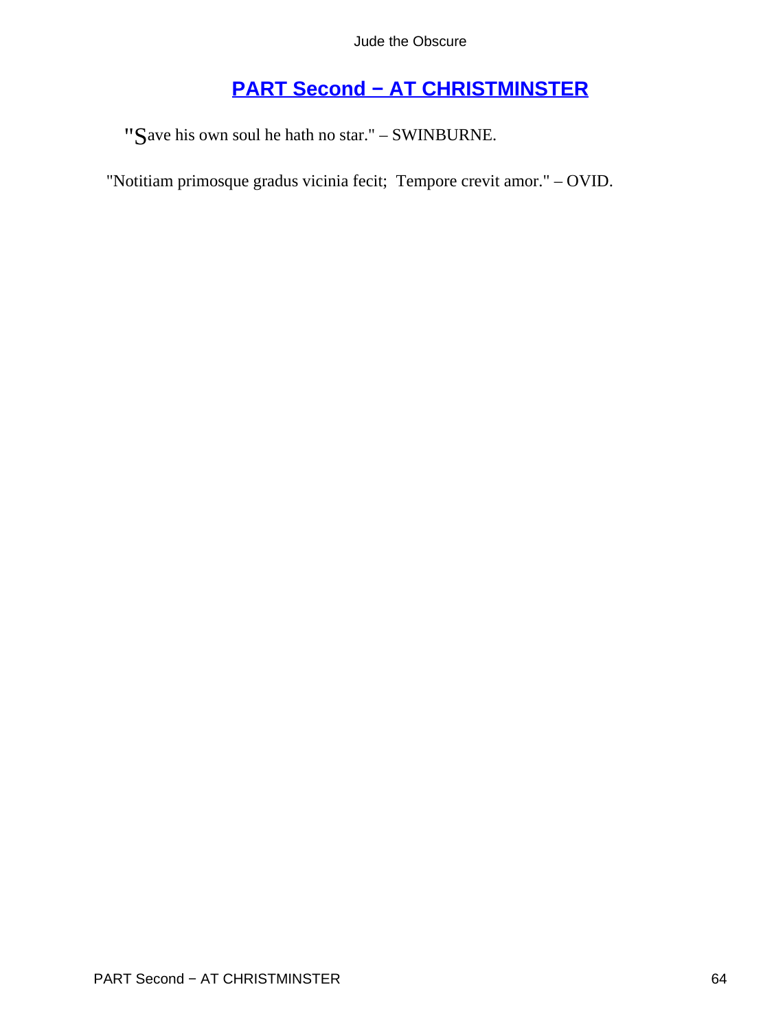# PART Second − AT CHRISTMINSTER

"Save his own soul he hath no star." – SWINBURNE.

"Notitiam primosque gradus vicinia fecit; Tempore crevit amor." – OVID.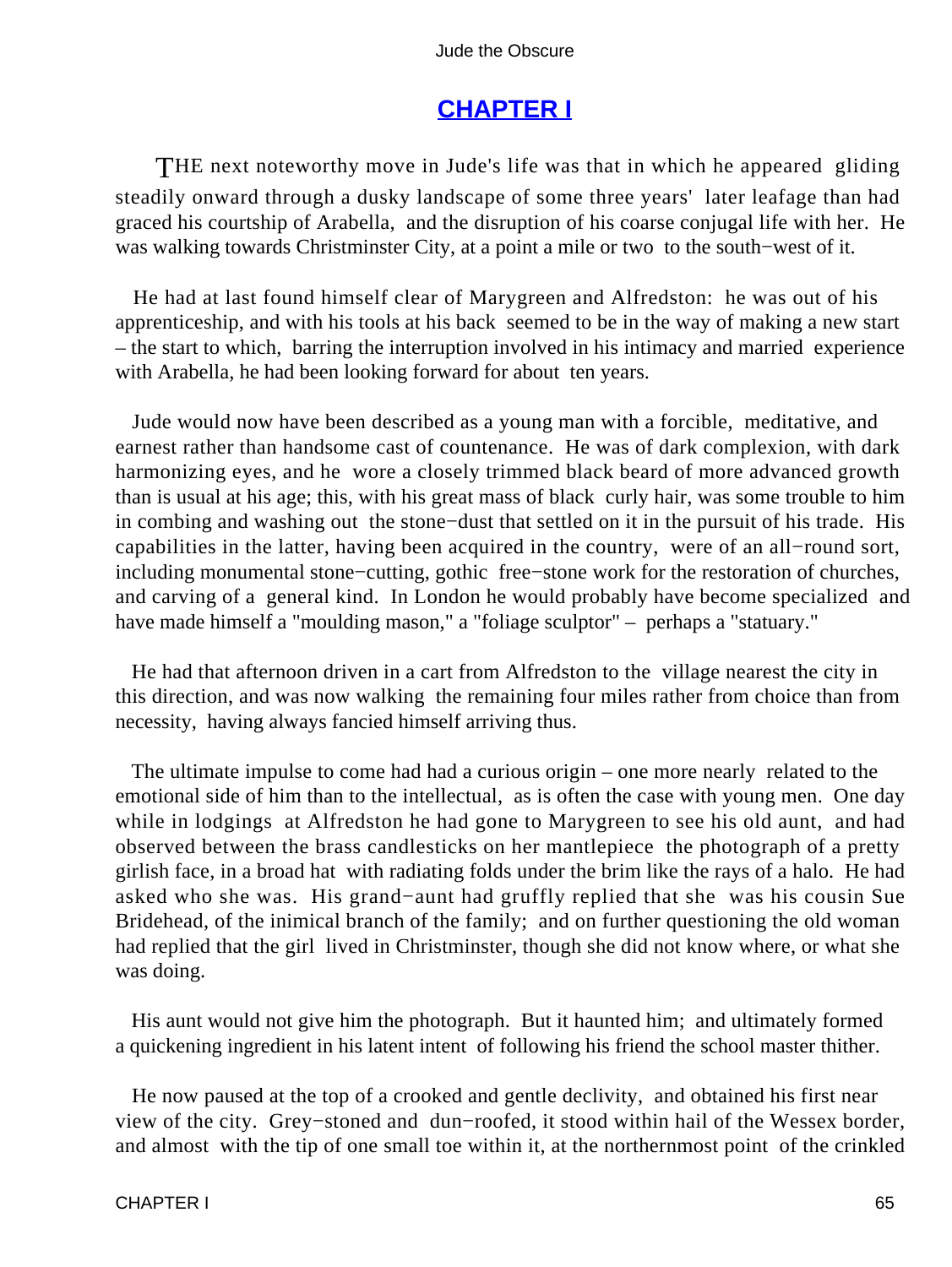## CHAPTER I

THE next noteworthy move in Jude's life was that in which he appeared gliding steadily onward through a dusky landscape of some three years' later leafage than had graced his courtship of Arabella, and the disruption of his coarse conjugal life with her. He was walking towards Christminster City, at a point a mile or two to the south−west of it.

He had at last found himself clear of Marygreen and Alfredston: he was out of his apprenticeship, and with his tools at his back seemed to be in the way of making a new start – the start to which, barring the interruption involved in his intimacy and married experience with Arabella, he had been looking forward for about ten years.

Jude would now have been described as a young man with a forcible, meditative, and earnest rather than handsome cast of countenance. He was of dark complexion, with dark harmonizing eyes, and he wore a closely trimmed black beard of more advanced growth than is usual at his age; this, with his great mass of black curly hair, was some trouble to him in combing and washing out the stone−dust that settled on it in the pursuit of his trade. His capabilities in the latter, having been acquired in the country, were of an all−round sort, including monumental stone−cutting, gothic free−stone work for the restoration of churches, and carving of a general kind. In London he would probably have become specialized and have made himself a "moulding mason," a "foliage sculptor" – perhaps a "statuary."

He had that afternoon driven in a cart from Alfredston to the village nearest the city in this direction, and was now walking the remaining four miles rather from choice than from necessity, having always fancied himself arriving thus.

The ultimate impulse to come had had a curious origin – one more nearly related to the emotional side of him than to the intellectual, as is often the case with young men. One day while in lodgings at Alfredston he had gone to Marygreen to see his old aunt, and had observed between the brass candlesticks on her mantlepiece the photograph of a pretty girlish face, in a broad hat with radiating folds under the brim like the rays of a halo. He had asked who she was. His grand−aunt had gruffly replied that she was his cousin Sue Bridehead, of the inimical branch of the family; and on further questioning the old woman had replied that the girl lived in Christminster, though she did not know where, or what she was doing.

His aunt would not give him the photograph. But it haunted him; and ultimately formed a quickening ingredient in his latent intent of following his friend the school master thither.

He now paused at the top of a crooked and gentle declivity, and obtained his first near view of the city. Grey−stoned and dun−roofed, it stood within hail of the Wessex border, and almost with the tip of one small toe within it, at the northernmost point of the crinkled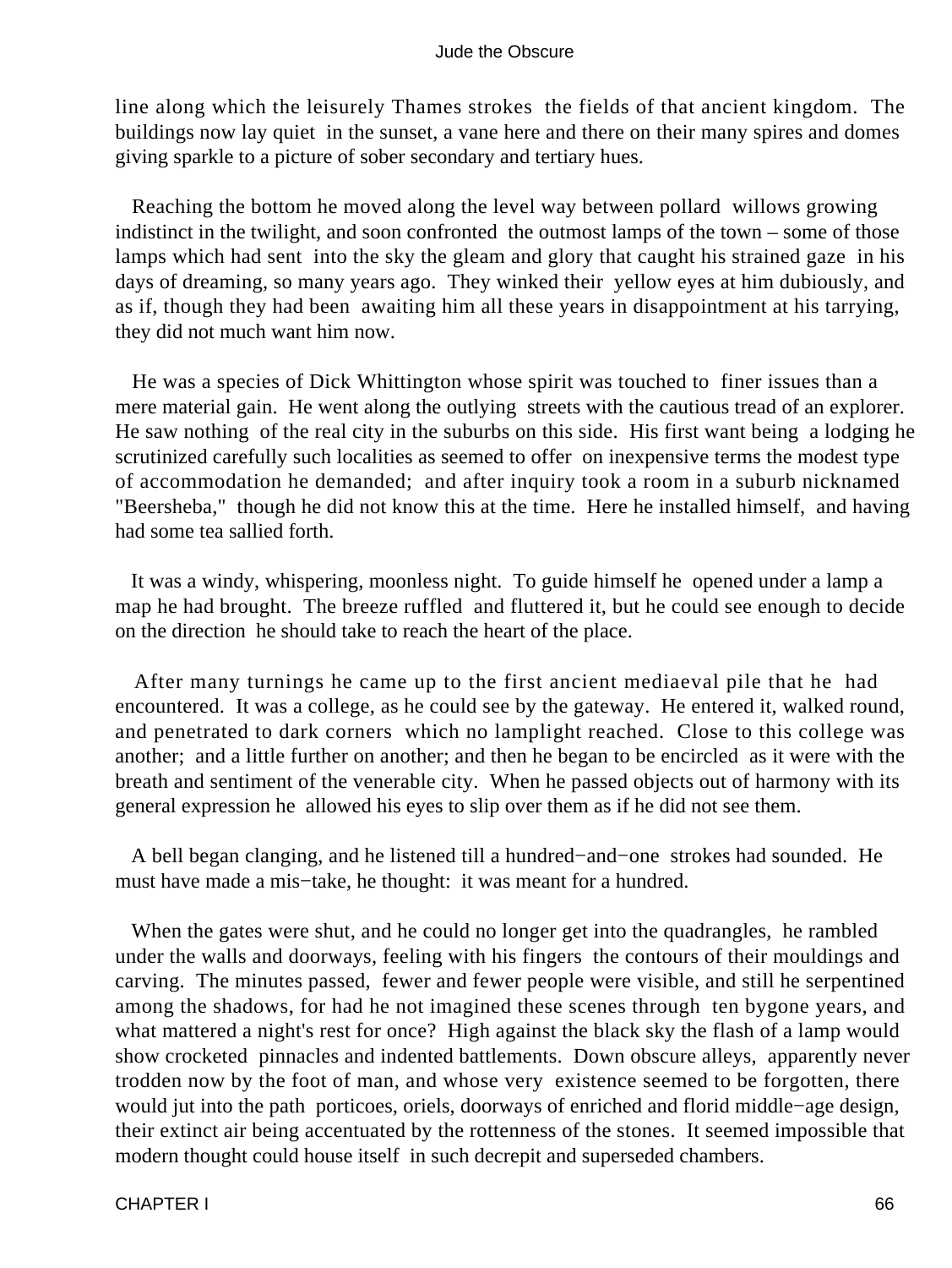line along which the leisurely Thames strokes the fields of that ancient kingdom. The buildings now lay quiet in the sunset, a vane here and there on their many spires and domes giving sparkle to a picture of sober secondary and tertiary hues.

Reaching the bottom he moved along the level way between pollard willows growing indistinct in the twilight, and soon confronted the outmost lamps of the town – some of those lamps which had sent into the sky the gleam and glory that caught his strained gaze in his days of dreaming, so many years ago. They winked their yellow eyes at him dubiously, and as if, though they had been awaiting him all these years in disappointment at his tarrying, they did not much want him now.

He was a species of Dick Whittington whose spirit was touched to finer issues than a mere material gain. He went along the outlying streets with the cautious tread of an explorer. He saw nothing of the real city in the suburbs on this side. His first want being a lodging he scrutinized carefully such localities as seemed to offer on inexpensive terms the modest type of accommodation he demanded; and after inquiry took a room in a suburb nicknamed "Beersheba," though he did not know this at the time. Here he installed himself, and having had some tea sallied forth.

It was a windy, whispering, moonless night. To guide himself he opened under a lamp a map he had brought. The breeze ruffled and fluttered it, but he could see enough to decide on the direction he should take to reach the heart of the place.

After many turnings he came up to the first ancient mediaeval pile that he had encountered. It was a college, as he could see by the gateway. He entered it, walked round, and penetrated to dark corners which no lamplight reached. Close to this college was another; and a little further on another; and then he began to be encircled as it were with the breath and sentiment of the venerable city. When he passed objects out of harmony with its general expression he allowed his eyes to slip over them as if he did not see them.

A bell began clanging, and he listened till a hundred−and−one strokes had sounded. He must have made a mis−take, he thought: it was meant for a hundred.

When the gates were shut, and he could no longer get into the quadrangles, he rambled under the walls and doorways, feeling with his fingers the contours of their mouldings and carving. The minutes passed, fewer and fewer people were visible, and still he serpentined among the shadows, for had he not imagined these scenes through ten bygone years, and what mattered a night's rest for once? High against the black sky the flash of a lamp would show crocketed pinnacles and indented battlements. Down obscure alleys, apparently never trodden now by the foot of man, and whose very existence seemed to be forgotten, there would jut into the path porticoes, oriels, doorways of enriched and florid middle−age design, their extinct air being accentuated by the rottenness of the stones. It seemed impossible that modern thought could house itself in such decrepit and superseded chambers.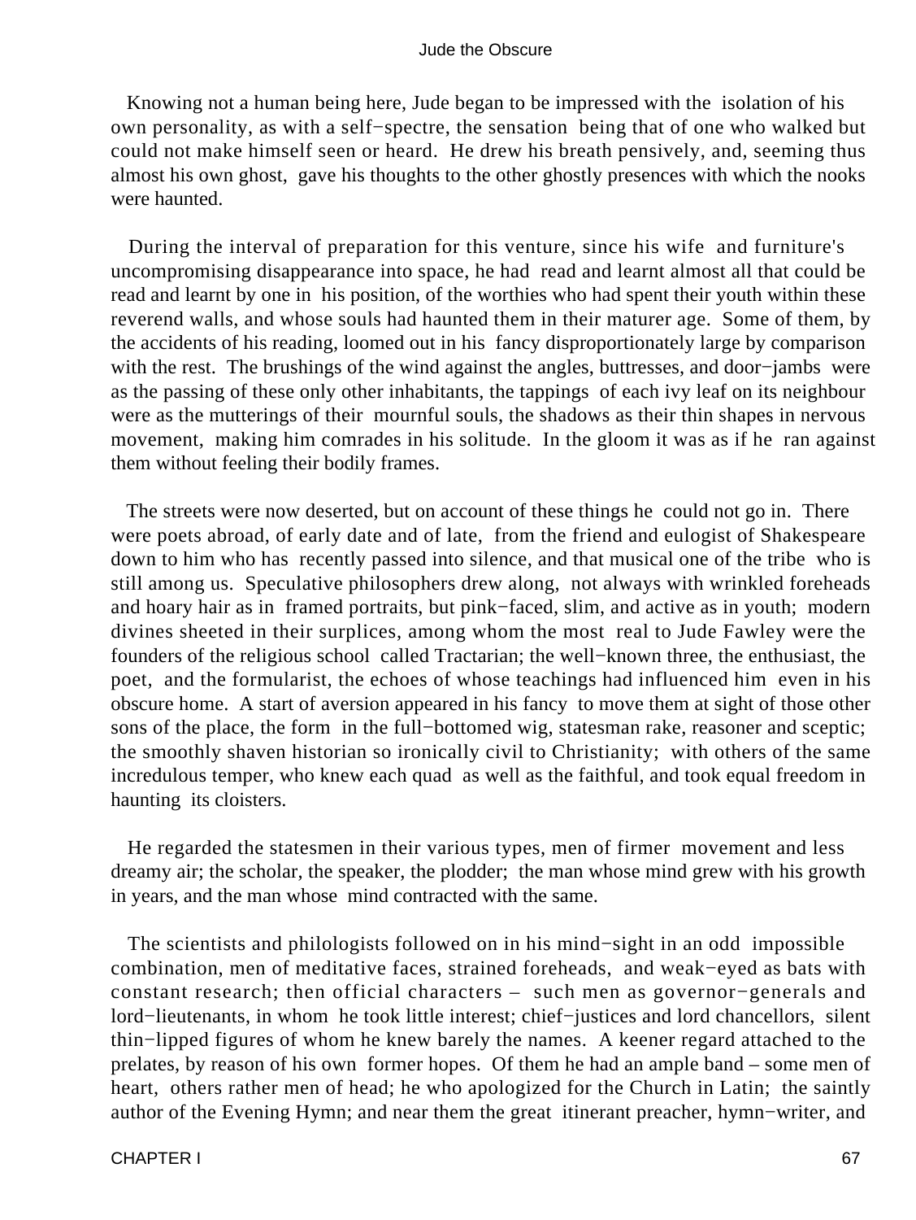Knowing not a human being here, Jude began to be impressed with the isolation of his own personality, as with a self−spectre, the sensation being that of one who walked but could not make himself seen or heard. He drew his breath pensively, and, seeming thus almost his own ghost, gave his thoughts to the other ghostly presences with which the nooks were haunted.

During the interval of preparation for this venture, since his wife and furniture's uncompromising disappearance into space, he had read and learnt almost all that could be read and learnt by one in his position, of the worthies who had spent their youth within these reverend walls, and whose souls had haunted them in their maturer age. Some of them, by the accidents of his reading, loomed out in his fancy disproportionately large by comparison with the rest. The brushings of the wind against the angles, buttresses, and door−jambs were as the passing of these only other inhabitants, the tappings of each ivy leaf on its neighbour were as the mutterings of their mournful souls, the shadows as their thin shapes in nervous movement, making him comrades in his solitude. In the gloom it was as if he ran against them without feeling their bodily frames.

The streets were now deserted, but on account of these things he could not go in. There were poets abroad, of early date and of late, from the friend and eulogist of Shakespeare down to him who has recently passed into silence, and that musical one of the tribe who is still among us. Speculative philosophers drew along, not always with wrinkled foreheads and hoary hair as in framed portraits, but pink−faced, slim, and active as in youth; modern divines sheeted in their surplices, among whom the most real to Jude Fawley were the founders of the religious school called Tractarian; the well−known three, the enthusiast, the poet, and the formularist, the echoes of whose teachings had influenced him even in his obscure home. A start of aversion appeared in his fancy to move them at sight of those other sons of the place, the form in the full−bottomed wig, statesman rake, reasoner and sceptic; the smoothly shaven historian so ironically civil to Christianity; with others of the same incredulous temper, who knew each quad as well as the faithful, and took equal freedom in haunting its cloisters.

He regarded the statesmen in their various types, men of firmer movement and less dreamy air; the scholar, the speaker, the plodder; the man whose mind grew with his growth in years, and the man whose mind contracted with the same.

The scientists and philologists followed on in his mind−sight in an odd impossible combination, men of meditative faces, strained foreheads, and weak−eyed as bats with constant research; then official characters – such men as governor−generals and lord−lieutenants, in whom he took little interest; chief−justices and lord chancellors, silent thin−lipped figures of whom he knew barely the names. A keener regard attached to the prelates, by reason of his own former hopes. Of them he had an ample band – some men of heart, others rather men of head; he who apologized for the Church in Latin; the saintly author of the Evening Hymn; and near them the great itinerant preacher, hymn−writer, and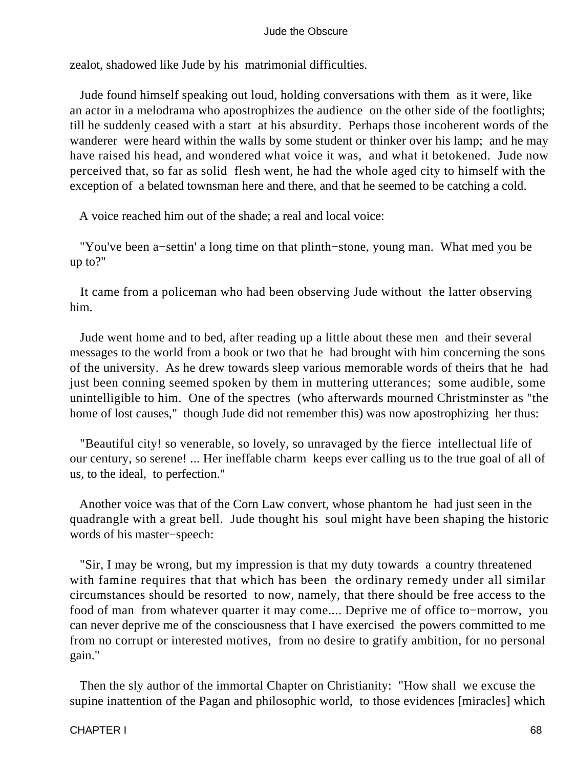zealot, shadowed like Jude by his matrimonial difficulties.

Jude found himself speaking out loud, holding conversations with them as it were, like an actor in a melodrama who apostrophizes the audience on the other side of the footlights; till he suddenly ceased with a start at his absurdity. Perhaps those incoherent words of the wanderer were heard within the walls by some student or thinker over his lamp; and he may have raised his head, and wondered what voice it was, and what it betokened. Jude now perceived that, so far as solid flesh went, he had the whole aged city to himself with the exception of a belated townsman here and there, and that he seemed to be catching a cold.

A voice reached him out of the shade; a real and local voice:

"You've been a−settin' a long time on that plinth−stone, young man. What med you be up to?"

It came from a policeman who had been observing Jude without the latter observing him.

Jude went home and to bed, after reading up a little about these men and their several messages to the world from a book or two that he had brought with him concerning the sons of the university. As he drew towards sleep various memorable words of theirs that he had just been conning seemed spoken by them in muttering utterances; some audible, some unintelligible to him. One of the spectres (who afterwards mourned Christminster as "the home of lost causes," though Jude did not remember this) was now apostrophizing her thus:

"Beautiful city! so venerable, so lovely, so unravaged by the fierce intellectual life of our century, so serene! ... Her ineffable charm keeps ever calling us to the true goal of all of us, to the ideal, to perfection."

Another voice was that of the Corn Law convert, whose phantom he had just seen in the quadrangle with a great bell. Jude thought his soul might have been shaping the historic words of his master−speech:

"Sir, I may be wrong, but my impression is that my duty towards a country threatened with famine requires that that which has been the ordinary remedy under all similar circumstances should be resorted to now, namely, that there should be free access to the food of man from whatever quarter it may come.... Deprive me of office to−morrow, you can never deprive me of the consciousness that I have exercised the powers committed to me from no corrupt or interested motives, from no desire to gratify ambition, for no personal gain."

Then the sly author of the immortal Chapter on Christianity: "How shall we excuse the supine inattention of the Pagan and philosophic world, to those evidences [miracles] which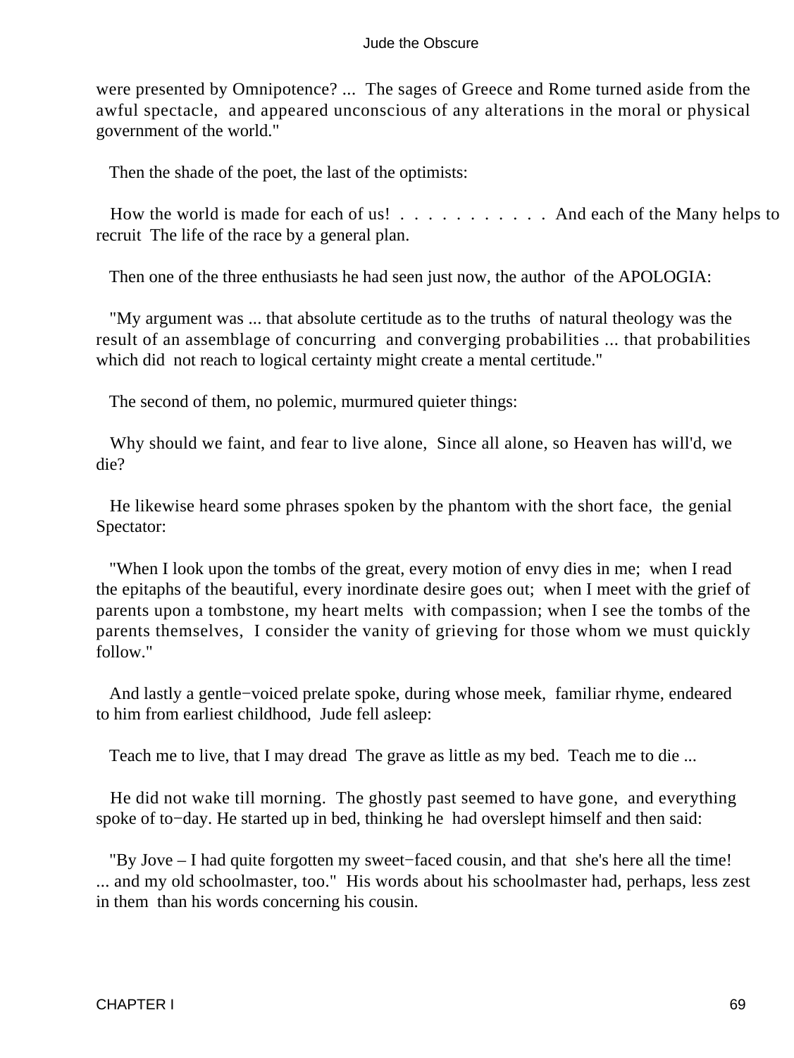were presented by Omnipotence? ... The sages of Greece and Rome turned aside from the awful spectacle, and appeared unconscious of any alterations in the moral or physical government of the world."

Then the shade of the poet, the last of the optimists:

How the world is made for each of us! . . . . . . . . . . . And each of the Many helps to recruit The life of the race by a general plan.

Then one of the three enthusiasts he had seen just now, the author of the APOLOGIA:

"My argument was ... that absolute certitude as to the truths of natural theology was the result of an assemblage of concurring and converging probabilities ... that probabilities which did not reach to logical certainty might create a mental certitude."

The second of them, no polemic, murmured quieter things:

Why should we faint, and fear to live alone, Since all alone, so Heaven has will'd, we die?

He likewise heard some phrases spoken by the phantom with the short face, the genial Spectator:

"When I look upon the tombs of the great, every motion of envy dies in me; when I read the epitaphs of the beautiful, every inordinate desire goes out; when I meet with the grief of parents upon a tombstone, my heart melts with compassion; when I see the tombs of the parents themselves, I consider the vanity of grieving for those whom we must quickly follow."

And lastly a gentle−voiced prelate spoke, during whose meek, familiar rhyme, endeared to him from earliest childhood, Jude fell asleep:

Teach me to live, that I may dread The grave as little as my bed. Teach me to die ...

He did not wake till morning. The ghostly past seemed to have gone, and everything spoke of to−day. He started up in bed, thinking he had overslept himself and then said:

"By Jove – I had quite forgotten my sweet−faced cousin, and that she's here all the time! ... and my old schoolmaster, too." His words about his schoolmaster had, perhaps, less zest in them than his words concerning his cousin.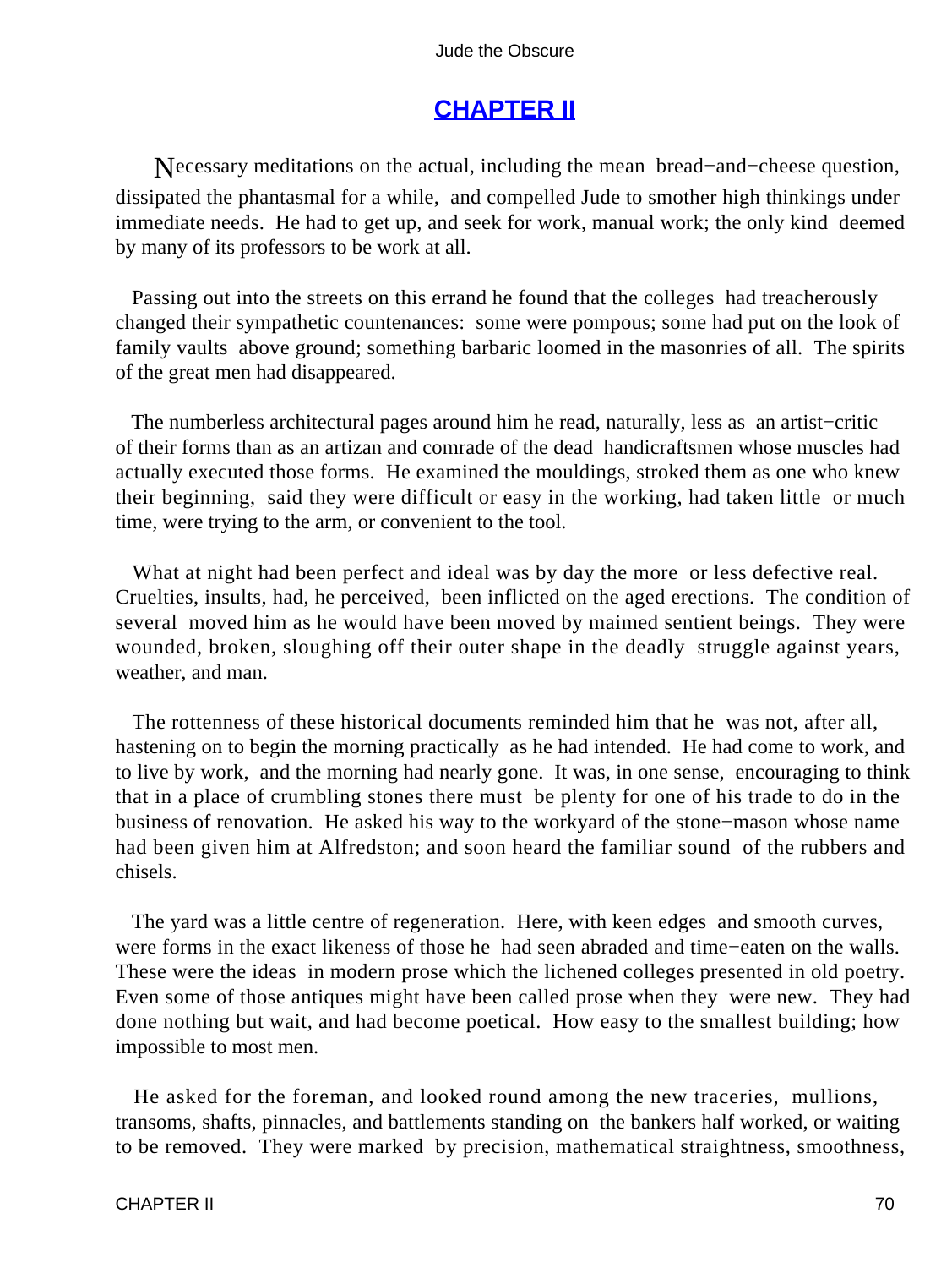## CHAPTER II

Necessary meditations on the actual, including the mean bread−and−cheese question, dissipated the phantasmal for a while, and compelled Jude to smother high thinkings under immediate needs. He had to get up, and seek for work, manual work; the only kind deemed by many of its professors to be work at all.

Passing out into the streets on this errand he found that the colleges had treacherously changed their sympathetic countenances: some were pompous; some had put on the look of family vaults above ground; something barbaric loomed in the masonries of all. The spirits of the great men had disappeared.

The numberless architectural pages around him he read, naturally, less as an artist−critic of their forms than as an artizan and comrade of the dead handicraftsmen whose muscles had actually executed those forms. He examined the mouldings, stroked them as one who knew their beginning, said they were difficult or easy in the working, had taken little or much time, were trying to the arm, or convenient to the tool.

What at night had been perfect and ideal was by day the more or less defective real. Cruelties, insults, had, he perceived, been inflicted on the aged erections. The condition of several moved him as he would have been moved by maimed sentient beings. They were wounded, broken, sloughing off their outer shape in the deadly struggle against years, weather, and man.

The rottenness of these historical documents reminded him that he was not, after all, hastening on to begin the morning practically as he had intended. He had come to work, and to live by work, and the morning had nearly gone. It was, in one sense, encouraging to think that in a place of crumbling stones there must be plenty for one of his trade to do in the business of renovation. He asked his way to the workyard of the stone−mason whose name had been given him at Alfredston; and soon heard the familiar sound of the rubbers and chisels.

The yard was a little centre of regeneration. Here, with keen edges and smooth curves, were forms in the exact likeness of those he had seen abraded and time−eaten on the walls. These were the ideas in modern prose which the lichened colleges presented in old poetry. Even some of those antiques might have been called prose when they were new. They had done nothing but wait, and had become poetical. How easy to the smallest building; how impossible to most men.

He asked for the foreman, and looked round among the new traceries, mullions, transoms, shafts, pinnacles, and battlements standing on the bankers half worked, or waiting to be removed. They were marked by precision, mathematical straightness, smoothness,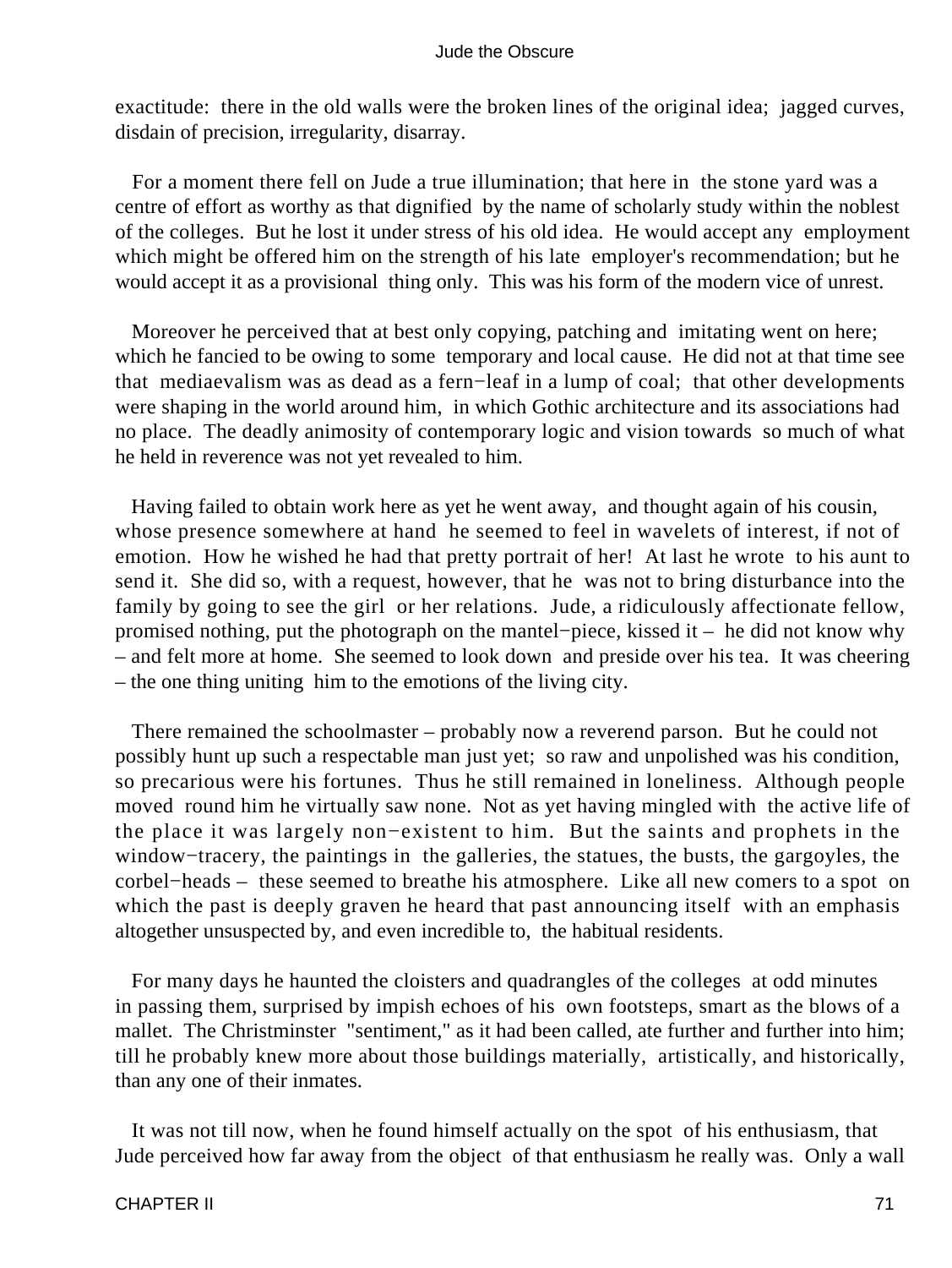exactitude: there in the old walls were the broken lines of the original idea; jagged curves, disdain of precision, irregularity, disarray.

For a moment there fell on Jude a true illumination; that here in the stone yard was a centre of effort as worthy as that dignified by the name of scholarly study within the noblest of the colleges. But he lost it under stress of his old idea. He would accept any employment which might be offered him on the strength of his late employer's recommendation; but he would accept it as a provisional thing only. This was his form of the modern vice of unrest.

Moreover he perceived that at best only copying, patching and imitating went on here; which he fancied to be owing to some temporary and local cause. He did not at that time see that mediaevalism was as dead as a fern−leaf in a lump of coal; that other developments were shaping in the world around him, in which Gothic architecture and its associations had no place. The deadly animosity of contemporary logic and vision towards so much of what he held in reverence was not yet revealed to him.

Having failed to obtain work here as yet he went away, and thought again of his cousin, whose presence somewhere at hand he seemed to feel in wavelets of interest, if not of emotion. How he wished he had that pretty portrait of her! At last he wrote to his aunt to send it. She did so, with a request, however, that he was not to bring disturbance into the family by going to see the girl or her relations. Jude, a ridiculously affectionate fellow, promised nothing, put the photograph on the mantel−piece, kissed it – he did not know why – and felt more at home. She seemed to look down and preside over his tea. It was cheering – the one thing uniting him to the emotions of the living city.

There remained the schoolmaster – probably now a reverend parson. But he could not possibly hunt up such a respectable man just yet; so raw and unpolished was his condition, so precarious were his fortunes. Thus he still remained in loneliness. Although people moved round him he virtually saw none. Not as yet having mingled with the active life of the place it was largely non−existent to him. But the saints and prophets in the window−tracery, the paintings in the galleries, the statues, the busts, the gargoyles, the corbel−heads – these seemed to breathe his atmosphere. Like all new comers to a spot on which the past is deeply graven he heard that past announcing itself with an emphasis altogether unsuspected by, and even incredible to, the habitual residents.

For many days he haunted the cloisters and quadrangles of the colleges at odd minutes in passing them, surprised by impish echoes of his own footsteps, smart as the blows of a mallet. The Christminster "sentiment," as it had been called, ate further and further into him; till he probably knew more about those buildings materially, artistically, and historically, than any one of their inmates.

It was not till now, when he found himself actually on the spot of his enthusiasm, that Jude perceived how far away from the object of that enthusiasm he really was. Only a wall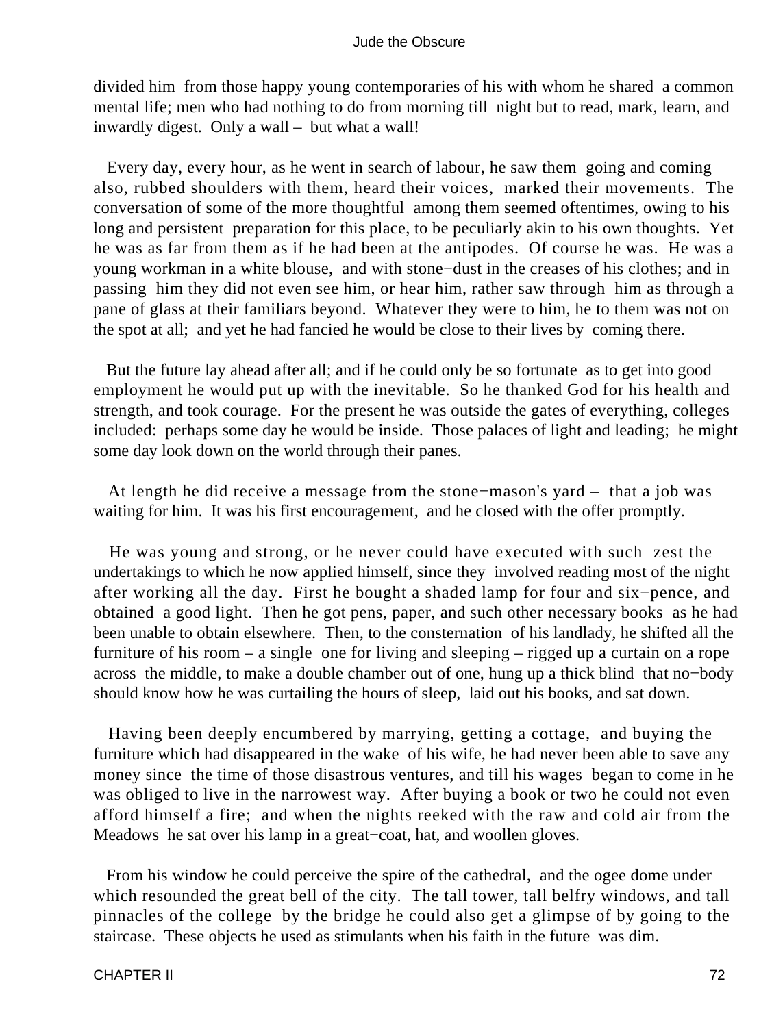divided him from those happy young contemporaries of his with whom he shared a common mental life; men who had nothing to do from morning till night but to read, mark, learn, and inwardly digest. Only a wall – but what a wall!

Every day, every hour, as he went in search of labour, he saw them going and coming also, rubbed shoulders with them, heard their voices, marked their movements. The conversation of some of the more thoughtful among them seemed oftentimes, owing to his long and persistent preparation for this place, to be peculiarly akin to his own thoughts. Yet he was as far from them as if he had been at the antipodes. Of course he was. He was a young workman in a white blouse, and with stone−dust in the creases of his clothes; and in passing him they did not even see him, or hear him, rather saw through him as through a pane of glass at their familiars beyond. Whatever they were to him, he to them was not on the spot at all; and yet he had fancied he would be close to their lives by coming there.

But the future lay ahead after all; and if he could only be so fortunate as to get into good employment he would put up with the inevitable. So he thanked God for his health and strength, and took courage. For the present he was outside the gates of everything, colleges included: perhaps some day he would be inside. Those palaces of light and leading; he might some day look down on the world through their panes.

At length he did receive a message from the stone−mason's yard – that a job was waiting for him. It was his first encouragement, and he closed with the offer promptly.

He was young and strong, or he never could have executed with such zest the undertakings to which he now applied himself, since they involved reading most of the night after working all the day. First he bought a shaded lamp for four and six−pence, and obtained a good light. Then he got pens, paper, and such other necessary books as he had been unable to obtain elsewhere. Then, to the consternation of his landlady, he shifted all the furniture of his room – a single one for living and sleeping – rigged up a curtain on a rope across the middle, to make a double chamber out of one, hung up a thick blind that no−body should know how he was curtailing the hours of sleep, laid out his books, and sat down.

Having been deeply encumbered by marrying, getting a cottage, and buying the furniture which had disappeared in the wake of his wife, he had never been able to save any money since the time of those disastrous ventures, and till his wages began to come in he was obliged to live in the narrowest way. After buying a book or two he could not even afford himself a fire; and when the nights reeked with the raw and cold air from the Meadows he sat over his lamp in a great−coat, hat, and woollen gloves.

From his window he could perceive the spire of the cathedral, and the ogee dome under which resounded the great bell of the city. The tall tower, tall belfry windows, and tall pinnacles of the college by the bridge he could also get a glimpse of by going to the staircase. These objects he used as stimulants when his faith in the future was dim.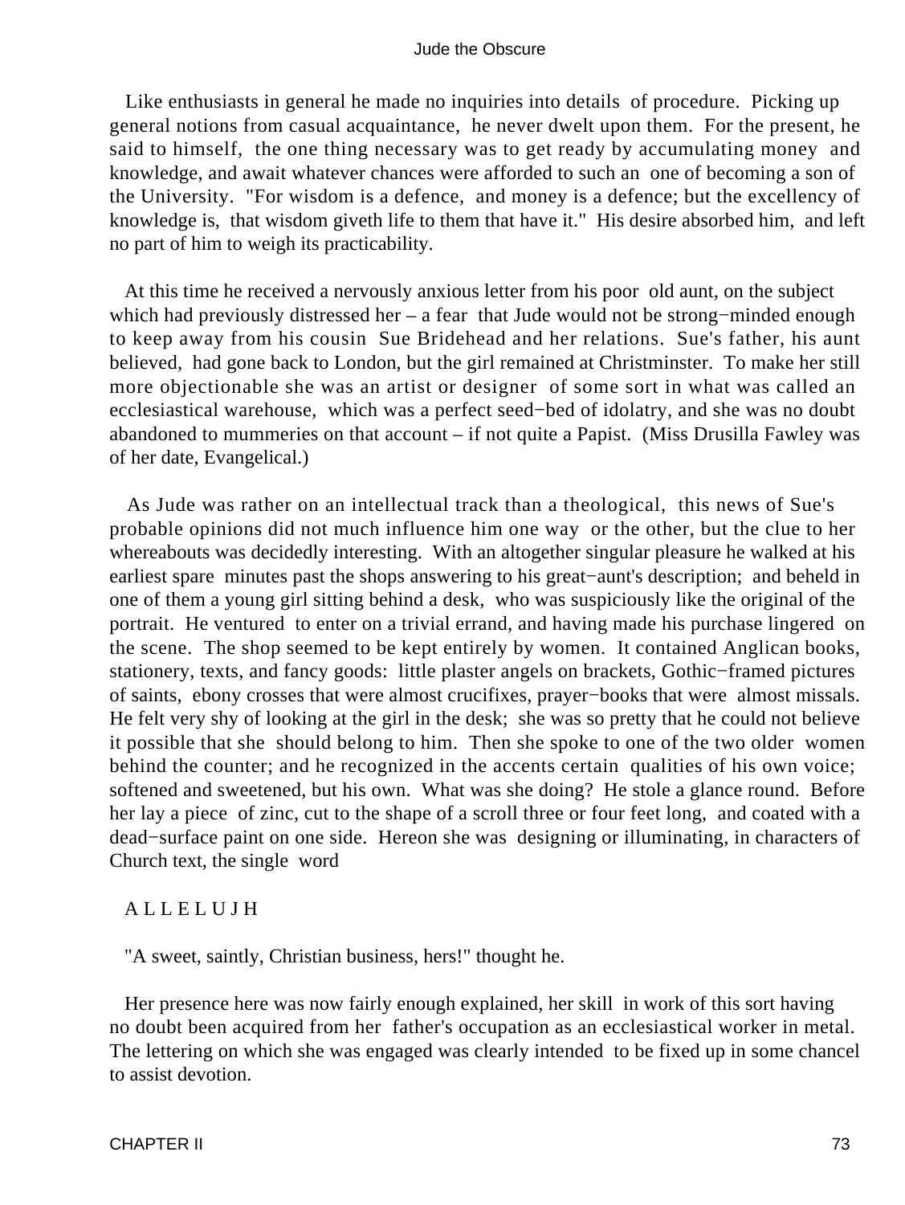Like enthusiasts in general he made no inquiries into details of procedure. Picking up general notions from casual acquaintance, he never dwelt upon them. For the present, he said to himself, the one thing necessary was to get ready by accumulating money and knowledge, and await whatever chances were afforded to such an one of becoming a son of the University. "For wisdom is a defence, and money is a defence; but the excellency of knowledge is, that wisdom giveth life to them that have it." His desire absorbed him, and left no part of him to weigh its practicability.

At this time he received a nervously anxious letter from his poor old aunt, on the subject which had previously distressed her – a fear that Jude would not be strong−minded enough to keep away from his cousin Sue Bridehead and her relations. Sue's father, his aunt believed, had gone back to London, but the girl remained at Christminster. To make her still more objectionable she was an artist or designer of some sort in what was called an ecclesiastical warehouse, which was a perfect seed−bed of idolatry, and she was no doubt abandoned to mummeries on that account – if not quite a Papist. (Miss Drusilla Fawley was of her date, Evangelical.)

As Jude was rather on an intellectual track than a theological, this news of Sue's probable opinions did not much influence him one way or the other, but the clue to her whereabouts was decidedly interesting. With an altogether singular pleasure he walked at his earliest spare minutes past the shops answering to his great−aunt's description; and beheld in one of them a young girl sitting behind a desk, who was suspiciously like the original of the portrait. He ventured to enter on a trivial errand, and having made his purchase lingered on the scene. The shop seemed to be kept entirely by women. It contained Anglican books, stationery, texts, and fancy goods: little plaster angels on brackets, Gothic−framed pictures of saints, ebony crosses that were almost crucifixes, prayer−books that were almost missals. He felt very shy of looking at the girl in the desk; she was so pretty that he could not believe it possible that she should belong to him. Then she spoke to one of the two older women behind the counter; and he recognized in the accents certain qualities of his own voice; softened and sweetened, but his own. What was she doing? He stole a glance round. Before her lay a piece of zinc, cut to the shape of a scroll three or four feet long, and coated with a dead−surface paint on one side. Hereon she was designing or illuminating, in characters of Church text, the single word

A L L E L U J H

"A sweet, saintly, Christian business, hers!" thought he.

Her presence here was now fairly enough explained, her skill in work of this sort having no doubt been acquired from her father's occupation as an ecclesiastical worker in metal. The lettering on which she was engaged was clearly intended to be fixed up in some chancel to assist devotion.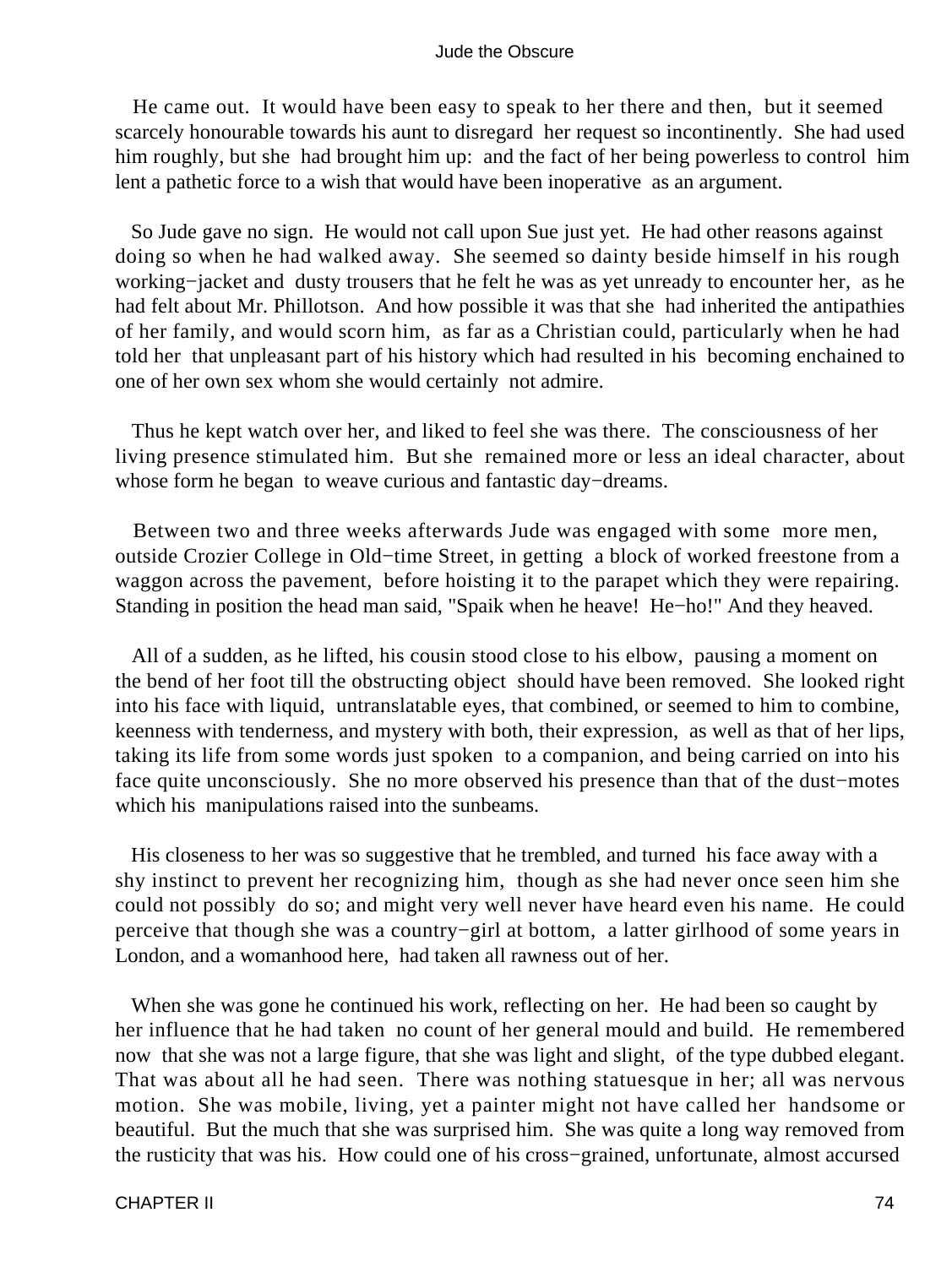He came out. It would have been easy to speak to her there and then, but it seemed scarcely honourable towards his aunt to disregard her request so incontinently. She had used him roughly, but she had brought him up: and the fact of her being powerless to control him lent a pathetic force to a wish that would have been inoperative as an argument.

So Jude gave no sign. He would not call upon Sue just yet. He had other reasons against doing so when he had walked away. She seemed so dainty beside himself in his rough working−jacket and dusty trousers that he felt he was as yet unready to encounter her, as he had felt about Mr. Phillotson. And how possible it was that she had inherited the antipathies of her family, and would scorn him, as far as a Christian could, particularly when he had told her that unpleasant part of his history which had resulted in his becoming enchained to one of her own sex whom she would certainly not admire.

Thus he kept watch over her, and liked to feel she was there. The consciousness of her living presence stimulated him. But she remained more or less an ideal character, about whose form he began to weave curious and fantastic day−dreams.

Between two and three weeks afterwards Jude was engaged with some more men, outside Crozier College in Old−time Street, in getting a block of worked freestone from a waggon across the pavement, before hoisting it to the parapet which they were repairing. Standing in position the head man said, "Spaik when he heave! He−ho!" And they heaved.

All of a sudden, as he lifted, his cousin stood close to his elbow, pausing a moment on the bend of her foot till the obstructing object should have been removed. She looked right into his face with liquid, untranslatable eyes, that combined, or seemed to him to combine, keenness with tenderness, and mystery with both, their expression, as well as that of her lips, taking its life from some words just spoken to a companion, and being carried on into his face quite unconsciously. She no more observed his presence than that of the dust−motes which his manipulations raised into the sunbeams.

His closeness to her was so suggestive that he trembled, and turned his face away with a shy instinct to prevent her recognizing him, though as she had never once seen him she could not possibly do so; and might very well never have heard even his name. He could perceive that though she was a country−girl at bottom, a latter girlhood of some years in London, and a womanhood here, had taken all rawness out of her.

When she was gone he continued his work, reflecting on her. He had been so caught by her influence that he had taken no count of her general mould and build. He remembered now that she was not a large figure, that she was light and slight, of the type dubbed elegant. That was about all he had seen. There was nothing statuesque in her; all was nervous motion. She was mobile, living, yet a painter might not have called her handsome or beautiful. But the much that she was surprised him. She was quite a long way removed from the rusticity that was his. How could one of his cross−grained, unfortunate, almost accursed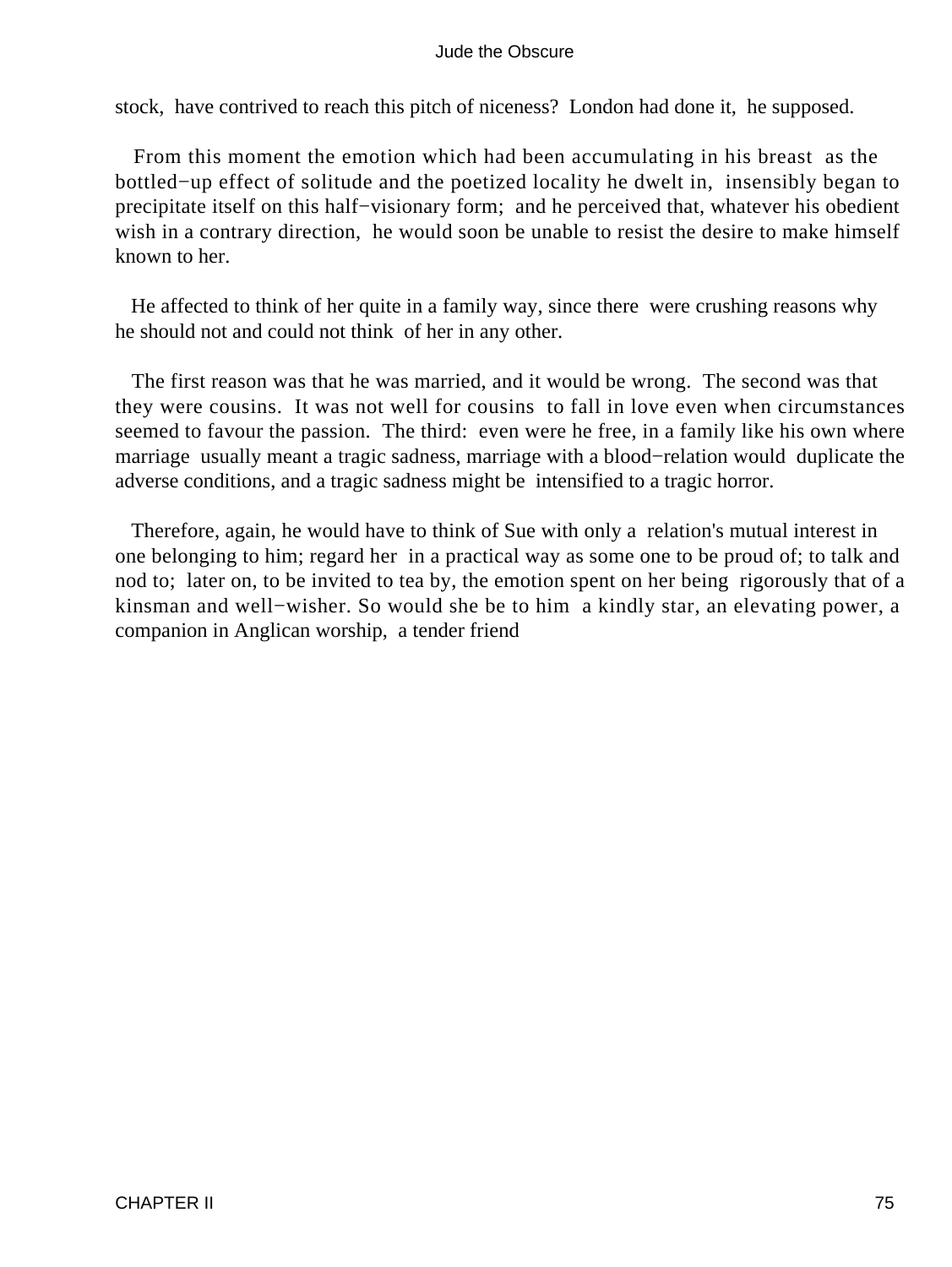stock, have contrived to reach this pitch of niceness? London had done it, he supposed.

From this moment the emotion which had been accumulating in his breast as the bottled−up effect of solitude and the poetized locality he dwelt in, insensibly began to precipitate itself on this half−visionary form; and he perceived that, whatever his obedient wish in a contrary direction, he would soon be unable to resist the desire to make himself known to her.

He affected to think of her quite in a family way, since there were crushing reasons why he should not and could not think of her in any other.

The first reason was that he was married, and it would be wrong. The second was that they were cousins. It was not well for cousins to fall in love even when circumstances seemed to favour the passion. The third: even were he free, in a family like his own where marriage usually meant a tragic sadness, marriage with a blood−relation would duplicate the adverse conditions, and a tragic sadness might be intensified to a tragic horror.

Therefore, again, he would have to think of Sue with only a relation's mutual interest in one belonging to him; regard her in a practical way as some one to be proud of; to talk and nod to; later on, to be invited to tea by, the emotion spent on her being rigorously that of a kinsman and well−wisher. So would she be to him a kindly star, an elevating power, a companion in Anglican worship, a tender friend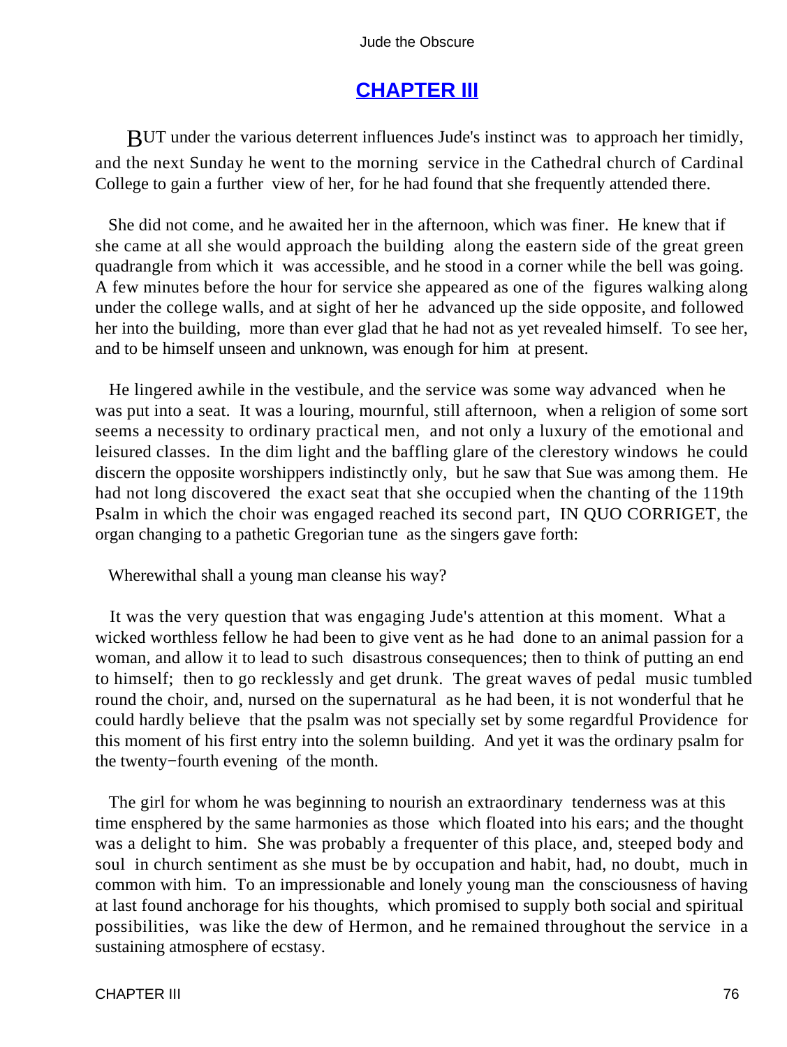## CHAPTER III

BUT under the various deterrent influences Jude's instinct was to approach her timidly, and the next Sunday he went to the morning service in the Cathedral church of Cardinal College to gain a further view of her, for he had found that she frequently attended there.

She did not come, and he awaited her in the afternoon, which was finer. He knew that if she came at all she would approach the building along the eastern side of the great green quadrangle from which it was accessible, and he stood in a corner while the bell was going. A few minutes before the hour for service she appeared as one of the figures walking along under the college walls, and at sight of her he advanced up the side opposite, and followed her into the building, more than ever glad that he had not as yet revealed himself. To see her, and to be himself unseen and unknown, was enough for him at present.

He lingered awhile in the vestibule, and the service was some way advanced when he was put into a seat. It was a louring, mournful, still afternoon, when a religion of some sort seems a necessity to ordinary practical men, and not only a luxury of the emotional and leisured classes. In the dim light and the baffling glare of the clerestory windows he could discern the opposite worshippers indistinctly only, but he saw that Sue was among them. He had not long discovered the exact seat that she occupied when the chanting of the 119th Psalm in which the choir was engaged reached its second part, IN QUO CORRIGET, the organ changing to a pathetic Gregorian tune as the singers gave forth:

Wherewithal shall a young man cleanse his way?

It was the very question that was engaging Jude's attention at this moment. What a wicked worthless fellow he had been to give vent as he had done to an animal passion for a woman, and allow it to lead to such disastrous consequences; then to think of putting an end to himself; then to go recklessly and get drunk. The great waves of pedal music tumbled round the choir, and, nursed on the supernatural as he had been, it is not wonderful that he could hardly believe that the psalm was not specially set by some regardful Providence for this moment of his first entry into the solemn building. And yet it was the ordinary psalm for the twenty−fourth evening of the month.

The girl for whom he was beginning to nourish an extraordinary tenderness was at this time ensphered by the same harmonies as those which floated into his ears; and the thought was a delight to him. She was probably a frequenter of this place, and, steeped body and soul in church sentiment as she must be by occupation and habit, had, no doubt, much in common with him. To an impressionable and lonely young man the consciousness of having at last found anchorage for his thoughts, which promised to supply both social and spiritual possibilities, was like the dew of Hermon, and he remained throughout the service in a sustaining atmosphere of ecstasy.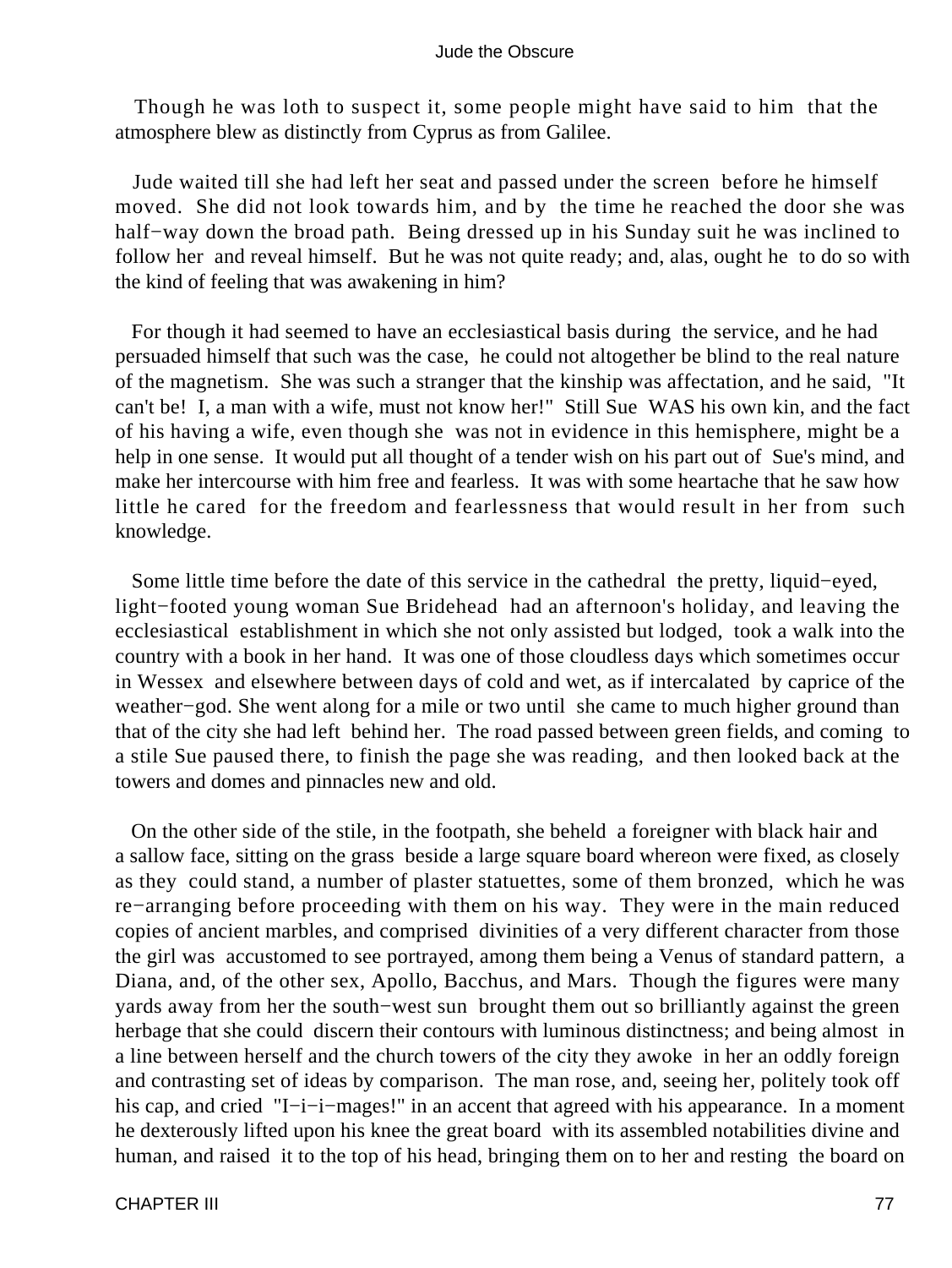Though he was loth to suspect it, some people might have said to him that the atmosphere blew as distinctly from Cyprus as from Galilee.

Jude waited till she had left her seat and passed under the screen before he himself moved. She did not look towards him, and by the time he reached the door she was half−way down the broad path. Being dressed up in his Sunday suit he was inclined to follow her and reveal himself. But he was not quite ready; and, alas, ought he to do so with the kind of feeling that was awakening in him?

For though it had seemed to have an ecclesiastical basis during the service, and he had persuaded himself that such was the case, he could not altogether be blind to the real nature of the magnetism. She was such a stranger that the kinship was affectation, and he said, "It can't be! I, a man with a wife, must not know her!" Still Sue WAS his own kin, and the fact of his having a wife, even though she was not in evidence in this hemisphere, might be a help in one sense. It would put all thought of a tender wish on his part out of Sue's mind, and make her intercourse with him free and fearless. It was with some heartache that he saw how little he cared for the freedom and fearlessness that would result in her from such knowledge.

Some little time before the date of this service in the cathedral the pretty, liquid−eyed, light−footed young woman Sue Bridehead had an afternoon's holiday, and leaving the ecclesiastical establishment in which she not only assisted but lodged, took a walk into the country with a book in her hand. It was one of those cloudless days which sometimes occur in Wessex and elsewhere between days of cold and wet, as if intercalated by caprice of the weather−god. She went along for a mile or two until she came to much higher ground than that of the city she had left behind her. The road passed between green fields, and coming to a stile Sue paused there, to finish the page she was reading, and then looked back at the towers and domes and pinnacles new and old.

On the other side of the stile, in the footpath, she beheld a foreigner with black hair and a sallow face, sitting on the grass beside a large square board whereon were fixed, as closely as they could stand, a number of plaster statuettes, some of them bronzed, which he was re−arranging before proceeding with them on his way. They were in the main reduced copies of ancient marbles, and comprised divinities of a very different character from those the girl was accustomed to see portrayed, among them being a Venus of standard pattern, a Diana, and, of the other sex, Apollo, Bacchus, and Mars. Though the figures were many yards away from her the south−west sun brought them out so brilliantly against the green herbage that she could discern their contours with luminous distinctness; and being almost in a line between herself and the church towers of the city they awoke in her an oddly foreign and contrasting set of ideas by comparison. The man rose, and, seeing her, politely took off his cap, and cried "I−i−i−mages!" in an accent that agreed with his appearance. In a moment he dexterously lifted upon his knee the great board with its assembled notabilities divine and human, and raised it to the top of his head, bringing them on to her and resting the board on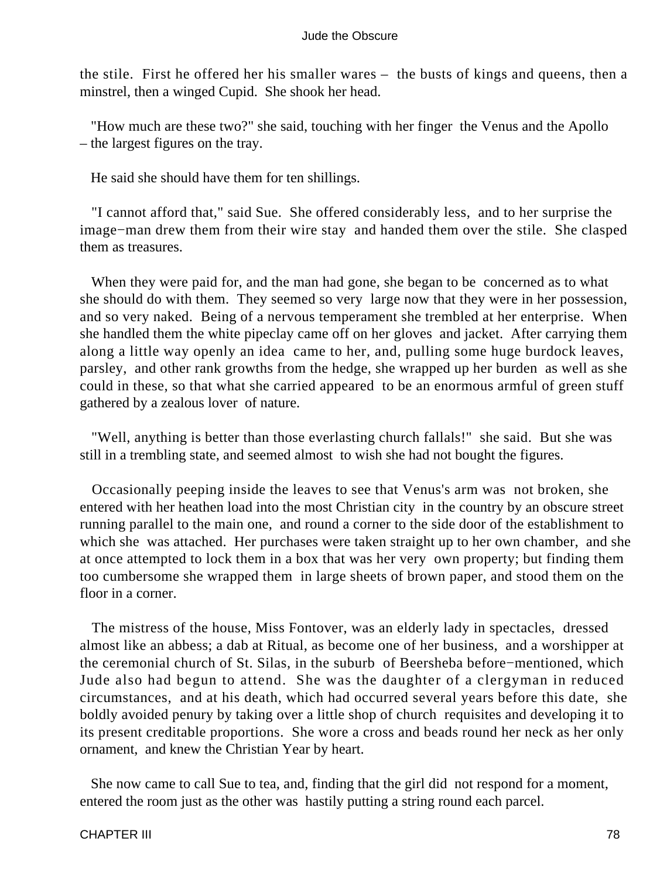the stile. First he offered her his smaller wares – the busts of kings and queens, then a minstrel, then a winged Cupid. She shook her head.

"How much are these two?" she said, touching with her finger the Venus and the Apollo – the largest figures on the tray.

He said she should have them for ten shillings.

"I cannot afford that," said Sue. She offered considerably less, and to her surprise the image−man drew them from their wire stay and handed them over the stile. She clasped them as treasures.

When they were paid for, and the man had gone, she began to be concerned as to what she should do with them. They seemed so very large now that they were in her possession, and so very naked. Being of a nervous temperament she trembled at her enterprise. When she handled them the white pipeclay came off on her gloves and jacket. After carrying them along a little way openly an idea came to her, and, pulling some huge burdock leaves, parsley, and other rank growths from the hedge, she wrapped up her burden as well as she could in these, so that what she carried appeared to be an enormous armful of green stuff gathered by a zealous lover of nature.

"Well, anything is better than those everlasting church fallals!" she said. But she was still in a trembling state, and seemed almost to wish she had not bought the figures.

Occasionally peeping inside the leaves to see that Venus's arm was not broken, she entered with her heathen load into the most Christian city in the country by an obscure street running parallel to the main one, and round a corner to the side door of the establishment to which she was attached. Her purchases were taken straight up to her own chamber, and she at once attempted to lock them in a box that was her very own property; but finding them too cumbersome she wrapped them in large sheets of brown paper, and stood them on the floor in a corner.

The mistress of the house, Miss Fontover, was an elderly lady in spectacles, dressed almost like an abbess; a dab at Ritual, as become one of her business, and a worshipper at the ceremonial church of St. Silas, in the suburb of Beersheba before−mentioned, which Jude also had begun to attend. She was the daughter of a clergyman in reduced circumstances, and at his death, which had occurred several years before this date, she boldly avoided penury by taking over a little shop of church requisites and developing it to its present creditable proportions. She wore a cross and beads round her neck as her only ornament, and knew the Christian Year by heart.

She now came to call Sue to tea, and, finding that the girl did not respond for a moment, entered the room just as the other was hastily putting a string round each parcel.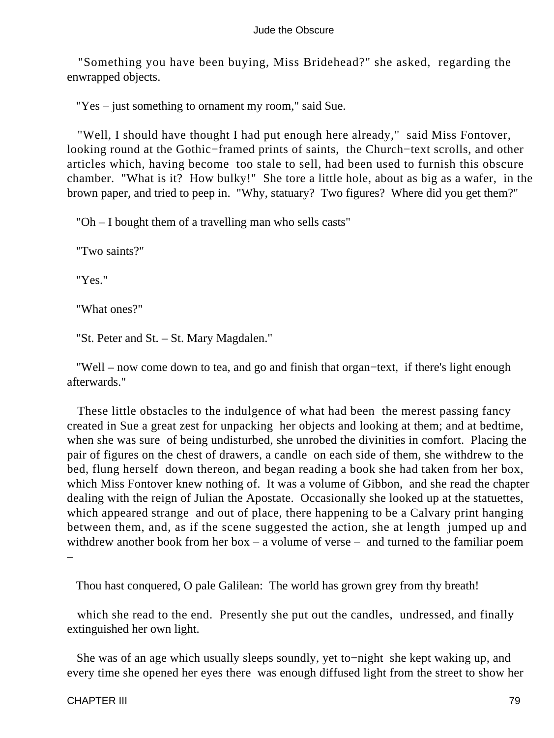"Something you have been buying, Miss Bridehead?" she asked, regarding the enwrapped objects.

"Yes – just something to ornament my room," said Sue.

"Well, I should have thought I had put enough here already," said Miss Fontover, looking round at the Gothic−framed prints of saints, the Church−text scrolls, and other articles which, having become too stale to sell, had been used to furnish this obscure chamber. "What is it? How bulky!" She tore a little hole, about as big as a wafer, in the brown paper, and tried to peep in. "Why, statuary? Two figures? Where did you get them?"

"Oh – I bought them of a travelling man who sells casts"

"Two saints?"

"Yes."

"What ones?"

"St. Peter and St. – St. Mary Magdalen."

"Well – now come down to tea, and go and finish that organ−text, if there's light enough afterwards."

These little obstacles to the indulgence of what had been the merest passing fancy created in Sue a great zest for unpacking her objects and looking at them; and at bedtime, when she was sure of being undisturbed, she unrobed the divinities in comfort. Placing the pair of figures on the chest of drawers, a candle on each side of them, she withdrew to the bed, flung herself down thereon, and began reading a book she had taken from her box, which Miss Fontover knew nothing of. It was a volume of Gibbon, and she read the chapter dealing with the reign of Julian the Apostate. Occasionally she looked up at the statuettes, which appeared strange and out of place, there happening to be a Calvary print hanging between them, and, as if the scene suggested the action, she at length jumped up and withdrew another book from her box – a volume of verse – and turned to the familiar poem –

Thou hast conquered, O pale Galilean: The world has grown grey from thy breath!

which she read to the end. Presently she put out the candles, undressed, and finally extinguished her own light.

She was of an age which usually sleeps soundly, yet to−night she kept waking up, and every time she opened her eyes there was enough diffused light from the street to show her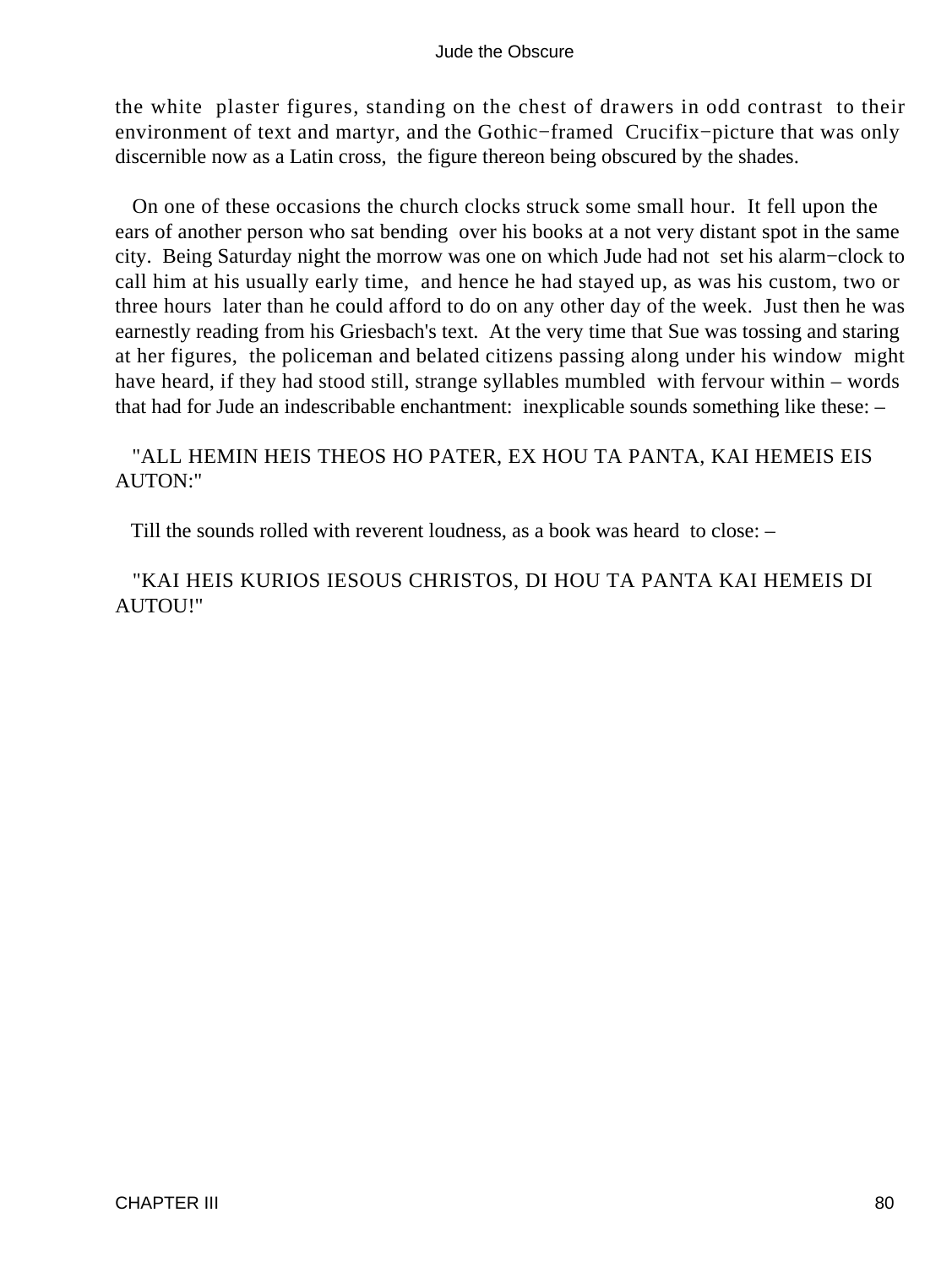the white plaster figures, standing on the chest of drawers in odd contrast to their environment of text and martyr, and the Gothic−framed Crucifix−picture that was only discernible now as a Latin cross, the figure thereon being obscured by the shades.

On one of these occasions the church clocks struck some small hour. It fell upon the ears of another person who sat bending over his books at a not very distant spot in the same city. Being Saturday night the morrow was one on which Jude had not set his alarm−clock to call him at his usually early time, and hence he had stayed up, as was his custom, two or three hours later than he could afford to do on any other day of the week. Just then he was earnestly reading from his Griesbach's text. At the very time that Sue was tossing and staring at her figures, the policeman and belated citizens passing along under his window might have heard, if they had stood still, strange syllables mumbled with fervour within – words that had for Jude an indescribable enchantment: inexplicable sounds something like these: –

"ALL HEMIN HEIS THEOS HO PATER, EX HOU TA PANTA, KAI HEMEIS EIS AUTON:"

Till the sounds rolled with reverent loudness, as a book was heard to close: –

"KAI HEIS KURIOS IESOUS CHRISTOS, DI HOU TA PANTA KAI HEMEIS DI AUTOU!"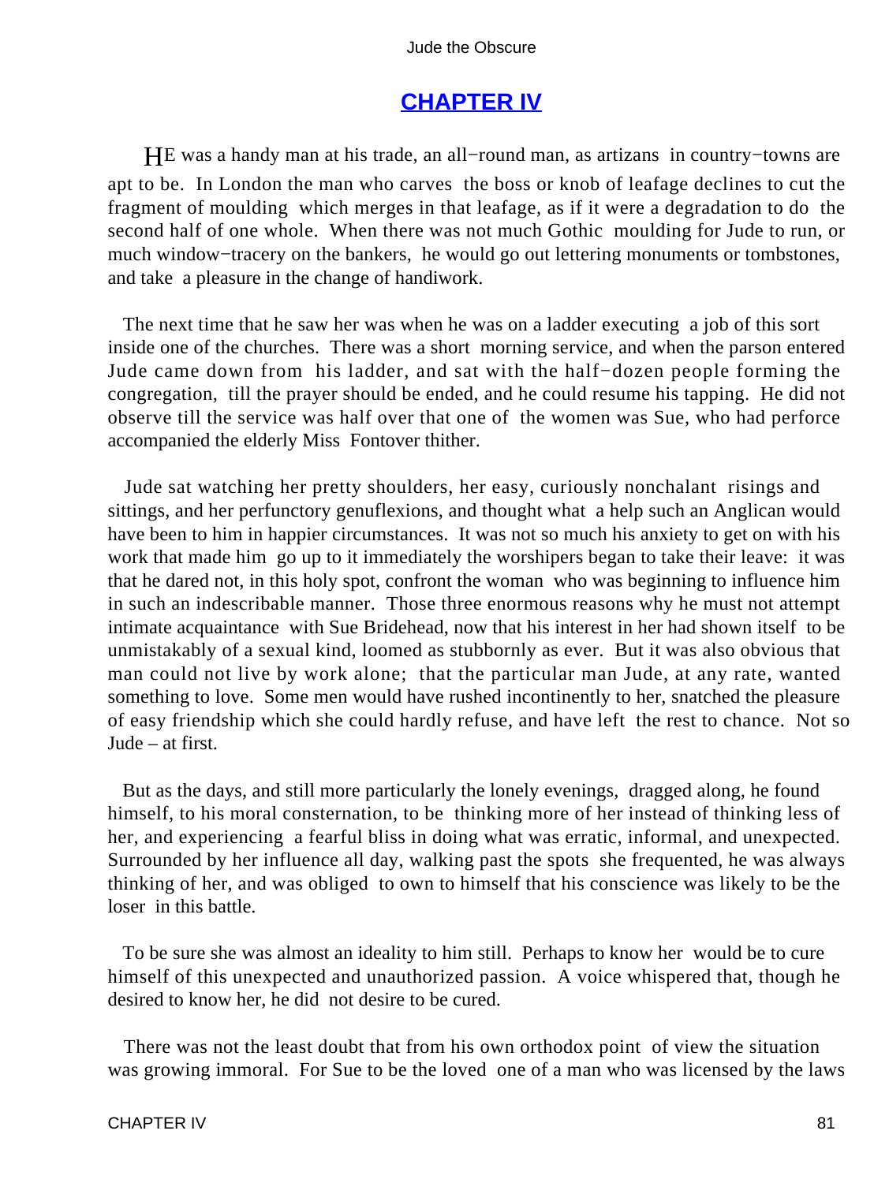## CHAPTER IV

HE was a handy man at his trade, an all−round man, as artizans in country−towns are apt to be. In London the man who carves the boss or knob of leafage declines to cut the fragment of moulding which merges in that leafage, as if it were a degradation to do the second half of one whole. When there was not much Gothic moulding for Jude to run, or much window−tracery on the bankers, he would go out lettering monuments or tombstones, and take a pleasure in the change of handiwork.

The next time that he saw her was when he was on a ladder executing a job of this sort inside one of the churches. There was a short morning service, and when the parson entered Jude came down from his ladder, and sat with the half−dozen people forming the congregation, till the prayer should be ended, and he could resume his tapping. He did not observe till the service was half over that one of the women was Sue, who had perforce accompanied the elderly Miss Fontover thither.

Jude sat watching her pretty shoulders, her easy, curiously nonchalant risings and sittings, and her perfunctory genuflexions, and thought what a help such an Anglican would have been to him in happier circumstances. It was not so much his anxiety to get on with his work that made him go up to it immediately the worshipers began to take their leave: it was that he dared not, in this holy spot, confront the woman who was beginning to influence him in such an indescribable manner. Those three enormous reasons why he must not attempt intimate acquaintance with Sue Bridehead, now that his interest in her had shown itself to be unmistakably of a sexual kind, loomed as stubbornly as ever. But it was also obvious that man could not live by work alone; that the particular man Jude, at any rate, wanted something to love. Some men would have rushed incontinently to her, snatched the pleasure of easy friendship which she could hardly refuse, and have left the rest to chance. Not so Jude – at first.

But as the days, and still more particularly the lonely evenings, dragged along, he found himself, to his moral consternation, to be thinking more of her instead of thinking less of her, and experiencing a fearful bliss in doing what was erratic, informal, and unexpected. Surrounded by her influence all day, walking past the spots she frequented, he was always thinking of her, and was obliged to own to himself that his conscience was likely to be the loser in this battle.

To be sure she was almost an ideality to him still. Perhaps to know her would be to cure himself of this unexpected and unauthorized passion. A voice whispered that, though he desired to know her, he did not desire to be cured.

There was not the least doubt that from his own orthodox point of view the situation was growing immoral. For Sue to be the loved one of a man who was licensed by the laws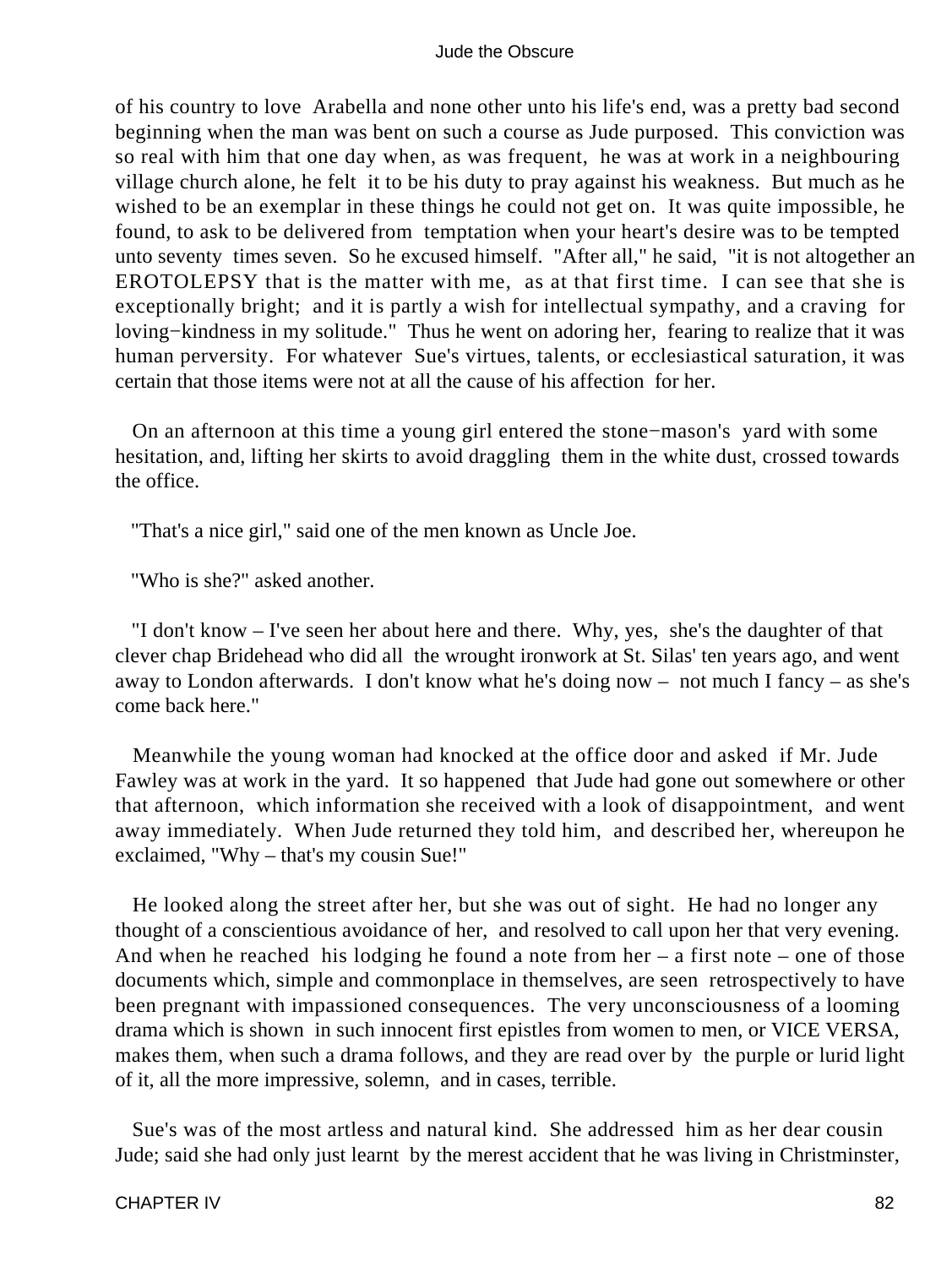of his country to love Arabella and none other unto his life's end, was a pretty bad second beginning when the man was bent on such a course as Jude purposed. This conviction was so real with him that one day when, as was frequent, he was at work in a neighbouring village church alone, he felt it to be his duty to pray against his weakness. But much as he wished to be an exemplar in these things he could not get on. It was quite impossible, he found, to ask to be delivered from temptation when your heart's desire was to be tempted unto seventy times seven. So he excused himself. "After all," he said, "it is not altogether an EROTOLEPSY that is the matter with me, as at that first time. I can see that she is exceptionally bright; and it is partly a wish for intellectual sympathy, and a craving for loving−kindness in my solitude." Thus he went on adoring her, fearing to realize that it was human perversity. For whatever Sue's virtues, talents, or ecclesiastical saturation, it was certain that those items were not at all the cause of his affection for her.

On an afternoon at this time a young girl entered the stone−mason's yard with some hesitation, and, lifting her skirts to avoid draggling them in the white dust, crossed towards the office.

"That's a nice girl," said one of the men known as Uncle Joe.

"Who is she?" asked another.

"I don't know – I've seen her about here and there. Why, yes, she's the daughter of that clever chap Bridehead who did all the wrought ironwork at St. Silas' ten years ago, and went away to London afterwards. I don't know what he's doing now – not much I fancy – as she's come back here."

Meanwhile the young woman had knocked at the office door and asked if Mr. Jude Fawley was at work in the yard. It so happened that Jude had gone out somewhere or other that afternoon, which information she received with a look of disappointment, and went away immediately. When Jude returned they told him, and described her, whereupon he exclaimed, "Why – that's my cousin Sue!"

He looked along the street after her, but she was out of sight. He had no longer any thought of a conscientious avoidance of her, and resolved to call upon her that very evening. And when he reached his lodging he found a note from her – a first note – one of those documents which, simple and commonplace in themselves, are seen retrospectively to have been pregnant with impassioned consequences. The very unconsciousness of a looming drama which is shown in such innocent first epistles from women to men, or VICE VERSA, makes them, when such a drama follows, and they are read over by the purple or lurid light of it, all the more impressive, solemn, and in cases, terrible.

Sue's was of the most artless and natural kind. She addressed him as her dear cousin Jude; said she had only just learnt by the merest accident that he was living in Christminster,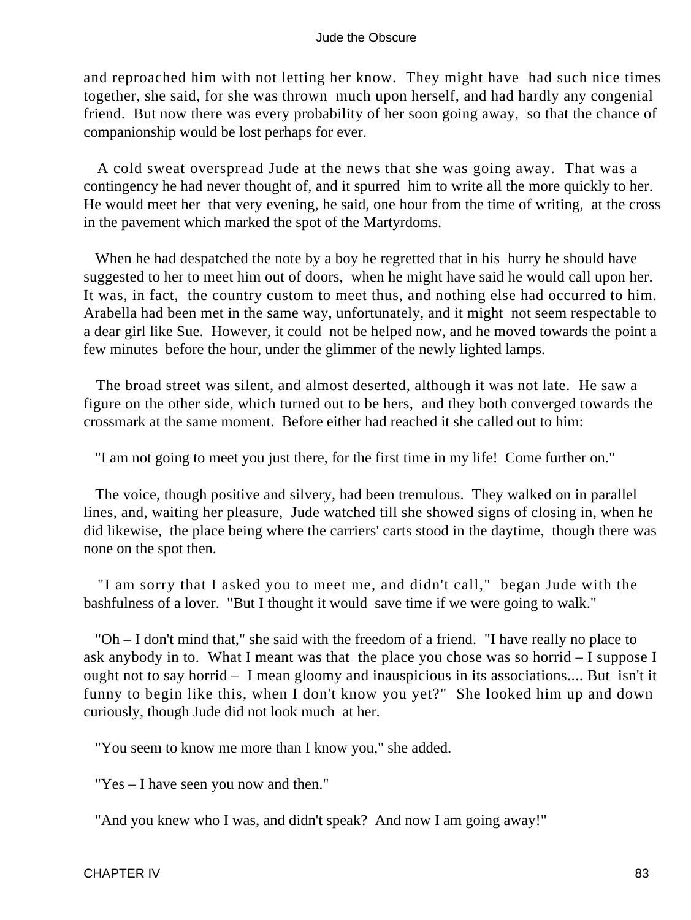and reproached him with not letting her know. They might have had such nice times together, she said, for she was thrown much upon herself, and had hardly any congenial friend. But now there was every probability of her soon going away, so that the chance of companionship would be lost perhaps for ever.

A cold sweat overspread Jude at the news that she was going away. That was a contingency he had never thought of, and it spurred him to write all the more quickly to her. He would meet her that very evening, he said, one hour from the time of writing, at the cross in the pavement which marked the spot of the Martyrdoms.

When he had despatched the note by a boy he regretted that in his hurry he should have suggested to her to meet him out of doors, when he might have said he would call upon her. It was, in fact, the country custom to meet thus, and nothing else had occurred to him. Arabella had been met in the same way, unfortunately, and it might not seem respectable to a dear girl like Sue. However, it could not be helped now, and he moved towards the point a few minutes before the hour, under the glimmer of the newly lighted lamps.

The broad street was silent, and almost deserted, although it was not late. He saw a figure on the other side, which turned out to be hers, and they both converged towards the crossmark at the same moment. Before either had reached it she called out to him:

"I am not going to meet you just there, for the first time in my life! Come further on."

The voice, though positive and silvery, had been tremulous. They walked on in parallel lines, and, waiting her pleasure, Jude watched till she showed signs of closing in, when he did likewise, the place being where the carriers' carts stood in the daytime, though there was none on the spot then.

"I am sorry that I asked you to meet me, and didn't call," began Jude with the bashfulness of a lover. "But I thought it would save time if we were going to walk."

"Oh – I don't mind that," she said with the freedom of a friend. "I have really no place to ask anybody in to. What I meant was that the place you chose was so horrid – I suppose I ought not to say horrid – I mean gloomy and inauspicious in its associations.... But isn't it funny to begin like this, when I don't know you yet?" She looked him up and down curiously, though Jude did not look much at her.

"You seem to know me more than I know you," she added.

"Yes – I have seen you now and then."

"And you knew who I was, and didn't speak? And now I am going away!"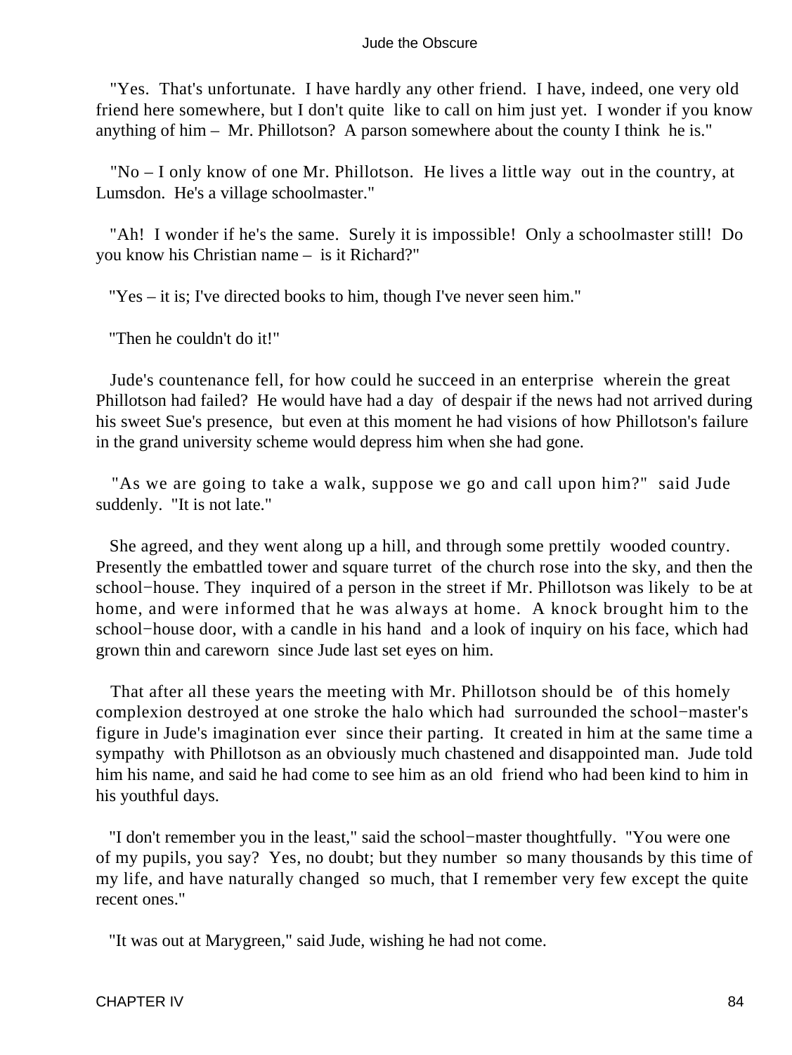"Yes. That's unfortunate. I have hardly any other friend. I have, indeed, one very old friend here somewhere, but I don't quite like to call on him just yet. I wonder if you know anything of him – Mr. Phillotson? A parson somewhere about the county I think he is."

"No – I only know of one Mr. Phillotson. He lives a little way out in the country, at Lumsdon. He's a village schoolmaster."

"Ah! I wonder if he's the same. Surely it is impossible! Only a schoolmaster still! Do you know his Christian name – is it Richard?"

"Yes – it is; I've directed books to him, though I've never seen him."

"Then he couldn't do it!"

Jude's countenance fell, for how could he succeed in an enterprise wherein the great Phillotson had failed? He would have had a day of despair if the news had not arrived during his sweet Sue's presence, but even at this moment he had visions of how Phillotson's failure in the grand university scheme would depress him when she had gone.

"As we are going to take a walk, suppose we go and call upon him?" said Jude suddenly. "It is not late."

She agreed, and they went along up a hill, and through some prettily wooded country. Presently the embattled tower and square turret of the church rose into the sky, and then the school−house. They inquired of a person in the street if Mr. Phillotson was likely to be at home, and were informed that he was always at home. A knock brought him to the school−house door, with a candle in his hand and a look of inquiry on his face, which had grown thin and careworn since Jude last set eyes on him.

That after all these years the meeting with Mr. Phillotson should be of this homely complexion destroyed at one stroke the halo which had surrounded the school−master's figure in Jude's imagination ever since their parting. It created in him at the same time a sympathy with Phillotson as an obviously much chastened and disappointed man. Jude told him his name, and said he had come to see him as an old friend who had been kind to him in his youthful days.

"I don't remember you in the least," said the school−master thoughtfully. "You were one of my pupils, you say? Yes, no doubt; but they number so many thousands by this time of my life, and have naturally changed so much, that I remember very few except the quite recent ones."

"It was out at Marygreen," said Jude, wishing he had not come.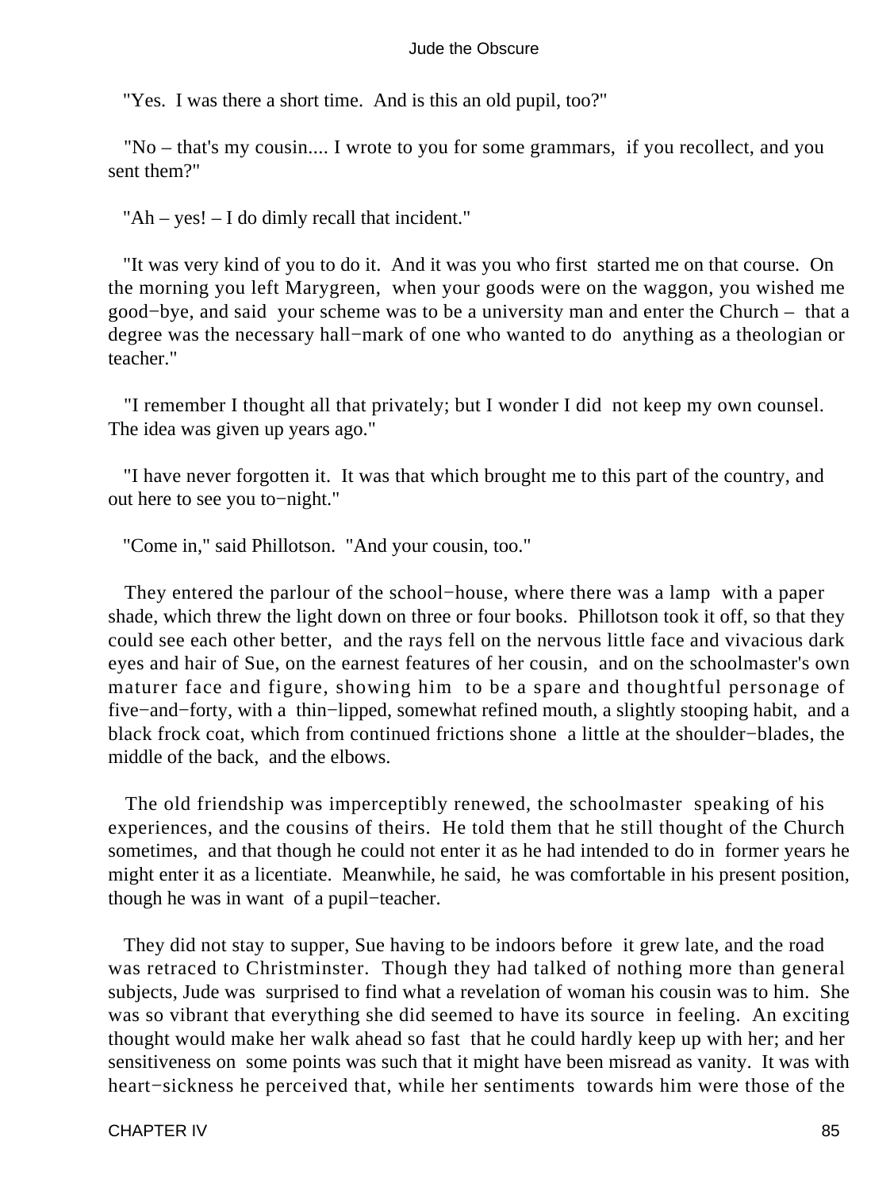"Yes. I was there a short time. And is this an old pupil, too?"

"No – that's my cousin.... I wrote to you for some grammars, if you recollect, and you sent them?"

"Ah – yes! – I do dimly recall that incident."

"It was very kind of you to do it. And it was you who first started me on that course. On the morning you left Marygreen, when your goods were on the waggon, you wished me good−bye, and said your scheme was to be a university man and enter the Church – that a degree was the necessary hall−mark of one who wanted to do anything as a theologian or teacher."

"I remember I thought all that privately; but I wonder I did not keep my own counsel. The idea was given up years ago."

"I have never forgotten it. It was that which brought me to this part of the country, and out here to see you to−night."

"Come in," said Phillotson. "And your cousin, too."

They entered the parlour of the school−house, where there was a lamp with a paper shade, which threw the light down on three or four books. Phillotson took it off, so that they could see each other better, and the rays fell on the nervous little face and vivacious dark eyes and hair of Sue, on the earnest features of her cousin, and on the schoolmaster's own maturer face and figure, showing him to be a spare and thoughtful personage of five−and−forty, with a thin−lipped, somewhat refined mouth, a slightly stooping habit, and a black frock coat, which from continued frictions shone a little at the shoulder−blades, the middle of the back, and the elbows.

The old friendship was imperceptibly renewed, the schoolmaster speaking of his experiences, and the cousins of theirs. He told them that he still thought of the Church sometimes, and that though he could not enter it as he had intended to do in former years he might enter it as a licentiate. Meanwhile, he said, he was comfortable in his present position, though he was in want of a pupil−teacher.

They did not stay to supper, Sue having to be indoors before it grew late, and the road was retraced to Christminster. Though they had talked of nothing more than general subjects, Jude was surprised to find what a revelation of woman his cousin was to him. She was so vibrant that everything she did seemed to have its source in feeling. An exciting thought would make her walk ahead so fast that he could hardly keep up with her; and her sensitiveness on some points was such that it might have been misread as vanity. It was with heart−sickness he perceived that, while her sentiments towards him were those of the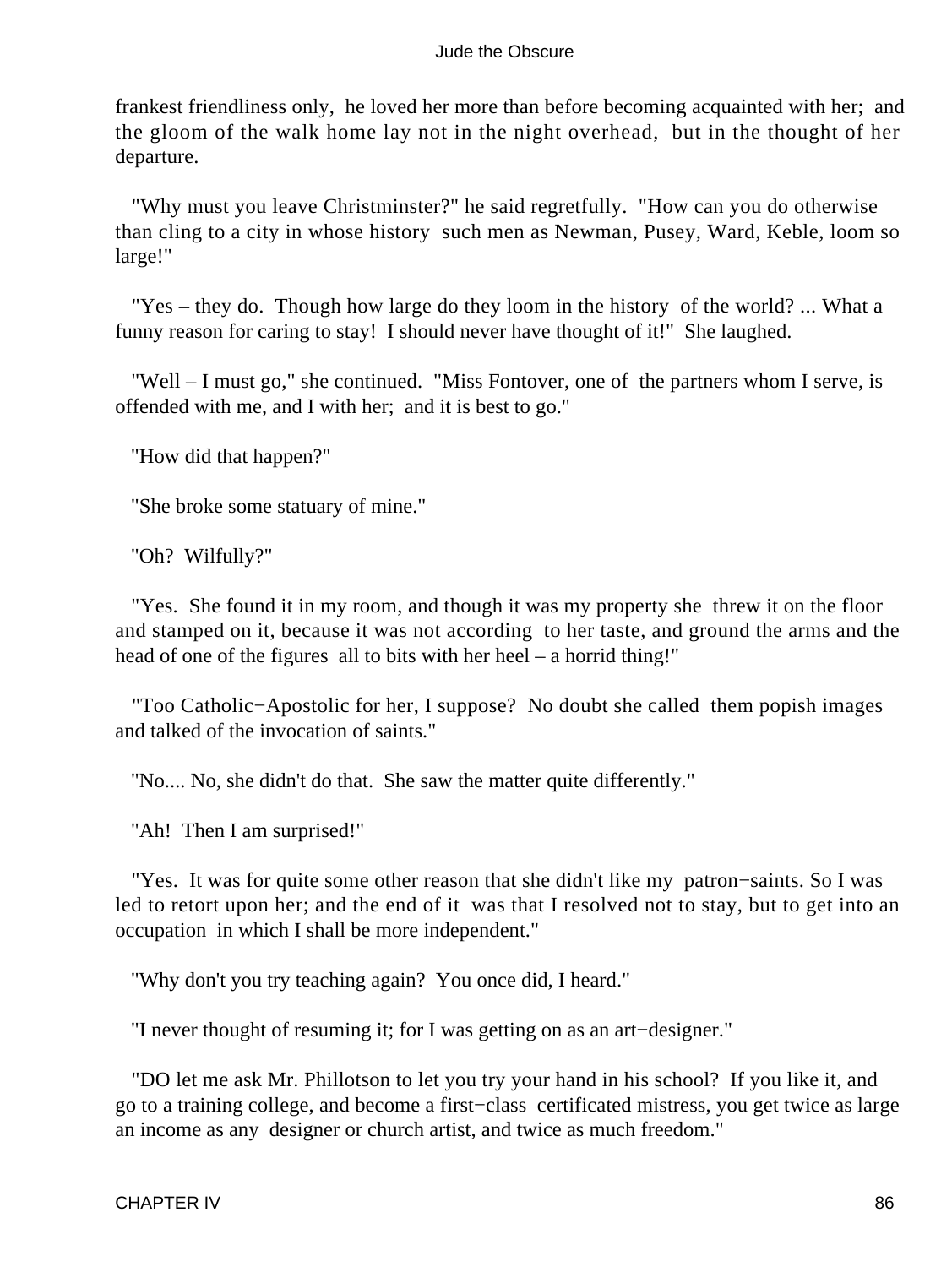frankest friendliness only, he loved her more than before becoming acquainted with her; and the gloom of the walk home lay not in the night overhead, but in the thought of her departure.

"Why must you leave Christminster?" he said regretfully. "How can you do otherwise than cling to a city in whose history such men as Newman, Pusey, Ward, Keble, loom so large!"

"Yes – they do. Though how large do they loom in the history of the world? ... What a funny reason for caring to stay! I should never have thought of it!" She laughed.

"Well – I must go," she continued. "Miss Fontover, one of the partners whom I serve, is offended with me, and I with her; and it is best to go."

"How did that happen?"

"She broke some statuary of mine."

"Oh? Wilfully?"

"Yes. She found it in my room, and though it was my property she threw it on the floor and stamped on it, because it was not according to her taste, and ground the arms and the head of one of the figures all to bits with her heel – a horrid thing!"

"Too Catholic−Apostolic for her, I suppose? No doubt she called them popish images and talked of the invocation of saints."

"No.... No, she didn't do that. She saw the matter quite differently."

"Ah! Then I am surprised!"

"Yes. It was for quite some other reason that she didn't like my patron−saints. So I was led to retort upon her; and the end of it was that I resolved not to stay, but to get into an occupation in which I shall be more independent."

"Why don't you try teaching again? You once did, I heard."

"I never thought of resuming it; for I was getting on as an art−designer."

"DO let me ask Mr. Phillotson to let you try your hand in his school? If you like it, and go to a training college, and become a first−class certificated mistress, you get twice as large an income as any designer or church artist, and twice as much freedom."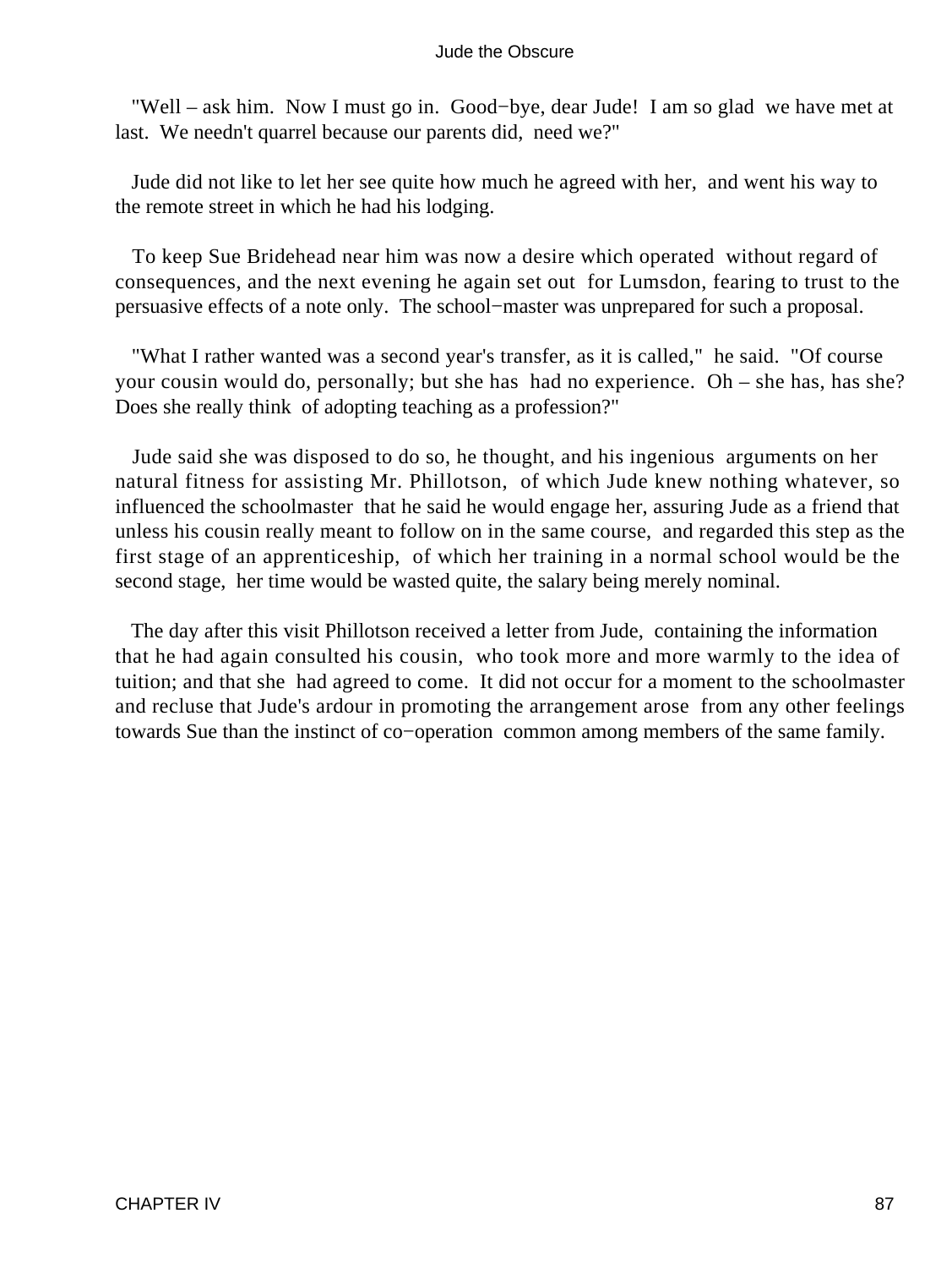"Well – ask him. Now I must go in. Good−bye, dear Jude! I am so glad we have met at last. We needn't quarrel because our parents did, need we?"

Jude did not like to let her see quite how much he agreed with her, and went his way to the remote street in which he had his lodging.

To keep Sue Bridehead near him was now a desire which operated without regard of consequences, and the next evening he again set out for Lumsdon, fearing to trust to the persuasive effects of a note only. The school−master was unprepared for such a proposal.

"What I rather wanted was a second year's transfer, as it is called," he said. "Of course your cousin would do, personally; but she has had no experience. Oh – she has, has she? Does she really think of adopting teaching as a profession?"

Jude said she was disposed to do so, he thought, and his ingenious arguments on her natural fitness for assisting Mr. Phillotson, of which Jude knew nothing whatever, so influenced the schoolmaster that he said he would engage her, assuring Jude as a friend that unless his cousin really meant to follow on in the same course, and regarded this step as the first stage of an apprenticeship, of which her training in a normal school would be the second stage, her time would be wasted quite, the salary being merely nominal.

The day after this visit Phillotson received a letter from Jude, containing the information that he had again consulted his cousin, who took more and more warmly to the idea of tuition; and that she had agreed to come. It did not occur for a moment to the schoolmaster and recluse that Jude's ardour in promoting the arrangement arose from any other feelings towards Sue than the instinct of co−operation common among members of the same family.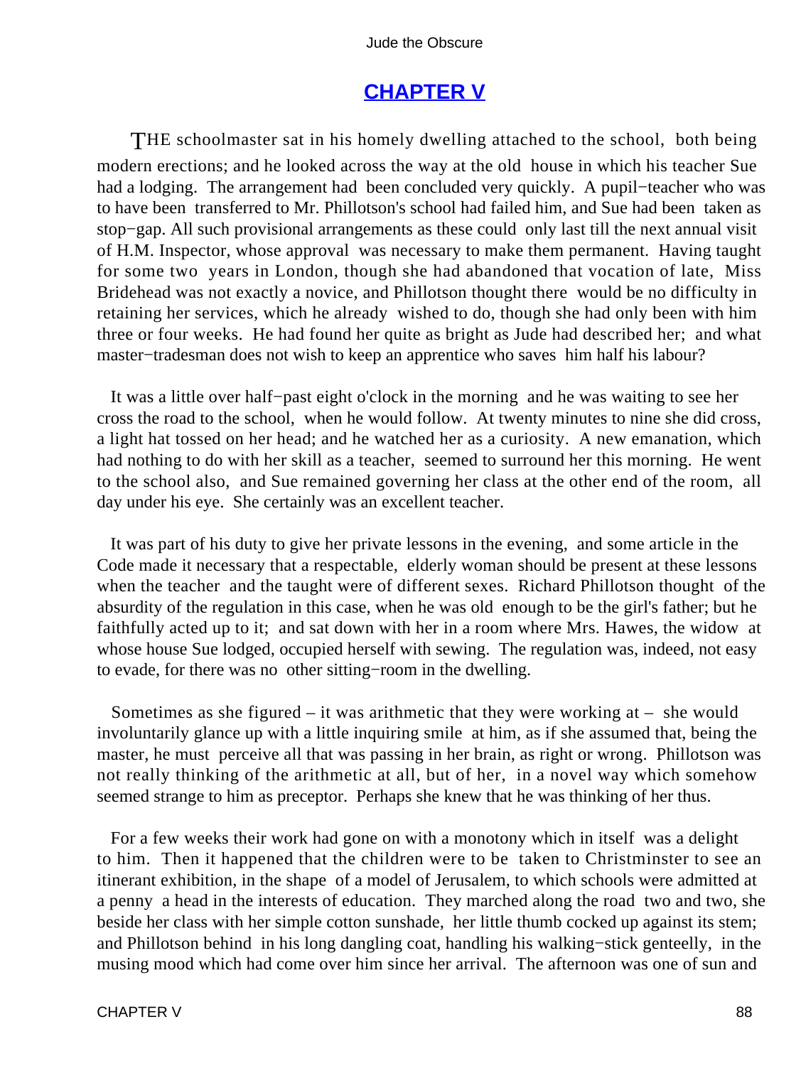## CHAPTER V

THE schoolmaster sat in his homely dwelling attached to the school, both being modern erections; and he looked across the way at the old house in which his teacher Sue had a lodging. The arrangement had been concluded very quickly. A pupil−teacher who was to have been transferred to Mr. Phillotson's school had failed him, and Sue had been taken as stop−gap. All such provisional arrangements as these could only last till the next annual visit of H.M. Inspector, whose approval was necessary to make them permanent. Having taught for some two years in London, though she had abandoned that vocation of late, Miss Bridehead was not exactly a novice, and Phillotson thought there would be no difficulty in retaining her services, which he already wished to do, though she had only been with him three or four weeks. He had found her quite as bright as Jude had described her; and what master−tradesman does not wish to keep an apprentice who saves him half his labour?

It was a little over half−past eight o'clock in the morning and he was waiting to see her cross the road to the school, when he would follow. At twenty minutes to nine she did cross, a light hat tossed on her head; and he watched her as a curiosity. A new emanation, which had nothing to do with her skill as a teacher, seemed to surround her this morning. He went to the school also, and Sue remained governing her class at the other end of the room, all day under his eye. She certainly was an excellent teacher.

It was part of his duty to give her private lessons in the evening, and some article in the Code made it necessary that a respectable, elderly woman should be present at these lessons when the teacher and the taught were of different sexes. Richard Phillotson thought of the absurdity of the regulation in this case, when he was old enough to be the girl's father; but he faithfully acted up to it; and sat down with her in a room where Mrs. Hawes, the widow at whose house Sue lodged, occupied herself with sewing. The regulation was, indeed, not easy to evade, for there was no other sitting−room in the dwelling.

Sometimes as she figured – it was arithmetic that they were working at – she would involuntarily glance up with a little inquiring smile at him, as if she assumed that, being the master, he must perceive all that was passing in her brain, as right or wrong. Phillotson was not really thinking of the arithmetic at all, but of her, in a novel way which somehow seemed strange to him as preceptor. Perhaps she knew that he was thinking of her thus.

For a few weeks their work had gone on with a monotony which in itself was a delight to him. Then it happened that the children were to be taken to Christminster to see an itinerant exhibition, in the shape of a model of Jerusalem, to which schools were admitted at a penny a head in the interests of education. They marched along the road two and two, she beside her class with her simple cotton sunshade, her little thumb cocked up against its stem; and Phillotson behind in his long dangling coat, handling his walking−stick genteelly, in the musing mood which had come over him since her arrival. The afternoon was one of sun and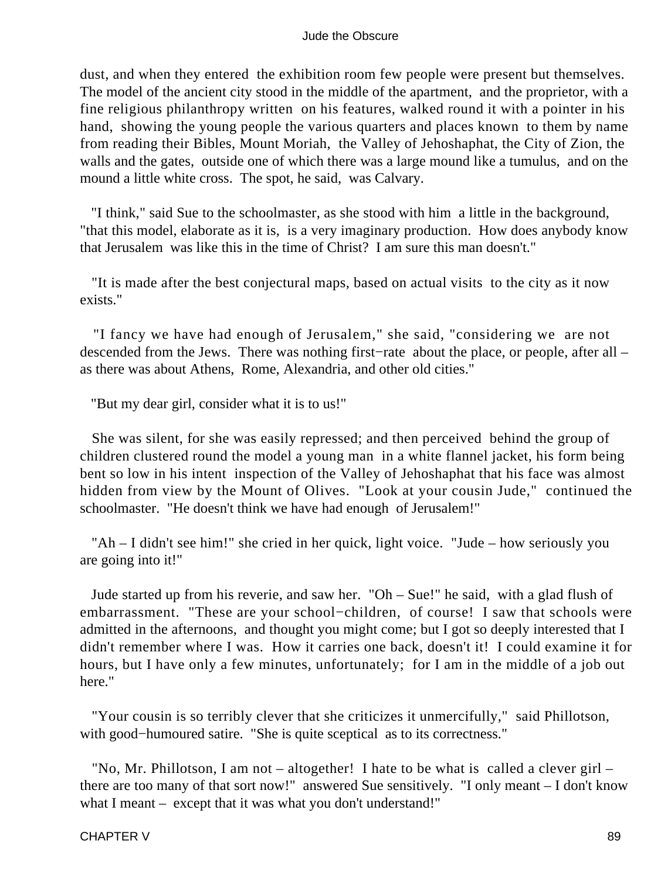dust, and when they entered the exhibition room few people were present but themselves. The model of the ancient city stood in the middle of the apartment, and the proprietor, with a fine religious philanthropy written on his features, walked round it with a pointer in his hand, showing the young people the various quarters and places known to them by name from reading their Bibles, Mount Moriah, the Valley of Jehoshaphat, the City of Zion, the walls and the gates, outside one of which there was a large mound like a tumulus, and on the mound a little white cross. The spot, he said, was Calvary.

"I think," said Sue to the schoolmaster, as she stood with him a little in the background, "that this model, elaborate as it is, is a very imaginary production. How does anybody know that Jerusalem was like this in the time of Christ? I am sure this man doesn't."

"It is made after the best conjectural maps, based on actual visits to the city as it now exists."

"I fancy we have had enough of Jerusalem," she said, "considering we are not descended from the Jews. There was nothing first−rate about the place, or people, after all – as there was about Athens, Rome, Alexandria, and other old cities."

"But my dear girl, consider what it is to us!"

She was silent, for she was easily repressed; and then perceived behind the group of children clustered round the model a young man in a white flannel jacket, his form being bent so low in his intent inspection of the Valley of Jehoshaphat that his face was almost hidden from view by the Mount of Olives. "Look at your cousin Jude," continued the schoolmaster. "He doesn't think we have had enough of Jerusalem!"

"Ah – I didn't see him!" she cried in her quick, light voice. "Jude – how seriously you are going into it!"

Jude started up from his reverie, and saw her. "Oh – Sue!" he said, with a glad flush of embarrassment. "These are your school−children, of course! I saw that schools were admitted in the afternoons, and thought you might come; but I got so deeply interested that I didn't remember where I was. How it carries one back, doesn't it! I could examine it for hours, but I have only a few minutes, unfortunately; for I am in the middle of a job out here."

"Your cousin is so terribly clever that she criticizes it unmercifully," said Phillotson, with good−humoured satire. "She is quite sceptical as to its correctness."

"No, Mr. Phillotson, I am not – altogether! I hate to be what is called a clever girl – there are too many of that sort now!" answered Sue sensitively. "I only meant – I don't know what I meant – except that it was what you don't understand!"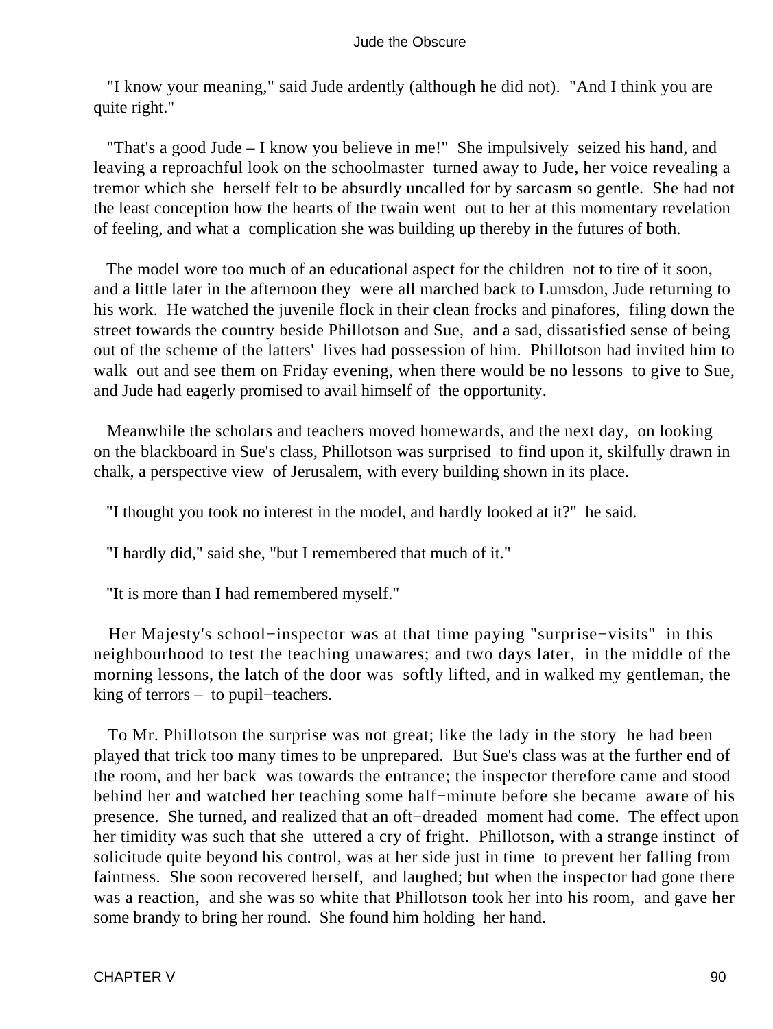"I know your meaning," said Jude ardently (although he did not). "And I think you are quite right."

"That's a good Jude – I know you believe in me!" She impulsively seized his hand, and leaving a reproachful look on the schoolmaster turned away to Jude, her voice revealing a tremor which she herself felt to be absurdly uncalled for by sarcasm so gentle. She had not the least conception how the hearts of the twain went out to her at this momentary revelation of feeling, and what a complication she was building up thereby in the futures of both.

The model wore too much of an educational aspect for the children not to tire of it soon, and a little later in the afternoon they were all marched back to Lumsdon, Jude returning to his work. He watched the juvenile flock in their clean frocks and pinafores, filing down the street towards the country beside Phillotson and Sue, and a sad, dissatisfied sense of being out of the scheme of the latters' lives had possession of him. Phillotson had invited him to walk out and see them on Friday evening, when there would be no lessons to give to Sue, and Jude had eagerly promised to avail himself of the opportunity.

Meanwhile the scholars and teachers moved homewards, and the next day, on looking on the blackboard in Sue's class, Phillotson was surprised to find upon it, skilfully drawn in chalk, a perspective view of Jerusalem, with every building shown in its place.

"I thought you took no interest in the model, and hardly looked at it?" he said.

"I hardly did," said she, "but I remembered that much of it."

"It is more than I had remembered myself."

Her Majesty's school−inspector was at that time paying "surprise−visits" in this neighbourhood to test the teaching unawares; and two days later, in the middle of the morning lessons, the latch of the door was softly lifted, and in walked my gentleman, the king of terrors – to pupil−teachers.

To Mr. Phillotson the surprise was not great; like the lady in the story he had been played that trick too many times to be unprepared. But Sue's class was at the further end of the room, and her back was towards the entrance; the inspector therefore came and stood behind her and watched her teaching some half−minute before she became aware of his presence. She turned, and realized that an oft−dreaded moment had come. The effect upon her timidity was such that she uttered a cry of fright. Phillotson, with a strange instinct of solicitude quite beyond his control, was at her side just in time to prevent her falling from faintness. She soon recovered herself, and laughed; but when the inspector had gone there was a reaction, and she was so white that Phillotson took her into his room, and gave her some brandy to bring her round. She found him holding her hand.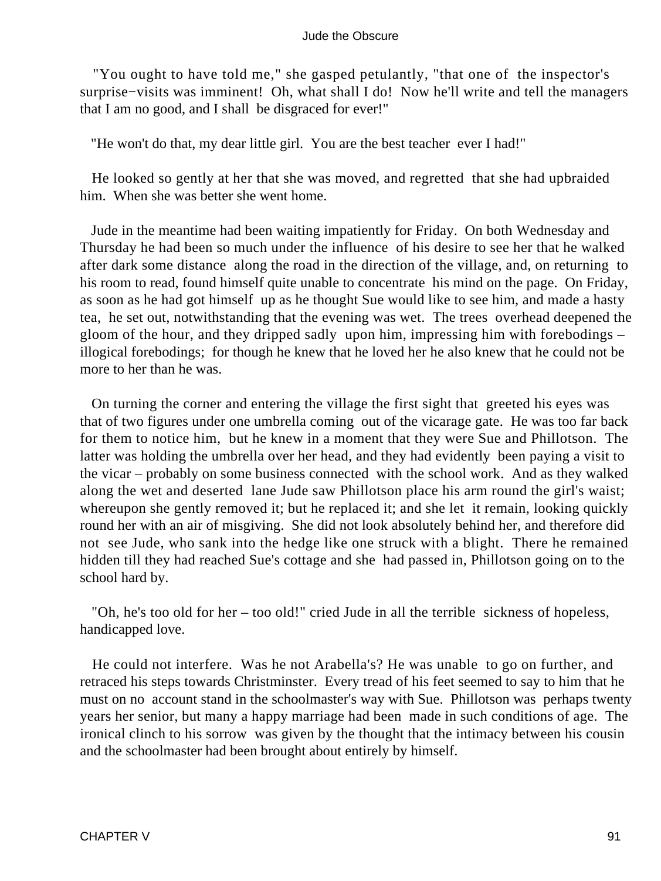"You ought to have told me," she gasped petulantly, "that one of the inspector's surprise−visits was imminent! Oh, what shall I do! Now he'll write and tell the managers that I am no good, and I shall be disgraced for ever!"

"He won't do that, my dear little girl. You are the best teacher ever I had!"

He looked so gently at her that she was moved, and regretted that she had upbraided him. When she was better she went home.

Jude in the meantime had been waiting impatiently for Friday. On both Wednesday and Thursday he had been so much under the influence of his desire to see her that he walked after dark some distance along the road in the direction of the village, and, on returning to his room to read, found himself quite unable to concentrate his mind on the page. On Friday, as soon as he had got himself up as he thought Sue would like to see him, and made a hasty tea, he set out, notwithstanding that the evening was wet. The trees overhead deepened the gloom of the hour, and they dripped sadly upon him, impressing him with forebodings – illogical forebodings; for though he knew that he loved her he also knew that he could not be more to her than he was.

On turning the corner and entering the village the first sight that greeted his eyes was that of two figures under one umbrella coming out of the vicarage gate. He was too far back for them to notice him, but he knew in a moment that they were Sue and Phillotson. The latter was holding the umbrella over her head, and they had evidently been paying a visit to the vicar – probably on some business connected with the school work. And as they walked along the wet and deserted lane Jude saw Phillotson place his arm round the girl's waist; whereupon she gently removed it; but he replaced it; and she let it remain, looking quickly round her with an air of misgiving. She did not look absolutely behind her, and therefore did not see Jude, who sank into the hedge like one struck with a blight. There he remained hidden till they had reached Sue's cottage and she had passed in, Phillotson going on to the school hard by.

"Oh, he's too old for her – too old!" cried Jude in all the terrible sickness of hopeless, handicapped love.

He could not interfere. Was he not Arabella's? He was unable to go on further, and retraced his steps towards Christminster. Every tread of his feet seemed to say to him that he must on no account stand in the schoolmaster's way with Sue. Phillotson was perhaps twenty years her senior, but many a happy marriage had been made in such conditions of age. The ironical clinch to his sorrow was given by the thought that the intimacy between his cousin and the schoolmaster had been brought about entirely by himself.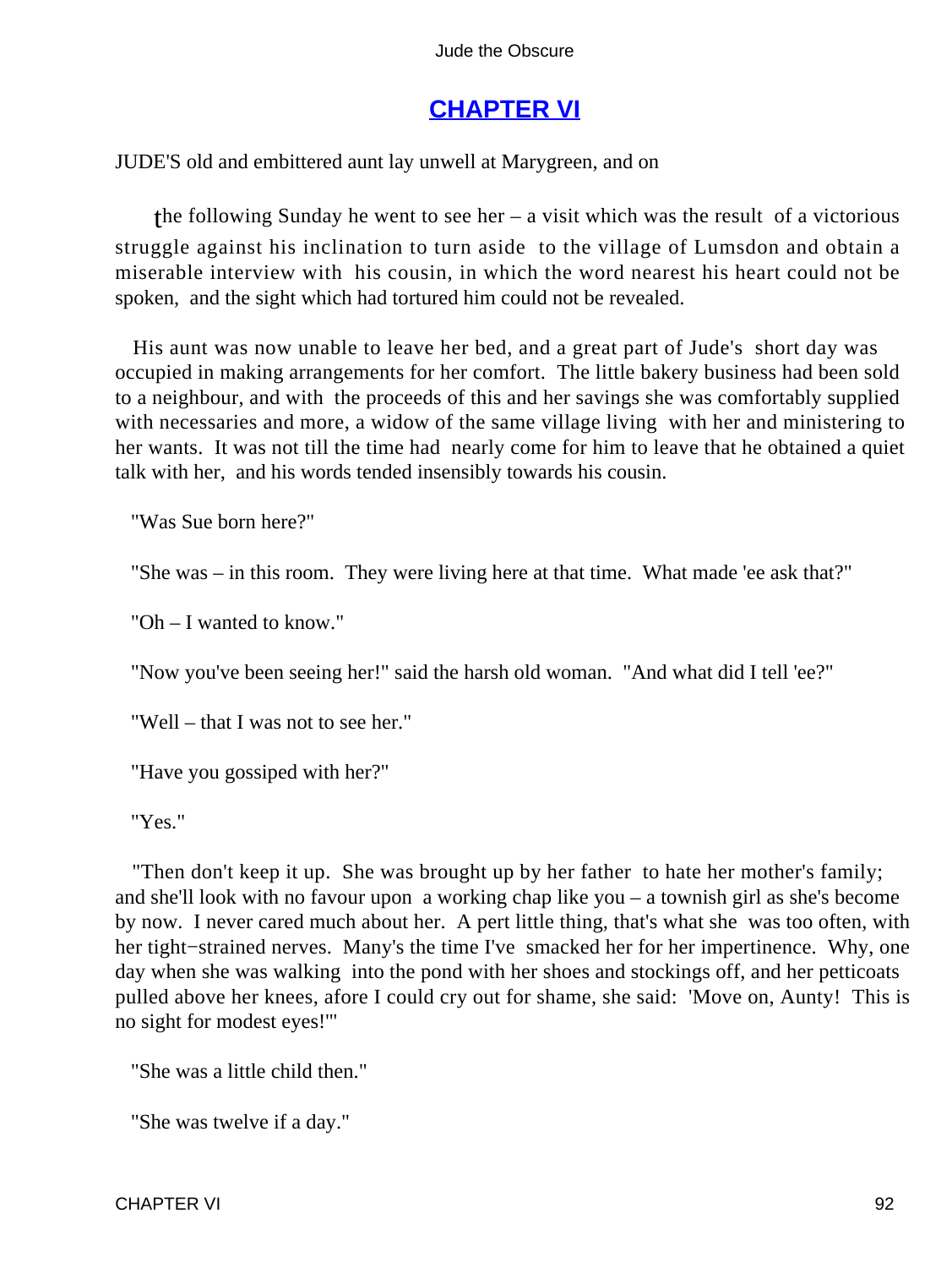## CHAPTER VI

JUDE'S old and embittered aunt lay unwell at Marygreen, and on

the following Sunday he went to see her – a visit which was the result of a victorious struggle against his inclination to turn aside to the village of Lumsdon and obtain a miserable interview with his cousin, in which the word nearest his heart could not be spoken, and the sight which had tortured him could not be revealed.

His aunt was now unable to leave her bed, and a great part of Jude's short day was occupied in making arrangements for her comfort. The little bakery business had been sold to a neighbour, and with the proceeds of this and her savings she was comfortably supplied with necessaries and more, a widow of the same village living with her and ministering to her wants. It was not till the time had nearly come for him to leave that he obtained a quiet talk with her, and his words tended insensibly towards his cousin.

"Was Sue born here?"

"She was – in this room. They were living here at that time. What made 'ee ask that?"

"Oh – I wanted to know."

"Now you've been seeing her!" said the harsh old woman. "And what did I tell 'ee?"

"Well – that I was not to see her."

"Have you gossiped with her?"

"Yes."

"Then don't keep it up. She was brought up by her father to hate her mother's family; and she'll look with no favour upon a working chap like you – a townish girl as she's become by now. I never cared much about her. A pert little thing, that's what she was too often, with her tight−strained nerves. Many's the time I've smacked her for her impertinence. Why, one day when she was walking into the pond with her shoes and stockings off, and her petticoats pulled above her knees, afore I could cry out for shame, she said: 'Move on, Aunty! This is no sight for modest eyes!'"

"She was a little child then."

"She was twelve if a day."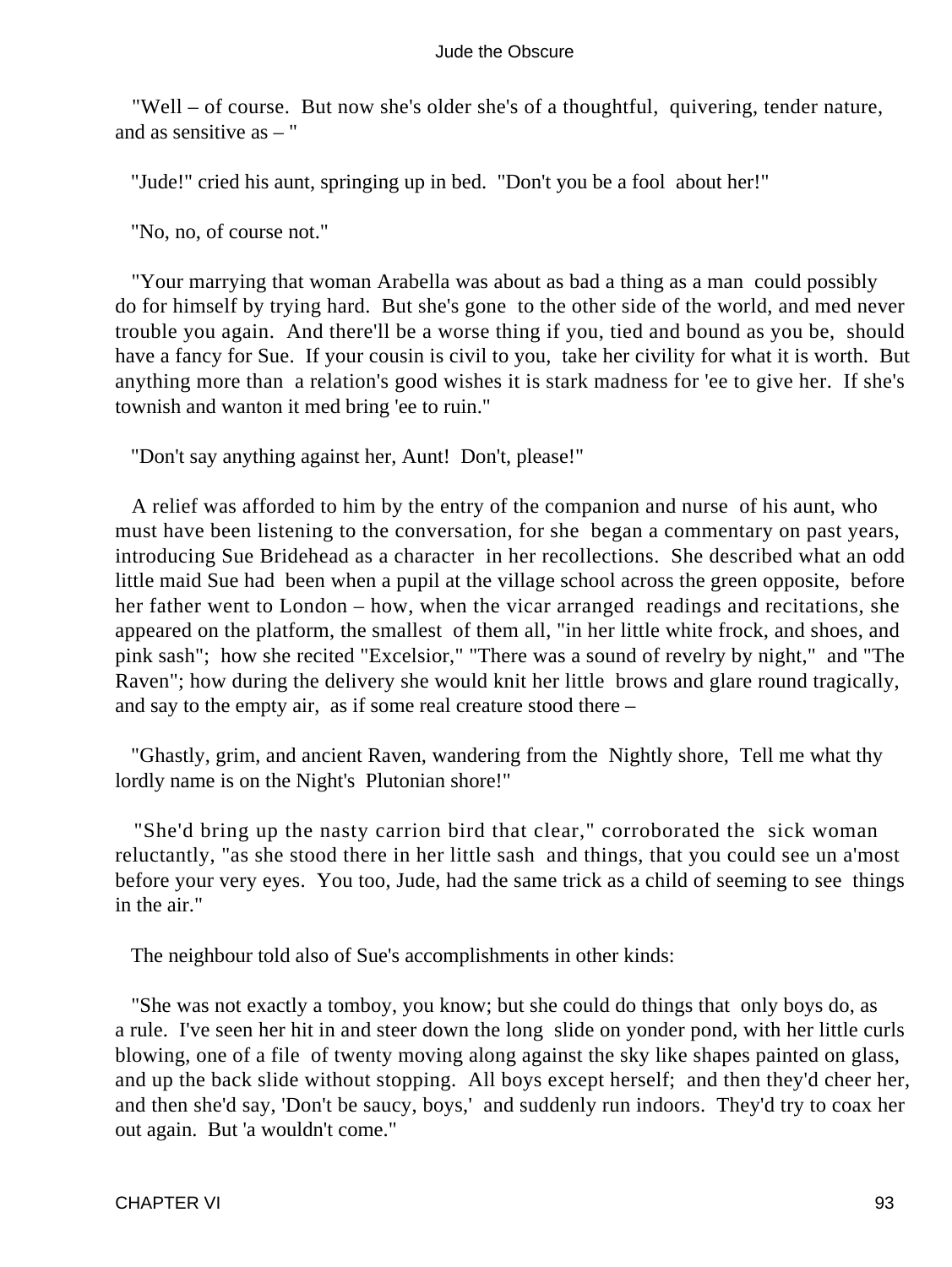"Well – of course. But now she's older she's of a thoughtful, quivering, tender nature, and as sensitive as – "

"Jude!" cried his aunt, springing up in bed. "Don't you be a fool about her!"

"No, no, of course not."

"Your marrying that woman Arabella was about as bad a thing as a man could possibly do for himself by trying hard. But she's gone to the other side of the world, and med never trouble you again. And there'll be a worse thing if you, tied and bound as you be, should have a fancy for Sue. If your cousin is civil to you, take her civility for what it is worth. But anything more than a relation's good wishes it is stark madness for 'ee to give her. If she's townish and wanton it med bring 'ee to ruin."

"Don't say anything against her, Aunt! Don't, please!"

A relief was afforded to him by the entry of the companion and nurse of his aunt, who must have been listening to the conversation, for she began a commentary on past years, introducing Sue Bridehead as a character in her recollections. She described what an odd little maid Sue had been when a pupil at the village school across the green opposite, before her father went to London – how, when the vicar arranged readings and recitations, she appeared on the platform, the smallest of them all, "in her little white frock, and shoes, and pink sash"; how she recited "Excelsior," "There was a sound of revelry by night," and "The Raven"; how during the delivery she would knit her little brows and glare round tragically, and say to the empty air, as if some real creature stood there –

"Ghastly, grim, and ancient Raven, wandering from the Nightly shore, Tell me what thy lordly name is on the Night's Plutonian shore!"

"She'd bring up the nasty carrion bird that clear," corroborated the sick woman reluctantly, "as she stood there in her little sash and things, that you could see un a'most before your very eyes. You too, Jude, had the same trick as a child of seeming to see things in the air."

The neighbour told also of Sue's accomplishments in other kinds:

"She was not exactly a tomboy, you know; but she could do things that only boys do, as a rule. I've seen her hit in and steer down the long slide on yonder pond, with her little curls blowing, one of a file of twenty moving along against the sky like shapes painted on glass, and up the back slide without stopping. All boys except herself; and then they'd cheer her, and then she'd say, 'Don't be saucy, boys,' and suddenly run indoors. They'd try to coax her out again. But 'a wouldn't come."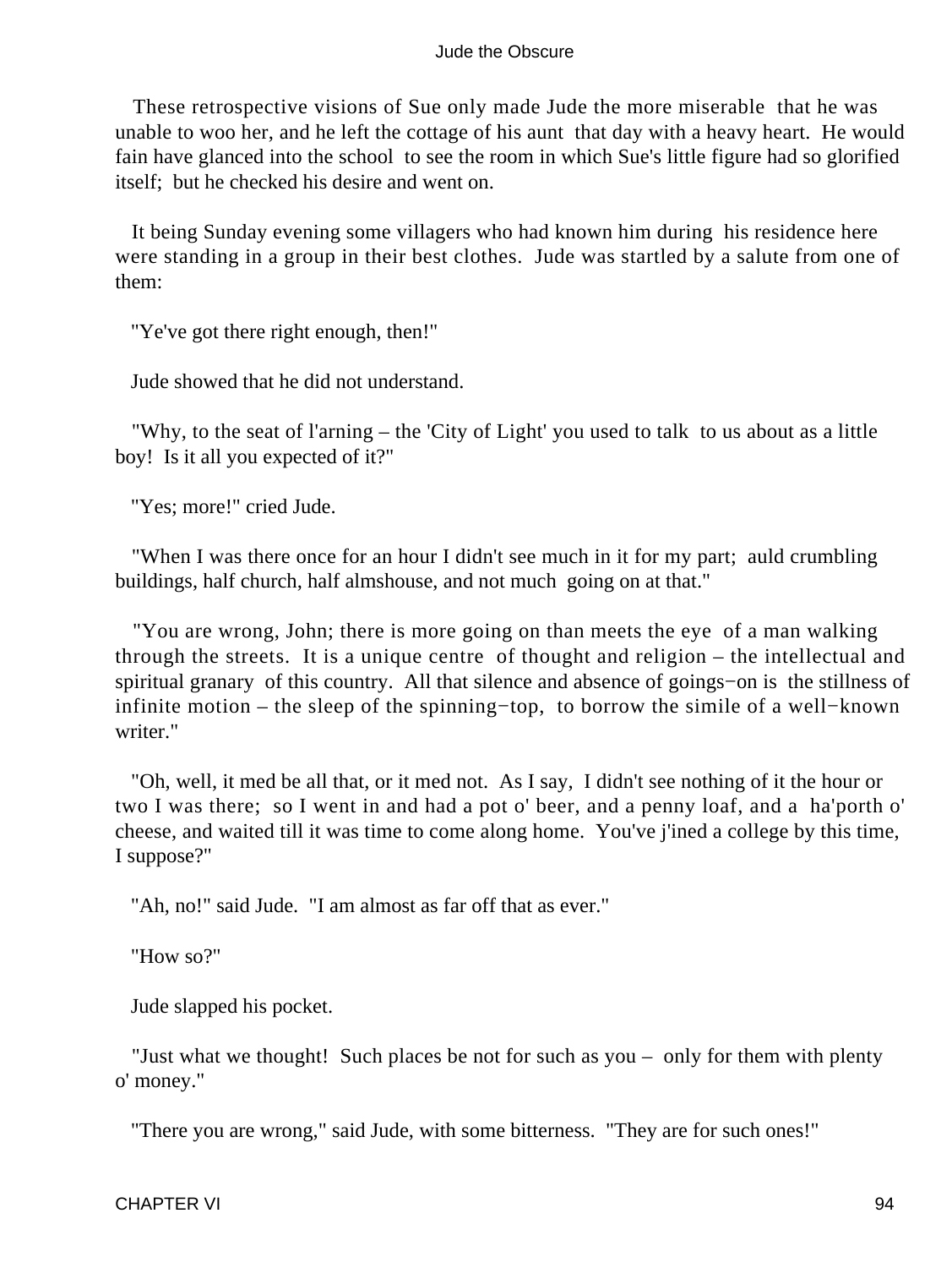These retrospective visions of Sue only made Jude the more miserable that he was unable to woo her, and he left the cottage of his aunt that day with a heavy heart. He would fain have glanced into the school to see the room in which Sue's little figure had so glorified itself; but he checked his desire and went on.

It being Sunday evening some villagers who had known him during his residence here were standing in a group in their best clothes. Jude was startled by a salute from one of them:

"Ye've got there right enough, then!"

Jude showed that he did not understand.

"Why, to the seat of l'arning – the 'City of Light' you used to talk to us about as a little boy! Is it all you expected of it?"

"Yes; more!" cried Jude.

"When I was there once for an hour I didn't see much in it for my part; auld crumbling buildings, half church, half almshouse, and not much going on at that."

"You are wrong, John; there is more going on than meets the eye of a man walking through the streets. It is a unique centre of thought and religion – the intellectual and spiritual granary of this country. All that silence and absence of goings−on is the stillness of infinite motion – the sleep of the spinning−top, to borrow the simile of a well−known writer."

"Oh, well, it med be all that, or it med not. As I say, I didn't see nothing of it the hour or two I was there; so I went in and had a pot o' beer, and a penny loaf, and a ha'porth o' cheese, and waited till it was time to come along home. You've j'ined a college by this time, I suppose?"

"Ah, no!" said Jude. "I am almost as far off that as ever."

"How so?"

Jude slapped his pocket.

"Just what we thought! Such places be not for such as you – only for them with plenty o' money."

"There you are wrong," said Jude, with some bitterness. "They are for such ones!"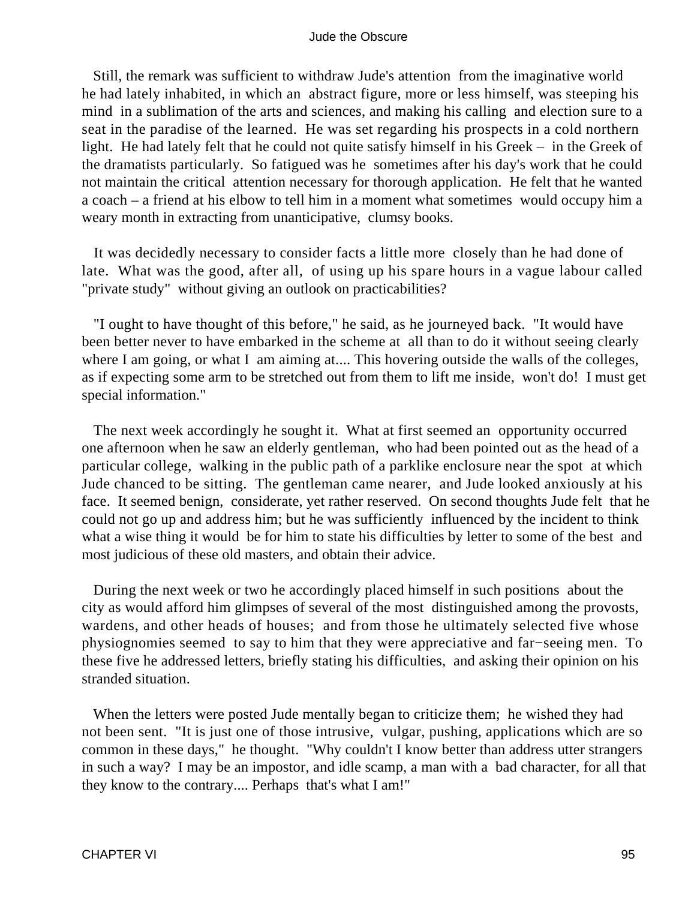Still, the remark was sufficient to withdraw Jude's attention from the imaginative world he had lately inhabited, in which an abstract figure, more or less himself, was steeping his mind in a sublimation of the arts and sciences, and making his calling and election sure to a seat in the paradise of the learned. He was set regarding his prospects in a cold northern light. He had lately felt that he could not quite satisfy himself in his Greek – in the Greek of the dramatists particularly. So fatigued was he sometimes after his day's work that he could not maintain the critical attention necessary for thorough application. He felt that he wanted a coach – a friend at his elbow to tell him in a moment what sometimes would occupy him a weary month in extracting from unanticipative, clumsy books.

It was decidedly necessary to consider facts a little more closely than he had done of late. What was the good, after all, of using up his spare hours in a vague labour called "private study" without giving an outlook on practicabilities?

"I ought to have thought of this before," he said, as he journeyed back. "It would have been better never to have embarked in the scheme at all than to do it without seeing clearly where I am going, or what I am aiming at.... This hovering outside the walls of the colleges, as if expecting some arm to be stretched out from them to lift me inside, won't do! I must get special information."

The next week accordingly he sought it. What at first seemed an opportunity occurred one afternoon when he saw an elderly gentleman, who had been pointed out as the head of a particular college, walking in the public path of a parklike enclosure near the spot at which Jude chanced to be sitting. The gentleman came nearer, and Jude looked anxiously at his face. It seemed benign, considerate, yet rather reserved. On second thoughts Jude felt that he could not go up and address him; but he was sufficiently influenced by the incident to think what a wise thing it would be for him to state his difficulties by letter to some of the best and most judicious of these old masters, and obtain their advice.

During the next week or two he accordingly placed himself in such positions about the city as would afford him glimpses of several of the most distinguished among the provosts, wardens, and other heads of houses; and from those he ultimately selected five whose physiognomies seemed to say to him that they were appreciative and far−seeing men. To these five he addressed letters, briefly stating his difficulties, and asking their opinion on his stranded situation.

When the letters were posted Jude mentally began to criticize them; he wished they had not been sent. "It is just one of those intrusive, vulgar, pushing, applications which are so common in these days," he thought. "Why couldn't I know better than address utter strangers in such a way? I may be an impostor, and idle scamp, a man with a bad character, for all that they know to the contrary.... Perhaps that's what I am!"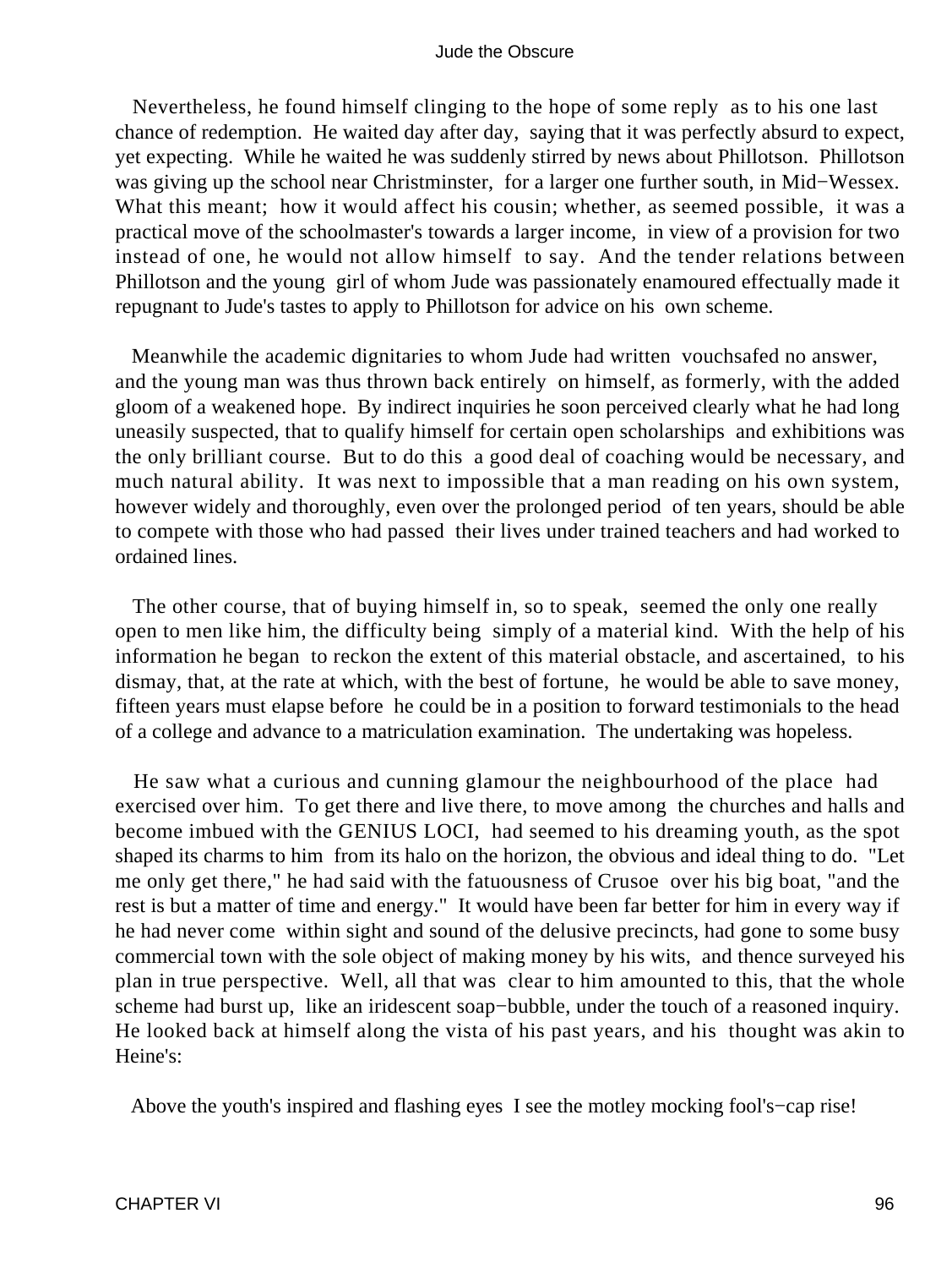Nevertheless, he found himself clinging to the hope of some reply as to his one last chance of redemption. He waited day after day, saying that it was perfectly absurd to expect, yet expecting. While he waited he was suddenly stirred by news about Phillotson. Phillotson was giving up the school near Christminster, for a larger one further south, in Mid−Wessex. What this meant; how it would affect his cousin; whether, as seemed possible, it was a practical move of the schoolmaster's towards a larger income, in view of a provision for two instead of one, he would not allow himself to say. And the tender relations between Phillotson and the young girl of whom Jude was passionately enamoured effectually made it repugnant to Jude's tastes to apply to Phillotson for advice on his own scheme.

Meanwhile the academic dignitaries to whom Jude had written vouchsafed no answer, and the young man was thus thrown back entirely on himself, as formerly, with the added gloom of a weakened hope. By indirect inquiries he soon perceived clearly what he had long uneasily suspected, that to qualify himself for certain open scholarships and exhibitions was the only brilliant course. But to do this a good deal of coaching would be necessary, and much natural ability. It was next to impossible that a man reading on his own system, however widely and thoroughly, even over the prolonged period of ten years, should be able to compete with those who had passed their lives under trained teachers and had worked to ordained lines.

The other course, that of buying himself in, so to speak, seemed the only one really open to men like him, the difficulty being simply of a material kind. With the help of his information he began to reckon the extent of this material obstacle, and ascertained, to his dismay, that, at the rate at which, with the best of fortune, he would be able to save money, fifteen years must elapse before he could be in a position to forward testimonials to the head of a college and advance to a matriculation examination. The undertaking was hopeless.

He saw what a curious and cunning glamour the neighbourhood of the place had exercised over him. To get there and live there, to move among the churches and halls and become imbued with the GENIUS LOCI, had seemed to his dreaming youth, as the spot shaped its charms to him from its halo on the horizon, the obvious and ideal thing to do. "Let me only get there," he had said with the fatuousness of Crusoe over his big boat, "and the rest is but a matter of time and energy." It would have been far better for him in every way if he had never come within sight and sound of the delusive precincts, had gone to some busy commercial town with the sole object of making money by his wits, and thence surveyed his plan in true perspective. Well, all that was clear to him amounted to this, that the whole scheme had burst up, like an iridescent soap−bubble, under the touch of a reasoned inquiry. He looked back at himself along the vista of his past years, and his thought was akin to Heine's:

Above the youth's inspired and flashing eyes I see the motley mocking fool's−cap rise!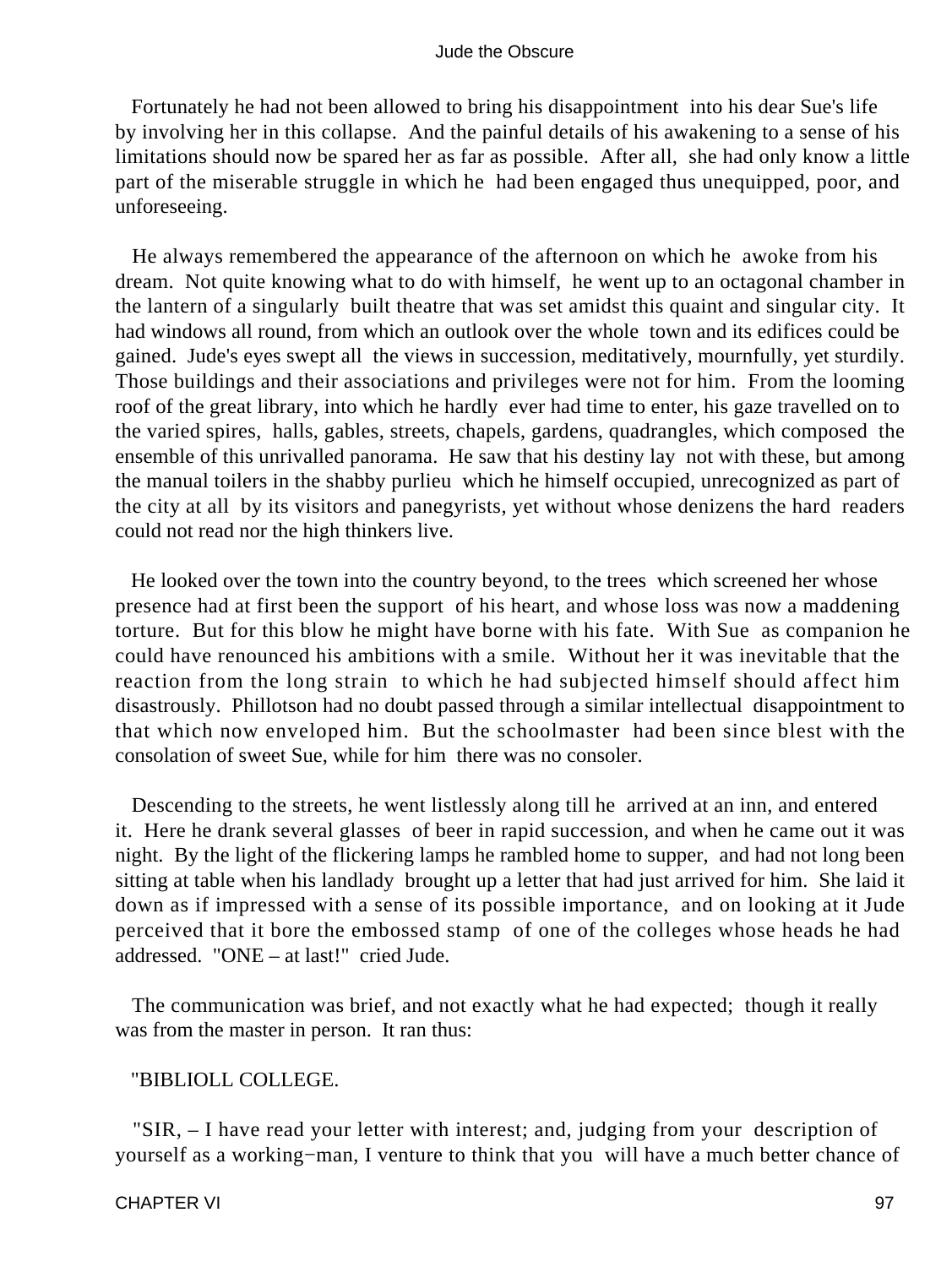Fortunately he had not been allowed to bring his disappointment into his dear Sue's life by involving her in this collapse. And the painful details of his awakening to a sense of his limitations should now be spared her as far as possible. After all, she had only know a little part of the miserable struggle in which he had been engaged thus unequipped, poor, and unforeseeing.

He always remembered the appearance of the afternoon on which he awoke from his dream. Not quite knowing what to do with himself, he went up to an octagonal chamber in the lantern of a singularly built theatre that was set amidst this quaint and singular city. It had windows all round, from which an outlook over the whole town and its edifices could be gained. Jude's eyes swept all the views in succession, meditatively, mournfully, yet sturdily. Those buildings and their associations and privileges were not for him. From the looming roof of the great library, into which he hardly ever had time to enter, his gaze travelled on to the varied spires, halls, gables, streets, chapels, gardens, quadrangles, which composed the ensemble of this unrivalled panorama. He saw that his destiny lay not with these, but among the manual toilers in the shabby purlieu which he himself occupied, unrecognized as part of the city at all by its visitors and panegyrists, yet without whose denizens the hard readers could not read nor the high thinkers live.

He looked over the town into the country beyond, to the trees which screened her whose presence had at first been the support of his heart, and whose loss was now a maddening torture. But for this blow he might have borne with his fate. With Sue as companion he could have renounced his ambitions with a smile. Without her it was inevitable that the reaction from the long strain to which he had subjected himself should affect him disastrously. Phillotson had no doubt passed through a similar intellectual disappointment to that which now enveloped him. But the schoolmaster had been since blest with the consolation of sweet Sue, while for him there was no consoler.

Descending to the streets, he went listlessly along till he arrived at an inn, and entered it. Here he drank several glasses of beer in rapid succession, and when he came out it was night. By the light of the flickering lamps he rambled home to supper, and had not long been sitting at table when his landlady brought up a letter that had just arrived for him. She laid it down as if impressed with a sense of its possible importance, and on looking at it Jude perceived that it bore the embossed stamp of one of the colleges whose heads he had addressed. "ONE – at last!" cried Jude.

The communication was brief, and not exactly what he had expected; though it really was from the master in person. It ran thus:

"BIBLIOLL COLLEGE.

"SIR, – I have read your letter with interest; and, judging from your description of yourself as a working−man, I venture to think that you will have a much better chance of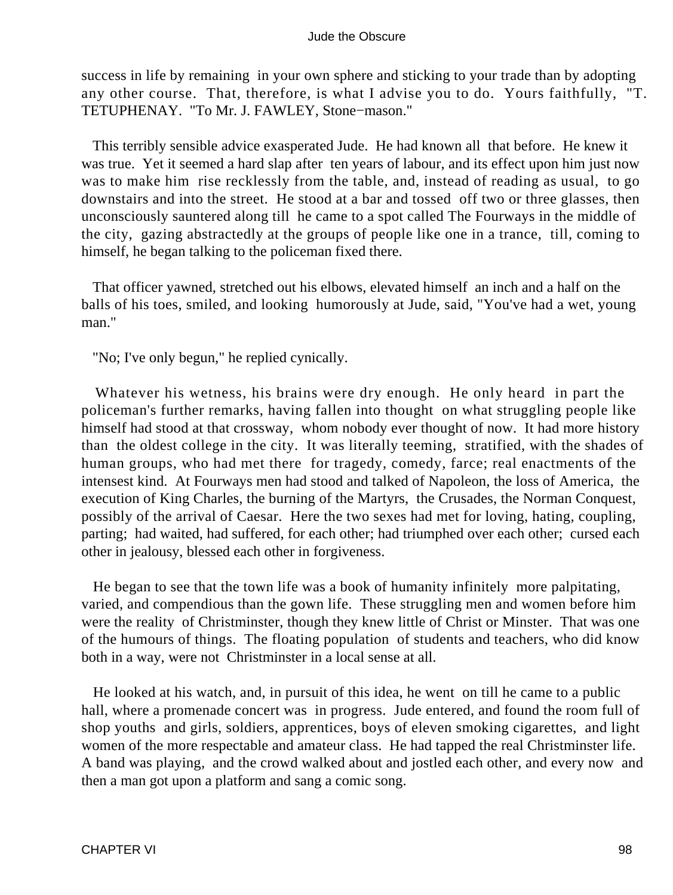success in life by remaining in your own sphere and sticking to your trade than by adopting any other course. That, therefore, is what I advise you to do. Yours faithfully, "T. TETUPHENAY. "To Mr. J. FAWLEY, Stone−mason."

This terribly sensible advice exasperated Jude. He had known all that before. He knew it was true. Yet it seemed a hard slap after ten years of labour, and its effect upon him just now was to make him rise recklessly from the table, and, instead of reading as usual, to go downstairs and into the street. He stood at a bar and tossed off two or three glasses, then unconsciously sauntered along till he came to a spot called The Fourways in the middle of the city, gazing abstractedly at the groups of people like one in a trance, till, coming to himself, he began talking to the policeman fixed there.

That officer yawned, stretched out his elbows, elevated himself an inch and a half on the balls of his toes, smiled, and looking humorously at Jude, said, "You've had a wet, young man."

"No; I've only begun," he replied cynically.

Whatever his wetness, his brains were dry enough. He only heard in part the policeman's further remarks, having fallen into thought on what struggling people like himself had stood at that crossway, whom nobody ever thought of now. It had more history than the oldest college in the city. It was literally teeming, stratified, with the shades of human groups, who had met there for tragedy, comedy, farce; real enactments of the intensest kind. At Fourways men had stood and talked of Napoleon, the loss of America, the execution of King Charles, the burning of the Martyrs, the Crusades, the Norman Conquest, possibly of the arrival of Caesar. Here the two sexes had met for loving, hating, coupling, parting; had waited, had suffered, for each other; had triumphed over each other; cursed each other in jealousy, blessed each other in forgiveness.

He began to see that the town life was a book of humanity infinitely more palpitating, varied, and compendious than the gown life. These struggling men and women before him were the reality of Christminster, though they knew little of Christ or Minster. That was one of the humours of things. The floating population of students and teachers, who did know both in a way, were not Christminster in a local sense at all.

He looked at his watch, and, in pursuit of this idea, he went on till he came to a public hall, where a promenade concert was in progress. Jude entered, and found the room full of shop youths and girls, soldiers, apprentices, boys of eleven smoking cigarettes, and light women of the more respectable and amateur class. He had tapped the real Christminster life. A band was playing, and the crowd walked about and jostled each other, and every now and then a man got upon a platform and sang a comic song.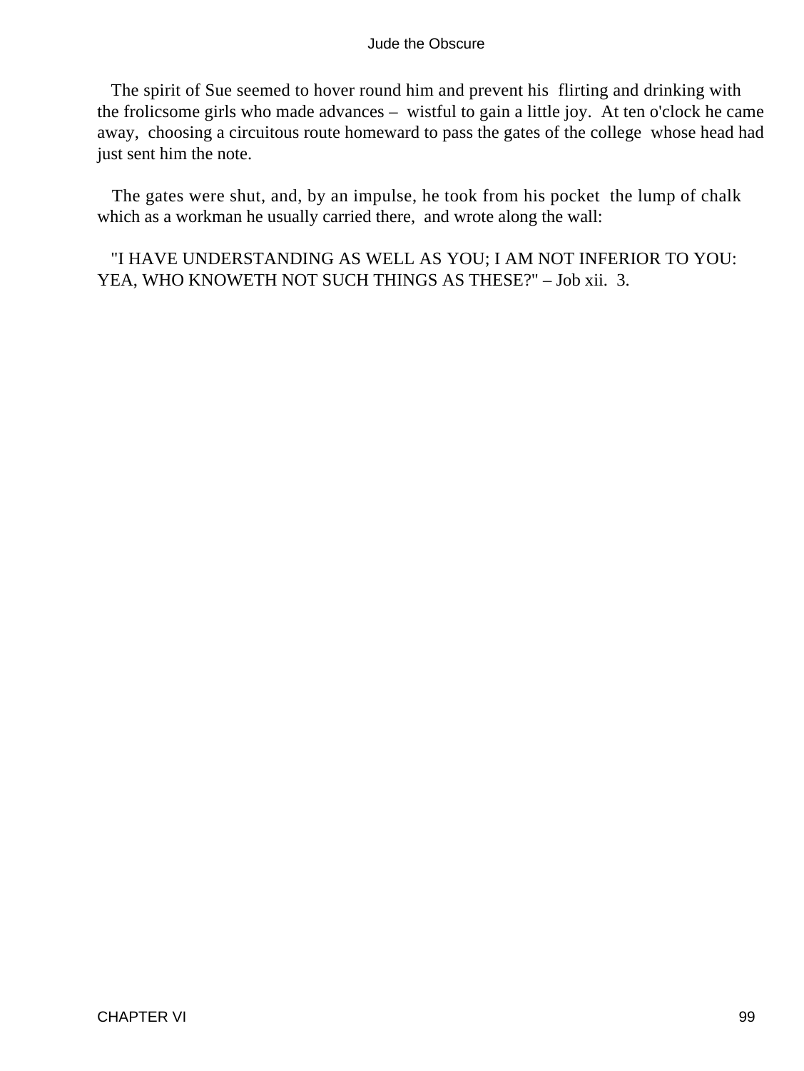The spirit of Sue seemed to hover round him and prevent his flirting and drinking with the frolicsome girls who made advances – wistful to gain a little joy. At ten o'clock he came away, choosing a circuitous route homeward to pass the gates of the college whose head had just sent him the note.

The gates were shut, and, by an impulse, he took from his pocket the lump of chalk which as a workman he usually carried there, and wrote along the wall:

"I HAVE UNDERSTANDING AS WELL AS YOU; I AM NOT INFERIOR TO YOU: YEA, WHO KNOWETH NOT SUCH THINGS AS THESE?" – Job xii. 3.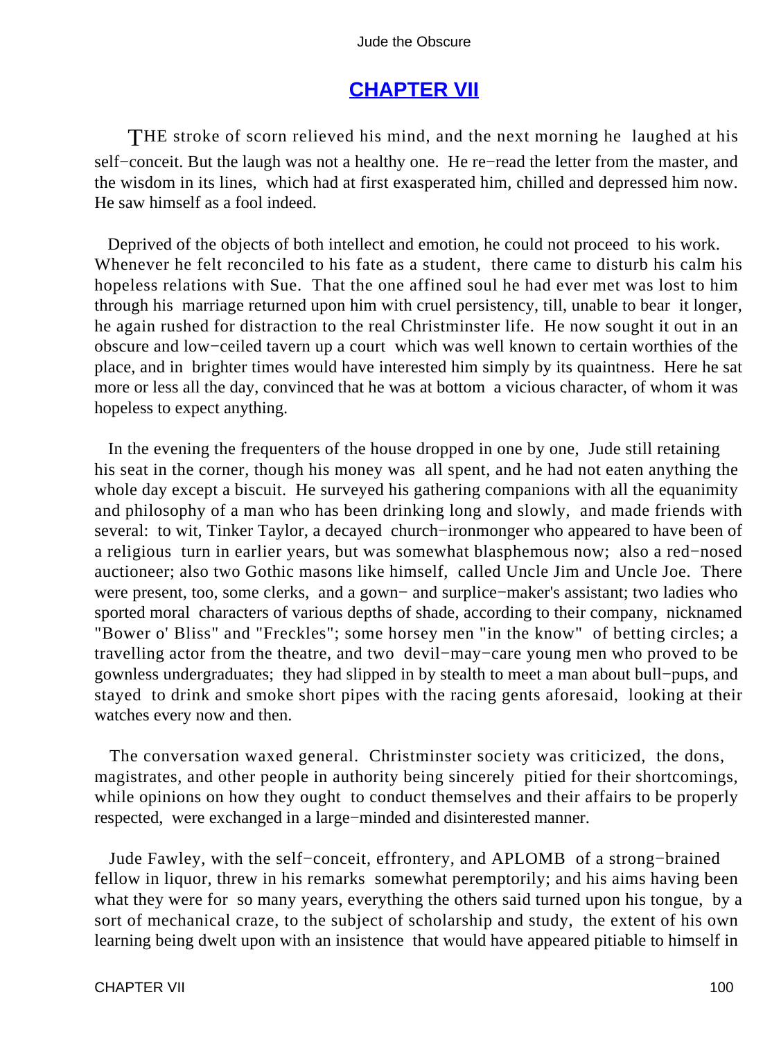## CHAPTER VII

THE stroke of scorn relieved his mind, and the next morning he laughed at his self−conceit. But the laugh was not a healthy one. He re−read the letter from the master, and the wisdom in its lines, which had at first exasperated him, chilled and depressed him now. He saw himself as a fool indeed.

Deprived of the objects of both intellect and emotion, he could not proceed to his work. Whenever he felt reconciled to his fate as a student, there came to disturb his calm his hopeless relations with Sue. That the one affined soul he had ever met was lost to him through his marriage returned upon him with cruel persistency, till, unable to bear it longer, he again rushed for distraction to the real Christminster life. He now sought it out in an obscure and low−ceiled tavern up a court which was well known to certain worthies of the place, and in brighter times would have interested him simply by its quaintness. Here he sat more or less all the day, convinced that he was at bottom a vicious character, of whom it was hopeless to expect anything.

In the evening the frequenters of the house dropped in one by one, Jude still retaining his seat in the corner, though his money was all spent, and he had not eaten anything the whole day except a biscuit. He surveyed his gathering companions with all the equanimity and philosophy of a man who has been drinking long and slowly, and made friends with several: to wit, Tinker Taylor, a decayed church−ironmonger who appeared to have been of a religious turn in earlier years, but was somewhat blasphemous now; also a red−nosed auctioneer; also two Gothic masons like himself, called Uncle Jim and Uncle Joe. There were present, too, some clerks, and a gown− and surplice−maker's assistant; two ladies who sported moral characters of various depths of shade, according to their company, nicknamed "Bower o' Bliss" and "Freckles"; some horsey men "in the know" of betting circles; a travelling actor from the theatre, and two devil−may−care young men who proved to be gownless undergraduates; they had slipped in by stealth to meet a man about bull−pups, and stayed to drink and smoke short pipes with the racing gents aforesaid, looking at their watches every now and then.

The conversation waxed general. Christminster society was criticized, the dons, magistrates, and other people in authority being sincerely pitied for their shortcomings, while opinions on how they ought to conduct themselves and their affairs to be properly respected, were exchanged in a large−minded and disinterested manner.

Jude Fawley, with the self−conceit, effrontery, and APLOMB of a strong−brained fellow in liquor, threw in his remarks somewhat peremptorily; and his aims having been what they were for so many years, everything the others said turned upon his tongue, by a sort of mechanical craze, to the subject of scholarship and study, the extent of his own learning being dwelt upon with an insistence that would have appeared pitiable to himself in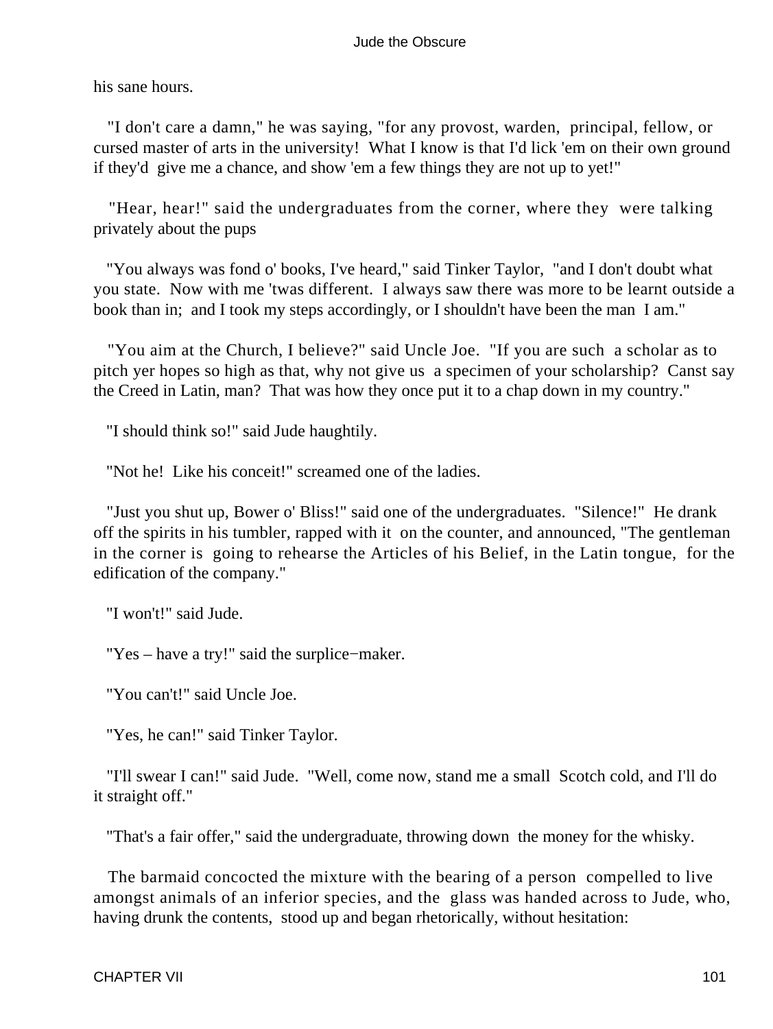his sane hours.

"I don't care a damn," he was saying, "for any provost, warden, principal, fellow, or cursed master of arts in the university! What I know is that I'd lick 'em on their own ground if they'd give me a chance, and show 'em a few things they are not up to yet!"

"Hear, hear!" said the undergraduates from the corner, where they were talking privately about the pups

"You always was fond o' books, I've heard," said Tinker Taylor, "and I don't doubt what you state. Now with me 'twas different. I always saw there was more to be learnt outside a book than in; and I took my steps accordingly, or I shouldn't have been the man I am."

"You aim at the Church, I believe?" said Uncle Joe. "If you are such a scholar as to pitch yer hopes so high as that, why not give us a specimen of your scholarship? Canst say the Creed in Latin, man? That was how they once put it to a chap down in my country."

"I should think so!" said Jude haughtily.

"Not he! Like his conceit!" screamed one of the ladies.

"Just you shut up, Bower o' Bliss!" said one of the undergraduates. "Silence!" He drank off the spirits in his tumbler, rapped with it on the counter, and announced, "The gentleman in the corner is going to rehearse the Articles of his Belief, in the Latin tongue, for the edification of the company."

"I won't!" said Jude.

"Yes – have a try!" said the surplice−maker.

"You can't!" said Uncle Joe.

"Yes, he can!" said Tinker Taylor.

"I'll swear I can!" said Jude. "Well, come now, stand me a small Scotch cold, and I'll do it straight off."

"That's a fair offer," said the undergraduate, throwing down the money for the whisky.

The barmaid concocted the mixture with the bearing of a person compelled to live amongst animals of an inferior species, and the glass was handed across to Jude, who, having drunk the contents, stood up and began rhetorically, without hesitation: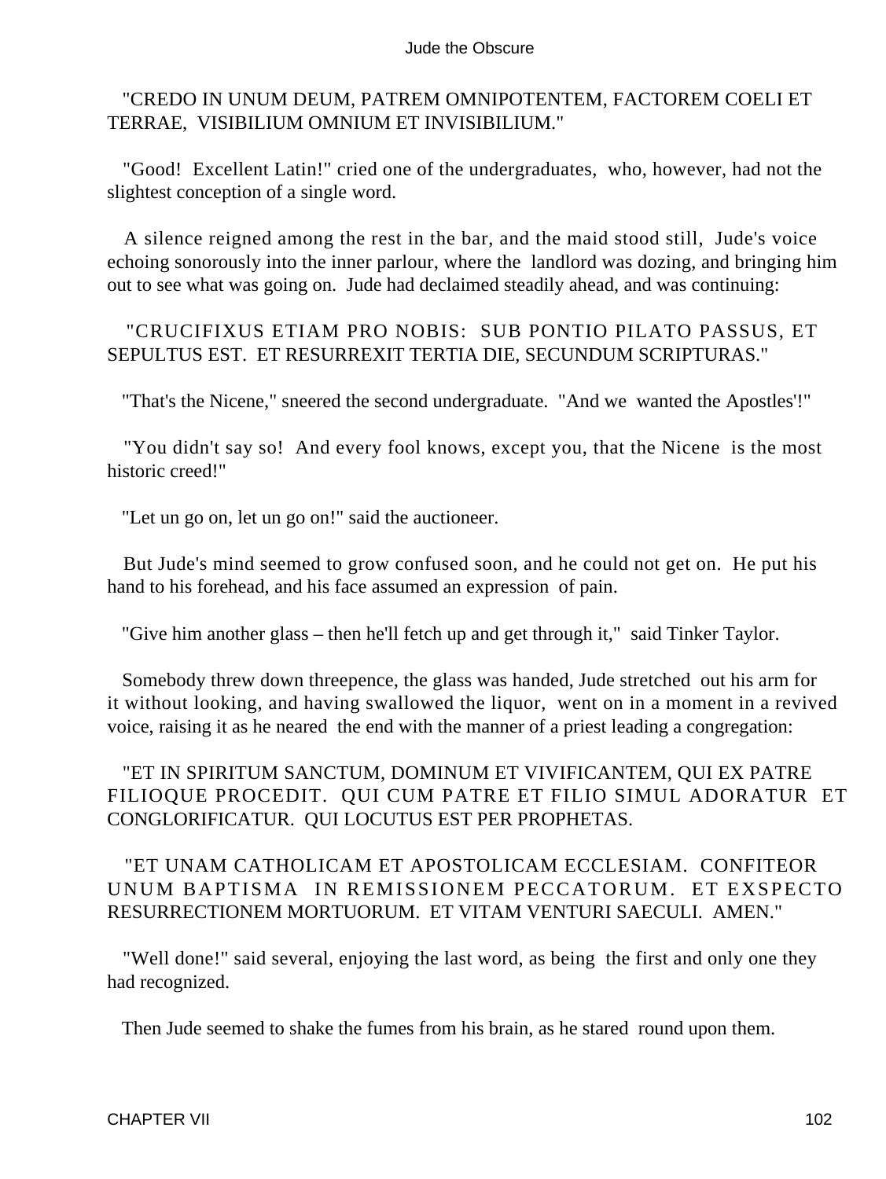"CREDO IN UNUM DEUM, PATREM OMNIPOTENTEM, FACTOREM COELI ET TERRAE, VISIBILIUM OMNIUM ET INVISIBILIUM."

"Good! Excellent Latin!" cried one of the undergraduates, who, however, had not the slightest conception of a single word.

A silence reigned among the rest in the bar, and the maid stood still, Jude's voice echoing sonorously into the inner parlour, where the landlord was dozing, and bringing him out to see what was going on. Jude had declaimed steadily ahead, and was continuing:

"CRUCIFIXUS ETIAM PRO NOBIS: SUB PONTIO PILATO PASSUS, ET SEPULTUS EST. ET RESURREXIT TERTIA DIE, SECUNDUM SCRIPTURAS."

"That's the Nicene," sneered the second undergraduate. "And we wanted the Apostles'!"

"You didn't say so! And every fool knows, except you, that the Nicene is the most historic creed!"

"Let un go on, let un go on!" said the auctioneer.

But Jude's mind seemed to grow confused soon, and he could not get on. He put his hand to his forehead, and his face assumed an expression of pain.

"Give him another glass – then he'll fetch up and get through it," said Tinker Taylor.

Somebody threw down threepence, the glass was handed, Jude stretched out his arm for it without looking, and having swallowed the liquor, went on in a moment in a revived voice, raising it as he neared the end with the manner of a priest leading a congregation:

"ET IN SPIRITUM SANCTUM, DOMINUM ET VIVIFICANTEM, QUI EX PATRE FILIOQUE PROCEDIT. QUI CUM PATRE ET FILIO SIMUL ADORATUR ET CONGLORIFICATUR. QUI LOCUTUS EST PER PROPHETAS.

"ET UNAM CATHOLICAM ET APOSTOLICAM ECCLESIAM. CONFITEOR UNUM BAPTISMA IN REMISSIONEM PECCATORUM. ET EXSPECTO RESURRECTIONEM MORTUORUM. ET VITAM VENTURI SAECULI. AMEN."

"Well done!" said several, enjoying the last word, as being the first and only one they had recognized.

Then Jude seemed to shake the fumes from his brain, as he stared round upon them.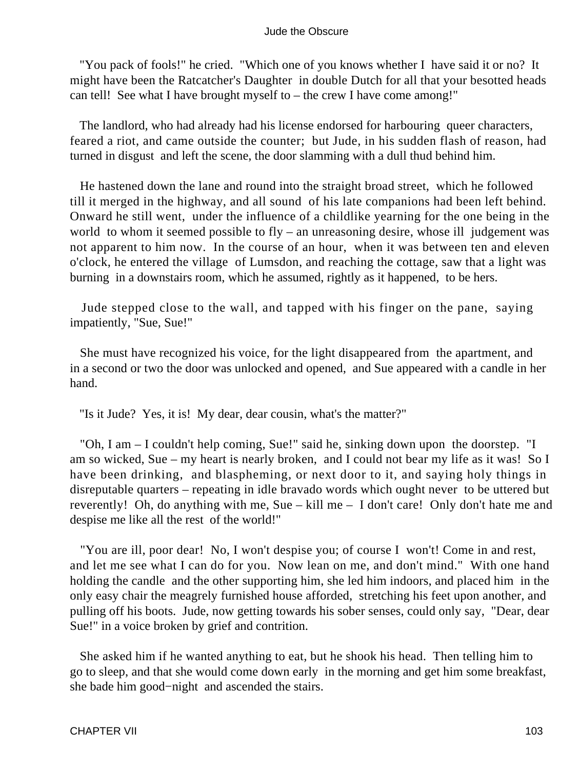"You pack of fools!" he cried. "Which one of you knows whether I have said it or no? It might have been the Ratcatcher's Daughter in double Dutch for all that your besotted heads can tell! See what I have brought myself to – the crew I have come among!"

The landlord, who had already had his license endorsed for harbouring queer characters, feared a riot, and came outside the counter; but Jude, in his sudden flash of reason, had turned in disgust and left the scene, the door slamming with a dull thud behind him.

He hastened down the lane and round into the straight broad street, which he followed till it merged in the highway, and all sound of his late companions had been left behind. Onward he still went, under the influence of a childlike yearning for the one being in the world to whom it seemed possible to fly – an unreasoning desire, whose ill judgement was not apparent to him now. In the course of an hour, when it was between ten and eleven o'clock, he entered the village of Lumsdon, and reaching the cottage, saw that a light was burning in a downstairs room, which he assumed, rightly as it happened, to be hers.

Jude stepped close to the wall, and tapped with his finger on the pane, saying impatiently, "Sue, Sue!"

She must have recognized his voice, for the light disappeared from the apartment, and in a second or two the door was unlocked and opened, and Sue appeared with a candle in her hand.

"Is it Jude? Yes, it is! My dear, dear cousin, what's the matter?"

"Oh, I am – I couldn't help coming, Sue!" said he, sinking down upon the doorstep. "I am so wicked, Sue – my heart is nearly broken, and I could not bear my life as it was! So I have been drinking, and blaspheming, or next door to it, and saying holy things in disreputable quarters – repeating in idle bravado words which ought never to be uttered but reverently! Oh, do anything with me, Sue – kill me – I don't care! Only don't hate me and despise me like all the rest of the world!"

"You are ill, poor dear! No, I won't despise you; of course I won't! Come in and rest, and let me see what I can do for you. Now lean on me, and don't mind." With one hand holding the candle and the other supporting him, she led him indoors, and placed him in the only easy chair the meagrely furnished house afforded, stretching his feet upon another, and pulling off his boots. Jude, now getting towards his sober senses, could only say, "Dear, dear Sue!" in a voice broken by grief and contrition.

She asked him if he wanted anything to eat, but he shook his head. Then telling him to go to sleep, and that she would come down early in the morning and get him some breakfast, she bade him good-night and ascended the stairs.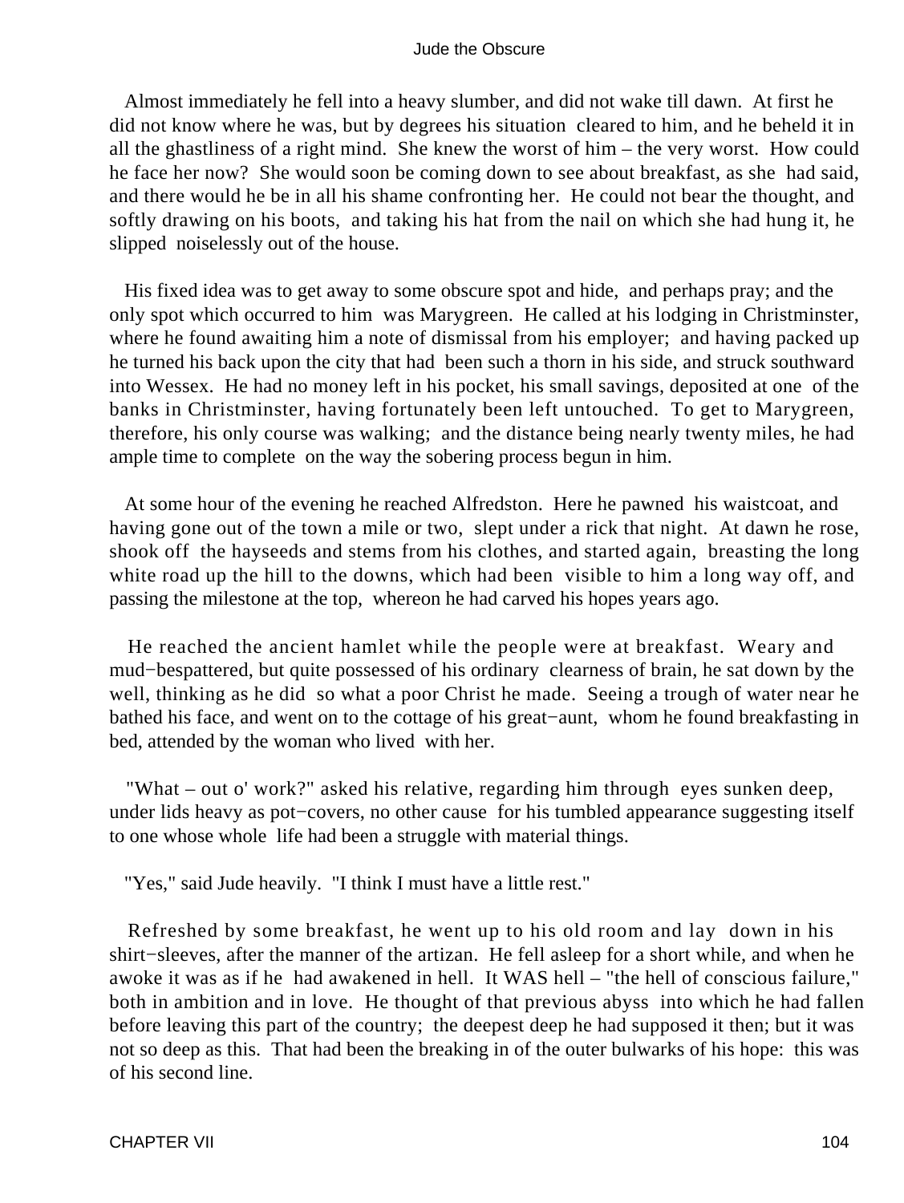Almost immediately he fell into a heavy slumber, and did not wake till dawn. At first he did not know where he was, but by degrees his situation cleared to him, and he beheld it in all the ghastliness of a right mind. She knew the worst of him – the very worst. How could he face her now? She would soon be coming down to see about breakfast, as she had said, and there would he be in all his shame confronting her. He could not bear the thought, and softly drawing on his boots, and taking his hat from the nail on which she had hung it, he slipped noiselessly out of the house.

His fixed idea was to get away to some obscure spot and hide, and perhaps pray; and the only spot which occurred to him was Marygreen. He called at his lodging in Christminster, where he found awaiting him a note of dismissal from his employer; and having packed up he turned his back upon the city that had been such a thorn in his side, and struck southward into Wessex. He had no money left in his pocket, his small savings, deposited at one of the banks in Christminster, having fortunately been left untouched. To get to Marygreen, therefore, his only course was walking; and the distance being nearly twenty miles, he had ample time to complete on the way the sobering process begun in him.

At some hour of the evening he reached Alfredston. Here he pawned his waistcoat, and having gone out of the town a mile or two, slept under a rick that night. At dawn he rose, shook off the hayseeds and stems from his clothes, and started again, breasting the long white road up the hill to the downs, which had been visible to him a long way off, and passing the milestone at the top, whereon he had carved his hopes years ago.

He reached the ancient hamlet while the people were at breakfast. Weary and mud−bespattered, but quite possessed of his ordinary clearness of brain, he sat down by the well, thinking as he did so what a poor Christ he made. Seeing a trough of water near he bathed his face, and went on to the cottage of his great−aunt, whom he found breakfasting in bed, attended by the woman who lived with her.

"What – out o' work?" asked his relative, regarding him through eyes sunken deep, under lids heavy as pot−covers, no other cause for his tumbled appearance suggesting itself to one whose whole life had been a struggle with material things.

"Yes," said Jude heavily. "I think I must have a little rest."

Refreshed by some breakfast, he went up to his old room and lay down in his shirt−sleeves, after the manner of the artizan. He fell asleep for a short while, and when he awoke it was as if he had awakened in hell. It WAS hell – "the hell of conscious failure," both in ambition and in love. He thought of that previous abyss into which he had fallen before leaving this part of the country; the deepest deep he had supposed it then; but it was not so deep as this. That had been the breaking in of the outer bulwarks of his hope: this was of his second line.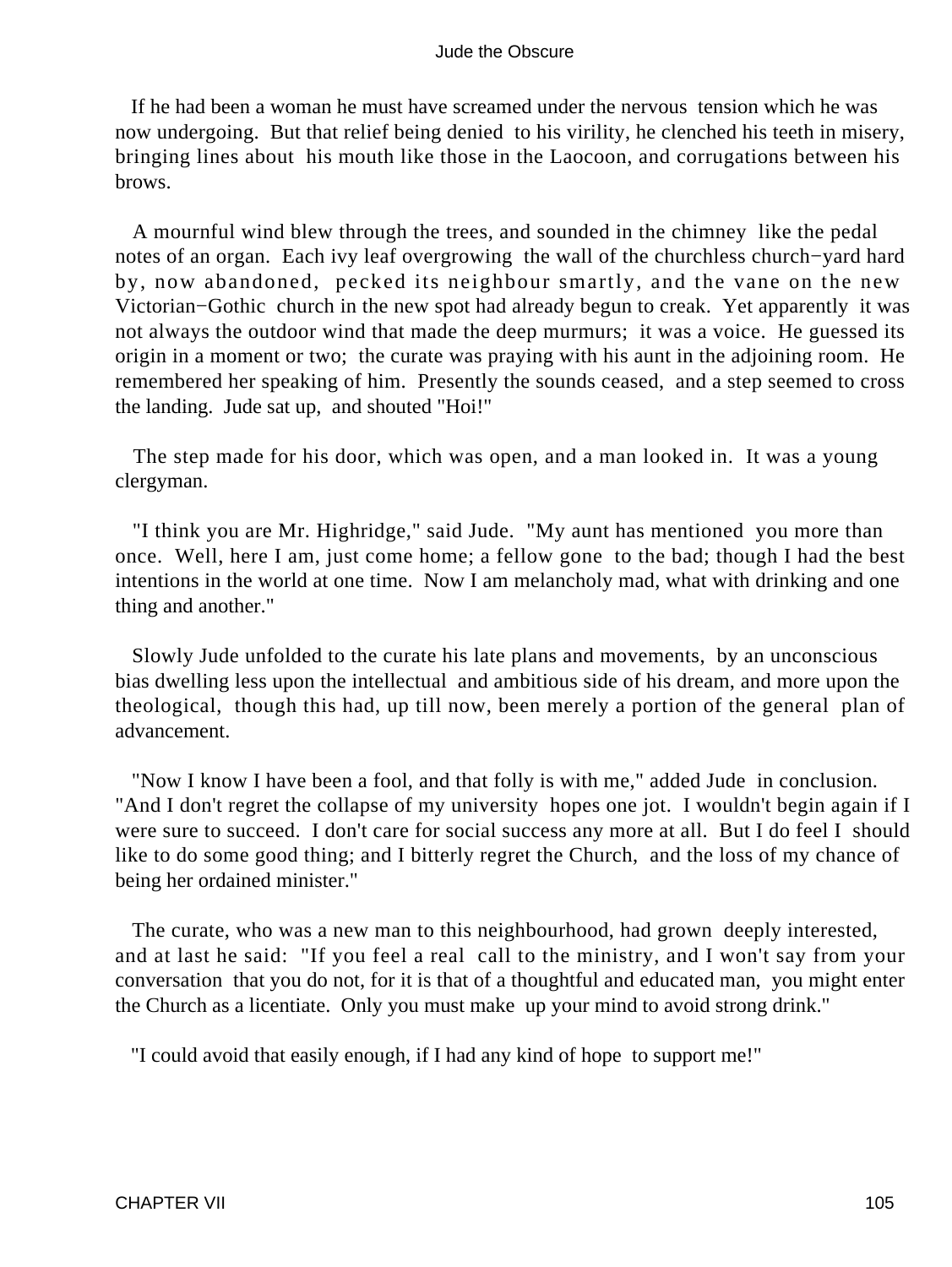If he had been a woman he must have screamed under the nervous tension which he was now undergoing. But that relief being denied to his virility, he clenched his teeth in misery, bringing lines about his mouth like those in the Laocoon, and corrugations between his brows.

A mournful wind blew through the trees, and sounded in the chimney like the pedal notes of an organ. Each ivy leaf overgrowing the wall of the churchless church−yard hard by, now abandoned, pecked its neighbour smartly, and the vane on the new Victorian−Gothic church in the new spot had already begun to creak. Yet apparently it was not always the outdoor wind that made the deep murmurs; it was a voice. He guessed its origin in a moment or two; the curate was praying with his aunt in the adjoining room. He remembered her speaking of him. Presently the sounds ceased, and a step seemed to cross the landing. Jude sat up, and shouted "Hoi!"

The step made for his door, which was open, and a man looked in. It was a young clergyman.

"I think you are Mr. Highridge," said Jude. "My aunt has mentioned you more than once. Well, here I am, just come home; a fellow gone to the bad; though I had the best intentions in the world at one time. Now I am melancholy mad, what with drinking and one thing and another."

Slowly Jude unfolded to the curate his late plans and movements, by an unconscious bias dwelling less upon the intellectual and ambitious side of his dream, and more upon the theological, though this had, up till now, been merely a portion of the general plan of advancement.

"Now I know I have been a fool, and that folly is with me," added Jude in conclusion. "And I don't regret the collapse of my university hopes one jot. I wouldn't begin again if I were sure to succeed. I don't care for social success any more at all. But I do feel I should like to do some good thing; and I bitterly regret the Church, and the loss of my chance of being her ordained minister."

The curate, who was a new man to this neighbourhood, had grown deeply interested, and at last he said: "If you feel a real call to the ministry, and I won't say from your conversation that you do not, for it is that of a thoughtful and educated man, you might enter the Church as a licentiate. Only you must make up your mind to avoid strong drink."

"I could avoid that easily enough, if I had any kind of hope to support me!"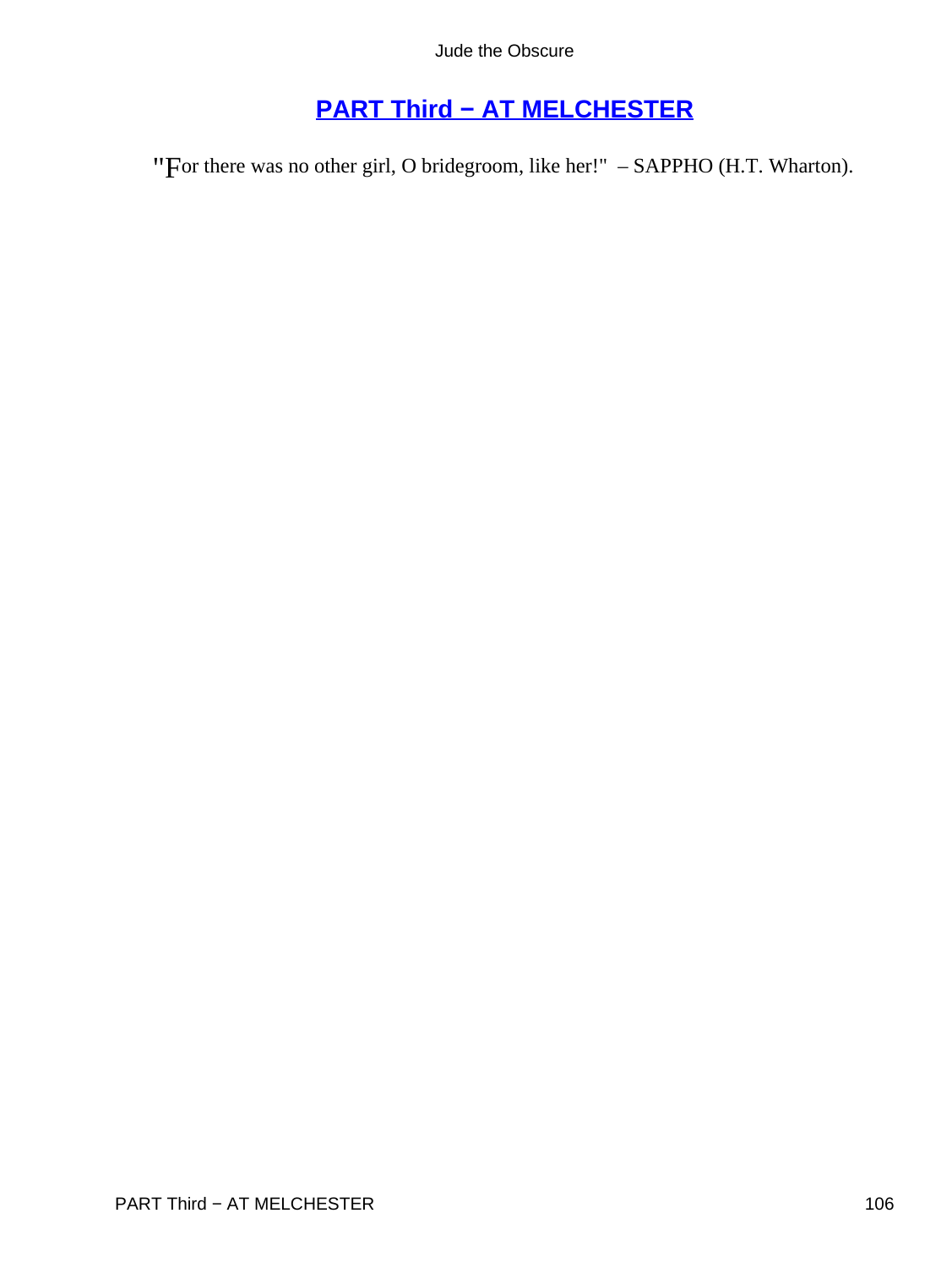# PART Third − AT MELCHESTER

"For there was no other girl, O bridegroom, like her!" – SAPPHO (H.T. Wharton).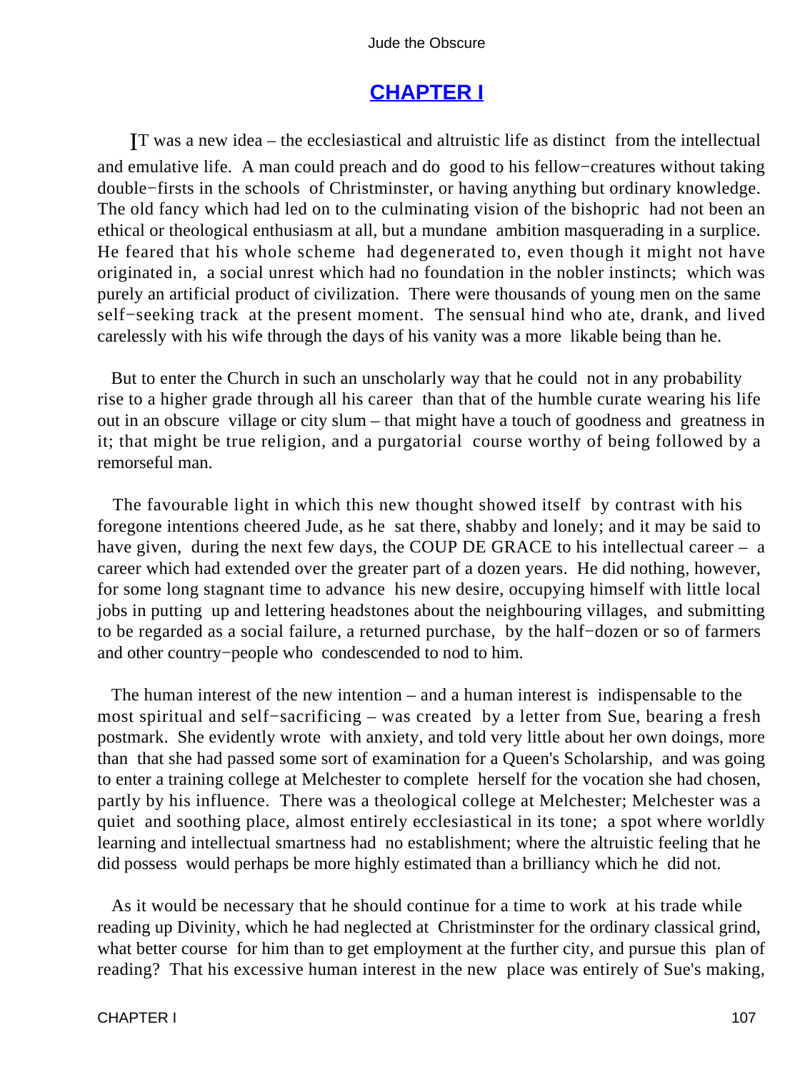## CHAPTER I

IT was a new idea – the ecclesiastical and altruistic life as distinct from the intellectual and emulative life. A man could preach and do good to his fellow−creatures without taking double−firsts in the schools of Christminster, or having anything but ordinary knowledge. The old fancy which had led on to the culminating vision of the bishopric had not been an ethical or theological enthusiasm at all, but a mundane ambition masquerading in a surplice. He feared that his whole scheme had degenerated to, even though it might not have originated in, a social unrest which had no foundation in the nobler instincts; which was purely an artificial product of civilization. There were thousands of young men on the same self−seeking track at the present moment. The sensual hind who ate, drank, and lived carelessly with his wife through the days of his vanity was a more likable being than he.

But to enter the Church in such an unscholarly way that he could not in any probability rise to a higher grade through all his career than that of the humble curate wearing his life out in an obscure village or city slum – that might have a touch of goodness and greatness in it; that might be true religion, and a purgatorial course worthy of being followed by a remorseful man.

The favourable light in which this new thought showed itself by contrast with his foregone intentions cheered Jude, as he sat there, shabby and lonely; and it may be said to have given, during the next few days, the COUP DE GRACE to his intellectual career – a career which had extended over the greater part of a dozen years. He did nothing, however, for some long stagnant time to advance his new desire, occupying himself with little local jobs in putting up and lettering headstones about the neighbouring villages, and submitting to be regarded as a social failure, a returned purchase, by the half−dozen or so of farmers and other country−people who condescended to nod to him.

The human interest of the new intention – and a human interest is indispensable to the most spiritual and self−sacrificing – was created by a letter from Sue, bearing a fresh postmark. She evidently wrote with anxiety, and told very little about her own doings, more than that she had passed some sort of examination for a Queen's Scholarship, and was going to enter a training college at Melchester to complete herself for the vocation she had chosen, partly by his influence. There was a theological college at Melchester; Melchester was a quiet and soothing place, almost entirely ecclesiastical in its tone; a spot where worldly learning and intellectual smartness had no establishment; where the altruistic feeling that he did possess would perhaps be more highly estimated than a brilliancy which he did not.

As it would be necessary that he should continue for a time to work at his trade while reading up Divinity, which he had neglected at Christminster for the ordinary classical grind, what better course for him than to get employment at the further city, and pursue this plan of reading? That his excessive human interest in the new place was entirely of Sue's making,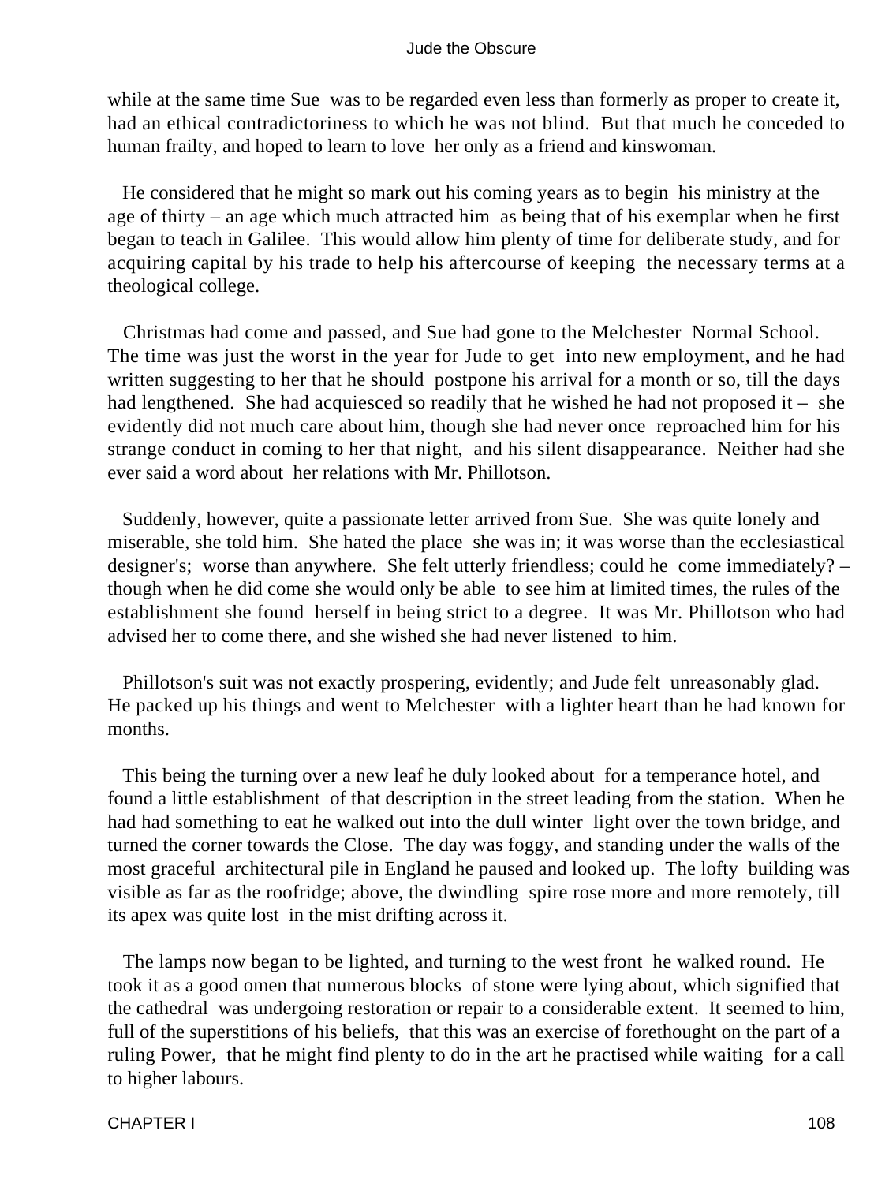while at the same time Sue was to be regarded even less than formerly as proper to create it, had an ethical contradictoriness to which he was not blind. But that much he conceded to human frailty, and hoped to learn to love her only as a friend and kinswoman.

He considered that he might so mark out his coming years as to begin his ministry at the age of thirty – an age which much attracted him as being that of his exemplar when he first began to teach in Galilee. This would allow him plenty of time for deliberate study, and for acquiring capital by his trade to help his aftercourse of keeping the necessary terms at a theological college.

Christmas had come and passed, and Sue had gone to the Melchester Normal School. The time was just the worst in the year for Jude to get into new employment, and he had written suggesting to her that he should postpone his arrival for a month or so, till the days had lengthened. She had acquiesced so readily that he wished he had not proposed it – she evidently did not much care about him, though she had never once reproached him for his strange conduct in coming to her that night, and his silent disappearance. Neither had she ever said a word about her relations with Mr. Phillotson.

Suddenly, however, quite a passionate letter arrived from Sue. She was quite lonely and miserable, she told him. She hated the place she was in; it was worse than the ecclesiastical designer's; worse than anywhere. She felt utterly friendless; could he come immediately? – though when he did come she would only be able to see him at limited times, the rules of the establishment she found herself in being strict to a degree. It was Mr. Phillotson who had advised her to come there, and she wished she had never listened to him.

Phillotson's suit was not exactly prospering, evidently; and Jude felt unreasonably glad. He packed up his things and went to Melchester with a lighter heart than he had known for months.

This being the turning over a new leaf he duly looked about for a temperance hotel, and found a little establishment of that description in the street leading from the station. When he had had something to eat he walked out into the dull winter light over the town bridge, and turned the corner towards the Close. The day was foggy, and standing under the walls of the most graceful architectural pile in England he paused and looked up. The lofty building was visible as far as the roofridge; above, the dwindling spire rose more and more remotely, till its apex was quite lost in the mist drifting across it.

The lamps now began to be lighted, and turning to the west front he walked round. He took it as a good omen that numerous blocks of stone were lying about, which signified that the cathedral was undergoing restoration or repair to a considerable extent. It seemed to him, full of the superstitions of his beliefs, that this was an exercise of forethought on the part of a ruling Power, that he might find plenty to do in the art he practised while waiting for a call to higher labours.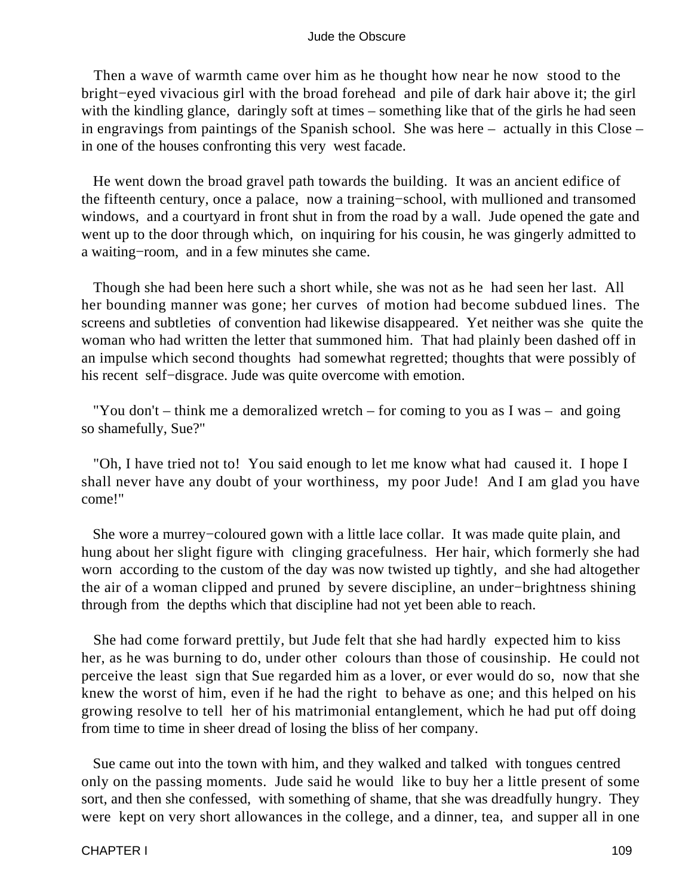Then a wave of warmth came over him as he thought how near he now stood to the bright−eyed vivacious girl with the broad forehead and pile of dark hair above it; the girl with the kindling glance, daringly soft at times – something like that of the girls he had seen in engravings from paintings of the Spanish school. She was here – actually in this Close – in one of the houses confronting this very west facade.

He went down the broad gravel path towards the building. It was an ancient edifice of the fifteenth century, once a palace, now a training−school, with mullioned and transomed windows, and a courtyard in front shut in from the road by a wall. Jude opened the gate and went up to the door through which, on inquiring for his cousin, he was gingerly admitted to a waiting−room, and in a few minutes she came.

Though she had been here such a short while, she was not as he had seen her last. All her bounding manner was gone; her curves of motion had become subdued lines. The screens and subtleties of convention had likewise disappeared. Yet neither was she quite the woman who had written the letter that summoned him. That had plainly been dashed off in an impulse which second thoughts had somewhat regretted; thoughts that were possibly of his recent self−disgrace. Jude was quite overcome with emotion.

"You don't – think me a demoralized wretch – for coming to you as I was – and going so shamefully, Sue?"

"Oh, I have tried not to! You said enough to let me know what had caused it. I hope I shall never have any doubt of your worthiness, my poor Jude! And I am glad you have come!"

She wore a murrey−coloured gown with a little lace collar. It was made quite plain, and hung about her slight figure with clinging gracefulness. Her hair, which formerly she had worn according to the custom of the day was now twisted up tightly, and she had altogether the air of a woman clipped and pruned by severe discipline, an under−brightness shining through from the depths which that discipline had not yet been able to reach.

She had come forward prettily, but Jude felt that she had hardly expected him to kiss her, as he was burning to do, under other colours than those of cousinship. He could not perceive the least sign that Sue regarded him as a lover, or ever would do so, now that she knew the worst of him, even if he had the right to behave as one; and this helped on his growing resolve to tell her of his matrimonial entanglement, which he had put off doing from time to time in sheer dread of losing the bliss of her company.

Sue came out into the town with him, and they walked and talked with tongues centred only on the passing moments. Jude said he would like to buy her a little present of some sort, and then she confessed, with something of shame, that she was dreadfully hungry. They were kept on very short allowances in the college, and a dinner, tea, and supper all in one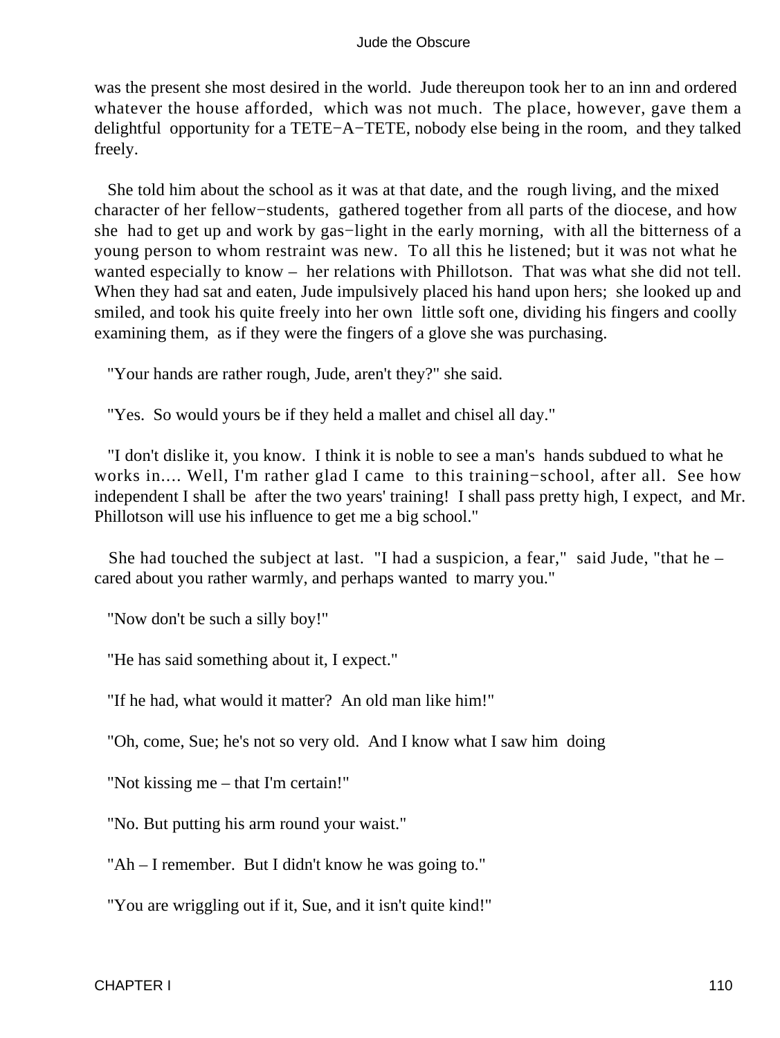was the present she most desired in the world. Jude thereupon took her to an inn and ordered whatever the house afforded, which was not much. The place, however, gave them a delightful opportunity for a TETE−A−TETE, nobody else being in the room, and they talked freely.

She told him about the school as it was at that date, and the rough living, and the mixed character of her fellow−students, gathered together from all parts of the diocese, and how she had to get up and work by gas−light in the early morning, with all the bitterness of a young person to whom restraint was new. To all this he listened; but it was not what he wanted especially to know – her relations with Phillotson. That was what she did not tell. When they had sat and eaten, Jude impulsively placed his hand upon hers; she looked up and smiled, and took his quite freely into her own little soft one, dividing his fingers and coolly examining them, as if they were the fingers of a glove she was purchasing.

"Your hands are rather rough, Jude, aren't they?" she said.

"Yes. So would yours be if they held a mallet and chisel all day."

"I don't dislike it, you know. I think it is noble to see a man's hands subdued to what he works in.... Well, I'm rather glad I came to this training−school, after all. See how independent I shall be after the two years' training! I shall pass pretty high, I expect, and Mr. Phillotson will use his influence to get me a big school."

She had touched the subject at last. "I had a suspicion, a fear," said Jude, "that he – cared about you rather warmly, and perhaps wanted to marry you."

"Now don't be such a silly boy!"

"He has said something about it, I expect."

"If he had, what would it matter? An old man like him!"

"Oh, come, Sue; he's not so very old. And I know what I saw him doing

"Not kissing me – that I'm certain!"

"No. But putting his arm round your waist."

"Ah – I remember. But I didn't know he was going to."

"You are wriggling out if it, Sue, and it isn't quite kind!"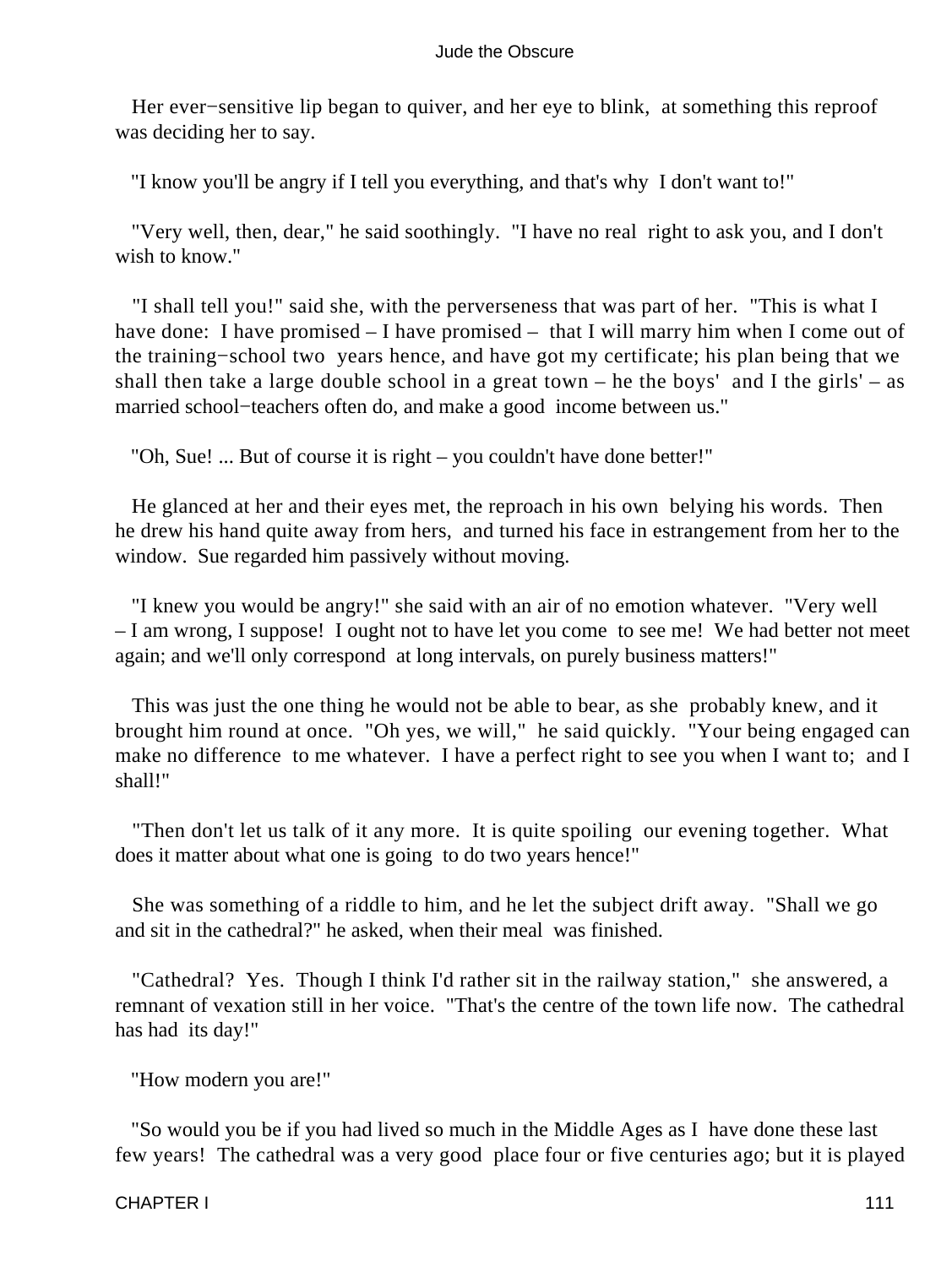Her ever−sensitive lip began to quiver, and her eye to blink, at something this reproof was deciding her to say.

"I know you'll be angry if I tell you everything, and that's why I don't want to!"

"Very well, then, dear," he said soothingly. "I have no real right to ask you, and I don't wish to know."

"I shall tell you!" said she, with the perverseness that was part of her. "This is what I have done: I have promised – I have promised – that I will marry him when I come out of the training−school two years hence, and have got my certificate; his plan being that we shall then take a large double school in a great town – he the boys' and I the girls' – as married school−teachers often do, and make a good income between us."

"Oh, Sue! ... But of course it is right – you couldn't have done better!"

He glanced at her and their eyes met, the reproach in his own belying his words. Then he drew his hand quite away from hers, and turned his face in estrangement from her to the window. Sue regarded him passively without moving.

"I knew you would be angry!" she said with an air of no emotion whatever. "Very well – I am wrong, I suppose! I ought not to have let you come to see me! We had better not meet again; and we'll only correspond at long intervals, on purely business matters!"

This was just the one thing he would not be able to bear, as she probably knew, and it brought him round at once. "Oh yes, we will," he said quickly. "Your being engaged can make no difference to me whatever. I have a perfect right to see you when I want to; and I shall!"

"Then don't let us talk of it any more. It is quite spoiling our evening together. What does it matter about what one is going to do two years hence!"

She was something of a riddle to him, and he let the subject drift away. "Shall we go and sit in the cathedral?" he asked, when their meal was finished.

"Cathedral? Yes. Though I think I'd rather sit in the railway station," she answered, a remnant of vexation still in her voice. "That's the centre of the town life now. The cathedral has had its day!"

"How modern you are!"

"So would you be if you had lived so much in the Middle Ages as I have done these last few years! The cathedral was a very good place four or five centuries ago; but it is played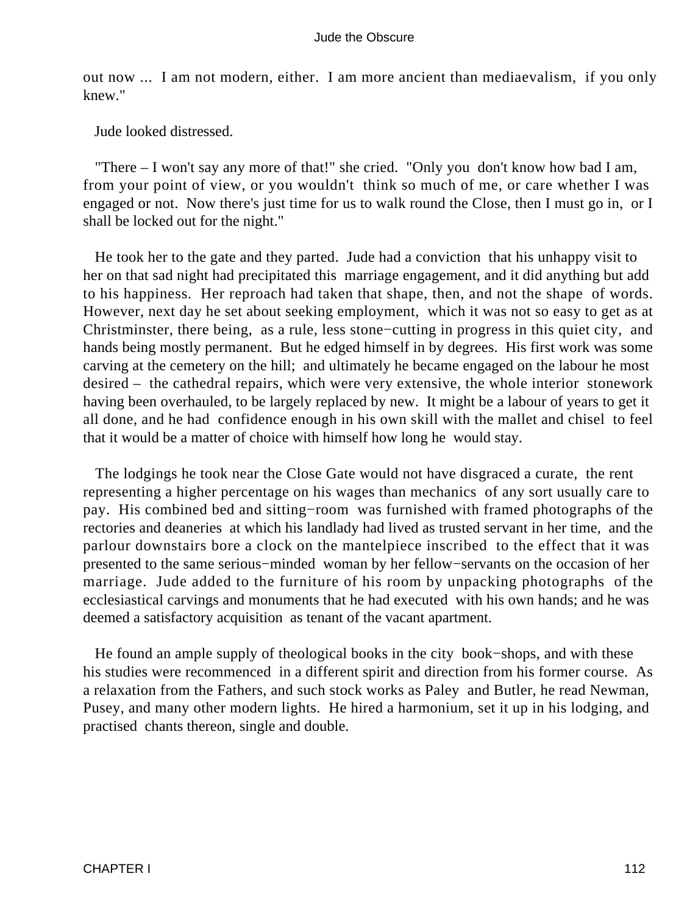out now ... I am not modern, either. I am more ancient than mediaevalism, if you only knew."

Jude looked distressed.

"There – I won't say any more of that!" she cried. "Only you don't know how bad I am, from your point of view, or you wouldn't think so much of me, or care whether I was engaged or not. Now there's just time for us to walk round the Close, then I must go in, or I shall be locked out for the night."

He took her to the gate and they parted. Jude had a conviction that his unhappy visit to her on that sad night had precipitated this marriage engagement, and it did anything but add to his happiness. Her reproach had taken that shape, then, and not the shape of words. However, next day he set about seeking employment, which it was not so easy to get as at Christminster, there being, as a rule, less stone−cutting in progress in this quiet city, and hands being mostly permanent. But he edged himself in by degrees. His first work was some carving at the cemetery on the hill; and ultimately he became engaged on the labour he most desired – the cathedral repairs, which were very extensive, the whole interior stonework having been overhauled, to be largely replaced by new. It might be a labour of years to get it all done, and he had confidence enough in his own skill with the mallet and chisel to feel that it would be a matter of choice with himself how long he would stay.

The lodgings he took near the Close Gate would not have disgraced a curate, the rent representing a higher percentage on his wages than mechanics of any sort usually care to pay. His combined bed and sitting−room was furnished with framed photographs of the rectories and deaneries at which his landlady had lived as trusted servant in her time, and the parlour downstairs bore a clock on the mantelpiece inscribed to the effect that it was presented to the same serious−minded woman by her fellow−servants on the occasion of her marriage. Jude added to the furniture of his room by unpacking photographs of the ecclesiastical carvings and monuments that he had executed with his own hands; and he was deemed a satisfactory acquisition as tenant of the vacant apartment.

He found an ample supply of theological books in the city book−shops, and with these his studies were recommenced in a different spirit and direction from his former course. As a relaxation from the Fathers, and such stock works as Paley and Butler, he read Newman, Pusey, and many other modern lights. He hired a harmonium, set it up in his lodging, and practised chants thereon, single and double.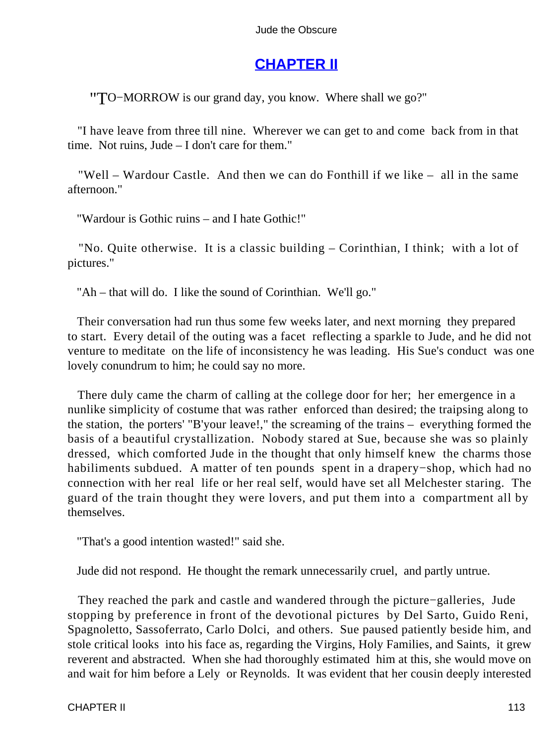## CHAPTER II

"TO–MORROW is our grand day, you know. Where shall we go?"

"I have leave from three till nine. Wherever we can get to and come back from in that time. Not ruins, Jude – I don't care for them."

"Well – Wardour Castle. And then we can do Fonthill if we like – all in the same afternoon."

"Wardour is Gothic ruins – and I hate Gothic!"

"No. Quite otherwise. It is a classic building – Corinthian, I think; with a lot of pictures."

"Ah – that will do. I like the sound of Corinthian. We'll go."

Their conversation had run thus some few weeks later, and next morning they prepared to start. Every detail of the outing was a facet reflecting a sparkle to Jude, and he did not venture to meditate on the life of inconsistency he was leading. His Sue's conduct was one lovely conundrum to him; he could say no more.

There duly came the charm of calling at the college door for her; her emergence in a nunlike simplicity of costume that was rather enforced than desired; the traipsing along to the station, the porters' "B'your leave!," the screaming of the trains – everything formed the basis of a beautiful crystallization. Nobody stared at Sue, because she was so plainly dressed, which comforted Jude in the thought that only himself knew the charms those habiliments subdued. A matter of ten pounds spent in a drapery–shop, which had no connection with her real life or her real self, would have set all Melchester staring. The guard of the train thought they were lovers, and put them into a compartment all by themselves.

"That's a good intention wasted!" said she.

Jude did not respond. He thought the remark unnecessarily cruel, and partly untrue.

They reached the park and castle and wandered through the picture–galleries, Jude stopping by preference in front of the devotional pictures by Del Sarto, Guido Reni, Spagnoletto, Sassoferrato, Carlo Dolci, and others. Sue paused patiently beside him, and stole critical looks into his face as, regarding the Virgins, Holy Families, and Saints, it grew reverent and abstracted. When she had thoroughly estimated him at this, she would move on and wait for him before a Lely or Reynolds. It was evident that her cousin deeply interested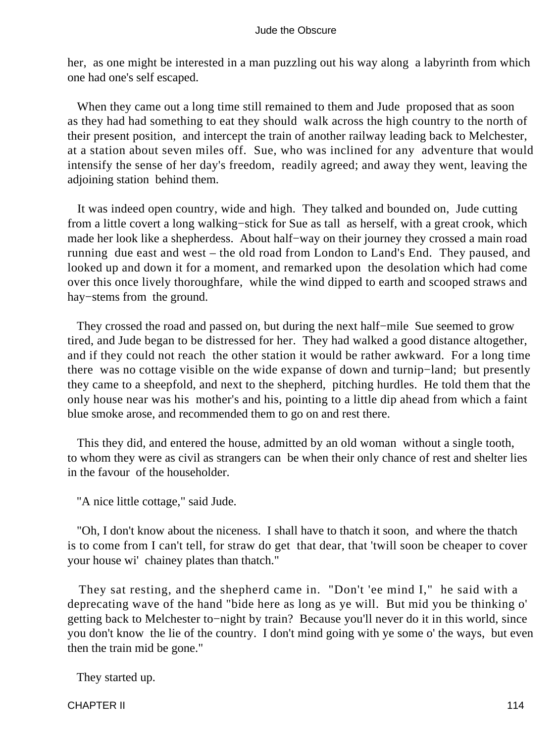her, as one might be interested in a man puzzling out his way along a labyrinth from which one had one's self escaped.

When they came out a long time still remained to them and Jude proposed that as soon as they had had something to eat they should walk across the high country to the north of their present position, and intercept the train of another railway leading back to Melchester, at a station about seven miles off. Sue, who was inclined for any adventure that would intensify the sense of her day's freedom, readily agreed; and away they went, leaving the adjoining station behind them.

It was indeed open country, wide and high. They talked and bounded on, Jude cutting from a little covert a long walking−stick for Sue as tall as herself, with a great crook, which made her look like a shepherdess. About half−way on their journey they crossed a main road running due east and west – the old road from London to Land's End. They paused, and looked up and down it for a moment, and remarked upon the desolation which had come over this once lively thoroughfare, while the wind dipped to earth and scooped straws and hay−stems from the ground.

They crossed the road and passed on, but during the next half−mile Sue seemed to grow tired, and Jude began to be distressed for her. They had walked a good distance altogether, and if they could not reach the other station it would be rather awkward. For a long time there was no cottage visible on the wide expanse of down and turnip−land; but presently they came to a sheepfold, and next to the shepherd, pitching hurdles. He told them that the only house near was his mother's and his, pointing to a little dip ahead from which a faint blue smoke arose, and recommended them to go on and rest there.

This they did, and entered the house, admitted by an old woman without a single tooth, to whom they were as civil as strangers can be when their only chance of rest and shelter lies in the favour of the householder.

"A nice little cottage," said Jude.

"Oh, I don't know about the niceness. I shall have to thatch it soon, and where the thatch is to come from I can't tell, for straw do get that dear, that 'twill soon be cheaper to cover your house wi' chainey plates than thatch."

They sat resting, and the shepherd came in. "Don't 'ee mind I," he said with a deprecating wave of the hand "bide here as long as ye will. But mid you be thinking o' getting back to Melchester to−night by train? Because you'll never do it in this world, since you don't know the lie of the country. I don't mind going with ye some o' the ways, but even then the train mid be gone."

They started up.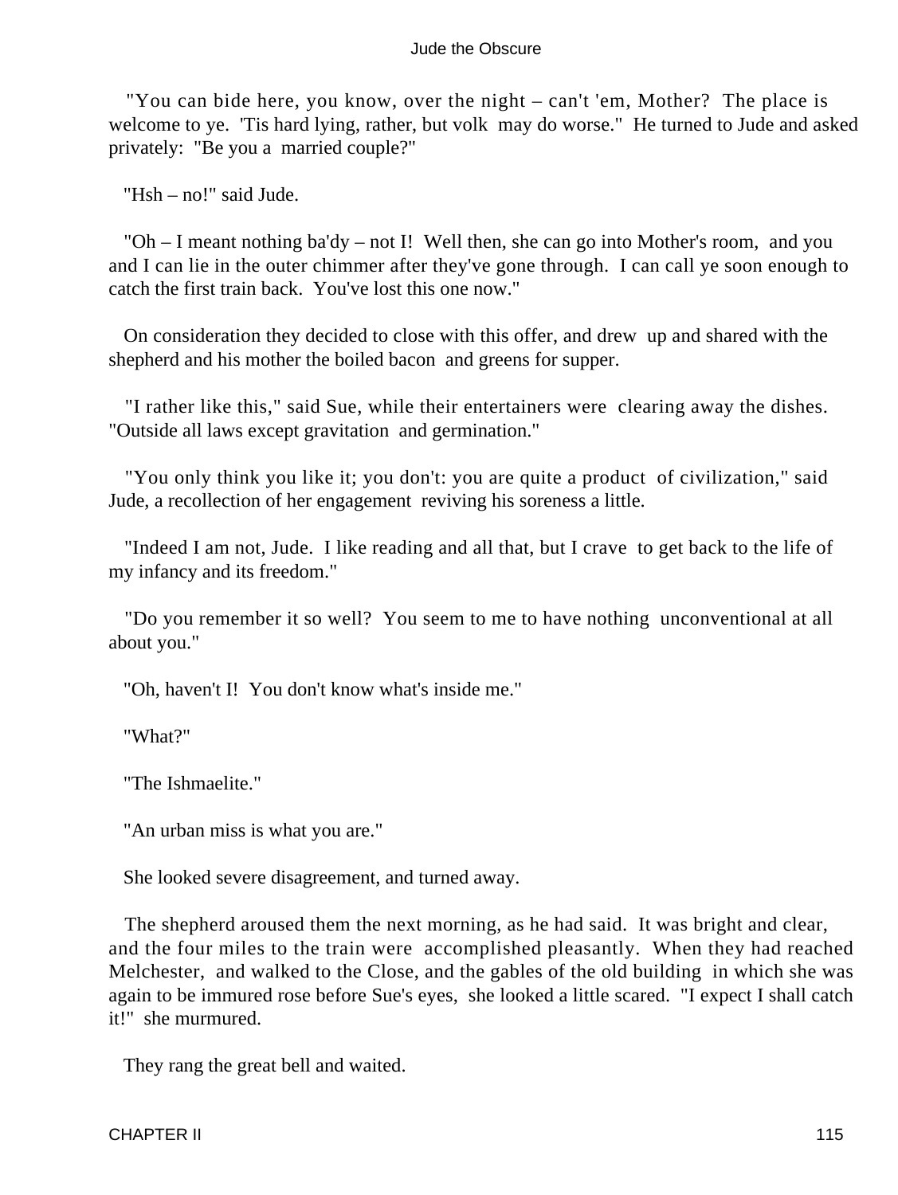"You can bide here, you know, over the night – can't 'em, Mother? The place is welcome to ye. 'Tis hard lying, rather, but volk may do worse." He turned to Jude and asked privately: "Be you a married couple?"

"Hsh – no!" said Jude.

"Oh – I meant nothing ba'dy – not I! Well then, she can go into Mother's room, and you and I can lie in the outer chimmer after they've gone through. I can call ye soon enough to catch the first train back. You've lost this one now."

On consideration they decided to close with this offer, and drew up and shared with the shepherd and his mother the boiled bacon and greens for supper.

"I rather like this," said Sue, while their entertainers were clearing away the dishes. "Outside all laws except gravitation and germination."

"You only think you like it; you don't: you are quite a product of civilization," said Jude, a recollection of her engagement reviving his soreness a little.

"Indeed I am not, Jude. I like reading and all that, but I crave to get back to the life of my infancy and its freedom."

"Do you remember it so well? You seem to me to have nothing unconventional at all about you."

"Oh, haven't I! You don't know what's inside me."

"What?"

"The Ishmaelite."

"An urban miss is what you are."

She looked severe disagreement, and turned away.

The shepherd aroused them the next morning, as he had said. It was bright and clear, and the four miles to the train were accomplished pleasantly. When they had reached Melchester, and walked to the Close, and the gables of the old building in which she was again to be immured rose before Sue's eyes, she looked a little scared. "I expect I shall catch it!" she murmured.

They rang the great bell and waited.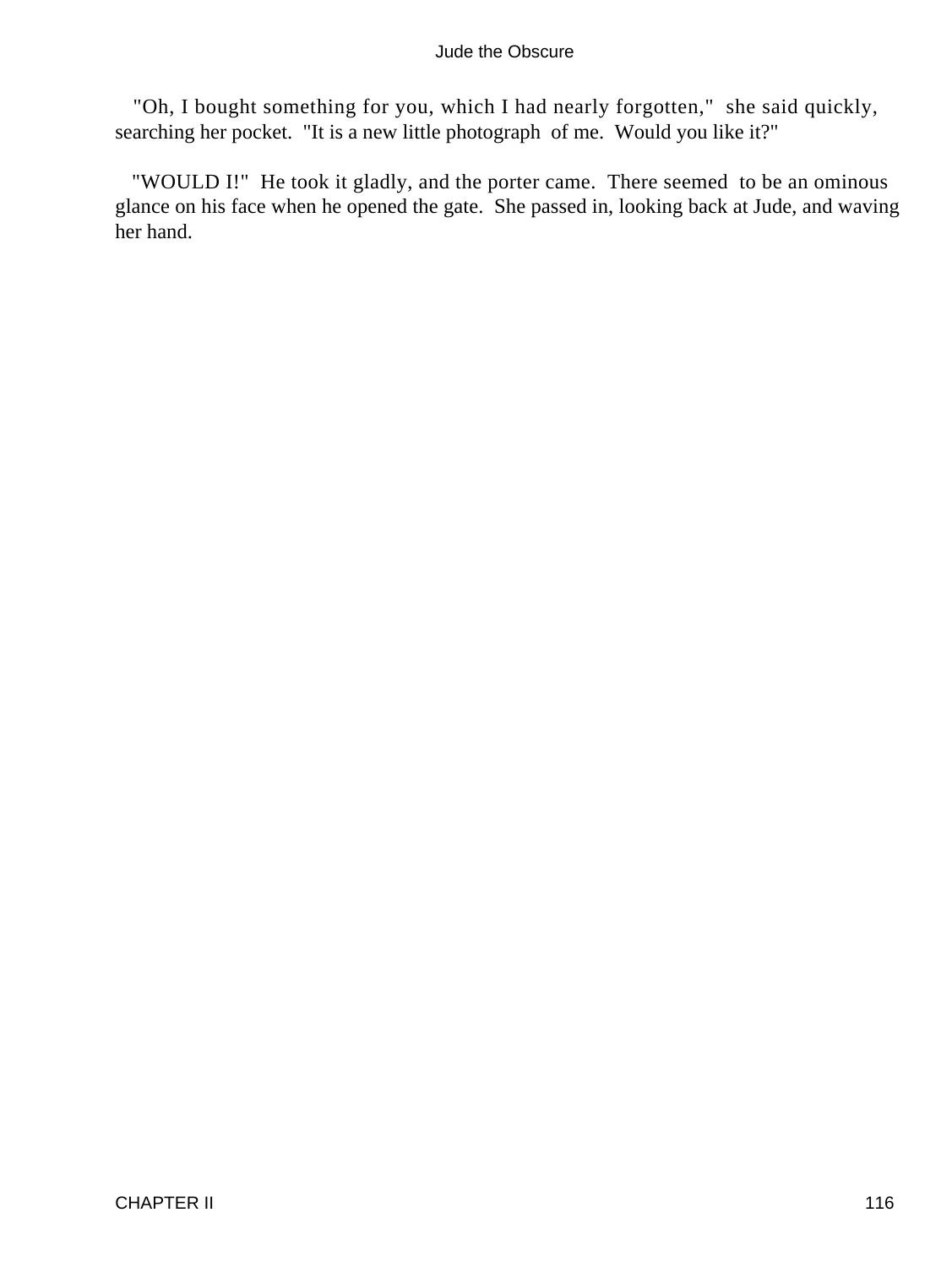"Oh, I bought something for you, which I had nearly forgotten," she said quickly, searching her pocket. "It is a new little photograph of me. Would you like it?"

"WOULD I!" He took it gladly, and the porter came. There seemed to be an ominous glance on his face when he opened the gate. She passed in, looking back at Jude, and waving her hand.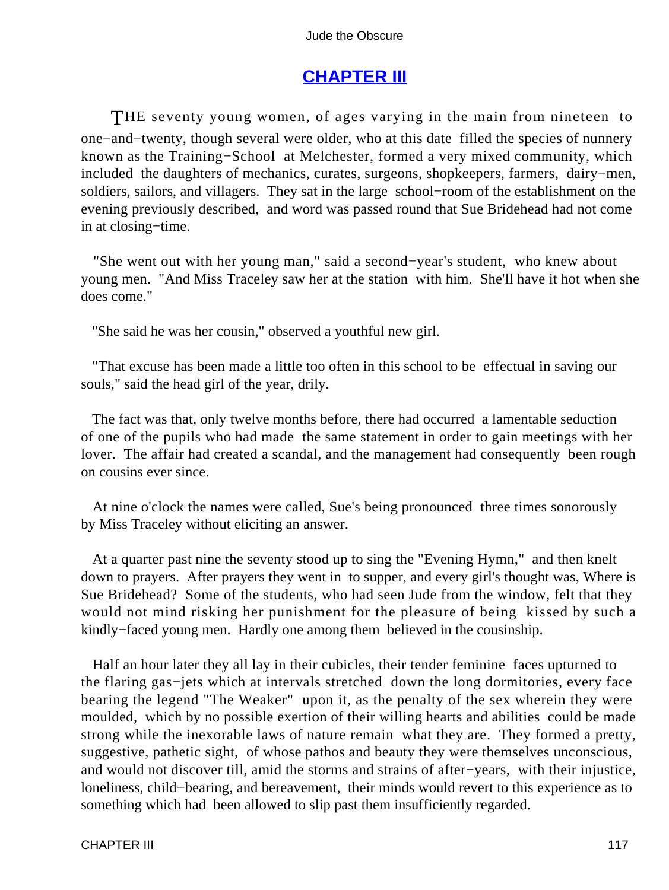## CHAPTER III

THE seventy young women, of ages varying in the main from nineteen to one−and−twenty, though several were older, who at this date filled the species of nunnery known as the Training−School at Melchester, formed a very mixed community, which included the daughters of mechanics, curates, surgeons, shopkeepers, farmers, dairy−men, soldiers, sailors, and villagers. They sat in the large school−room of the establishment on the evening previously described, and word was passed round that Sue Bridehead had not come in at closing−time.

"She went out with her young man," said a second−year's student, who knew about young men. "And Miss Traceley saw her at the station with him. She'll have it hot when she does come."

"She said he was her cousin," observed a youthful new girl.

"That excuse has been made a little too often in this school to be effectual in saving our souls," said the head girl of the year, drily.

The fact was that, only twelve months before, there had occurred a lamentable seduction of one of the pupils who had made the same statement in order to gain meetings with her lover. The affair had created a scandal, and the management had consequently been rough on cousins ever since.

At nine o'clock the names were called, Sue's being pronounced three times sonorously by Miss Traceley without eliciting an answer.

At a quarter past nine the seventy stood up to sing the "Evening Hymn," and then knelt down to prayers. After prayers they went in to supper, and every girl's thought was, Where is Sue Bridehead? Some of the students, who had seen Jude from the window, felt that they would not mind risking her punishment for the pleasure of being kissed by such a kindly−faced young men. Hardly one among them believed in the cousinship.

Half an hour later they all lay in their cubicles, their tender feminine faces upturned to the flaring gas−jets which at intervals stretched down the long dormitories, every face bearing the legend "The Weaker" upon it, as the penalty of the sex wherein they were moulded, which by no possible exertion of their willing hearts and abilities could be made strong while the inexorable laws of nature remain what they are. They formed a pretty, suggestive, pathetic sight, of whose pathos and beauty they were themselves unconscious, and would not discover till, amid the storms and strains of after−years, with their injustice, loneliness, child−bearing, and bereavement, their minds would revert to this experience as to something which had been allowed to slip past them insufficiently regarded.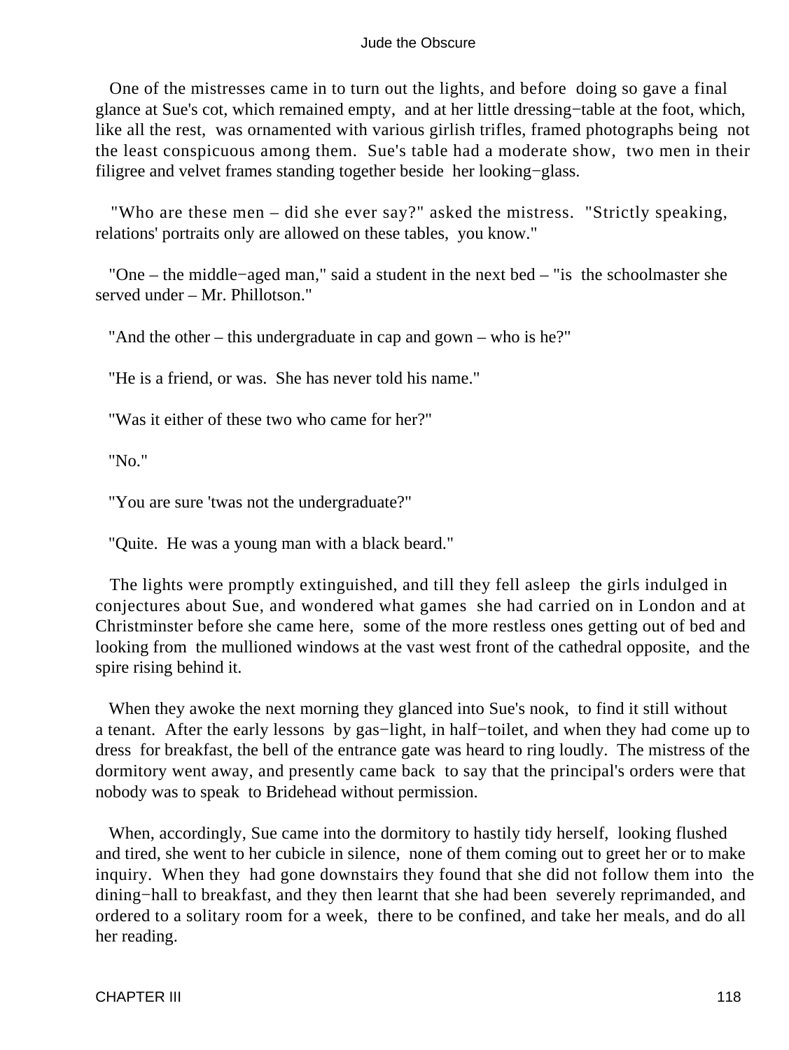One of the mistresses came in to turn out the lights, and before doing so gave a final glance at Sue's cot, which remained empty, and at her little dressing−table at the foot, which, like all the rest, was ornamented with various girlish trifles, framed photographs being not the least conspicuous among them. Sue's table had a moderate show, two men in their filigree and velvet frames standing together beside her looking−glass.

"Who are these men – did she ever say?" asked the mistress. "Strictly speaking, relations' portraits only are allowed on these tables, you know."

"One – the middle−aged man," said a student in the next bed – "is the schoolmaster she served under – Mr. Phillotson."

"And the other – this undergraduate in cap and gown – who is he?"

"He is a friend, or was. She has never told his name."

"Was it either of these two who came for her?"

"No."

"You are sure 'twas not the undergraduate?"

"Quite. He was a young man with a black beard."

The lights were promptly extinguished, and till they fell asleep the girls indulged in conjectures about Sue, and wondered what games she had carried on in London and at Christminster before she came here, some of the more restless ones getting out of bed and looking from the mullioned windows at the vast west front of the cathedral opposite, and the spire rising behind it.

When they awoke the next morning they glanced into Sue's nook, to find it still without a tenant. After the early lessons by gas−light, in half−toilet, and when they had come up to dress for breakfast, the bell of the entrance gate was heard to ring loudly. The mistress of the dormitory went away, and presently came back to say that the principal's orders were that nobody was to speak to Bridehead without permission.

When, accordingly, Sue came into the dormitory to hastily tidy herself, looking flushed and tired, she went to her cubicle in silence, none of them coming out to greet her or to make inquiry. When they had gone downstairs they found that she did not follow them into the dining−hall to breakfast, and they then learnt that she had been severely reprimanded, and ordered to a solitary room for a week, there to be confined, and take her meals, and do all her reading.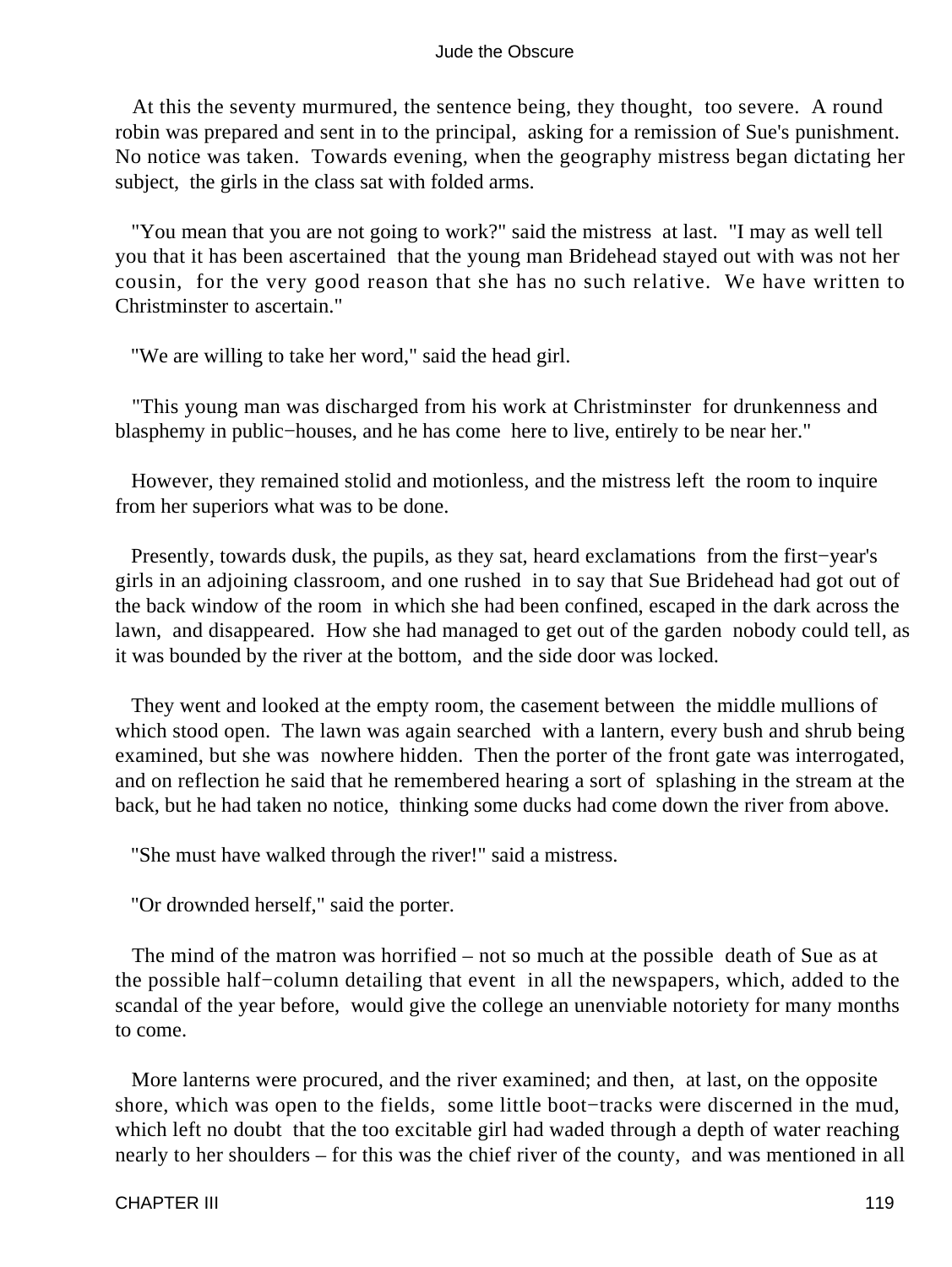At this the seventy murmured, the sentence being, they thought, too severe. A round robin was prepared and sent in to the principal, asking for a remission of Sue's punishment. No notice was taken. Towards evening, when the geography mistress began dictating her subject, the girls in the class sat with folded arms.

"You mean that you are not going to work?" said the mistress at last. "I may as well tell you that it has been ascertained that the young man Bridehead stayed out with was not her cousin, for the very good reason that she has no such relative. We have written to Christminster to ascertain."

"We are willing to take her word," said the head girl.

"This young man was discharged from his work at Christminster for drunkenness and blasphemy in public−houses, and he has come here to live, entirely to be near her."

However, they remained stolid and motionless, and the mistress left the room to inquire from her superiors what was to be done.

Presently, towards dusk, the pupils, as they sat, heard exclamations from the first−year's girls in an adjoining classroom, and one rushed in to say that Sue Bridehead had got out of the back window of the room in which she had been confined, escaped in the dark across the lawn, and disappeared. How she had managed to get out of the garden nobody could tell, as it was bounded by the river at the bottom, and the side door was locked.

They went and looked at the empty room, the casement between the middle mullions of which stood open. The lawn was again searched with a lantern, every bush and shrub being examined, but she was nowhere hidden. Then the porter of the front gate was interrogated, and on reflection he said that he remembered hearing a sort of splashing in the stream at the back, but he had taken no notice, thinking some ducks had come down the river from above.

"She must have walked through the river!" said a mistress.

"Or drownded herself," said the porter.

The mind of the matron was horrified – not so much at the possible death of Sue as at the possible half−column detailing that event in all the newspapers, which, added to the scandal of the year before, would give the college an unenviable notoriety for many months to come.

More lanterns were procured, and the river examined; and then, at last, on the opposite shore, which was open to the fields, some little boot−tracks were discerned in the mud, which left no doubt that the too excitable girl had waded through a depth of water reaching nearly to her shoulders – for this was the chief river of the county, and was mentioned in all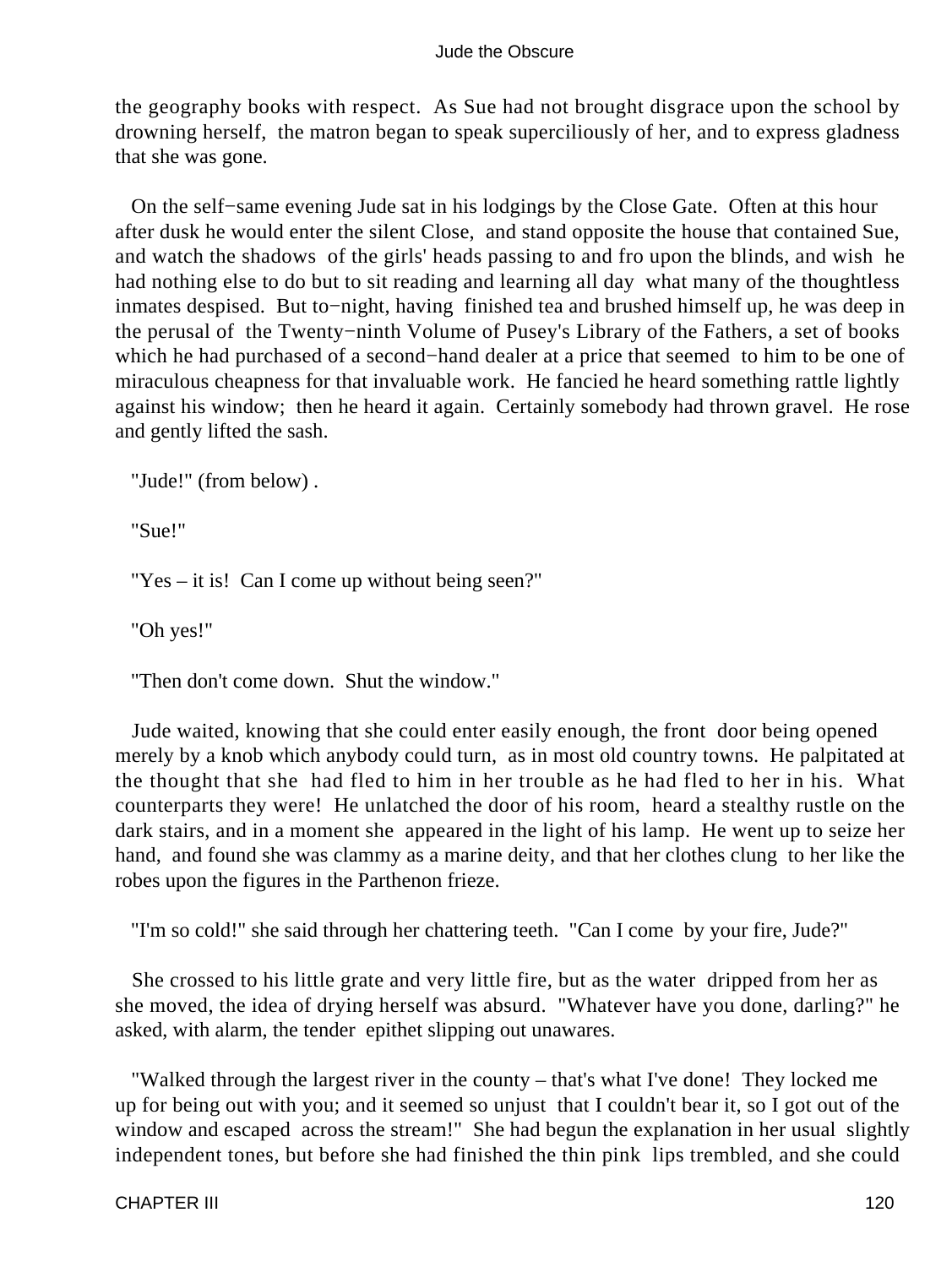the geography books with respect. As Sue had not brought disgrace upon the school by drowning herself, the matron began to speak superciliously of her, and to express gladness that she was gone.

On the self−same evening Jude sat in his lodgings by the Close Gate. Often at this hour after dusk he would enter the silent Close, and stand opposite the house that contained Sue, and watch the shadows of the girls' heads passing to and fro upon the blinds, and wish he had nothing else to do but to sit reading and learning all day what many of the thoughtless inmates despised. But to−night, having finished tea and brushed himself up, he was deep in the perusal of the Twenty−ninth Volume of Pusey's Library of the Fathers, a set of books which he had purchased of a second−hand dealer at a price that seemed to him to be one of miraculous cheapness for that invaluable work. He fancied he heard something rattle lightly against his window; then he heard it again. Certainly somebody had thrown gravel. He rose and gently lifted the sash.

"Jude!" (from below) .

"Sue!"

"Yes – it is! Can I come up without being seen?"

"Oh yes!"

"Then don't come down. Shut the window."

Jude waited, knowing that she could enter easily enough, the front door being opened merely by a knob which anybody could turn, as in most old country towns. He palpitated at the thought that she had fled to him in her trouble as he had fled to her in his. What counterparts they were! He unlatched the door of his room, heard a stealthy rustle on the dark stairs, and in a moment she appeared in the light of his lamp. He went up to seize her hand, and found she was clammy as a marine deity, and that her clothes clung to her like the robes upon the figures in the Parthenon frieze.

"I'm so cold!" she said through her chattering teeth. "Can I come by your fire, Jude?"

She crossed to his little grate and very little fire, but as the water dripped from her as she moved, the idea of drying herself was absurd. "Whatever have you done, darling?" he asked, with alarm, the tender epithet slipping out unawares.

"Walked through the largest river in the county – that's what I've done! They locked me up for being out with you; and it seemed so unjust that I couldn't bear it, so I got out of the window and escaped across the stream!" She had begun the explanation in her usual slightly independent tones, but before she had finished the thin pink lips trembled, and she could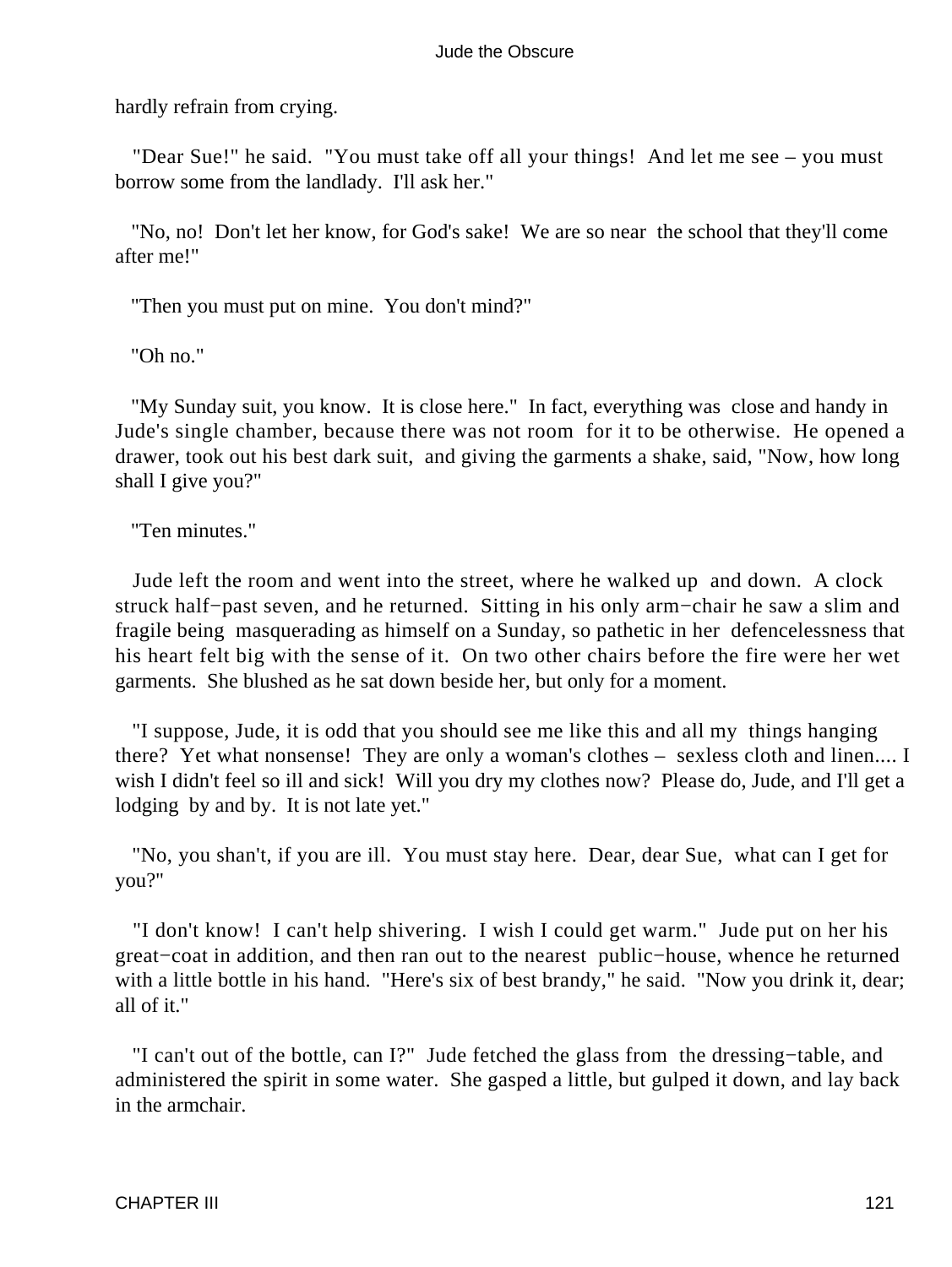hardly refrain from crying.

"Dear Sue!" he said. "You must take off all your things! And let me see – you must borrow some from the landlady. I'll ask her."

"No, no! Don't let her know, for God's sake! We are so near the school that they'll come after me!"

"Then you must put on mine. You don't mind?"

"Oh no."

"My Sunday suit, you know. It is close here." In fact, everything was close and handy in Jude's single chamber, because there was not room for it to be otherwise. He opened a drawer, took out his best dark suit, and giving the garments a shake, said, "Now, how long shall I give you?"

"Ten minutes."

Jude left the room and went into the street, where he walked up and down. A clock struck half−past seven, and he returned. Sitting in his only arm−chair he saw a slim and fragile being masquerading as himself on a Sunday, so pathetic in her defencelessness that his heart felt big with the sense of it. On two other chairs before the fire were her wet garments. She blushed as he sat down beside her, but only for a moment.

"I suppose, Jude, it is odd that you should see me like this and all my things hanging there? Yet what nonsense! They are only a woman's clothes – sexless cloth and linen.... I wish I didn't feel so ill and sick! Will you dry my clothes now? Please do, Jude, and I'll get a lodging by and by. It is not late yet."

"No, you shan't, if you are ill. You must stay here. Dear, dear Sue, what can I get for you?"

"I don't know! I can't help shivering. I wish I could get warm." Jude put on her his great−coat in addition, and then ran out to the nearest public−house, whence he returned with a little bottle in his hand. "Here's six of best brandy," he said. "Now you drink it, dear; all of it."

"I can't out of the bottle, can I?" Jude fetched the glass from the dressing−table, and administered the spirit in some water. She gasped a little, but gulped it down, and lay back in the armchair.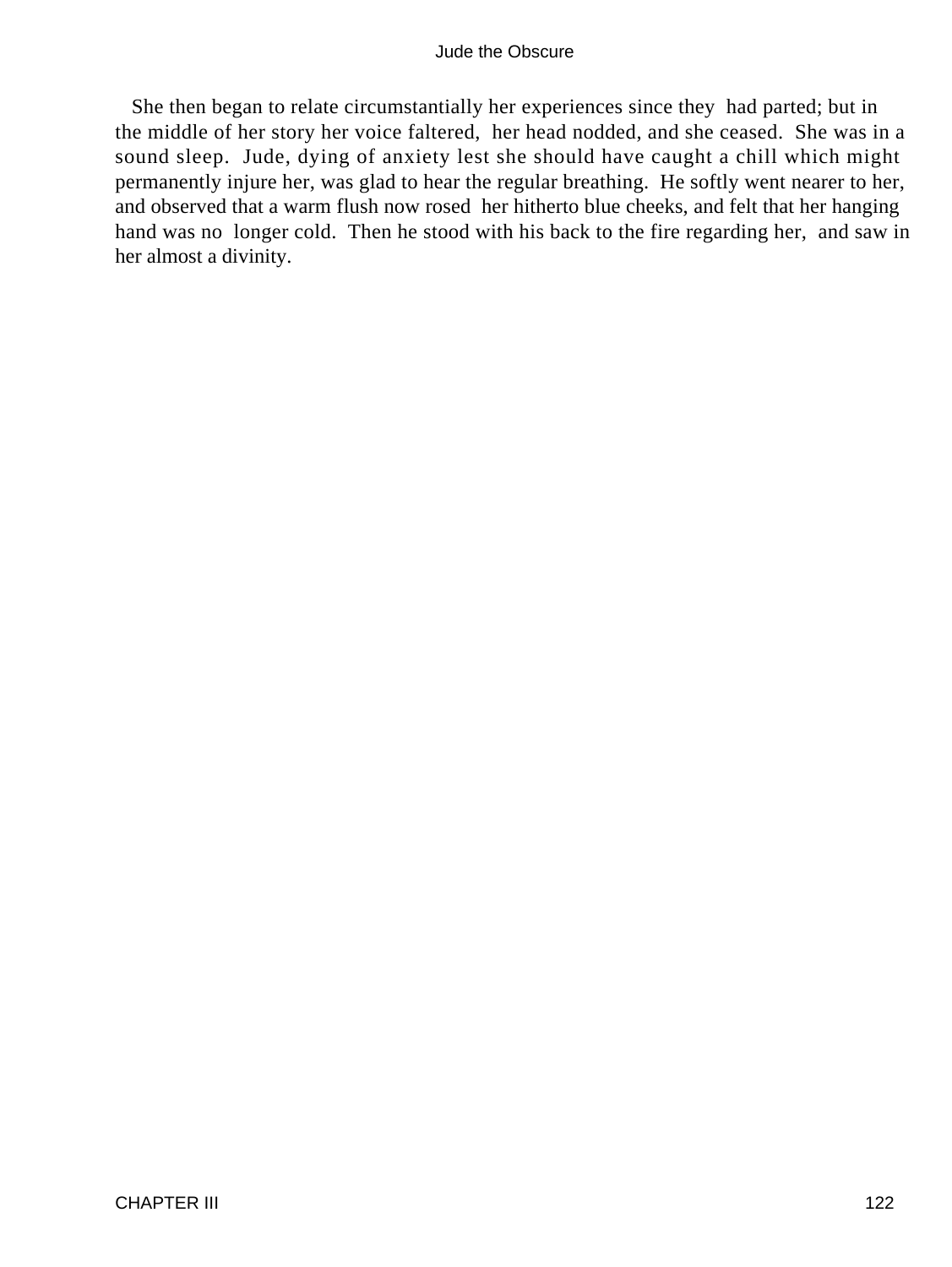She then began to relate circumstantially her experiences since they had parted; but in the middle of her story her voice faltered, her head nodded, and she ceased. She was in a sound sleep. Jude, dying of anxiety lest she should have caught a chill which might permanently injure her, was glad to hear the regular breathing. He softly went nearer to her, and observed that a warm flush now rosed her hitherto blue cheeks, and felt that her hanging hand was no longer cold. Then he stood with his back to the fire regarding her, and saw in her almost a divinity.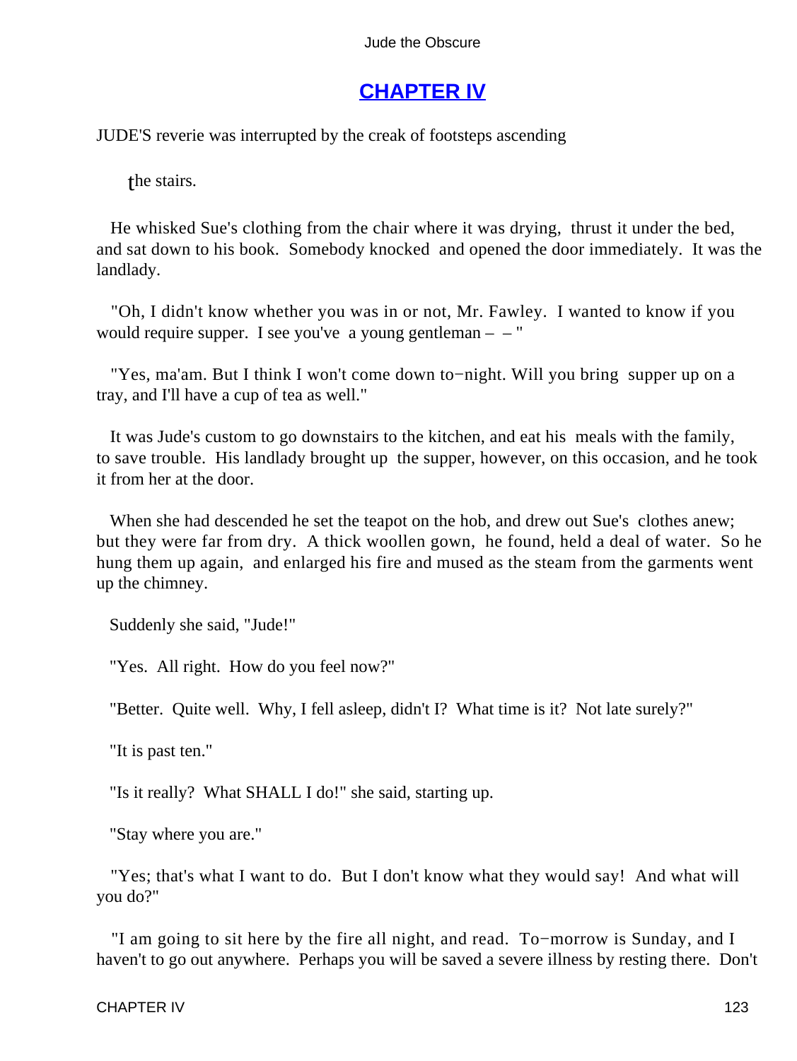## CHAPTER IV

JUDE'S reverie was interrupted by the creak of footsteps ascending the stairs.

He whisked Sue's clothing from the chair where it was drying, thrust it under the bed, and sat down to his book. Somebody knocked and opened the door immediately. It was the landlady.

"Oh, I didn't know whether you was in or not, Mr. Fawley. I wanted to know if you would require supper. I see you've a young gentleman – – "

"Yes, ma'am. But I think I won't come down to−night. Will you bring supper up on a tray, and I'll have a cup of tea as well."

It was Jude's custom to go downstairs to the kitchen, and eat his meals with the family, to save trouble. His landlady brought up the supper, however, on this occasion, and he took it from her at the door.

When she had descended he set the teapot on the hob, and drew out Sue's clothes anew; but they were far from dry. A thick woollen gown, he found, held a deal of water. So he hung them up again, and enlarged his fire and mused as the steam from the garments went up the chimney.

Suddenly she said, "Jude!"

"Yes. All right. How do you feel now?"

"Better. Quite well. Why, I fell asleep, didn't I? What time is it? Not late surely?"

"It is past ten."

"Is it really? What SHALL I do!" she said, starting up.

"Stay where you are."

"Yes; that's what I want to do. But I don't know what they would say! And what will you do?"

"I am going to sit here by the fire all night, and read. To−morrow is Sunday, and I haven't to go out anywhere. Perhaps you will be saved a severe illness by resting there. Don't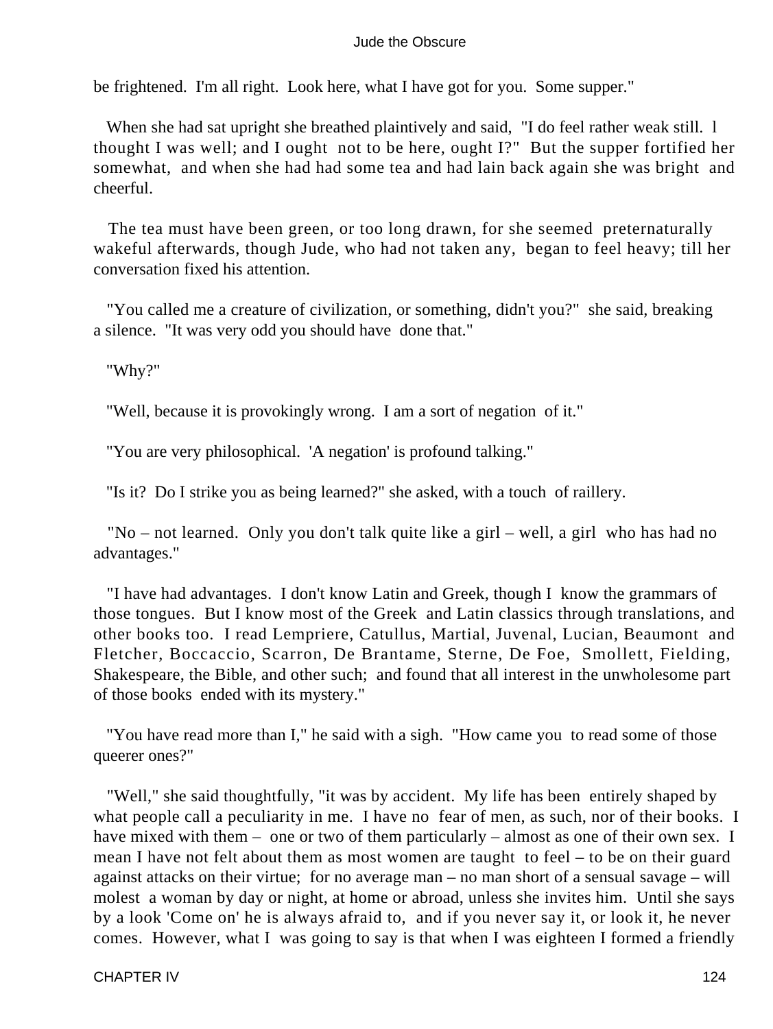be frightened. I'm all right. Look here, what I have got for you. Some supper."

When she had sat upright she breathed plaintively and said, "I do feel rather weak still. I thought I was well; and I ought not to be here, ought I?" But the supper fortified her somewhat, and when she had had some tea and had lain back again she was bright and cheerful.

The tea must have been green, or too long drawn, for she seemed preternaturally wakeful afterwards, though Jude, who had not taken any, began to feel heavy; till her conversation fixed his attention.

"You called me a creature of civilization, or something, didn't you?" she said, breaking a silence. "It was very odd you should have done that."

"Why?"

"Well, because it is provokingly wrong. I am a sort of negation of it."

"You are very philosophical. 'A negation' is profound talking."

"Is it? Do I strike you as being learned?" she asked, with a touch of raillery.

"No – not learned. Only you don't talk quite like a girl – well, a girl who has had no advantages."

"I have had advantages. I don't know Latin and Greek, though I know the grammars of those tongues. But I know most of the Greek and Latin classics through translations, and other books too. I read Lempriere, Catullus, Martial, Juvenal, Lucian, Beaumont and Fletcher, Boccaccio, Scarron, De Brantame, Sterne, De Foe, Smollett, Fielding, Shakespeare, the Bible, and other such; and found that all interest in the unwholesome part of those books ended with its mystery."

"You have read more than I," he said with a sigh. "How came you to read some of those queerer ones?"

"Well," she said thoughtfully, "it was by accident. My life has been entirely shaped by what people call a peculiarity in me. I have no fear of men, as such, nor of their books. I have mixed with them – one or two of them particularly – almost as one of their own sex. I mean I have not felt about them as most women are taught to feel – to be on their guard against attacks on their virtue; for no average man – no man short of a sensual savage – will molest a woman by day or night, at home or abroad, unless she invites him. Until she says by a look 'Come on' he is always afraid to, and if you never say it, or look it, he never comes. However, what I was going to say is that when I was eighteen I formed a friendly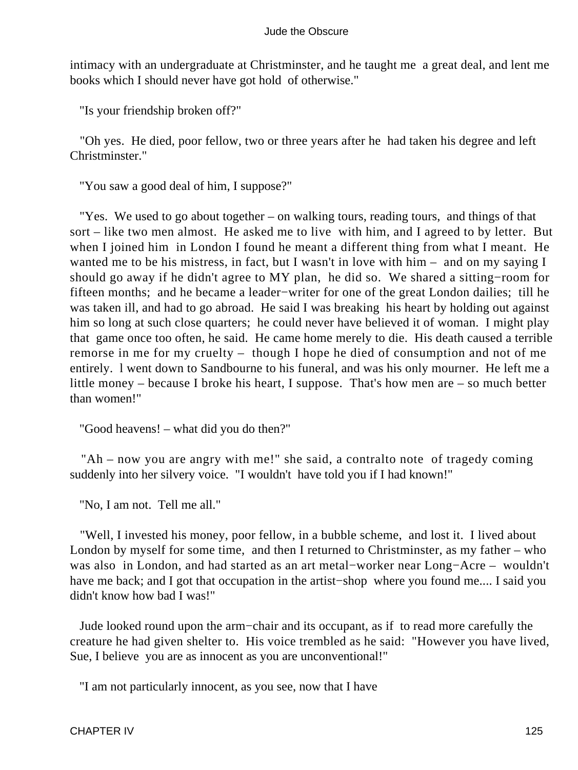intimacy with an undergraduate at Christminster, and he taught me a great deal, and lent me books which I should never have got hold of otherwise."

"Is your friendship broken off?"

"Oh yes. He died, poor fellow, two or three years after he had taken his degree and left Christminster."

"You saw a good deal of him, I suppose?"

"Yes. We used to go about together – on walking tours, reading tours, and things of that sort – like two men almost. He asked me to live with him, and I agreed to by letter. But when I joined him in London I found he meant a different thing from what I meant. He wanted me to be his mistress, in fact, but I wasn't in love with him – and on my saying I should go away if he didn't agree to MY plan, he did so. We shared a sitting−room for fifteen months; and he became a leader−writer for one of the great London dailies; till he was taken ill, and had to go abroad. He said I was breaking his heart by holding out against him so long at such close quarters; he could never have believed it of woman. I might play that game once too often, he said. He came home merely to die. His death caused a terrible remorse in me for my cruelty – though I hope he died of consumption and not of me entirely. I went down to Sandbourne to his funeral, and was his only mourner. He left me a little money – because I broke his heart, I suppose. That's how men are – so much better than women!"

"Good heavens! – what did you do then?"

"Ah – now you are angry with me!" she said, a contralto note of tragedy coming suddenly into her silvery voice. "I wouldn't have told you if I had known!"

"No, I am not. Tell me all."

"Well, I invested his money, poor fellow, in a bubble scheme, and lost it. I lived about London by myself for some time, and then I returned to Christminster, as my father – who was also in London, and had started as an art metal−worker near Long−Acre – wouldn't have me back; and I got that occupation in the artist−shop where you found me.... I said you didn't know how bad I was!"

Jude looked round upon the arm−chair and its occupant, as if to read more carefully the creature he had given shelter to. His voice trembled as he said: "However you have lived, Sue, I believe you are as innocent as you are unconventional!"

"I am not particularly innocent, as you see, now that I have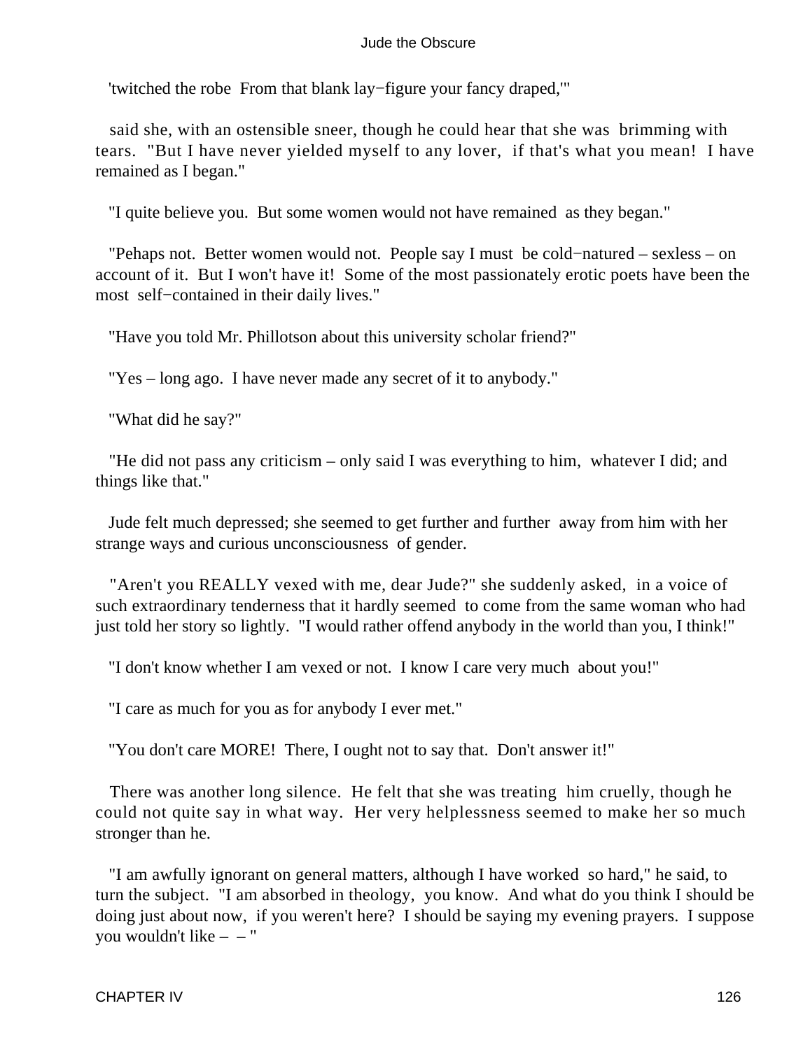'twitched the robe From that blank lay−figure your fancy draped,'"

said she, with an ostensible sneer, though he could hear that she was brimming with tears. "But I have never yielded myself to any lover, if that's what you mean! I have remained as I began."

"I quite believe you. But some women would not have remained as they began."

"Pehaps not. Better women would not. People say I must be cold−natured – sexless – on account of it. But I won't have it! Some of the most passionately erotic poets have been the most self−contained in their daily lives."

"Have you told Mr. Phillotson about this university scholar friend?"

"Yes – long ago. I have never made any secret of it to anybody."

"What did he say?"

"He did not pass any criticism – only said I was everything to him, whatever I did; and things like that."

Jude felt much depressed; she seemed to get further and further away from him with her strange ways and curious unconsciousness of gender.

"Aren't you REALLY vexed with me, dear Jude?" she suddenly asked, in a voice of such extraordinary tenderness that it hardly seemed to come from the same woman who had just told her story so lightly. "I would rather offend anybody in the world than you, I think!"

"I don't know whether I am vexed or not. I know I care very much about you!"

"I care as much for you as for anybody I ever met."

"You don't care MORE! There, I ought not to say that. Don't answer it!"

There was another long silence. He felt that she was treating him cruelly, though he could not quite say in what way. Her very helplessness seemed to make her so much stronger than he.

"I am awfully ignorant on general matters, although I have worked so hard," he said, to turn the subject. "I am absorbed in theology, you know. And what do you think I should be doing just about now, if you weren't here? I should be saying my evening prayers. I suppose you wouldn't like – – "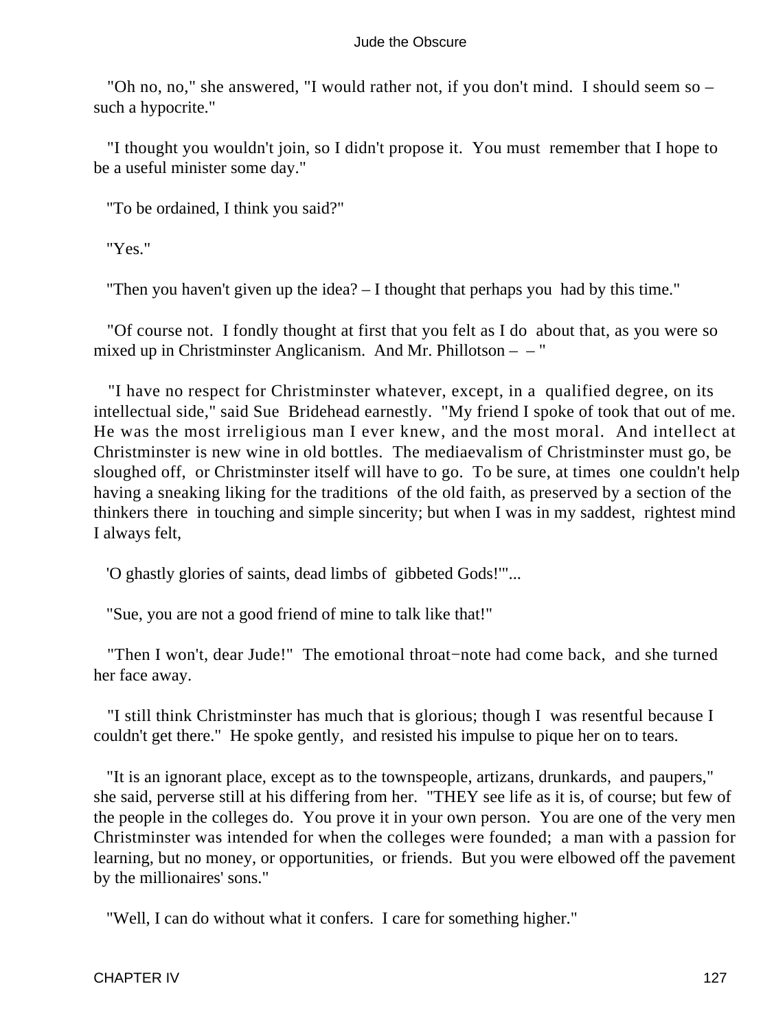"Oh no, no," she answered, "I would rather not, if you don't mind. I should seem so – such a hypocrite."

"I thought you wouldn't join, so I didn't propose it. You must remember that I hope to be a useful minister some day."

"To be ordained, I think you said?"

"Yes."

"Then you haven't given up the idea? – I thought that perhaps you had by this time."

"Of course not. I fondly thought at first that you felt as I do about that, as you were so mixed up in Christminster Anglicanism. And Mr. Phillotson – – "

"I have no respect for Christminster whatever, except, in a qualified degree, on its intellectual side," said Sue Bridehead earnestly. "My friend I spoke of took that out of me. He was the most irreligious man I ever knew, and the most moral. And intellect at Christminster is new wine in old bottles. The mediaevalism of Christminster must go, be sloughed off, or Christminster itself will have to go. To be sure, at times one couldn't help having a sneaking liking for the traditions of the old faith, as preserved by a section of the thinkers there in touching and simple sincerity; but when I was in my saddest, rightest mind I always felt,

'O ghastly glories of saints, dead limbs of gibbeted Gods!'"...

"Sue, you are not a good friend of mine to talk like that!"

"Then I won't, dear Jude!" The emotional throat−note had come back, and she turned her face away.

"I still think Christminster has much that is glorious; though I was resentful because I couldn't get there." He spoke gently, and resisted his impulse to pique her on to tears.

"It is an ignorant place, except as to the townspeople, artizans, drunkards, and paupers," she said, perverse still at his differing from her. "THEY see life as it is, of course; but few of the people in the colleges do. You prove it in your own person. You are one of the very men Christminster was intended for when the colleges were founded; a man with a passion for learning, but no money, or opportunities, or friends. But you were elbowed off the pavement by the millionaires' sons."

"Well, I can do without what it confers. I care for something higher."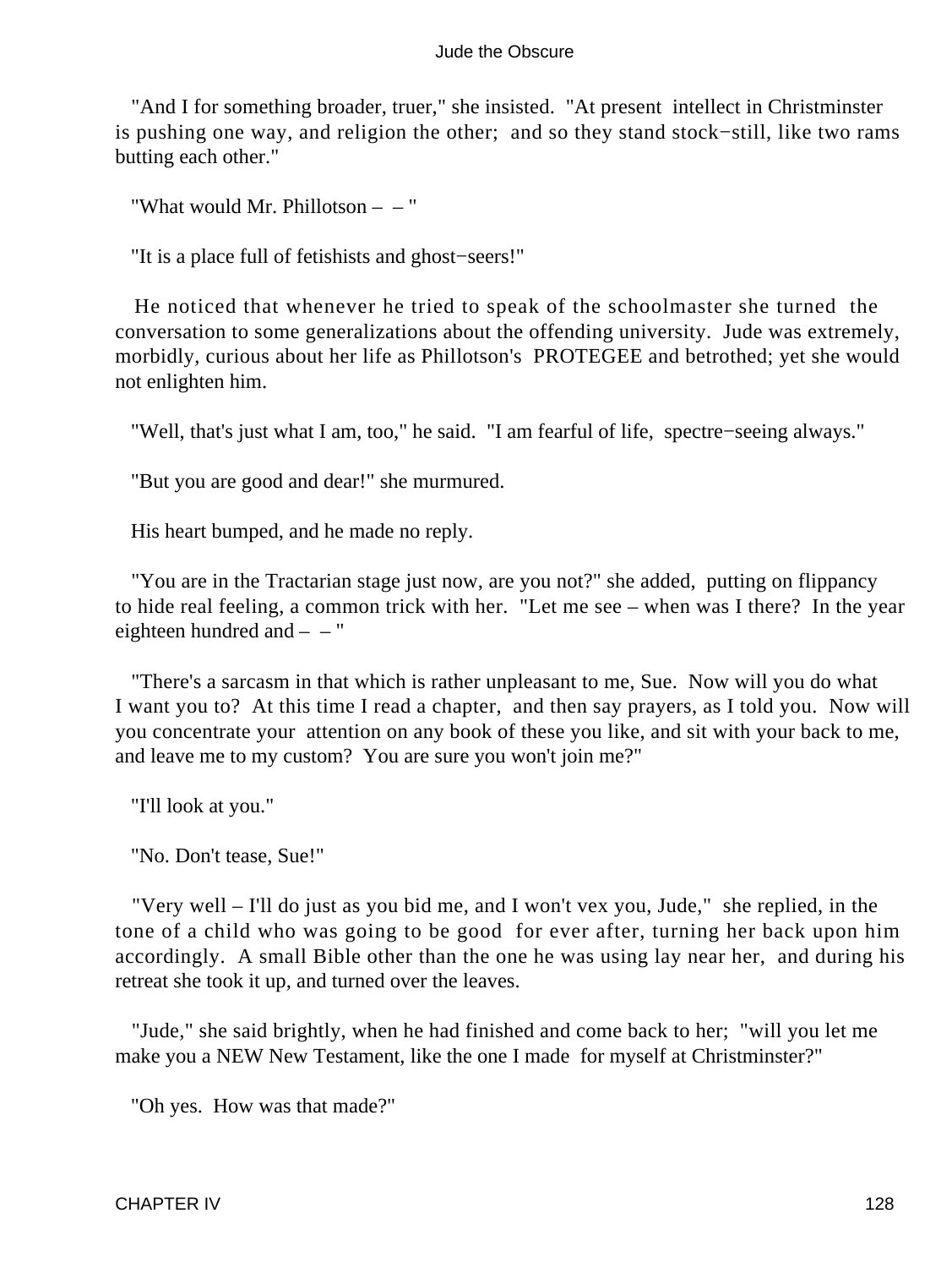"And I for something broader, truer," she insisted. "At present intellect in Christminster is pushing one way, and religion the other; and so they stand stock−still, like two rams butting each other."

"What would Mr. Phillotson – – "

"It is a place full of fetishists and ghost−seers!"

He noticed that whenever he tried to speak of the schoolmaster she turned the conversation to some generalizations about the offending university. Jude was extremely, morbidly, curious about her life as Phillotson's PROTEGEE and betrothed; yet she would not enlighten him.

"Well, that's just what I am, too," he said. "I am fearful of life, spectre−seeing always."

"But you are good and dear!" she murmured.

His heart bumped, and he made no reply.

"You are in the Tractarian stage just now, are you not?" she added, putting on flippancy to hide real feeling, a common trick with her. "Let me see – when was I there? In the year eighteen hundred and – – "

"There's a sarcasm in that which is rather unpleasant to me, Sue. Now will you do what I want you to? At this time I read a chapter, and then say prayers, as I told you. Now will you concentrate your attention on any book of these you like, and sit with your back to me, and leave me to my custom? You are sure you won't join me?"

"I'll look at you."

"No. Don't tease, Sue!"

"Very well – I'll do just as you bid me, and I won't vex you, Jude," she replied, in the tone of a child who was going to be good for ever after, turning her back upon him accordingly. A small Bible other than the one he was using lay near her, and during his retreat she took it up, and turned over the leaves.

"Jude," she said brightly, when he had finished and come back to her; "will you let me make you a NEW New Testament, like the one I made for myself at Christminster?"

"Oh yes. How was that made?"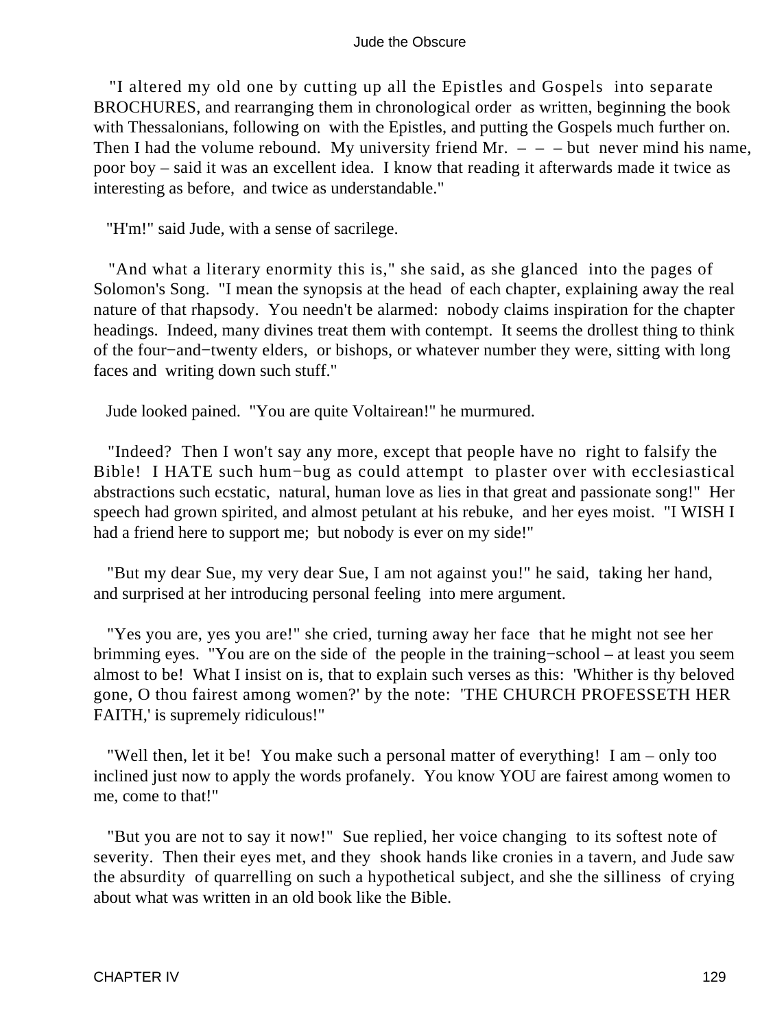"I altered my old one by cutting up all the Epistles and Gospels into separate BROCHURES, and rearranging them in chronological order as written, beginning the book with Thessalonians, following on with the Epistles, and putting the Gospels much further on. Then I had the volume rebound. My university friend Mr. – – – but never mind his name, poor boy – said it was an excellent idea. I know that reading it afterwards made it twice as interesting as before, and twice as understandable."

"H'm!" said Jude, with a sense of sacrilege.

"And what a literary enormity this is," she said, as she glanced into the pages of Solomon's Song. "I mean the synopsis at the head of each chapter, explaining away the real nature of that rhapsody. You needn't be alarmed: nobody claims inspiration for the chapter headings. Indeed, many divines treat them with contempt. It seems the drollest thing to think of the four−and−twenty elders, or bishops, or whatever number they were, sitting with long faces and writing down such stuff."

Jude looked pained. "You are quite Voltairean!" he murmured.

"Indeed? Then I won't say any more, except that people have no right to falsify the Bible! I HATE such hum−bug as could attempt to plaster over with ecclesiastical abstractions such ecstatic, natural, human love as lies in that great and passionate song!" Her speech had grown spirited, and almost petulant at his rebuke, and her eyes moist. "I WISH I had a friend here to support me; but nobody is ever on my side!"

"But my dear Sue, my very dear Sue, I am not against you!" he said, taking her hand, and surprised at her introducing personal feeling into mere argument.

"Yes you are, yes you are!" she cried, turning away her face that he might not see her brimming eyes. "You are on the side of the people in the training−school – at least you seem almost to be! What I insist on is, that to explain such verses as this: 'Whither is thy beloved gone, O thou fairest among women?' by the note: 'THE CHURCH PROFESSETH HER FAITH,' is supremely ridiculous!"

"Well then, let it be! You make such a personal matter of everything! I am – only too inclined just now to apply the words profanely. You know YOU are fairest among women to me, come to that!"

"But you are not to say it now!" Sue replied, her voice changing to its softest note of severity. Then their eyes met, and they shook hands like cronies in a tavern, and Jude saw the absurdity of quarrelling on such a hypothetical subject, and she the silliness of crying about what was written in an old book like the Bible.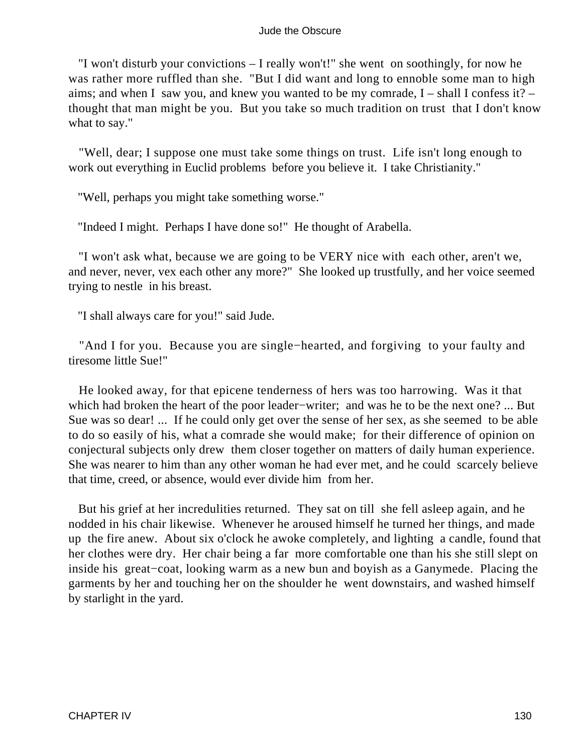"I won't disturb your convictions – I really won't!" she went on soothingly, for now he was rather more ruffled than she. "But I did want and long to ennoble some man to high aims; and when I saw you, and knew you wanted to be my comrade, I – shall I confess it? – thought that man might be you. But you take so much tradition on trust that I don't know what to say."

"Well, dear; I suppose one must take some things on trust. Life isn't long enough to work out everything in Euclid problems before you believe it. I take Christianity."

"Well, perhaps you might take something worse."

"Indeed I might. Perhaps I have done so!" He thought of Arabella.

"I won't ask what, because we are going to be VERY nice with each other, aren't we, and never, never, vex each other any more?" She looked up trustfully, and her voice seemed trying to nestle in his breast.

"I shall always care for you!" said Jude.

"And I for you. Because you are single−hearted, and forgiving to your faulty and tiresome little Sue!"

He looked away, for that epicene tenderness of hers was too harrowing. Was it that which had broken the heart of the poor leader−writer; and was he to be the next one? ... But Sue was so dear! ... If he could only get over the sense of her sex, as she seemed to be able to do so easily of his, what a comrade she would make; for their difference of opinion on conjectural subjects only drew them closer together on matters of daily human experience. She was nearer to him than any other woman he had ever met, and he could scarcely believe that time, creed, or absence, would ever divide him from her.

But his grief at her incredulities returned. They sat on till she fell asleep again, and he nodded in his chair likewise. Whenever he aroused himself he turned her things, and made up the fire anew. About six o'clock he awoke completely, and lighting a candle, found that her clothes were dry. Her chair being a far more comfortable one than his she still slept on inside his great−coat, looking warm as a new bun and boyish as a Ganymede. Placing the garments by her and touching her on the shoulder he went downstairs, and washed himself by starlight in the yard.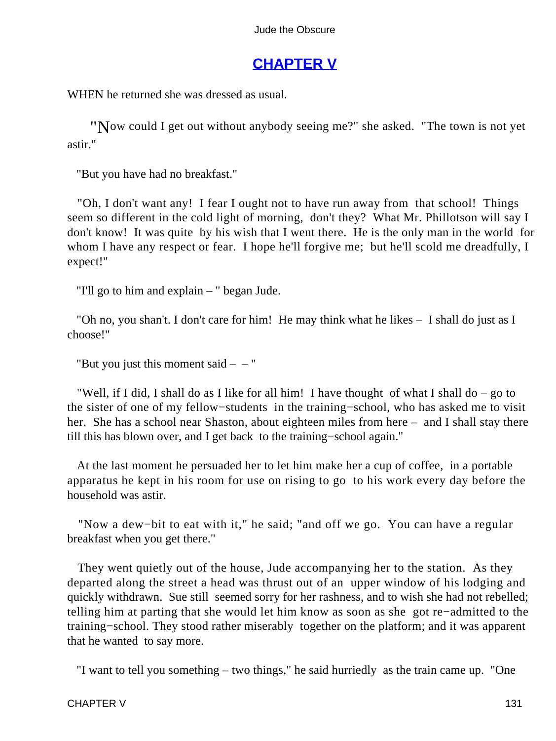## CHAPTER V

WHEN he returned she was dressed as usual.

"Now could I get out without anybody seeing me?" she asked. "The town is not yet astir."

"But you have had no breakfast."

"Oh, I don't want any! I fear I ought not to have run away from that school! Things seem so different in the cold light of morning, don't they? What Mr. Phillotson will say I don't know! It was quite by his wish that I went there. He is the only man in the world for whom I have any respect or fear. I hope he'll forgive me; but he'll scold me dreadfully, I expect!"

"I'll go to him and explain – " began Jude.

"Oh no, you shan't. I don't care for him! He may think what he likes – I shall do just as I choose!"

"But you just this moment said – – "

"Well, if I did, I shall do as I like for all him! I have thought of what I shall do – go to the sister of one of my fellow−students in the training−school, who has asked me to visit her. She has a school near Shaston, about eighteen miles from here – and I shall stay there till this has blown over, and I get back to the training−school again."

At the last moment he persuaded her to let him make her a cup of coffee, in a portable apparatus he kept in his room for use on rising to go to his work every day before the household was astir.

"Now a dew−bit to eat with it," he said; "and off we go. You can have a regular breakfast when you get there."

They went quietly out of the house, Jude accompanying her to the station. As they departed along the street a head was thrust out of an upper window of his lodging and quickly withdrawn. Sue still seemed sorry for her rashness, and to wish she had not rebelled; telling him at parting that she would let him know as soon as she got re−admitted to the training−school. They stood rather miserably together on the platform; and it was apparent that he wanted to say more.

"I want to tell you something – two things," he said hurriedly as the train came up. "One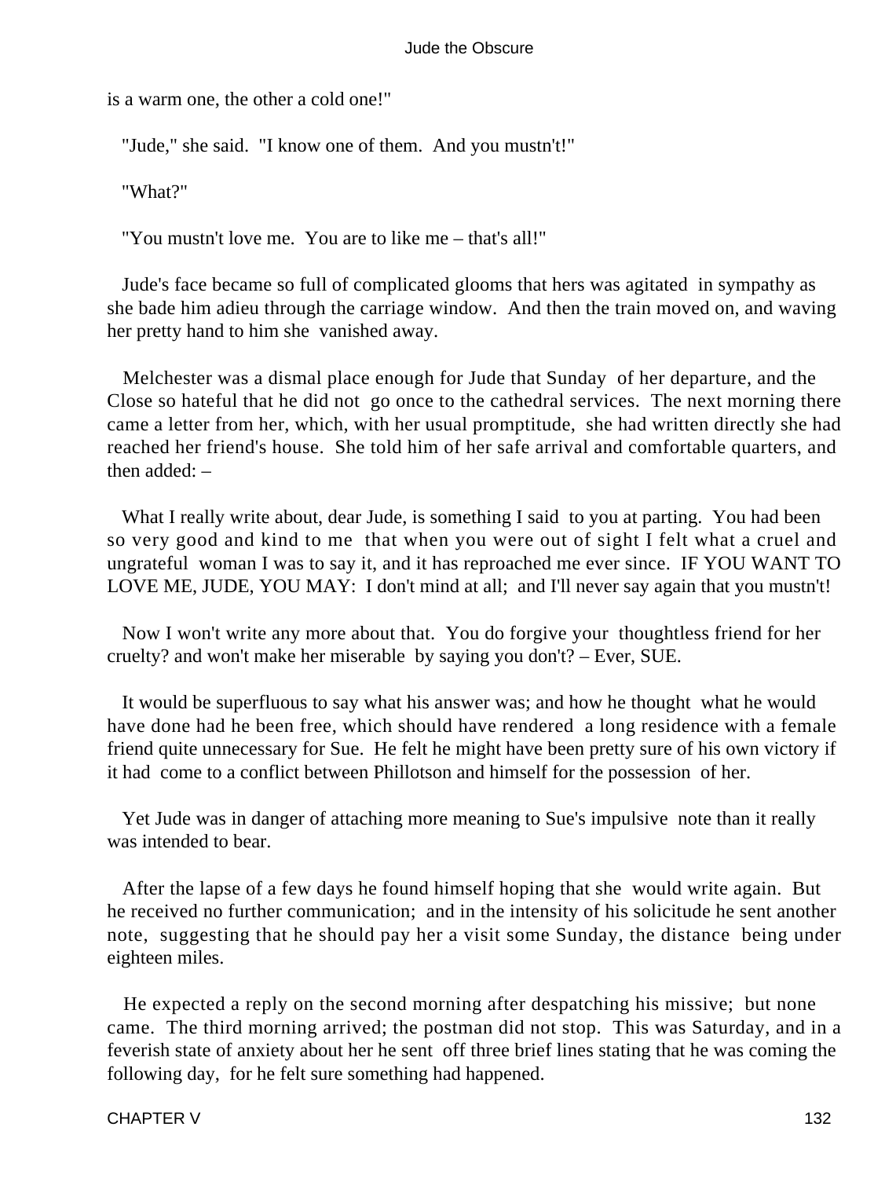is a warm one, the other a cold one!"

"Jude," she said. "I know one of them. And you mustn't!"

"What?"

"You mustn't love me. You are to like me – that's all!"

Jude's face became so full of complicated glooms that hers was agitated in sympathy as she bade him adieu through the carriage window. And then the train moved on, and waving her pretty hand to him she vanished away.

Melchester was a dismal place enough for Jude that Sunday of her departure, and the Close so hateful that he did not go once to the cathedral services. The next morning there came a letter from her, which, with her usual promptitude, she had written directly she had reached her friend's house. She told him of her safe arrival and comfortable quarters, and then added: –

What I really write about, dear Jude, is something I said to you at parting. You had been so very good and kind to me that when you were out of sight I felt what a cruel and ungrateful woman I was to say it, and it has reproached me ever since. IF YOU WANT TO LOVE ME, JUDE, YOU MAY: I don't mind at all; and I'll never say again that you mustn't!

Now I won't write any more about that. You do forgive your thoughtless friend for her cruelty? and won't make her miserable by saying you don't? – Ever, SUE.

It would be superfluous to say what his answer was; and how he thought what he would have done had he been free, which should have rendered a long residence with a female friend quite unnecessary for Sue. He felt he might have been pretty sure of his own victory if it had come to a conflict between Phillotson and himself for the possession of her.

Yet Jude was in danger of attaching more meaning to Sue's impulsive note than it really was intended to bear.

After the lapse of a few days he found himself hoping that she would write again. But he received no further communication; and in the intensity of his solicitude he sent another note, suggesting that he should pay her a visit some Sunday, the distance being under eighteen miles.

He expected a reply on the second morning after despatching his missive; but none came. The third morning arrived; the postman did not stop. This was Saturday, and in a feverish state of anxiety about her he sent off three brief lines stating that he was coming the following day, for he felt sure something had happened.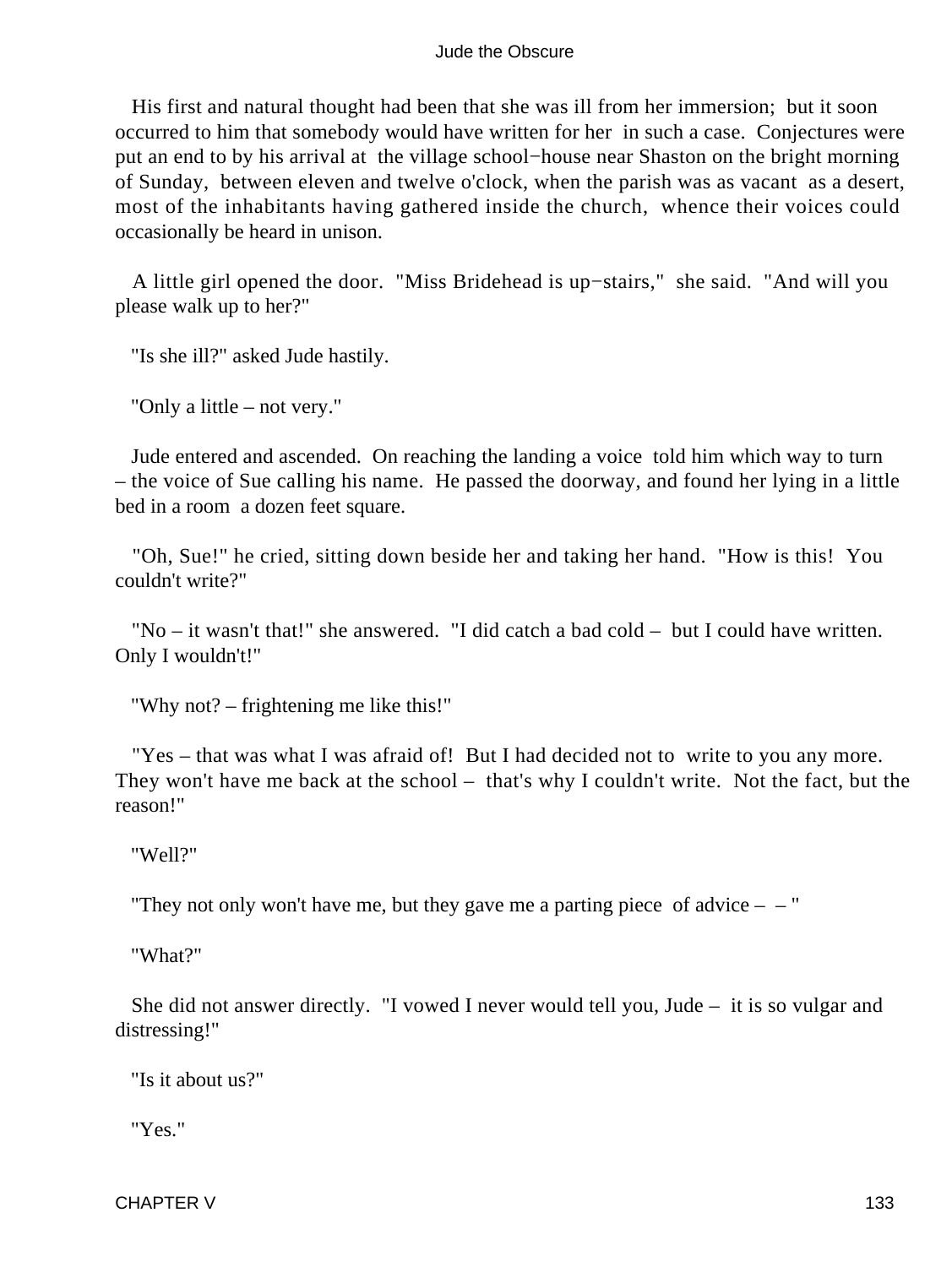His first and natural thought had been that she was ill from her immersion; but it soon occurred to him that somebody would have written for her in such a case. Conjectures were put an end to by his arrival at the village school−house near Shaston on the bright morning of Sunday, between eleven and twelve o'clock, when the parish was as vacant as a desert, most of the inhabitants having gathered inside the church, whence their voices could occasionally be heard in unison.

A little girl opened the door. "Miss Bridehead is up−stairs," she said. "And will you please walk up to her?"

"Is she ill?" asked Jude hastily.

"Only a little – not very."

Jude entered and ascended. On reaching the landing a voice told him which way to turn – the voice of Sue calling his name. He passed the doorway, and found her lying in a little bed in a room a dozen feet square.

"Oh, Sue!" he cried, sitting down beside her and taking her hand. "How is this! You couldn't write?"

"No – it wasn't that!" she answered. "I did catch a bad cold – but I could have written. Only I wouldn't!"

"Why not? – frightening me like this!"

"Yes – that was what I was afraid of! But I had decided not to write to you any more. They won't have me back at the school – that's why I couldn't write. Not the fact, but the reason!"

"Well?"

"They not only won't have me, but they gave me a parting piece of advice – – "

"What?"

She did not answer directly. "I vowed I never would tell you, Jude – it is so vulgar and distressing!"

"Is it about us?"

"Yes."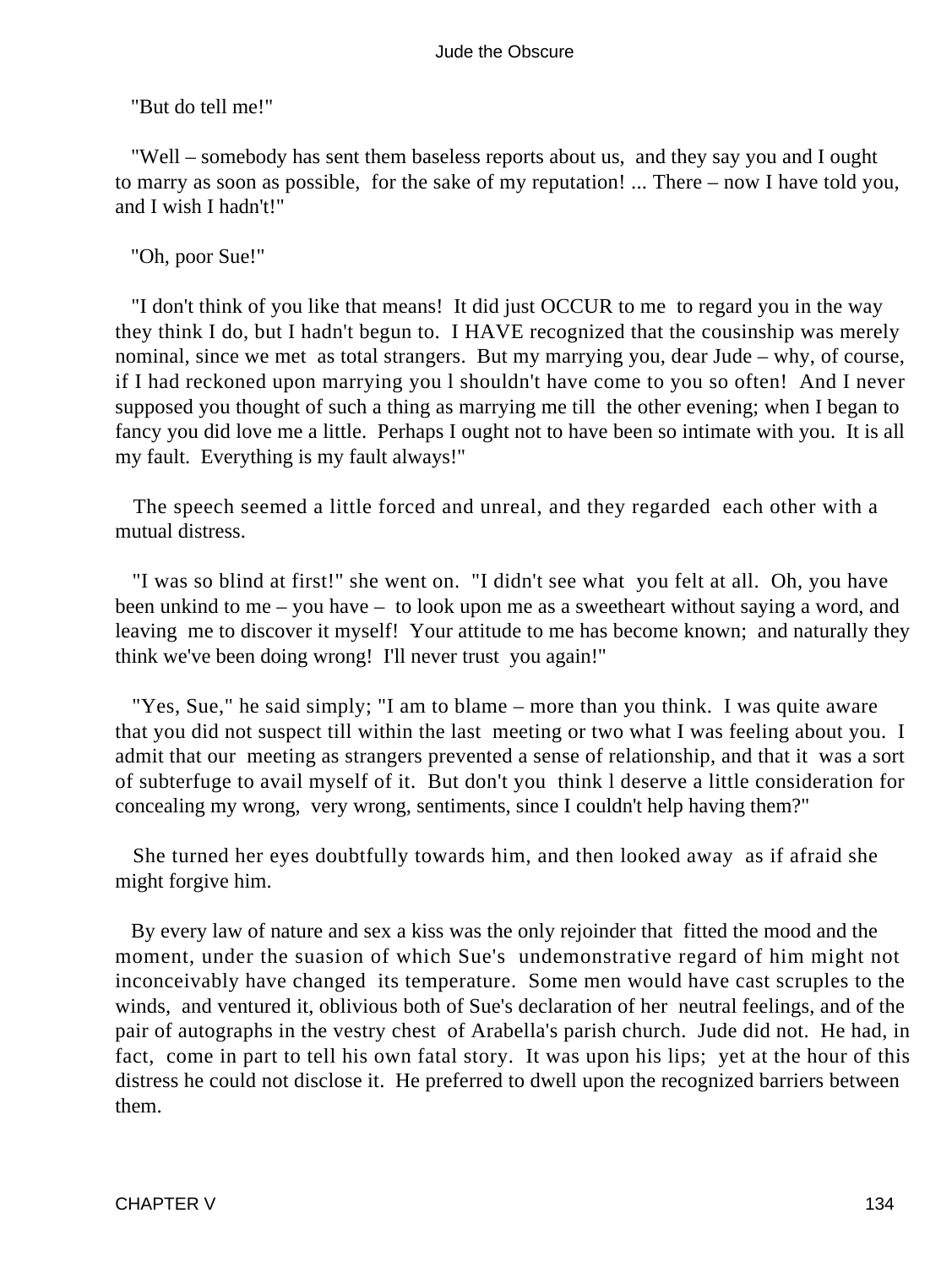"But do tell me!"

"Well – somebody has sent them baseless reports about us, and they say you and I ought to marry as soon as possible, for the sake of my reputation! ... There – now I have told you, and I wish I hadn't!"

"Oh, poor Sue!"

"I don't think of you like that means! It did just OCCUR to me to regard you in the way they think I do, but I hadn't begun to. I HAVE recognized that the cousinship was merely nominal, since we met as total strangers. But my marrying you, dear Jude – why, of course, if I had reckoned upon marrying you l shouldn't have come to you so often! And I never supposed you thought of such a thing as marrying me till the other evening; when I began to fancy you did love me a little. Perhaps I ought not to have been so intimate with you. It is all my fault. Everything is my fault always!"

The speech seemed a little forced and unreal, and they regarded each other with a mutual distress.

"I was so blind at first!" she went on. "I didn't see what you felt at all. Oh, you have been unkind to me – you have – to look upon me as a sweetheart without saying a word, and leaving me to discover it myself! Your attitude to me has become known; and naturally they think we've been doing wrong! I'll never trust you again!"

"Yes, Sue," he said simply; "I am to blame – more than you think. I was quite aware that you did not suspect till within the last meeting or two what I was feeling about you. I admit that our meeting as strangers prevented a sense of relationship, and that it was a sort of subterfuge to avail myself of it. But don't you think l deserve a little consideration for concealing my wrong, very wrong, sentiments, since I couldn't help having them?"

She turned her eyes doubtfully towards him, and then looked away as if afraid she might forgive him.

By every law of nature and sex a kiss was the only rejoinder that fitted the mood and the moment, under the suasion of which Sue's undemonstrative regard of him might not inconceivably have changed its temperature. Some men would have cast scruples to the winds, and ventured it, oblivious both of Sue's declaration of her neutral feelings, and of the pair of autographs in the vestry chest of Arabella's parish church. Jude did not. He had, in fact, come in part to tell his own fatal story. It was upon his lips; yet at the hour of this distress he could not disclose it. He preferred to dwell upon the recognized barriers between them.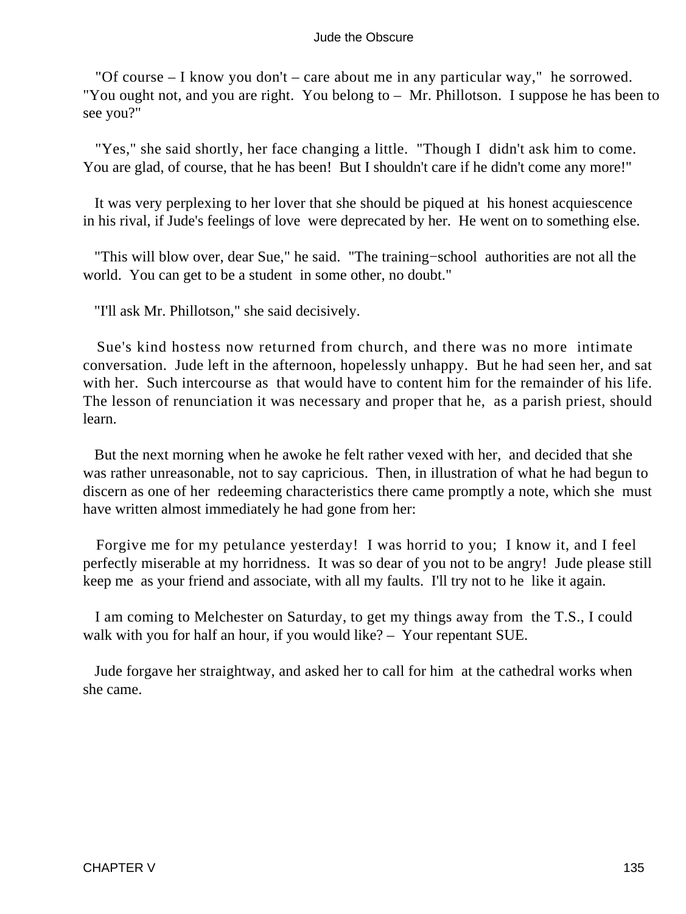"Of course – I know you don't – care about me in any particular way," he sorrowed. "You ought not, and you are right. You belong to – Mr. Phillotson. I suppose he has been to see you?"

"Yes," she said shortly, her face changing a little. "Though I didn't ask him to come. You are glad, of course, that he has been! But I shouldn't care if he didn't come any more!"

It was very perplexing to her lover that she should be piqued at his honest acquiescence in his rival, if Jude's feelings of love were deprecated by her. He went on to something else.

"This will blow over, dear Sue," he said. "The training−school authorities are not all the world. You can get to be a student in some other, no doubt."

"I'll ask Mr. Phillotson," she said decisively.

Sue's kind hostess now returned from church, and there was no more intimate conversation. Jude left in the afternoon, hopelessly unhappy. But he had seen her, and sat with her. Such intercourse as that would have to content him for the remainder of his life. The lesson of renunciation it was necessary and proper that he, as a parish priest, should learn.

But the next morning when he awoke he felt rather vexed with her, and decided that she was rather unreasonable, not to say capricious. Then, in illustration of what he had begun to discern as one of her redeeming characteristics there came promptly a note, which she must have written almost immediately he had gone from her:

Forgive me for my petulance yesterday! I was horrid to you; I know it, and I feel perfectly miserable at my horridness. It was so dear of you not to be angry! Jude please still keep me as your friend and associate, with all my faults. I'll try not to he like it again.

I am coming to Melchester on Saturday, to get my things away from the T.S., I could walk with you for half an hour, if you would like? – Your repentant SUE.

Jude forgave her straightway, and asked her to call for him at the cathedral works when she came.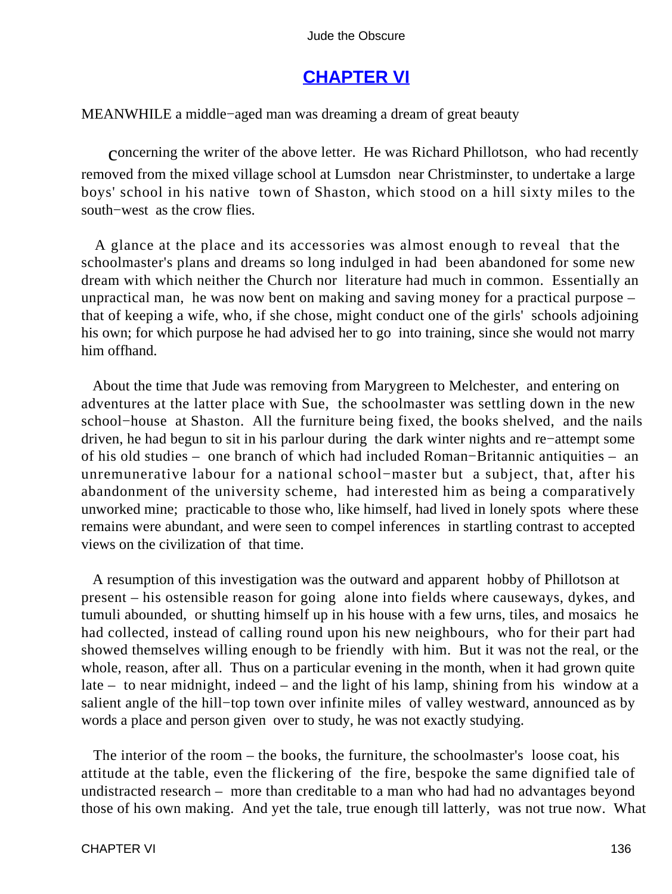## CHAPTER VI

MEANWHILE a middle−aged man was dreaming a dream of great beauty concerning the writer of the above letter. He was Richard Phillotson, who had recently removed from the mixed village school at Lumsdon near Christminster, to undertake a large boys' school in his native town of Shaston, which stood on a hill sixty miles to the south−west as the crow flies.

A glance at the place and its accessories was almost enough to reveal that the schoolmaster's plans and dreams so long indulged in had been abandoned for some new dream with which neither the Church nor literature had much in common. Essentially an unpractical man, he was now bent on making and saving money for a practical purpose – that of keeping a wife, who, if she chose, might conduct one of the girls' schools adjoining his own; for which purpose he had advised her to go into training, since she would not marry him offhand.

About the time that Jude was removing from Marygreen to Melchester, and entering on adventures at the latter place with Sue, the schoolmaster was settling down in the new school−house at Shaston. All the furniture being fixed, the books shelved, and the nails driven, he had begun to sit in his parlour during the dark winter nights and re−attempt some of his old studies – one branch of which had included Roman−Britannic antiquities – an unremunerative labour for a national school−master but a subject, that, after his abandonment of the university scheme, had interested him as being a comparatively unworked mine; practicable to those who, like himself, had lived in lonely spots where these remains were abundant, and were seen to compel inferences in startling contrast to accepted views on the civilization of that time.

A resumption of this investigation was the outward and apparent hobby of Phillotson at present – his ostensible reason for going alone into fields where causeways, dykes, and tumuli abounded, or shutting himself up in his house with a few urns, tiles, and mosaics he had collected, instead of calling round upon his new neighbours, who for their part had showed themselves willing enough to be friendly with him. But it was not the real, or the whole, reason, after all. Thus on a particular evening in the month, when it had grown quite late – to near midnight, indeed – and the light of his lamp, shining from his window at a salient angle of the hill−top town over infinite miles of valley westward, announced as by words a place and person given over to study, he was not exactly studying.

The interior of the room – the books, the furniture, the schoolmaster's loose coat, his attitude at the table, even the flickering of the fire, bespoke the same dignified tale of undistracted research – more than creditable to a man who had had no advantages beyond those of his own making. And yet the tale, true enough till latterly, was not true now. What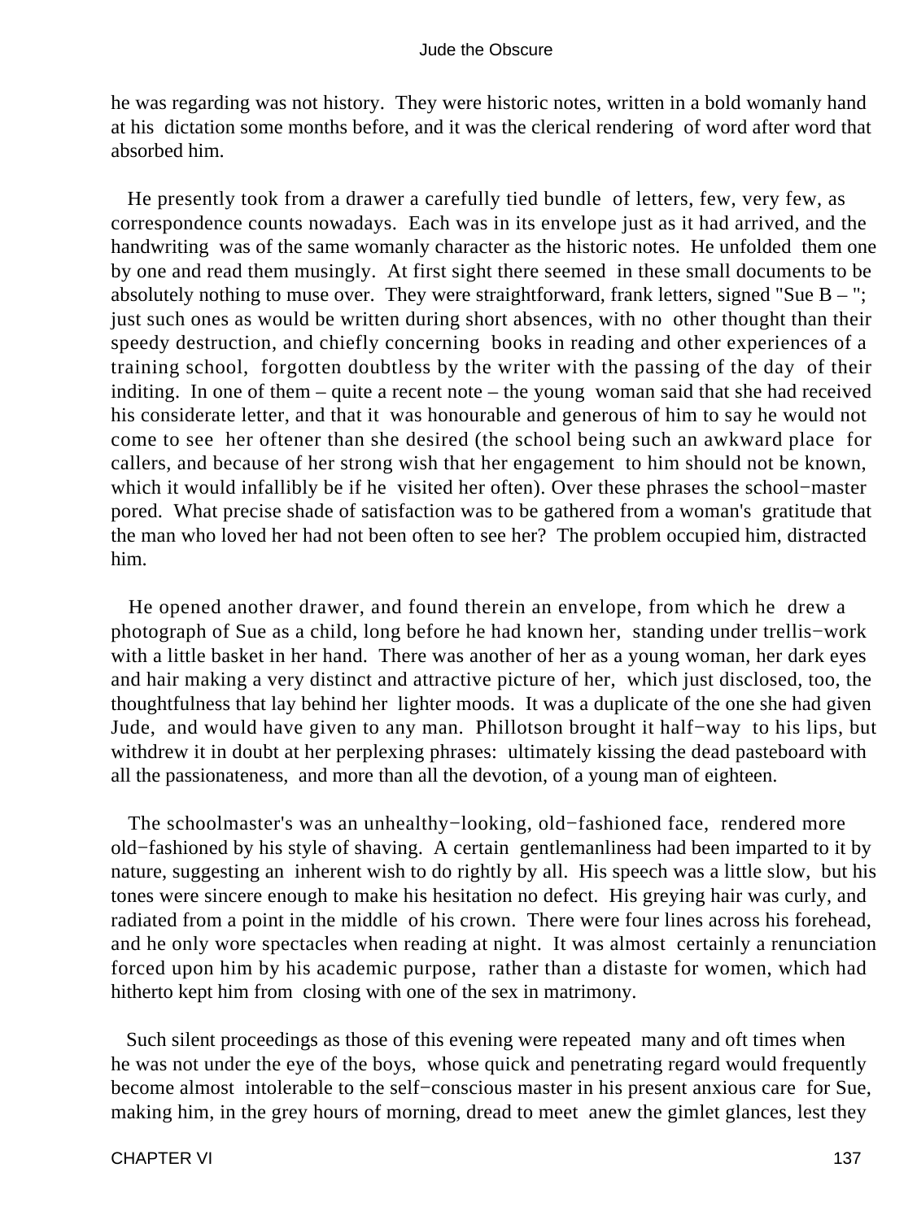he was regarding was not history. They were historic notes, written in a bold womanly hand at his dictation some months before, and it was the clerical rendering of word after word that absorbed him.

He presently took from a drawer a carefully tied bundle of letters, few, very few, as correspondence counts nowadays. Each was in its envelope just as it had arrived, and the handwriting was of the same womanly character as the historic notes. He unfolded them one by one and read them musingly. At first sight there seemed in these small documents to be absolutely nothing to muse over. They were straightforward, frank letters, signed "Sue B – "; just such ones as would be written during short absences, with no other thought than their speedy destruction, and chiefly concerning books in reading and other experiences of a training school, forgotten doubtless by the writer with the passing of the day of their inditing. In one of them – quite a recent note – the young woman said that she had received his considerate letter, and that it was honourable and generous of him to say he would not come to see her oftener than she desired (the school being such an awkward place for callers, and because of her strong wish that her engagement to him should not be known, which it would infallibly be if he visited her often). Over these phrases the school−master pored. What precise shade of satisfaction was to be gathered from a woman's gratitude that the man who loved her had not been often to see her? The problem occupied him, distracted him.

He opened another drawer, and found therein an envelope, from which he drew a photograph of Sue as a child, long before he had known her, standing under trellis−work with a little basket in her hand. There was another of her as a young woman, her dark eyes and hair making a very distinct and attractive picture of her, which just disclosed, too, the thoughtfulness that lay behind her lighter moods. It was a duplicate of the one she had given Jude, and would have given to any man. Phillotson brought it half−way to his lips, but withdrew it in doubt at her perplexing phrases: ultimately kissing the dead pasteboard with all the passionateness, and more than all the devotion, of a young man of eighteen.

The schoolmaster's was an unhealthy−looking, old−fashioned face, rendered more old−fashioned by his style of shaving. A certain gentlemanliness had been imparted to it by nature, suggesting an inherent wish to do rightly by all. His speech was a little slow, but his tones were sincere enough to make his hesitation no defect. His greying hair was curly, and radiated from a point in the middle of his crown. There were four lines across his forehead, and he only wore spectacles when reading at night. It was almost certainly a renunciation forced upon him by his academic purpose, rather than a distaste for women, which had hitherto kept him from closing with one of the sex in matrimony.

Such silent proceedings as those of this evening were repeated many and oft times when he was not under the eye of the boys, whose quick and penetrating regard would frequently become almost intolerable to the self−conscious master in his present anxious care for Sue, making him, in the grey hours of morning, dread to meet anew the gimlet glances, lest they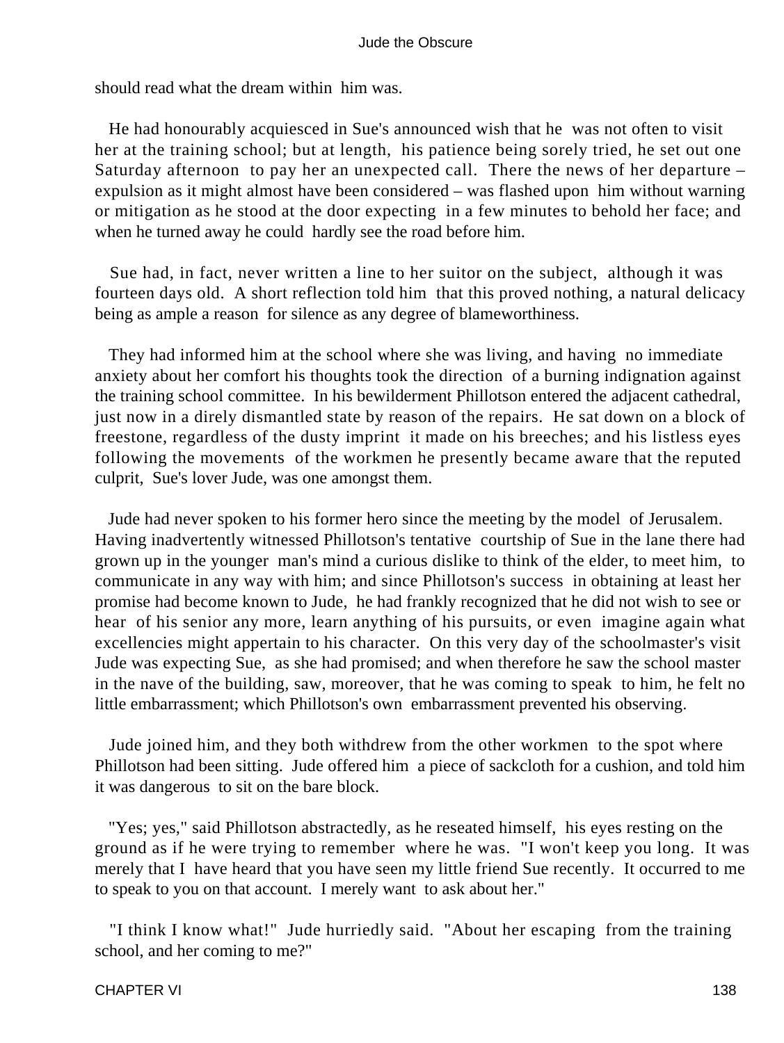should read what the dream within him was.

He had honourably acquiesced in Sue's announced wish that he was not often to visit her at the training school; but at length, his patience being sorely tried, he set out one Saturday afternoon to pay her an unexpected call. There the news of her departure – expulsion as it might almost have been considered – was flashed upon him without warning or mitigation as he stood at the door expecting in a few minutes to behold her face; and when he turned away he could hardly see the road before him.

Sue had, in fact, never written a line to her suitor on the subject, although it was fourteen days old. A short reflection told him that this proved nothing, a natural delicacy being as ample a reason for silence as any degree of blameworthiness.

They had informed him at the school where she was living, and having no immediate anxiety about her comfort his thoughts took the direction of a burning indignation against the training school committee. In his bewilderment Phillotson entered the adjacent cathedral, just now in a direly dismantled state by reason of the repairs. He sat down on a block of freestone, regardless of the dusty imprint it made on his breeches; and his listless eyes following the movements of the workmen he presently became aware that the reputed culprit, Sue's lover Jude, was one amongst them.

Jude had never spoken to his former hero since the meeting by the model of Jerusalem. Having inadvertently witnessed Phillotson's tentative courtship of Sue in the lane there had grown up in the younger man's mind a curious dislike to think of the elder, to meet him, to communicate in any way with him; and since Phillotson's success in obtaining at least her promise had become known to Jude, he had frankly recognized that he did not wish to see or hear of his senior any more, learn anything of his pursuits, or even imagine again what excellencies might appertain to his character. On this very day of the schoolmaster's visit Jude was expecting Sue, as she had promised; and when therefore he saw the school master in the nave of the building, saw, moreover, that he was coming to speak to him, he felt no little embarrassment; which Phillotson's own embarrassment prevented his observing.

Jude joined him, and they both withdrew from the other workmen to the spot where Phillotson had been sitting. Jude offered him a piece of sackcloth for a cushion, and told him it was dangerous to sit on the bare block.

"Yes; yes," said Phillotson abstractedly, as he reseated himself, his eyes resting on the ground as if he were trying to remember where he was. "I won't keep you long. It was merely that I have heard that you have seen my little friend Sue recently. It occurred to me to speak to you on that account. I merely want to ask about her."

"I think I know what!" Jude hurriedly said. "About her escaping from the training school, and her coming to me?"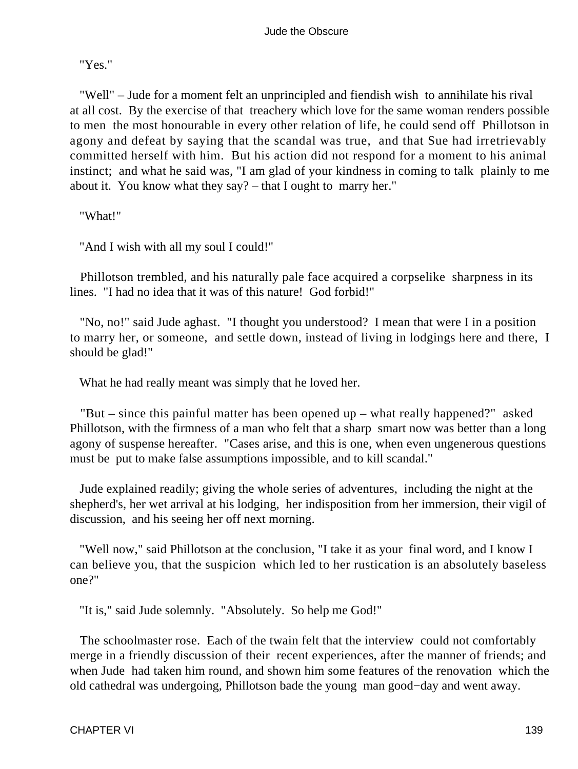"Yes."

"Well" – Jude for a moment felt an unprincipled and fiendish wish to annihilate his rival at all cost. By the exercise of that treachery which love for the same woman renders possible to men the most honourable in every other relation of life, he could send off Phillotson in agony and defeat by saying that the scandal was true, and that Sue had irretrievably committed herself with him. But his action did not respond for a moment to his animal instinct; and what he said was, "I am glad of your kindness in coming to talk plainly to me about it. You know what they say? – that I ought to marry her."

"What!"

"And I wish with all my soul I could!"

Phillotson trembled, and his naturally pale face acquired a corpselike sharpness in its lines. "I had no idea that it was of this nature! God forbid!"

"No, no!" said Jude aghast. "I thought you understood? I mean that were I in a position to marry her, or someone, and settle down, instead of living in lodgings here and there, I should be glad!"

What he had really meant was simply that he loved her.

"But – since this painful matter has been opened up – what really happened?" asked Phillotson, with the firmness of a man who felt that a sharp smart now was better than a long agony of suspense hereafter. "Cases arise, and this is one, when even ungenerous questions must be put to make false assumptions impossible, and to kill scandal."

Jude explained readily; giving the whole series of adventures, including the night at the shepherd's, her wet arrival at his lodging, her indisposition from her immersion, their vigil of discussion, and his seeing her off next morning.

"Well now," said Phillotson at the conclusion, "I take it as your final word, and I know I can believe you, that the suspicion which led to her rustication is an absolutely baseless one?"

"It is," said Jude solemnly. "Absolutely. So help me God!"

The schoolmaster rose. Each of the twain felt that the interview could not comfortably merge in a friendly discussion of their recent experiences, after the manner of friends; and when Jude had taken him round, and shown him some features of the renovation which the old cathedral was undergoing, Phillotson bade the young man good−day and went away.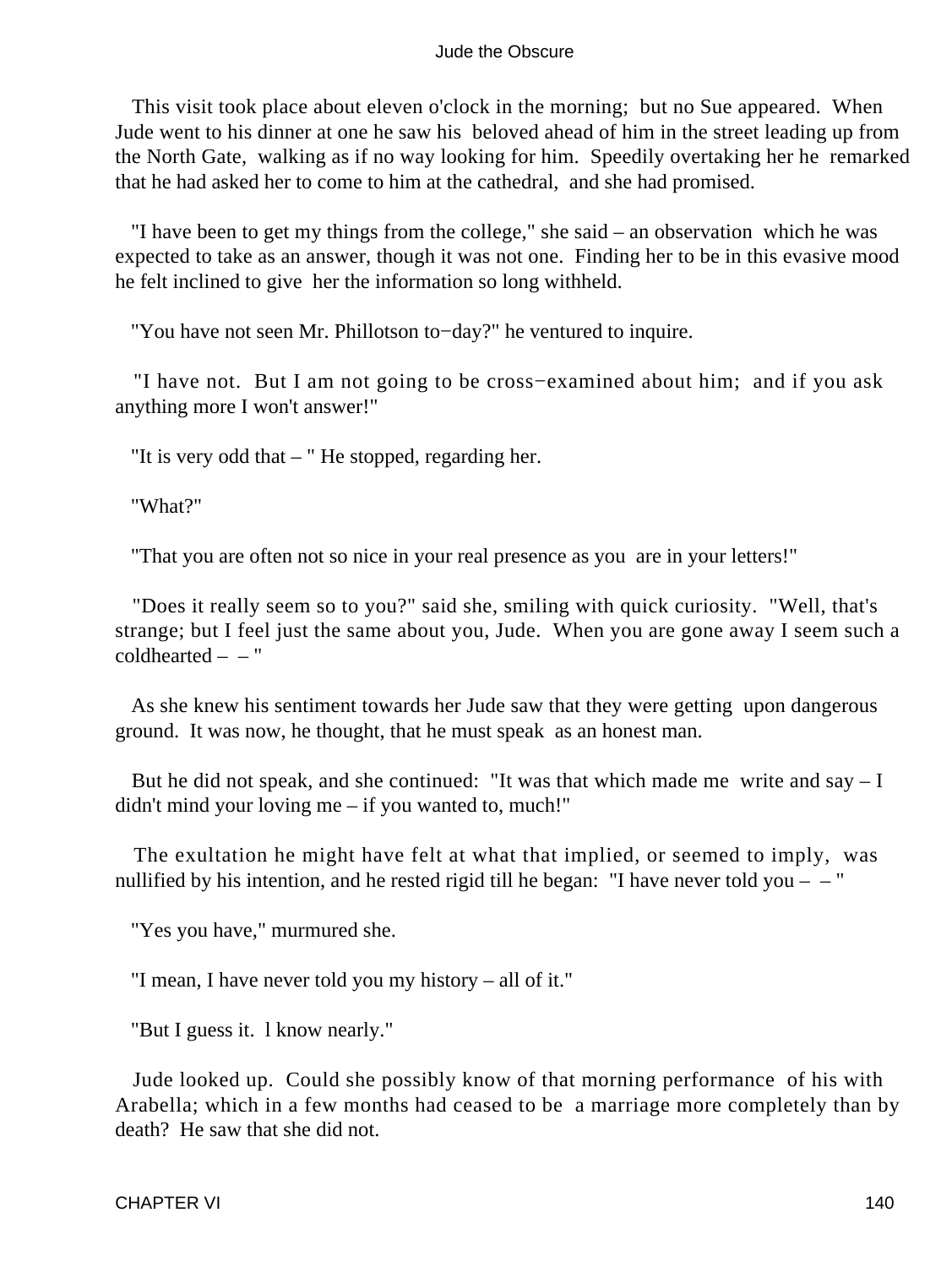This visit took place about eleven o'clock in the morning; but no Sue appeared. When Jude went to his dinner at one he saw his beloved ahead of him in the street leading up from the North Gate, walking as if no way looking for him. Speedily overtaking her he remarked that he had asked her to come to him at the cathedral, and she had promised.

"I have been to get my things from the college," she said – an observation which he was expected to take as an answer, though it was not one. Finding her to be in this evasive mood he felt inclined to give her the information so long withheld.

"You have not seen Mr. Phillotson to−day?" he ventured to inquire.

"I have not. But I am not going to be cross−examined about him; and if you ask anything more I won't answer!"

"It is very odd that – " He stopped, regarding her.

"What?"

"That you are often not so nice in your real presence as you are in your letters!"

"Does it really seem so to you?" said she, smiling with quick curiosity. "Well, that's strange; but I feel just the same about you, Jude. When you are gone away I seem such a coldhearted – – "

As she knew his sentiment towards her Jude saw that they were getting upon dangerous ground. It was now, he thought, that he must speak as an honest man.

But he did not speak, and she continued: "It was that which made me write and say – I didn't mind your loving me – if you wanted to, much!"

The exultation he might have felt at what that implied, or seemed to imply, was nullified by his intention, and he rested rigid till he began: "I have never told you – – "

"Yes you have," murmured she.

"I mean, I have never told you my history – all of it."

"But I guess it. l know nearly."

Jude looked up. Could she possibly know of that morning performance of his with Arabella; which in a few months had ceased to be a marriage more completely than by death? He saw that she did not.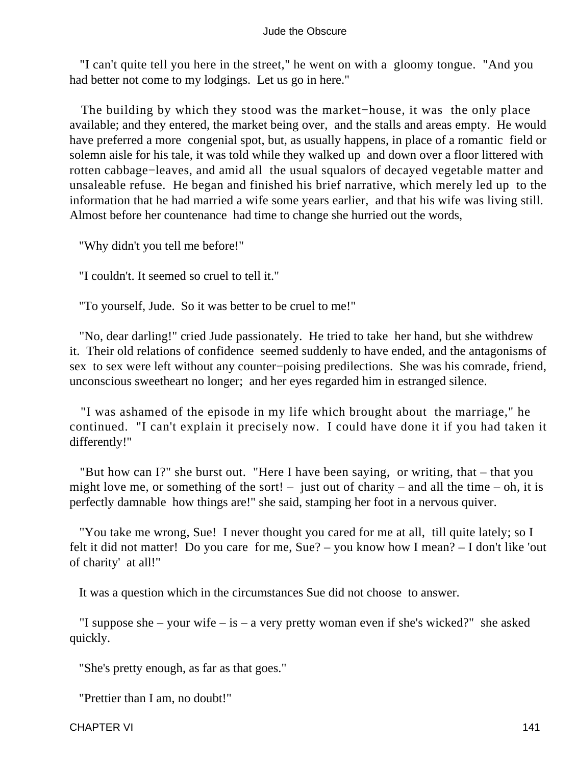"I can't quite tell you here in the street," he went on with a gloomy tongue. "And you had better not come to my lodgings. Let us go in here."

The building by which they stood was the market−house, it was the only place available; and they entered, the market being over, and the stalls and areas empty. He would have preferred a more congenial spot, but, as usually happens, in place of a romantic field or solemn aisle for his tale, it was told while they walked up and down over a floor littered with rotten cabbage−leaves, and amid all the usual squalors of decayed vegetable matter and unsaleable refuse. He began and finished his brief narrative, which merely led up to the information that he had married a wife some years earlier, and that his wife was living still. Almost before her countenance had time to change she hurried out the words,

"Why didn't you tell me before!"

"I couldn't. It seemed so cruel to tell it."

"To yourself, Jude. So it was better to be cruel to me!"

"No, dear darling!" cried Jude passionately. He tried to take her hand, but she withdrew it. Their old relations of confidence seemed suddenly to have ended, and the antagonisms of sex to sex were left without any counter−poising predilections. She was his comrade, friend, unconscious sweetheart no longer; and her eyes regarded him in estranged silence.

"I was ashamed of the episode in my life which brought about the marriage," he continued. "I can't explain it precisely now. I could have done it if you had taken it differently!"

"But how can I?" she burst out. "Here I have been saying, or writing, that – that you might love me, or something of the sort! – just out of charity – and all the time – oh, it is perfectly damnable how things are!" she said, stamping her foot in a nervous quiver.

"You take me wrong, Sue! I never thought you cared for me at all, till quite lately; so I felt it did not matter! Do you care for me, Sue? – you know how I mean? – I don't like 'out of charity' at all!"

It was a question which in the circumstances Sue did not choose to answer.

"I suppose she – your wife – is – a very pretty woman even if she's wicked?" she asked quickly.

"She's pretty enough, as far as that goes."

"Prettier than I am, no doubt!"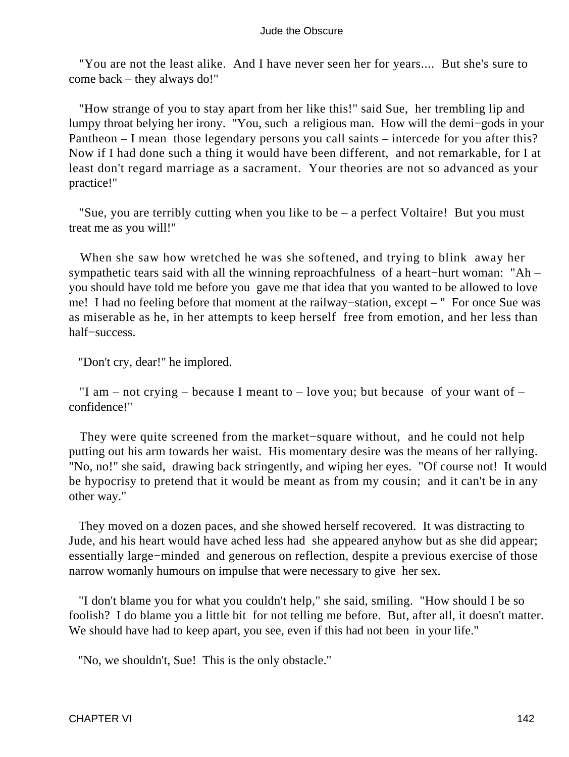"You are not the least alike. And I have never seen her for years.... But she's sure to come back – they always do!"

"How strange of you to stay apart from her like this!" said Sue, her trembling lip and lumpy throat belying her irony. "You, such a religious man. How will the demi−gods in your Pantheon – I mean those legendary persons you call saints – intercede for you after this? Now if I had done such a thing it would have been different, and not remarkable, for I at least don't regard marriage as a sacrament. Your theories are not so advanced as your practice!"

"Sue, you are terribly cutting when you like to be – a perfect Voltaire! But you must treat me as you will!"

When she saw how wretched he was she softened, and trying to blink away her sympathetic tears said with all the winning reproachfulness of a heart−hurt woman: "Ah – you should have told me before you gave me that idea that you wanted to be allowed to love me! I had no feeling before that moment at the railway−station, except – " For once Sue was as miserable as he, in her attempts to keep herself free from emotion, and her less than half−success.

"Don't cry, dear!" he implored.

"I am – not crying – because I meant to – love you; but because of your want of – confidence!"

They were quite screened from the market−square without, and he could not help putting out his arm towards her waist. His momentary desire was the means of her rallying. "No, no!" she said, drawing back stringently, and wiping her eyes. "Of course not! It would be hypocrisy to pretend that it would be meant as from my cousin; and it can't be in any other way."

They moved on a dozen paces, and she showed herself recovered. It was distracting to Jude, and his heart would have ached less had she appeared anyhow but as she did appear; essentially large−minded and generous on reflection, despite a previous exercise of those narrow womanly humours on impulse that were necessary to give her sex.

"I don't blame you for what you couldn't help," she said, smiling. "How should I be so foolish? I do blame you a little bit for not telling me before. But, after all, it doesn't matter. We should have had to keep apart, you see, even if this had not been in your life."

"No, we shouldn't, Sue! This is the only obstacle."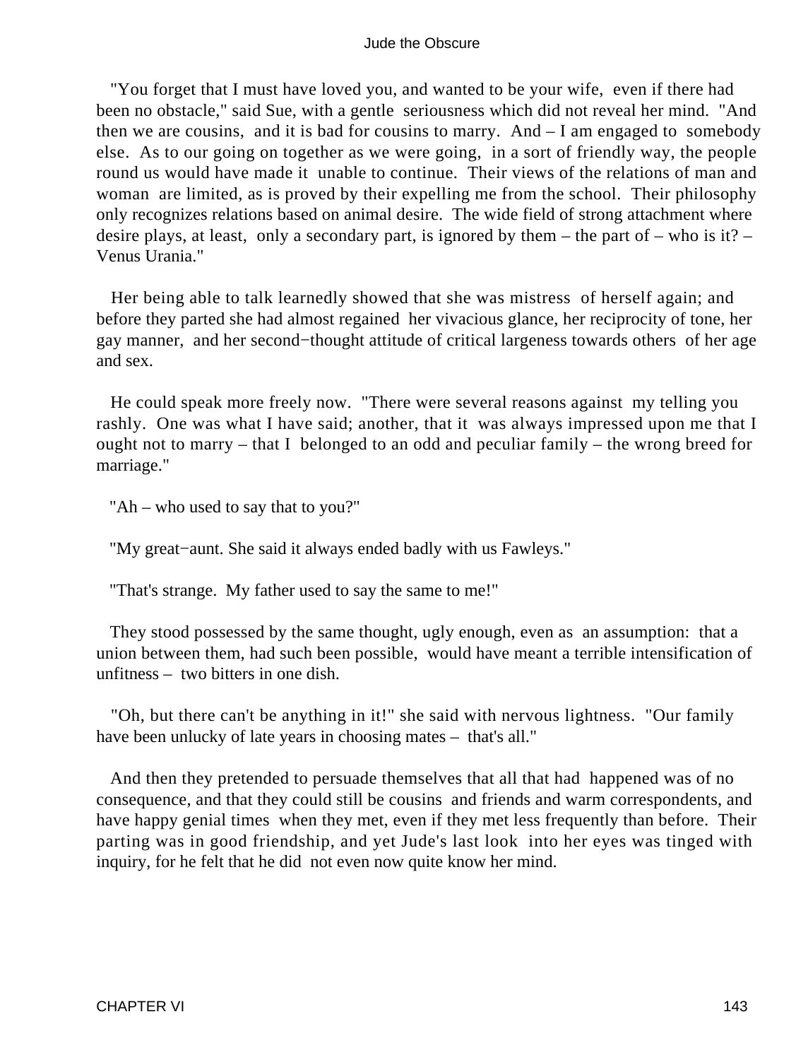"You forget that I must have loved you, and wanted to be your wife, even if there had been no obstacle," said Sue, with a gentle seriousness which did not reveal her mind. "And then we are cousins, and it is bad for cousins to marry. And – I am engaged to somebody else. As to our going on together as we were going, in a sort of friendly way, the people round us would have made it unable to continue. Their views of the relations of man and woman are limited, as is proved by their expelling me from the school. Their philosophy only recognizes relations based on animal desire. The wide field of strong attachment where desire plays, at least, only a secondary part, is ignored by them – the part of – who is it? – Venus Urania."

Her being able to talk learnedly showed that she was mistress of herself again; and before they parted she had almost regained her vivacious glance, her reciprocity of tone, her gay manner, and her second−thought attitude of critical largeness towards others of her age and sex.

He could speak more freely now. "There were several reasons against my telling you rashly. One was what I have said; another, that it was always impressed upon me that I ought not to marry – that I belonged to an odd and peculiar family – the wrong breed for marriage."

"Ah – who used to say that to you?"

"My great−aunt. She said it always ended badly with us Fawleys."

"That's strange. My father used to say the same to me!"

They stood possessed by the same thought, ugly enough, even as an assumption: that a union between them, had such been possible, would have meant a terrible intensification of unfitness – two bitters in one dish.

"Oh, but there can't be anything in it!" she said with nervous lightness. "Our family have been unlucky of late years in choosing mates – that's all."

And then they pretended to persuade themselves that all that had happened was of no consequence, and that they could still be cousins and friends and warm correspondents, and have happy genial times when they met, even if they met less frequently than before. Their parting was in good friendship, and yet Jude's last look into her eyes was tinged with inquiry, for he felt that he did not even now quite know her mind.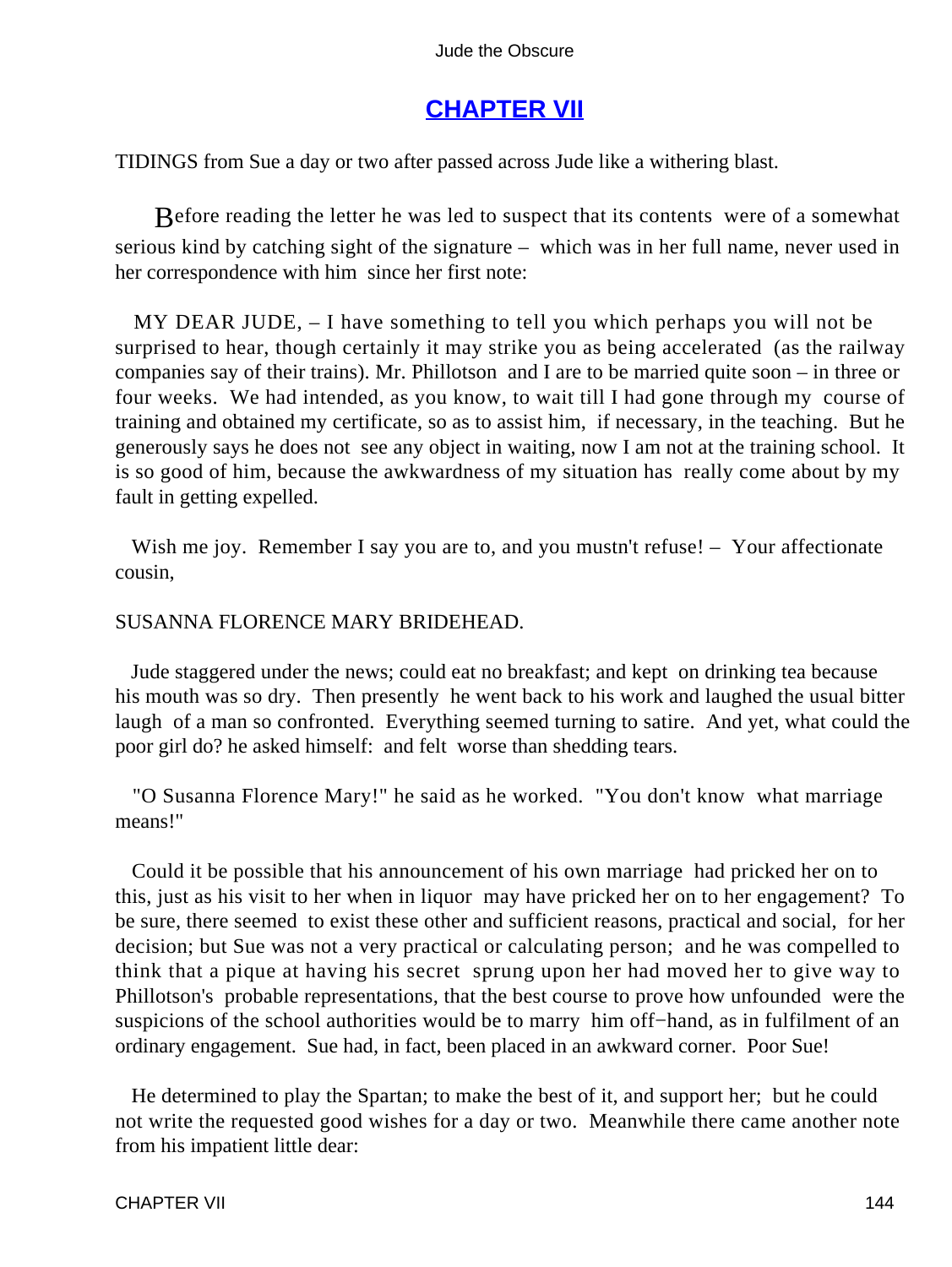## CHAPTER VII

TIDINGS from Sue a day or two after passed across Jude like a withering blast.

Before reading the letter he was led to suspect that its contents were of a somewhat serious kind by catching sight of the signature – which was in her full name, never used in her correspondence with him since her first note:

MY DEAR JUDE, – I have something to tell you which perhaps you will not be surprised to hear, though certainly it may strike you as being accelerated (as the railway companies say of their trains). Mr. Phillotson and I are to be married quite soon – in three or four weeks. We had intended, as you know, to wait till I had gone through my course of training and obtained my certificate, so as to assist him, if necessary, in the teaching. But he generously says he does not see any object in waiting, now I am not at the training school. It is so good of him, because the awkwardness of my situation has really come about by my fault in getting expelled.

Wish me joy. Remember I say you are to, and you mustn't refuse! – Your affectionate cousin,

SUSANNA FLORENCE MARY BRIDEHEAD.

Jude staggered under the news; could eat no breakfast; and kept on drinking tea because his mouth was so dry. Then presently he went back to his work and laughed the usual bitter laugh of a man so confronted. Everything seemed turning to satire. And yet, what could the poor girl do? he asked himself: and felt worse than shedding tears.

"O Susanna Florence Mary!" he said as he worked. "You don't know what marriage means!"

Could it be possible that his announcement of his own marriage had pricked her on to this, just as his visit to her when in liquor may have pricked her on to her engagement? To be sure, there seemed to exist these other and sufficient reasons, practical and social, for her decision; but Sue was not a very practical or calculating person; and he was compelled to think that a pique at having his secret sprung upon her had moved her to give way to Phillotson's probable representations, that the best course to prove how unfounded were the suspicions of the school authorities would be to marry him off-hand, as in fulfilment of an ordinary engagement. Sue had, in fact, been placed in an awkward corner. Poor Sue!

He determined to play the Spartan; to make the best of it, and support her; but he could not write the requested good wishes for a day or two. Meanwhile there came another note from his impatient little dear: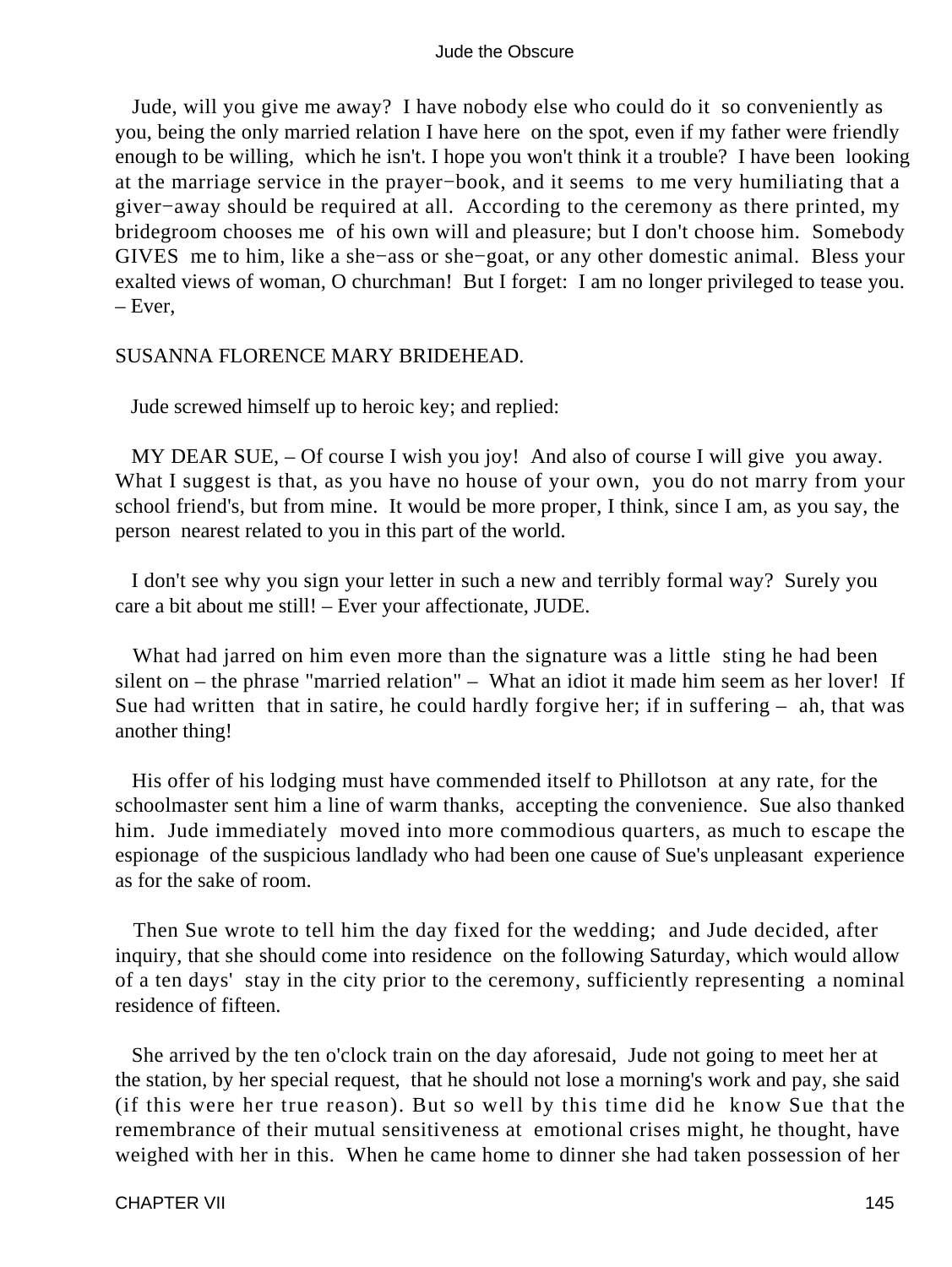Jude, will you give me away? I have nobody else who could do it so conveniently as you, being the only married relation I have here on the spot, even if my father were friendly enough to be willing, which he isn't. I hope you won't think it a trouble? I have been looking at the marriage service in the prayer−book, and it seems to me very humiliating that a giver−away should be required at all. According to the ceremony as there printed, my bridegroom chooses me of his own will and pleasure; but I don't choose him. Somebody GIVES me to him, like a she−ass or she−goat, or any other domestic animal. Bless your exalted views of woman, O churchman! But I forget: I am no longer privileged to tease you. – Ever,

SUSANNA FLORENCE MARY BRIDEHEAD.

Jude screwed himself up to heroic key; and replied:

MY DEAR SUE, – Of course I wish you joy! And also of course I will give you away. What I suggest is that, as you have no house of your own, you do not marry from your school friend's, but from mine. It would be more proper, I think, since I am, as you say, the person nearest related to you in this part of the world.

I don't see why you sign your letter in such a new and terribly formal way? Surely you care a bit about me still! – Ever your affectionate, JUDE.

What had jarred on him even more than the signature was a little sting he had been silent on – the phrase "married relation" – What an idiot it made him seem as her lover! If Sue had written that in satire, he could hardly forgive her; if in suffering – ah, that was another thing!

His offer of his lodging must have commended itself to Phillotson at any rate, for the schoolmaster sent him a line of warm thanks, accepting the convenience. Sue also thanked him. Jude immediately moved into more commodious quarters, as much to escape the espionage of the suspicious landlady who had been one cause of Sue's unpleasant experience as for the sake of room.

Then Sue wrote to tell him the day fixed for the wedding; and Jude decided, after inquiry, that she should come into residence on the following Saturday, which would allow of a ten days' stay in the city prior to the ceremony, sufficiently representing a nominal residence of fifteen.

She arrived by the ten o'clock train on the day aforesaid, Jude not going to meet her at the station, by her special request, that he should not lose a morning's work and pay, she said (if this were her true reason). But so well by this time did he know Sue that the remembrance of their mutual sensitiveness at emotional crises might, he thought, have weighed with her in this. When he came home to dinner she had taken possession of her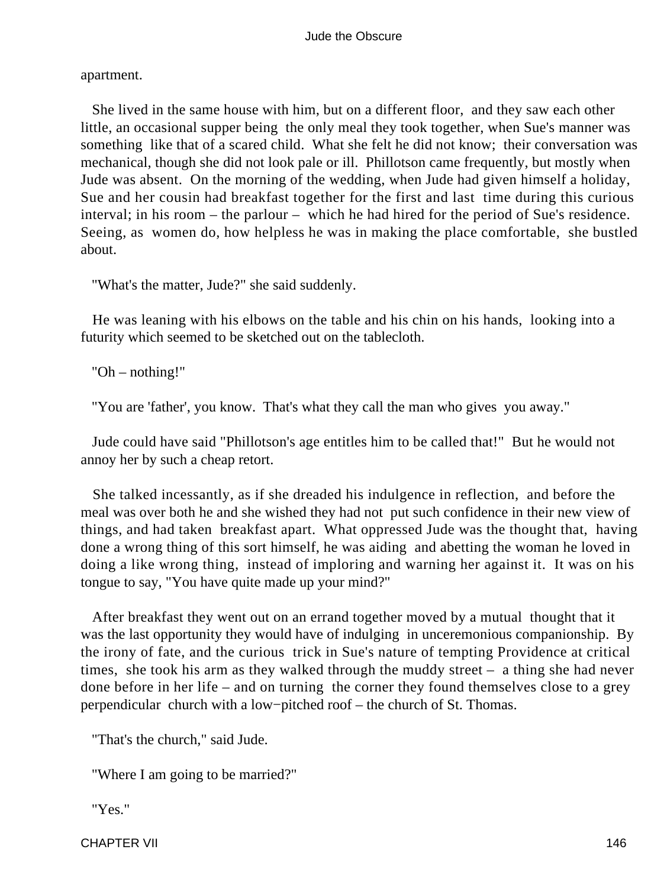apartment.

She lived in the same house with him, but on a different floor, and they saw each other little, an occasional supper being the only meal they took together, when Sue's manner was something like that of a scared child. What she felt he did not know; their conversation was mechanical, though she did not look pale or ill. Phillotson came frequently, but mostly when Jude was absent. On the morning of the wedding, when Jude had given himself a holiday, Sue and her cousin had breakfast together for the first and last time during this curious interval; in his room – the parlour – which he had hired for the period of Sue's residence. Seeing, as women do, how helpless he was in making the place comfortable, she bustled about.

"What's the matter, Jude?" she said suddenly.

He was leaning with his elbows on the table and his chin on his hands, looking into a futurity which seemed to be sketched out on the tablecloth.

"Oh – nothing!"

"You are 'father', you know. That's what they call the man who gives you away."

Jude could have said "Phillotson's age entitles him to be called that!" But he would not annoy her by such a cheap retort.

She talked incessantly, as if she dreaded his indulgence in reflection, and before the meal was over both he and she wished they had not put such confidence in their new view of things, and had taken breakfast apart. What oppressed Jude was the thought that, having done a wrong thing of this sort himself, he was aiding and abetting the woman he loved in doing a like wrong thing, instead of imploring and warning her against it. It was on his tongue to say, "You have quite made up your mind?"

After breakfast they went out on an errand together moved by a mutual thought that it was the last opportunity they would have of indulging in unceremonious companionship. By the irony of fate, and the curious trick in Sue's nature of tempting Providence at critical times, she took his arm as they walked through the muddy street – a thing she had never done before in her life – and on turning the corner they found themselves close to a grey perpendicular church with a low−pitched roof – the church of St. Thomas.

"That's the church," said Jude.

"Where I am going to be married?"

"Yes."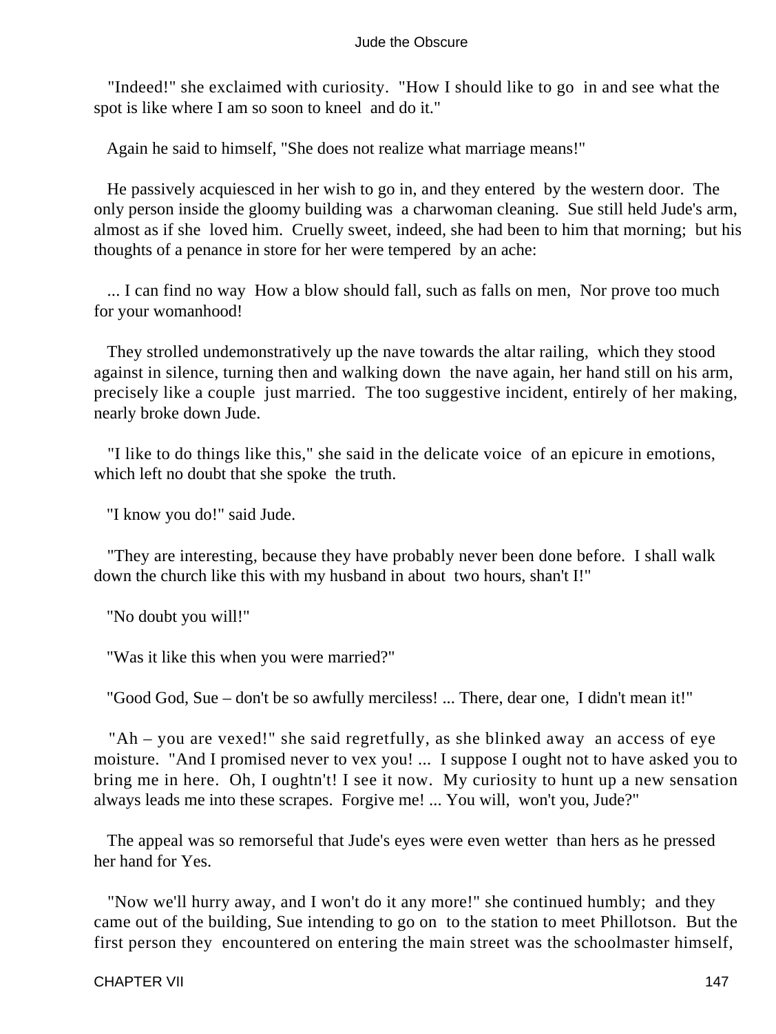"Indeed!" she exclaimed with curiosity. "How I should like to go in and see what the spot is like where I am so soon to kneel and do it."

Again he said to himself, "She does not realize what marriage means!"

He passively acquiesced in her wish to go in, and they entered by the western door. The only person inside the gloomy building was a charwoman cleaning. Sue still held Jude's arm, almost as if she loved him. Cruelly sweet, indeed, she had been to him that morning; but his thoughts of a penance in store for her were tempered by an ache:

... I can find no way How a blow should fall, such as falls on men, Nor prove too much for your womanhood!

They strolled undemonstratively up the nave towards the altar railing, which they stood against in silence, turning then and walking down the nave again, her hand still on his arm, precisely like a couple just married. The too suggestive incident, entirely of her making, nearly broke down Jude.

"I like to do things like this," she said in the delicate voice of an epicure in emotions, which left no doubt that she spoke the truth.

"I know you do!" said Jude.

"They are interesting, because they have probably never been done before. I shall walk down the church like this with my husband in about two hours, shan't I!"

"No doubt you will!"

"Was it like this when you were married?"

"Good God, Sue – don't be so awfully merciless! ... There, dear one, I didn't mean it!"

"Ah – you are vexed!" she said regretfully, as she blinked away an access of eye moisture. "And I promised never to vex you! ... I suppose I ought not to have asked you to bring me in here. Oh, I oughtn't! I see it now. My curiosity to hunt up a new sensation always leads me into these scrapes. Forgive me! ... You will, won't you, Jude?"

The appeal was so remorseful that Jude's eyes were even wetter than hers as he pressed her hand for Yes.

"Now we'll hurry away, and I won't do it any more!" she continued humbly; and they came out of the building, Sue intending to go on to the station to meet Phillotson. But the first person they encountered on entering the main street was the schoolmaster himself,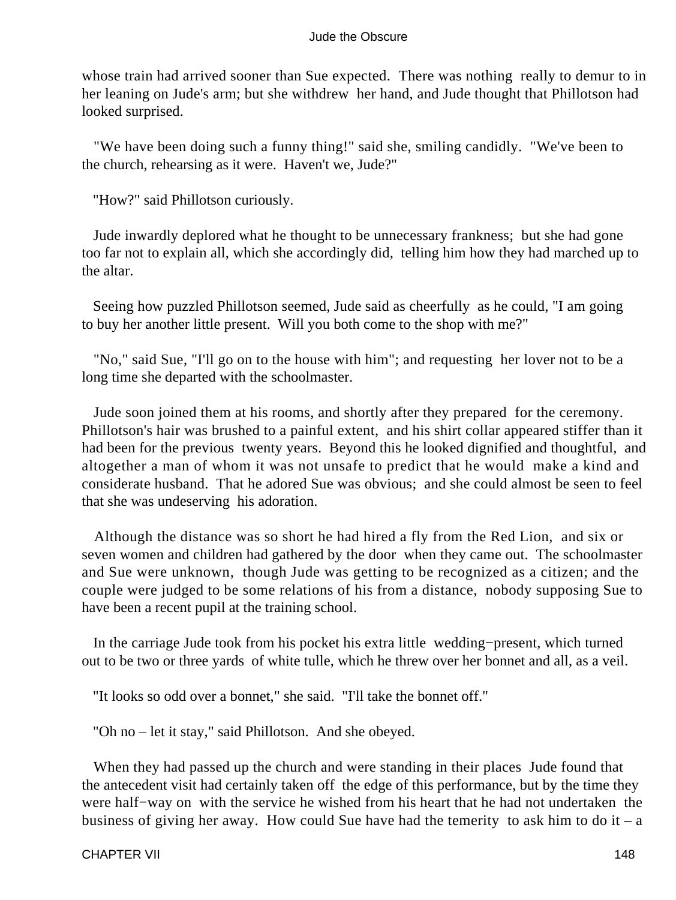whose train had arrived sooner than Sue expected. There was nothing really to demur to in her leaning on Jude's arm; but she withdrew her hand, and Jude thought that Phillotson had looked surprised.

"We have been doing such a funny thing!" said she, smiling candidly. "We've been to the church, rehearsing as it were. Haven't we, Jude?"

"How?" said Phillotson curiously.

Jude inwardly deplored what he thought to be unnecessary frankness; but she had gone too far not to explain all, which she accordingly did, telling him how they had marched up to the altar.

Seeing how puzzled Phillotson seemed, Jude said as cheerfully as he could, "I am going to buy her another little present. Will you both come to the shop with me?"

"No," said Sue, "I'll go on to the house with him"; and requesting her lover not to be a long time she departed with the schoolmaster.

Jude soon joined them at his rooms, and shortly after they prepared for the ceremony. Phillotson's hair was brushed to a painful extent, and his shirt collar appeared stiffer than it had been for the previous twenty years. Beyond this he looked dignified and thoughtful, and altogether a man of whom it was not unsafe to predict that he would make a kind and considerate husband. That he adored Sue was obvious; and she could almost be seen to feel that she was undeserving his adoration.

Although the distance was so short he had hired a fly from the Red Lion, and six or seven women and children had gathered by the door when they came out. The schoolmaster and Sue were unknown, though Jude was getting to be recognized as a citizen; and the couple were judged to be some relations of his from a distance, nobody supposing Sue to have been a recent pupil at the training school.

In the carriage Jude took from his pocket his extra little wedding−present, which turned out to be two or three yards of white tulle, which he threw over her bonnet and all, as a veil.

"It looks so odd over a bonnet," she said. "I'll take the bonnet off."

"Oh no – let it stay," said Phillotson. And she obeyed.

When they had passed up the church and were standing in their places Jude found that the antecedent visit had certainly taken off the edge of this performance, but by the time they were half−way on with the service he wished from his heart that he had not undertaken the business of giving her away. How could Sue have had the temerity to ask him to do it – a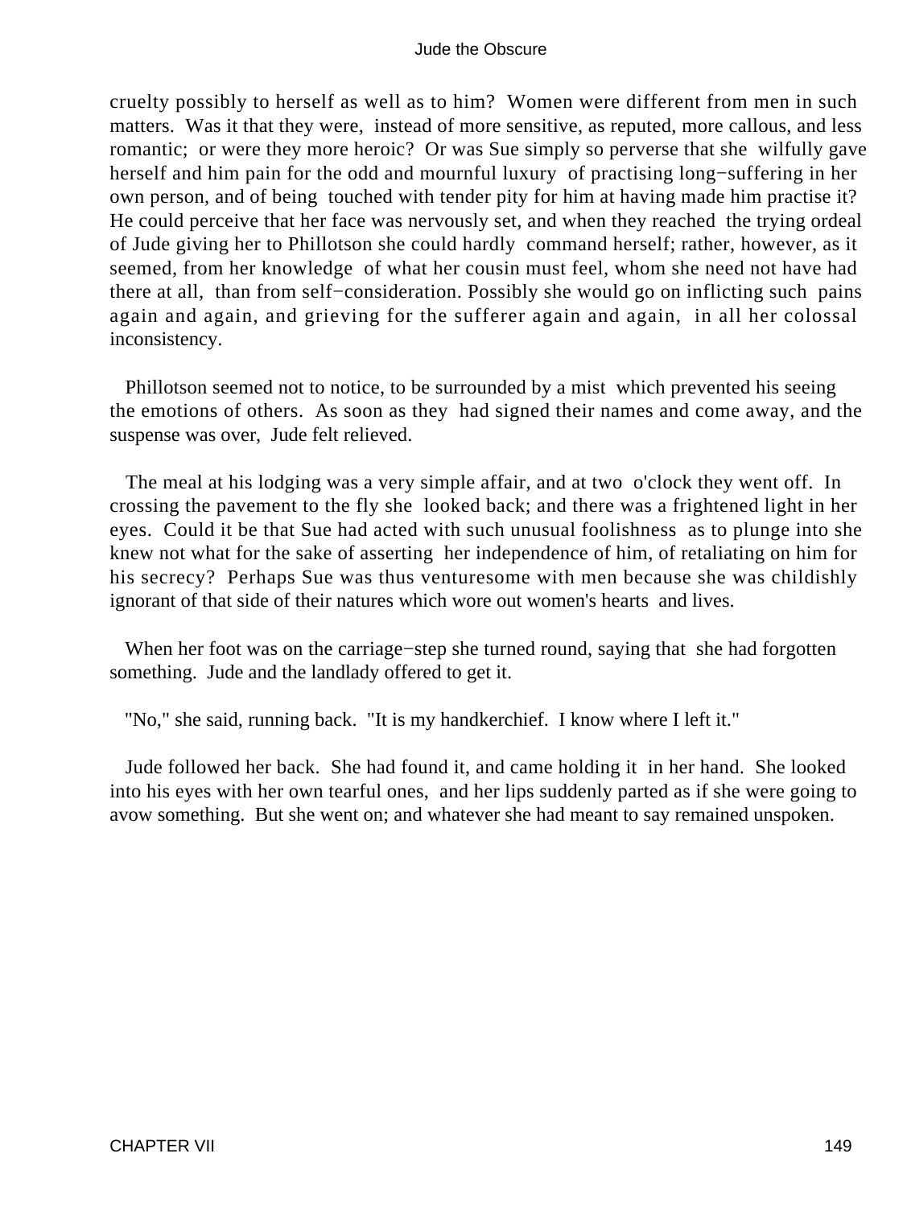cruelty possibly to herself as well as to him? Women were different from men in such matters. Was it that they were, instead of more sensitive, as reputed, more callous, and less romantic; or were they more heroic? Or was Sue simply so perverse that she wilfully gave herself and him pain for the odd and mournful luxury of practising long−suffering in her own person, and of being touched with tender pity for him at having made him practise it? He could perceive that her face was nervously set, and when they reached the trying ordeal of Jude giving her to Phillotson she could hardly command herself; rather, however, as it seemed, from her knowledge of what her cousin must feel, whom she need not have had there at all, than from self−consideration. Possibly she would go on inflicting such pains again and again, and grieving for the sufferer again and again, in all her colossal inconsistency.

Phillotson seemed not to notice, to be surrounded by a mist which prevented his seeing the emotions of others. As soon as they had signed their names and come away, and the suspense was over, Jude felt relieved.

The meal at his lodging was a very simple affair, and at two o'clock they went off. In crossing the pavement to the fly she looked back; and there was a frightened light in her eyes. Could it be that Sue had acted with such unusual foolishness as to plunge into she knew not what for the sake of asserting her independence of him, of retaliating on him for his secrecy? Perhaps Sue was thus venturesome with men because she was childishly ignorant of that side of their natures which wore out women's hearts and lives.

When her foot was on the carriage−step she turned round, saying that she had forgotten something. Jude and the landlady offered to get it.

"No," she said, running back. "It is my handkerchief. I know where I left it."

Jude followed her back. She had found it, and came holding it in her hand. She looked into his eyes with her own tearful ones, and her lips suddenly parted as if she were going to avow something. But she went on; and whatever she had meant to say remained unspoken.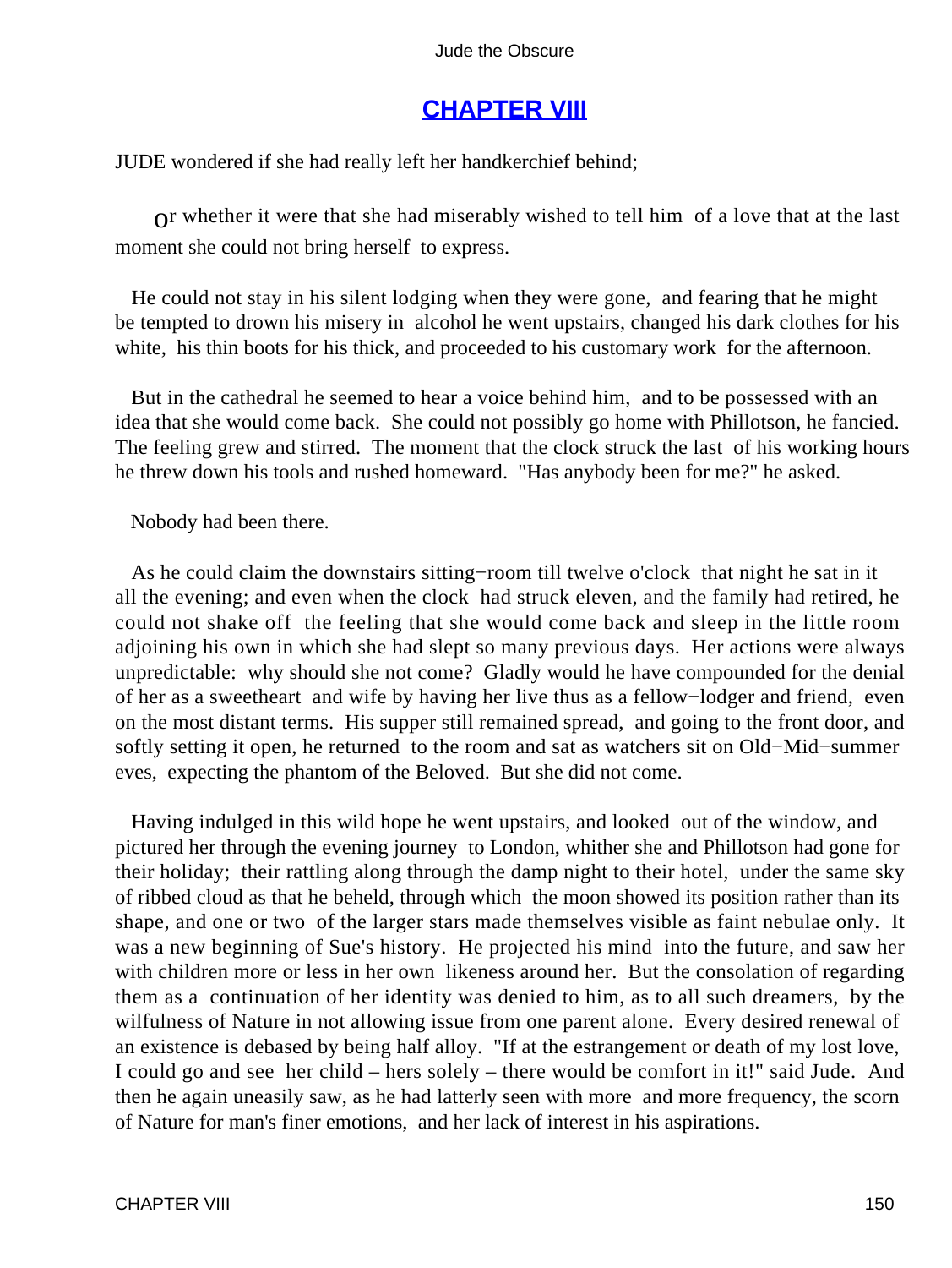## [CHAPTER VIII]

JUDE wondered if she had really left her handkerchief behind;

or whether it were that she had miserably wished to tell him of a love that at the last moment she could not bring herself to express.

He could not stay in his silent lodging when they were gone, and fearing that he might be tempted to drown his misery in alcohol he went upstairs, changed his dark clothes for his white, his thin boots for his thick, and proceeded to his customary work for the afternoon.

But in the cathedral he seemed to hear a voice behind him, and to be possessed with an idea that she would come back. She could not possibly go home with Phillotson, he fancied. The feeling grew and stirred. The moment that the clock struck the last of his working hours he threw down his tools and rushed homeward. "Has anybody been for me?" he asked.

Nobody had been there.

As he could claim the downstairs sitting−room till twelve o'clock that night he sat in it all the evening; and even when the clock had struck eleven, and the family had retired, he could not shake off the feeling that she would come back and sleep in the little room adjoining his own in which she had slept so many previous days. Her actions were always unpredictable: why should she not come? Gladly would he have compounded for the denial of her as a sweetheart and wife by having her live thus as a fellow−lodger and friend, even on the most distant terms. His supper still remained spread, and going to the front door, and softly setting it open, he returned to the room and sat as watchers sit on Old−Mid−summer eves, expecting the phantom of the Beloved. But she did not come.

Having indulged in this wild hope he went upstairs, and looked out of the window, and pictured her through the evening journey to London, whither she and Phillotson had gone for their holiday; their rattling along through the damp night to their hotel, under the same sky of ribbed cloud as that he beheld, through which the moon showed its position rather than its shape, and one or two of the larger stars made themselves visible as faint nebulae only. It was a new beginning of Sue's history. He projected his mind into the future, and saw her with children more or less in her own likeness around her. But the consolation of regarding them as a continuation of her identity was denied to him, as to all such dreamers, by the wilfulness of Nature in not allowing issue from one parent alone. Every desired renewal of an existence is debased by being half alloy. "If at the estrangement or death of my lost love, I could go and see her child – hers solely – there would be comfort in it!" said Jude. And then he again uneasily saw, as he had latterly seen with more and more frequency, the scorn of Nature for man's finer emotions, and her lack of interest in his aspirations.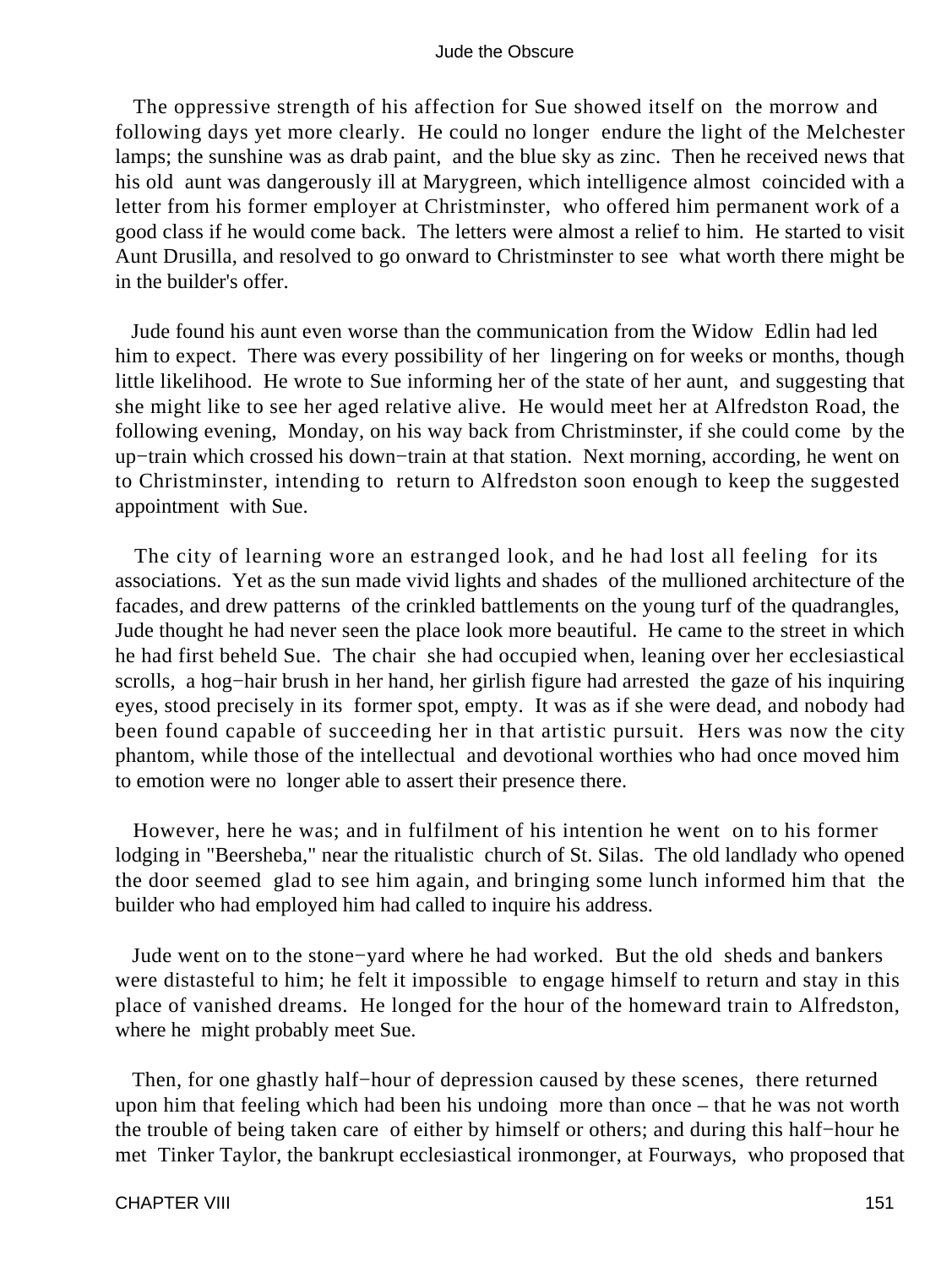The oppressive strength of his affection for Sue showed itself on the morrow and following days yet more clearly. He could no longer endure the light of the Melchester lamps; the sunshine was as drab paint, and the blue sky as zinc. Then he received news that his old aunt was dangerously ill at Marygreen, which intelligence almost coincided with a letter from his former employer at Christminster, who offered him permanent work of a good class if he would come back. The letters were almost a relief to him. He started to visit Aunt Drusilla, and resolved to go onward to Christminster to see what worth there might be in the builder's offer.

Jude found his aunt even worse than the communication from the Widow Edlin had led him to expect. There was every possibility of her lingering on for weeks or months, though little likelihood. He wrote to Sue informing her of the state of her aunt, and suggesting that she might like to see her aged relative alive. He would meet her at Alfredston Road, the following evening, Monday, on his way back from Christminster, if she could come by the up−train which crossed his down−train at that station. Next morning, according, he went on to Christminster, intending to return to Alfredston soon enough to keep the suggested appointment with Sue.

The city of learning wore an estranged look, and he had lost all feeling for its associations. Yet as the sun made vivid lights and shades of the mullioned architecture of the facades, and drew patterns of the crinkled battlements on the young turf of the quadrangles, Jude thought he had never seen the place look more beautiful. He came to the street in which he had first beheld Sue. The chair she had occupied when, leaning over her ecclesiastical scrolls, a hog−hair brush in her hand, her girlish figure had arrested the gaze of his inquiring eyes, stood precisely in its former spot, empty. It was as if she were dead, and nobody had been found capable of succeeding her in that artistic pursuit. Hers was now the city phantom, while those of the intellectual and devotional worthies who had once moved him to emotion were no longer able to assert their presence there.

However, here he was; and in fulfilment of his intention he went on to his former lodging in "Beersheba," near the ritualistic church of St. Silas. The old landlady who opened the door seemed glad to see him again, and bringing some lunch informed him that the builder who had employed him had called to inquire his address.

Jude went on to the stone−yard where he had worked. But the old sheds and bankers were distasteful to him; he felt it impossible to engage himself to return and stay in this place of vanished dreams. He longed for the hour of the homeward train to Alfredston, where he might probably meet Sue.

Then, for one ghastly half−hour of depression caused by these scenes, there returned upon him that feeling which had been his undoing more than once – that he was not worth the trouble of being taken care of either by himself or others; and during this half−hour he met Tinker Taylor, the bankrupt ecclesiastical ironmonger, at Fourways, who proposed that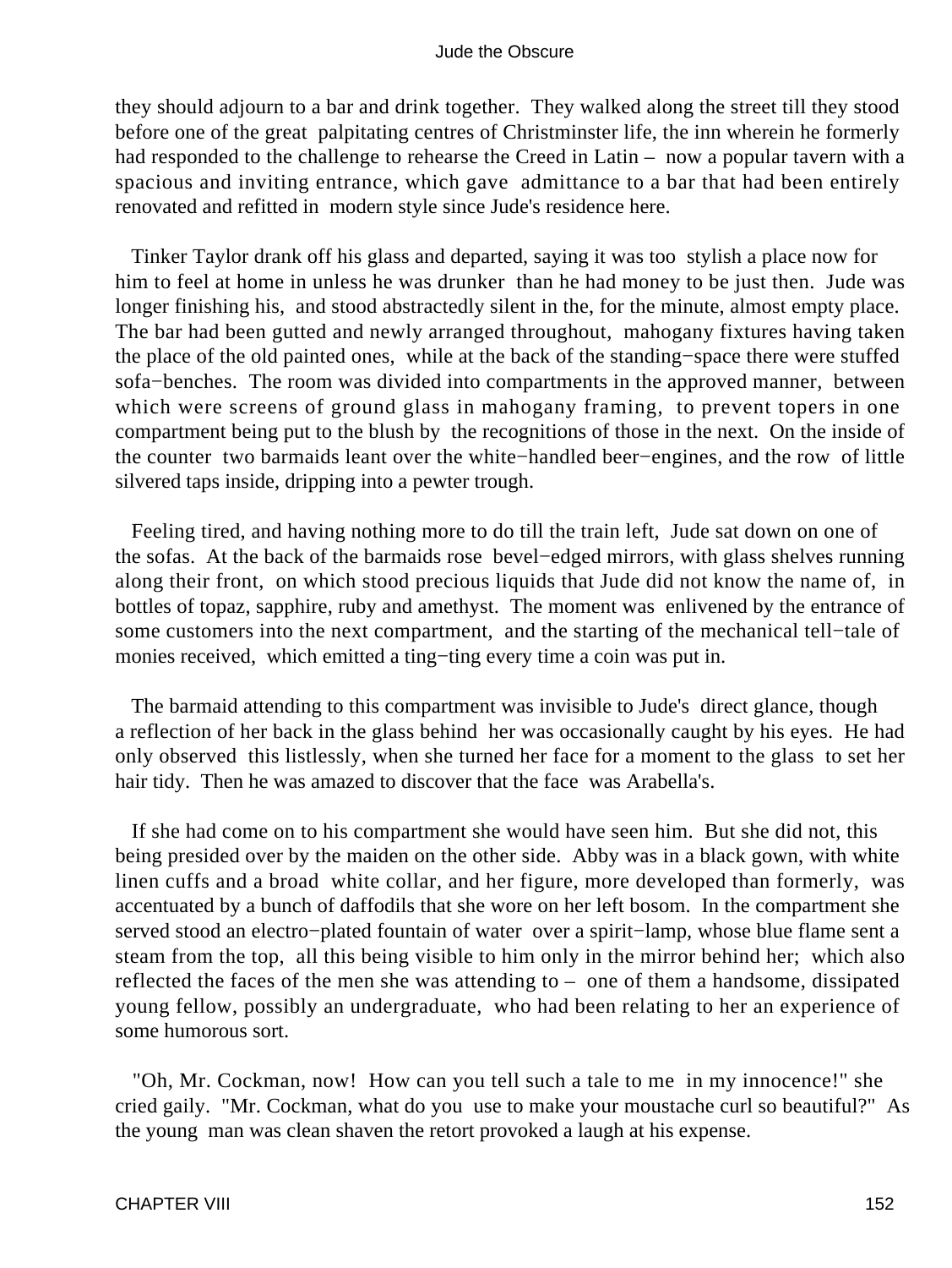they should adjourn to a bar and drink together. They walked along the street till they stood before one of the great palpitating centres of Christminster life, the inn wherein he formerly had responded to the challenge to rehearse the Creed in Latin – now a popular tavern with a spacious and inviting entrance, which gave admittance to a bar that had been entirely renovated and refitted in modern style since Jude's residence here.

Tinker Taylor drank off his glass and departed, saying it was too stylish a place now for him to feel at home in unless he was drunker than he had money to be just then. Jude was longer finishing his, and stood abstractedly silent in the, for the minute, almost empty place. The bar had been gutted and newly arranged throughout, mahogany fixtures having taken the place of the old painted ones, while at the back of the standing−space there were stuffed sofa−benches. The room was divided into compartments in the approved manner, between which were screens of ground glass in mahogany framing, to prevent topers in one compartment being put to the blush by the recognitions of those in the next. On the inside of the counter two barmaids leant over the white−handled beer−engines, and the row of little silvered taps inside, dripping into a pewter trough.

Feeling tired, and having nothing more to do till the train left, Jude sat down on one of the sofas. At the back of the barmaids rose bevel−edged mirrors, with glass shelves running along their front, on which stood precious liquids that Jude did not know the name of, in bottles of topaz, sapphire, ruby and amethyst. The moment was enlivened by the entrance of some customers into the next compartment, and the starting of the mechanical tell−tale of monies received, which emitted a ting−ting every time a coin was put in.

The barmaid attending to this compartment was invisible to Jude's direct glance, though a reflection of her back in the glass behind her was occasionally caught by his eyes. He had only observed this listlessly, when she turned her face for a moment to the glass to set her hair tidy. Then he was amazed to discover that the face was Arabella's.

If she had come on to his compartment she would have seen him. But she did not, this being presided over by the maiden on the other side. Abby was in a black gown, with white linen cuffs and a broad white collar, and her figure, more developed than formerly, was accentuated by a bunch of daffodils that she wore on her left bosom. In the compartment she served stood an electro−plated fountain of water over a spirit−lamp, whose blue flame sent a steam from the top, all this being visible to him only in the mirror behind her; which also reflected the faces of the men she was attending to – one of them a handsome, dissipated young fellow, possibly an undergraduate, who had been relating to her an experience of some humorous sort.

"Oh, Mr. Cockman, now! How can you tell such a tale to me in my innocence!" she cried gaily. "Mr. Cockman, what do you use to make your moustache curl so beautiful?" As the young man was clean shaven the retort provoked a laugh at his expense.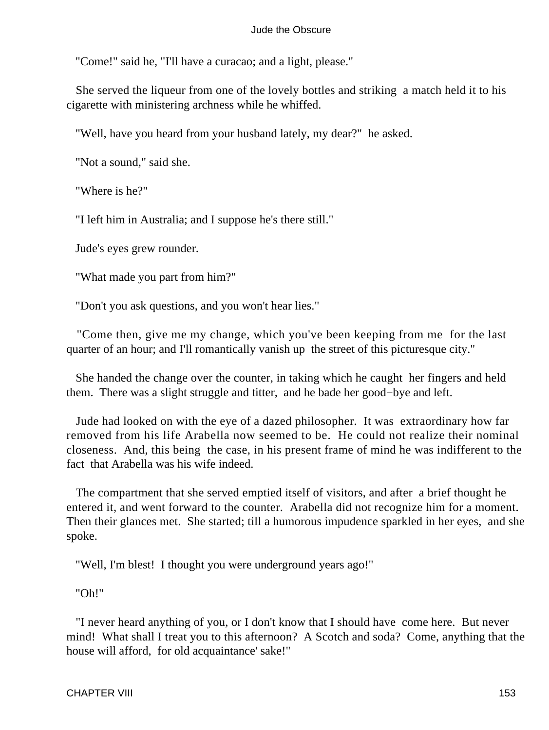"Come!" said he, "I'll have a curacao; and a light, please."

She served the liqueur from one of the lovely bottles and striking a match held it to his cigarette with ministering archness while he whiffed.

"Well, have you heard from your husband lately, my dear?" he asked.

"Not a sound," said she.

"Where is he?"

"I left him in Australia; and I suppose he's there still."

Jude's eyes grew rounder.

"What made you part from him?"

"Don't you ask questions, and you won't hear lies."

"Come then, give me my change, which you've been keeping from me for the last quarter of an hour; and I'll romantically vanish up the street of this picturesque city."

She handed the change over the counter, in taking which he caught her fingers and held them. There was a slight struggle and titter, and he bade her good−bye and left.

Jude had looked on with the eye of a dazed philosopher. It was extraordinary how far removed from his life Arabella now seemed to be. He could not realize their nominal closeness. And, this being the case, in his present frame of mind he was indifferent to the fact that Arabella was his wife indeed.

The compartment that she served emptied itself of visitors, and after a brief thought he entered it, and went forward to the counter. Arabella did not recognize him for a moment. Then their glances met. She started; till a humorous impudence sparkled in her eyes, and she spoke.

"Well, I'm blest! I thought you were underground years ago!"

"Oh!"

"I never heard anything of you, or I don't know that I should have come here. But never mind! What shall I treat you to this afternoon? A Scotch and soda? Come, anything that the house will afford, for old acquaintance' sake!"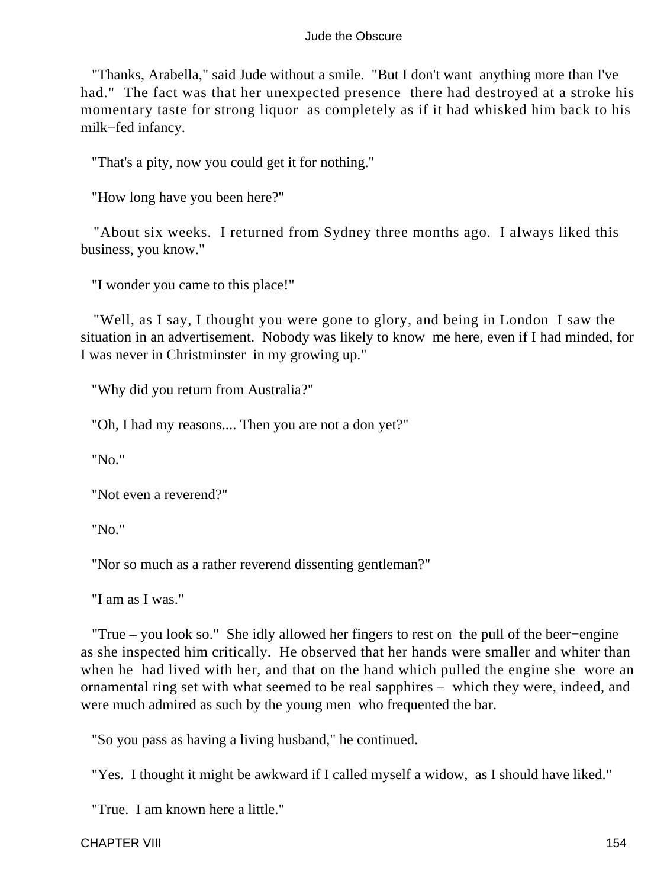"Thanks, Arabella," said Jude without a smile. "But I don't want anything more than I've had." The fact was that her unexpected presence there had destroyed at a stroke his momentary taste for strong liquor as completely as if it had whisked him back to his milk−fed infancy.

"That's a pity, now you could get it for nothing."

"How long have you been here?"

"About six weeks. I returned from Sydney three months ago. I always liked this business, you know."

"I wonder you came to this place!"

"Well, as I say, I thought you were gone to glory, and being in London I saw the situation in an advertisement. Nobody was likely to know me here, even if I had minded, for I was never in Christminster in my growing up."

"Why did you return from Australia?"

"Oh, I had my reasons.... Then you are not a don yet?"

"No."

"Not even a reverend?"

"No."

"Nor so much as a rather reverend dissenting gentleman?"

"I am as I was."

"True – you look so." She idly allowed her fingers to rest on the pull of the beer−engine as she inspected him critically. He observed that her hands were smaller and whiter than when he had lived with her, and that on the hand which pulled the engine she wore an ornamental ring set with what seemed to be real sapphires – which they were, indeed, and were much admired as such by the young men who frequented the bar.

"So you pass as having a living husband," he continued.

"Yes. I thought it might be awkward if I called myself a widow, as I should have liked."

"True. I am known here a little."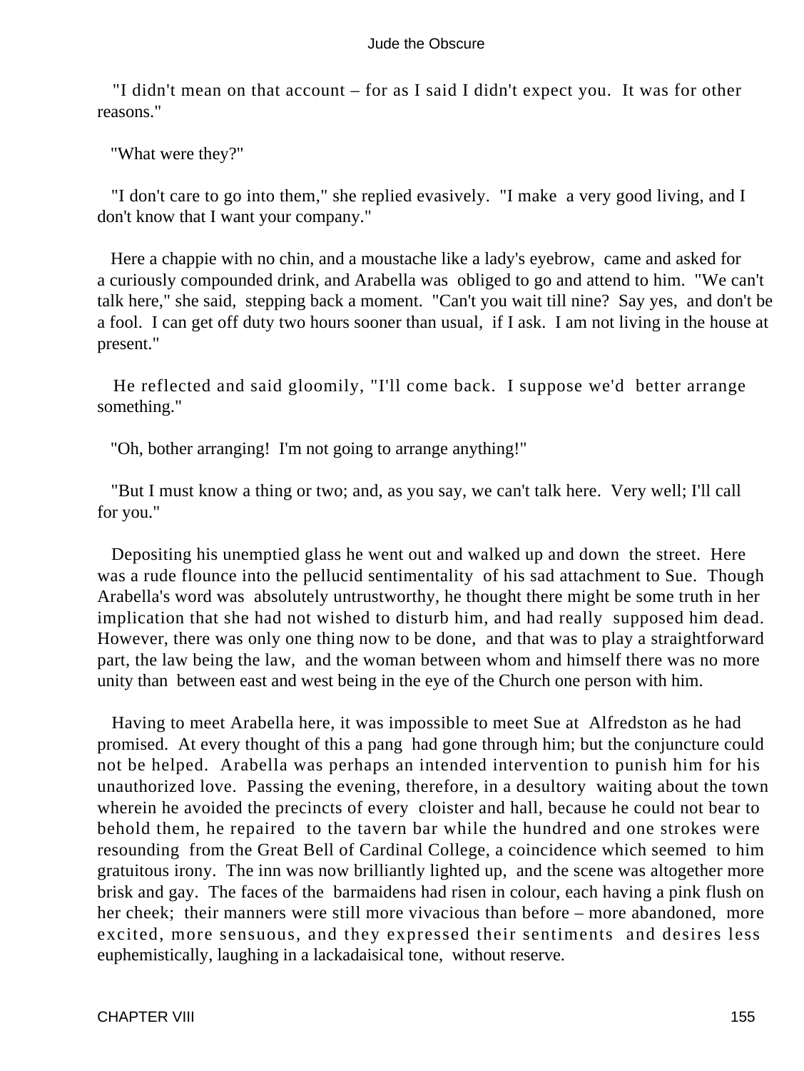"I didn't mean on that account – for as I said I didn't expect you. It was for other reasons."

"What were they?"

"I don't care to go into them," she replied evasively. "I make a very good living, and I don't know that I want your company."

Here a chappie with no chin, and a moustache like a lady's eyebrow, came and asked for a curiously compounded drink, and Arabella was obliged to go and attend to him. "We can't talk here," she said, stepping back a moment. "Can't you wait till nine? Say yes, and don't be a fool. I can get off duty two hours sooner than usual, if I ask. I am not living in the house at present."

He reflected and said gloomily, "I'll come back. I suppose we'd better arrange something."

"Oh, bother arranging! I'm not going to arrange anything!"

"But I must know a thing or two; and, as you say, we can't talk here. Very well; I'll call for you."

Depositing his unemptied glass he went out and walked up and down the street. Here was a rude flounce into the pellucid sentimentality of his sad attachment to Sue. Though Arabella's word was absolutely untrustworthy, he thought there might be some truth in her implication that she had not wished to disturb him, and had really supposed him dead. However, there was only one thing now to be done, and that was to play a straightforward part, the law being the law, and the woman between whom and himself there was no more unity than between east and west being in the eye of the Church one person with him.

Having to meet Arabella here, it was impossible to meet Sue at Alfredston as he had promised. At every thought of this a pang had gone through him; but the conjuncture could not be helped. Arabella was perhaps an intended intervention to punish him for his unauthorized love. Passing the evening, therefore, in a desultory waiting about the town wherein he avoided the precincts of every cloister and hall, because he could not bear to behold them, he repaired to the tavern bar while the hundred and one strokes were resounding from the Great Bell of Cardinal College, a coincidence which seemed to him gratuitous irony. The inn was now brilliantly lighted up, and the scene was altogether more brisk and gay. The faces of the barmaidens had risen in colour, each having a pink flush on her cheek; their manners were still more vivacious than before – more abandoned, more excited, more sensuous, and they expressed their sentiments and desires less euphemistically, laughing in a lackadaisical tone, without reserve.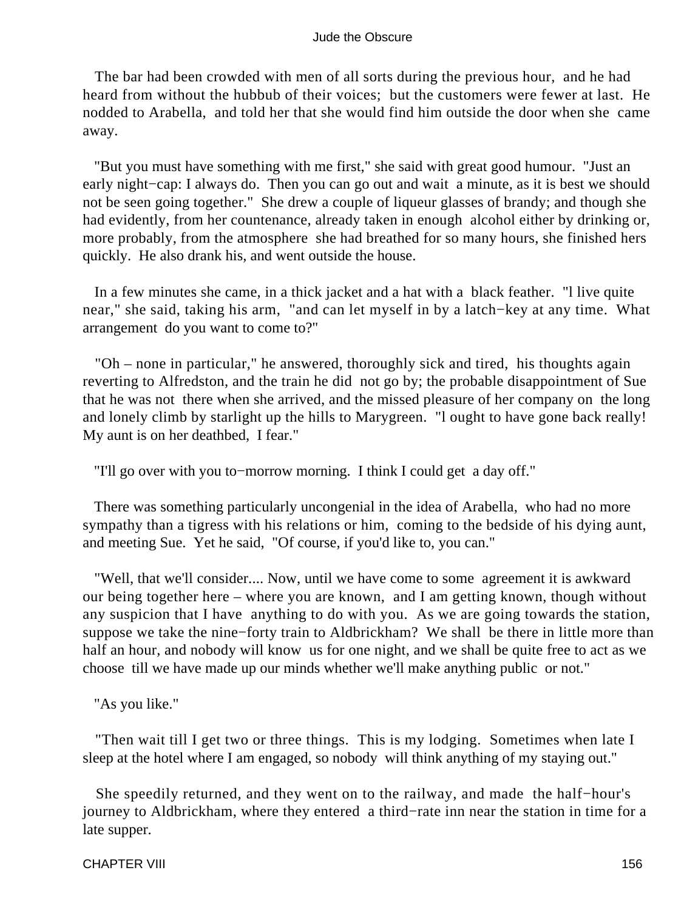The bar had been crowded with men of all sorts during the previous hour, and he had heard from without the hubbub of their voices; but the customers were fewer at last. He nodded to Arabella, and told her that she would find him outside the door when she came away.

"But you must have something with me first," she said with great good humour. "Just an early night−cap: I always do. Then you can go out and wait a minute, as it is best we should not be seen going together." She drew a couple of liqueur glasses of brandy; and though she had evidently, from her countenance, already taken in enough alcohol either by drinking or, more probably, from the atmosphere she had breathed for so many hours, she finished hers quickly. He also drank his, and went outside the house.

In a few minutes she came, in a thick jacket and a hat with a black feather. "l live quite near," she said, taking his arm, "and can let myself in by a latch−key at any time. What arrangement do you want to come to?"

"Oh – none in particular," he answered, thoroughly sick and tired, his thoughts again reverting to Alfredston, and the train he did not go by; the probable disappointment of Sue that he was not there when she arrived, and the missed pleasure of her company on the long and lonely climb by starlight up the hills to Marygreen. "l ought to have gone back really! My aunt is on her deathbed, I fear."

"I'll go over with you to−morrow morning. I think I could get a day off."

There was something particularly uncongenial in the idea of Arabella, who had no more sympathy than a tigress with his relations or him, coming to the bedside of his dying aunt, and meeting Sue. Yet he said, "Of course, if you'd like to, you can."

"Well, that we'll consider.... Now, until we have come to some agreement it is awkward our being together here – where you are known, and I am getting known, though without any suspicion that I have anything to do with you. As we are going towards the station, suppose we take the nine−forty train to Aldbrickham? We shall be there in little more than half an hour, and nobody will know us for one night, and we shall be quite free to act as we choose till we have made up our minds whether we'll make anything public or not."

"As you like."

"Then wait till I get two or three things. This is my lodging. Sometimes when late I sleep at the hotel where I am engaged, so nobody will think anything of my staying out."

She speedily returned, and they went on to the railway, and made the half−hour's journey to Aldbrickham, where they entered a third−rate inn near the station in time for a late supper.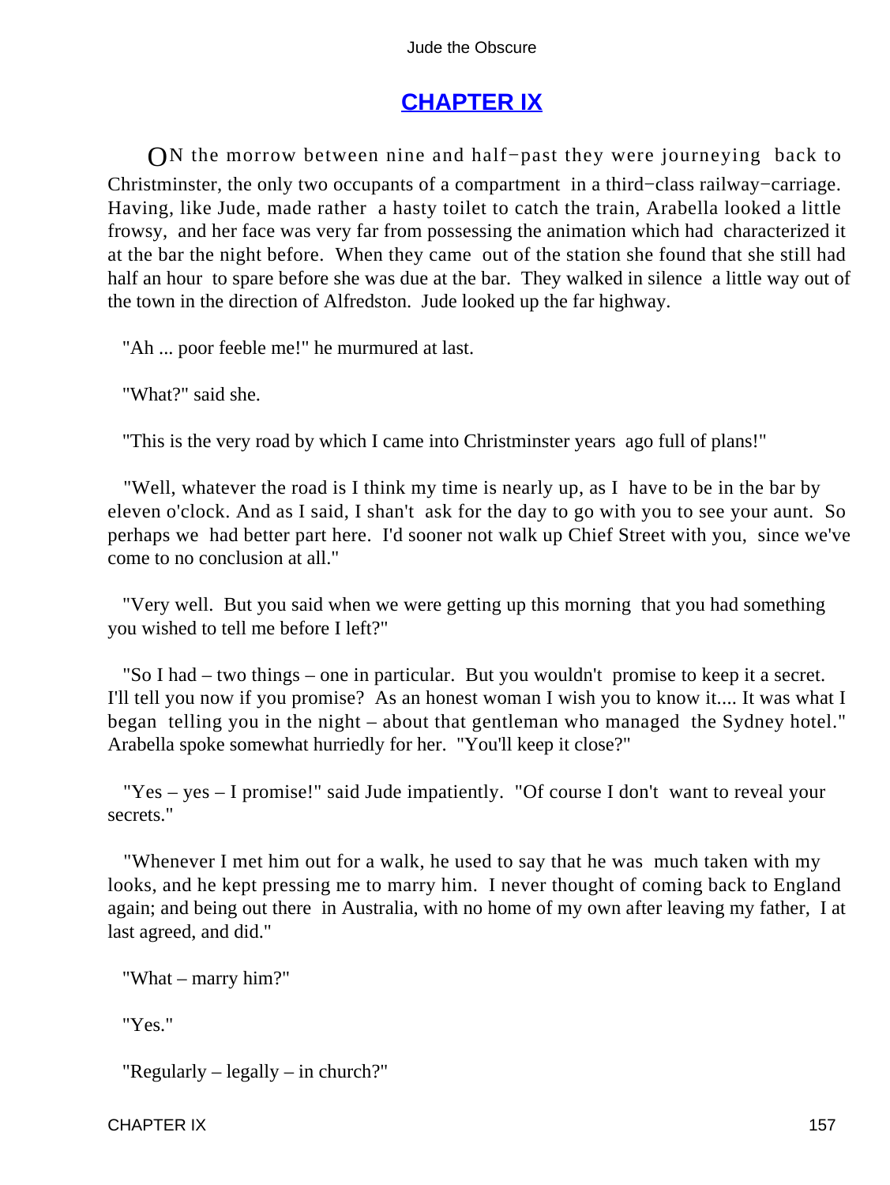## CHAPTER IX

ON the morrow between nine and half-past they were journeying back to Christminster, the only two occupants of a compartment in a third-class railway-carriage. Having, like Jude, made rather a hasty toilet to catch the train, Arabella looked a little frowsy, and her face was very far from possessing the animation which had characterized it at the bar the night before. When they came out of the station she found that she still had half an hour to spare before she was due at the bar. They walked in silence a little way out of the town in the direction of Alfredston. Jude looked up the far highway.

"Ah ... poor feeble me!" he murmured at last.

"What?" said she.

"This is the very road by which I came into Christminster years ago full of plans!"

"Well, whatever the road is I think my time is nearly up, as I have to be in the bar by eleven o'clock. And as I said, I shan't ask for the day to go with you to see your aunt. So perhaps we had better part here. I'd sooner not walk up Chief Street with you, since we've come to no conclusion at all."

"Very well. But you said when we were getting up this morning that you had something you wished to tell me before I left?"

"So I had – two things – one in particular. But you wouldn't promise to keep it a secret. I'll tell you now if you promise? As an honest woman I wish you to know it.... It was what I began telling you in the night – about that gentleman who managed the Sydney hotel." Arabella spoke somewhat hurriedly for her. "You'll keep it close?"

"Yes – yes – I promise!" said Jude impatiently. "Of course I don't want to reveal your secrets."

"Whenever I met him out for a walk, he used to say that he was much taken with my looks, and he kept pressing me to marry him. I never thought of coming back to England again; and being out there in Australia, with no home of my own after leaving my father, I at last agreed, and did."

"What – marry him?"

"Yes."

"Regularly – legally – in church?"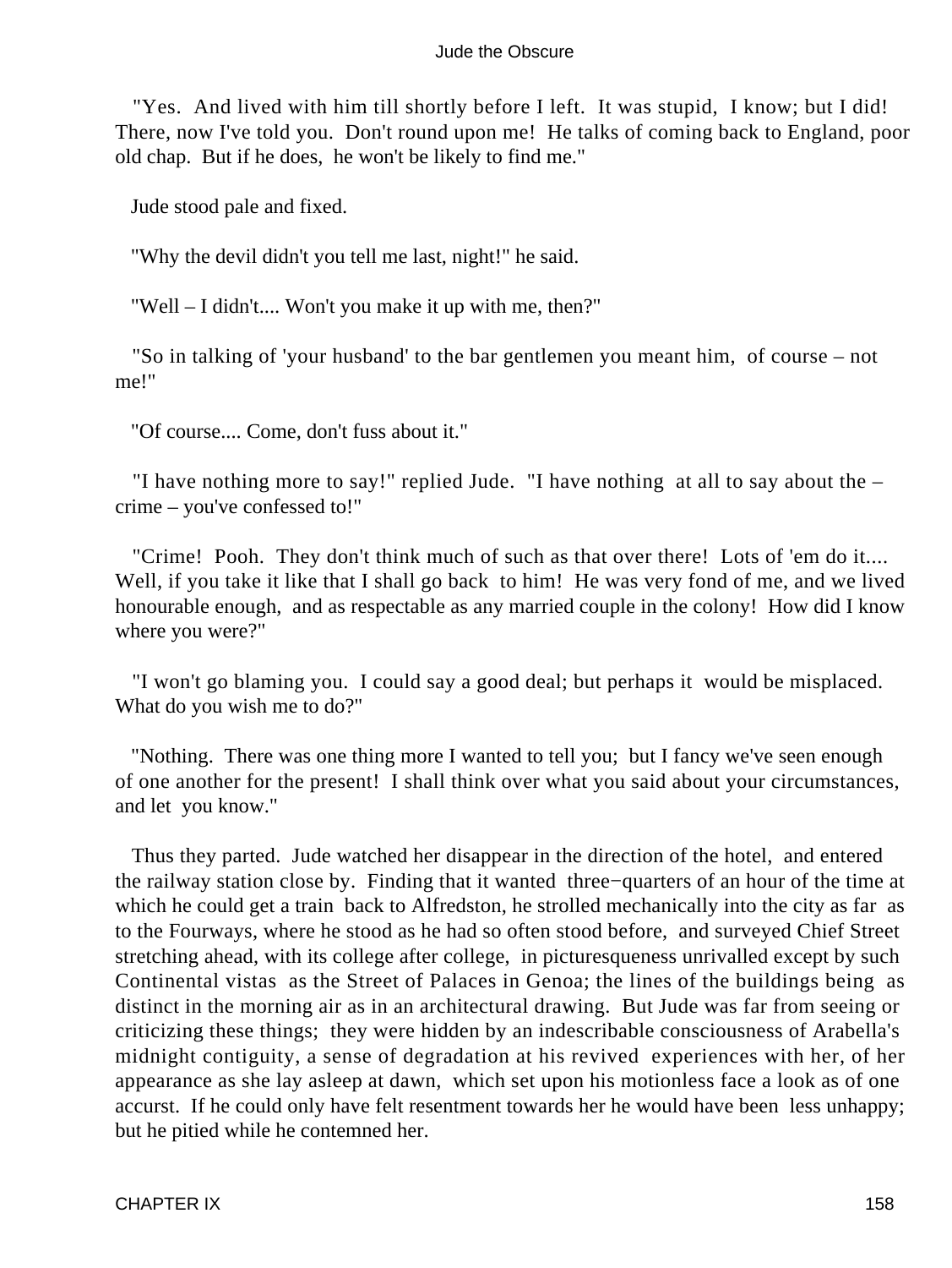"Yes. And lived with him till shortly before I left. It was stupid, I know; but I did! There, now I've told you. Don't round upon me! He talks of coming back to England, poor old chap. But if he does, he won't be likely to find me."

Jude stood pale and fixed.

"Why the devil didn't you tell me last, night!" he said.

"Well – I didn't.... Won't you make it up with me, then?"

"So in talking of 'your husband' to the bar gentlemen you meant him, of course – not me!"

"Of course.... Come, don't fuss about it."

"I have nothing more to say!" replied Jude. "I have nothing at all to say about the – crime – you've confessed to!"

"Crime! Pooh. They don't think much of such as that over there! Lots of 'em do it.... Well, if you take it like that I shall go back to him! He was very fond of me, and we lived honourable enough, and as respectable as any married couple in the colony! How did I know where you were?"

"I won't go blaming you. I could say a good deal; but perhaps it would be misplaced. What do you wish me to do?"

"Nothing. There was one thing more I wanted to tell you; but I fancy we've seen enough of one another for the present! I shall think over what you said about your circumstances, and let you know."

Thus they parted. Jude watched her disappear in the direction of the hotel, and entered the railway station close by. Finding that it wanted three−quarters of an hour of the time at which he could get a train back to Alfredston, he strolled mechanically into the city as far as to the Fourways, where he stood as he had so often stood before, and surveyed Chief Street stretching ahead, with its college after college, in picturesqueness unrivalled except by such Continental vistas as the Street of Palaces in Genoa; the lines of the buildings being as distinct in the morning air as in an architectural drawing. But Jude was far from seeing or criticizing these things; they were hidden by an indescribable consciousness of Arabella's midnight contiguity, a sense of degradation at his revived experiences with her, of her appearance as she lay asleep at dawn, which set upon his motionless face a look as of one accurst. If he could only have felt resentment towards her he would have been less unhappy; but he pitied while he contemned her.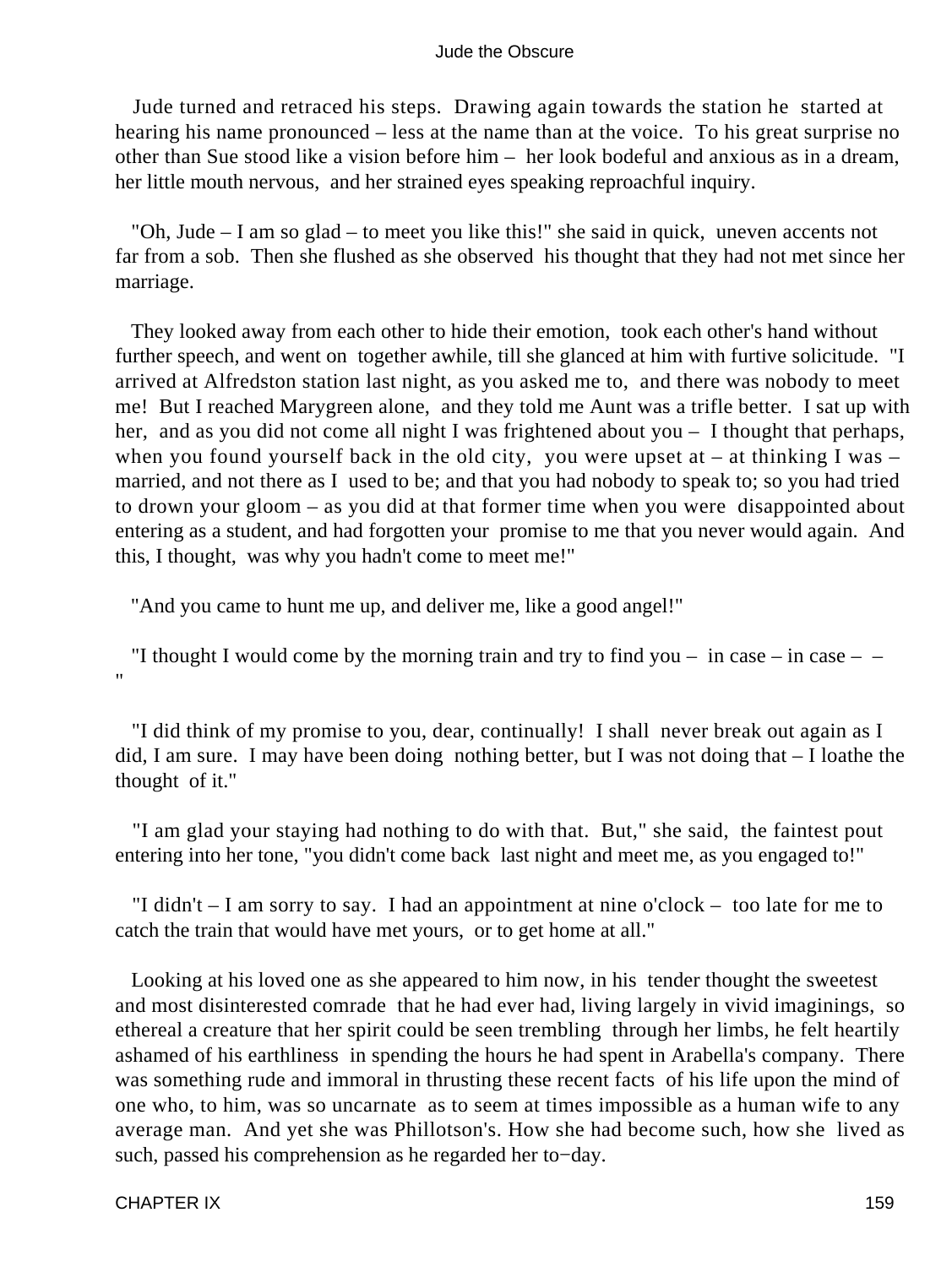Jude turned and retraced his steps. Drawing again towards the station he started at hearing his name pronounced – less at the name than at the voice. To his great surprise no other than Sue stood like a vision before him – her look bodeful and anxious as in a dream, her little mouth nervous, and her strained eyes speaking reproachful inquiry.

"Oh, Jude – I am so glad – to meet you like this!" she said in quick, uneven accents not far from a sob. Then she flushed as she observed his thought that they had not met since her marriage.

They looked away from each other to hide their emotion, took each other's hand without further speech, and went on together awhile, till she glanced at him with furtive solicitude. "I arrived at Alfredston station last night, as you asked me to, and there was nobody to meet me! But I reached Marygreen alone, and they told me Aunt was a trifle better. I sat up with her, and as you did not come all night I was frightened about you – I thought that perhaps, when you found yourself back in the old city, you were upset at – at thinking I was – married, and not there as I used to be; and that you had nobody to speak to; so you had tried to drown your gloom – as you did at that former time when you were disappointed about entering as a student, and had forgotten your promise to me that you never would again. And this, I thought, was why you hadn't come to meet me!"

"And you came to hunt me up, and deliver me, like a good angel!"

"I thought I would come by the morning train and try to find you – in case – in case – – "

"I did think of my promise to you, dear, continually! I shall never break out again as I did, I am sure. I may have been doing nothing better, but I was not doing that – I loathe the thought of it."

"I am glad your staying had nothing to do with that. But," she said, the faintest pout entering into her tone, "you didn't come back last night and meet me, as you engaged to!"

"I didn't – I am sorry to say. I had an appointment at nine o'clock – too late for me to catch the train that would have met yours, or to get home at all."

Looking at his loved one as she appeared to him now, in his tender thought the sweetest and most disinterested comrade that he had ever had, living largely in vivid imaginings, so ethereal a creature that her spirit could be seen trembling through her limbs, he felt heartily ashamed of his earthliness in spending the hours he had spent in Arabella's company. There was something rude and immoral in thrusting these recent facts of his life upon the mind of one who, to him, was so uncarnate as to seem at times impossible as a human wife to any average man. And yet she was Phillotson's. How she had become such, how she lived as such, passed his comprehension as he regarded her to−day.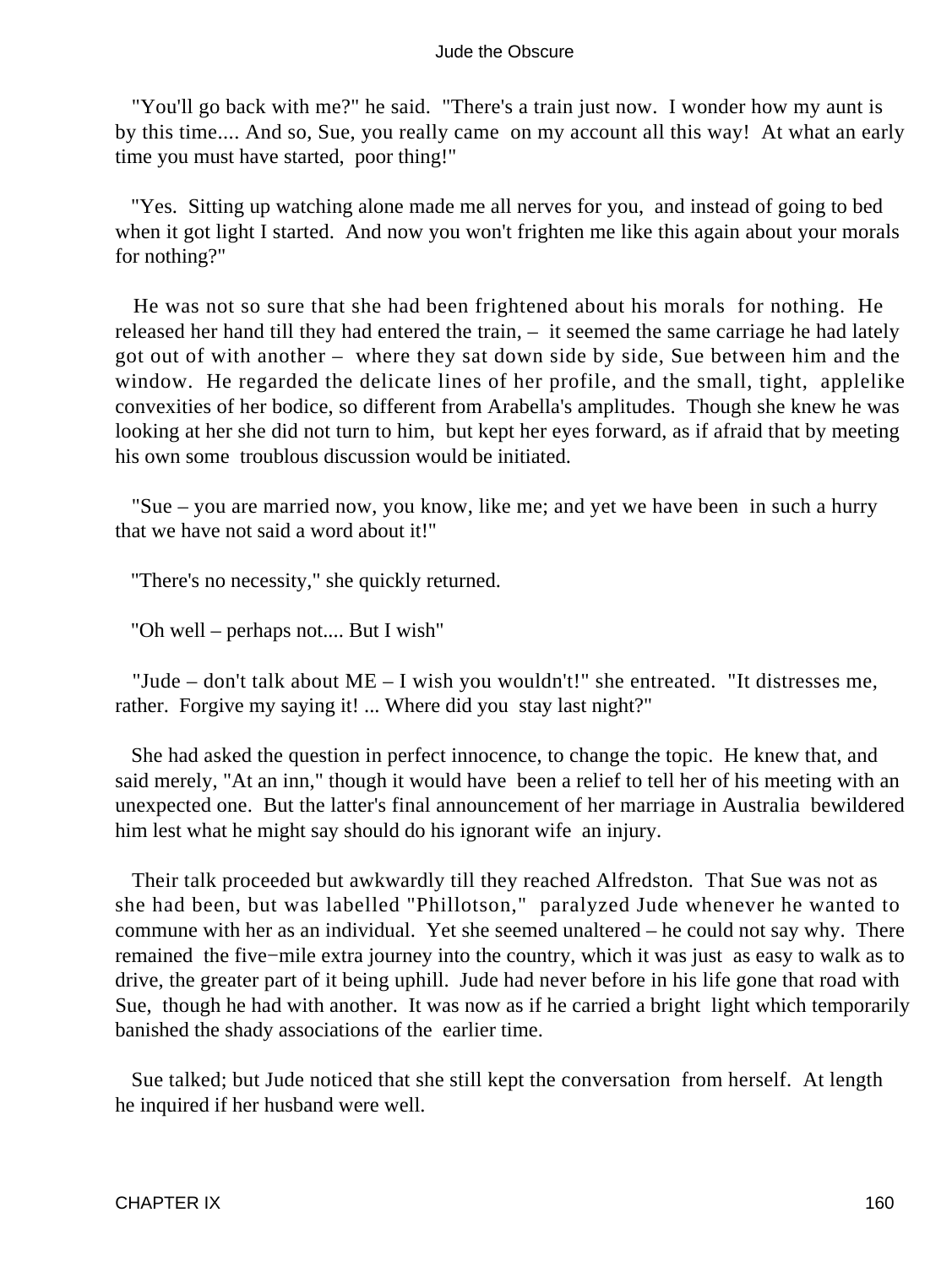"You'll go back with me?" he said. "There's a train just now. I wonder how my aunt is by this time.... And so, Sue, you really came on my account all this way! At what an early time you must have started, poor thing!"

"Yes. Sitting up watching alone made me all nerves for you, and instead of going to bed when it got light I started. And now you won't frighten me like this again about your morals for nothing?"

He was not so sure that she had been frightened about his morals for nothing. He released her hand till they had entered the train, – it seemed the same carriage he had lately got out of with another – where they sat down side by side, Sue between him and the window. He regarded the delicate lines of her profile, and the small, tight, applelike convexities of her bodice, so different from Arabella's amplitudes. Though she knew he was looking at her she did not turn to him, but kept her eyes forward, as if afraid that by meeting his own some troublous discussion would be initiated.

"Sue – you are married now, you know, like me; and yet we have been in such a hurry that we have not said a word about it!"

"There's no necessity," she quickly returned.

"Oh well – perhaps not.... But I wish"

"Jude – don't talk about ME – I wish you wouldn't!" she entreated. "It distresses me, rather. Forgive my saying it! ... Where did you stay last night?"

She had asked the question in perfect innocence, to change the topic. He knew that, and said merely, "At an inn," though it would have been a relief to tell her of his meeting with an unexpected one. But the latter's final announcement of her marriage in Australia bewildered him lest what he might say should do his ignorant wife an injury.

Their talk proceeded but awkwardly till they reached Alfredston. That Sue was not as she had been, but was labelled "Phillotson," paralyzed Jude whenever he wanted to commune with her as an individual. Yet she seemed unaltered – he could not say why. There remained the five−mile extra journey into the country, which it was just as easy to walk as to drive, the greater part of it being uphill. Jude had never before in his life gone that road with Sue, though he had with another. It was now as if he carried a bright light which temporarily banished the shady associations of the earlier time.

Sue talked; but Jude noticed that she still kept the conversation from herself. At length he inquired if her husband were well.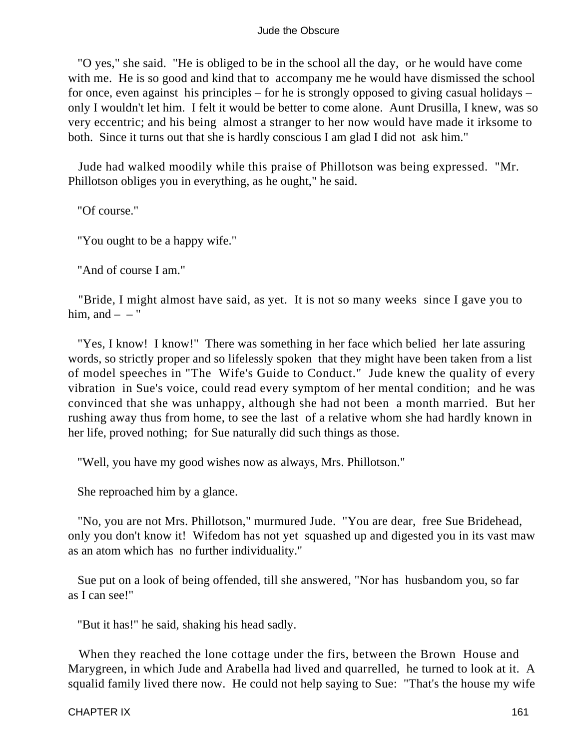"O yes," she said. "He is obliged to be in the school all the day, or he would have come with me. He is so good and kind that to accompany me he would have dismissed the school for once, even against his principles – for he is strongly opposed to giving casual holidays – only I wouldn't let him. I felt it would be better to come alone. Aunt Drusilla, I knew, was so very eccentric; and his being almost a stranger to her now would have made it irksome to both. Since it turns out that she is hardly conscious I am glad I did not ask him."

Jude had walked moodily while this praise of Phillotson was being expressed. "Mr. Phillotson obliges you in everything, as he ought," he said.

"Of course."

"You ought to be a happy wife."

"And of course I am."

"Bride, I might almost have said, as yet. It is not so many weeks since I gave you to him, and – – "

"Yes, I know! I know!" There was something in her face which belied her late assuring words, so strictly proper and so lifelessly spoken that they might have been taken from a list of model speeches in "The Wife's Guide to Conduct." Jude knew the quality of every vibration in Sue's voice, could read every symptom of her mental condition; and he was convinced that she was unhappy, although she had not been a month married. But her rushing away thus from home, to see the last of a relative whom she had hardly known in her life, proved nothing; for Sue naturally did such things as those.

"Well, you have my good wishes now as always, Mrs. Phillotson."

She reproached him by a glance.

"No, you are not Mrs. Phillotson," murmured Jude. "You are dear, free Sue Bridehead, only you don't know it! Wifedom has not yet squashed up and digested you in its vast maw as an atom which has no further individuality."

Sue put on a look of being offended, till she answered, "Nor has husbandom you, so far as I can see!"

"But it has!" he said, shaking his head sadly.

When they reached the lone cottage under the firs, between the Brown House and Marygreen, in which Jude and Arabella had lived and quarrelled, he turned to look at it. A squalid family lived there now. He could not help saying to Sue: "That's the house my wife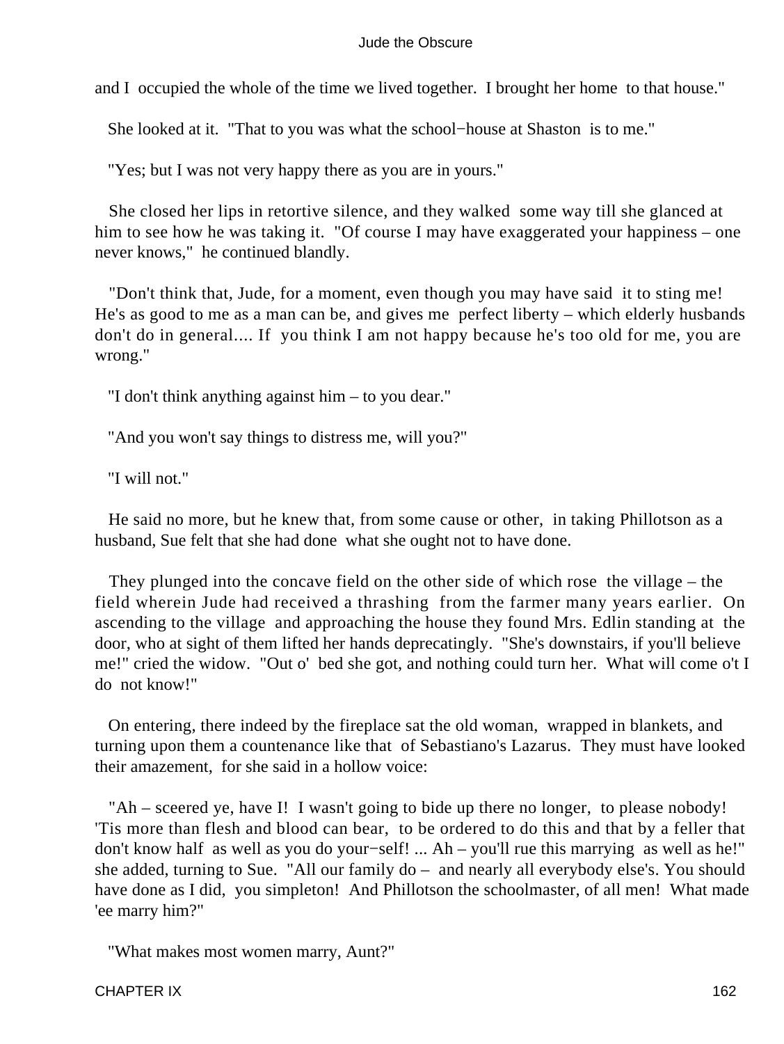and I occupied the whole of the time we lived together. I brought her home to that house."

She looked at it. "That to you was what the school−house at Shaston is to me."

"Yes; but I was not very happy there as you are in yours."

She closed her lips in retortive silence, and they walked some way till she glanced at him to see how he was taking it. "Of course I may have exaggerated your happiness – one never knows," he continued blandly.

"Don't think that, Jude, for a moment, even though you may have said it to sting me! He's as good to me as a man can be, and gives me perfect liberty – which elderly husbands don't do in general.... If you think I am not happy because he's too old for me, you are wrong."

"I don't think anything against him – to you dear."

"And you won't say things to distress me, will you?"

"I will not."

He said no more, but he knew that, from some cause or other, in taking Phillotson as a husband, Sue felt that she had done what she ought not to have done.

They plunged into the concave field on the other side of which rose the village – the field wherein Jude had received a thrashing from the farmer many years earlier. On ascending to the village and approaching the house they found Mrs. Edlin standing at the door, who at sight of them lifted her hands deprecatingly. "She's downstairs, if you'll believe me!" cried the widow. "Out o' bed she got, and nothing could turn her. What will come o't I do not know!"

On entering, there indeed by the fireplace sat the old woman, wrapped in blankets, and turning upon them a countenance like that of Sebastiano's Lazarus. They must have looked their amazement, for she said in a hollow voice:

"Ah – sceered ye, have I! I wasn't going to bide up there no longer, to please nobody! 'Tis more than flesh and blood can bear, to be ordered to do this and that by a feller that don't know half as well as you do your−self! ... Ah – you'll rue this marrying as well as he!" she added, turning to Sue. "All our family do – and nearly all everybody else's. You should have done as I did, you simpleton! And Phillotson the schoolmaster, of all men! What made 'ee marry him?"

"What makes most women marry, Aunt?"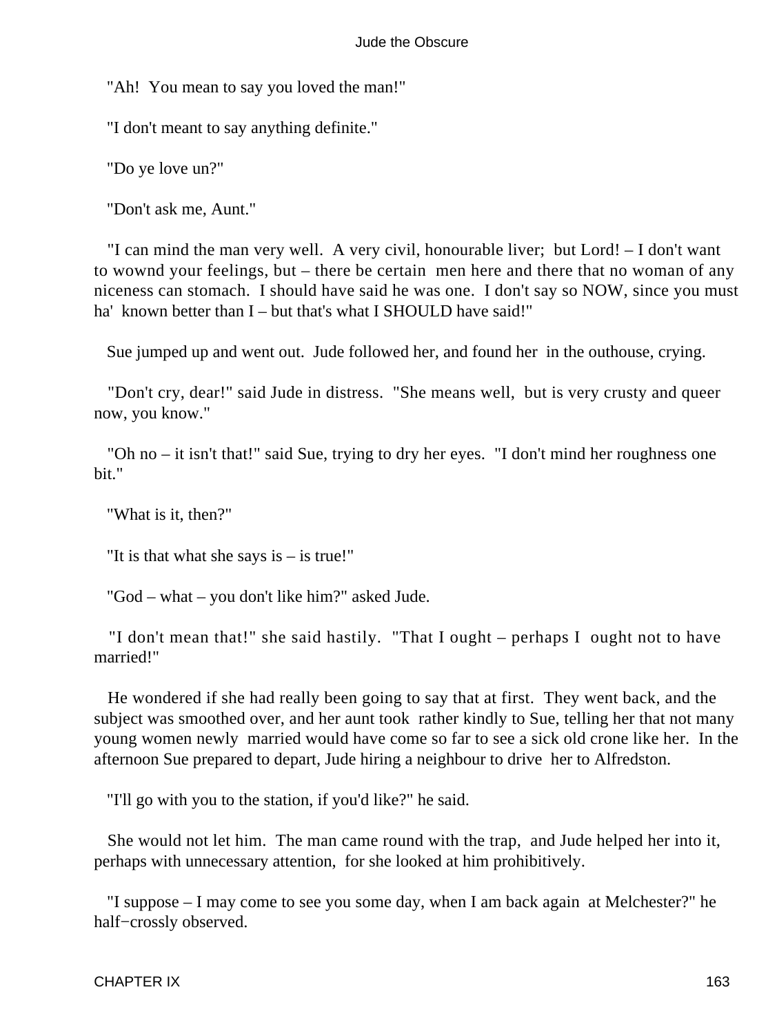"Ah!  You mean to say you loved the man!"

"I don't meant to say anything definite."

"Do ye love un?"

"Don't ask me, Aunt."

"I can mind the man very well.  A very civil, honourable liver;  but Lord! – I don't want to wownd your feelings, but – there be certain  men here and there that no woman of any niceness can stomach.  I should have said he was one.  I don't say so NOW, since you must ha'  known better than I – but that's what I SHOULD have said!"

Sue jumped up and went out.  Jude followed her, and found her  in the outhouse, crying.

"Don't cry, dear!" said Jude in distress.  "She means well,  but is very crusty and queer now, you know."

"Oh no – it isn't that!" said Sue, trying to dry her eyes.  "I don't mind her roughness one bit."

"What is it, then?"

"It is that what she says is – is true!"

"God – what – you don't like him?" asked Jude.

"I don't mean that!" she said hastily.  "That I ought – perhaps I  ought not to have married!"

He wondered if she had really been going to say that at first.  They went back, and the subject was smoothed over, and her aunt took  rather kindly to Sue, telling her that not many young women newly  married would have come so far to see a sick old crone like her.  In the afternoon Sue prepared to depart, Jude hiring a neighbour to drive  her to Alfredston.

"I'll go with you to the station, if you'd like?" he said.

She would not let him.  The man came round with the trap,  and Jude helped her into it, perhaps with unnecessary attention,  for she looked at him prohibitively.

"I suppose – I may come to see you some day, when I am back again  at Melchester?" he half−crossly observed.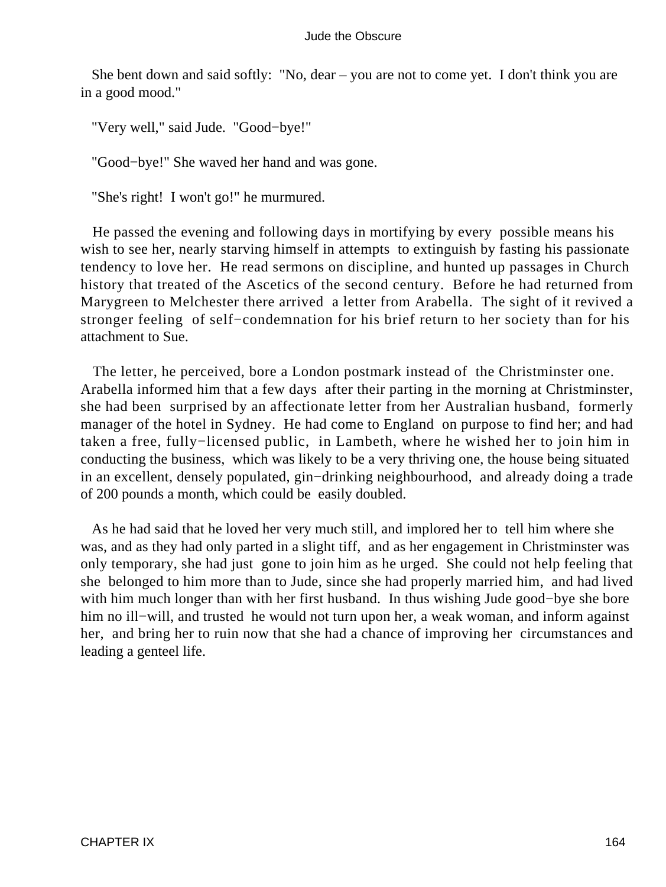She bent down and said softly: "No, dear – you are not to come yet. I don't think you are in a good mood."

"Very well," said Jude. "Good−bye!"

"Good−bye!" She waved her hand and was gone.

"She's right! I won't go!" he murmured.

He passed the evening and following days in mortifying by every possible means his wish to see her, nearly starving himself in attempts to extinguish by fasting his passionate tendency to love her. He read sermons on discipline, and hunted up passages in Church history that treated of the Ascetics of the second century. Before he had returned from Marygreen to Melchester there arrived a letter from Arabella. The sight of it revived a stronger feeling of self−condemnation for his brief return to her society than for his attachment to Sue.

The letter, he perceived, bore a London postmark instead of the Christminster one. Arabella informed him that a few days after their parting in the morning at Christminster, she had been surprised by an affectionate letter from her Australian husband, formerly manager of the hotel in Sydney. He had come to England on purpose to find her; and had taken a free, fully−licensed public, in Lambeth, where he wished her to join him in conducting the business, which was likely to be a very thriving one, the house being situated in an excellent, densely populated, gin−drinking neighbourhood, and already doing a trade of 200 pounds a month, which could be easily doubled.

As he had said that he loved her very much still, and implored her to tell him where she was, and as they had only parted in a slight tiff, and as her engagement in Christminster was only temporary, she had just gone to join him as he urged. She could not help feeling that she belonged to him more than to Jude, since she had properly married him, and had lived with him much longer than with her first husband. In thus wishing Jude good−bye she bore him no ill−will, and trusted he would not turn upon her, a weak woman, and inform against her, and bring her to ruin now that she had a chance of improving her circumstances and leading a genteel life.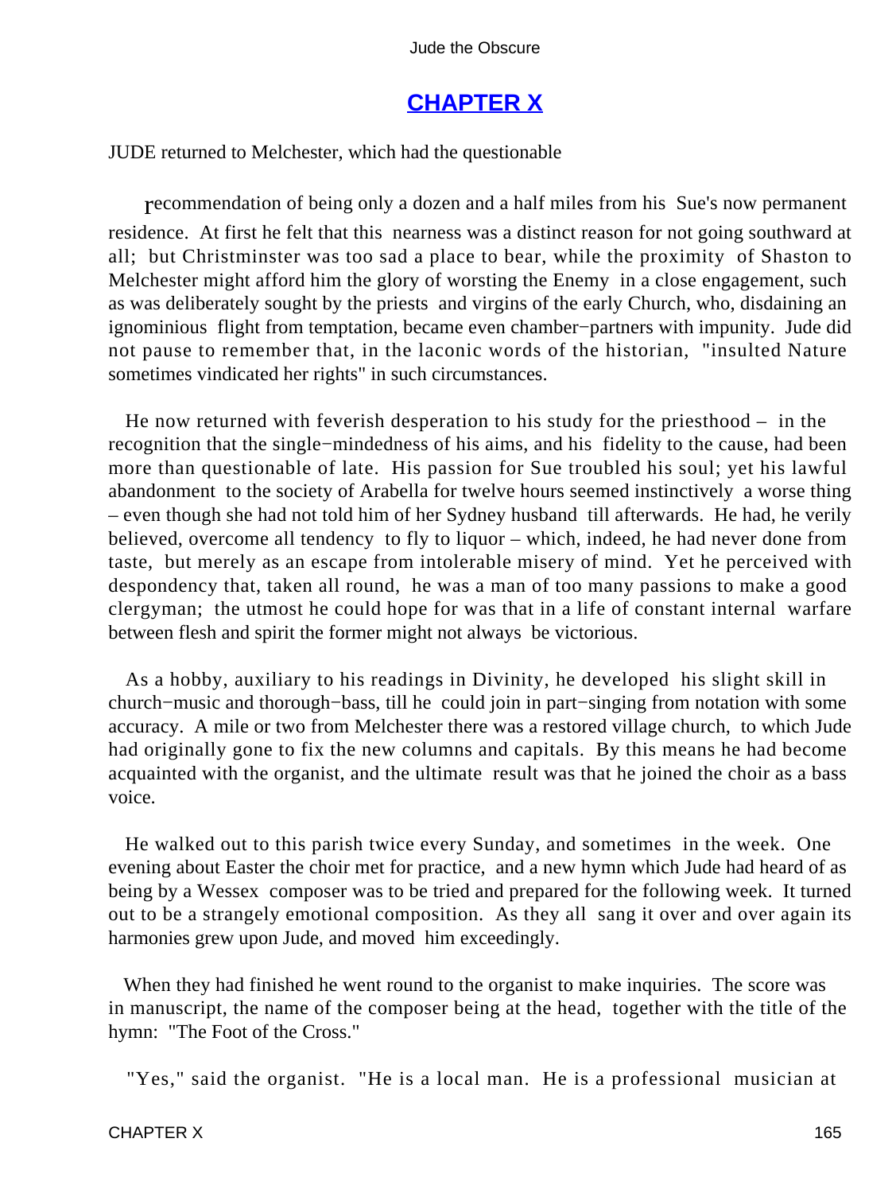## CHAPTER X

JUDE returned to Melchester, which had the questionable recommendation of being only a dozen and a half miles from his Sue's now permanent residence. At first he felt that this nearness was a distinct reason for not going southward at all; but Christminster was too sad a place to bear, while the proximity of Shaston to Melchester might afford him the glory of worsting the Enemy in a close engagement, such as was deliberately sought by the priests and virgins of the early Church, who, disdaining an ignominious flight from temptation, became even chamber−partners with impunity. Jude did not pause to remember that, in the laconic words of the historian, "insulted Nature sometimes vindicated her rights" in such circumstances.

He now returned with feverish desperation to his study for the priesthood – in the recognition that the single−mindedness of his aims, and his fidelity to the cause, had been more than questionable of late. His passion for Sue troubled his soul; yet his lawful abandonment to the society of Arabella for twelve hours seemed instinctively a worse thing – even though she had not told him of her Sydney husband till afterwards. He had, he verily believed, overcome all tendency to fly to liquor – which, indeed, he had never done from taste, but merely as an escape from intolerable misery of mind. Yet he perceived with despondency that, taken all round, he was a man of too many passions to make a good clergyman; the utmost he could hope for was that in a life of constant internal warfare between flesh and spirit the former might not always be victorious.

As a hobby, auxiliary to his readings in Divinity, he developed his slight skill in church−music and thorough−bass, till he could join in part−singing from notation with some accuracy. A mile or two from Melchester there was a restored village church, to which Jude had originally gone to fix the new columns and capitals. By this means he had become acquainted with the organist, and the ultimate result was that he joined the choir as a bass voice.

He walked out to this parish twice every Sunday, and sometimes in the week. One evening about Easter the choir met for practice, and a new hymn which Jude had heard of as being by a Wessex composer was to be tried and prepared for the following week. It turned out to be a strangely emotional composition. As they all sang it over and over again its harmonies grew upon Jude, and moved him exceedingly.

When they had finished he went round to the organist to make inquiries. The score was in manuscript, the name of the composer being at the head, together with the title of the hymn: "The Foot of the Cross."

"Yes," said the organist. "He is a local man. He is a professional musician at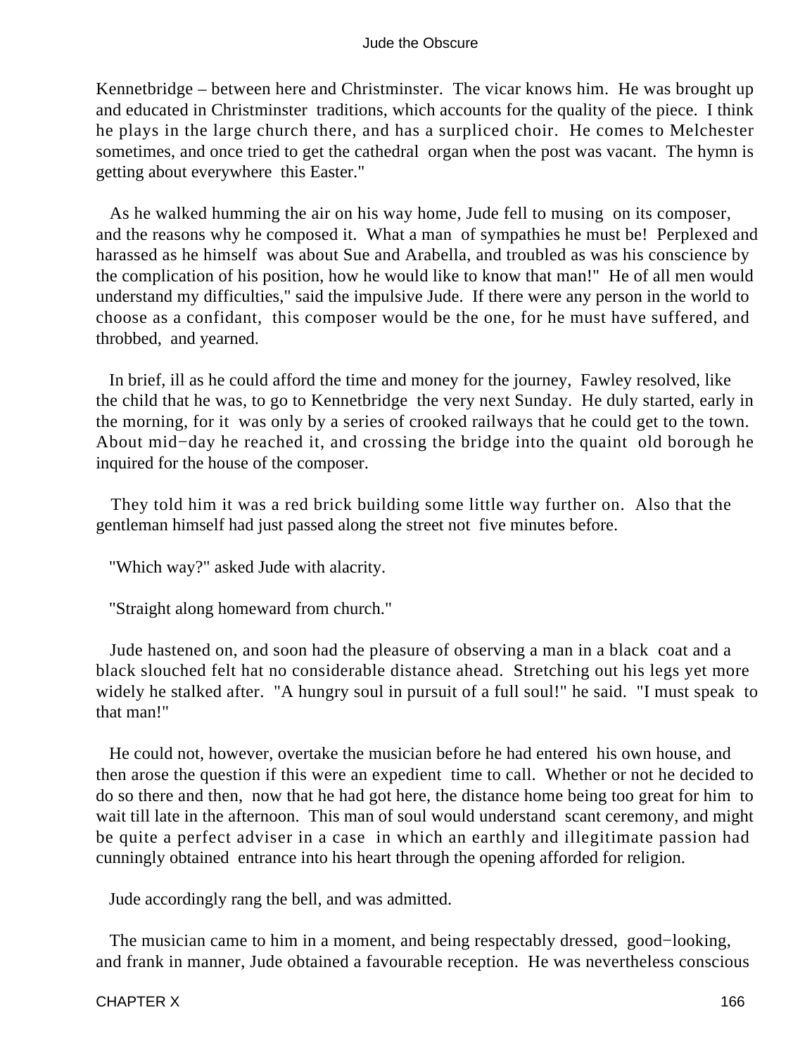Kennetbridge – between here and Christminster. The vicar knows him. He was brought up and educated in Christminster traditions, which accounts for the quality of the piece. I think he plays in the large church there, and has a surpliced choir. He comes to Melchester sometimes, and once tried to get the cathedral organ when the post was vacant. The hymn is getting about everywhere this Easter."

As he walked humming the air on his way home, Jude fell to musing on its composer, and the reasons why he composed it. What a man of sympathies he must be! Perplexed and harassed as he himself was about Sue and Arabella, and troubled as was his conscience by the complication of his position, how he would like to know that man!" He of all men would understand my difficulties," said the impulsive Jude. If there were any person in the world to choose as a confidant, this composer would be the one, for he must have suffered, and throbbed, and yearned.

In brief, ill as he could afford the time and money for the journey, Fawley resolved, like the child that he was, to go to Kennetbridge the very next Sunday. He duly started, early in the morning, for it was only by a series of crooked railways that he could get to the town. About mid−day he reached it, and crossing the bridge into the quaint old borough he inquired for the house of the composer.

They told him it was a red brick building some little way further on. Also that the gentleman himself had just passed along the street not five minutes before.

"Which way?" asked Jude with alacrity.

"Straight along homeward from church."

Jude hastened on, and soon had the pleasure of observing a man in a black coat and a black slouched felt hat no considerable distance ahead. Stretching out his legs yet more widely he stalked after. "A hungry soul in pursuit of a full soul!" he said. "I must speak to that man!"

He could not, however, overtake the musician before he had entered his own house, and then arose the question if this were an expedient time to call. Whether or not he decided to do so there and then, now that he had got here, the distance home being too great for him to wait till late in the afternoon. This man of soul would understand scant ceremony, and might be quite a perfect adviser in a case in which an earthly and illegitimate passion had cunningly obtained entrance into his heart through the opening afforded for religion.

Jude accordingly rang the bell, and was admitted.

The musician came to him in a moment, and being respectably dressed, good−looking, and frank in manner, Jude obtained a favourable reception. He was nevertheless conscious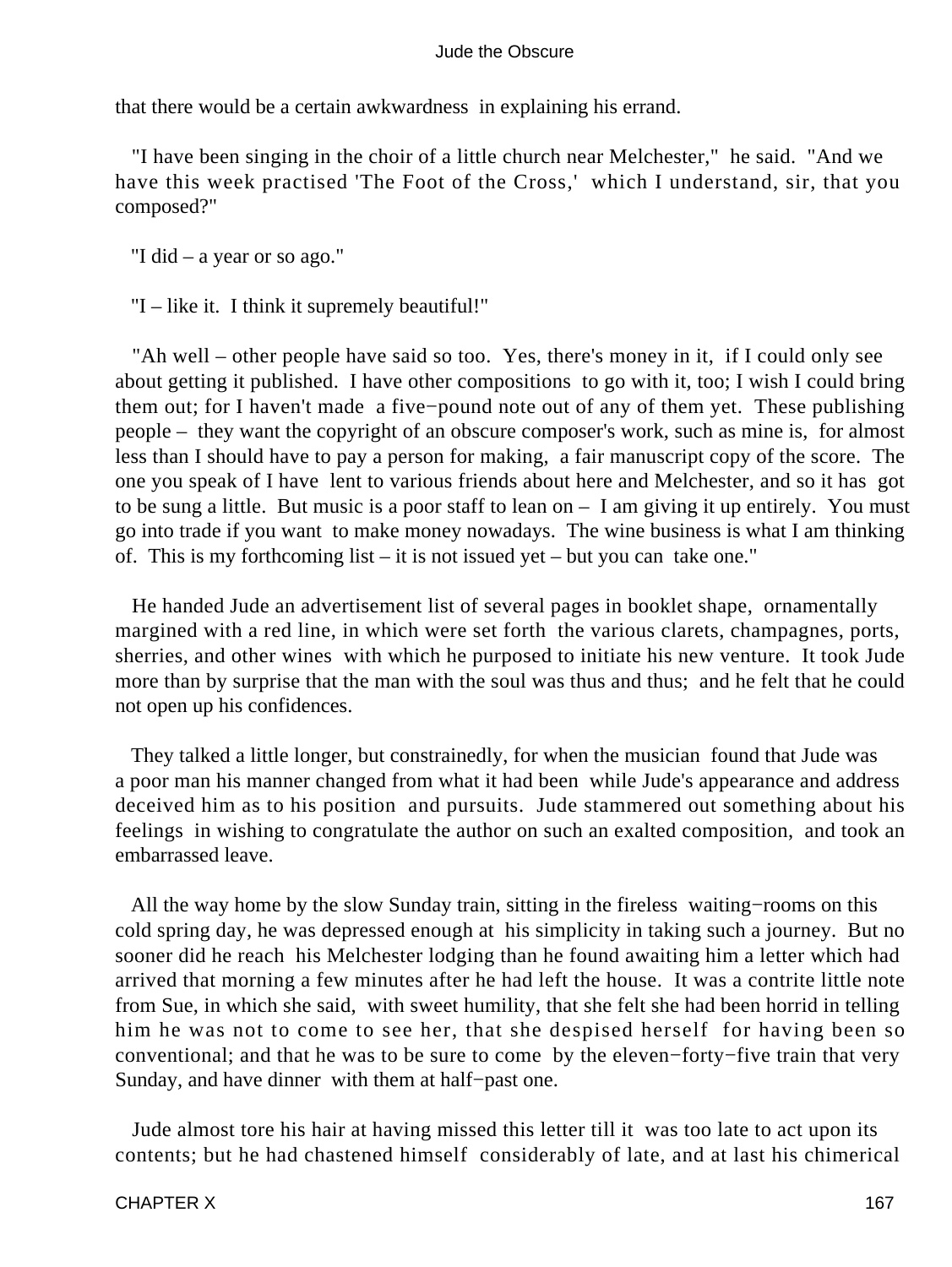that there would be a certain awkwardness in explaining his errand.

"I have been singing in the choir of a little church near Melchester," he said. "And we have this week practised 'The Foot of the Cross,' which I understand, sir, that you composed?"

"I did – a year or so ago."

"I – like it. I think it supremely beautiful!"

"Ah well – other people have said so too. Yes, there's money in it, if I could only see about getting it published. I have other compositions to go with it, too; I wish I could bring them out; for I haven't made a five−pound note out of any of them yet. These publishing people – they want the copyright of an obscure composer's work, such as mine is, for almost less than I should have to pay a person for making, a fair manuscript copy of the score. The one you speak of I have lent to various friends about here and Melchester, and so it has got to be sung a little. But music is a poor staff to lean on – I am giving it up entirely. You must go into trade if you want to make money nowadays. The wine business is what I am thinking of. This is my forthcoming list – it is not issued yet – but you can take one."

He handed Jude an advertisement list of several pages in booklet shape, ornamentally margined with a red line, in which were set forth the various clarets, champagnes, ports, sherries, and other wines with which he purposed to initiate his new venture. It took Jude more than by surprise that the man with the soul was thus and thus; and he felt that he could not open up his confidences.

They talked a little longer, but constrainedly, for when the musician found that Jude was a poor man his manner changed from what it had been while Jude's appearance and address deceived him as to his position and pursuits. Jude stammered out something about his feelings in wishing to congratulate the author on such an exalted composition, and took an embarrassed leave.

All the way home by the slow Sunday train, sitting in the fireless waiting−rooms on this cold spring day, he was depressed enough at his simplicity in taking such a journey. But no sooner did he reach his Melchester lodging than he found awaiting him a letter which had arrived that morning a few minutes after he had left the house. It was a contrite little note from Sue, in which she said, with sweet humility, that she felt she had been horrid in telling him he was not to come to see her, that she despised herself for having been so conventional; and that he was to be sure to come by the eleven−forty−five train that very Sunday, and have dinner with them at half−past one.

Jude almost tore his hair at having missed this letter till it was too late to act upon its contents; but he had chastened himself considerably of late, and at last his chimerical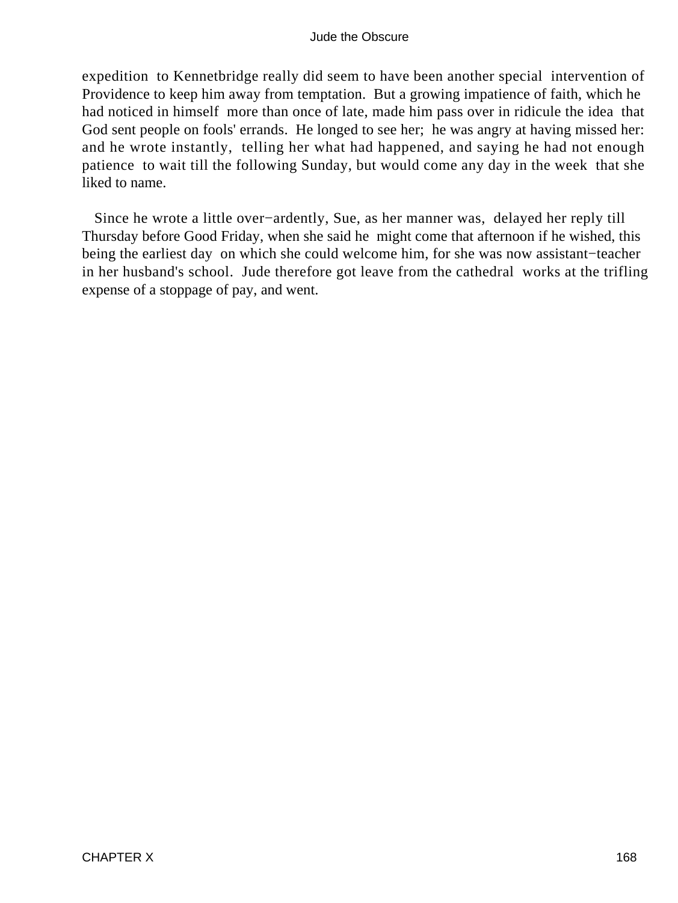expedition to Kennetbridge really did seem to have been another special intervention of Providence to keep him away from temptation. But a growing impatience of faith, which he had noticed in himself more than once of late, made him pass over in ridicule the idea that God sent people on fools' errands. He longed to see her; he was angry at having missed her: and he wrote instantly, telling her what had happened, and saying he had not enough patience to wait till the following Sunday, but would come any day in the week that she liked to name.

Since he wrote a little over−ardently, Sue, as her manner was, delayed her reply till Thursday before Good Friday, when she said he might come that afternoon if he wished, this being the earliest day on which she could welcome him, for she was now assistant−teacher in her husband's school. Jude therefore got leave from the cathedral works at the trifling expense of a stoppage of pay, and went.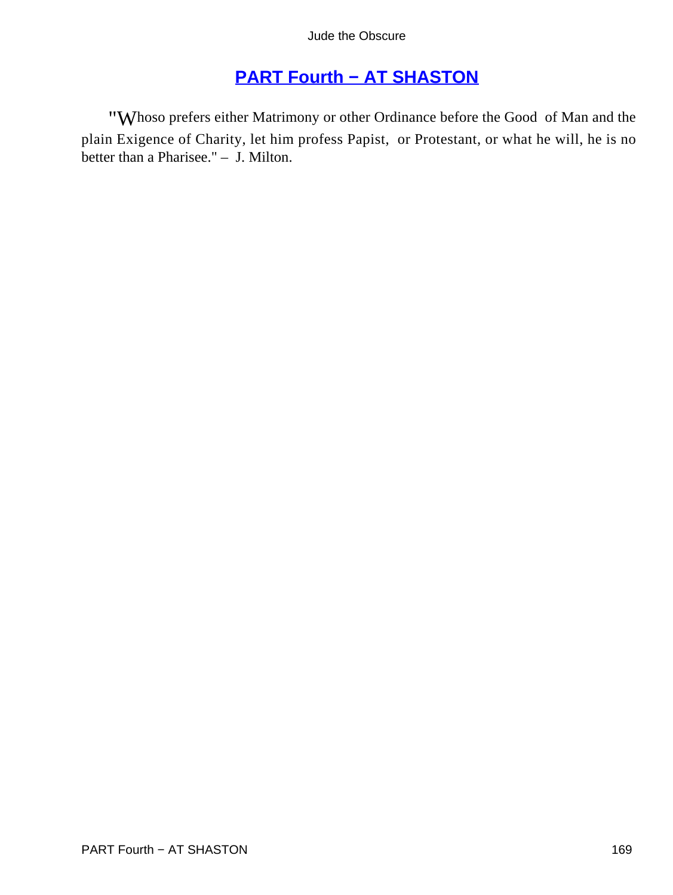## PART Fourth − AT SHASTON

"Whoso prefers either Matrimony or other Ordinance before the Good of Man and the plain Exigence of Charity, let him profess Papist, or Protestant, or what he will, he is no better than a Pharisee." – J. Milton.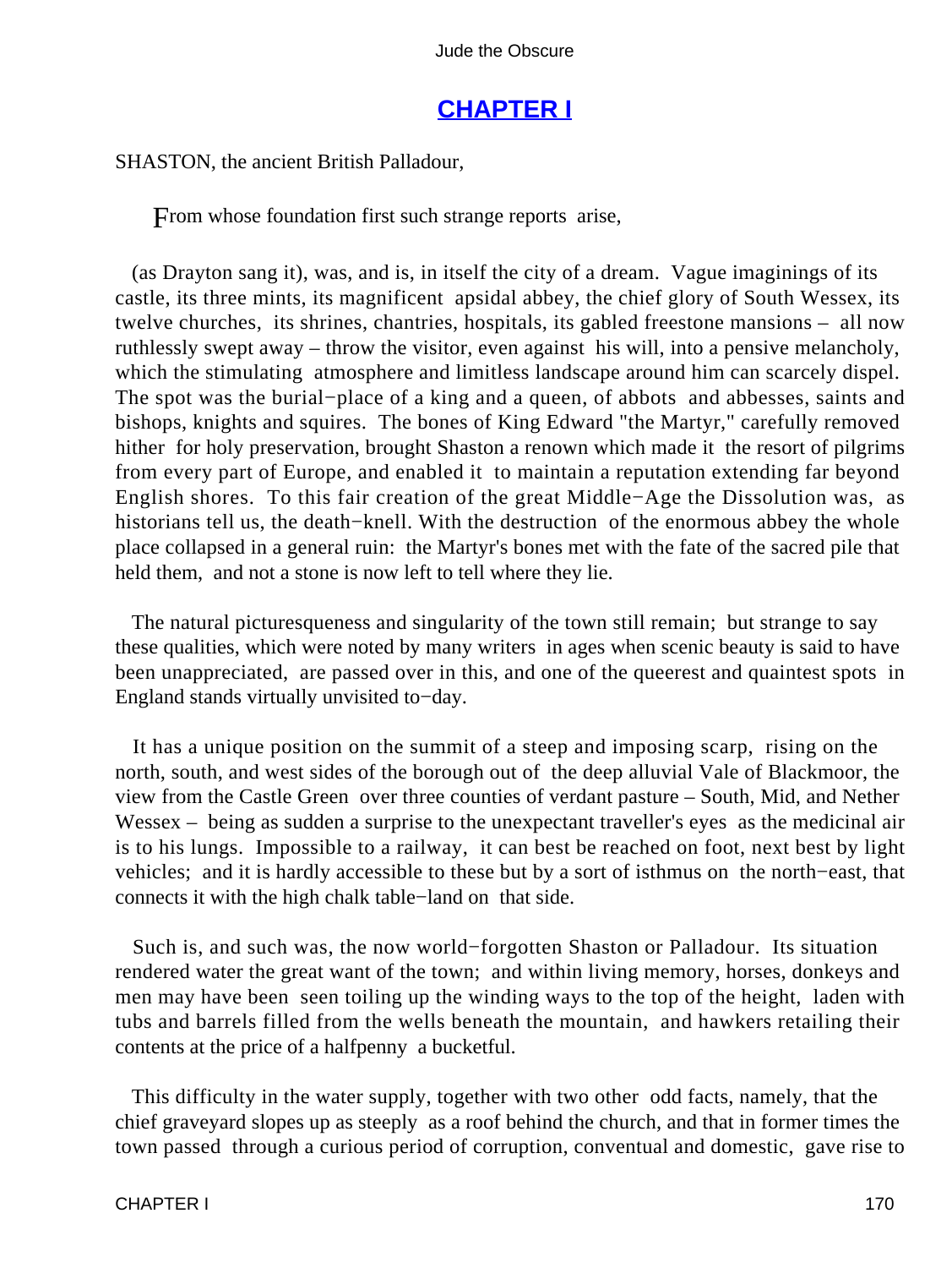## CHAPTER I

SHASTON, the ancient British Palladour,

> From whose foundation first such strange reports arise,

(as Drayton sang it), was, and is, in itself the city of a dream. Vague imaginings of its castle, its three mints, its magnificent apsidal abbey, the chief glory of South Wessex, its twelve churches, its shrines, chantries, hospitals, its gabled freestone mansions – all now ruthlessly swept away – throw the visitor, even against his will, into a pensive melancholy, which the stimulating atmosphere and limitless landscape around him can scarcely dispel. The spot was the burial−place of a king and a queen, of abbots and abbesses, saints and bishops, knights and squires. The bones of King Edward "the Martyr," carefully removed hither for holy preservation, brought Shaston a renown which made it the resort of pilgrims from every part of Europe, and enabled it to maintain a reputation extending far beyond English shores. To this fair creation of the great Middle−Age the Dissolution was, as historians tell us, the death−knell. With the destruction of the enormous abbey the whole place collapsed in a general ruin: the Martyr's bones met with the fate of the sacred pile that held them, and not a stone is now left to tell where they lie.

The natural picturesqueness and singularity of the town still remain; but strange to say these qualities, which were noted by many writers in ages when scenic beauty is said to have been unappreciated, are passed over in this, and one of the queerest and quaintest spots in England stands virtually unvisited to−day.

It has a unique position on the summit of a steep and imposing scarp, rising on the north, south, and west sides of the borough out of the deep alluvial Vale of Blackmoor, the view from the Castle Green over three counties of verdant pasture – South, Mid, and Nether Wessex – being as sudden a surprise to the unexpectant traveller's eyes as the medicinal air is to his lungs. Impossible to a railway, it can best be reached on foot, next best by light vehicles; and it is hardly accessible to these but by a sort of isthmus on the north−east, that connects it with the high chalk table−land on that side.

Such is, and such was, the now world−forgotten Shaston or Palladour. Its situation rendered water the great want of the town; and within living memory, horses, donkeys and men may have been seen toiling up the winding ways to the top of the height, laden with tubs and barrels filled from the wells beneath the mountain, and hawkers retailing their contents at the price of a halfpenny a bucketful.

This difficulty in the water supply, together with two other odd facts, namely, that the chief graveyard slopes up as steeply as a roof behind the church, and that in former times the town passed through a curious period of corruption, conventual and domestic, gave rise to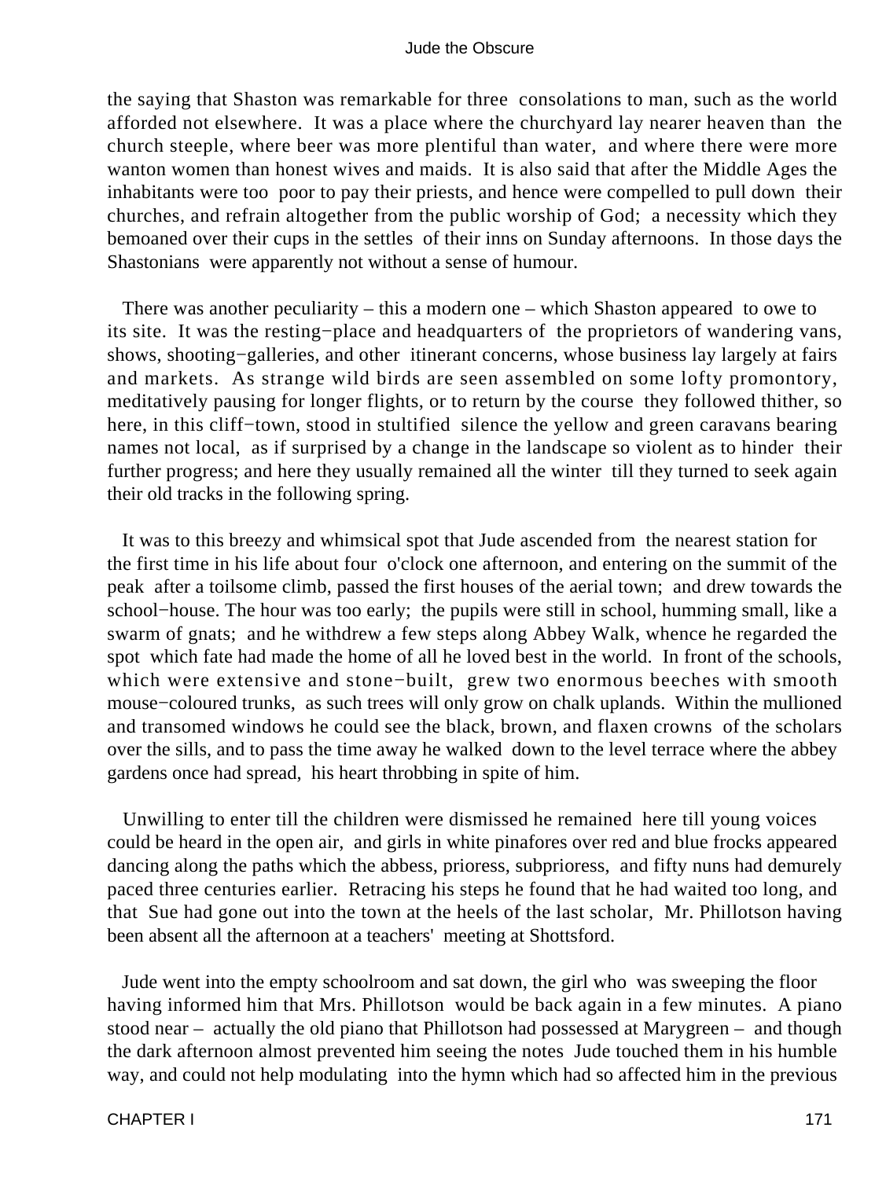the saying that Shaston was remarkable for three consolations to man, such as the world afforded not elsewhere. It was a place where the churchyard lay nearer heaven than the church steeple, where beer was more plentiful than water, and where there were more wanton women than honest wives and maids. It is also said that after the Middle Ages the inhabitants were too poor to pay their priests, and hence were compelled to pull down their churches, and refrain altogether from the public worship of God; a necessity which they bemoaned over their cups in the settles of their inns on Sunday afternoons. In those days the Shastonians were apparently not without a sense of humour.

There was another peculiarity – this a modern one – which Shaston appeared to owe to its site. It was the resting−place and headquarters of the proprietors of wandering vans, shows, shooting−galleries, and other itinerant concerns, whose business lay largely at fairs and markets. As strange wild birds are seen assembled on some lofty promontory, meditatively pausing for longer flights, or to return by the course they followed thither, so here, in this cliff−town, stood in stultified silence the yellow and green caravans bearing names not local, as if surprised by a change in the landscape so violent as to hinder their further progress; and here they usually remained all the winter till they turned to seek again their old tracks in the following spring.

It was to this breezy and whimsical spot that Jude ascended from the nearest station for the first time in his life about four o'clock one afternoon, and entering on the summit of the peak after a toilsome climb, passed the first houses of the aerial town; and drew towards the school−house. The hour was too early; the pupils were still in school, humming small, like a swarm of gnats; and he withdrew a few steps along Abbey Walk, whence he regarded the spot which fate had made the home of all he loved best in the world. In front of the schools, which were extensive and stone−built, grew two enormous beeches with smooth mouse−coloured trunks, as such trees will only grow on chalk uplands. Within the mullioned and transomed windows he could see the black, brown, and flaxen crowns of the scholars over the sills, and to pass the time away he walked down to the level terrace where the abbey gardens once had spread, his heart throbbing in spite of him.

Unwilling to enter till the children were dismissed he remained here till young voices could be heard in the open air, and girls in white pinafores over red and blue frocks appeared dancing along the paths which the abbess, prioress, subprioress, and fifty nuns had demurely paced three centuries earlier. Retracing his steps he found that he had waited too long, and that Sue had gone out into the town at the heels of the last scholar, Mr. Phillotson having been absent all the afternoon at a teachers' meeting at Shottsford.

Jude went into the empty schoolroom and sat down, the girl who was sweeping the floor having informed him that Mrs. Phillotson would be back again in a few minutes. A piano stood near – actually the old piano that Phillotson had possessed at Marygreen – and though the dark afternoon almost prevented him seeing the notes Jude touched them in his humble way, and could not help modulating into the hymn which had so affected him in the previous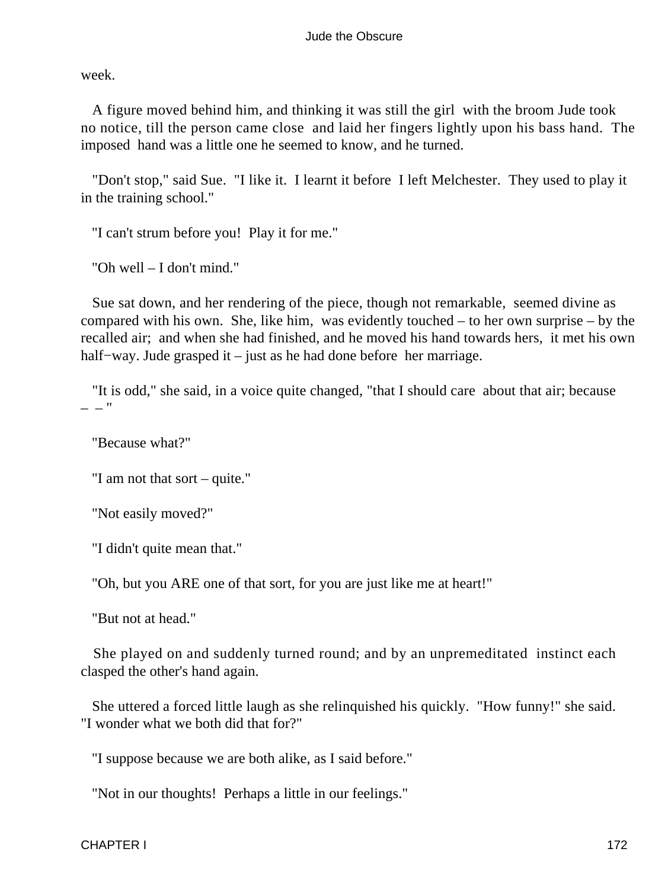week.

A figure moved behind him, and thinking it was still the girl with the broom Jude took no notice, till the person came close and laid her fingers lightly upon his bass hand. The imposed hand was a little one he seemed to know, and he turned.

"Don't stop," said Sue. "I like it. I learnt it before I left Melchester. They used to play it in the training school."

"I can't strum before you! Play it for me."

"Oh well – I don't mind."

Sue sat down, and her rendering of the piece, though not remarkable, seemed divine as compared with his own. She, like him, was evidently touched – to her own surprise – by the recalled air; and when she had finished, and he moved his hand towards hers, it met his own half−way. Jude grasped it – just as he had done before her marriage.

"It is odd," she said, in a voice quite changed, "that I should care about that air; because – – "

"Because what?"

"I am not that sort – quite."

"Not easily moved?"

"I didn't quite mean that."

"Oh, but you ARE one of that sort, for you are just like me at heart!"

"But not at head."

She played on and suddenly turned round; and by an unpremeditated instinct each clasped the other's hand again.

She uttered a forced little laugh as she relinquished his quickly. "How funny!" she said. "I wonder what we both did that for?"

"I suppose because we are both alike, as I said before."

"Not in our thoughts! Perhaps a little in our feelings."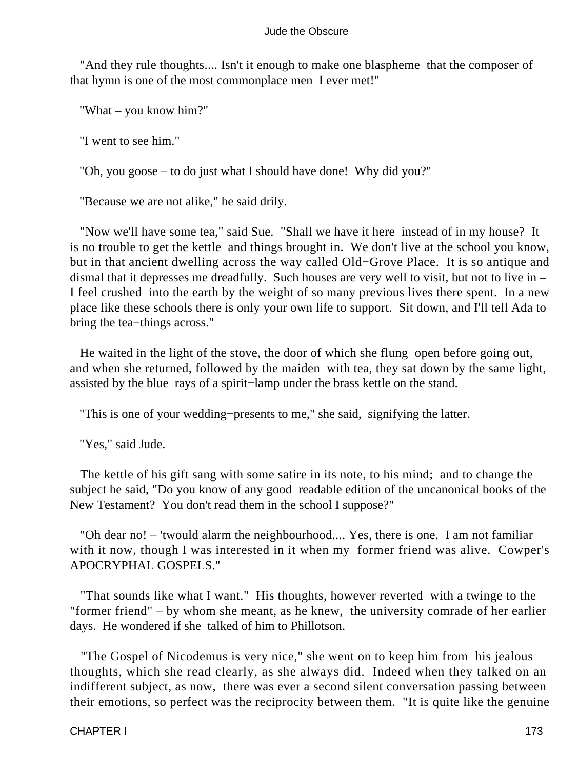"And they rule thoughts.... Isn't it enough to make one blaspheme that the composer of that hymn is one of the most commonplace men I ever met!"

"What – you know him?"

"I went to see him."

"Oh, you goose – to do just what I should have done! Why did you?"

"Because we are not alike," he said drily.

"Now we'll have some tea," said Sue. "Shall we have it here instead of in my house? It is no trouble to get the kettle and things brought in. We don't live at the school you know, but in that ancient dwelling across the way called Old−Grove Place. It is so antique and dismal that it depresses me dreadfully. Such houses are very well to visit, but not to live in – I feel crushed into the earth by the weight of so many previous lives there spent. In a new place like these schools there is only your own life to support. Sit down, and I'll tell Ada to bring the tea−things across."

He waited in the light of the stove, the door of which she flung open before going out, and when she returned, followed by the maiden with tea, they sat down by the same light, assisted by the blue rays of a spirit−lamp under the brass kettle on the stand.

"This is one of your wedding−presents to me," she said, signifying the latter.

"Yes," said Jude.

The kettle of his gift sang with some satire in its note, to his mind; and to change the subject he said, "Do you know of any good readable edition of the uncanonical books of the New Testament? You don't read them in the school I suppose?"

"Oh dear no! – 'twould alarm the neighbourhood.... Yes, there is one. I am not familiar with it now, though I was interested in it when my former friend was alive. Cowper's APOCRYPHAL GOSPELS."

"That sounds like what I want." His thoughts, however reverted with a twinge to the "former friend" – by whom she meant, as he knew, the university comrade of her earlier days. He wondered if she talked of him to Phillotson.

"The Gospel of Nicodemus is very nice," she went on to keep him from his jealous thoughts, which she read clearly, as she always did. Indeed when they talked on an indifferent subject, as now, there was ever a second silent conversation passing between their emotions, so perfect was the reciprocity between them. "It is quite like the genuine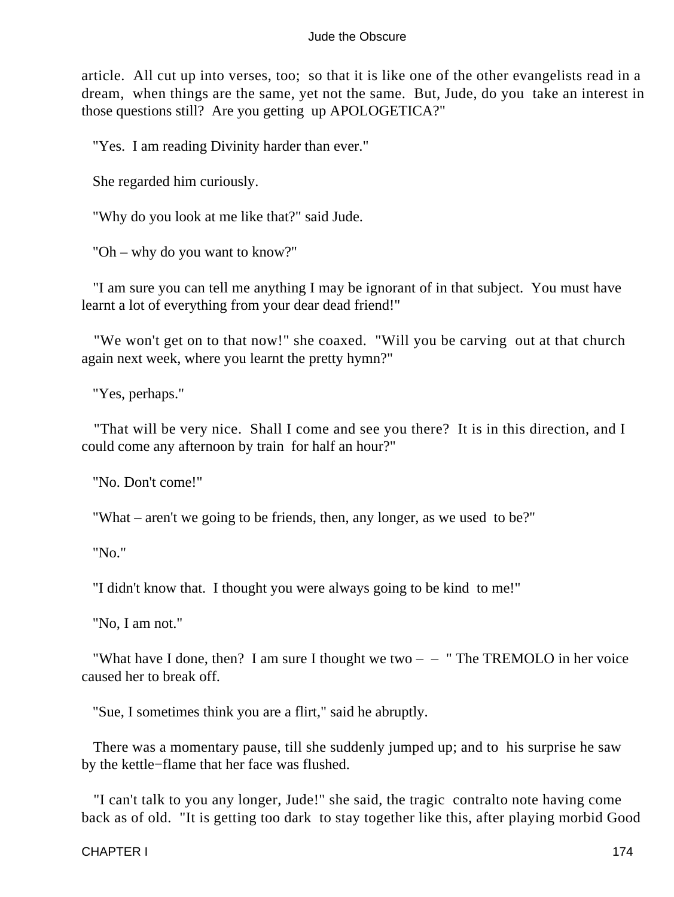article. All cut up into verses, too; so that it is like one of the other evangelists read in a dream, when things are the same, yet not the same. But, Jude, do you take an interest in those questions still? Are you getting up APOLOGETICA?"

"Yes. I am reading Divinity harder than ever."

She regarded him curiously.

"Why do you look at me like that?" said Jude.

"Oh – why do you want to know?"

"I am sure you can tell me anything I may be ignorant of in that subject. You must have learnt a lot of everything from your dear dead friend!"

"We won't get on to that now!" she coaxed. "Will you be carving out at that church again next week, where you learnt the pretty hymn?"

"Yes, perhaps."

"That will be very nice. Shall I come and see you there? It is in this direction, and I could come any afternoon by train for half an hour?"

"No. Don't come!"

"What – aren't we going to be friends, then, any longer, as we used to be?"

"No."

"I didn't know that. I thought you were always going to be kind to me!"

"No, I am not."

"What have I done, then? I am sure I thought we two – – " The TREMOLO in her voice caused her to break off.

"Sue, I sometimes think you are a flirt," said he abruptly.

There was a momentary pause, till she suddenly jumped up; and to his surprise he saw by the kettle−flame that her face was flushed.

"I can't talk to you any longer, Jude!" she said, the tragic contralto note having come back as of old. "It is getting too dark to stay together like this, after playing morbid Good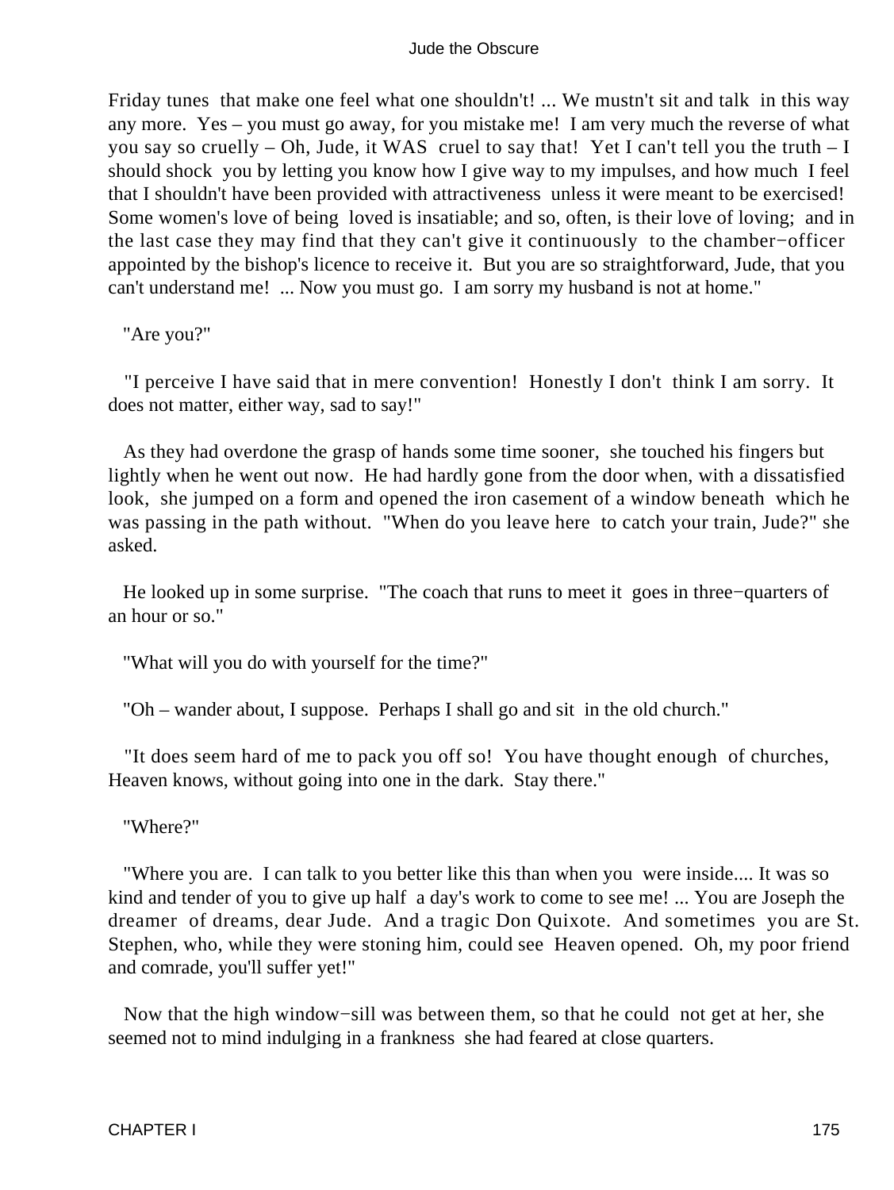Friday tunes that make one feel what one shouldn't! ... We mustn't sit and talk in this way any more. Yes – you must go away, for you mistake me! I am very much the reverse of what you say so cruelly – Oh, Jude, it WAS cruel to say that! Yet I can't tell you the truth – I should shock you by letting you know how I give way to my impulses, and how much I feel that I shouldn't have been provided with attractiveness unless it were meant to be exercised! Some women's love of being loved is insatiable; and so, often, is their love of loving; and in the last case they may find that they can't give it continuously to the chamber−officer appointed by the bishop's licence to receive it. But you are so straightforward, Jude, that you can't understand me! ... Now you must go. I am sorry my husband is not at home."

"Are you?"

"I perceive I have said that in mere convention! Honestly I don't think I am sorry. It does not matter, either way, sad to say!"

As they had overdone the grasp of hands some time sooner, she touched his fingers but lightly when he went out now. He had hardly gone from the door when, with a dissatisfied look, she jumped on a form and opened the iron casement of a window beneath which he was passing in the path without. "When do you leave here to catch your train, Jude?" she asked.

He looked up in some surprise. "The coach that runs to meet it goes in three−quarters of an hour or so."

"What will you do with yourself for the time?"

"Oh – wander about, I suppose. Perhaps I shall go and sit in the old church."

"It does seem hard of me to pack you off so! You have thought enough of churches, Heaven knows, without going into one in the dark. Stay there."

"Where?"

"Where you are. I can talk to you better like this than when you were inside.... It was so kind and tender of you to give up half a day's work to come to see me! ... You are Joseph the dreamer of dreams, dear Jude. And a tragic Don Quixote. And sometimes you are St. Stephen, who, while they were stoning him, could see Heaven opened. Oh, my poor friend and comrade, you'll suffer yet!"

Now that the high window−sill was between them, so that he could not get at her, she seemed not to mind indulging in a frankness she had feared at close quarters.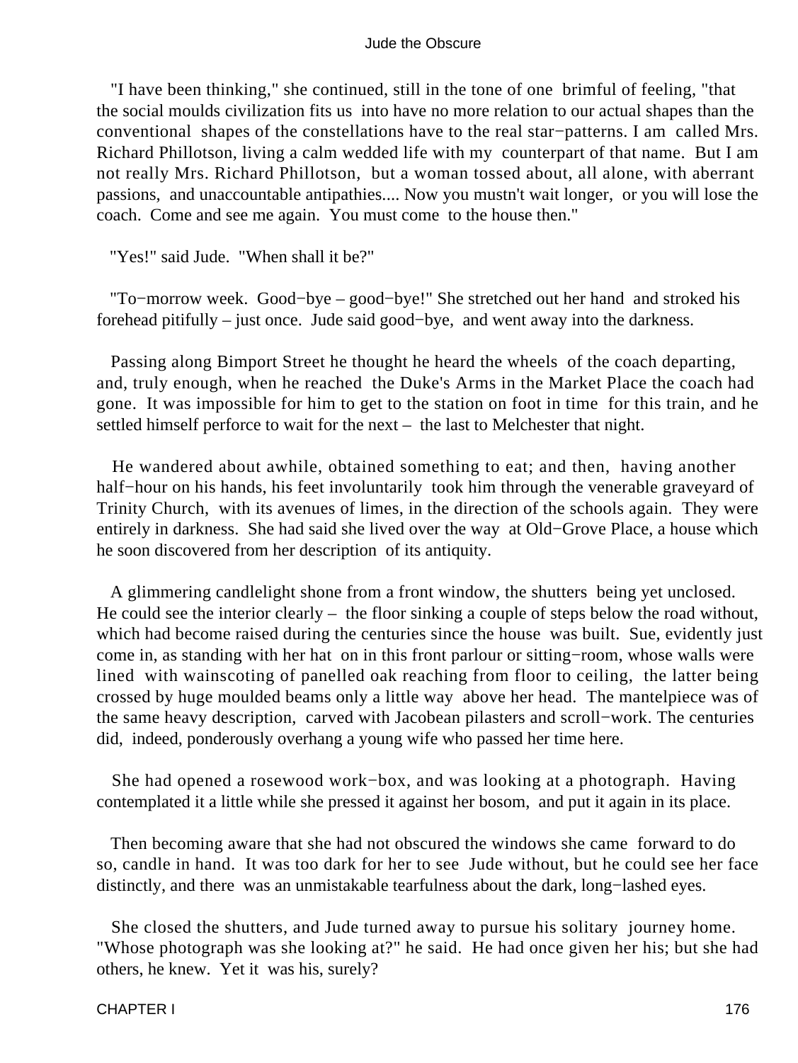"I have been thinking," she continued, still in the tone of one brimful of feeling, "that the social moulds civilization fits us into have no more relation to our actual shapes than the conventional shapes of the constellations have to the real star−patterns. I am called Mrs. Richard Phillotson, living a calm wedded life with my counterpart of that name. But I am not really Mrs. Richard Phillotson, but a woman tossed about, all alone, with aberrant passions, and unaccountable antipathies.... Now you mustn't wait longer, or you will lose the coach. Come and see me again. You must come to the house then."

"Yes!" said Jude. "When shall it be?"

"To−morrow week. Good−bye – good−bye!" She stretched out her hand and stroked his forehead pitifully – just once. Jude said good−bye, and went away into the darkness.

Passing along Bimport Street he thought he heard the wheels of the coach departing, and, truly enough, when he reached the Duke's Arms in the Market Place the coach had gone. It was impossible for him to get to the station on foot in time for this train, and he settled himself perforce to wait for the next – the last to Melchester that night.

He wandered about awhile, obtained something to eat; and then, having another half−hour on his hands, his feet involuntarily took him through the venerable graveyard of Trinity Church, with its avenues of limes, in the direction of the schools again. They were entirely in darkness. She had said she lived over the way at Old−Grove Place, a house which he soon discovered from her description of its antiquity.

A glimmering candlelight shone from a front window, the shutters being yet unclosed. He could see the interior clearly – the floor sinking a couple of steps below the road without, which had become raised during the centuries since the house was built. Sue, evidently just come in, as standing with her hat on in this front parlour or sitting−room, whose walls were lined with wainscoting of panelled oak reaching from floor to ceiling, the latter being crossed by huge moulded beams only a little way above her head. The mantelpiece was of the same heavy description, carved with Jacobean pilasters and scroll−work. The centuries did, indeed, ponderously overhang a young wife who passed her time here.

She had opened a rosewood work−box, and was looking at a photograph. Having contemplated it a little while she pressed it against her bosom, and put it again in its place.

Then becoming aware that she had not obscured the windows she came forward to do so, candle in hand. It was too dark for her to see Jude without, but he could see her face distinctly, and there was an unmistakable tearfulness about the dark, long−lashed eyes.

She closed the shutters, and Jude turned away to pursue his solitary journey home. "Whose photograph was she looking at?" he said. He had once given her his; but she had others, he knew. Yet it was his, surely?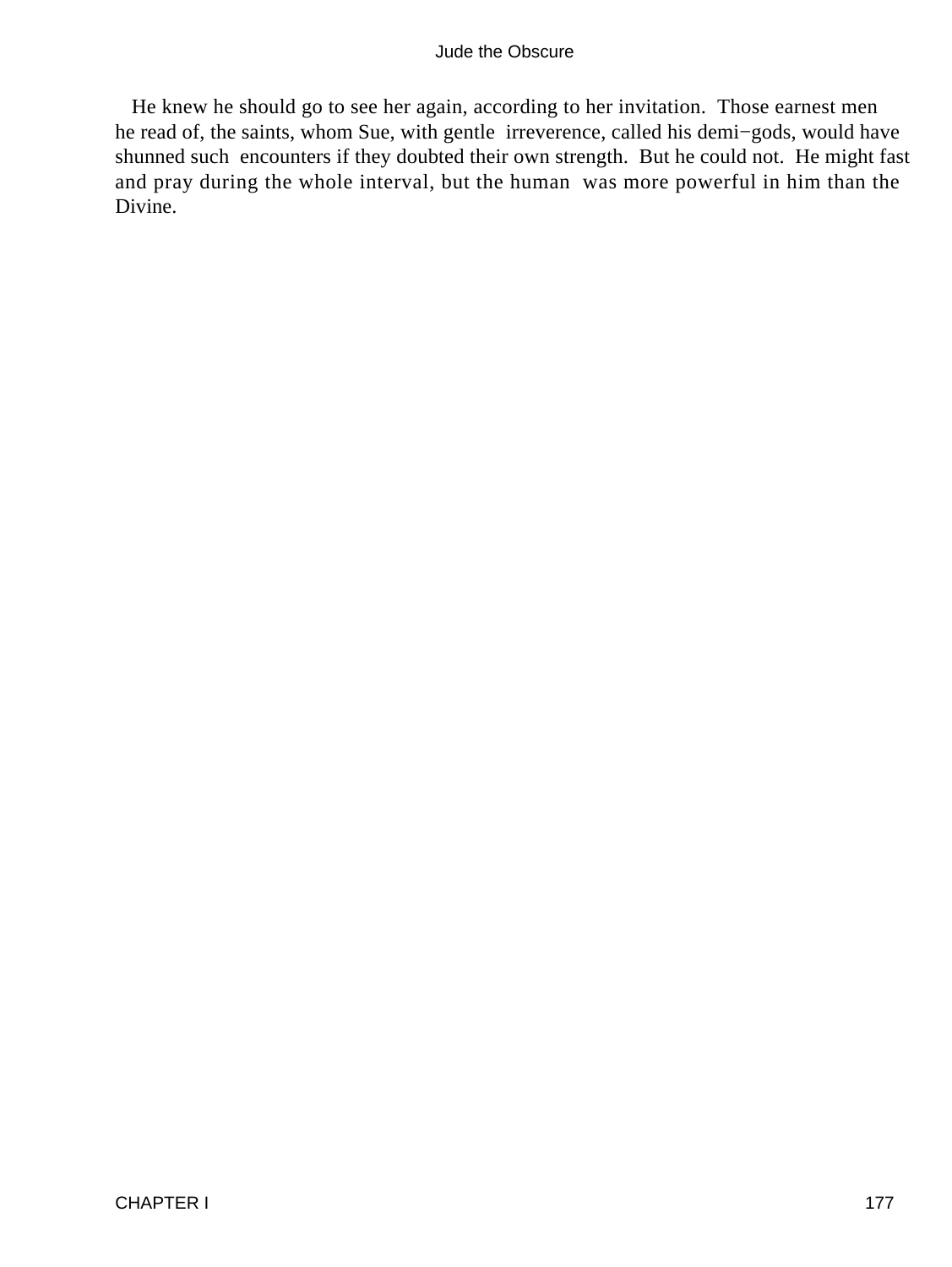He knew he should go to see her again, according to her invitation. Those earnest men he read of, the saints, whom Sue, with gentle irreverence, called his demi−gods, would have shunned such encounters if they doubted their own strength. But he could not. He might fast and pray during the whole interval, but the human was more powerful in him than the Divine.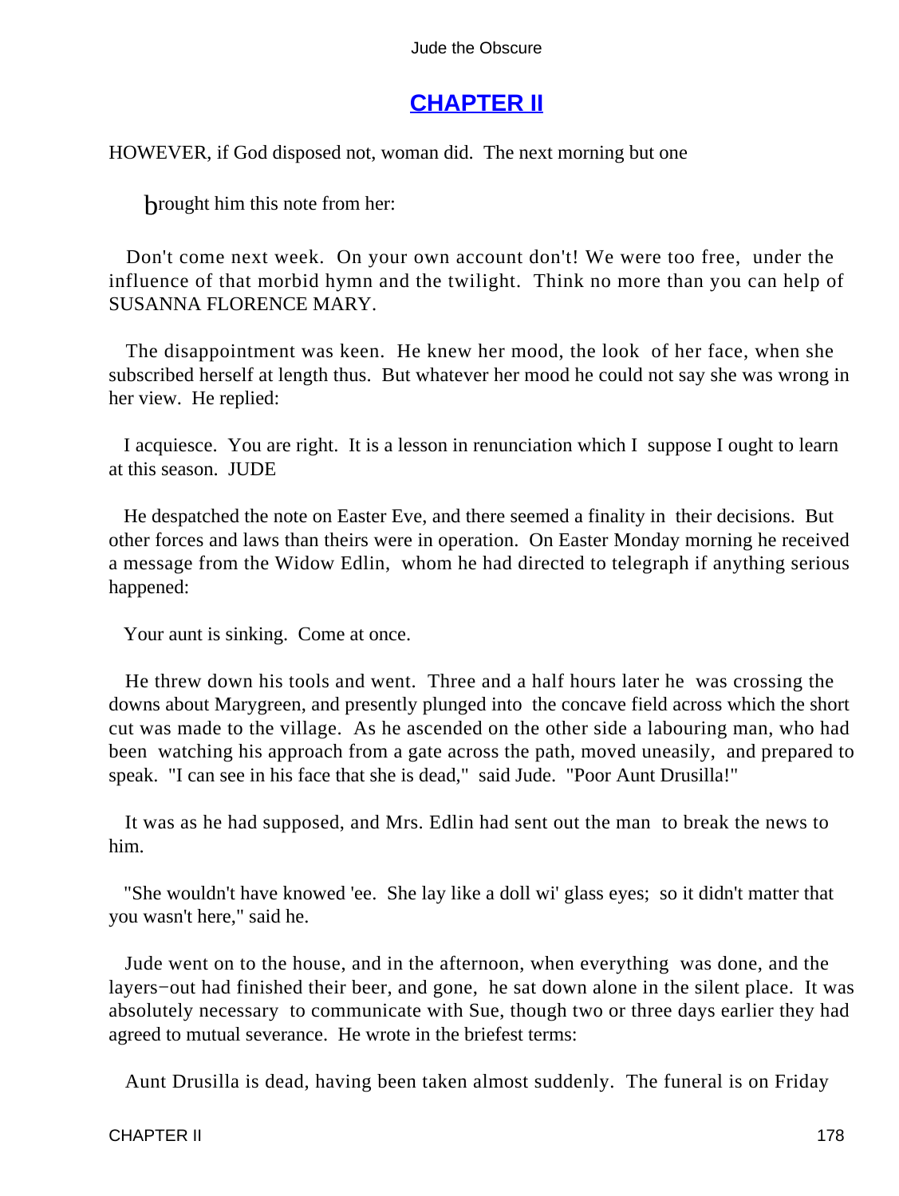## CHAPTER II

HOWEVER, if God disposed not, woman did. The next morning but one

brought him this note from her:

Don't come next week. On your own account don't! We were too free, under the influence of that morbid hymn and the twilight. Think no more than you can help of SUSANNA FLORENCE MARY.

The disappointment was keen. He knew her mood, the look of her face, when she subscribed herself at length thus. But whatever her mood he could not say she was wrong in her view. He replied:

I acquiesce. You are right. It is a lesson in renunciation which I suppose I ought to learn at this season. JUDE

He despatched the note on Easter Eve, and there seemed a finality in their decisions. But other forces and laws than theirs were in operation. On Easter Monday morning he received a message from the Widow Edlin, whom he had directed to telegraph if anything serious happened:

Your aunt is sinking. Come at once.

He threw down his tools and went. Three and a half hours later he was crossing the downs about Marygreen, and presently plunged into the concave field across which the short cut was made to the village. As he ascended on the other side a labouring man, who had been watching his approach from a gate across the path, moved uneasily, and prepared to speak. "I can see in his face that she is dead," said Jude. "Poor Aunt Drusilla!"

It was as he had supposed, and Mrs. Edlin had sent out the man to break the news to him.

"She wouldn't have knowed 'ee. She lay like a doll wi' glass eyes; so it didn't matter that you wasn't here," said he.

Jude went on to the house, and in the afternoon, when everything was done, and the layers−out had finished their beer, and gone, he sat down alone in the silent place. It was absolutely necessary to communicate with Sue, though two or three days earlier they had agreed to mutual severance. He wrote in the briefest terms:

Aunt Drusilla is dead, having been taken almost suddenly. The funeral is on Friday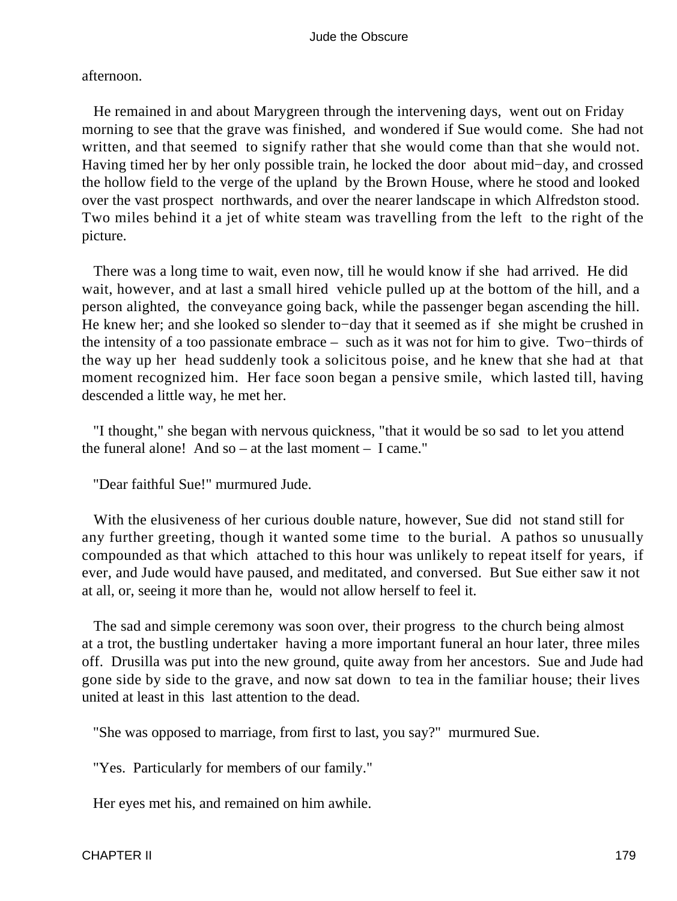afternoon.

He remained in and about Marygreen through the intervening days, went out on Friday morning to see that the grave was finished, and wondered if Sue would come. She had not written, and that seemed to signify rather that she would come than that she would not. Having timed her by her only possible train, he locked the door about mid−day, and crossed the hollow field to the verge of the upland by the Brown House, where he stood and looked over the vast prospect northwards, and over the nearer landscape in which Alfredston stood. Two miles behind it a jet of white steam was travelling from the left to the right of the picture.

There was a long time to wait, even now, till he would know if she had arrived. He did wait, however, and at last a small hired vehicle pulled up at the bottom of the hill, and a person alighted, the conveyance going back, while the passenger began ascending the hill. He knew her; and she looked so slender to−day that it seemed as if she might be crushed in the intensity of a too passionate embrace – such as it was not for him to give. Two−thirds of the way up her head suddenly took a solicitous poise, and he knew that she had at that moment recognized him. Her face soon began a pensive smile, which lasted till, having descended a little way, he met her.

"I thought," she began with nervous quickness, "that it would be so sad to let you attend the funeral alone! And so – at the last moment – I came."

"Dear faithful Sue!" murmured Jude.

With the elusiveness of her curious double nature, however, Sue did not stand still for any further greeting, though it wanted some time to the burial. A pathos so unusually compounded as that which attached to this hour was unlikely to repeat itself for years, if ever, and Jude would have paused, and meditated, and conversed. But Sue either saw it not at all, or, seeing it more than he, would not allow herself to feel it.

The sad and simple ceremony was soon over, their progress to the church being almost at a trot, the bustling undertaker having a more important funeral an hour later, three miles off. Drusilla was put into the new ground, quite away from her ancestors. Sue and Jude had gone side by side to the grave, and now sat down to tea in the familiar house; their lives united at least in this last attention to the dead.

"She was opposed to marriage, from first to last, you say?" murmured Sue.

"Yes. Particularly for members of our family."

Her eyes met his, and remained on him awhile.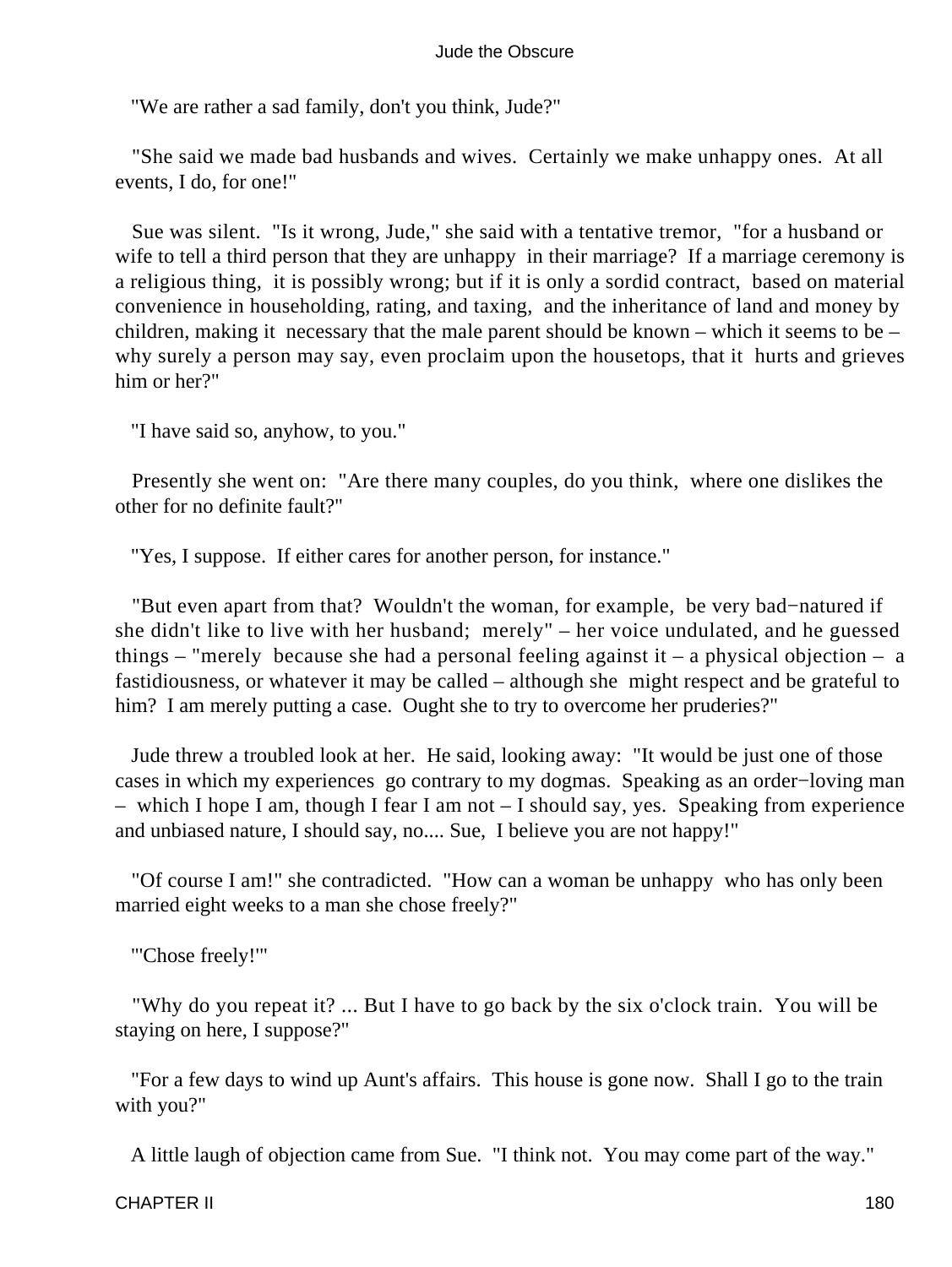"We are rather a sad family, don't you think, Jude?"

"She said we made bad husbands and wives. Certainly we make unhappy ones. At all events, I do, for one!"

Sue was silent. "Is it wrong, Jude," she said with a tentative tremor, "for a husband or wife to tell a third person that they are unhappy in their marriage? If a marriage ceremony is a religious thing, it is possibly wrong; but if it is only a sordid contract, based on material convenience in householding, rating, and taxing, and the inheritance of land and money by children, making it necessary that the male parent should be known – which it seems to be – why surely a person may say, even proclaim upon the housetops, that it hurts and grieves him or her?"

"I have said so, anyhow, to you."

Presently she went on: "Are there many couples, do you think, where one dislikes the other for no definite fault?"

"Yes, I suppose. If either cares for another person, for instance."

"But even apart from that? Wouldn't the woman, for example, be very bad−natured if she didn't like to live with her husband; merely" – her voice undulated, and he guessed things – "merely because she had a personal feeling against it – a physical objection – a fastidiousness, or whatever it may be called – although she might respect and be grateful to him? I am merely putting a case. Ought she to try to overcome her pruderies?"

Jude threw a troubled look at her. He said, looking away: "It would be just one of those cases in which my experiences go contrary to my dogmas. Speaking as an order−loving man – which I hope I am, though I fear I am not – I should say, yes. Speaking from experience and unbiased nature, I should say, no.... Sue, I believe you are not happy!"

"Of course I am!" she contradicted. "How can a woman be unhappy who has only been married eight weeks to a man she chose freely?"

"'Chose freely!'"

"Why do you repeat it? ... But I have to go back by the six o'clock train. You will be staying on here, I suppose?"

"For a few days to wind up Aunt's affairs. This house is gone now. Shall I go to the train with you?"

A little laugh of objection came from Sue. "I think not. You may come part of the way."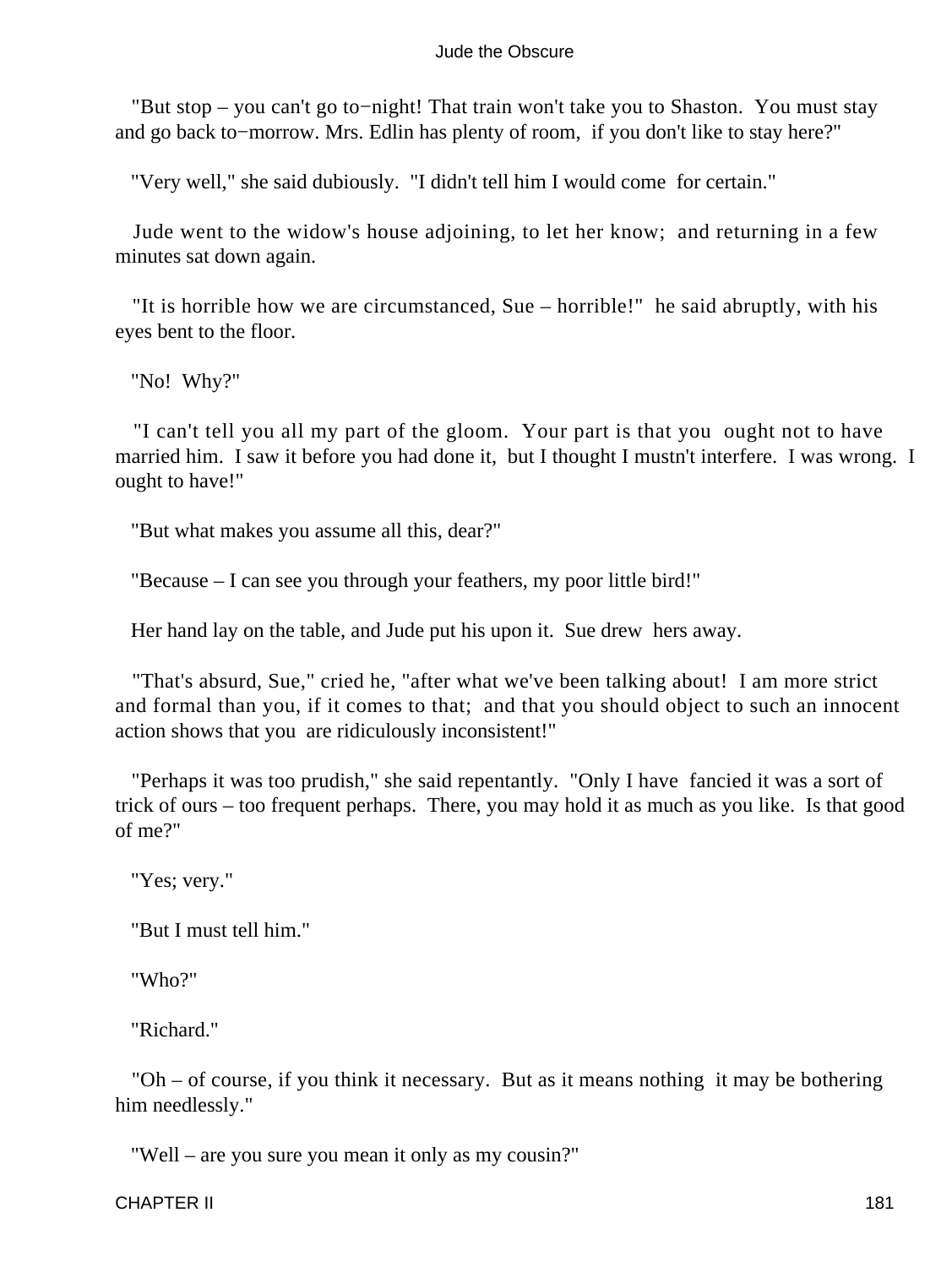"But stop – you can't go to−night! That train won't take you to Shaston. You must stay and go back to−morrow. Mrs. Edlin has plenty of room, if you don't like to stay here?"

"Very well," she said dubiously. "I didn't tell him I would come for certain."

Jude went to the widow's house adjoining, to let her know; and returning in a few minutes sat down again.

"It is horrible how we are circumstanced, Sue – horrible!" he said abruptly, with his eyes bent to the floor.

"No! Why?"

"I can't tell you all my part of the gloom. Your part is that you ought not to have married him. I saw it before you had done it, but I thought I mustn't interfere. I was wrong. I ought to have!"

"But what makes you assume all this, dear?"

"Because – I can see you through your feathers, my poor little bird!"

Her hand lay on the table, and Jude put his upon it. Sue drew hers away.

"That's absurd, Sue," cried he, "after what we've been talking about! I am more strict and formal than you, if it comes to that; and that you should object to such an innocent action shows that you are ridiculously inconsistent!"

"Perhaps it was too prudish," she said repentantly. "Only I have fancied it was a sort of trick of ours – too frequent perhaps. There, you may hold it as much as you like. Is that good of me?"

"Yes; very."

"But I must tell him."

"Who?"

"Richard."

"Oh – of course, if you think it necessary. But as it means nothing it may be bothering him needlessly."

"Well – are you sure you mean it only as my cousin?"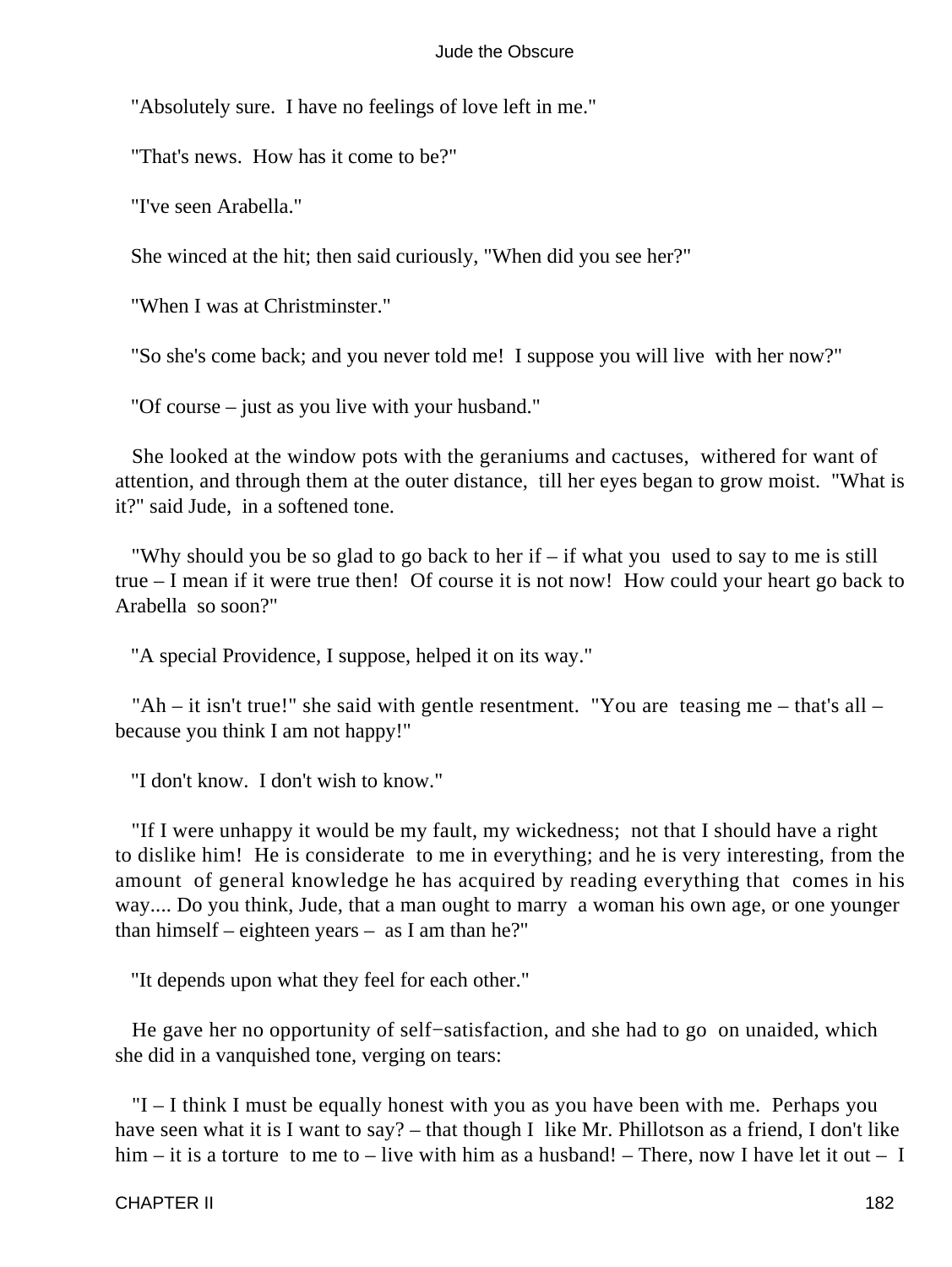"Absolutely sure. I have no feelings of love left in me."

"That's news. How has it come to be?"

"I've seen Arabella."

She winced at the hit; then said curiously, "When did you see her?"

"When I was at Christminster."

"So she's come back; and you never told me! I suppose you will live with her now?"

"Of course – just as you live with your husband."

She looked at the window pots with the geraniums and cactuses, withered for want of attention, and through them at the outer distance, till her eyes began to grow moist. "What is it?" said Jude, in a softened tone.

"Why should you be so glad to go back to her if – if what you used to say to me is still true – I mean if it were true then! Of course it is not now! How could your heart go back to Arabella so soon?"

"A special Providence, I suppose, helped it on its way."

"Ah – it isn't true!" she said with gentle resentment. "You are teasing me – that's all – because you think I am not happy!"

"I don't know. I don't wish to know."

"If I were unhappy it would be my fault, my wickedness; not that I should have a right to dislike him! He is considerate to me in everything; and he is very interesting, from the amount of general knowledge he has acquired by reading everything that comes in his way.... Do you think, Jude, that a man ought to marry a woman his own age, or one younger than himself – eighteen years – as I am than he?"

"It depends upon what they feel for each other."

He gave her no opportunity of self−satisfaction, and she had to go on unaided, which she did in a vanquished tone, verging on tears:

"I – I think I must be equally honest with you as you have been with me. Perhaps you have seen what it is I want to say? – that though I like Mr. Phillotson as a friend, I don't like him – it is a torture to me to – live with him as a husband! – There, now I have let it out – I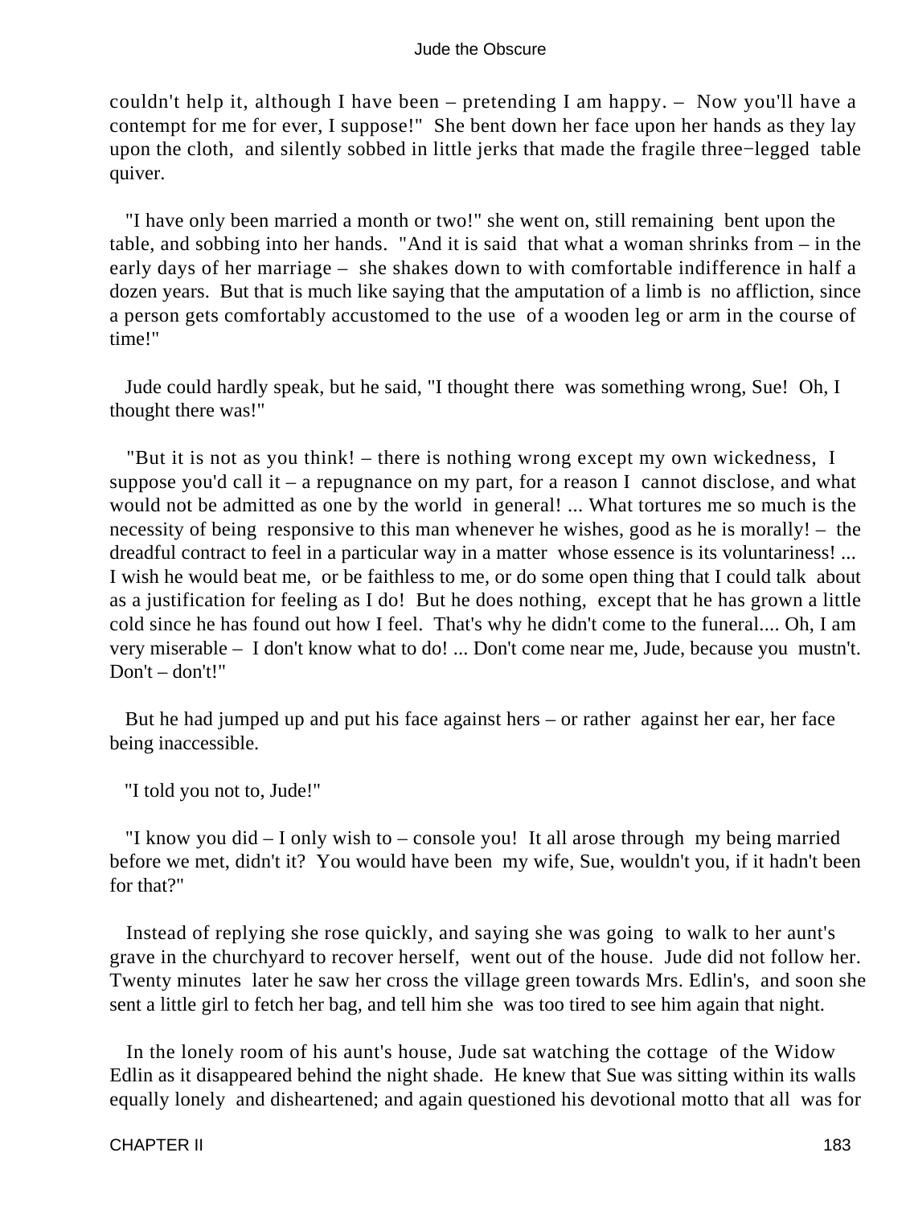couldn't help it, although I have been – pretending I am happy. – Now you'll have a contempt for me for ever, I suppose!" She bent down her face upon her hands as they lay upon the cloth, and silently sobbed in little jerks that made the fragile three−legged table quiver.

"I have only been married a month or two!" she went on, still remaining bent upon the table, and sobbing into her hands. "And it is said that what a woman shrinks from – in the early days of her marriage – she shakes down to with comfortable indifference in half a dozen years. But that is much like saying that the amputation of a limb is no affliction, since a person gets comfortably accustomed to the use of a wooden leg or arm in the course of time!"

Jude could hardly speak, but he said, "I thought there was something wrong, Sue! Oh, I thought there was!"

"But it is not as you think! – there is nothing wrong except my own wickedness, I suppose you'd call it – a repugnance on my part, for a reason I cannot disclose, and what would not be admitted as one by the world in general! ... What tortures me so much is the necessity of being responsive to this man whenever he wishes, good as he is morally! – the dreadful contract to feel in a particular way in a matter whose essence is its voluntariness! ... I wish he would beat me, or be faithless to me, or do some open thing that I could talk about as a justification for feeling as I do! But he does nothing, except that he has grown a little cold since he has found out how I feel. That's why he didn't come to the funeral.... Oh, I am very miserable – I don't know what to do! ... Don't come near me, Jude, because you mustn't. Don't – don't!"

But he had jumped up and put his face against hers – or rather against her ear, her face being inaccessible.

"I told you not to, Jude!"

"I know you did – I only wish to – console you! It all arose through my being married before we met, didn't it? You would have been my wife, Sue, wouldn't you, if it hadn't been for that?"

Instead of replying she rose quickly, and saying she was going to walk to her aunt's grave in the churchyard to recover herself, went out of the house. Jude did not follow her. Twenty minutes later he saw her cross the village green towards Mrs. Edlin's, and soon she sent a little girl to fetch her bag, and tell him she was too tired to see him again that night.

In the lonely room of his aunt's house, Jude sat watching the cottage of the Widow Edlin as it disappeared behind the night shade. He knew that Sue was sitting within its walls equally lonely and disheartened; and again questioned his devotional motto that all was for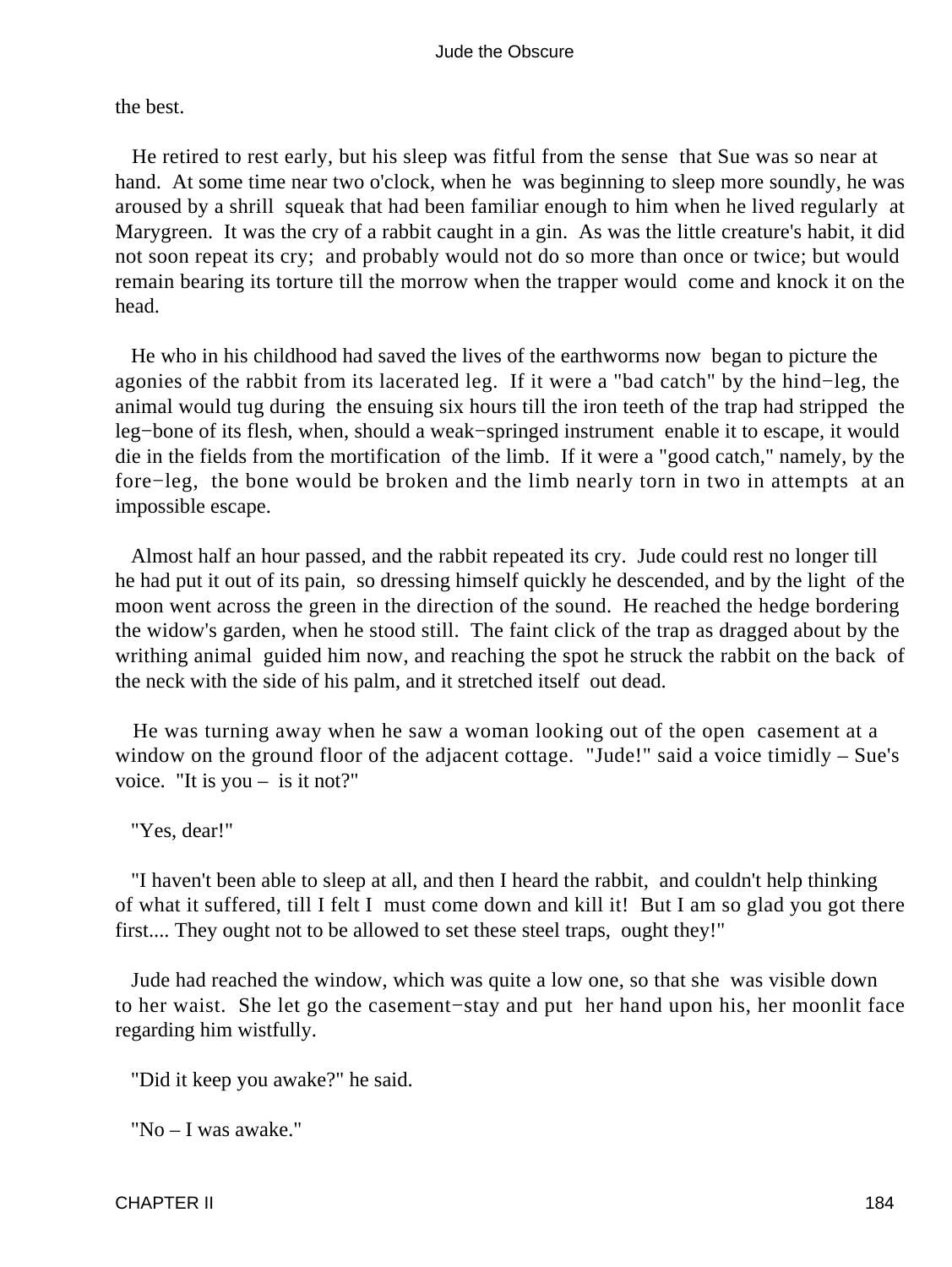the best.

He retired to rest early, but his sleep was fitful from the sense that Sue was so near at hand. At some time near two o'clock, when he was beginning to sleep more soundly, he was aroused by a shrill squeak that had been familiar enough to him when he lived regularly at Marygreen. It was the cry of a rabbit caught in a gin. As was the little creature's habit, it did not soon repeat its cry; and probably would not do so more than once or twice; but would remain bearing its torture till the morrow when the trapper would come and knock it on the head.

He who in his childhood had saved the lives of the earthworms now began to picture the agonies of the rabbit from its lacerated leg. If it were a "bad catch" by the hind−leg, the animal would tug during the ensuing six hours till the iron teeth of the trap had stripped the leg−bone of its flesh, when, should a weak−springed instrument enable it to escape, it would die in the fields from the mortification of the limb. If it were a "good catch," namely, by the fore−leg, the bone would be broken and the limb nearly torn in two in attempts at an impossible escape.

Almost half an hour passed, and the rabbit repeated its cry. Jude could rest no longer till he had put it out of its pain, so dressing himself quickly he descended, and by the light of the moon went across the green in the direction of the sound. He reached the hedge bordering the widow's garden, when he stood still. The faint click of the trap as dragged about by the writhing animal guided him now, and reaching the spot he struck the rabbit on the back of the neck with the side of his palm, and it stretched itself out dead.

He was turning away when he saw a woman looking out of the open casement at a window on the ground floor of the adjacent cottage. "Jude!" said a voice timidly – Sue's voice. "It is you – is it not?"

"Yes, dear!"

"I haven't been able to sleep at all, and then I heard the rabbit, and couldn't help thinking of what it suffered, till I felt I must come down and kill it! But I am so glad you got there first.... They ought not to be allowed to set these steel traps, ought they!"

Jude had reached the window, which was quite a low one, so that she was visible down to her waist. She let go the casement−stay and put her hand upon his, her moonlit face regarding him wistfully.

"Did it keep you awake?" he said.

"No – I was awake."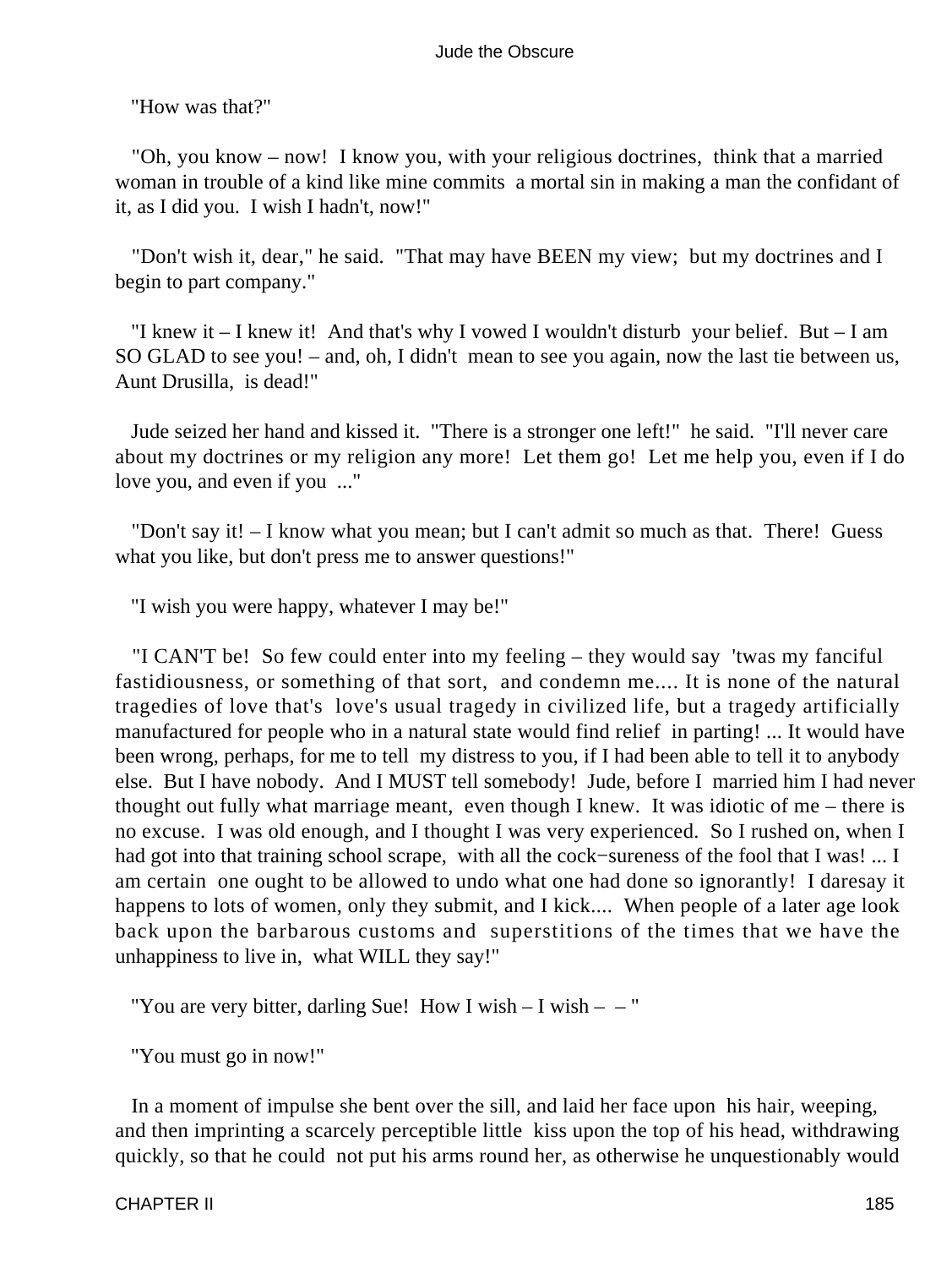"How was that?"

"Oh, you know – now! I know you, with your religious doctrines, think that a married woman in trouble of a kind like mine commits a mortal sin in making a man the confidant of it, as I did you. I wish I hadn't, now!"

"Don't wish it, dear," he said. "That may have BEEN my view; but my doctrines and I begin to part company."

"I knew it – I knew it! And that's why I vowed I wouldn't disturb your belief. But – I am SO GLAD to see you! – and, oh, I didn't mean to see you again, now the last tie between us, Aunt Drusilla, is dead!"

Jude seized her hand and kissed it. "There is a stronger one left!" he said. "I'll never care about my doctrines or my religion any more! Let them go! Let me help you, even if I do love you, and even if you ..."

"Don't say it! – I know what you mean; but I can't admit so much as that. There! Guess what you like, but don't press me to answer questions!"

"I wish you were happy, whatever I may be!"

"I CAN'T be! So few could enter into my feeling – they would say 'twas my fanciful fastidiousness, or something of that sort, and condemn me.... It is none of the natural tragedies of love that's love's usual tragedy in civilized life, but a tragedy artificially manufactured for people who in a natural state would find relief in parting! ... It would have been wrong, perhaps, for me to tell my distress to you, if I had been able to tell it to anybody else. But I have nobody. And I MUST tell somebody! Jude, before I married him I had never thought out fully what marriage meant, even though I knew. It was idiotic of me – there is no excuse. I was old enough, and I thought I was very experienced. So I rushed on, when I had got into that training school scrape, with all the cock−sureness of the fool that I was! ... I am certain one ought to be allowed to undo what one had done so ignorantly! I daresay it happens to lots of women, only they submit, and I kick.... When people of a later age look back upon the barbarous customs and superstitions of the times that we have the unhappiness to live in, what WILL they say!"

"You are very bitter, darling Sue! How I wish – I wish – – "

"You must go in now!"

In a moment of impulse she bent over the sill, and laid her face upon his hair, weeping, and then imprinting a scarcely perceptible little kiss upon the top of his head, withdrawing quickly, so that he could not put his arms round her, as otherwise he unquestionably would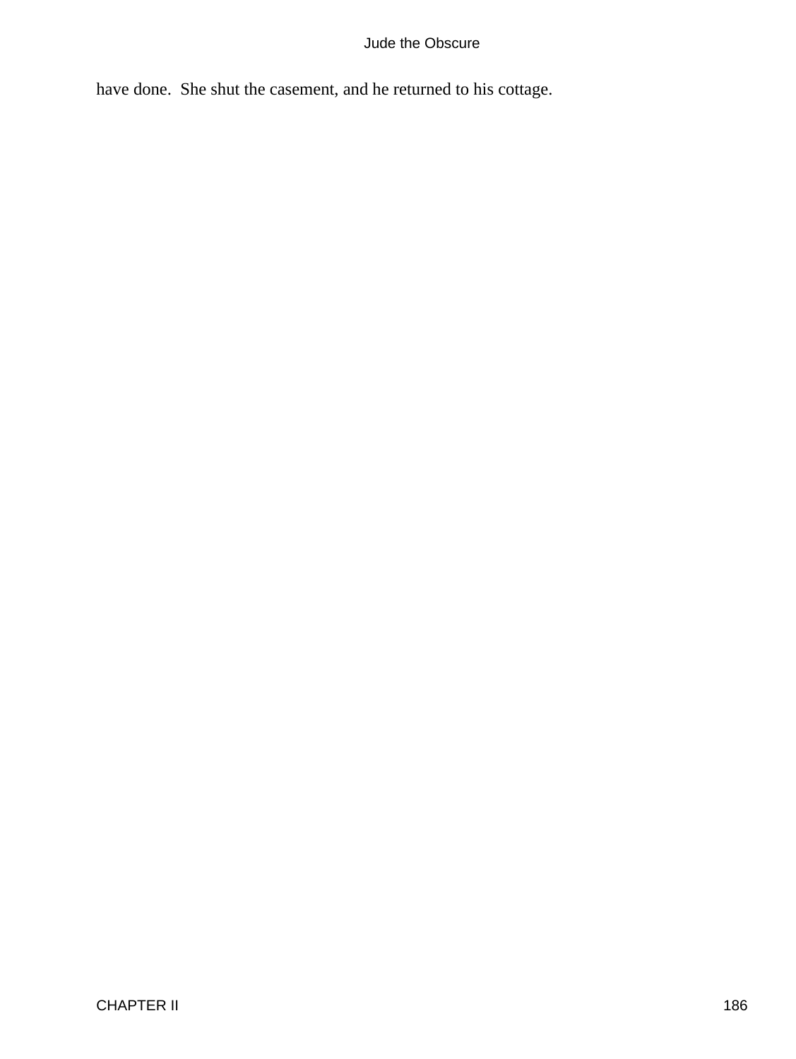have done.  She shut the casement, and he returned to his cottage.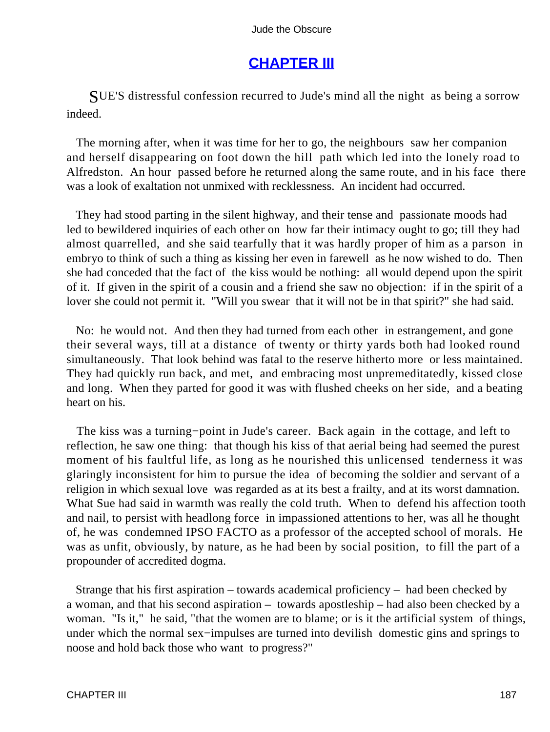## CHAPTER III

SUE'S distressful confession recurred to Jude's mind all the night as being a sorrow indeed.

The morning after, when it was time for her to go, the neighbours saw her companion and herself disappearing on foot down the hill path which led into the lonely road to Alfredston. An hour passed before he returned along the same route, and in his face there was a look of exaltation not unmixed with recklessness. An incident had occurred.

They had stood parting in the silent highway, and their tense and passionate moods had led to bewildered inquiries of each other on how far their intimacy ought to go; till they had almost quarrelled, and she said tearfully that it was hardly proper of him as a parson in embryo to think of such a thing as kissing her even in farewell as he now wished to do. Then she had conceded that the fact of the kiss would be nothing: all would depend upon the spirit of it. If given in the spirit of a cousin and a friend she saw no objection: if in the spirit of a lover she could not permit it. "Will you swear that it will not be in that spirit?" she had said.

No: he would not. And then they had turned from each other in estrangement, and gone their several ways, till at a distance of twenty or thirty yards both had looked round simultaneously. That look behind was fatal to the reserve hitherto more or less maintained. They had quickly run back, and met, and embracing most unpremeditatedly, kissed close and long. When they parted for good it was with flushed cheeks on her side, and a beating heart on his.

The kiss was a turning−point in Jude's career. Back again in the cottage, and left to reflection, he saw one thing: that though his kiss of that aerial being had seemed the purest moment of his faultful life, as long as he nourished this unlicensed tenderness it was glaringly inconsistent for him to pursue the idea of becoming the soldier and servant of a religion in which sexual love was regarded as at its best a frailty, and at its worst damnation. What Sue had said in warmth was really the cold truth. When to defend his affection tooth and nail, to persist with headlong force in impassioned attentions to her, was all he thought of, he was condemned IPSO FACTO as a professor of the accepted school of morals. He was as unfit, obviously, by nature, as he had been by social position, to fill the part of a propounder of accredited dogma.

Strange that his first aspiration – towards academical proficiency – had been checked by a woman, and that his second aspiration – towards apostleship – had also been checked by a woman. "Is it," he said, "that the women are to blame; or is it the artificial system of things, under which the normal sex−impulses are turned into devilish domestic gins and springs to noose and hold back those who want to progress?"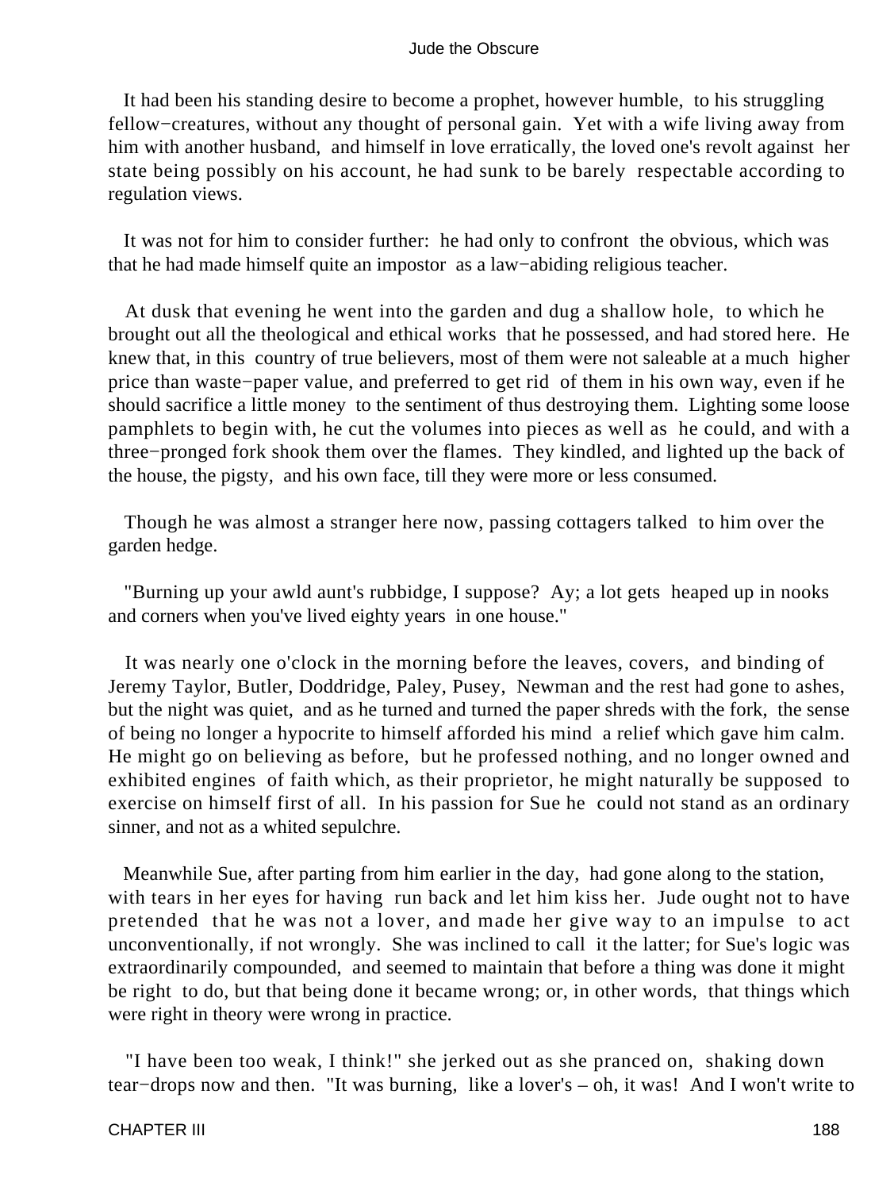It had been his standing desire to become a prophet, however humble, to his struggling fellow−creatures, without any thought of personal gain. Yet with a wife living away from him with another husband, and himself in love erratically, the loved one's revolt against her state being possibly on his account, he had sunk to be barely respectable according to regulation views.

It was not for him to consider further: he had only to confront the obvious, which was that he had made himself quite an impostor as a law−abiding religious teacher.

At dusk that evening he went into the garden and dug a shallow hole, to which he brought out all the theological and ethical works that he possessed, and had stored here. He knew that, in this country of true believers, most of them were not saleable at a much higher price than waste−paper value, and preferred to get rid of them in his own way, even if he should sacrifice a little money to the sentiment of thus destroying them. Lighting some loose pamphlets to begin with, he cut the volumes into pieces as well as he could, and with a three−pronged fork shook them over the flames. They kindled, and lighted up the back of the house, the pigsty, and his own face, till they were more or less consumed.

Though he was almost a stranger here now, passing cottagers talked to him over the garden hedge.

"Burning up your awld aunt's rubbidge, I suppose? Ay; a lot gets heaped up in nooks and corners when you've lived eighty years in one house."

It was nearly one o'clock in the morning before the leaves, covers, and binding of Jeremy Taylor, Butler, Doddridge, Paley, Pusey, Newman and the rest had gone to ashes, but the night was quiet, and as he turned and turned the paper shreds with the fork, the sense of being no longer a hypocrite to himself afforded his mind a relief which gave him calm. He might go on believing as before, but he professed nothing, and no longer owned and exhibited engines of faith which, as their proprietor, he might naturally be supposed to exercise on himself first of all. In his passion for Sue he could not stand as an ordinary sinner, and not as a whited sepulchre.

Meanwhile Sue, after parting from him earlier in the day, had gone along to the station, with tears in her eyes for having run back and let him kiss her. Jude ought not to have pretended that he was not a lover, and made her give way to an impulse to act unconventionally, if not wrongly. She was inclined to call it the latter; for Sue's logic was extraordinarily compounded, and seemed to maintain that before a thing was done it might be right to do, but that being done it became wrong; or, in other words, that things which were right in theory were wrong in practice.

"I have been too weak, I think!" she jerked out as she pranced on, shaking down tear−drops now and then. "It was burning, like a lover's – oh, it was! And I won't write to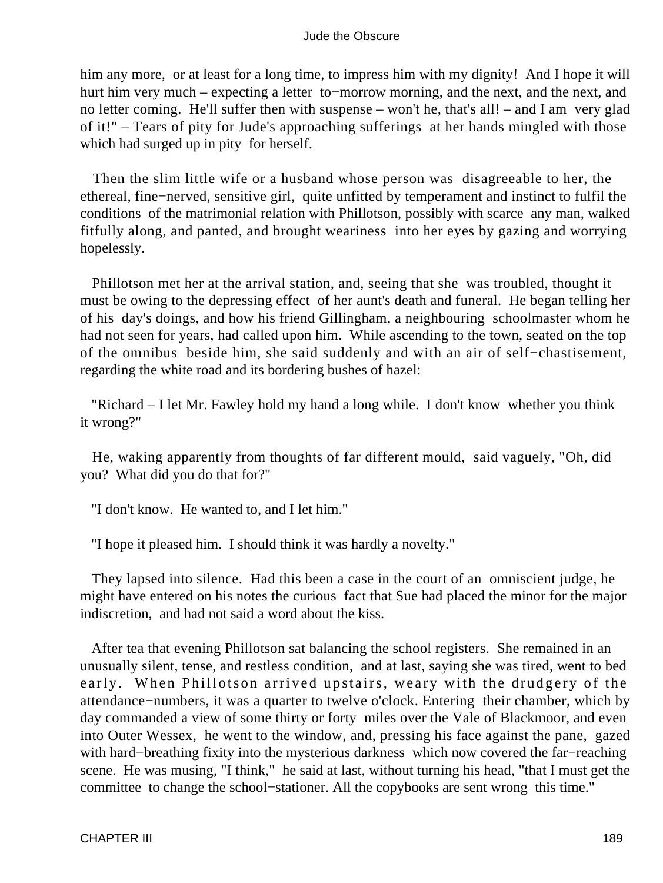him any more, or at least for a long time, to impress him with my dignity! And I hope it will hurt him very much – expecting a letter to−morrow morning, and the next, and the next, and no letter coming. He'll suffer then with suspense – won't he, that's all! – and I am very glad of it!" – Tears of pity for Jude's approaching sufferings at her hands mingled with those which had surged up in pity for herself.

Then the slim little wife or a husband whose person was disagreeable to her, the ethereal, fine−nerved, sensitive girl, quite unfitted by temperament and instinct to fulfil the conditions of the matrimonial relation with Phillotson, possibly with scarce any man, walked fitfully along, and panted, and brought weariness into her eyes by gazing and worrying hopelessly.

Phillotson met her at the arrival station, and, seeing that she was troubled, thought it must be owing to the depressing effect of her aunt's death and funeral. He began telling her of his day's doings, and how his friend Gillingham, a neighbouring schoolmaster whom he had not seen for years, had called upon him. While ascending to the town, seated on the top of the omnibus beside him, she said suddenly and with an air of self−chastisement, regarding the white road and its bordering bushes of hazel:

"Richard – I let Mr. Fawley hold my hand a long while. I don't know whether you think it wrong?"

He, waking apparently from thoughts of far different mould, said vaguely, "Oh, did you? What did you do that for?"

"I don't know. He wanted to, and I let him."

"I hope it pleased him. I should think it was hardly a novelty."

They lapsed into silence. Had this been a case in the court of an omniscient judge, he might have entered on his notes the curious fact that Sue had placed the minor for the major indiscretion, and had not said a word about the kiss.

After tea that evening Phillotson sat balancing the school registers. She remained in an unusually silent, tense, and restless condition, and at last, saying she was tired, went to bed early. When Phillotson arrived upstairs, weary with the drudgery of the attendance−numbers, it was a quarter to twelve o'clock. Entering their chamber, which by day commanded a view of some thirty or forty miles over the Vale of Blackmoor, and even into Outer Wessex, he went to the window, and, pressing his face against the pane, gazed with hard−breathing fixity into the mysterious darkness which now covered the far−reaching scene. He was musing, "I think," he said at last, without turning his head, "that I must get the committee to change the school−stationer. All the copybooks are sent wrong this time."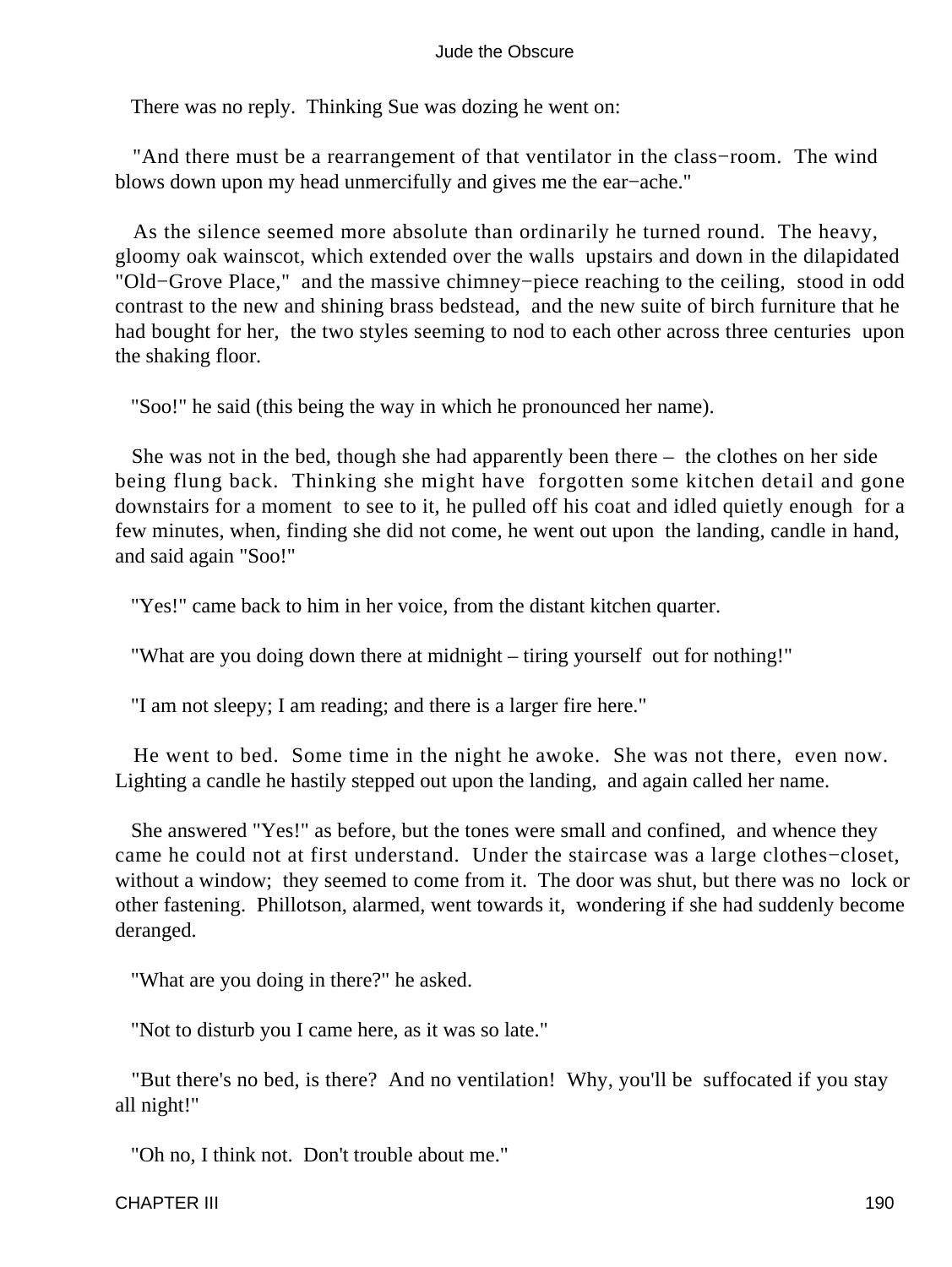There was no reply. Thinking Sue was dozing he went on:

"And there must be a rearrangement of that ventilator in the class−room. The wind blows down upon my head unmercifully and gives me the ear−ache."

As the silence seemed more absolute than ordinarily he turned round. The heavy, gloomy oak wainscot, which extended over the walls upstairs and down in the dilapidated "Old−Grove Place," and the massive chimney−piece reaching to the ceiling, stood in odd contrast to the new and shining brass bedstead, and the new suite of birch furniture that he had bought for her, the two styles seeming to nod to each other across three centuries upon the shaking floor.

"Soo!" he said (this being the way in which he pronounced her name).

She was not in the bed, though she had apparently been there – the clothes on her side being flung back. Thinking she might have forgotten some kitchen detail and gone downstairs for a moment to see to it, he pulled off his coat and idled quietly enough for a few minutes, when, finding she did not come, he went out upon the landing, candle in hand, and said again "Soo!"

"Yes!" came back to him in her voice, from the distant kitchen quarter.

"What are you doing down there at midnight – tiring yourself out for nothing!"

"I am not sleepy; I am reading; and there is a larger fire here."

He went to bed. Some time in the night he awoke. She was not there, even now. Lighting a candle he hastily stepped out upon the landing, and again called her name.

She answered "Yes!" as before, but the tones were small and confined, and whence they came he could not at first understand. Under the staircase was a large clothes−closet, without a window; they seemed to come from it. The door was shut, but there was no lock or other fastening. Phillotson, alarmed, went towards it, wondering if she had suddenly become deranged.

"What are you doing in there?" he asked.

"Not to disturb you I came here, as it was so late."

"But there's no bed, is there? And no ventilation! Why, you'll be suffocated if you stay all night!"

"Oh no, I think not. Don't trouble about me."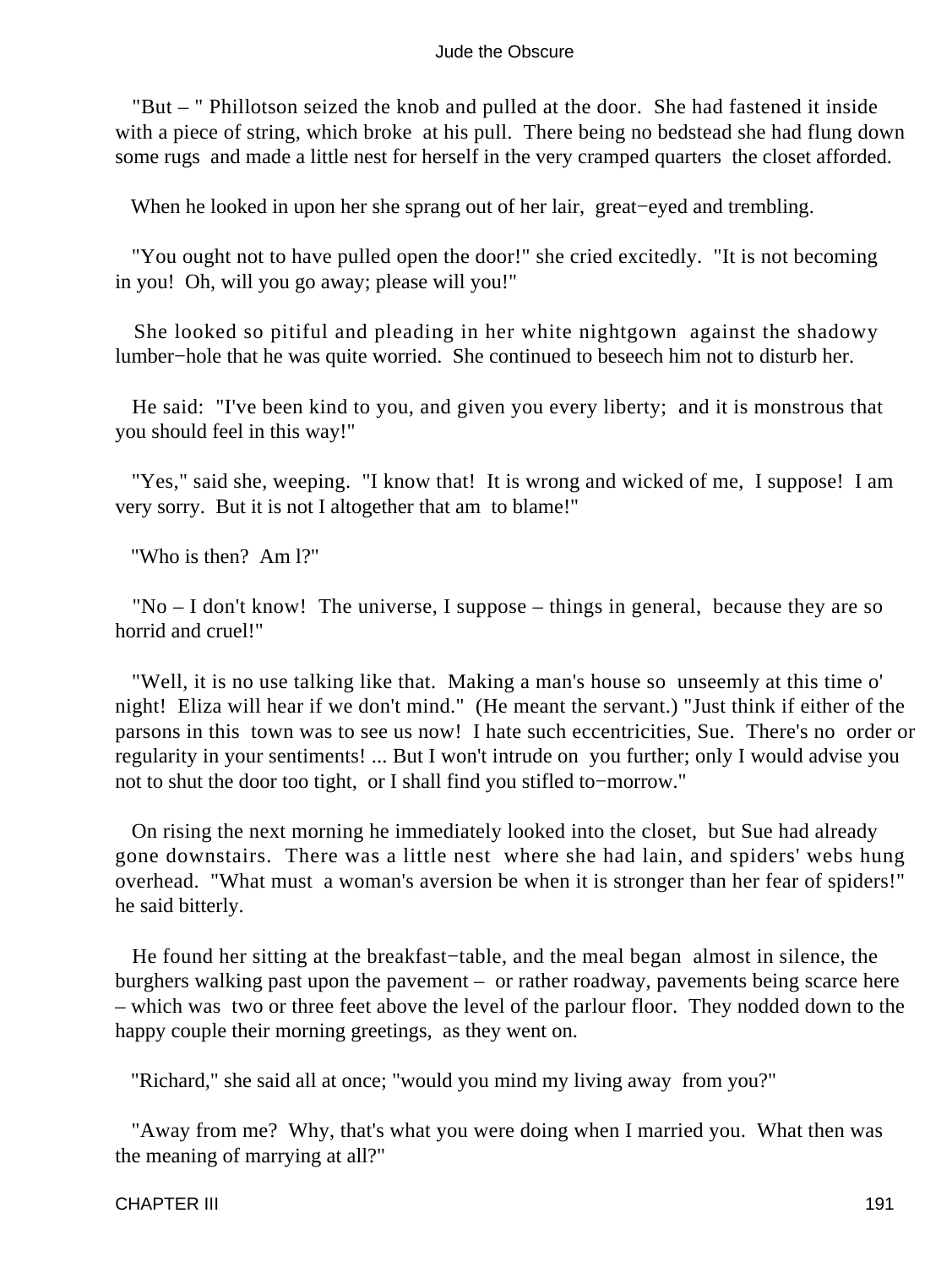"But – " Phillotson seized the knob and pulled at the door. She had fastened it inside with a piece of string, which broke at his pull. There being no bedstead she had flung down some rugs and made a little nest for herself in the very cramped quarters the closet afforded.

When he looked in upon her she sprang out of her lair, great−eyed and trembling.

"You ought not to have pulled open the door!" she cried excitedly. "It is not becoming in you! Oh, will you go away; please will you!"

She looked so pitiful and pleading in her white nightgown against the shadowy lumber−hole that he was quite worried. She continued to beseech him not to disturb her.

He said: "I've been kind to you, and given you every liberty; and it is monstrous that you should feel in this way!"

"Yes," said she, weeping. "I know that! It is wrong and wicked of me, I suppose! I am very sorry. But it is not I altogether that am to blame!"

"Who is then? Am I?"

"No – I don't know! The universe, I suppose – things in general, because they are so horrid and cruel!"

"Well, it is no use talking like that. Making a man's house so unseemly at this time o' night! Eliza will hear if we don't mind." (He meant the servant.) "Just think if either of the parsons in this town was to see us now! I hate such eccentricities, Sue. There's no order or regularity in your sentiments! ... But I won't intrude on you further; only I would advise you not to shut the door too tight, or I shall find you stifled to−morrow."

On rising the next morning he immediately looked into the closet, but Sue had already gone downstairs. There was a little nest where she had lain, and spiders' webs hung overhead. "What must a woman's aversion be when it is stronger than her fear of spiders!" he said bitterly.

He found her sitting at the breakfast−table, and the meal began almost in silence, the burghers walking past upon the pavement – or rather roadway, pavements being scarce here – which was two or three feet above the level of the parlour floor. They nodded down to the happy couple their morning greetings, as they went on.

"Richard," she said all at once; "would you mind my living away from you?"

"Away from me? Why, that's what you were doing when I married you. What then was the meaning of marrying at all?"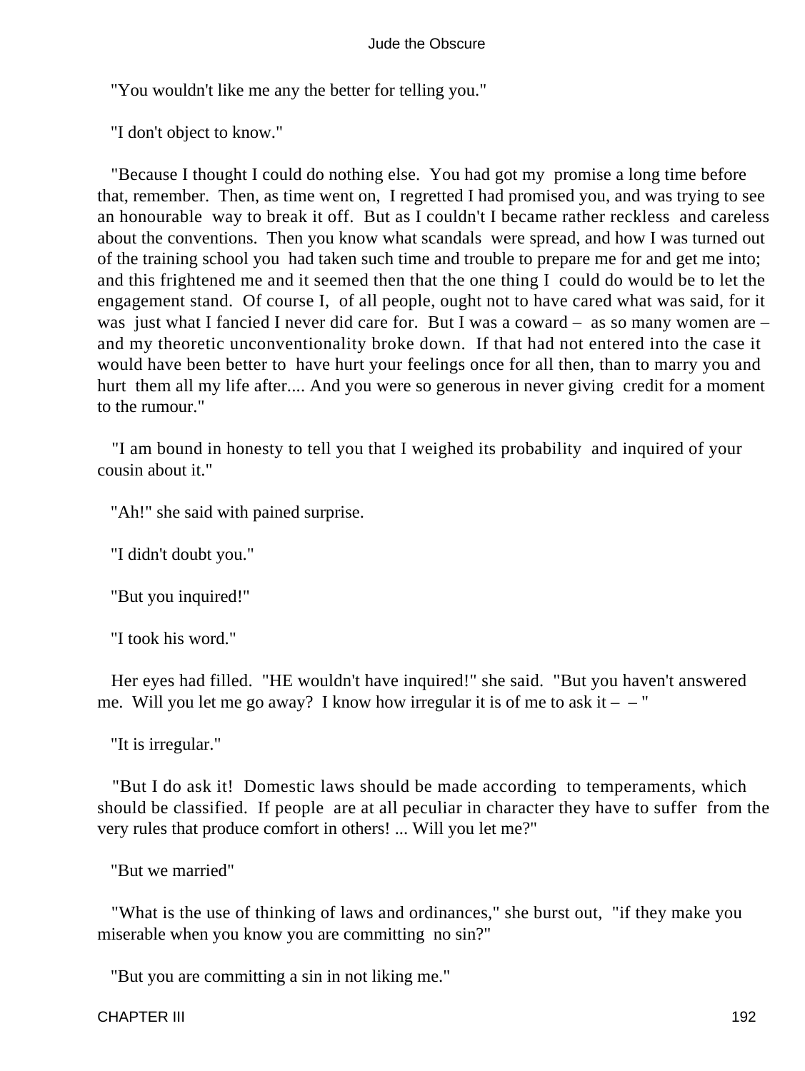"You wouldn't like me any the better for telling you."

"I don't object to know."

"Because I thought I could do nothing else. You had got my promise a long time before that, remember. Then, as time went on, I regretted I had promised you, and was trying to see an honourable way to break it off. But as I couldn't I became rather reckless and careless about the conventions. Then you know what scandals were spread, and how I was turned out of the training school you had taken such time and trouble to prepare me for and get me into; and this frightened me and it seemed then that the one thing I could do would be to let the engagement stand. Of course I, of all people, ought not to have cared what was said, for it was just what I fancied I never did care for. But I was a coward – as so many women are – and my theoretic unconventionality broke down. If that had not entered into the case it would have been better to have hurt your feelings once for all then, than to marry you and hurt them all my life after.... And you were so generous in never giving credit for a moment to the rumour."

"I am bound in honesty to tell you that I weighed its probability and inquired of your cousin about it."

"Ah!" she said with pained surprise.

"I didn't doubt you."

"But you inquired!"

"I took his word."

Her eyes had filled. "HE wouldn't have inquired!" she said. "But you haven't answered me. Will you let me go away? I know how irregular it is of me to ask it – – "

"It is irregular."

"But I do ask it! Domestic laws should be made according to temperaments, which should be classified. If people are at all peculiar in character they have to suffer from the very rules that produce comfort in others! ... Will you let me?"

"But we married"

"What is the use of thinking of laws and ordinances," she burst out, "if they make you miserable when you know you are committing no sin?"

"But you are committing a sin in not liking me."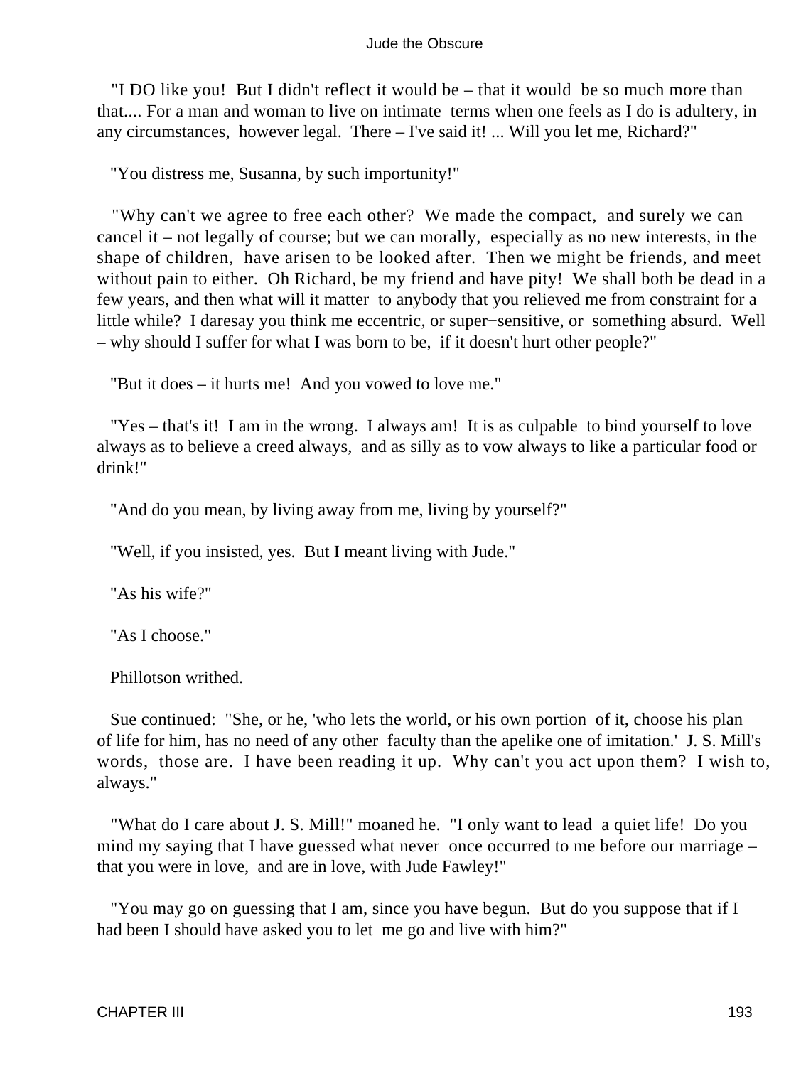"I DO like you!  But I didn't reflect it would be – that it would be so much more than that.... For a man and woman to live on intimate terms when one feels as I do is adultery, in any circumstances, however legal.  There – I've said it! ... Will you let me, Richard?"

"You distress me, Susanna, by such importunity!"

"Why can't we agree to free each other?  We made the compact, and surely we can cancel it – not legally of course; but we can morally, especially as no new interests, in the shape of children, have arisen to be looked after.  Then we might be friends, and meet without pain to either.  Oh Richard, be my friend and have pity!  We shall both be dead in a few years, and then what will it matter to anybody that you relieved me from constraint for a little while?  I daresay you think me eccentric, or super−sensitive, or something absurd.  Well – why should I suffer for what I was born to be, if it doesn't hurt other people?"

"But it does – it hurts me!  And you vowed to love me."

"Yes – that's it!  I am in the wrong.  I always am!  It is as culpable to bind yourself to love always as to believe a creed always, and as silly as to vow always to like a particular food or drink!"

"And do you mean, by living away from me, living by yourself?"

"Well, if you insisted, yes.  But I meant living with Jude."

"As his wife?"

"As I choose."

Phillotson writhed.

Sue continued:  "She, or he, 'who lets the world, or his own portion of it, choose his plan of life for him, has no need of any other faculty than the apelike one of imitation.'  J. S. Mill's words, those are.  I have been reading it up.  Why can't you act upon them?  I wish to, always."

"What do I care about J. S. Mill!" moaned he.  "I only want to lead a quiet life!  Do you mind my saying that I have guessed what never once occurred to me before our marriage – that you were in love, and are in love, with Jude Fawley!"

"You may go on guessing that I am, since you have begun.  But do you suppose that if I had been I should have asked you to let me go and live with him?"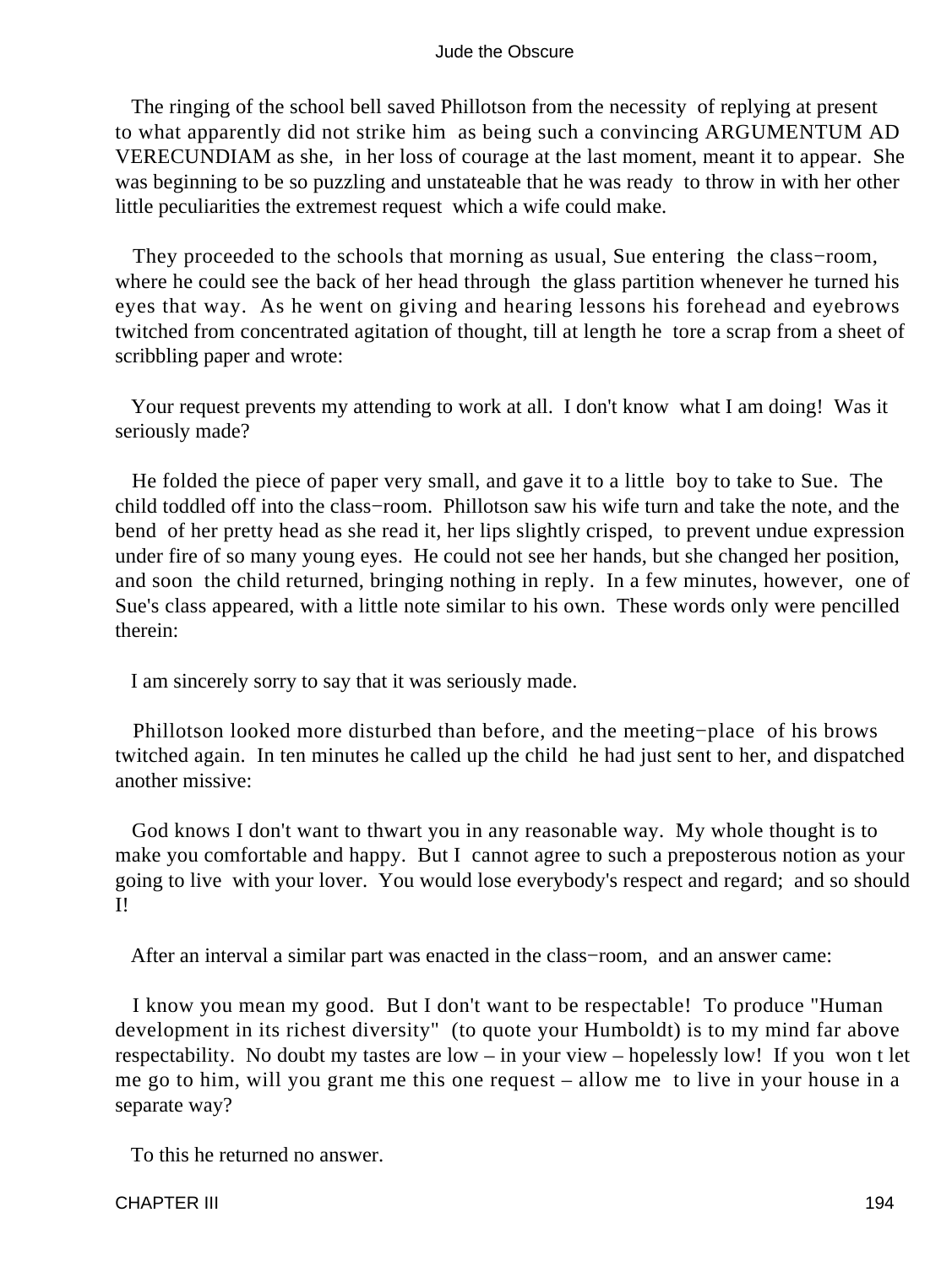The ringing of the school bell saved Phillotson from the necessity of replying at present to what apparently did not strike him as being such a convincing ARGUMENTUM AD VERECUNDIAM as she, in her loss of courage at the last moment, meant it to appear. She was beginning to be so puzzling and unstateable that he was ready to throw in with her other little peculiarities the extremest request which a wife could make.

They proceeded to the schools that morning as usual, Sue entering the class−room, where he could see the back of her head through the glass partition whenever he turned his eyes that way. As he went on giving and hearing lessons his forehead and eyebrows twitched from concentrated agitation of thought, till at length he tore a scrap from a sheet of scribbling paper and wrote:

Your request prevents my attending to work at all. I don't know what I am doing! Was it seriously made?

He folded the piece of paper very small, and gave it to a little boy to take to Sue. The child toddled off into the class−room. Phillotson saw his wife turn and take the note, and the bend of her pretty head as she read it, her lips slightly crisped, to prevent undue expression under fire of so many young eyes. He could not see her hands, but she changed her position, and soon the child returned, bringing nothing in reply. In a few minutes, however, one of Sue's class appeared, with a little note similar to his own. These words only were pencilled therein:

I am sincerely sorry to say that it was seriously made.

Phillotson looked more disturbed than before, and the meeting−place of his brows twitched again. In ten minutes he called up the child he had just sent to her, and dispatched another missive:

God knows I don't want to thwart you in any reasonable way. My whole thought is to make you comfortable and happy. But I cannot agree to such a preposterous notion as your going to live with your lover. You would lose everybody's respect and regard; and so should I!

After an interval a similar part was enacted in the class−room, and an answer came:

I know you mean my good. But I don't want to be respectable! To produce "Human development in its richest diversity" (to quote your Humboldt) is to my mind far above respectability. No doubt my tastes are low – in your view – hopelessly low! If you won t let me go to him, will you grant me this one request – allow me to live in your house in a separate way?

To this he returned no answer.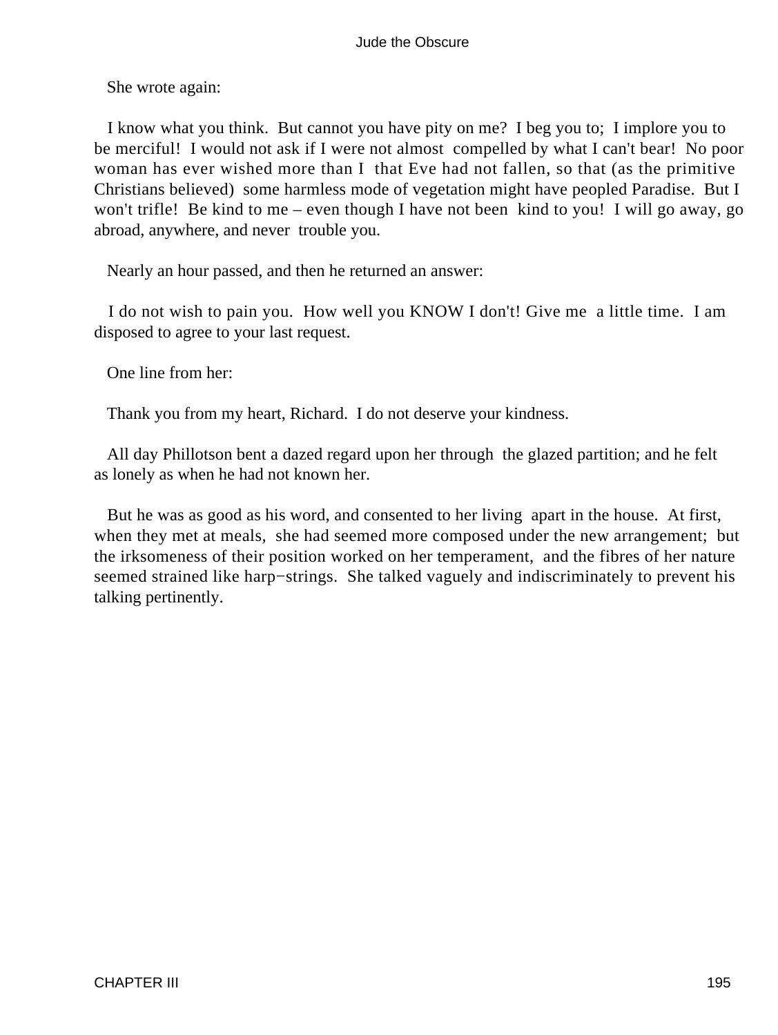She wrote again:

I know what you think. But cannot you have pity on me? I beg you to; I implore you to be merciful! I would not ask if I were not almost compelled by what I can't bear! No poor woman has ever wished more than I that Eve had not fallen, so that (as the primitive Christians believed) some harmless mode of vegetation might have peopled Paradise. But I won't trifle! Be kind to me – even though I have not been kind to you! I will go away, go abroad, anywhere, and never trouble you.

Nearly an hour passed, and then he returned an answer:

I do not wish to pain you. How well you KNOW I don't! Give me a little time. I am disposed to agree to your last request.

One line from her:

Thank you from my heart, Richard. I do not deserve your kindness.

All day Phillotson bent a dazed regard upon her through the glazed partition; and he felt as lonely as when he had not known her.

But he was as good as his word, and consented to her living apart in the house. At first, when they met at meals, she had seemed more composed under the new arrangement; but the irksomeness of their position worked on her temperament, and the fibres of her nature seemed strained like harp−strings. She talked vaguely and indiscriminately to prevent his talking pertinently.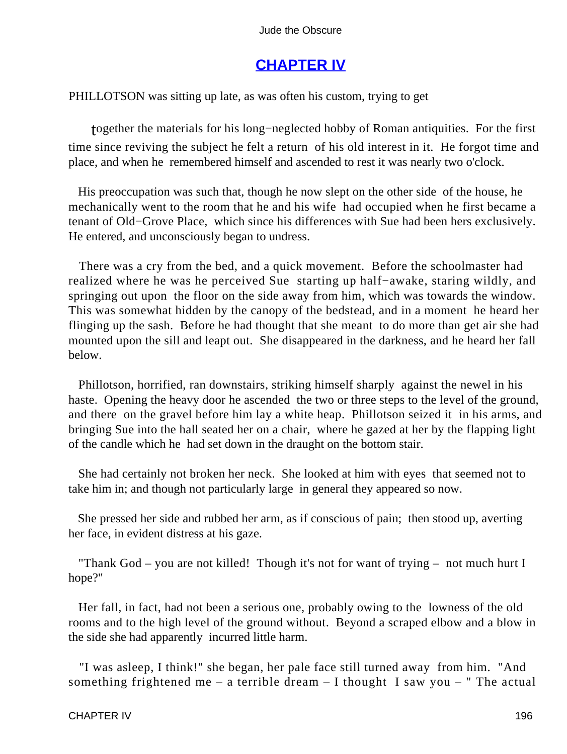## CHAPTER IV

PHILLOTSON was sitting up late, as was often his custom, trying to get together the materials for his long−neglected hobby of Roman antiquities. For the first time since reviving the subject he felt a return of his old interest in it. He forgot time and place, and when he remembered himself and ascended to rest it was nearly two o'clock.

His preoccupation was such that, though he now slept on the other side of the house, he mechanically went to the room that he and his wife had occupied when he first became a tenant of Old−Grove Place, which since his differences with Sue had been hers exclusively. He entered, and unconsciously began to undress.

There was a cry from the bed, and a quick movement. Before the schoolmaster had realized where he was he perceived Sue starting up half−awake, staring wildly, and springing out upon the floor on the side away from him, which was towards the window. This was somewhat hidden by the canopy of the bedstead, and in a moment he heard her flinging up the sash. Before he had thought that she meant to do more than get air she had mounted upon the sill and leapt out. She disappeared in the darkness, and he heard her fall below.

Phillotson, horrified, ran downstairs, striking himself sharply against the newel in his haste. Opening the heavy door he ascended the two or three steps to the level of the ground, and there on the gravel before him lay a white heap. Phillotson seized it in his arms, and bringing Sue into the hall seated her on a chair, where he gazed at her by the flapping light of the candle which he had set down in the draught on the bottom stair.

She had certainly not broken her neck. She looked at him with eyes that seemed not to take him in; and though not particularly large in general they appeared so now.

She pressed her side and rubbed her arm, as if conscious of pain; then stood up, averting her face, in evident distress at his gaze.

"Thank God – you are not killed! Though it's not for want of trying – not much hurt I hope?"

Her fall, in fact, had not been a serious one, probably owing to the lowness of the old rooms and to the high level of the ground without. Beyond a scraped elbow and a blow in the side she had apparently incurred little harm.

"I was asleep, I think!" she began, her pale face still turned away from him. "And something frightened me – a terrible dream – I thought I saw you – " The actual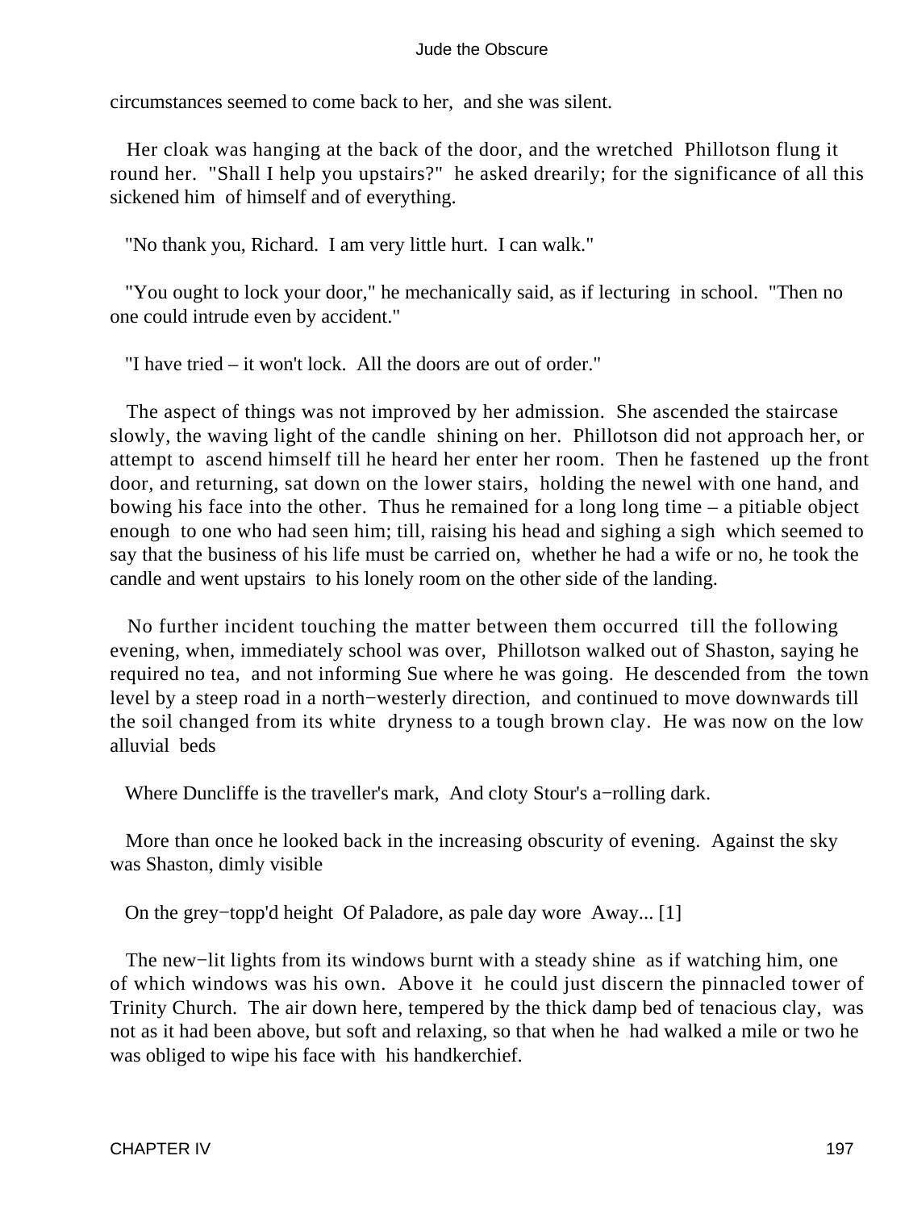circumstances seemed to come back to her, and she was silent.

Her cloak was hanging at the back of the door, and the wretched Phillotson flung it round her. "Shall I help you upstairs?" he asked drearily; for the significance of all this sickened him of himself and of everything.

"No thank you, Richard. I am very little hurt. I can walk."

"You ought to lock your door," he mechanically said, as if lecturing in school. "Then no one could intrude even by accident."

"I have tried – it won't lock. All the doors are out of order."

The aspect of things was not improved by her admission. She ascended the staircase slowly, the waving light of the candle shining on her. Phillotson did not approach her, or attempt to ascend himself till he heard her enter her room. Then he fastened up the front door, and returning, sat down on the lower stairs, holding the newel with one hand, and bowing his face into the other. Thus he remained for a long long time – a pitiable object enough to one who had seen him; till, raising his head and sighing a sigh which seemed to say that the business of his life must be carried on, whether he had a wife or no, he took the candle and went upstairs to his lonely room on the other side of the landing.

No further incident touching the matter between them occurred till the following evening, when, immediately school was over, Phillotson walked out of Shaston, saying he required no tea, and not informing Sue where he was going. He descended from the town level by a steep road in a north−westerly direction, and continued to move downwards till the soil changed from its white dryness to a tough brown clay. He was now on the low alluvial beds

Where Duncliffe is the traveller's mark, And cloty Stour's a−rolling dark.

More than once he looked back in the increasing obscurity of evening. Against the sky was Shaston, dimly visible

On the grey−topp'd height Of Paladore, as pale day wore Away... [1]

The new−lit lights from its windows burnt with a steady shine as if watching him, one of which windows was his own. Above it he could just discern the pinnacled tower of Trinity Church. The air down here, tempered by the thick damp bed of tenacious clay, was not as it had been above, but soft and relaxing, so that when he had walked a mile or two he was obliged to wipe his face with his handkerchief.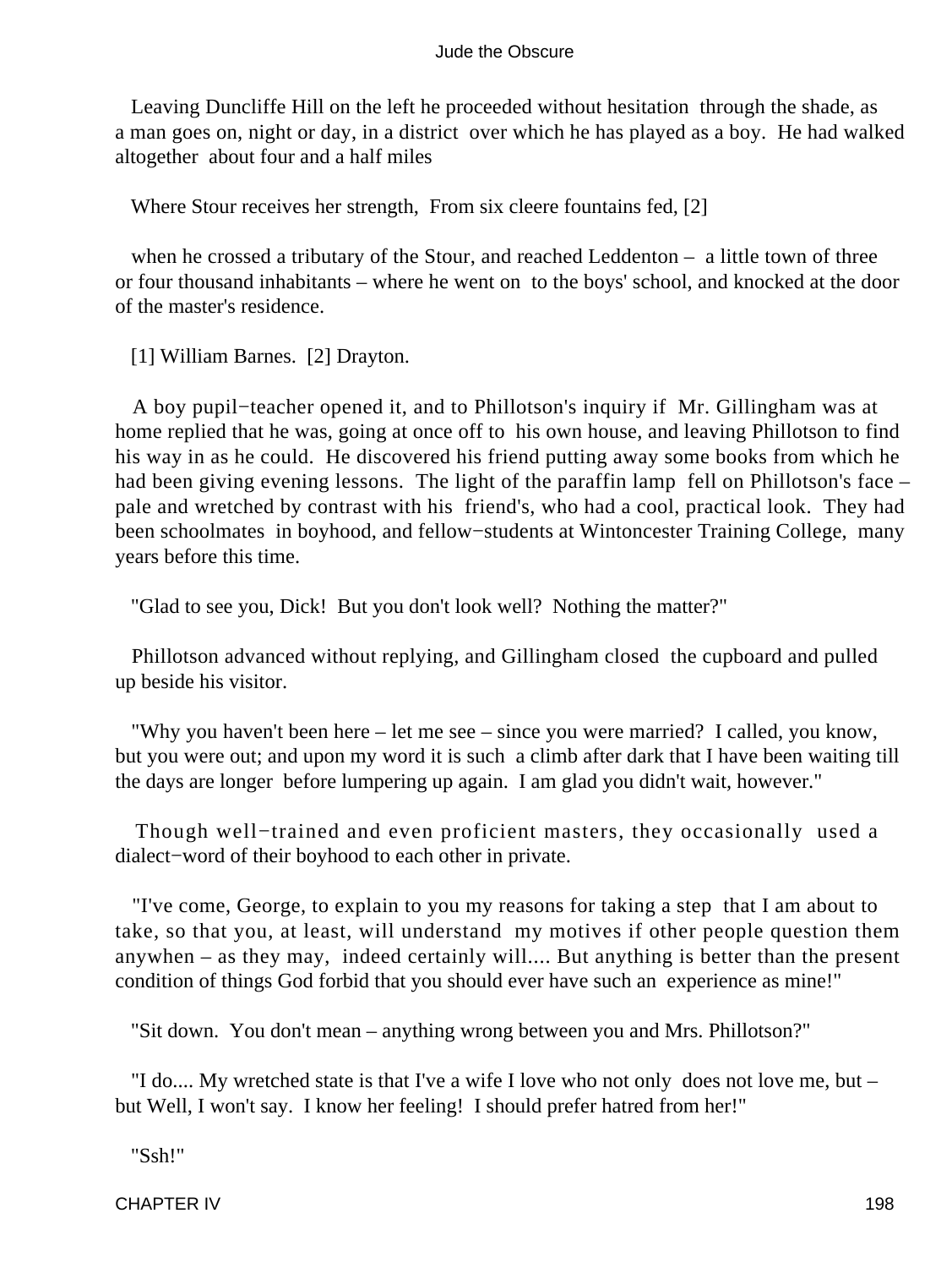Leaving Duncliffe Hill on the left he proceeded without hesitation through the shade, as a man goes on, night or day, in a district over which he has played as a boy. He had walked altogether about four and a half miles

Where Stour receives her strength, From six cleere fountains fed, [2]

when he crossed a tributary of the Stour, and reached Leddenton – a little town of three or four thousand inhabitants – where he went on to the boys' school, and knocked at the door of the master's residence.

[1] William Barnes. [2] Drayton.

A boy pupil−teacher opened it, and to Phillotson's inquiry if Mr. Gillingham was at home replied that he was, going at once off to his own house, and leaving Phillotson to find his way in as he could. He discovered his friend putting away some books from which he had been giving evening lessons. The light of the paraffin lamp fell on Phillotson's face – pale and wretched by contrast with his friend's, who had a cool, practical look. They had been schoolmates in boyhood, and fellow−students at Wintoncester Training College, many years before this time.

"Glad to see you, Dick! But you don't look well? Nothing the matter?"

Phillotson advanced without replying, and Gillingham closed the cupboard and pulled up beside his visitor.

"Why you haven't been here – let me see – since you were married? I called, you know, but you were out; and upon my word it is such a climb after dark that I have been waiting till the days are longer before lumpering up again. I am glad you didn't wait, however."

Though well−trained and even proficient masters, they occasionally used a dialect−word of their boyhood to each other in private.

"I've come, George, to explain to you my reasons for taking a step that I am about to take, so that you, at least, will understand my motives if other people question them anywhen – as they may, indeed certainly will.... But anything is better than the present condition of things God forbid that you should ever have such an experience as mine!"

"Sit down. You don't mean – anything wrong between you and Mrs. Phillotson?"

"I do.... My wretched state is that I've a wife I love who not only does not love me, but – but Well, I won't say. I know her feeling! I should prefer hatred from her!"

"Ssh!"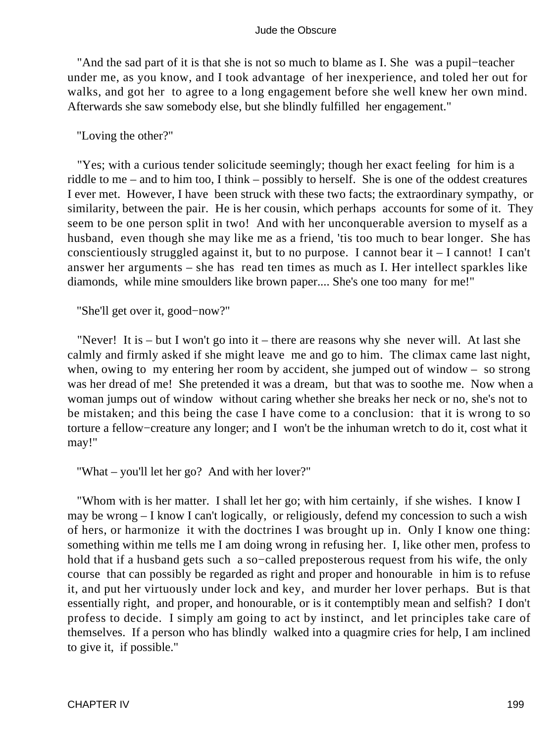"And the sad part of it is that she is not so much to blame as I. She was a pupil−teacher under me, as you know, and I took advantage of her inexperience, and toled her out for walks, and got her to agree to a long engagement before she well knew her own mind. Afterwards she saw somebody else, but she blindly fulfilled her engagement."

"Loving the other?"

"Yes; with a curious tender solicitude seemingly; though her exact feeling for him is a riddle to me – and to him too, I think – possibly to herself. She is one of the oddest creatures I ever met. However, I have been struck with these two facts; the extraordinary sympathy, or similarity, between the pair. He is her cousin, which perhaps accounts for some of it. They seem to be one person split in two! And with her unconquerable aversion to myself as a husband, even though she may like me as a friend, 'tis too much to bear longer. She has conscientiously struggled against it, but to no purpose. I cannot bear it – I cannot! I can't answer her arguments – she has read ten times as much as I. Her intellect sparkles like diamonds, while mine smoulders like brown paper.... She's one too many for me!"

"She'll get over it, good−now?"

"Never! It is – but I won't go into it – there are reasons why she never will. At last she calmly and firmly asked if she might leave me and go to him. The climax came last night, when, owing to my entering her room by accident, she jumped out of window – so strong was her dread of me! She pretended it was a dream, but that was to soothe me. Now when a woman jumps out of window without caring whether she breaks her neck or no, she's not to be mistaken; and this being the case I have come to a conclusion: that it is wrong to so torture a fellow−creature any longer; and I won't be the inhuman wretch to do it, cost what it may!"

"What – you'll let her go? And with her lover?"

"Whom with is her matter. I shall let her go; with him certainly, if she wishes. I know I may be wrong – I know I can't logically, or religiously, defend my concession to such a wish of hers, or harmonize it with the doctrines I was brought up in. Only I know one thing: something within me tells me I am doing wrong in refusing her. I, like other men, profess to hold that if a husband gets such a so−called preposterous request from his wife, the only course that can possibly be regarded as right and proper and honourable in him is to refuse it, and put her virtuously under lock and key, and murder her lover perhaps. But is that essentially right, and proper, and honourable, or is it contemptibly mean and selfish? I don't profess to decide. I simply am going to act by instinct, and let principles take care of themselves. If a person who has blindly walked into a quagmire cries for help, I am inclined to give it, if possible."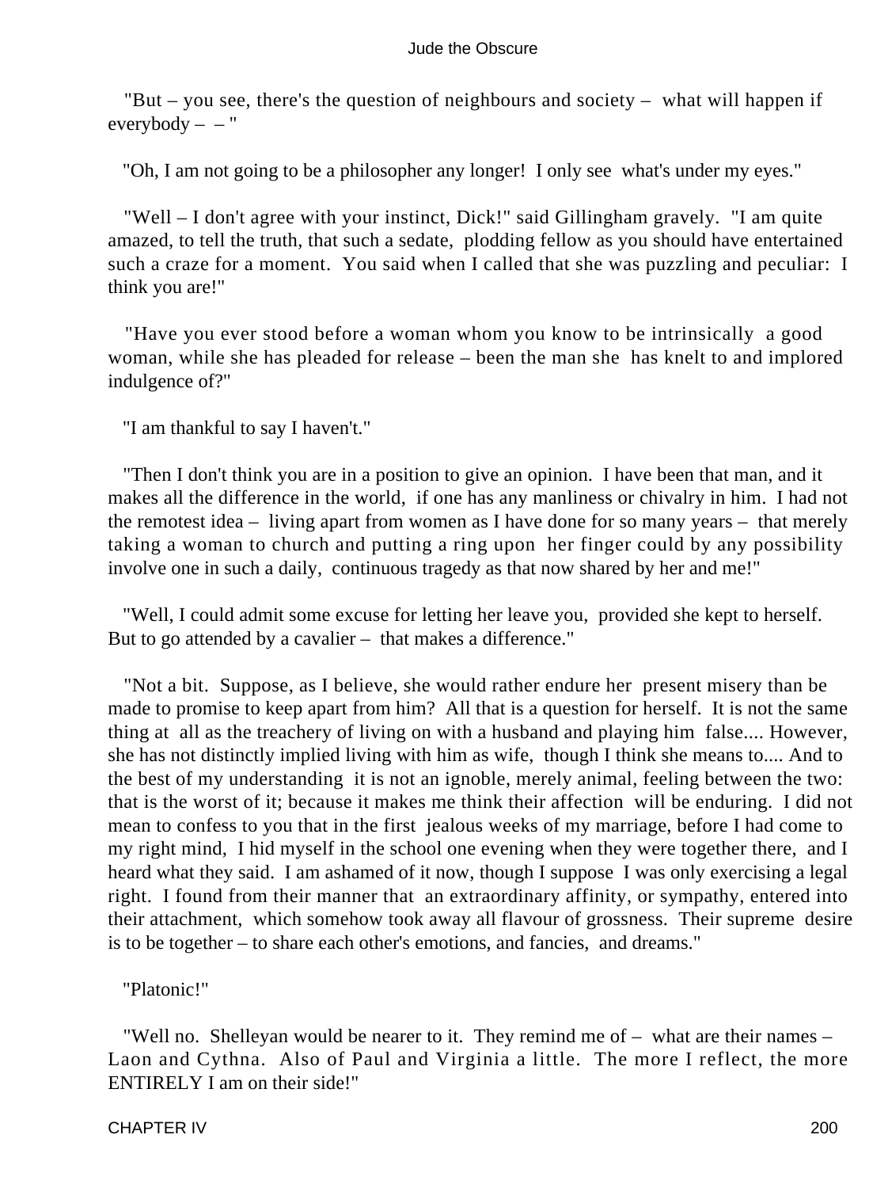"But – you see, there's the question of neighbours and society – what will happen if everybody – – "

"Oh, I am not going to be a philosopher any longer! I only see what's under my eyes."

"Well – I don't agree with your instinct, Dick!" said Gillingham gravely. "I am quite amazed, to tell the truth, that such a sedate, plodding fellow as you should have entertained such a craze for a moment. You said when I called that she was puzzling and peculiar: I think you are!"

"Have you ever stood before a woman whom you know to be intrinsically a good woman, while she has pleaded for release – been the man she has knelt to and implored indulgence of?"

"I am thankful to say I haven't."

"Then I don't think you are in a position to give an opinion. I have been that man, and it makes all the difference in the world, if one has any manliness or chivalry in him. I had not the remotest idea – living apart from women as I have done for so many years – that merely taking a woman to church and putting a ring upon her finger could by any possibility involve one in such a daily, continuous tragedy as that now shared by her and me!"

"Well, I could admit some excuse for letting her leave you, provided she kept to herself. But to go attended by a cavalier – that makes a difference."

"Not a bit. Suppose, as I believe, she would rather endure her present misery than be made to promise to keep apart from him? All that is a question for herself. It is not the same thing at all as the treachery of living on with a husband and playing him false.... However, she has not distinctly implied living with him as wife, though I think she means to.... And to the best of my understanding it is not an ignoble, merely animal, feeling between the two: that is the worst of it; because it makes me think their affection will be enduring. I did not mean to confess to you that in the first jealous weeks of my marriage, before I had come to my right mind, I hid myself in the school one evening when they were together there, and I heard what they said. I am ashamed of it now, though I suppose I was only exercising a legal right. I found from their manner that an extraordinary affinity, or sympathy, entered into their attachment, which somehow took away all flavour of grossness. Their supreme desire is to be together – to share each other's emotions, and fancies, and dreams."

"Platonic!"

"Well no. Shelleyan would be nearer to it. They remind me of – what are their names – Laon and Cythna. Also of Paul and Virginia a little. The more I reflect, the more ENTIRELY I am on their side!"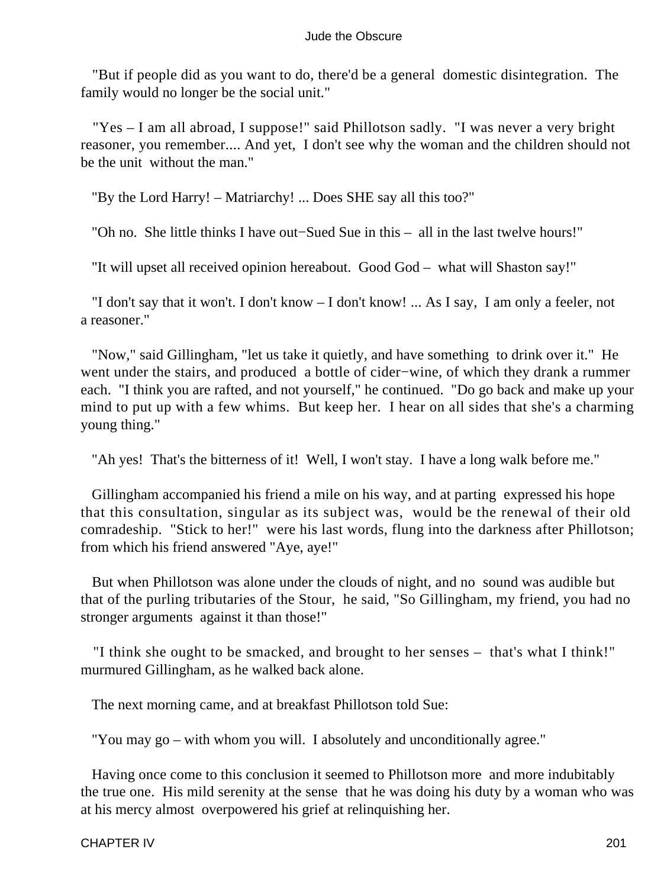"But if people did as you want to do, there'd be a general domestic disintegration. The family would no longer be the social unit."

"Yes – I am all abroad, I suppose!" said Phillotson sadly. "I was never a very bright reasoner, you remember.... And yet, I don't see why the woman and the children should not be the unit without the man."

"By the Lord Harry! – Matriarchy! ... Does SHE say all this too?"

"Oh no. She little thinks I have out−Sued Sue in this – all in the last twelve hours!"

"It will upset all received opinion hereabout. Good God – what will Shaston say!"

"I don't say that it won't. I don't know – I don't know! ... As I say, I am only a feeler, not a reasoner."

"Now," said Gillingham, "let us take it quietly, and have something to drink over it." He went under the stairs, and produced a bottle of cider−wine, of which they drank a rummer each. "I think you are rafted, and not yourself," he continued. "Do go back and make up your mind to put up with a few whims. But keep her. I hear on all sides that she's a charming young thing."

"Ah yes! That's the bitterness of it! Well, I won't stay. I have a long walk before me."

Gillingham accompanied his friend a mile on his way, and at parting expressed his hope that this consultation, singular as its subject was, would be the renewal of their old comradeship. "Stick to her!" were his last words, flung into the darkness after Phillotson; from which his friend answered "Aye, aye!"

But when Phillotson was alone under the clouds of night, and no sound was audible but that of the purling tributaries of the Stour, he said, "So Gillingham, my friend, you had no stronger arguments against it than those!"

"I think she ought to be smacked, and brought to her senses – that's what I think!" murmured Gillingham, as he walked back alone.

The next morning came, and at breakfast Phillotson told Sue:

"You may go – with whom you will. I absolutely and unconditionally agree."

Having once come to this conclusion it seemed to Phillotson more and more indubitably the true one. His mild serenity at the sense that he was doing his duty by a woman who was at his mercy almost overpowered his grief at relinquishing her.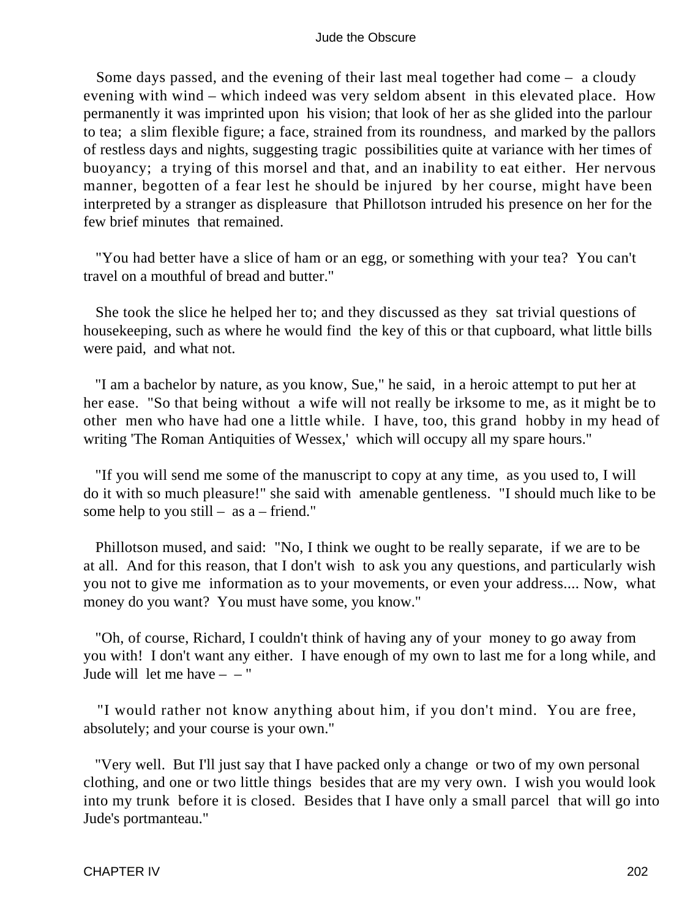Some days passed, and the evening of their last meal together had come – a cloudy evening with wind – which indeed was very seldom absent in this elevated place. How permanently it was imprinted upon his vision; that look of her as she glided into the parlour to tea; a slim flexible figure; a face, strained from its roundness, and marked by the pallors of restless days and nights, suggesting tragic possibilities quite at variance with her times of buoyancy; a trying of this morsel and that, and an inability to eat either. Her nervous manner, begotten of a fear lest he should be injured by her course, might have been interpreted by a stranger as displeasure that Phillotson intruded his presence on her for the few brief minutes that remained.

"You had better have a slice of ham or an egg, or something with your tea? You can't travel on a mouthful of bread and butter."

She took the slice he helped her to; and they discussed as they sat trivial questions of housekeeping, such as where he would find the key of this or that cupboard, what little bills were paid, and what not.

"I am a bachelor by nature, as you know, Sue," he said, in a heroic attempt to put her at her ease. "So that being without a wife will not really be irksome to me, as it might be to other men who have had one a little while. I have, too, this grand hobby in my head of writing 'The Roman Antiquities of Wessex,' which will occupy all my spare hours."

"If you will send me some of the manuscript to copy at any time, as you used to, I will do it with so much pleasure!" she said with amenable gentleness. "I should much like to be some help to you still – as a – friend."

Phillotson mused, and said: "No, I think we ought to be really separate, if we are to be at all. And for this reason, that I don't wish to ask you any questions, and particularly wish you not to give me information as to your movements, or even your address.... Now, what money do you want? You must have some, you know."

"Oh, of course, Richard, I couldn't think of having any of your money to go away from you with! I don't want any either. I have enough of my own to last me for a long while, and Jude will let me have – – "

"I would rather not know anything about him, if you don't mind. You are free, absolutely; and your course is your own."

"Very well. But I'll just say that I have packed only a change or two of my own personal clothing, and one or two little things besides that are my very own. I wish you would look into my trunk before it is closed. Besides that I have only a small parcel that will go into Jude's portmanteau."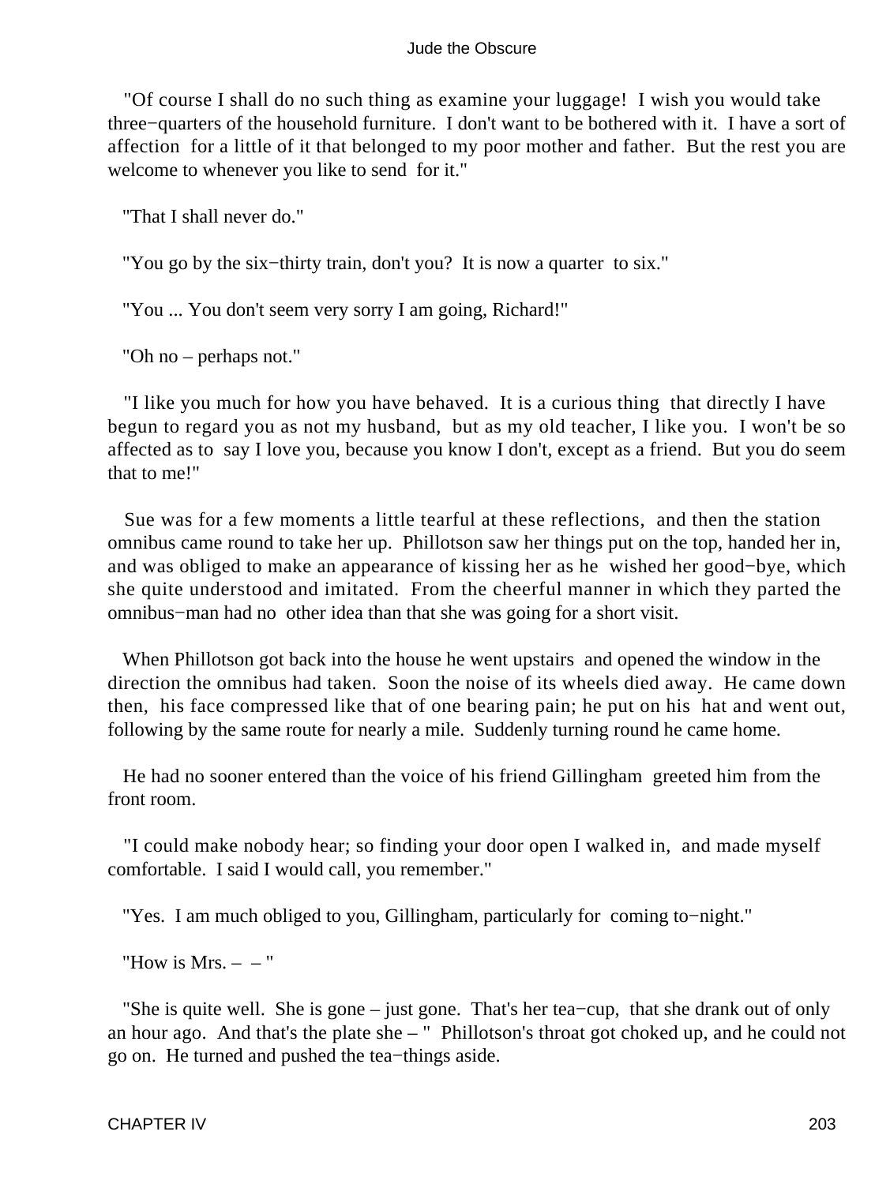"Of course I shall do no such thing as examine your luggage! I wish you would take three−quarters of the household furniture. I don't want to be bothered with it. I have a sort of affection for a little of it that belonged to my poor mother and father. But the rest you are welcome to whenever you like to send for it."

"That I shall never do."

"You go by the six−thirty train, don't you? It is now a quarter to six."

"You ... You don't seem very sorry I am going, Richard!"

"Oh no – perhaps not."

"I like you much for how you have behaved. It is a curious thing that directly I have begun to regard you as not my husband, but as my old teacher, I like you. I won't be so affected as to say I love you, because you know I don't, except as a friend. But you do seem that to me!"

Sue was for a few moments a little tearful at these reflections, and then the station omnibus came round to take her up. Phillotson saw her things put on the top, handed her in, and was obliged to make an appearance of kissing her as he wished her good−bye, which she quite understood and imitated. From the cheerful manner in which they parted the omnibus−man had no other idea than that she was going for a short visit.

When Phillotson got back into the house he went upstairs and opened the window in the direction the omnibus had taken. Soon the noise of its wheels died away. He came down then, his face compressed like that of one bearing pain; he put on his hat and went out, following by the same route for nearly a mile. Suddenly turning round he came home.

He had no sooner entered than the voice of his friend Gillingham greeted him from the front room.

"I could make nobody hear; so finding your door open I walked in, and made myself comfortable. I said I would call, you remember."

"Yes. I am much obliged to you, Gillingham, particularly for coming to−night."

"How is Mrs. – – "

"She is quite well. She is gone – just gone. That's her tea−cup, that she drank out of only an hour ago. And that's the plate she – " Phillotson's throat got choked up, and he could not go on. He turned and pushed the tea−things aside.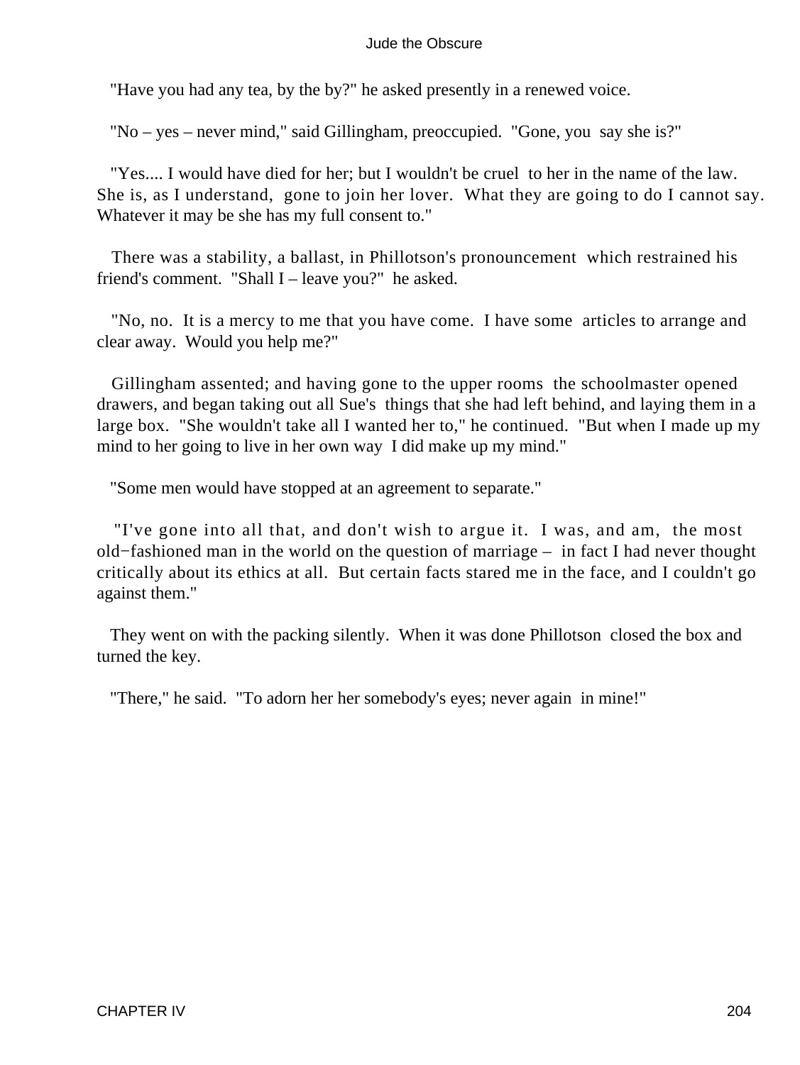"Have you had any tea, by the by?" he asked presently in a renewed voice.

"No – yes – never mind," said Gillingham, preoccupied. "Gone, you say she is?"

"Yes.... I would have died for her; but I wouldn't be cruel to her in the name of the law. She is, as I understand, gone to join her lover. What they are going to do I cannot say. Whatever it may be she has my full consent to."

There was a stability, a ballast, in Phillotson's pronouncement which restrained his friend's comment. "Shall I – leave you?" he asked.

"No, no. It is a mercy to me that you have come. I have some articles to arrange and clear away. Would you help me?"

Gillingham assented; and having gone to the upper rooms the schoolmaster opened drawers, and began taking out all Sue's things that she had left behind, and laying them in a large box. "She wouldn't take all I wanted her to," he continued. "But when I made up my mind to her going to live in her own way I did make up my mind."

"Some men would have stopped at an agreement to separate."

"I've gone into all that, and don't wish to argue it. I was, and am, the most old−fashioned man in the world on the question of marriage – in fact I had never thought critically about its ethics at all. But certain facts stared me in the face, and I couldn't go against them."

They went on with the packing silently. When it was done Phillotson closed the box and turned the key.

"There," he said. "To adorn her her somebody's eyes; never again in mine!"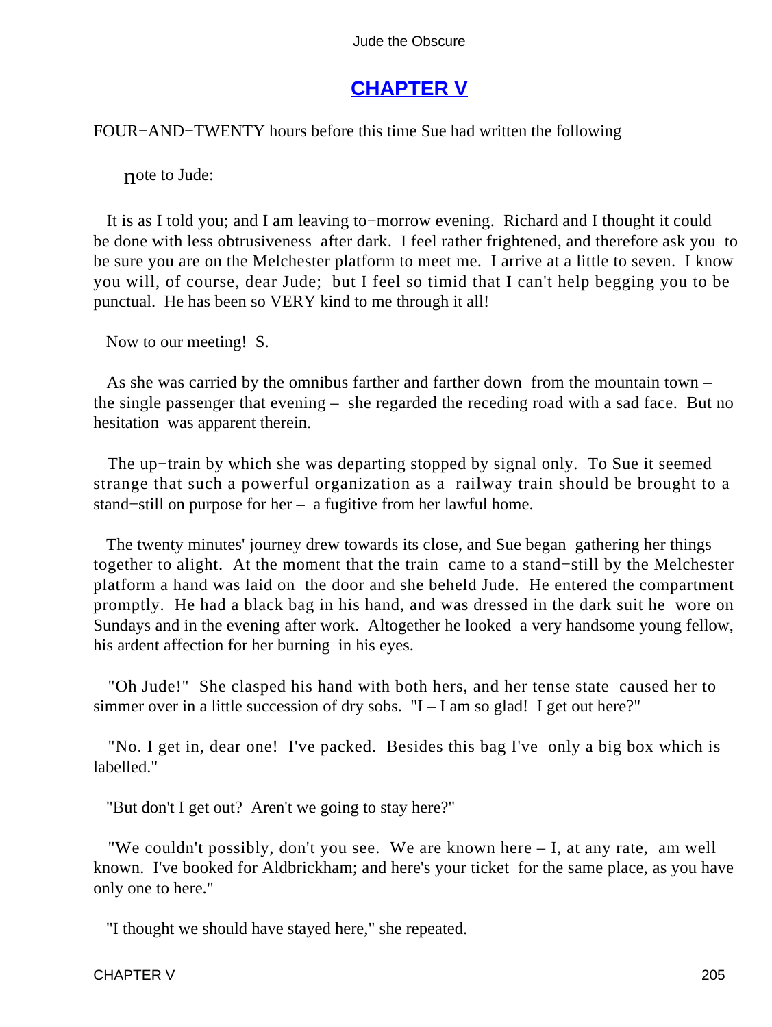## [CHAPTER V](#)

FOUR−AND−TWENTY hours before this time Sue had written the following

note to Jude:

It is as I told you; and I am leaving to−morrow evening. Richard and I thought it could be done with less obtrusiveness after dark. I feel rather frightened, and therefore ask you to be sure you are on the Melchester platform to meet me. I arrive at a little to seven. I know you will, of course, dear Jude; but I feel so timid that I can't help begging you to be punctual. He has been so VERY kind to me through it all!

Now to our meeting! S.

As she was carried by the omnibus farther and farther down from the mountain town – the single passenger that evening – she regarded the receding road with a sad face. But no hesitation was apparent therein.

The up−train by which she was departing stopped by signal only. To Sue it seemed strange that such a powerful organization as a railway train should be brought to a stand−still on purpose for her – a fugitive from her lawful home.

The twenty minutes' journey drew towards its close, and Sue began gathering her things together to alight. At the moment that the train came to a stand−still by the Melchester platform a hand was laid on the door and she beheld Jude. He entered the compartment promptly. He had a black bag in his hand, and was dressed in the dark suit he wore on Sundays and in the evening after work. Altogether he looked a very handsome young fellow, his ardent affection for her burning in his eyes.

"Oh Jude!" She clasped his hand with both hers, and her tense state caused her to simmer over in a little succession of dry sobs. "I – I am so glad! I get out here?"

"No. I get in, dear one! I've packed. Besides this bag I've only a big box which is labelled."

"But don't I get out? Aren't we going to stay here?"

"We couldn't possibly, don't you see. We are known here – I, at any rate, am well known. I've booked for Aldbrickham; and here's your ticket for the same place, as you have only one to here."

"I thought we should have stayed here," she repeated.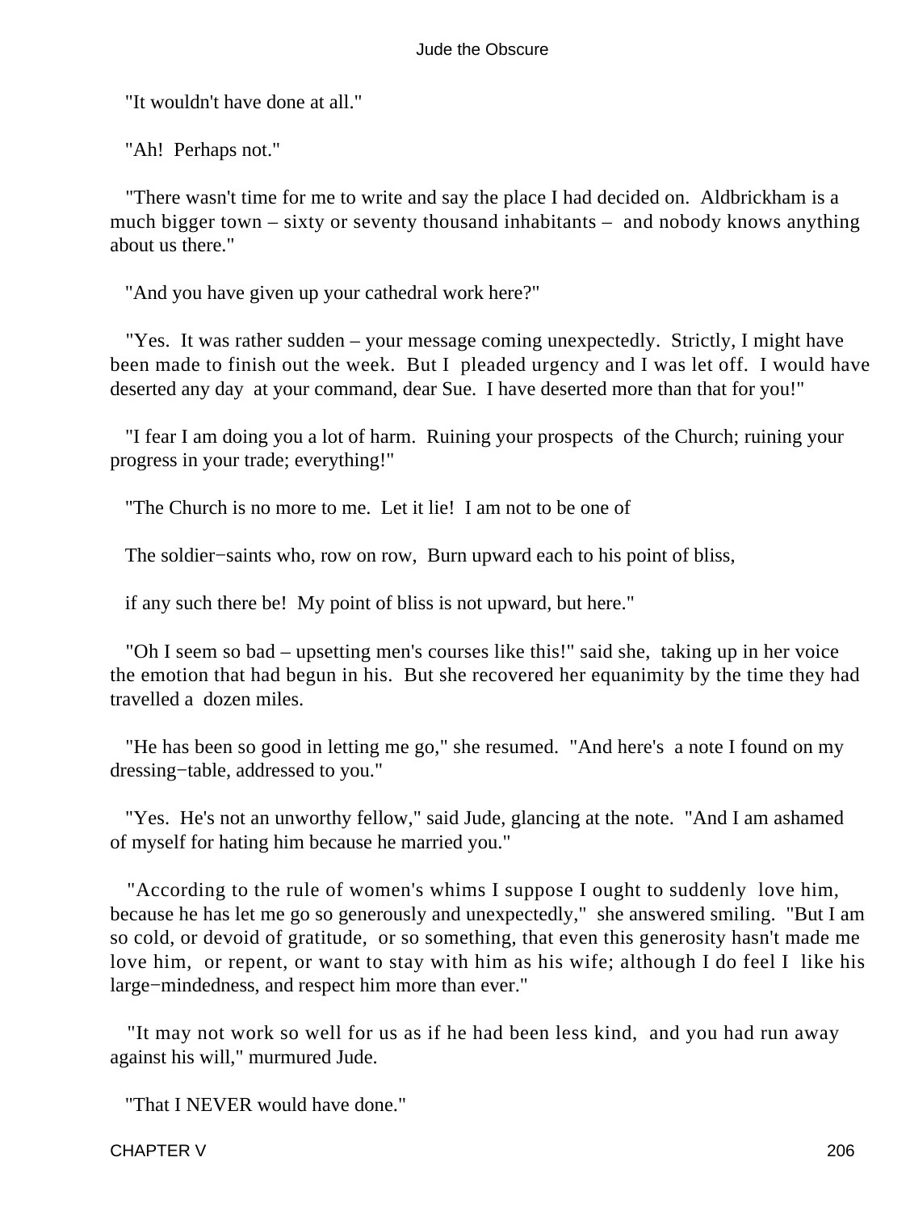"It wouldn't have done at all."

"Ah! Perhaps not."

"There wasn't time for me to write and say the place I had decided on. Aldbrickham is a much bigger town – sixty or seventy thousand inhabitants – and nobody knows anything about us there."

"And you have given up your cathedral work here?"

"Yes. It was rather sudden – your message coming unexpectedly. Strictly, I might have been made to finish out the week. But I pleaded urgency and I was let off. I would have deserted any day at your command, dear Sue. I have deserted more than that for you!"

"I fear I am doing you a lot of harm. Ruining your prospects of the Church; ruining your progress in your trade; everything!"

"The Church is no more to me. Let it lie! I am not to be one of

The soldier−saints who, row on row, Burn upward each to his point of bliss,

if any such there be! My point of bliss is not upward, but here."

"Oh I seem so bad – upsetting men's courses like this!" said she, taking up in her voice the emotion that had begun in his. But she recovered her equanimity by the time they had travelled a dozen miles.

"He has been so good in letting me go," she resumed. "And here's a note I found on my dressing−table, addressed to you."

"Yes. He's not an unworthy fellow," said Jude, glancing at the note. "And I am ashamed of myself for hating him because he married you."

"According to the rule of women's whims I suppose I ought to suddenly love him, because he has let me go so generously and unexpectedly," she answered smiling. "But I am so cold, or devoid of gratitude, or so something, that even this generosity hasn't made me love him, or repent, or want to stay with him as his wife; although I do feel I like his large−mindedness, and respect him more than ever."

"It may not work so well for us as if he had been less kind, and you had run away against his will," murmured Jude.

"That I NEVER would have done."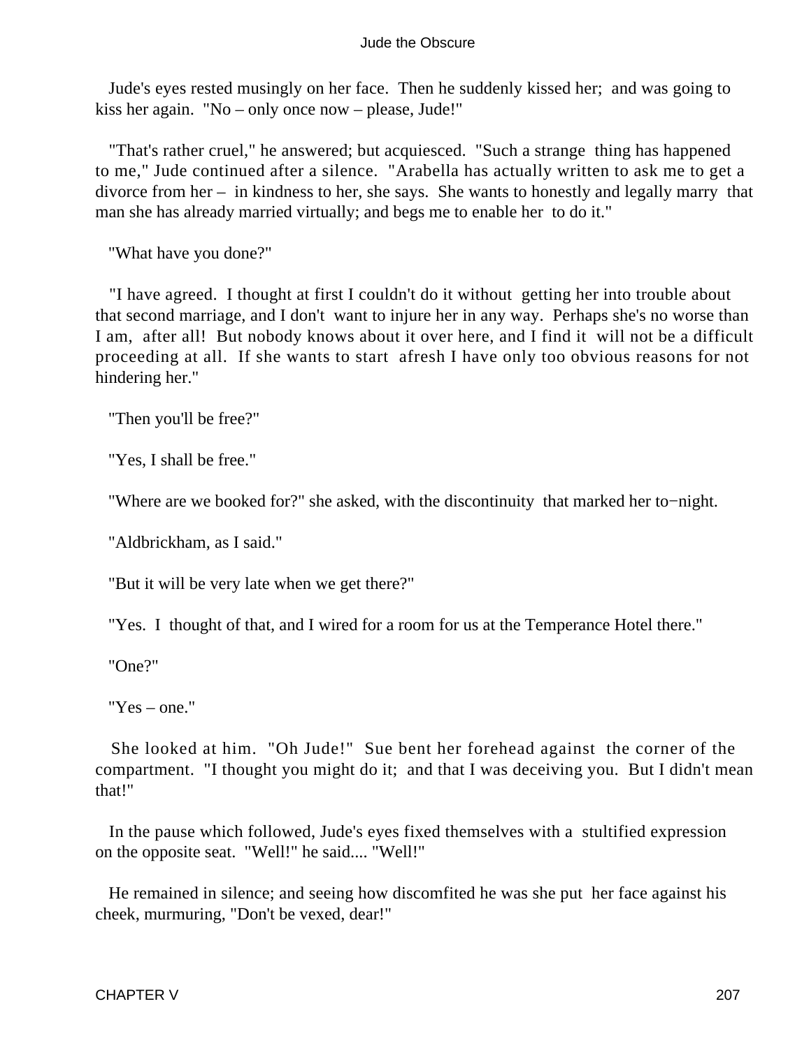Jude's eyes rested musingly on her face. Then he suddenly kissed her; and was going to kiss her again. "No – only once now – please, Jude!"

"That's rather cruel," he answered; but acquiesced. "Such a strange thing has happened to me," Jude continued after a silence. "Arabella has actually written to ask me to get a divorce from her – in kindness to her, she says. She wants to honestly and legally marry that man she has already married virtually; and begs me to enable her to do it."

"What have you done?"

"I have agreed. I thought at first I couldn't do it without getting her into trouble about that second marriage, and I don't want to injure her in any way. Perhaps she's no worse than I am, after all! But nobody knows about it over here, and I find it will not be a difficult proceeding at all. If she wants to start afresh I have only too obvious reasons for not hindering her."

"Then you'll be free?"

"Yes, I shall be free."

"Where are we booked for?" she asked, with the discontinuity that marked her to−night.

"Aldbrickham, as I said."

"But it will be very late when we get there?"

"Yes. I thought of that, and I wired for a room for us at the Temperance Hotel there."

"One?"

"Yes – one."

She looked at him. "Oh Jude!" Sue bent her forehead against the corner of the compartment. "I thought you might do it; and that I was deceiving you. But I didn't mean that!"

In the pause which followed, Jude's eyes fixed themselves with a stultified expression on the opposite seat. "Well!" he said.... "Well!"

He remained in silence; and seeing how discomfited he was she put her face against his cheek, murmuring, "Don't be vexed, dear!"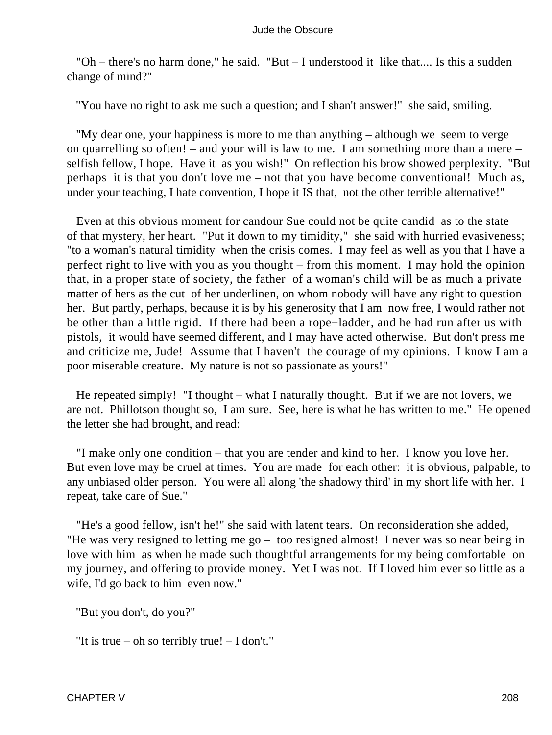"Oh – there's no harm done," he said. "But – I understood it like that.... Is this a sudden change of mind?"

"You have no right to ask me such a question; and I shan't answer!" she said, smiling.

"My dear one, your happiness is more to me than anything – although we seem to verge on quarrelling so often! – and your will is law to me. I am something more than a mere – selfish fellow, I hope. Have it as you wish!" On reflection his brow showed perplexity. "But perhaps it is that you don't love me – not that you have become conventional! Much as, under your teaching, I hate convention, I hope it IS that, not the other terrible alternative!"

Even at this obvious moment for candour Sue could not be quite candid as to the state of that mystery, her heart. "Put it down to my timidity," she said with hurried evasiveness; "to a woman's natural timidity when the crisis comes. I may feel as well as you that I have a perfect right to live with you as you thought – from this moment. I may hold the opinion that, in a proper state of society, the father of a woman's child will be as much a private matter of hers as the cut of her underlinen, on whom nobody will have any right to question her. But partly, perhaps, because it is by his generosity that I am now free, I would rather not be other than a little rigid. If there had been a rope−ladder, and he had run after us with pistols, it would have seemed different, and I may have acted otherwise. But don't press me and criticize me, Jude! Assume that I haven't the courage of my opinions. I know I am a poor miserable creature. My nature is not so passionate as yours!"

He repeated simply! "I thought – what I naturally thought. But if we are not lovers, we are not. Phillotson thought so, I am sure. See, here is what he has written to me." He opened the letter she had brought, and read:

"I make only one condition – that you are tender and kind to her. I know you love her. But even love may be cruel at times. You are made for each other: it is obvious, palpable, to any unbiased older person. You were all along 'the shadowy third' in my short life with her. I repeat, take care of Sue."

"He's a good fellow, isn't he!" she said with latent tears. On reconsideration she added, "He was very resigned to letting me go – too resigned almost! I never was so near being in love with him as when he made such thoughtful arrangements for my being comfortable on my journey, and offering to provide money. Yet I was not. If I loved him ever so little as a wife, I'd go back to him even now."

"But you don't, do you?"

"It is true – oh so terribly true! – I don't."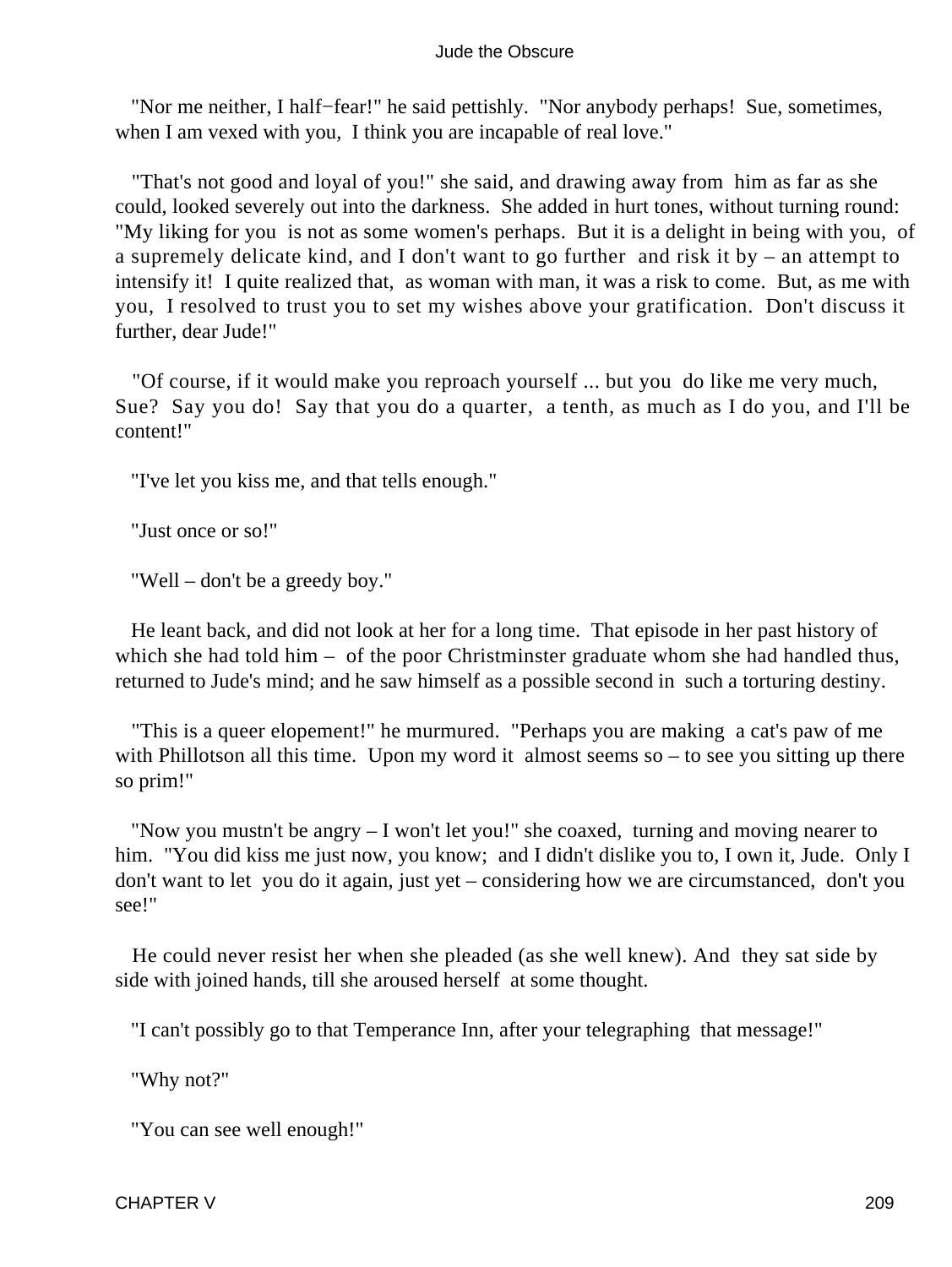"Nor me neither, I half−fear!" he said pettishly. "Nor anybody perhaps! Sue, sometimes, when I am vexed with you, I think you are incapable of real love."

"That's not good and loyal of you!" she said, and drawing away from him as far as she could, looked severely out into the darkness. She added in hurt tones, without turning round: "My liking for you is not as some women's perhaps. But it is a delight in being with you, of a supremely delicate kind, and I don't want to go further and risk it by – an attempt to intensify it! I quite realized that, as woman with man, it was a risk to come. But, as me with you, I resolved to trust you to set my wishes above your gratification. Don't discuss it further, dear Jude!"

"Of course, if it would make you reproach yourself ... but you do like me very much, Sue? Say you do! Say that you do a quarter, a tenth, as much as I do you, and I'll be content!"

"I've let you kiss me, and that tells enough."

"Just once or so!"

"Well – don't be a greedy boy."

He leant back, and did not look at her for a long time. That episode in her past history of which she had told him – of the poor Christminster graduate whom she had handled thus, returned to Jude's mind; and he saw himself as a possible second in such a torturing destiny.

"This is a queer elopement!" he murmured. "Perhaps you are making a cat's paw of me with Phillotson all this time. Upon my word it almost seems so – to see you sitting up there so prim!"

"Now you mustn't be angry – I won't let you!" she coaxed, turning and moving nearer to him. "You did kiss me just now, you know; and I didn't dislike you to, I own it, Jude. Only I don't want to let you do it again, just yet – considering how we are circumstanced, don't you see!"

He could never resist her when she pleaded (as she well knew). And they sat side by side with joined hands, till she aroused herself at some thought.

"I can't possibly go to that Temperance Inn, after your telegraphing that message!"

"Why not?"

"You can see well enough!"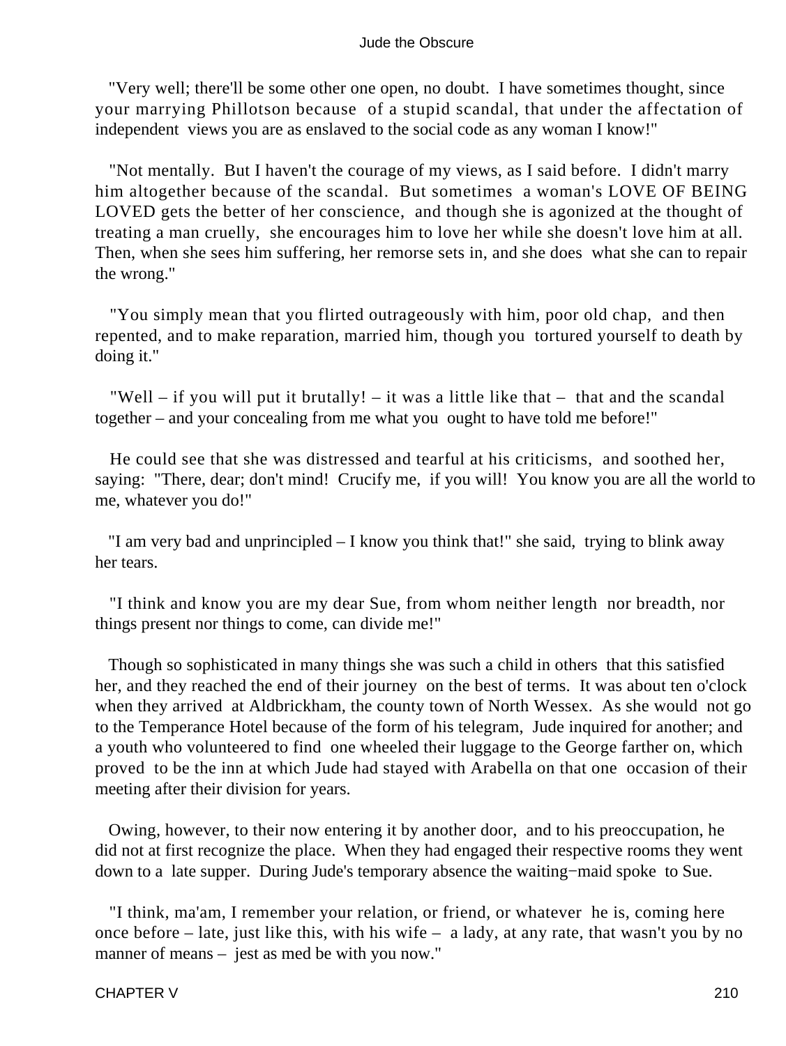"Very well; there'll be some other one open, no doubt. I have sometimes thought, since your marrying Phillotson because of a stupid scandal, that under the affectation of independent views you are as enslaved to the social code as any woman I know!"

"Not mentally. But I haven't the courage of my views, as I said before. I didn't marry him altogether because of the scandal. But sometimes a woman's LOVE OF BEING LOVED gets the better of her conscience, and though she is agonized at the thought of treating a man cruelly, she encourages him to love her while she doesn't love him at all. Then, when she sees him suffering, her remorse sets in, and she does what she can to repair the wrong."

"You simply mean that you flirted outrageously with him, poor old chap, and then repented, and to make reparation, married him, though you tortured yourself to death by doing it."

"Well – if you will put it brutally! – it was a little like that – that and the scandal together – and your concealing from me what you ought to have told me before!"

He could see that she was distressed and tearful at his criticisms, and soothed her, saying: "There, dear; don't mind! Crucify me, if you will! You know you are all the world to me, whatever you do!"

"I am very bad and unprincipled – I know you think that!" she said, trying to blink away her tears.

"I think and know you are my dear Sue, from whom neither length nor breadth, nor things present nor things to come, can divide me!"

Though so sophisticated in many things she was such a child in others that this satisfied her, and they reached the end of their journey on the best of terms. It was about ten o'clock when they arrived at Aldbrickham, the county town of North Wessex. As she would not go to the Temperance Hotel because of the form of his telegram, Jude inquired for another; and a youth who volunteered to find one wheeled their luggage to the George farther on, which proved to be the inn at which Jude had stayed with Arabella on that one occasion of their meeting after their division for years.

Owing, however, to their now entering it by another door, and to his preoccupation, he did not at first recognize the place. When they had engaged their respective rooms they went down to a late supper. During Jude's temporary absence the waiting−maid spoke to Sue.

"I think, ma'am, I remember your relation, or friend, or whatever he is, coming here once before – late, just like this, with his wife – a lady, at any rate, that wasn't you by no manner of means – jest as med be with you now."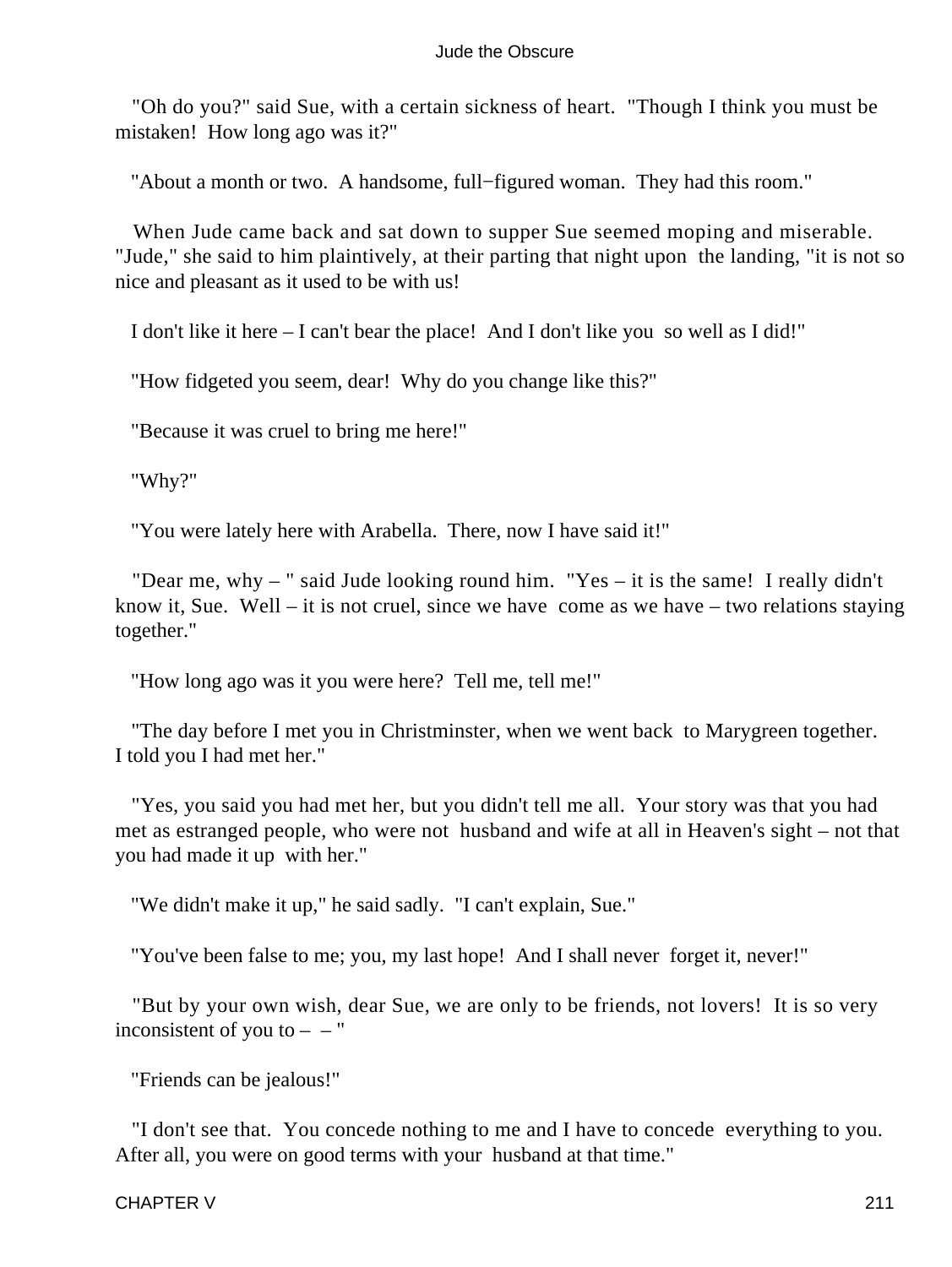"Oh do you?" said Sue, with a certain sickness of heart. "Though I think you must be mistaken! How long ago was it?"

"About a month or two. A handsome, full−figured woman. They had this room."

When Jude came back and sat down to supper Sue seemed moping and miserable. "Jude," she said to him plaintively, at their parting that night upon the landing, "it is not so nice and pleasant as it used to be with us!

I don't like it here – I can't bear the place! And I don't like you so well as I did!"

"How fidgeted you seem, dear! Why do you change like this?"

"Because it was cruel to bring me here!"

"Why?"

"You were lately here with Arabella. There, now I have said it!"

"Dear me, why – " said Jude looking round him. "Yes – it is the same! I really didn't know it, Sue. Well – it is not cruel, since we have come as we have – two relations staying together."

"How long ago was it you were here? Tell me, tell me!"

"The day before I met you in Christminster, when we went back to Marygreen together. I told you I had met her."

"Yes, you said you had met her, but you didn't tell me all. Your story was that you had met as estranged people, who were not husband and wife at all in Heaven's sight – not that you had made it up with her."

"We didn't make it up," he said sadly. "I can't explain, Sue."

"You've been false to me; you, my last hope! And I shall never forget it, never!"

"But by your own wish, dear Sue, we are only to be friends, not lovers! It is so very inconsistent of you to – – "

"Friends can be jealous!"

"I don't see that. You concede nothing to me and I have to concede everything to you. After all, you were on good terms with your husband at that time."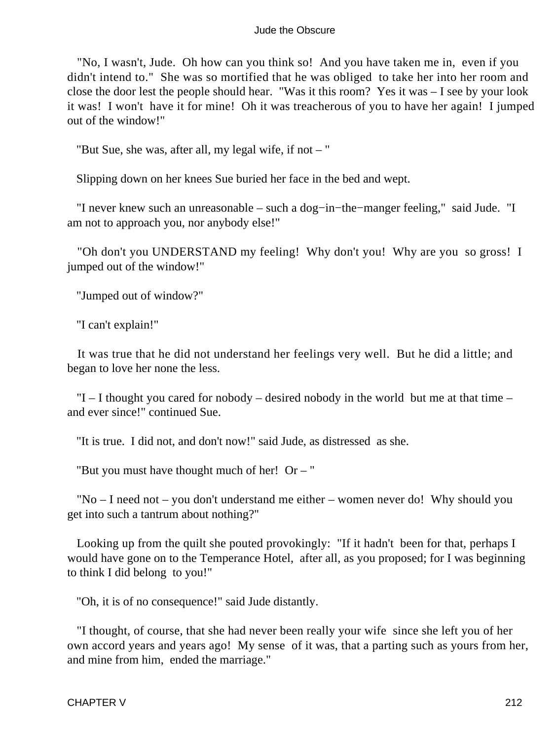"No, I wasn't, Jude. Oh how can you think so! And you have taken me in, even if you didn't intend to." She was so mortified that he was obliged to take her into her room and close the door lest the people should hear. "Was it this room? Yes it was – I see by your look it was! I won't have it for mine! Oh it was treacherous of you to have her again! I jumped out of the window!"

"But Sue, she was, after all, my legal wife, if not – "

Slipping down on her knees Sue buried her face in the bed and wept.

"I never knew such an unreasonable – such a dog−in−the−manger feeling," said Jude. "I am not to approach you, nor anybody else!"

"Oh don't you UNDERSTAND my feeling! Why don't you! Why are you so gross! I jumped out of the window!"

"Jumped out of window?"

"I can't explain!"

It was true that he did not understand her feelings very well. But he did a little; and began to love her none the less.

"I – I thought you cared for nobody – desired nobody in the world but me at that time – and ever since!" continued Sue.

"It is true. I did not, and don't now!" said Jude, as distressed as she.

"But you must have thought much of her! Or – "

"No – I need not – you don't understand me either – women never do! Why should you get into such a tantrum about nothing?"

Looking up from the quilt she pouted provokingly: "If it hadn't been for that, perhaps I would have gone on to the Temperance Hotel, after all, as you proposed; for I was beginning to think I did belong to you!"

"Oh, it is of no consequence!" said Jude distantly.

"I thought, of course, that she had never been really your wife since she left you of her own accord years and years ago! My sense of it was, that a parting such as yours from her, and mine from him, ended the marriage."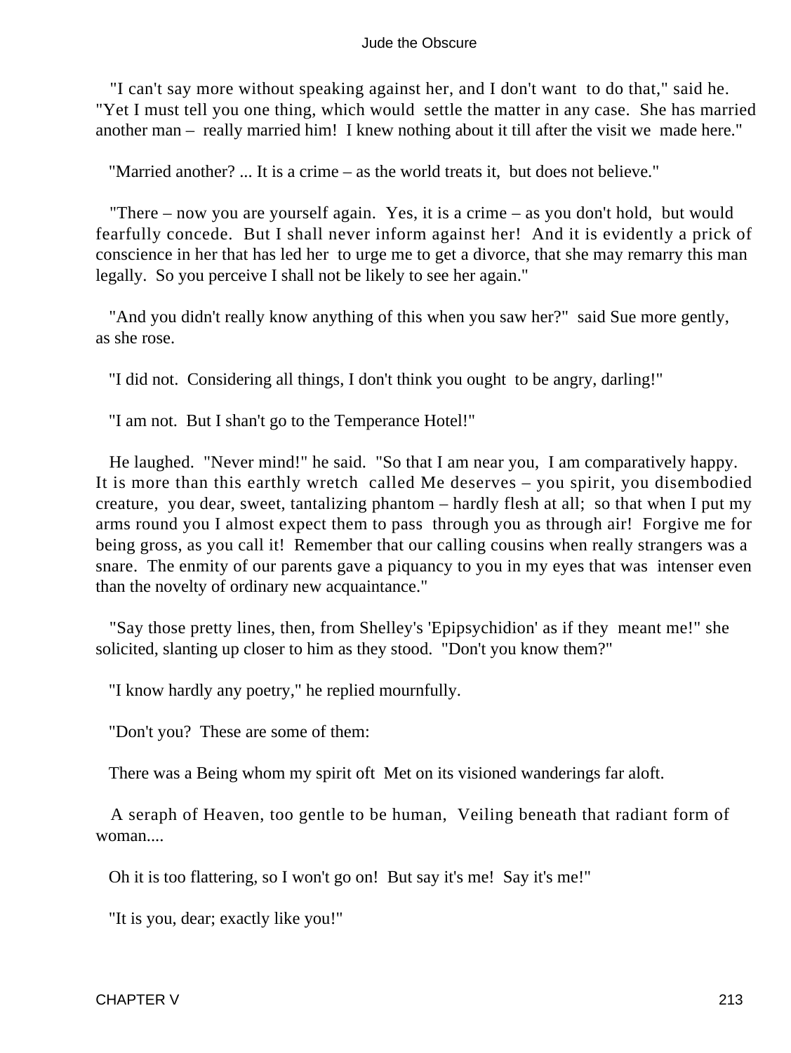"I can't say more without speaking against her, and I don't want to do that," said he. "Yet I must tell you one thing, which would settle the matter in any case. She has married another man – really married him! I knew nothing about it till after the visit we made here."

"Married another? ... It is a crime – as the world treats it, but does not believe."

"There – now you are yourself again. Yes, it is a crime – as you don't hold, but would fearfully concede. But I shall never inform against her! And it is evidently a prick of conscience in her that has led her to urge me to get a divorce, that she may remarry this man legally. So you perceive I shall not be likely to see her again."

"And you didn't really know anything of this when you saw her?" said Sue more gently, as she rose.

"I did not. Considering all things, I don't think you ought to be angry, darling!"

"I am not. But I shan't go to the Temperance Hotel!"

He laughed. "Never mind!" he said. "So that I am near you, I am comparatively happy. It is more than this earthly wretch called Me deserves – you spirit, you disembodied creature, you dear, sweet, tantalizing phantom – hardly flesh at all; so that when I put my arms round you I almost expect them to pass through you as through air! Forgive me for being gross, as you call it! Remember that our calling cousins when really strangers was a snare. The enmity of our parents gave a piquancy to you in my eyes that was intenser even than the novelty of ordinary new acquaintance."

"Say those pretty lines, then, from Shelley's 'Epipsychidion' as if they meant me!" she solicited, slanting up closer to him as they stood. "Don't you know them?"

"I know hardly any poetry," he replied mournfully.

"Don't you? These are some of them:

There was a Being whom my spirit oft Met on its visioned wanderings far aloft.

A seraph of Heaven, too gentle to be human, Veiling beneath that radiant form of woman....

Oh it is too flattering, so I won't go on! But say it's me! Say it's me!"

"It is you, dear; exactly like you!"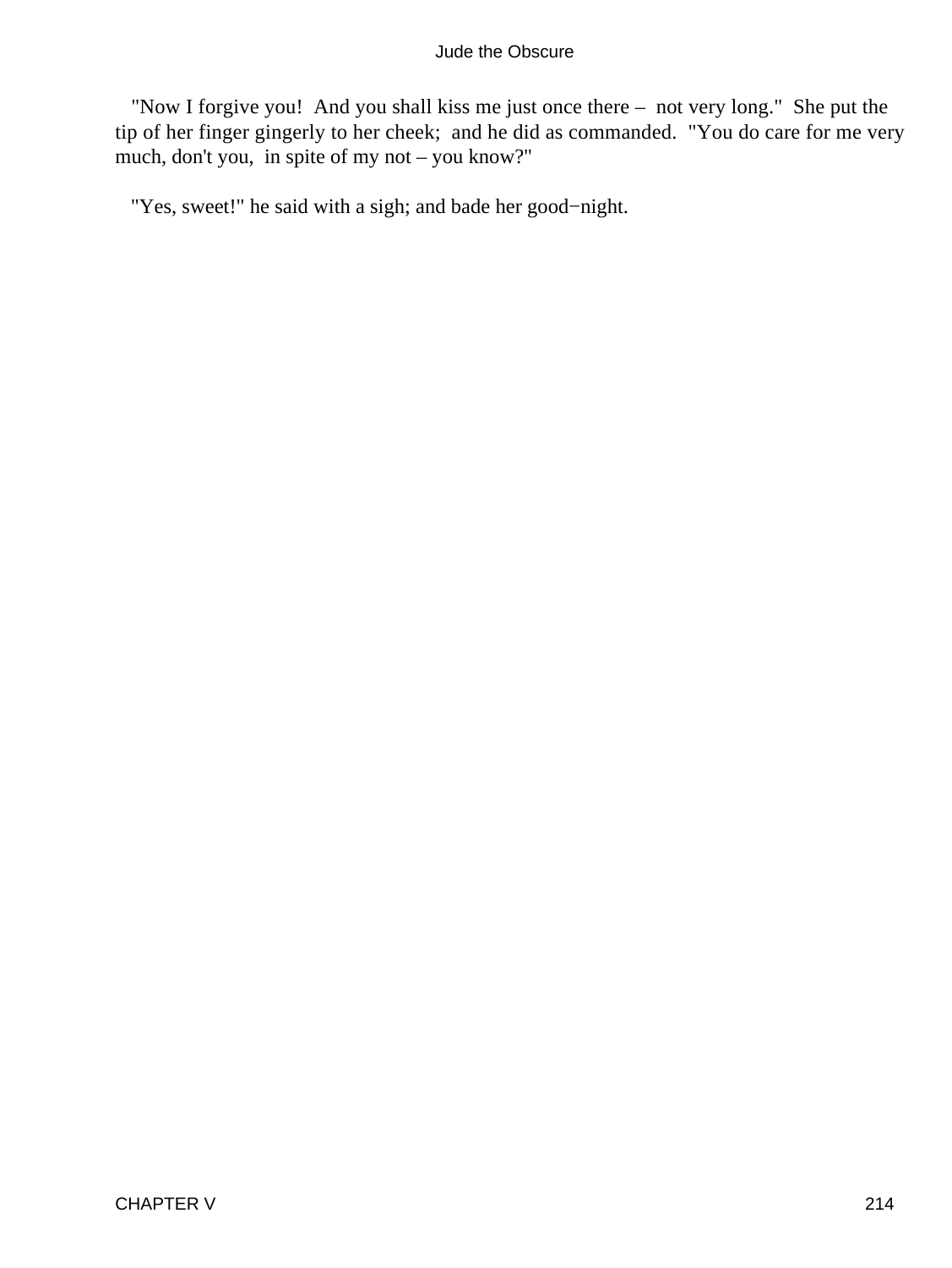"Now I forgive you! And you shall kiss me just once there – not very long." She put the tip of her finger gingerly to her cheek; and he did as commanded. "You do care for me very much, don't you, in spite of my not – you know?"

"Yes, sweet!" he said with a sigh; and bade her good−night.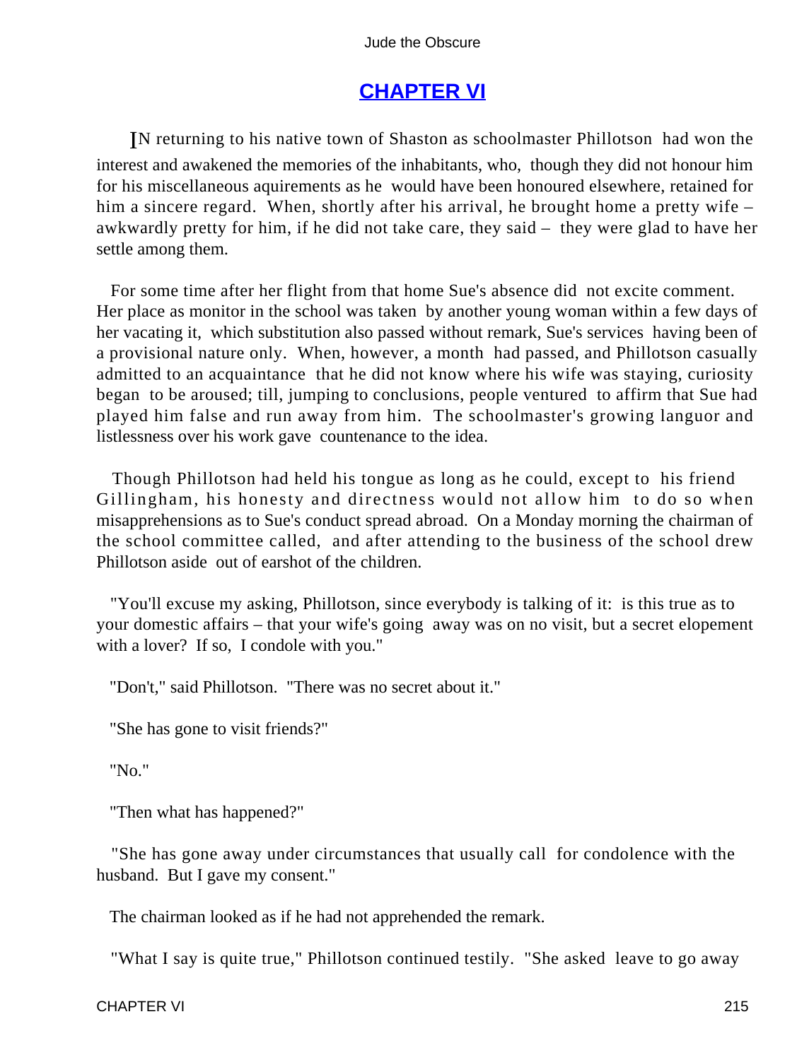## CHAPTER VI

IN returning to his native town of Shaston as schoolmaster Phillotson had won the interest and awakened the memories of the inhabitants, who, though they did not honour him for his miscellaneous aquirements as he would have been honoured elsewhere, retained for him a sincere regard. When, shortly after his arrival, he brought home a pretty wife – awkwardly pretty for him, if he did not take care, they said – they were glad to have her settle among them.

For some time after her flight from that home Sue's absence did not excite comment. Her place as monitor in the school was taken by another young woman within a few days of her vacating it, which substitution also passed without remark, Sue's services having been of a provisional nature only. When, however, a month had passed, and Phillotson casually admitted to an acquaintance that he did not know where his wife was staying, curiosity began to be aroused; till, jumping to conclusions, people ventured to affirm that Sue had played him false and run away from him. The schoolmaster's growing languor and listlessness over his work gave countenance to the idea.

Though Phillotson had held his tongue as long as he could, except to his friend Gillingham, his honesty and directness would not allow him to do so when misapprehensions as to Sue's conduct spread abroad. On a Monday morning the chairman of the school committee called, and after attending to the business of the school drew Phillotson aside out of earshot of the children.

"You'll excuse my asking, Phillotson, since everybody is talking of it: is this true as to your domestic affairs – that your wife's going away was on no visit, but a secret elopement with a lover? If so, I condole with you."

"Don't," said Phillotson. "There was no secret about it."

"She has gone to visit friends?"

"No."

"Then what has happened?"

"She has gone away under circumstances that usually call for condolence with the husband. But I gave my consent."

The chairman looked as if he had not apprehended the remark.

"What I say is quite true," Phillotson continued testily. "She asked leave to go away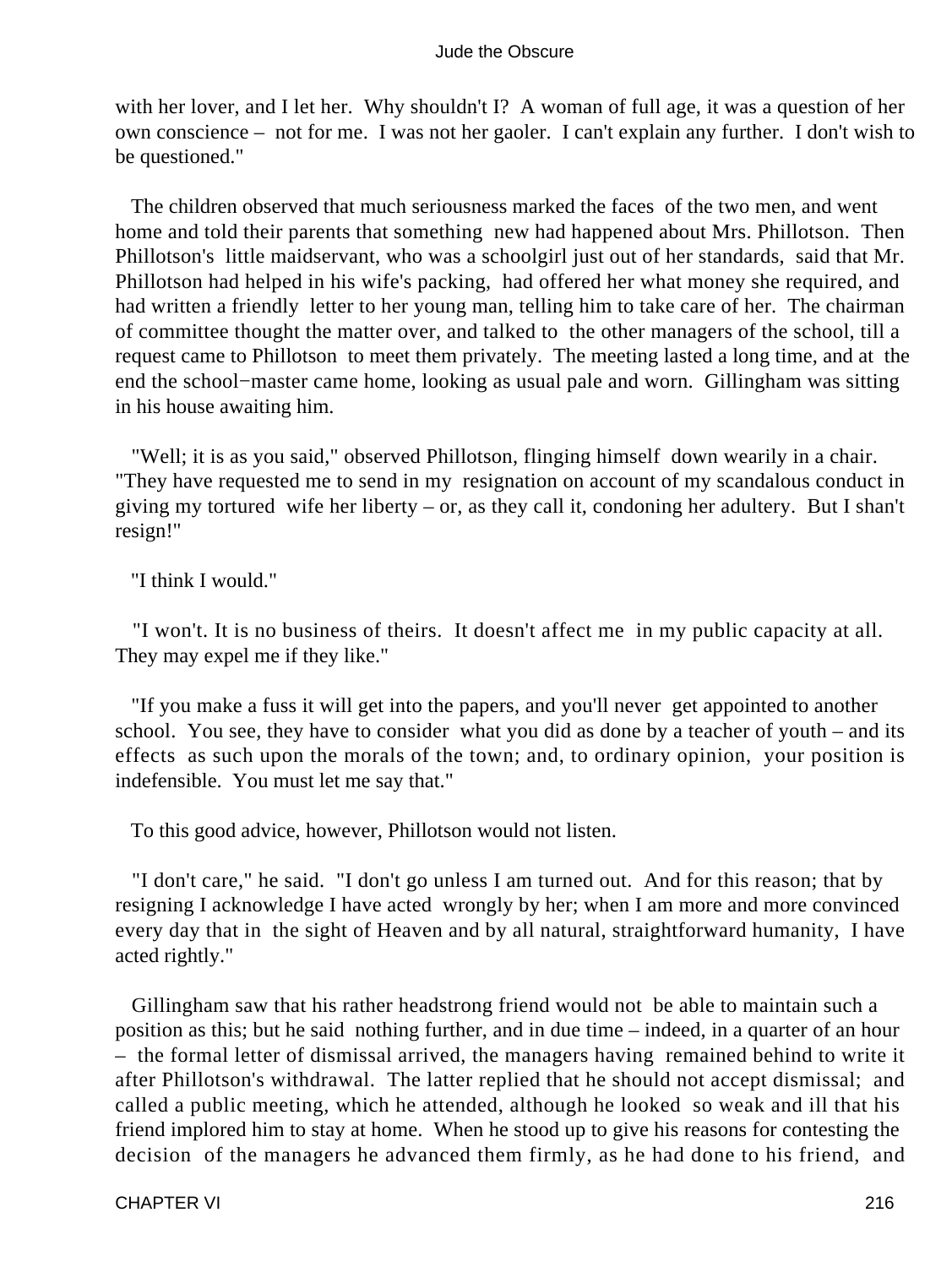with her lover, and I let her. Why shouldn't I? A woman of full age, it was a question of her own conscience – not for me. I was not her gaoler. I can't explain any further. I don't wish to be questioned."

The children observed that much seriousness marked the faces of the two men, and went home and told their parents that something new had happened about Mrs. Phillotson. Then Phillotson's little maidservant, who was a schoolgirl just out of her standards, said that Mr. Phillotson had helped in his wife's packing, had offered her what money she required, and had written a friendly letter to her young man, telling him to take care of her. The chairman of committee thought the matter over, and talked to the other managers of the school, till a request came to Phillotson to meet them privately. The meeting lasted a long time, and at the end the school−master came home, looking as usual pale and worn. Gillingham was sitting in his house awaiting him.

"Well; it is as you said," observed Phillotson, flinging himself down wearily in a chair. "They have requested me to send in my resignation on account of my scandalous conduct in giving my tortured wife her liberty – or, as they call it, condoning her adultery. But I shan't resign!"

"I think I would."

"I won't. It is no business of theirs. It doesn't affect me in my public capacity at all. They may expel me if they like."

"If you make a fuss it will get into the papers, and you'll never get appointed to another school. You see, they have to consider what you did as done by a teacher of youth – and its effects as such upon the morals of the town; and, to ordinary opinion, your position is indefensible. You must let me say that."

To this good advice, however, Phillotson would not listen.

"I don't care," he said. "I don't go unless I am turned out. And for this reason; that by resigning I acknowledge I have acted wrongly by her; when I am more and more convinced every day that in the sight of Heaven and by all natural, straightforward humanity, I have acted rightly."

Gillingham saw that his rather headstrong friend would not be able to maintain such a position as this; but he said nothing further, and in due time – indeed, in a quarter of an hour – the formal letter of dismissal arrived, the managers having remained behind to write it after Phillotson's withdrawal. The latter replied that he should not accept dismissal; and called a public meeting, which he attended, although he looked so weak and ill that his friend implored him to stay at home. When he stood up to give his reasons for contesting the decision of the managers he advanced them firmly, as he had done to his friend, and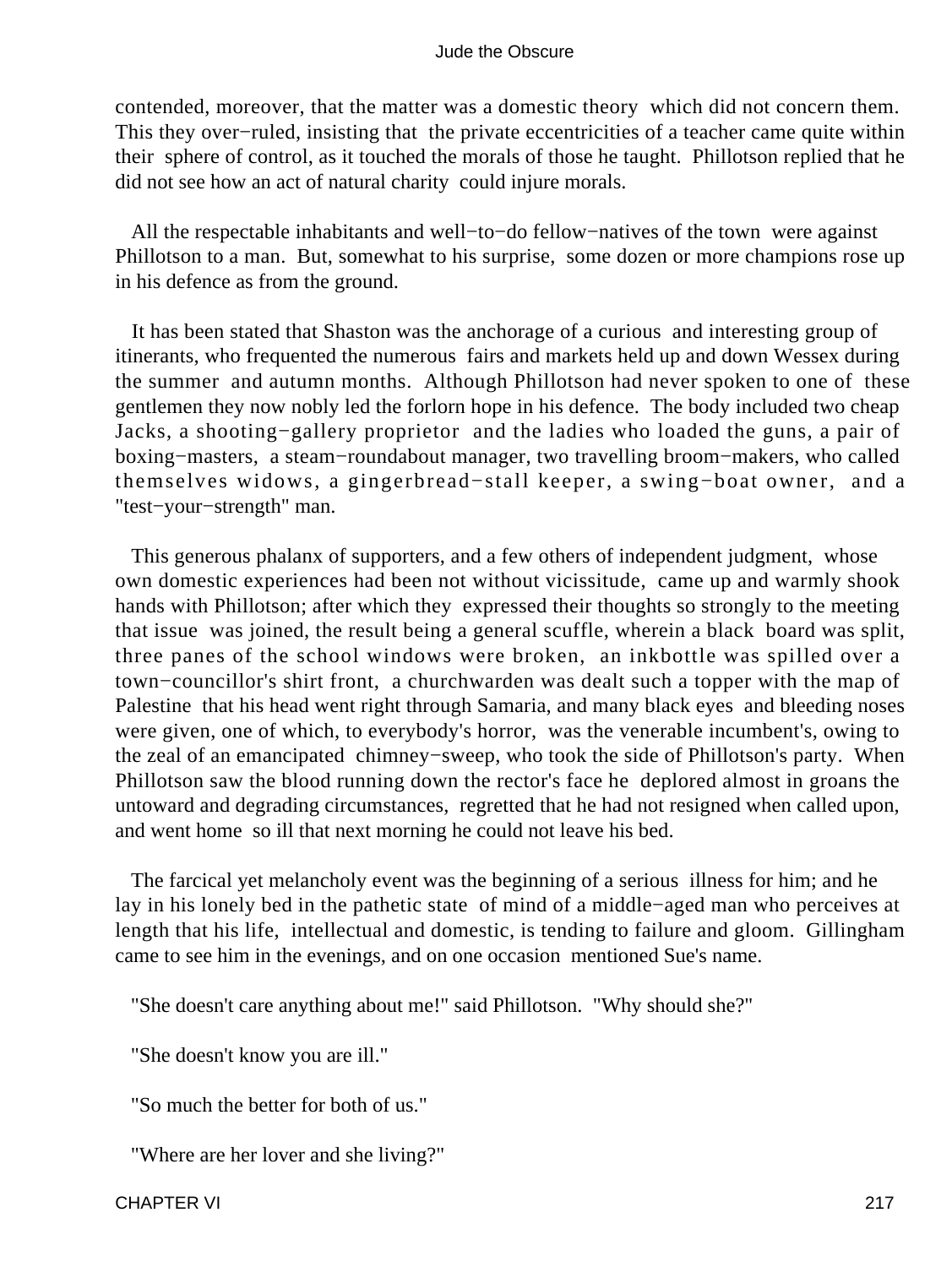contended, moreover, that the matter was a domestic theory which did not concern them. This they over−ruled, insisting that the private eccentricities of a teacher came quite within their sphere of control, as it touched the morals of those he taught. Phillotson replied that he did not see how an act of natural charity could injure morals.

All the respectable inhabitants and well−to−do fellow−natives of the town were against Phillotson to a man. But, somewhat to his surprise, some dozen or more champions rose up in his defence as from the ground.

It has been stated that Shaston was the anchorage of a curious and interesting group of itinerants, who frequented the numerous fairs and markets held up and down Wessex during the summer and autumn months. Although Phillotson had never spoken to one of these gentlemen they now nobly led the forlorn hope in his defence. The body included two cheap Jacks, a shooting−gallery proprietor and the ladies who loaded the guns, a pair of boxing−masters, a steam−roundabout manager, two travelling broom−makers, who called themselves widows, a gingerbread−stall keeper, a swing−boat owner, and a "test−your−strength" man.

This generous phalanx of supporters, and a few others of independent judgment, whose own domestic experiences had been not without vicissitude, came up and warmly shook hands with Phillotson; after which they expressed their thoughts so strongly to the meeting that issue was joined, the result being a general scuffle, wherein a black board was split, three panes of the school windows were broken, an inkbottle was spilled over a town−councillor's shirt front, a churchwarden was dealt such a topper with the map of Palestine that his head went right through Samaria, and many black eyes and bleeding noses were given, one of which, to everybody's horror, was the venerable incumbent's, owing to the zeal of an emancipated chimney−sweep, who took the side of Phillotson's party. When Phillotson saw the blood running down the rector's face he deplored almost in groans the untoward and degrading circumstances, regretted that he had not resigned when called upon, and went home so ill that next morning he could not leave his bed.

The farcical yet melancholy event was the beginning of a serious illness for him; and he lay in his lonely bed in the pathetic state of mind of a middle−aged man who perceives at length that his life, intellectual and domestic, is tending to failure and gloom. Gillingham came to see him in the evenings, and on one occasion mentioned Sue's name.

"She doesn't care anything about me!" said Phillotson. "Why should she?"

"She doesn't know you are ill."

"So much the better for both of us."

"Where are her lover and she living?"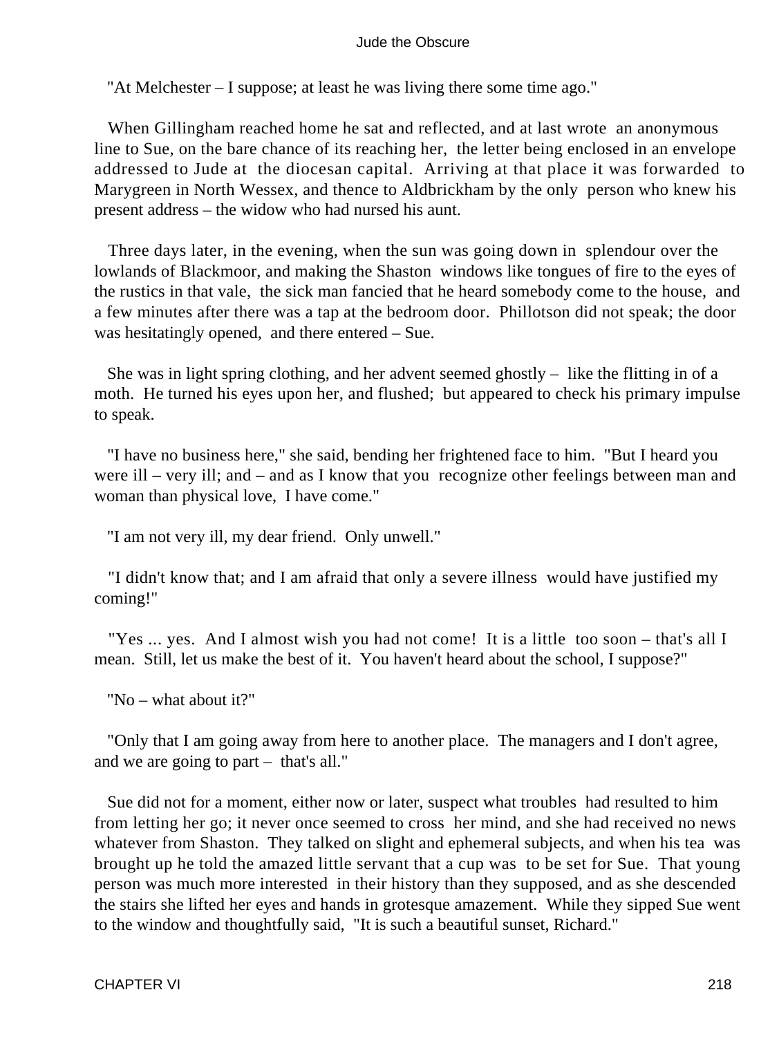"At Melchester – I suppose; at least he was living there some time ago."

When Gillingham reached home he sat and reflected, and at last wrote an anonymous line to Sue, on the bare chance of its reaching her, the letter being enclosed in an envelope addressed to Jude at the diocesan capital. Arriving at that place it was forwarded to Marygreen in North Wessex, and thence to Aldbrickham by the only person who knew his present address – the widow who had nursed his aunt.

Three days later, in the evening, when the sun was going down in splendour over the lowlands of Blackmoor, and making the Shaston windows like tongues of fire to the eyes of the rustics in that vale, the sick man fancied that he heard somebody come to the house, and a few minutes after there was a tap at the bedroom door. Phillotson did not speak; the door was hesitatingly opened, and there entered – Sue.

She was in light spring clothing, and her advent seemed ghostly – like the flitting in of a moth. He turned his eyes upon her, and flushed; but appeared to check his primary impulse to speak.

"I have no business here," she said, bending her frightened face to him. "But I heard you were ill – very ill; and – and as I know that you recognize other feelings between man and woman than physical love, I have come."

"I am not very ill, my dear friend. Only unwell."

"I didn't know that; and I am afraid that only a severe illness would have justified my coming!"

"Yes ... yes. And I almost wish you had not come! It is a little too soon – that's all I mean. Still, let us make the best of it. You haven't heard about the school, I suppose?"

"No – what about it?"

"Only that I am going away from here to another place. The managers and I don't agree, and we are going to part – that's all."

Sue did not for a moment, either now or later, suspect what troubles had resulted to him from letting her go; it never once seemed to cross her mind, and she had received no news whatever from Shaston. They talked on slight and ephemeral subjects, and when his tea was brought up he told the amazed little servant that a cup was to be set for Sue. That young person was much more interested in their history than they supposed, and as she descended the stairs she lifted her eyes and hands in grotesque amazement. While they sipped Sue went to the window and thoughtfully said, "It is such a beautiful sunset, Richard."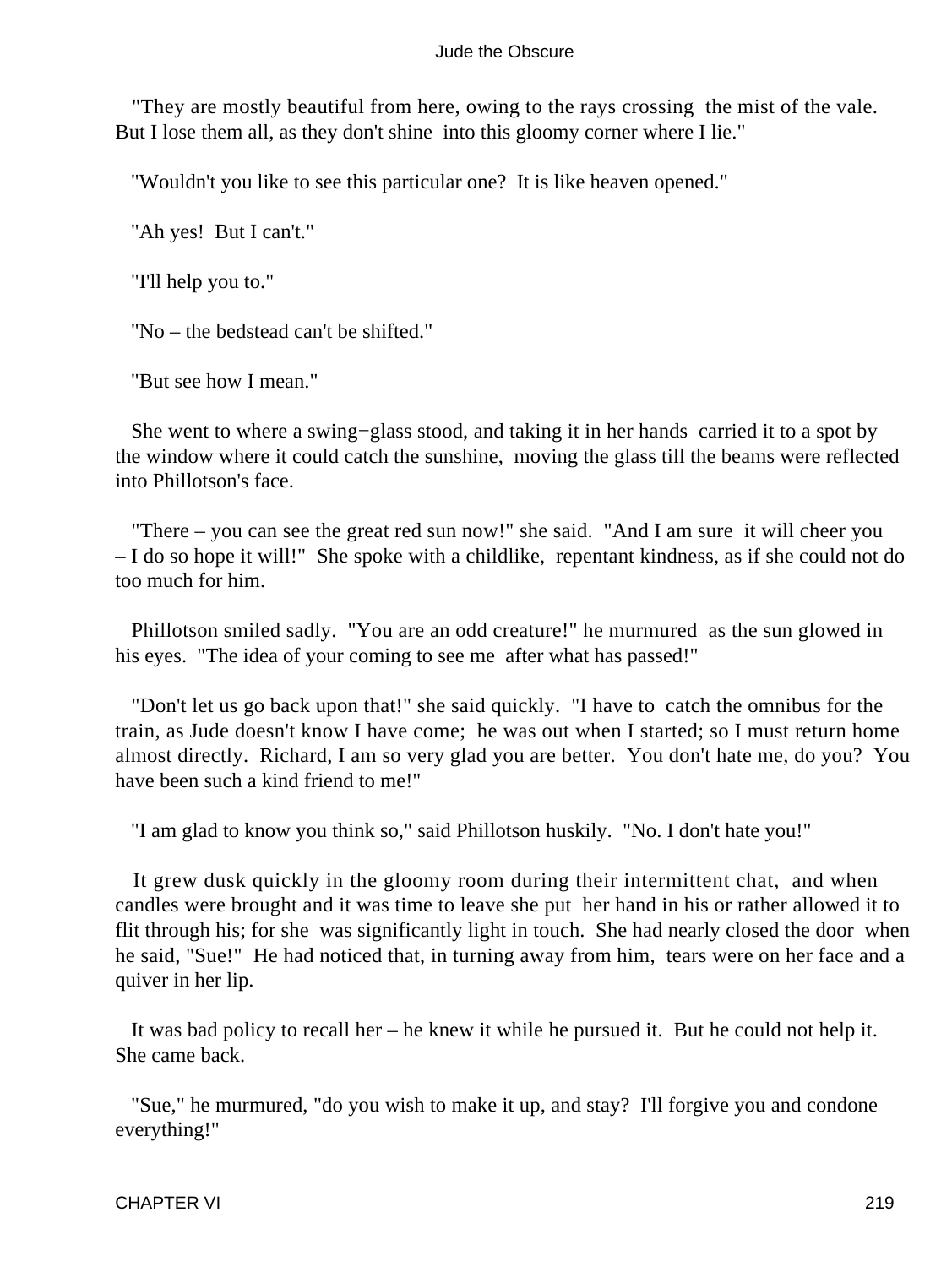"They are mostly beautiful from here, owing to the rays crossing the mist of the vale. But I lose them all, as they don't shine into this gloomy corner where I lie."

"Wouldn't you like to see this particular one? It is like heaven opened."

"Ah yes! But I can't."

"I'll help you to."

"No – the bedstead can't be shifted."

"But see how I mean."

She went to where a swing−glass stood, and taking it in her hands carried it to a spot by the window where it could catch the sunshine, moving the glass till the beams were reflected into Phillotson's face.

"There – you can see the great red sun now!" she said. "And I am sure it will cheer you – I do so hope it will!" She spoke with a childlike, repentant kindness, as if she could not do too much for him.

Phillotson smiled sadly. "You are an odd creature!" he murmured as the sun glowed in his eyes. "The idea of your coming to see me after what has passed!"

"Don't let us go back upon that!" she said quickly. "I have to catch the omnibus for the train, as Jude doesn't know I have come; he was out when I started; so I must return home almost directly. Richard, I am so very glad you are better. You don't hate me, do you? You have been such a kind friend to me!"

"I am glad to know you think so," said Phillotson huskily. "No. I don't hate you!"

It grew dusk quickly in the gloomy room during their intermittent chat, and when candles were brought and it was time to leave she put her hand in his or rather allowed it to flit through his; for she was significantly light in touch. She had nearly closed the door when he said, "Sue!" He had noticed that, in turning away from him, tears were on her face and a quiver in her lip.

It was bad policy to recall her – he knew it while he pursued it. But he could not help it. She came back.

"Sue," he murmured, "do you wish to make it up, and stay? I'll forgive you and condone everything!"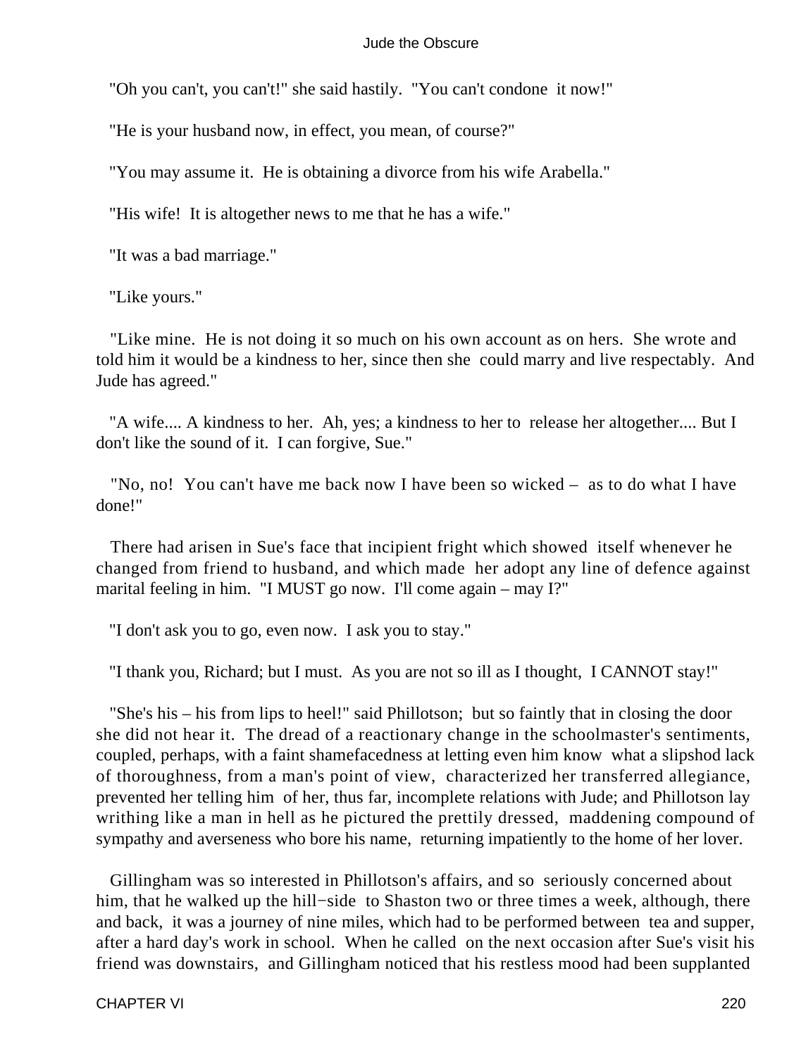"Oh you can't, you can't!" she said hastily. "You can't condone it now!"

"He is your husband now, in effect, you mean, of course?"

"You may assume it. He is obtaining a divorce from his wife Arabella."

"His wife! It is altogether news to me that he has a wife."

"It was a bad marriage."

"Like yours."

"Like mine. He is not doing it so much on his own account as on hers. She wrote and told him it would be a kindness to her, since then she could marry and live respectably. And Jude has agreed."

"A wife.... A kindness to her. Ah, yes; a kindness to her to release her altogether.... But I don't like the sound of it. I can forgive, Sue."

"No, no! You can't have me back now I have been so wicked – as to do what I have done!"

There had arisen in Sue's face that incipient fright which showed itself whenever he changed from friend to husband, and which made her adopt any line of defence against marital feeling in him. "I MUST go now. I'll come again – may I?"

"I don't ask you to go, even now. I ask you to stay."

"I thank you, Richard; but I must. As you are not so ill as I thought, I CANNOT stay!"

"She's his – his from lips to heel!" said Phillotson; but so faintly that in closing the door she did not hear it. The dread of a reactionary change in the schoolmaster's sentiments, coupled, perhaps, with a faint shamefacedness at letting even him know what a slipshod lack of thoroughness, from a man's point of view, characterized her transferred allegiance, prevented her telling him of her, thus far, incomplete relations with Jude; and Phillotson lay writhing like a man in hell as he pictured the prettily dressed, maddening compound of sympathy and averseness who bore his name, returning impatiently to the home of her lover.

Gillingham was so interested in Phillotson's affairs, and so seriously concerned about him, that he walked up the hill−side to Shaston two or three times a week, although, there and back, it was a journey of nine miles, which had to be performed between tea and supper, after a hard day's work in school. When he called on the next occasion after Sue's visit his friend was downstairs, and Gillingham noticed that his restless mood had been supplanted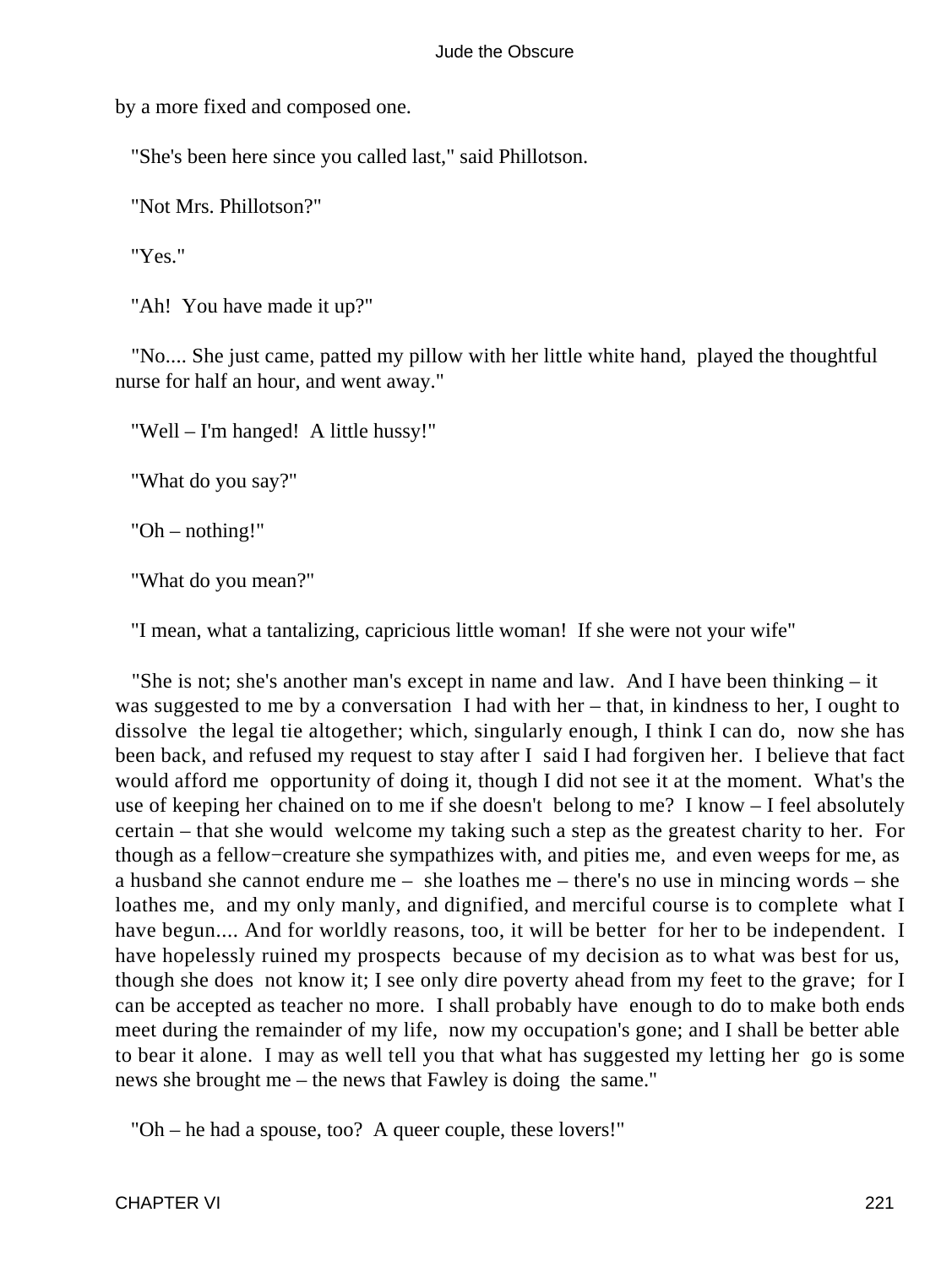by a more fixed and composed one.

"She's been here since you called last," said Phillotson.

"Not Mrs. Phillotson?"

"Yes."

"Ah! You have made it up?"

"No.... She just came, patted my pillow with her little white hand, played the thoughtful nurse for half an hour, and went away."

"Well – I'm hanged! A little hussy!"

"What do you say?"

"Oh – nothing!"

"What do you mean?"

"I mean, what a tantalizing, capricious little woman! If she were not your wife"

"She is not; she's another man's except in name and law. And I have been thinking – it was suggested to me by a conversation I had with her – that, in kindness to her, I ought to dissolve the legal tie altogether; which, singularly enough, I think I can do, now she has been back, and refused my request to stay after I said I had forgiven her. I believe that fact would afford me opportunity of doing it, though I did not see it at the moment. What's the use of keeping her chained on to me if she doesn't belong to me? I know – I feel absolutely certain – that she would welcome my taking such a step as the greatest charity to her. For though as a fellow−creature she sympathizes with, and pities me, and even weeps for me, as a husband she cannot endure me – she loathes me – there's no use in mincing words – she loathes me, and my only manly, and dignified, and merciful course is to complete what I have begun.... And for worldly reasons, too, it will be better for her to be independent. I have hopelessly ruined my prospects because of my decision as to what was best for us, though she does not know it; I see only dire poverty ahead from my feet to the grave; for I can be accepted as teacher no more. I shall probably have enough to do to make both ends meet during the remainder of my life, now my occupation's gone; and I shall be better able to bear it alone. I may as well tell you that what has suggested my letting her go is some news she brought me – the news that Fawley is doing the same."

"Oh – he had a spouse, too? A queer couple, these lovers!"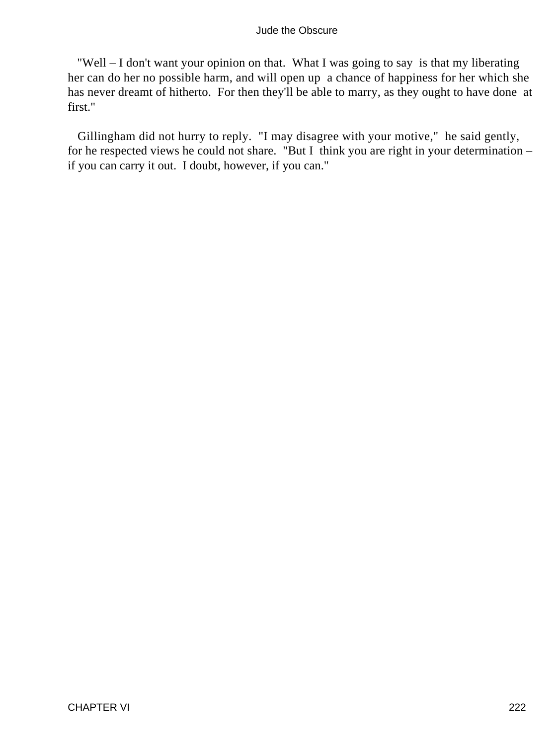"Well – I don't want your opinion on that. What I was going to say is that my liberating her can do her no possible harm, and will open up a chance of happiness for her which she has never dreamt of hitherto. For then they'll be able to marry, as they ought to have done at first."

Gillingham did not hurry to reply. "I may disagree with your motive," he said gently, for he respected views he could not share. "But I think you are right in your determination – if you can carry it out. I doubt, however, if you can."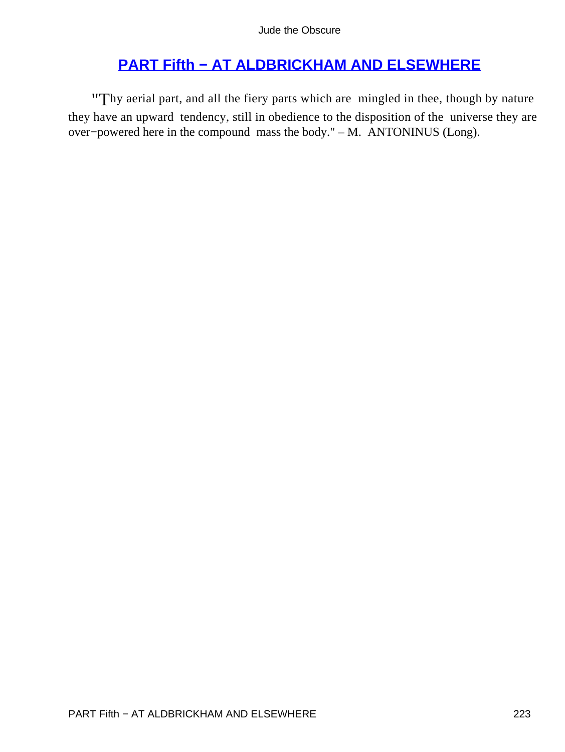## PART Fifth − AT ALDBRICKHAM AND ELSEWHERE

"Thy aerial part, and all the fiery parts which are mingled in thee, though by nature they have an upward tendency, still in obedience to the disposition of the universe they are over−powered here in the compound mass the body." – M. ANTONINUS (Long).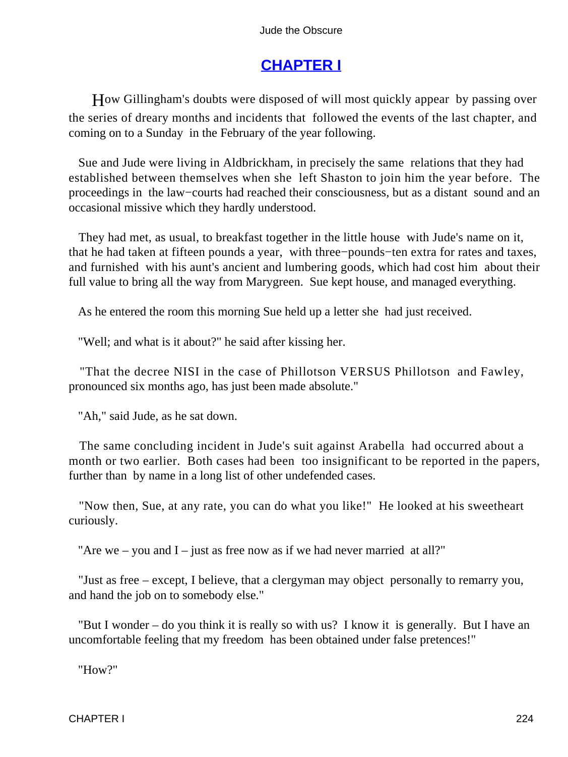## CHAPTER I

How Gillingham's doubts were disposed of will most quickly appear by passing over the series of dreary months and incidents that followed the events of the last chapter, and coming on to a Sunday in the February of the year following.

Sue and Jude were living in Aldbrickham, in precisely the same relations that they had established between themselves when she left Shaston to join him the year before. The proceedings in the law−courts had reached their consciousness, but as a distant sound and an occasional missive which they hardly understood.

They had met, as usual, to breakfast together in the little house with Jude's name on it, that he had taken at fifteen pounds a year, with three−pounds−ten extra for rates and taxes, and furnished with his aunt's ancient and lumbering goods, which had cost him about their full value to bring all the way from Marygreen. Sue kept house, and managed everything.

As he entered the room this morning Sue held up a letter she had just received.

"Well; and what is it about?" he said after kissing her.

"That the decree NISI in the case of Phillotson VERSUS Phillotson and Fawley, pronounced six months ago, has just been made absolute."

"Ah," said Jude, as he sat down.

The same concluding incident in Jude's suit against Arabella had occurred about a month or two earlier. Both cases had been too insignificant to be reported in the papers, further than by name in a long list of other undefended cases.

"Now then, Sue, at any rate, you can do what you like!" He looked at his sweetheart curiously.

"Are we – you and I – just as free now as if we had never married at all?"

"Just as free – except, I believe, that a clergyman may object personally to remarry you, and hand the job on to somebody else."

"But I wonder – do you think it is really so with us? I know it is generally. But I have an uncomfortable feeling that my freedom has been obtained under false pretences!"

"How?"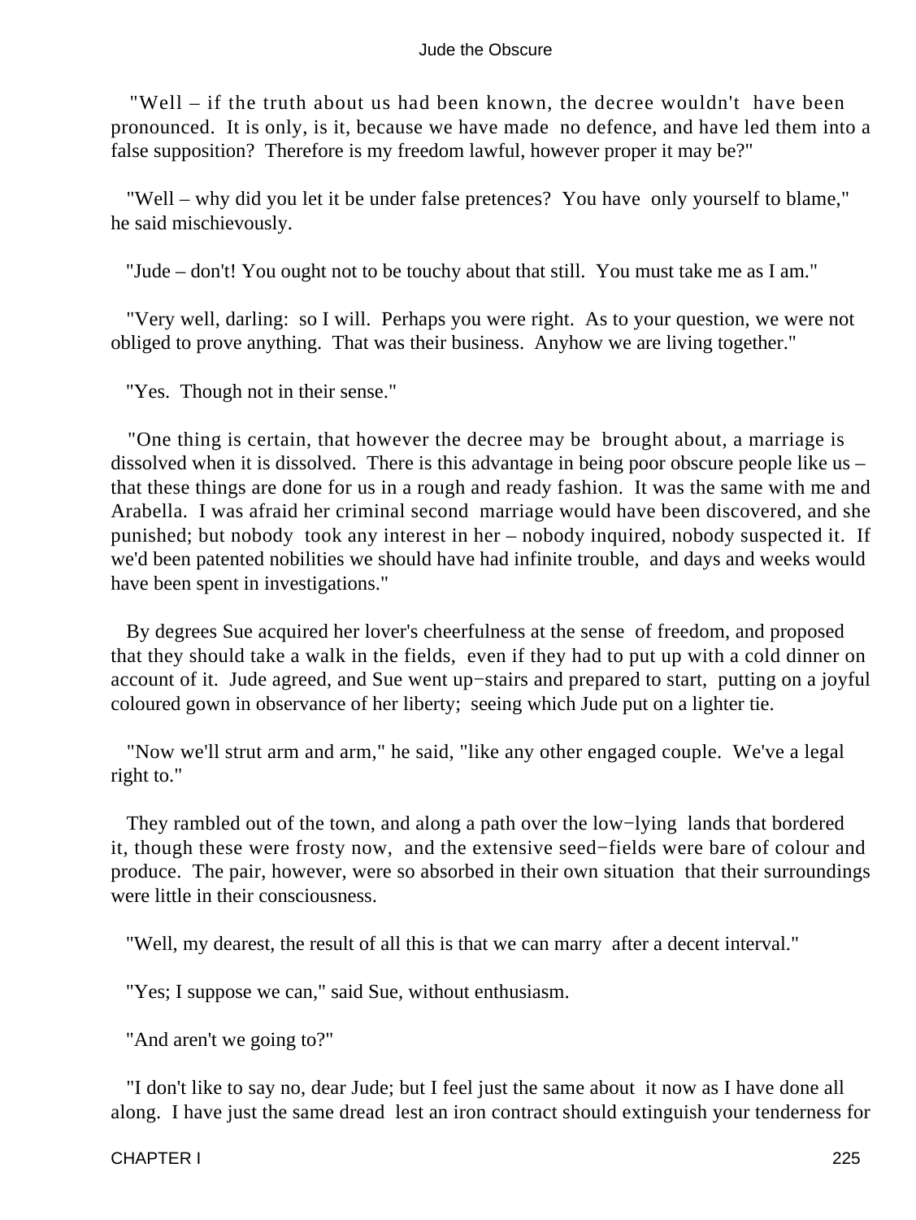"Well – if the truth about us had been known, the decree wouldn't have been pronounced. It is only, is it, because we have made no defence, and have led them into a false supposition? Therefore is my freedom lawful, however proper it may be?"

"Well – why did you let it be under false pretences? You have only yourself to blame," he said mischievously.

"Jude – don't! You ought not to be touchy about that still. You must take me as I am."

"Very well, darling: so I will. Perhaps you were right. As to your question, we were not obliged to prove anything. That was their business. Anyhow we are living together."

"Yes. Though not in their sense."

"One thing is certain, that however the decree may be brought about, a marriage is dissolved when it is dissolved. There is this advantage in being poor obscure people like us – that these things are done for us in a rough and ready fashion. It was the same with me and Arabella. I was afraid her criminal second marriage would have been discovered, and she punished; but nobody took any interest in her – nobody inquired, nobody suspected it. If we'd been patented nobilities we should have had infinite trouble, and days and weeks would have been spent in investigations."

By degrees Sue acquired her lover's cheerfulness at the sense of freedom, and proposed that they should take a walk in the fields, even if they had to put up with a cold dinner on account of it. Jude agreed, and Sue went up−stairs and prepared to start, putting on a joyful coloured gown in observance of her liberty; seeing which Jude put on a lighter tie.

"Now we'll strut arm and arm," he said, "like any other engaged couple. We've a legal right to."

They rambled out of the town, and along a path over the low−lying lands that bordered it, though these were frosty now, and the extensive seed−fields were bare of colour and produce. The pair, however, were so absorbed in their own situation that their surroundings were little in their consciousness.

"Well, my dearest, the result of all this is that we can marry after a decent interval."

"Yes; I suppose we can," said Sue, without enthusiasm.

"And aren't we going to?"

"I don't like to say no, dear Jude; but I feel just the same about it now as I have done all along. I have just the same dread lest an iron contract should extinguish your tenderness for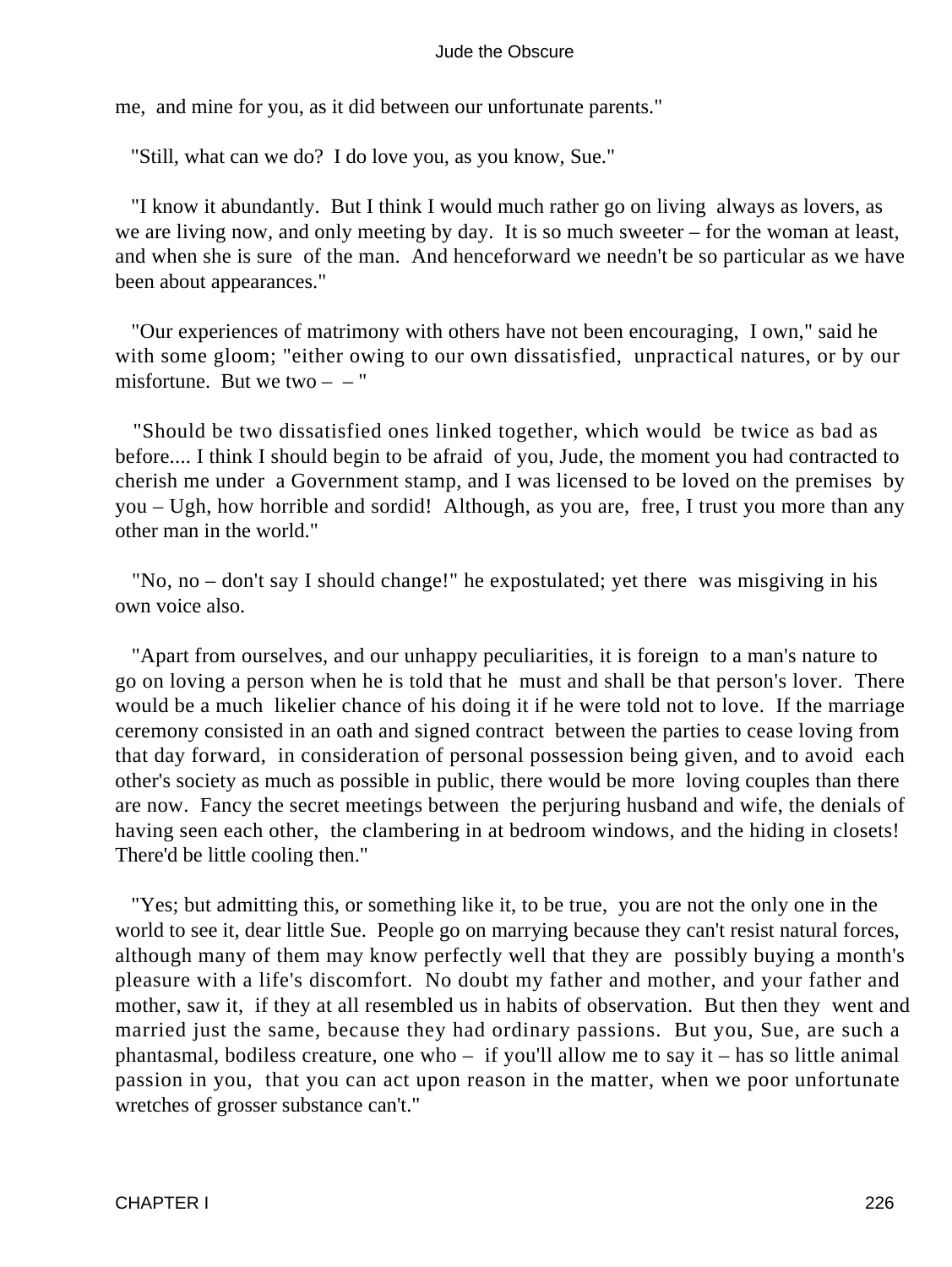me, and mine for you, as it did between our unfortunate parents."

"Still, what can we do? I do love you, as you know, Sue."

"I know it abundantly. But I think I would much rather go on living always as lovers, as we are living now, and only meeting by day. It is so much sweeter – for the woman at least, and when she is sure of the man. And henceforward we needn't be so particular as we have been about appearances."

"Our experiences of matrimony with others have not been encouraging, I own," said he with some gloom; "either owing to our own dissatisfied, unpractical natures, or by our misfortune. But we two – – "

"Should be two dissatisfied ones linked together, which would be twice as bad as before.... I think I should begin to be afraid of you, Jude, the moment you had contracted to cherish me under a Government stamp, and I was licensed to be loved on the premises by you – Ugh, how horrible and sordid! Although, as you are, free, I trust you more than any other man in the world."

"No, no – don't say I should change!" he expostulated; yet there was misgiving in his own voice also.

"Apart from ourselves, and our unhappy peculiarities, it is foreign to a man's nature to go on loving a person when he is told that he must and shall be that person's lover. There would be a much likelier chance of his doing it if he were told not to love. If the marriage ceremony consisted in an oath and signed contract between the parties to cease loving from that day forward, in consideration of personal possession being given, and to avoid each other's society as much as possible in public, there would be more loving couples than there are now. Fancy the secret meetings between the perjuring husband and wife, the denials of having seen each other, the clambering in at bedroom windows, and the hiding in closets! There'd be little cooling then."

"Yes; but admitting this, or something like it, to be true, you are not the only one in the world to see it, dear little Sue. People go on marrying because they can't resist natural forces, although many of them may know perfectly well that they are possibly buying a month's pleasure with a life's discomfort. No doubt my father and mother, and your father and mother, saw it, if they at all resembled us in habits of observation. But then they went and married just the same, because they had ordinary passions. But you, Sue, are such a phantasmal, bodiless creature, one who – if you'll allow me to say it – has so little animal passion in you, that you can act upon reason in the matter, when we poor unfortunate wretches of grosser substance can't."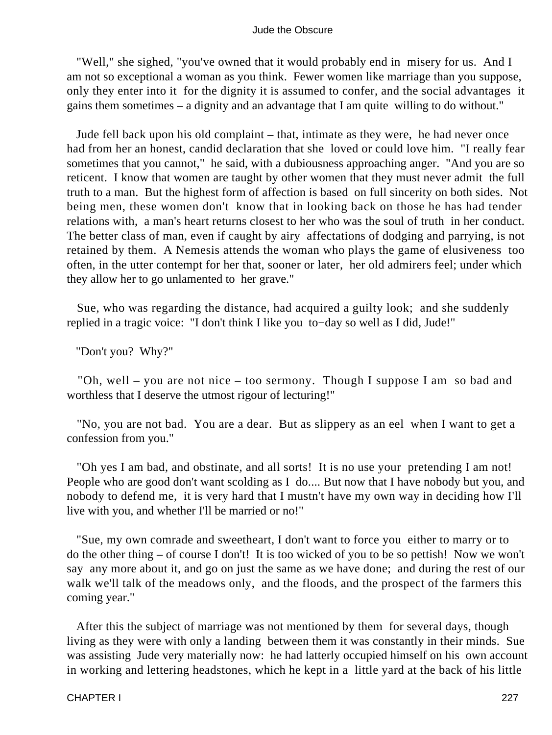"Well," she sighed, "you've owned that it would probably end in misery for us. And I am not so exceptional a woman as you think. Fewer women like marriage than you suppose, only they enter into it for the dignity it is assumed to confer, and the social advantages it gains them sometimes – a dignity and an advantage that I am quite willing to do without."

Jude fell back upon his old complaint – that, intimate as they were, he had never once had from her an honest, candid declaration that she loved or could love him. "I really fear sometimes that you cannot," he said, with a dubiousness approaching anger. "And you are so reticent. I know that women are taught by other women that they must never admit the full truth to a man. But the highest form of affection is based on full sincerity on both sides. Not being men, these women don't know that in looking back on those he has had tender relations with, a man's heart returns closest to her who was the soul of truth in her conduct. The better class of man, even if caught by airy affectations of dodging and parrying, is not retained by them. A Nemesis attends the woman who plays the game of elusiveness too often, in the utter contempt for her that, sooner or later, her old admirers feel; under which they allow her to go unlamented to her grave."

Sue, who was regarding the distance, had acquired a guilty look; and she suddenly replied in a tragic voice: "I don't think I like you to−day so well as I did, Jude!"

"Don't you? Why?"

"Oh, well – you are not nice – too sermony. Though I suppose I am so bad and worthless that I deserve the utmost rigour of lecturing!"

"No, you are not bad. You are a dear. But as slippery as an eel when I want to get a confession from you."

"Oh yes I am bad, and obstinate, and all sorts! It is no use your pretending I am not! People who are good don't want scolding as I do.... But now that I have nobody but you, and nobody to defend me, it is very hard that I mustn't have my own way in deciding how I'll live with you, and whether I'll be married or no!"

"Sue, my own comrade and sweetheart, I don't want to force you either to marry or to do the other thing – of course I don't! It is too wicked of you to be so pettish! Now we won't say any more about it, and go on just the same as we have done; and during the rest of our walk we'll talk of the meadows only, and the floods, and the prospect of the farmers this coming year."

After this the subject of marriage was not mentioned by them for several days, though living as they were with only a landing between them it was constantly in their minds. Sue was assisting Jude very materially now: he had latterly occupied himself on his own account in working and lettering headstones, which he kept in a little yard at the back of his little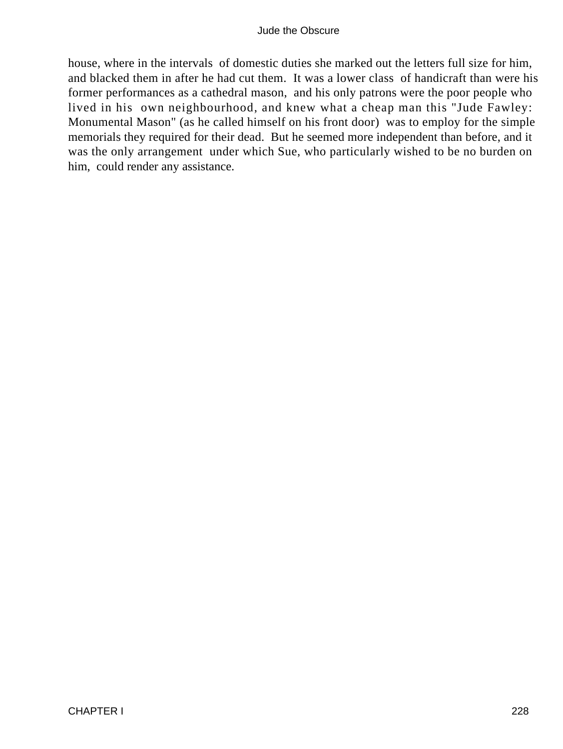house, where in the intervals of domestic duties she marked out the letters full size for him, and blacked them in after he had cut them. It was a lower class of handicraft than were his former performances as a cathedral mason, and his only patrons were the poor people who lived in his own neighbourhood, and knew what a cheap man this "Jude Fawley: Monumental Mason" (as he called himself on his front door) was to employ for the simple memorials they required for their dead. But he seemed more independent than before, and it was the only arrangement under which Sue, who particularly wished to be no burden on him, could render any assistance.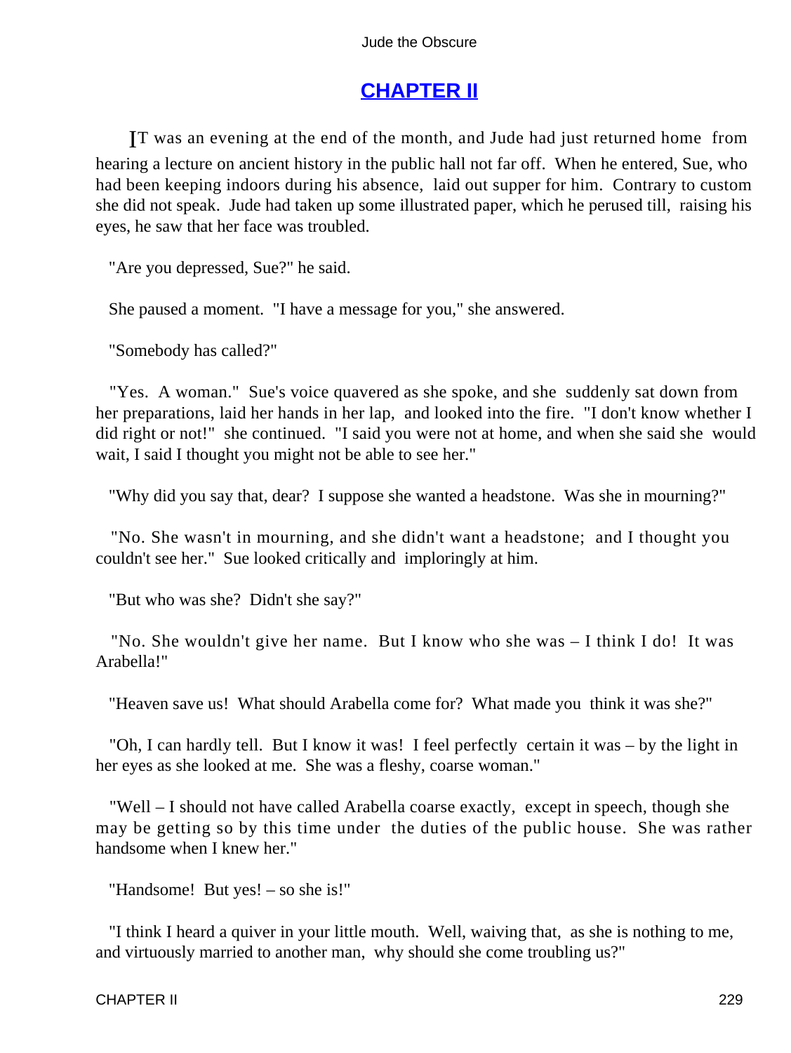## CHAPTER II

IT was an evening at the end of the month, and Jude had just returned home from hearing a lecture on ancient history in the public hall not far off. When he entered, Sue, who had been keeping indoors during his absence, laid out supper for him. Contrary to custom she did not speak. Jude had taken up some illustrated paper, which he perused till, raising his eyes, he saw that her face was troubled.

"Are you depressed, Sue?" he said.

She paused a moment. "I have a message for you," she answered.

"Somebody has called?"

"Yes. A woman." Sue's voice quavered as she spoke, and she suddenly sat down from her preparations, laid her hands in her lap, and looked into the fire. "I don't know whether I did right or not!" she continued. "I said you were not at home, and when she said she would wait, I said I thought you might not be able to see her."

"Why did you say that, dear? I suppose she wanted a headstone. Was she in mourning?"

"No. She wasn't in mourning, and she didn't want a headstone; and I thought you couldn't see her." Sue looked critically and imploringly at him.

"But who was she? Didn't she say?"

"No. She wouldn't give her name. But I know who she was – I think I do! It was Arabella!"

"Heaven save us! What should Arabella come for? What made you think it was she?"

"Oh, I can hardly tell. But I know it was! I feel perfectly certain it was – by the light in her eyes as she looked at me. She was a fleshy, coarse woman."

"Well – I should not have called Arabella coarse exactly, except in speech, though she may be getting so by this time under the duties of the public house. She was rather handsome when I knew her."

"Handsome! But yes! – so she is!"

"I think I heard a quiver in your little mouth. Well, waiving that, as she is nothing to me, and virtuously married to another man, why should she come troubling us?"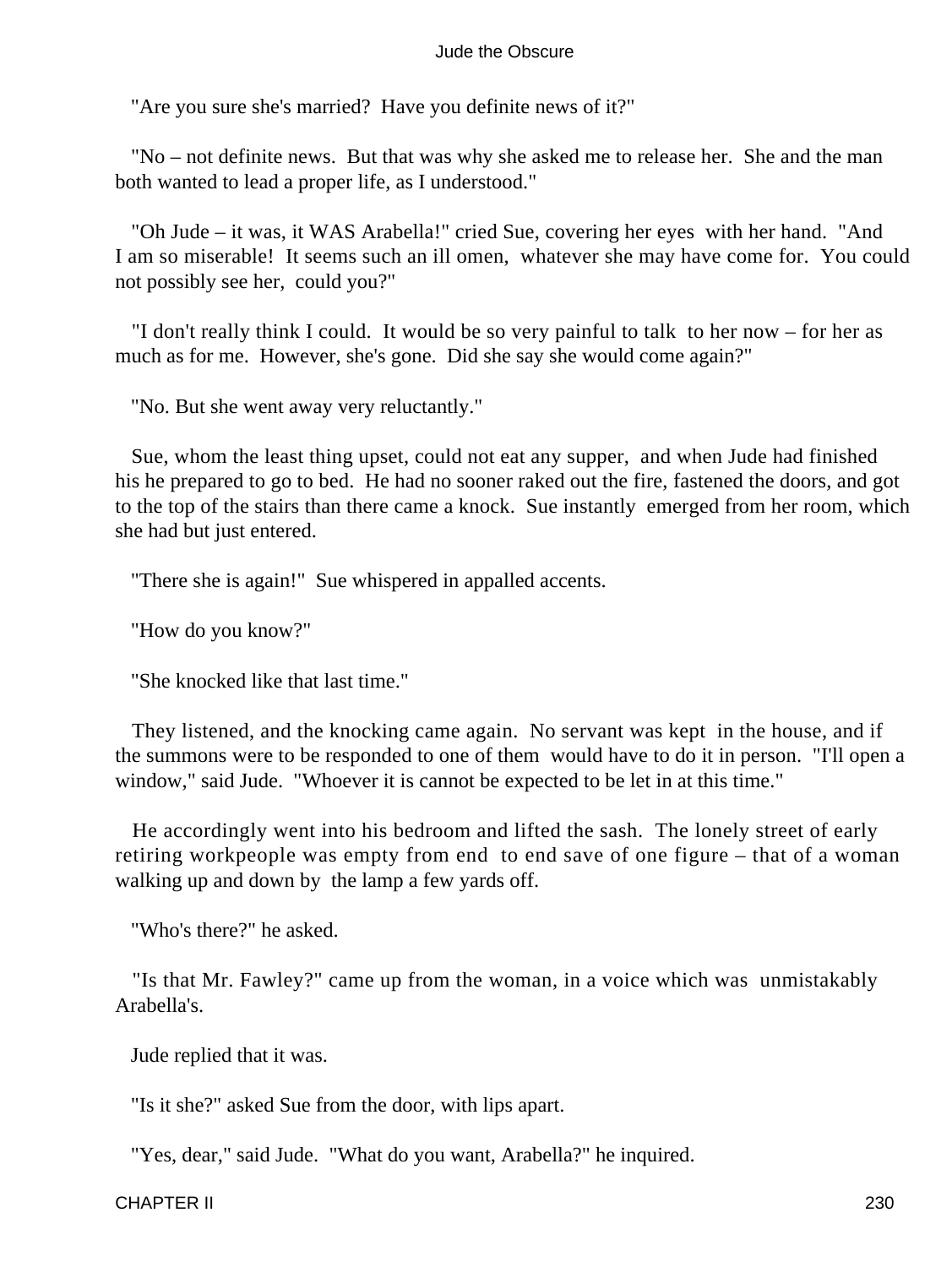"Are you sure she's married? Have you definite news of it?"

"No – not definite news. But that was why she asked me to release her. She and the man both wanted to lead a proper life, as I understood."

"Oh Jude – it was, it WAS Arabella!" cried Sue, covering her eyes with her hand. "And I am so miserable! It seems such an ill omen, whatever she may have come for. You could not possibly see her, could you?"

"I don't really think I could. It would be so very painful to talk to her now – for her as much as for me. However, she's gone. Did she say she would come again?"

"No. But she went away very reluctantly."

Sue, whom the least thing upset, could not eat any supper, and when Jude had finished his he prepared to go to bed. He had no sooner raked out the fire, fastened the doors, and got to the top of the stairs than there came a knock. Sue instantly emerged from her room, which she had but just entered.

"There she is again!" Sue whispered in appalled accents.

"How do you know?"

"She knocked like that last time."

They listened, and the knocking came again. No servant was kept in the house, and if the summons were to be responded to one of them would have to do it in person. "I'll open a window," said Jude. "Whoever it is cannot be expected to be let in at this time."

He accordingly went into his bedroom and lifted the sash. The lonely street of early retiring workpeople was empty from end to end save of one figure – that of a woman walking up and down by the lamp a few yards off.

"Who's there?" he asked.

"Is that Mr. Fawley?" came up from the woman, in a voice which was unmistakably Arabella's.

Jude replied that it was.

"Is it she?" asked Sue from the door, with lips apart.

"Yes, dear," said Jude. "What do you want, Arabella?" he inquired.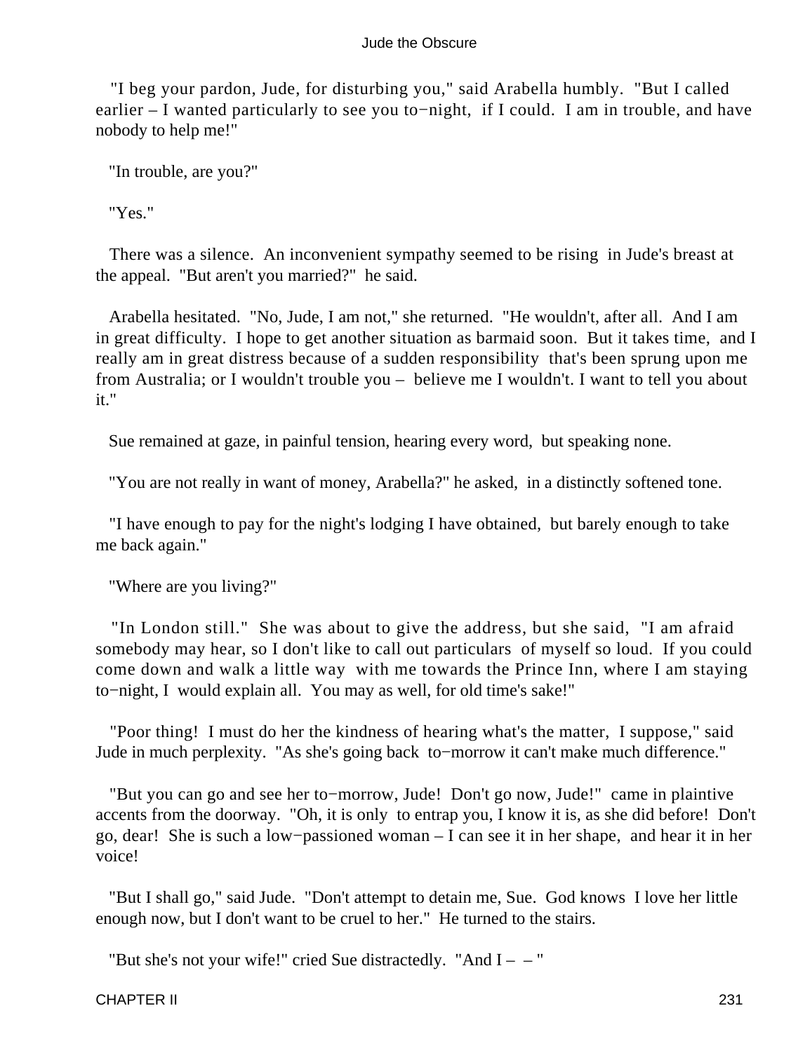"I beg your pardon, Jude, for disturbing you," said Arabella humbly. "But I called earlier – I wanted particularly to see you to−night, if I could. I am in trouble, and have nobody to help me!"

"In trouble, are you?"

"Yes."

There was a silence. An inconvenient sympathy seemed to be rising in Jude's breast at the appeal. "But aren't you married?" he said.

Arabella hesitated. "No, Jude, I am not," she returned. "He wouldn't, after all. And I am in great difficulty. I hope to get another situation as barmaid soon. But it takes time, and I really am in great distress because of a sudden responsibility that's been sprung upon me from Australia; or I wouldn't trouble you – believe me I wouldn't. I want to tell you about it."

Sue remained at gaze, in painful tension, hearing every word, but speaking none.

"You are not really in want of money, Arabella?" he asked, in a distinctly softened tone.

"I have enough to pay for the night's lodging I have obtained, but barely enough to take me back again."

"Where are you living?"

"In London still." She was about to give the address, but she said, "I am afraid somebody may hear, so I don't like to call out particulars of myself so loud. If you could come down and walk a little way with me towards the Prince Inn, where I am staying to−night, I would explain all. You may as well, for old time's sake!"

"Poor thing! I must do her the kindness of hearing what's the matter, I suppose," said Jude in much perplexity. "As she's going back to−morrow it can't make much difference."

"But you can go and see her to−morrow, Jude! Don't go now, Jude!" came in plaintive accents from the doorway. "Oh, it is only to entrap you, I know it is, as she did before! Don't go, dear! She is such a low−passioned woman – I can see it in her shape, and hear it in her voice!

"But I shall go," said Jude. "Don't attempt to detain me, Sue. God knows I love her little enough now, but I don't want to be cruel to her." He turned to the stairs.

"But she's not your wife!" cried Sue distractedly. "And I – – "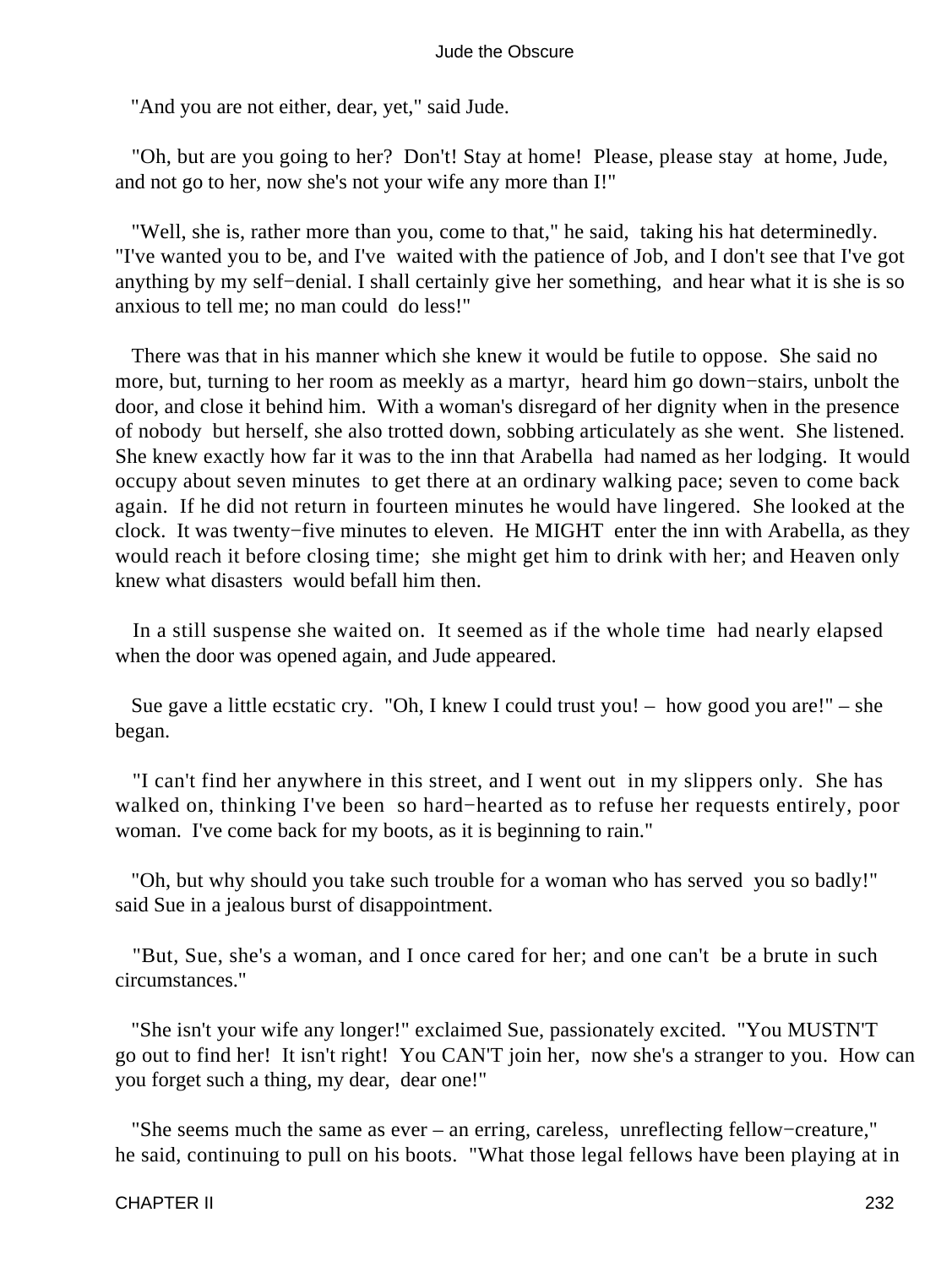"And you are not either, dear, yet," said Jude.

"Oh, but are you going to her? Don't! Stay at home! Please, please stay at home, Jude, and not go to her, now she's not your wife any more than I!"

"Well, she is, rather more than you, come to that," he said, taking his hat determinedly. "I've wanted you to be, and I've waited with the patience of Job, and I don't see that I've got anything by my self−denial. I shall certainly give her something, and hear what it is she is so anxious to tell me; no man could do less!"

There was that in his manner which she knew it would be futile to oppose. She said no more, but, turning to her room as meekly as a martyr, heard him go down−stairs, unbolt the door, and close it behind him. With a woman's disregard of her dignity when in the presence of nobody but herself, she also trotted down, sobbing articulately as she went. She listened. She knew exactly how far it was to the inn that Arabella had named as her lodging. It would occupy about seven minutes to get there at an ordinary walking pace; seven to come back again. If he did not return in fourteen minutes he would have lingered. She looked at the clock. It was twenty−five minutes to eleven. He MIGHT enter the inn with Arabella, as they would reach it before closing time; she might get him to drink with her; and Heaven only knew what disasters would befall him then.

In a still suspense she waited on. It seemed as if the whole time had nearly elapsed when the door was opened again, and Jude appeared.

Sue gave a little ecstatic cry. "Oh, I knew I could trust you! – how good you are!" – she began.

"I can't find her anywhere in this street, and I went out in my slippers only. She has walked on, thinking I've been so hard−hearted as to refuse her requests entirely, poor woman. I've come back for my boots, as it is beginning to rain."

"Oh, but why should you take such trouble for a woman who has served you so badly!" said Sue in a jealous burst of disappointment.

"But, Sue, she's a woman, and I once cared for her; and one can't be a brute in such circumstances."

"She isn't your wife any longer!" exclaimed Sue, passionately excited. "You MUSTN'T go out to find her! It isn't right! You CAN'T join her, now she's a stranger to you. How can you forget such a thing, my dear, dear one!"

"She seems much the same as ever – an erring, careless, unreflecting fellow−creature," he said, continuing to pull on his boots. "What those legal fellows have been playing at in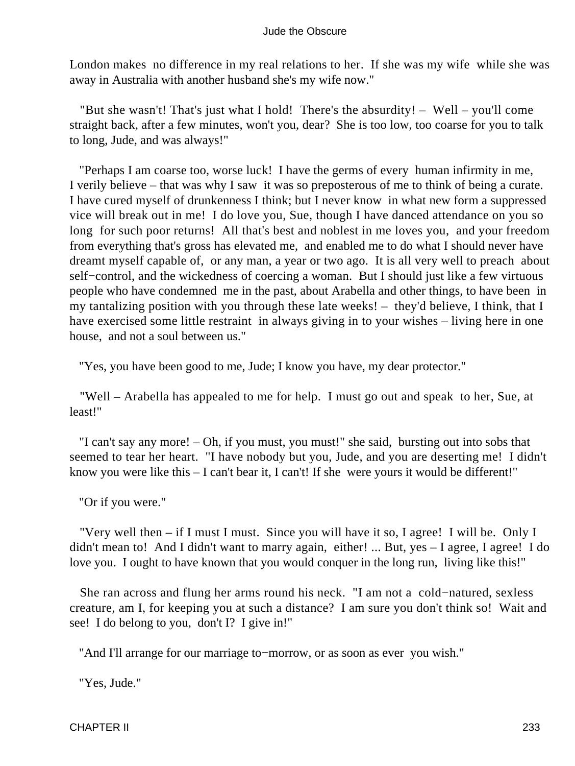London makes no difference in my real relations to her. If she was my wife while she was away in Australia with another husband she's my wife now."

"But she wasn't! That's just what I hold! There's the absurdity! – Well – you'll come straight back, after a few minutes, won't you, dear? She is too low, too coarse for you to talk to long, Jude, and was always!"

"Perhaps I am coarse too, worse luck! I have the germs of every human infirmity in me, I verily believe – that was why I saw it was so preposterous of me to think of being a curate. I have cured myself of drunkenness I think; but I never know in what new form a suppressed vice will break out in me! I do love you, Sue, though I have danced attendance on you so long for such poor returns! All that's best and noblest in me loves you, and your freedom from everything that's gross has elevated me, and enabled me to do what I should never have dreamt myself capable of, or any man, a year or two ago. It is all very well to preach about self−control, and the wickedness of coercing a woman. But I should just like a few virtuous people who have condemned me in the past, about Arabella and other things, to have been in my tantalizing position with you through these late weeks! – they'd believe, I think, that I have exercised some little restraint in always giving in to your wishes – living here in one house, and not a soul between us."

"Yes, you have been good to me, Jude; I know you have, my dear protector."

"Well – Arabella has appealed to me for help. I must go out and speak to her, Sue, at least!"

"I can't say any more! – Oh, if you must, you must!" she said, bursting out into sobs that seemed to tear her heart. "I have nobody but you, Jude, and you are deserting me! I didn't know you were like this – I can't bear it, I can't! If she were yours it would be different!"

"Or if you were."

"Very well then – if I must I must. Since you will have it so, I agree! I will be. Only I didn't mean to! And I didn't want to marry again, either! ... But, yes – I agree, I agree! I do love you. I ought to have known that you would conquer in the long run, living like this!"

She ran across and flung her arms round his neck. "I am not a cold−natured, sexless creature, am I, for keeping you at such a distance? I am sure you don't think so! Wait and see! I do belong to you, don't I? I give in!"

"And I'll arrange for our marriage to−morrow, or as soon as ever you wish."

"Yes, Jude."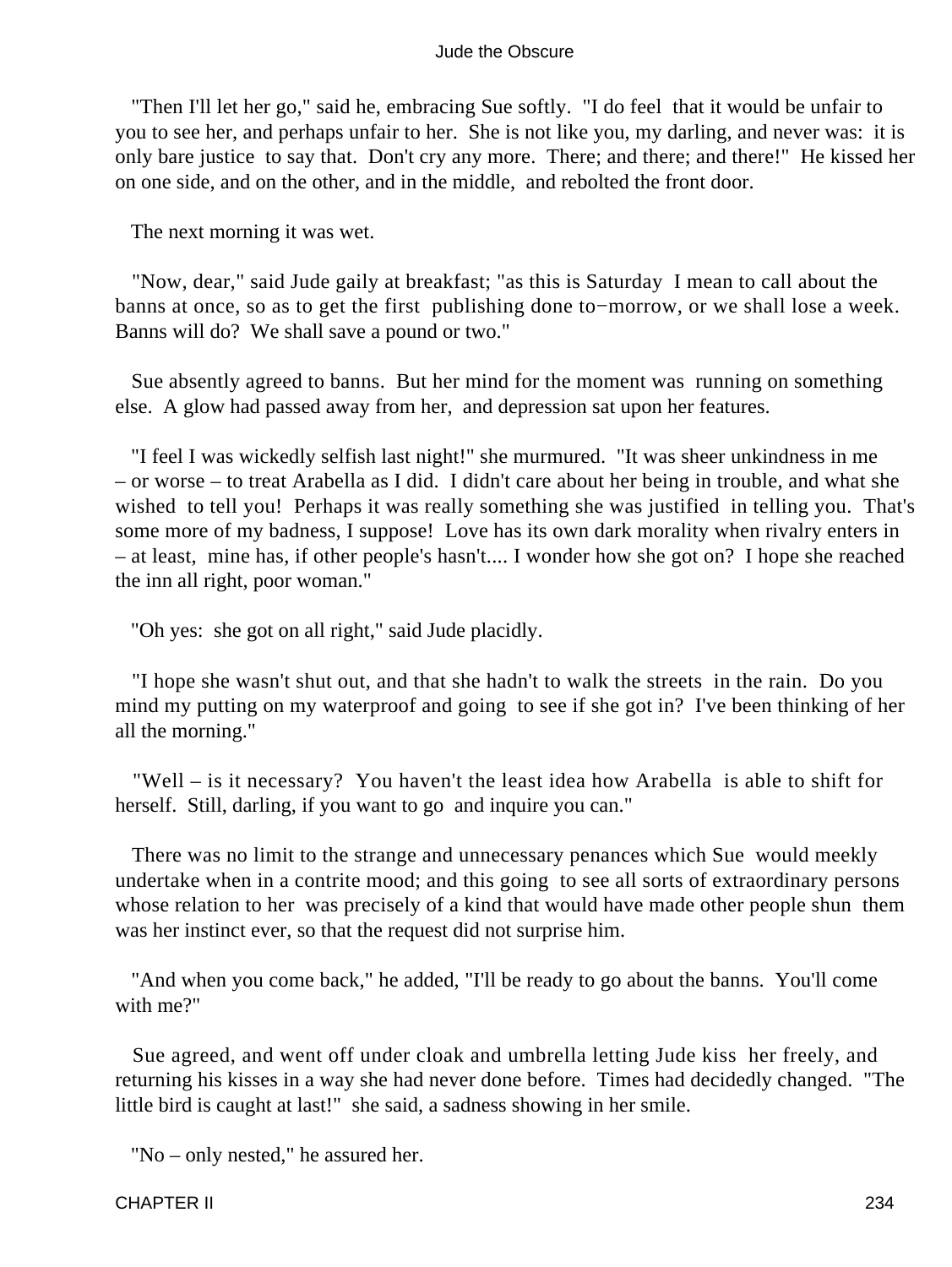"Then I'll let her go," said he, embracing Sue softly. "I do feel that it would be unfair to you to see her, and perhaps unfair to her. She is not like you, my darling, and never was: it is only bare justice to say that. Don't cry any more. There; and there; and there!" He kissed her on one side, and on the other, and in the middle, and rebolted the front door.

The next morning it was wet.

"Now, dear," said Jude gaily at breakfast; "as this is Saturday I mean to call about the banns at once, so as to get the first publishing done to−morrow, or we shall lose a week. Banns will do? We shall save a pound or two."

Sue absently agreed to banns. But her mind for the moment was running on something else. A glow had passed away from her, and depression sat upon her features.

"I feel I was wickedly selfish last night!" she murmured. "It was sheer unkindness in me – or worse – to treat Arabella as I did. I didn't care about her being in trouble, and what she wished to tell you! Perhaps it was really something she was justified in telling you. That's some more of my badness, I suppose! Love has its own dark morality when rivalry enters in – at least, mine has, if other people's hasn't.... I wonder how she got on? I hope she reached the inn all right, poor woman."

"Oh yes: she got on all right," said Jude placidly.

"I hope she wasn't shut out, and that she hadn't to walk the streets in the rain. Do you mind my putting on my waterproof and going to see if she got in? I've been thinking of her all the morning."

"Well – is it necessary? You haven't the least idea how Arabella is able to shift for herself. Still, darling, if you want to go and inquire you can."

There was no limit to the strange and unnecessary penances which Sue would meekly undertake when in a contrite mood; and this going to see all sorts of extraordinary persons whose relation to her was precisely of a kind that would have made other people shun them was her instinct ever, so that the request did not surprise him.

"And when you come back," he added, "I'll be ready to go about the banns. You'll come with me?"

Sue agreed, and went off under cloak and umbrella letting Jude kiss her freely, and returning his kisses in a way she had never done before. Times had decidedly changed. "The little bird is caught at last!" she said, a sadness showing in her smile.

"No – only nested," he assured her.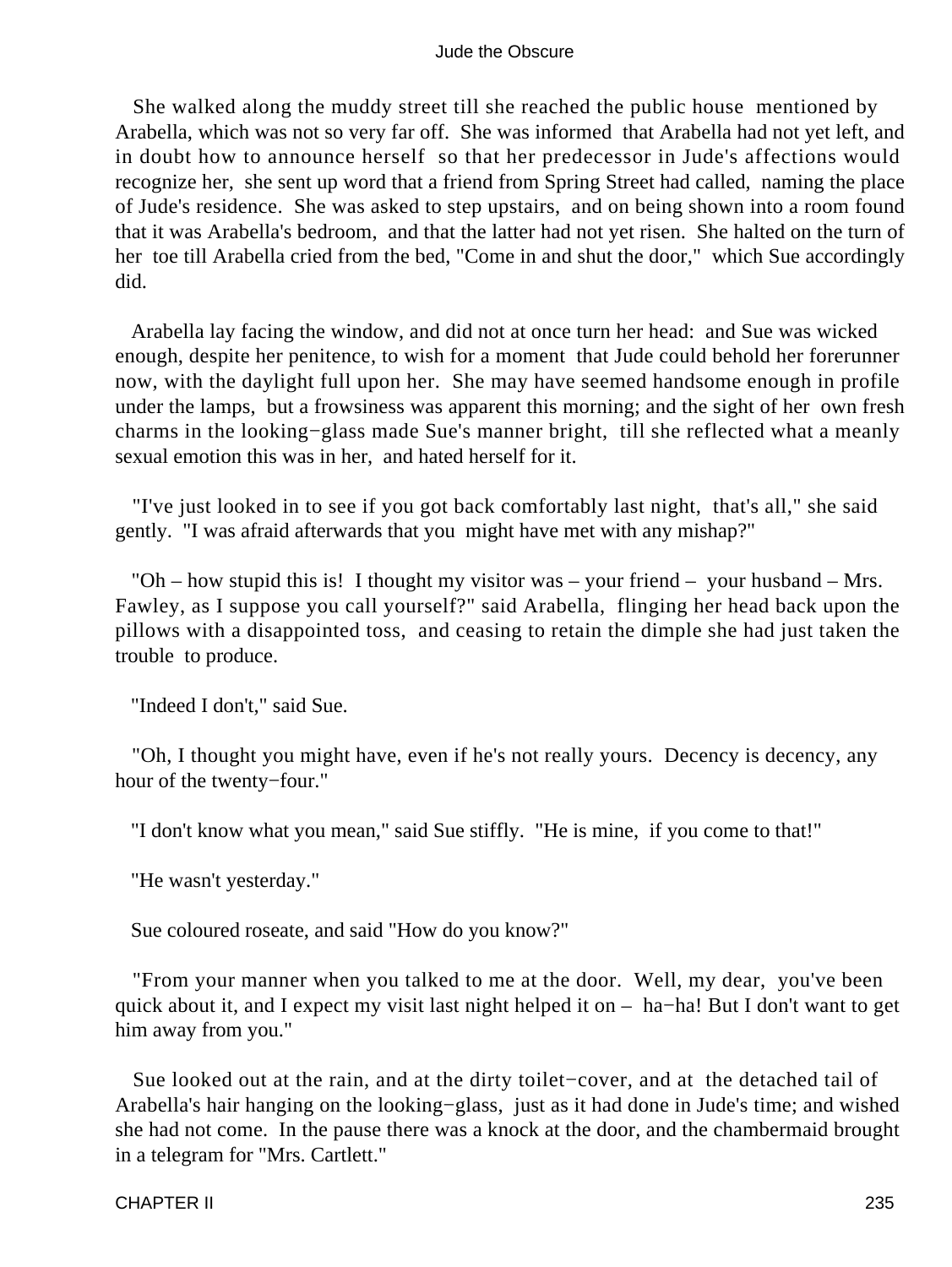She walked along the muddy street till she reached the public house mentioned by Arabella, which was not so very far off. She was informed that Arabella had not yet left, and in doubt how to announce herself so that her predecessor in Jude's affections would recognize her, she sent up word that a friend from Spring Street had called, naming the place of Jude's residence. She was asked to step upstairs, and on being shown into a room found that it was Arabella's bedroom, and that the latter had not yet risen. She halted on the turn of her toe till Arabella cried from the bed, "Come in and shut the door," which Sue accordingly did.

Arabella lay facing the window, and did not at once turn her head: and Sue was wicked enough, despite her penitence, to wish for a moment that Jude could behold her forerunner now, with the daylight full upon her. She may have seemed handsome enough in profile under the lamps, but a frowsiness was apparent this morning; and the sight of her own fresh charms in the looking−glass made Sue's manner bright, till she reflected what a meanly sexual emotion this was in her, and hated herself for it.

"I've just looked in to see if you got back comfortably last night, that's all," she said gently. "I was afraid afterwards that you might have met with any mishap?"

"Oh – how stupid this is! I thought my visitor was – your friend – your husband – Mrs. Fawley, as I suppose you call yourself?" said Arabella, flinging her head back upon the pillows with a disappointed toss, and ceasing to retain the dimple she had just taken the trouble to produce.

"Indeed I don't," said Sue.

"Oh, I thought you might have, even if he's not really yours. Decency is decency, any hour of the twenty−four."

"I don't know what you mean," said Sue stiffly. "He is mine, if you come to that!"

"He wasn't yesterday."

Sue coloured roseate, and said "How do you know?"

"From your manner when you talked to me at the door. Well, my dear, you've been quick about it, and I expect my visit last night helped it on – ha−ha! But I don't want to get him away from you."

Sue looked out at the rain, and at the dirty toilet−cover, and at the detached tail of Arabella's hair hanging on the looking−glass, just as it had done in Jude's time; and wished she had not come. In the pause there was a knock at the door, and the chambermaid brought in a telegram for "Mrs. Cartlett."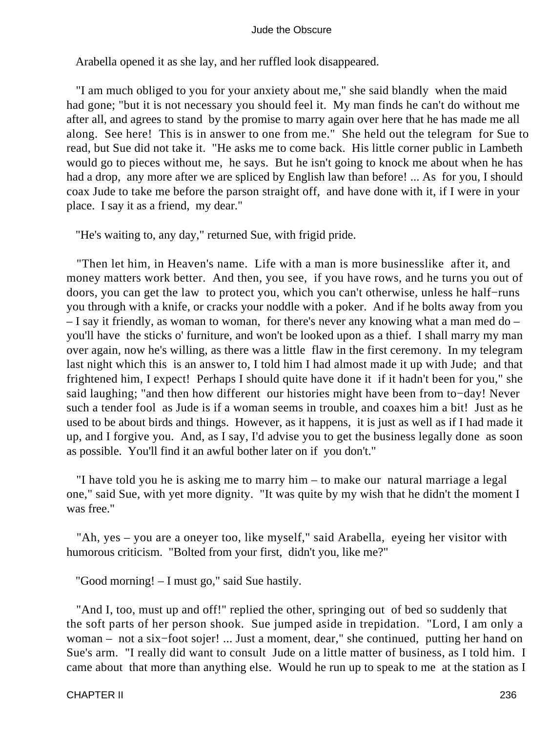Arabella opened it as she lay, and her ruffled look disappeared.

"I am much obliged to you for your anxiety about me," she said blandly when the maid had gone; "but it is not necessary you should feel it. My man finds he can't do without me after all, and agrees to stand by the promise to marry again over here that he has made me all along. See here! This is in answer to one from me." She held out the telegram for Sue to read, but Sue did not take it. "He asks me to come back. His little corner public in Lambeth would go to pieces without me, he says. But he isn't going to knock me about when he has had a drop, any more after we are spliced by English law than before! ... As for you, I should coax Jude to take me before the parson straight off, and have done with it, if I were in your place. I say it as a friend, my dear."

"He's waiting to, any day," returned Sue, with frigid pride.

"Then let him, in Heaven's name. Life with a man is more businesslike after it, and money matters work better. And then, you see, if you have rows, and he turns you out of doors, you can get the law to protect you, which you can't otherwise, unless he half−runs you through with a knife, or cracks your noddle with a poker. And if he bolts away from you – I say it friendly, as woman to woman, for there's never any knowing what a man med do – you'll have the sticks o' furniture, and won't be looked upon as a thief. I shall marry my man over again, now he's willing, as there was a little flaw in the first ceremony. In my telegram last night which this is an answer to, I told him I had almost made it up with Jude; and that frightened him, I expect! Perhaps I should quite have done it if it hadn't been for you," she said laughing; "and then how different our histories might have been from to−day! Never such a tender fool as Jude is if a woman seems in trouble, and coaxes him a bit! Just as he used to be about birds and things. However, as it happens, it is just as well as if I had made it up, and I forgive you. And, as I say, I'd advise you to get the business legally done as soon as possible. You'll find it an awful bother later on if you don't."

"I have told you he is asking me to marry him – to make our natural marriage a legal one," said Sue, with yet more dignity. "It was quite by my wish that he didn't the moment I was free."

"Ah, yes – you are a oneyer too, like myself," said Arabella, eyeing her visitor with humorous criticism. "Bolted from your first, didn't you, like me?"

"Good morning! – I must go," said Sue hastily.

"And I, too, must up and off!" replied the other, springing out of bed so suddenly that the soft parts of her person shook. Sue jumped aside in trepidation. "Lord, I am only a woman – not a six−foot sojer! ... Just a moment, dear," she continued, putting her hand on Sue's arm. "I really did want to consult Jude on a little matter of business, as I told him. I came about that more than anything else. Would he run up to speak to me at the station as I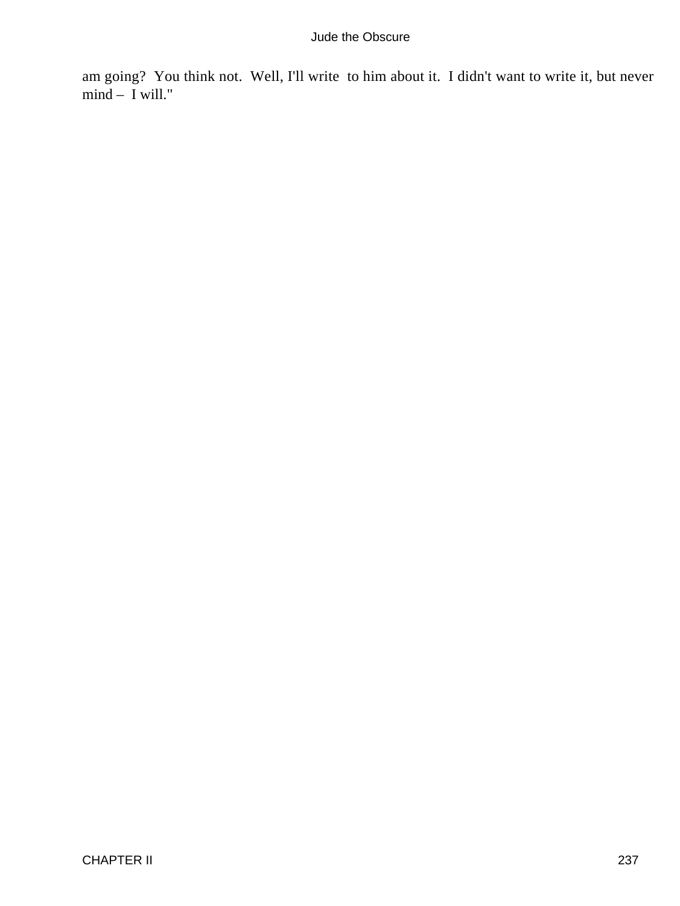am going? You think not. Well, I'll write to him about it. I didn't want to write it, but never mind – I will."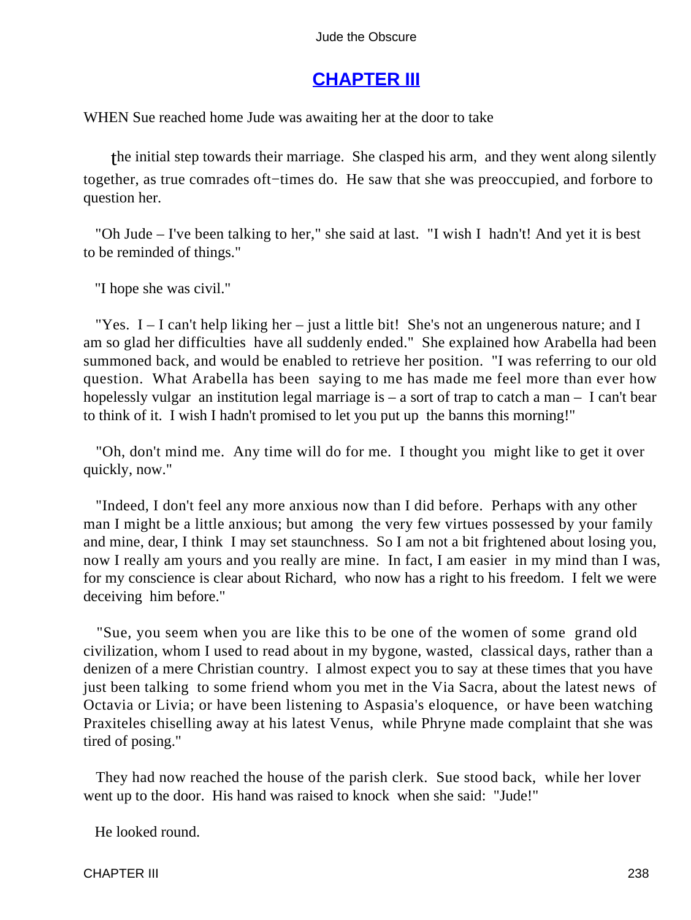## CHAPTER III

WHEN Sue reached home Jude was awaiting her at the door to take

the initial step towards their marriage. She clasped his arm, and they went along silently together, as true comrades oft−times do. He saw that she was preoccupied, and forbore to question her.

"Oh Jude – I've been talking to her," she said at last. "I wish I hadn't! And yet it is best to be reminded of things."

"I hope she was civil."

"Yes. I – I can't help liking her – just a little bit! She's not an ungenerous nature; and I am so glad her difficulties have all suddenly ended." She explained how Arabella had been summoned back, and would be enabled to retrieve her position. "I was referring to our old question. What Arabella has been saying to me has made me feel more than ever how hopelessly vulgar an institution legal marriage is – a sort of trap to catch a man – I can't bear to think of it. I wish I hadn't promised to let you put up the banns this morning!"

"Oh, don't mind me. Any time will do for me. I thought you might like to get it over quickly, now."

"Indeed, I don't feel any more anxious now than I did before. Perhaps with any other man I might be a little anxious; but among the very few virtues possessed by your family and mine, dear, I think I may set staunchness. So I am not a bit frightened about losing you, now I really am yours and you really are mine. In fact, I am easier in my mind than I was, for my conscience is clear about Richard, who now has a right to his freedom. I felt we were deceiving him before."

"Sue, you seem when you are like this to be one of the women of some grand old civilization, whom I used to read about in my bygone, wasted, classical days, rather than a denizen of a mere Christian country. I almost expect you to say at these times that you have just been talking to some friend whom you met in the Via Sacra, about the latest news of Octavia or Livia; or have been listening to Aspasia's eloquence, or have been watching Praxiteles chiselling away at his latest Venus, while Phryne made complaint that she was tired of posing."

They had now reached the house of the parish clerk. Sue stood back, while her lover went up to the door. His hand was raised to knock when she said: "Jude!"

He looked round.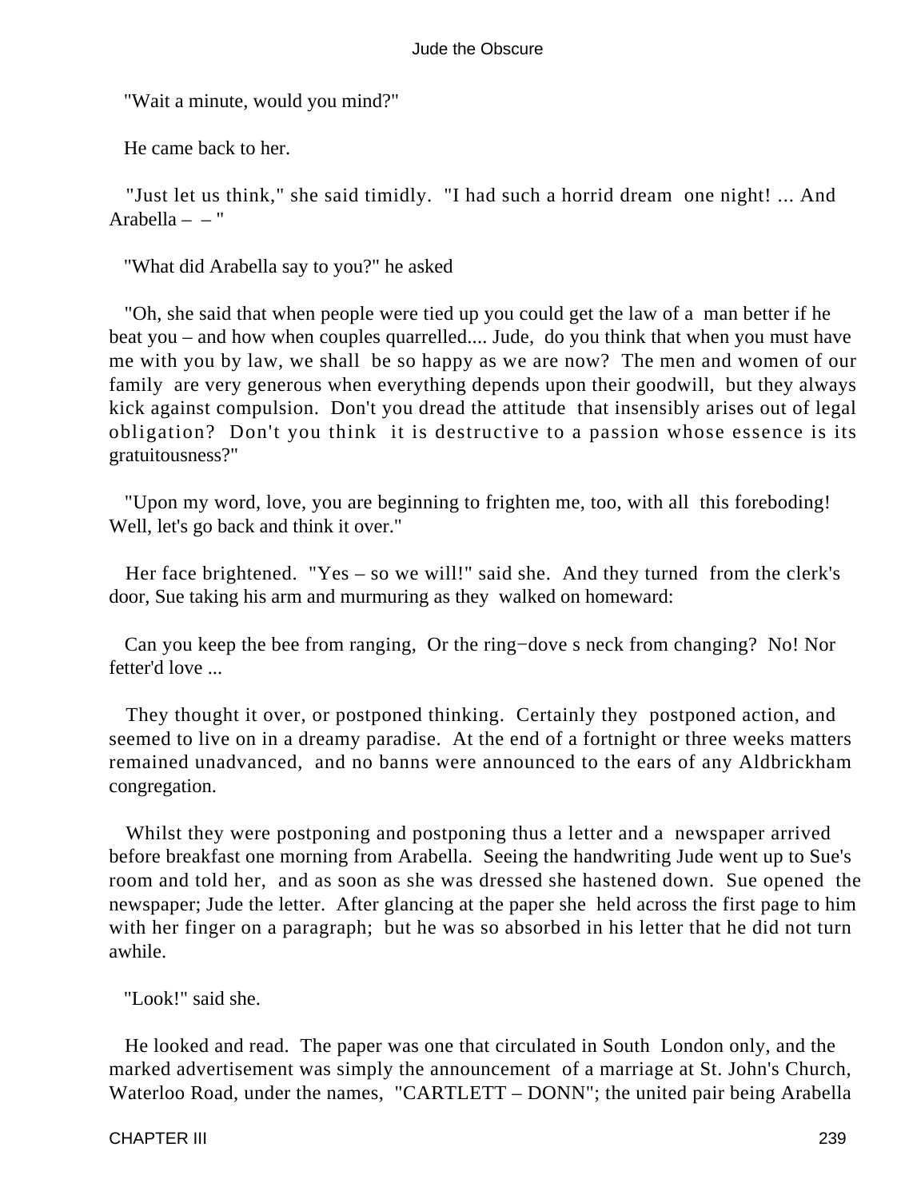"Wait a minute, would you mind?"

He came back to her.

"Just let us think," she said timidly. "I had such a horrid dream one night! ... And Arabella – – "

"What did Arabella say to you?" he asked

"Oh, she said that when people were tied up you could get the law of a man better if he beat you – and how when couples quarrelled.... Jude, do you think that when you must have me with you by law, we shall be so happy as we are now? The men and women of our family are very generous when everything depends upon their goodwill, but they always kick against compulsion. Don't you dread the attitude that insensibly arises out of legal obligation? Don't you think it is destructive to a passion whose essence is its gratuitousness?"

"Upon my word, love, you are beginning to frighten me, too, with all this foreboding! Well, let's go back and think it over."

Her face brightened. "Yes – so we will!" said she. And they turned from the clerk's door, Sue taking his arm and murmuring as they walked on homeward:

Can you keep the bee from ranging, Or the ring−dove s neck from changing? No! Nor fetter'd love ...

They thought it over, or postponed thinking. Certainly they postponed action, and seemed to live on in a dreamy paradise. At the end of a fortnight or three weeks matters remained unadvanced, and no banns were announced to the ears of any Aldbrickham congregation.

Whilst they were postponing and postponing thus a letter and a newspaper arrived before breakfast one morning from Arabella. Seeing the handwriting Jude went up to Sue's room and told her, and as soon as she was dressed she hastened down. Sue opened the newspaper; Jude the letter. After glancing at the paper she held across the first page to him with her finger on a paragraph; but he was so absorbed in his letter that he did not turn awhile.

"Look!" said she.

He looked and read. The paper was one that circulated in South London only, and the marked advertisement was simply the announcement of a marriage at St. John's Church, Waterloo Road, under the names, "CARTLETT – DONN"; the united pair being Arabella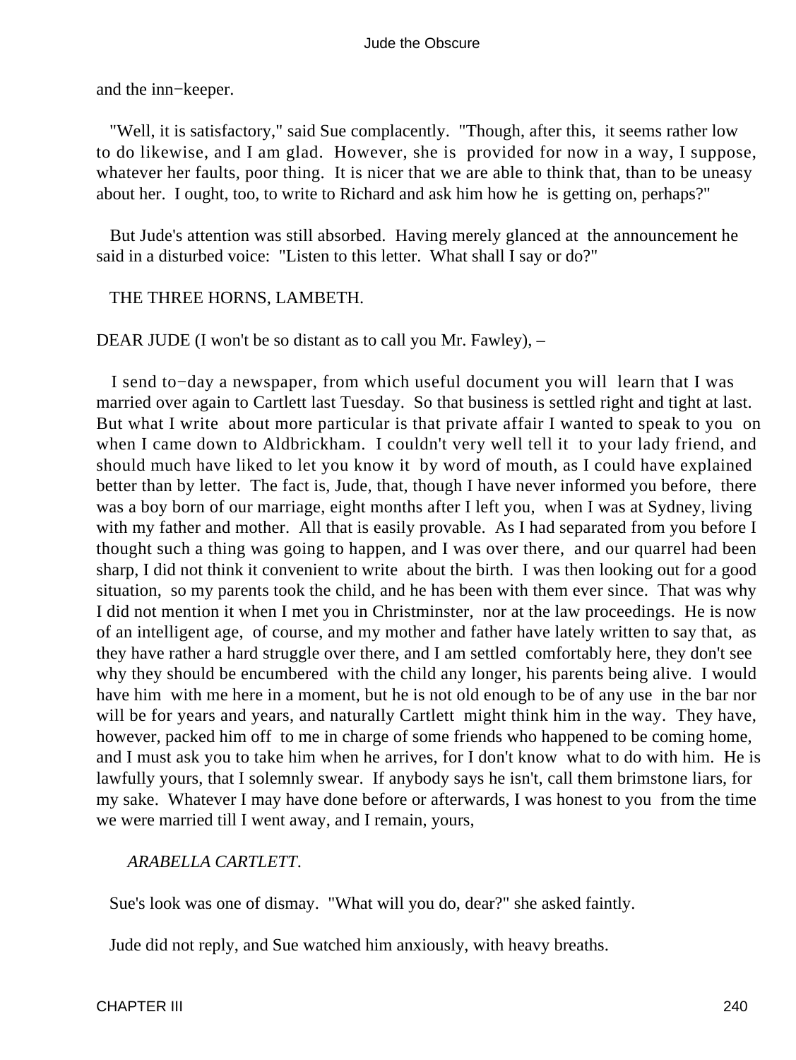and the inn−keeper.

"Well, it is satisfactory," said Sue complacently. "Though, after this, it seems rather low to do likewise, and I am glad. However, she is provided for now in a way, I suppose, whatever her faults, poor thing. It is nicer that we are able to think that, than to be uneasy about her. I ought, too, to write to Richard and ask him how he is getting on, perhaps?"

But Jude's attention was still absorbed. Having merely glanced at the announcement he said in a disturbed voice: "Listen to this letter. What shall I say or do?"

THE THREE HORNS, LAMBETH.

DEAR JUDE (I won't be so distant as to call you Mr. Fawley), –

I send to−day a newspaper, from which useful document you will learn that I was married over again to Cartlett last Tuesday. So that business is settled right and tight at last. But what I write about more particular is that private affair I wanted to speak to you on when I came down to Aldbrickham. I couldn't very well tell it to your lady friend, and should much have liked to let you know it by word of mouth, as I could have explained better than by letter. The fact is, Jude, that, though I have never informed you before, there was a boy born of our marriage, eight months after I left you, when I was at Sydney, living with my father and mother. All that is easily provable. As I had separated from you before I thought such a thing was going to happen, and I was over there, and our quarrel had been sharp, I did not think it convenient to write about the birth. I was then looking out for a good situation, so my parents took the child, and he has been with them ever since. That was why I did not mention it when I met you in Christminster, nor at the law proceedings. He is now of an intelligent age, of course, and my mother and father have lately written to say that, as they have rather a hard struggle over there, and I am settled comfortably here, they don't see why they should be encumbered with the child any longer, his parents being alive. I would have him with me here in a moment, but he is not old enough to be of any use in the bar nor will be for years and years, and naturally Cartlett might think him in the way. They have, however, packed him off to me in charge of some friends who happened to be coming home, and I must ask you to take him when he arrives, for I don't know what to do with him. He is lawfully yours, that I solemnly swear. If anybody says he isn't, call them brimstone liars, for my sake. Whatever I may have done before or afterwards, I was honest to you from the time we were married till I went away, and I remain, yours,

*ARABELLA CARTLETT.*

Sue's look was one of dismay. "What will you do, dear?" she asked faintly.

Jude did not reply, and Sue watched him anxiously, with heavy breaths.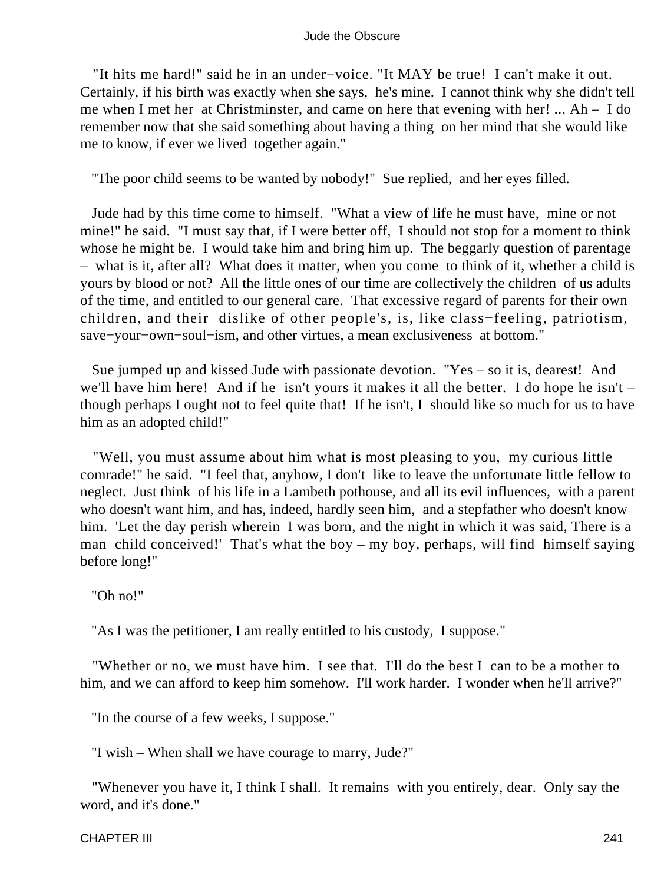"It hits me hard!" said he in an under−voice. "It MAY be true! I can't make it out. Certainly, if his birth was exactly when she says, he's mine. I cannot think why she didn't tell me when I met her at Christminster, and came on here that evening with her! ... Ah – I do remember now that she said something about having a thing on her mind that she would like me to know, if ever we lived together again."

"The poor child seems to be wanted by nobody!" Sue replied, and her eyes filled.

Jude had by this time come to himself. "What a view of life he must have, mine or not mine!" he said. "I must say that, if I were better off, I should not stop for a moment to think whose he might be. I would take him and bring him up. The beggarly question of parentage – what is it, after all? What does it matter, when you come to think of it, whether a child is yours by blood or not? All the little ones of our time are collectively the children of us adults of the time, and entitled to our general care. That excessive regard of parents for their own children, and their dislike of other people's, is, like class−feeling, patriotism, save−your−own−soul−ism, and other virtues, a mean exclusiveness at bottom."

Sue jumped up and kissed Jude with passionate devotion. "Yes – so it is, dearest! And we'll have him here! And if he isn't yours it makes it all the better. I do hope he isn't – though perhaps I ought not to feel quite that! If he isn't, I should like so much for us to have him as an adopted child!"

"Well, you must assume about him what is most pleasing to you, my curious little comrade!" he said. "I feel that, anyhow, I don't like to leave the unfortunate little fellow to neglect. Just think of his life in a Lambeth pothouse, and all its evil influences, with a parent who doesn't want him, and has, indeed, hardly seen him, and a stepfather who doesn't know him. 'Let the day perish wherein I was born, and the night in which it was said, There is a man child conceived!' That's what the boy – my boy, perhaps, will find himself saying before long!"

"Oh no!"

"As I was the petitioner, I am really entitled to his custody, I suppose."

"Whether or no, we must have him. I see that. I'll do the best I can to be a mother to him, and we can afford to keep him somehow. I'll work harder. I wonder when he'll arrive?"

"In the course of a few weeks, I suppose."

"I wish – When shall we have courage to marry, Jude?"

"Whenever you have it, I think I shall. It remains with you entirely, dear. Only say the word, and it's done."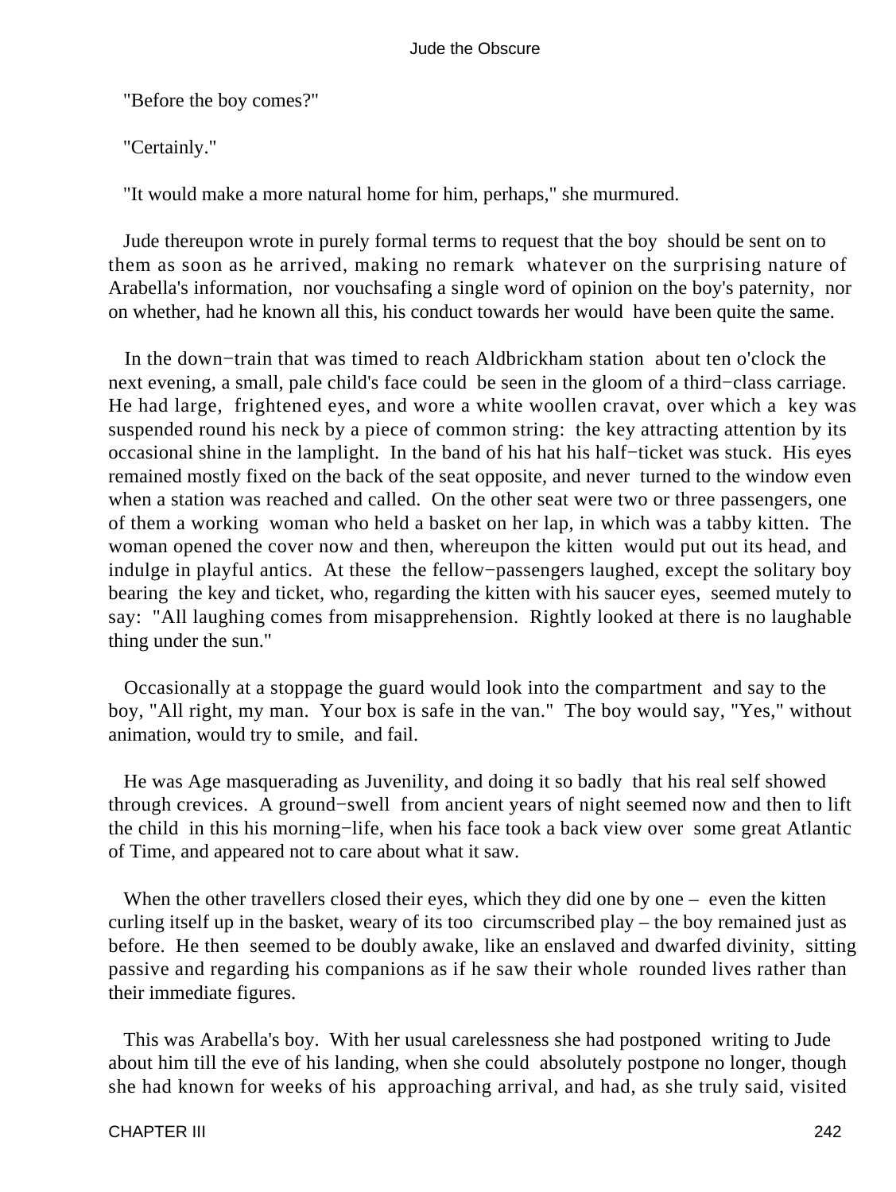"Before the boy comes?"

"Certainly."

"It would make a more natural home for him, perhaps," she murmured.

Jude thereupon wrote in purely formal terms to request that the boy should be sent on to them as soon as he arrived, making no remark whatever on the surprising nature of Arabella's information, nor vouchsafing a single word of opinion on the boy's paternity, nor on whether, had he known all this, his conduct towards her would have been quite the same.

In the down−train that was timed to reach Aldbrickham station about ten o'clock the next evening, a small, pale child's face could be seen in the gloom of a third−class carriage. He had large, frightened eyes, and wore a white woollen cravat, over which a key was suspended round his neck by a piece of common string: the key attracting attention by its occasional shine in the lamplight. In the band of his hat his half−ticket was stuck. His eyes remained mostly fixed on the back of the seat opposite, and never turned to the window even when a station was reached and called. On the other seat were two or three passengers, one of them a working woman who held a basket on her lap, in which was a tabby kitten. The woman opened the cover now and then, whereupon the kitten would put out its head, and indulge in playful antics. At these the fellow−passengers laughed, except the solitary boy bearing the key and ticket, who, regarding the kitten with his saucer eyes, seemed mutely to say: "All laughing comes from misapprehension. Rightly looked at there is no laughable thing under the sun."

Occasionally at a stoppage the guard would look into the compartment and say to the boy, "All right, my man. Your box is safe in the van." The boy would say, "Yes," without animation, would try to smile, and fail.

He was Age masquerading as Juvenility, and doing it so badly that his real self showed through crevices. A ground−swell from ancient years of night seemed now and then to lift the child in this his morning−life, when his face took a back view over some great Atlantic of Time, and appeared not to care about what it saw.

When the other travellers closed their eyes, which they did one by one – even the kitten curling itself up in the basket, weary of its too circumscribed play – the boy remained just as before. He then seemed to be doubly awake, like an enslaved and dwarfed divinity, sitting passive and regarding his companions as if he saw their whole rounded lives rather than their immediate figures.

This was Arabella's boy. With her usual carelessness she had postponed writing to Jude about him till the eve of his landing, when she could absolutely postpone no longer, though she had known for weeks of his approaching arrival, and had, as she truly said, visited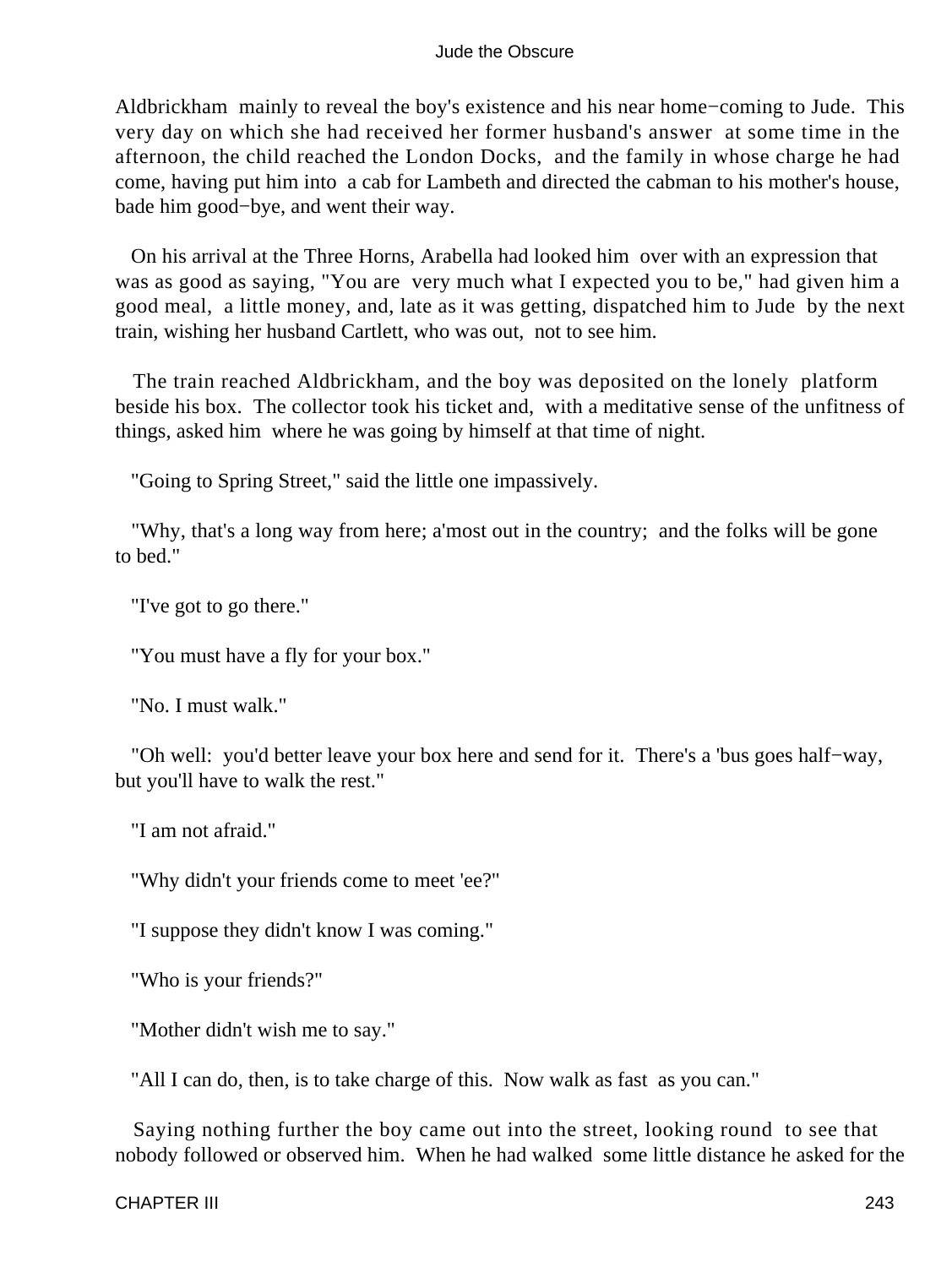Aldbrickham mainly to reveal the boy's existence and his near home−coming to Jude. This very day on which she had received her former husband's answer at some time in the afternoon, the child reached the London Docks, and the family in whose charge he had come, having put him into a cab for Lambeth and directed the cabman to his mother's house, bade him good−bye, and went their way.

On his arrival at the Three Horns, Arabella had looked him over with an expression that was as good as saying, "You are very much what I expected you to be," had given him a good meal, a little money, and, late as it was getting, dispatched him to Jude by the next train, wishing her husband Cartlett, who was out, not to see him.

The train reached Aldbrickham, and the boy was deposited on the lonely platform beside his box. The collector took his ticket and, with a meditative sense of the unfitness of things, asked him where he was going by himself at that time of night.

"Going to Spring Street," said the little one impassively.

"Why, that's a long way from here; a'most out in the country; and the folks will be gone to bed."

"I've got to go there."

"You must have a fly for your box."

"No. I must walk."

"Oh well: you'd better leave your box here and send for it. There's a 'bus goes half−way, but you'll have to walk the rest."

"I am not afraid."

"Why didn't your friends come to meet 'ee?"

"I suppose they didn't know I was coming."

"Who is your friends?"

"Mother didn't wish me to say."

"All I can do, then, is to take charge of this. Now walk as fast as you can."

Saying nothing further the boy came out into the street, looking round to see that nobody followed or observed him. When he had walked some little distance he asked for the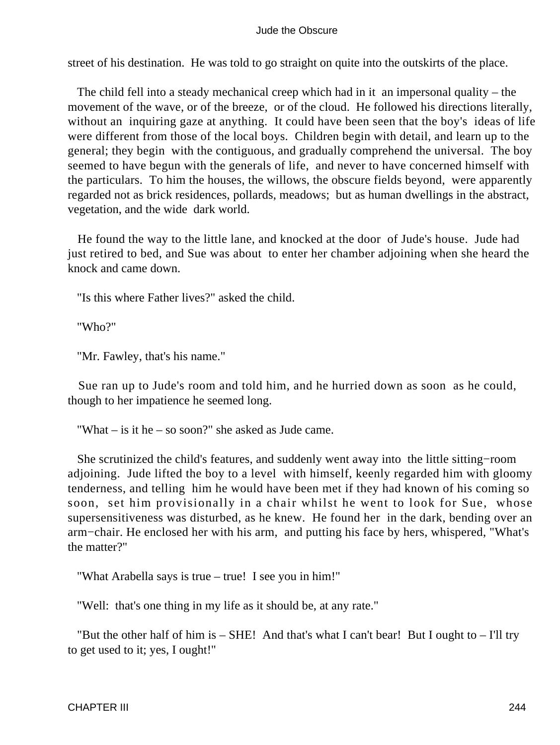street of his destination. He was told to go straight on quite into the outskirts of the place.

The child fell into a steady mechanical creep which had in it an impersonal quality – the movement of the wave, or of the breeze, or of the cloud. He followed his directions literally, without an inquiring gaze at anything. It could have been seen that the boy's ideas of life were different from those of the local boys. Children begin with detail, and learn up to the general; they begin with the contiguous, and gradually comprehend the universal. The boy seemed to have begun with the generals of life, and never to have concerned himself with the particulars. To him the houses, the willows, the obscure fields beyond, were apparently regarded not as brick residences, pollards, meadows; but as human dwellings in the abstract, vegetation, and the wide dark world.

He found the way to the little lane, and knocked at the door of Jude's house. Jude had just retired to bed, and Sue was about to enter her chamber adjoining when she heard the knock and came down.

"Is this where Father lives?" asked the child.

"Who?"

"Mr. Fawley, that's his name."

Sue ran up to Jude's room and told him, and he hurried down as soon as he could, though to her impatience he seemed long.

"What – is it he – so soon?" she asked as Jude came.

She scrutinized the child's features, and suddenly went away into the little sitting−room adjoining. Jude lifted the boy to a level with himself, keenly regarded him with gloomy tenderness, and telling him he would have been met if they had known of his coming so soon, set him provisionally in a chair whilst he went to look for Sue, whose supersensitiveness was disturbed, as he knew. He found her in the dark, bending over an arm−chair. He enclosed her with his arm, and putting his face by hers, whispered, "What's the matter?"

"What Arabella says is true – true! I see you in him!"

"Well: that's one thing in my life as it should be, at any rate."

"But the other half of him is – SHE! And that's what I can't bear! But I ought to – I'll try to get used to it; yes, I ought!"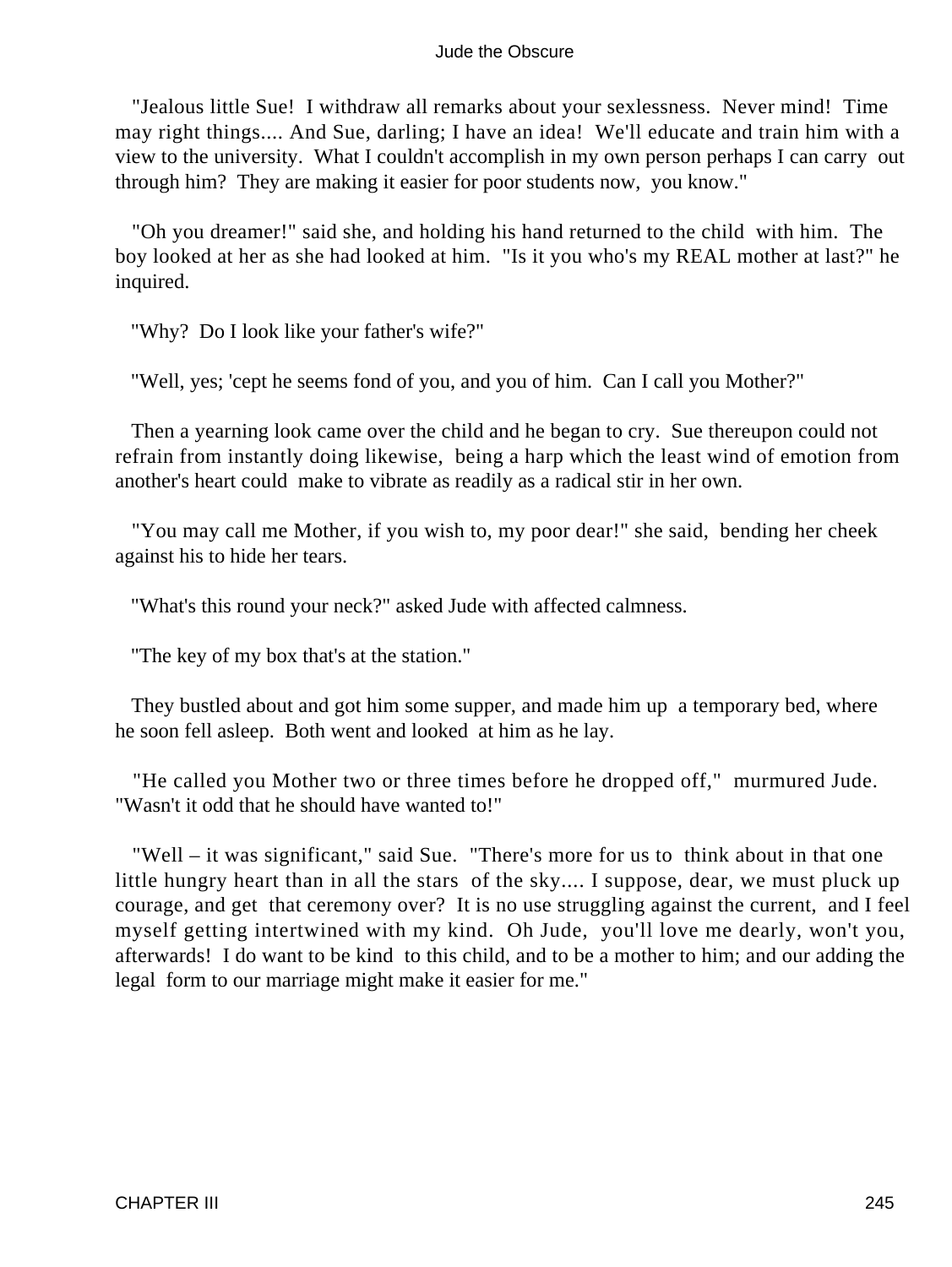"Jealous little Sue! I withdraw all remarks about your sexlessness. Never mind! Time may right things.... And Sue, darling; I have an idea! We'll educate and train him with a view to the university. What I couldn't accomplish in my own person perhaps I can carry out through him? They are making it easier for poor students now, you know."

"Oh you dreamer!" said she, and holding his hand returned to the child with him. The boy looked at her as she had looked at him. "Is it you who's my REAL mother at last?" he inquired.

"Why? Do I look like your father's wife?"

"Well, yes; 'cept he seems fond of you, and you of him. Can I call you Mother?"

Then a yearning look came over the child and he began to cry. Sue thereupon could not refrain from instantly doing likewise, being a harp which the least wind of emotion from another's heart could make to vibrate as readily as a radical stir in her own.

"You may call me Mother, if you wish to, my poor dear!" she said, bending her cheek against his to hide her tears.

"What's this round your neck?" asked Jude with affected calmness.

"The key of my box that's at the station."

They bustled about and got him some supper, and made him up a temporary bed, where he soon fell asleep. Both went and looked at him as he lay.

"He called you Mother two or three times before he dropped off," murmured Jude. "Wasn't it odd that he should have wanted to!"

"Well – it was significant," said Sue. "There's more for us to think about in that one little hungry heart than in all the stars of the sky.... I suppose, dear, we must pluck up courage, and get that ceremony over? It is no use struggling against the current, and I feel myself getting intertwined with my kind. Oh Jude, you'll love me dearly, won't you, afterwards! I do want to be kind to this child, and to be a mother to him; and our adding the legal form to our marriage might make it easier for me."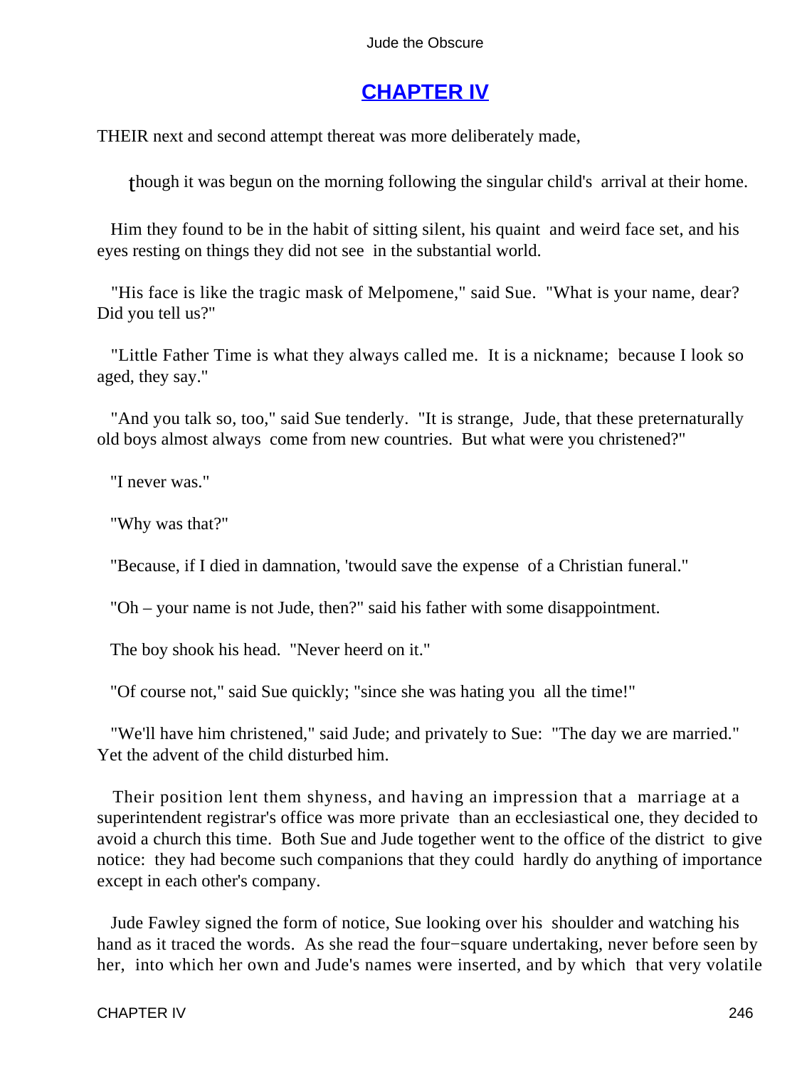## CHAPTER IV

THEIR next and second attempt thereat was more deliberately made, though it was begun on the morning following the singular child's arrival at their home.

Him they found to be in the habit of sitting silent, his quaint and weird face set, and his eyes resting on things they did not see in the substantial world.

"His face is like the tragic mask of Melpomene," said Sue. "What is your name, dear? Did you tell us?"

"Little Father Time is what they always called me. It is a nickname; because I look so aged, they say."

"And you talk so, too," said Sue tenderly. "It is strange, Jude, that these preternaturally old boys almost always come from new countries. But what were you christened?"

"I never was."

"Why was that?"

"Because, if I died in damnation, 'twould save the expense of a Christian funeral."

"Oh – your name is not Jude, then?" said his father with some disappointment.

The boy shook his head. "Never heerd on it."

"Of course not," said Sue quickly; "since she was hating you all the time!"

"We'll have him christened," said Jude; and privately to Sue: "The day we are married." Yet the advent of the child disturbed him.

Their position lent them shyness, and having an impression that a marriage at a superintendent registrar's office was more private than an ecclesiastical one, they decided to avoid a church this time. Both Sue and Jude together went to the office of the district to give notice: they had become such companions that they could hardly do anything of importance except in each other's company.

Jude Fawley signed the form of notice, Sue looking over his shoulder and watching his hand as it traced the words. As she read the four−square undertaking, never before seen by her, into which her own and Jude's names were inserted, and by which that very volatile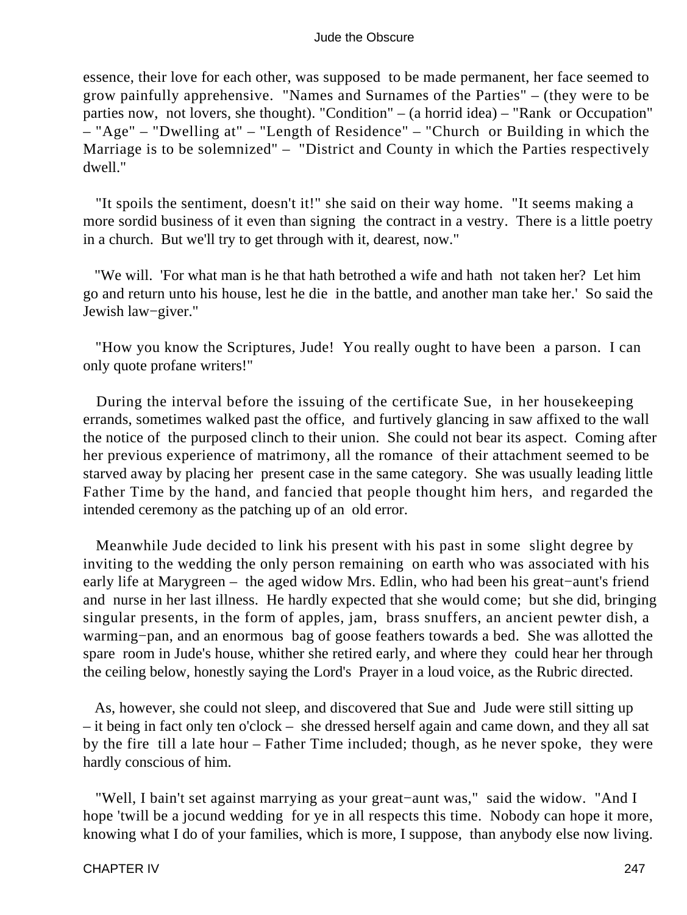essence, their love for each other, was supposed to be made permanent, her face seemed to grow painfully apprehensive. "Names and Surnames of the Parties" – (they were to be parties now, not lovers, she thought). "Condition" – (a horrid idea) – "Rank or Occupation" – "Age" – "Dwelling at" – "Length of Residence" – "Church or Building in which the Marriage is to be solemnized" – "District and County in which the Parties respectively dwell."

"It spoils the sentiment, doesn't it!" she said on their way home. "It seems making a more sordid business of it even than signing the contract in a vestry. There is a little poetry in a church. But we'll try to get through with it, dearest, now."

"We will. 'For what man is he that hath betrothed a wife and hath not taken her? Let him go and return unto his house, lest he die in the battle, and another man take her.' So said the Jewish law−giver."

"How you know the Scriptures, Jude! You really ought to have been a parson. I can only quote profane writers!"

During the interval before the issuing of the certificate Sue, in her housekeeping errands, sometimes walked past the office, and furtively glancing in saw affixed to the wall the notice of the purposed clinch to their union. She could not bear its aspect. Coming after her previous experience of matrimony, all the romance of their attachment seemed to be starved away by placing her present case in the same category. She was usually leading little Father Time by the hand, and fancied that people thought him hers, and regarded the intended ceremony as the patching up of an old error.

Meanwhile Jude decided to link his present with his past in some slight degree by inviting to the wedding the only person remaining on earth who was associated with his early life at Marygreen – the aged widow Mrs. Edlin, who had been his great−aunt's friend and nurse in her last illness. He hardly expected that she would come; but she did, bringing singular presents, in the form of apples, jam, brass snuffers, an ancient pewter dish, a warming−pan, and an enormous bag of goose feathers towards a bed. She was allotted the spare room in Jude's house, whither she retired early, and where they could hear her through the ceiling below, honestly saying the Lord's Prayer in a loud voice, as the Rubric directed.

As, however, she could not sleep, and discovered that Sue and Jude were still sitting up – it being in fact only ten o'clock – she dressed herself again and came down, and they all sat by the fire till a late hour – Father Time included; though, as he never spoke, they were hardly conscious of him.

"Well, I bain't set against marrying as your great−aunt was," said the widow. "And I hope 'twill be a jocund wedding for ye in all respects this time. Nobody can hope it more, knowing what I do of your families, which is more, I suppose, than anybody else now living.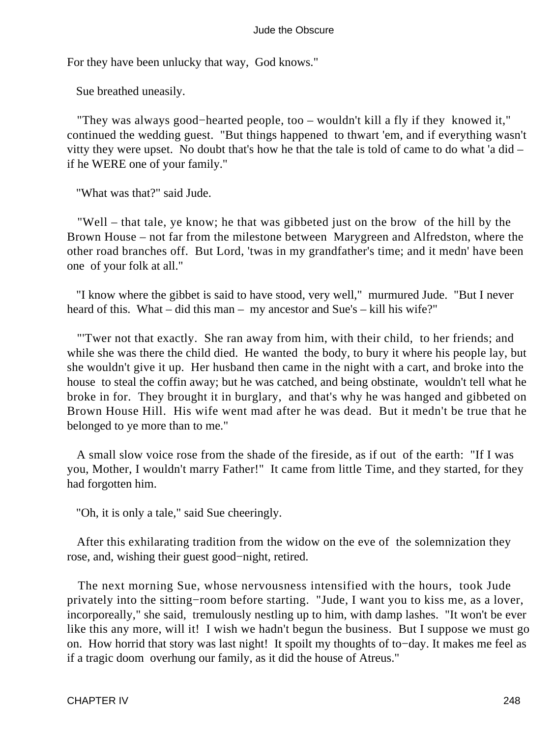For they have been unlucky that way, God knows."

Sue breathed uneasily.

"They was always good−hearted people, too – wouldn't kill a fly if they knowed it," continued the wedding guest. "But things happened to thwart 'em, and if everything wasn't vitty they were upset. No doubt that's how he that the tale is told of came to do what 'a did – if he WERE one of your family."

"What was that?" said Jude.

"Well – that tale, ye know; he that was gibbeted just on the brow of the hill by the Brown House – not far from the milestone between Marygreen and Alfredston, where the other road branches off. But Lord, 'twas in my grandfather's time; and it medn' have been one of your folk at all."

"I know where the gibbet is said to have stood, very well," murmured Jude. "But I never heard of this. What – did this man – my ancestor and Sue's – kill his wife?"

"'Twer not that exactly. She ran away from him, with their child, to her friends; and while she was there the child died. He wanted the body, to bury it where his people lay, but she wouldn't give it up. Her husband then came in the night with a cart, and broke into the house to steal the coffin away; but he was catched, and being obstinate, wouldn't tell what he broke in for. They brought it in burglary, and that's why he was hanged and gibbeted on Brown House Hill. His wife went mad after he was dead. But it medn't be true that he belonged to ye more than to me."

A small slow voice rose from the shade of the fireside, as if out of the earth: "If I was you, Mother, I wouldn't marry Father!" It came from little Time, and they started, for they had forgotten him.

"Oh, it is only a tale," said Sue cheeringly.

After this exhilarating tradition from the widow on the eve of the solemnization they rose, and, wishing their guest good−night, retired.

The next morning Sue, whose nervousness intensified with the hours, took Jude privately into the sitting−room before starting. "Jude, I want you to kiss me, as a lover, incorporeally," she said, tremulously nestling up to him, with damp lashes. "It won't be ever like this any more, will it! I wish we hadn't begun the business. But I suppose we must go on. How horrid that story was last night! It spoilt my thoughts of to−day. It makes me feel as if a tragic doom overhung our family, as it did the house of Atreus."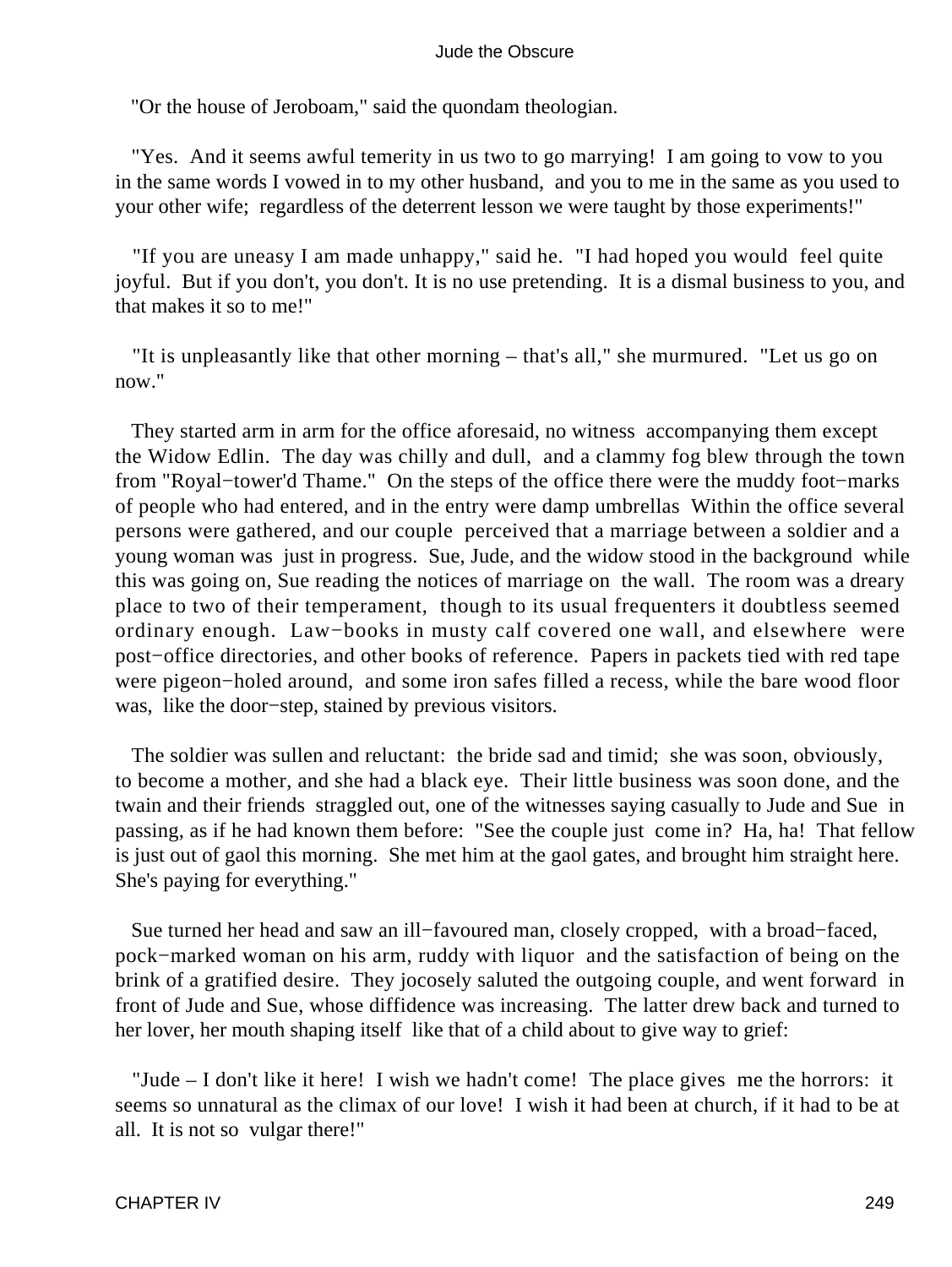"Or the house of Jeroboam," said the quondam theologian.

"Yes. And it seems awful temerity in us two to go marrying! I am going to vow to you in the same words I vowed in to my other husband, and you to me in the same as you used to your other wife; regardless of the deterrent lesson we were taught by those experiments!"

"If you are uneasy I am made unhappy," said he. "I had hoped you would feel quite joyful. But if you don't, you don't. It is no use pretending. It is a dismal business to you, and that makes it so to me!"

"It is unpleasantly like that other morning – that's all," she murmured. "Let us go on now."

They started arm in arm for the office aforesaid, no witness accompanying them except the Widow Edlin. The day was chilly and dull, and a clammy fog blew through the town from "Royal−tower'd Thame." On the steps of the office there were the muddy foot−marks of people who had entered, and in the entry were damp umbrellas Within the office several persons were gathered, and our couple perceived that a marriage between a soldier and a young woman was just in progress. Sue, Jude, and the widow stood in the background while this was going on, Sue reading the notices of marriage on the wall. The room was a dreary place to two of their temperament, though to its usual frequenters it doubtless seemed ordinary enough. Law−books in musty calf covered one wall, and elsewhere were post−office directories, and other books of reference. Papers in packets tied with red tape were pigeon−holed around, and some iron safes filled a recess, while the bare wood floor was, like the door−step, stained by previous visitors.

The soldier was sullen and reluctant: the bride sad and timid; she was soon, obviously, to become a mother, and she had a black eye. Their little business was soon done, and the twain and their friends straggled out, one of the witnesses saying casually to Jude and Sue in passing, as if he had known them before: "See the couple just come in? Ha, ha! That fellow is just out of gaol this morning. She met him at the gaol gates, and brought him straight here. She's paying for everything."

Sue turned her head and saw an ill−favoured man, closely cropped, with a broad−faced, pock−marked woman on his arm, ruddy with liquor and the satisfaction of being on the brink of a gratified desire. They jocosely saluted the outgoing couple, and went forward in front of Jude and Sue, whose diffidence was increasing. The latter drew back and turned to her lover, her mouth shaping itself like that of a child about to give way to grief:

"Jude – I don't like it here! I wish we hadn't come! The place gives me the horrors: it seems so unnatural as the climax of our love! I wish it had been at church, if it had to be at all. It is not so vulgar there!"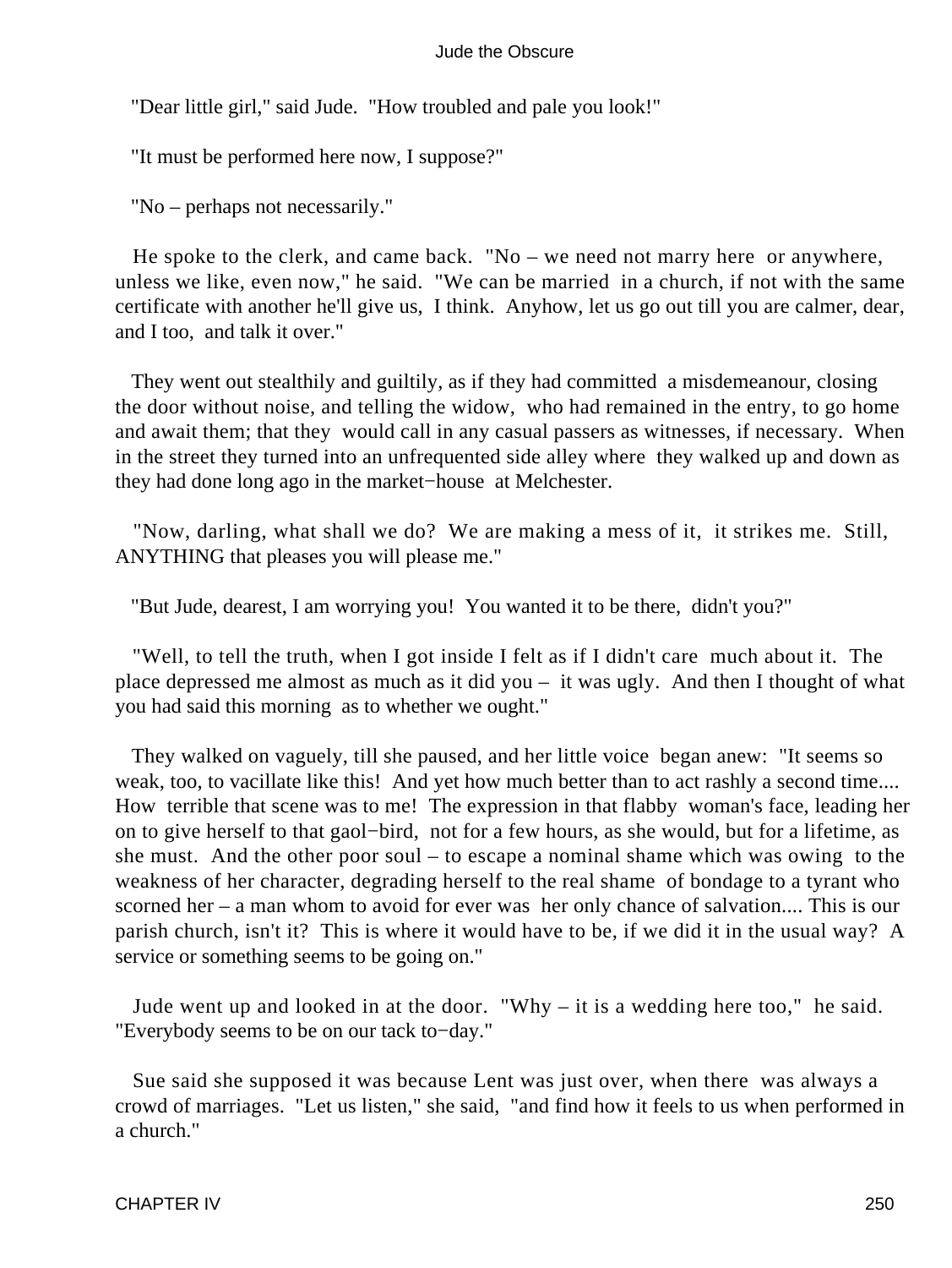"Dear little girl," said Jude. "How troubled and pale you look!"

"It must be performed here now, I suppose?"

"No – perhaps not necessarily."

He spoke to the clerk, and came back. "No – we need not marry here or anywhere, unless we like, even now," he said. "We can be married in a church, if not with the same certificate with another he'll give us, I think. Anyhow, let us go out till you are calmer, dear, and I too, and talk it over."

They went out stealthily and guiltily, as if they had committed a misdemeanour, closing the door without noise, and telling the widow, who had remained in the entry, to go home and await them; that they would call in any casual passers as witnesses, if necessary. When in the street they turned into an unfrequented side alley where they walked up and down as they had done long ago in the market−house at Melchester.

"Now, darling, what shall we do? We are making a mess of it, it strikes me. Still, ANYTHING that pleases you will please me."

"But Jude, dearest, I am worrying you! You wanted it to be there, didn't you?"

"Well, to tell the truth, when I got inside I felt as if I didn't care much about it. The place depressed me almost as much as it did you – it was ugly. And then I thought of what you had said this morning as to whether we ought."

They walked on vaguely, till she paused, and her little voice began anew: "It seems so weak, too, to vacillate like this! And yet how much better than to act rashly a second time.... How terrible that scene was to me! The expression in that flabby woman's face, leading her on to give herself to that gaol−bird, not for a few hours, as she would, but for a lifetime, as she must. And the other poor soul – to escape a nominal shame which was owing to the weakness of her character, degrading herself to the real shame of bondage to a tyrant who scorned her – a man whom to avoid for ever was her only chance of salvation.... This is our parish church, isn't it? This is where it would have to be, if we did it in the usual way? A service or something seems to be going on."

Jude went up and looked in at the door. "Why – it is a wedding here too," he said. "Everybody seems to be on our tack to−day."

Sue said she supposed it was because Lent was just over, when there was always a crowd of marriages. "Let us listen," she said, "and find how it feels to us when performed in a church."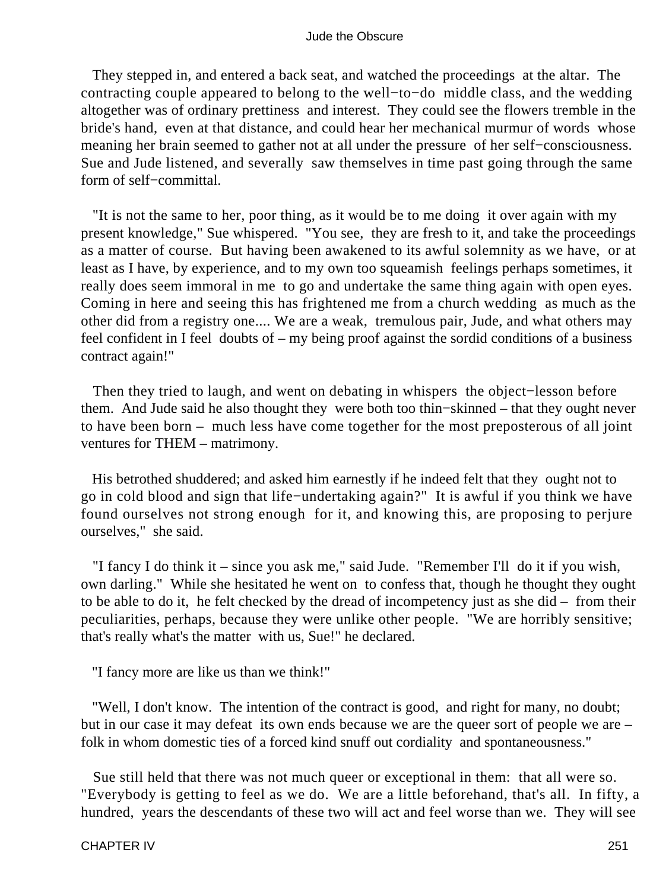They stepped in, and entered a back seat, and watched the proceedings at the altar. The contracting couple appeared to belong to the well−to−do middle class, and the wedding altogether was of ordinary prettiness and interest. They could see the flowers tremble in the bride's hand, even at that distance, and could hear her mechanical murmur of words whose meaning her brain seemed to gather not at all under the pressure of her self−consciousness. Sue and Jude listened, and severally saw themselves in time past going through the same form of self−committal.

"It is not the same to her, poor thing, as it would be to me doing it over again with my present knowledge," Sue whispered. "You see, they are fresh to it, and take the proceedings as a matter of course. But having been awakened to its awful solemnity as we have, or at least as I have, by experience, and to my own too squeamish feelings perhaps sometimes, it really does seem immoral in me to go and undertake the same thing again with open eyes. Coming in here and seeing this has frightened me from a church wedding as much as the other did from a registry one.... We are a weak, tremulous pair, Jude, and what others may feel confident in I feel doubts of – my being proof against the sordid conditions of a business contract again!"

Then they tried to laugh, and went on debating in whispers the object−lesson before them. And Jude said he also thought they were both too thin−skinned – that they ought never to have been born – much less have come together for the most preposterous of all joint ventures for THEM – matrimony.

His betrothed shuddered; and asked him earnestly if he indeed felt that they ought not to go in cold blood and sign that life−undertaking again?" It is awful if you think we have found ourselves not strong enough for it, and knowing this, are proposing to perjure ourselves," she said.

"I fancy I do think it – since you ask me," said Jude. "Remember I'll do it if you wish, own darling." While she hesitated he went on to confess that, though he thought they ought to be able to do it, he felt checked by the dread of incompetency just as she did – from their peculiarities, perhaps, because they were unlike other people. "We are horribly sensitive; that's really what's the matter with us, Sue!" he declared.

"I fancy more are like us than we think!"

"Well, I don't know. The intention of the contract is good, and right for many, no doubt; but in our case it may defeat its own ends because we are the queer sort of people we are – folk in whom domestic ties of a forced kind snuff out cordiality and spontaneousness."

Sue still held that there was not much queer or exceptional in them: that all were so. "Everybody is getting to feel as we do. We are a little beforehand, that's all. In fifty, a hundred, years the descendants of these two will act and feel worse than we. They will see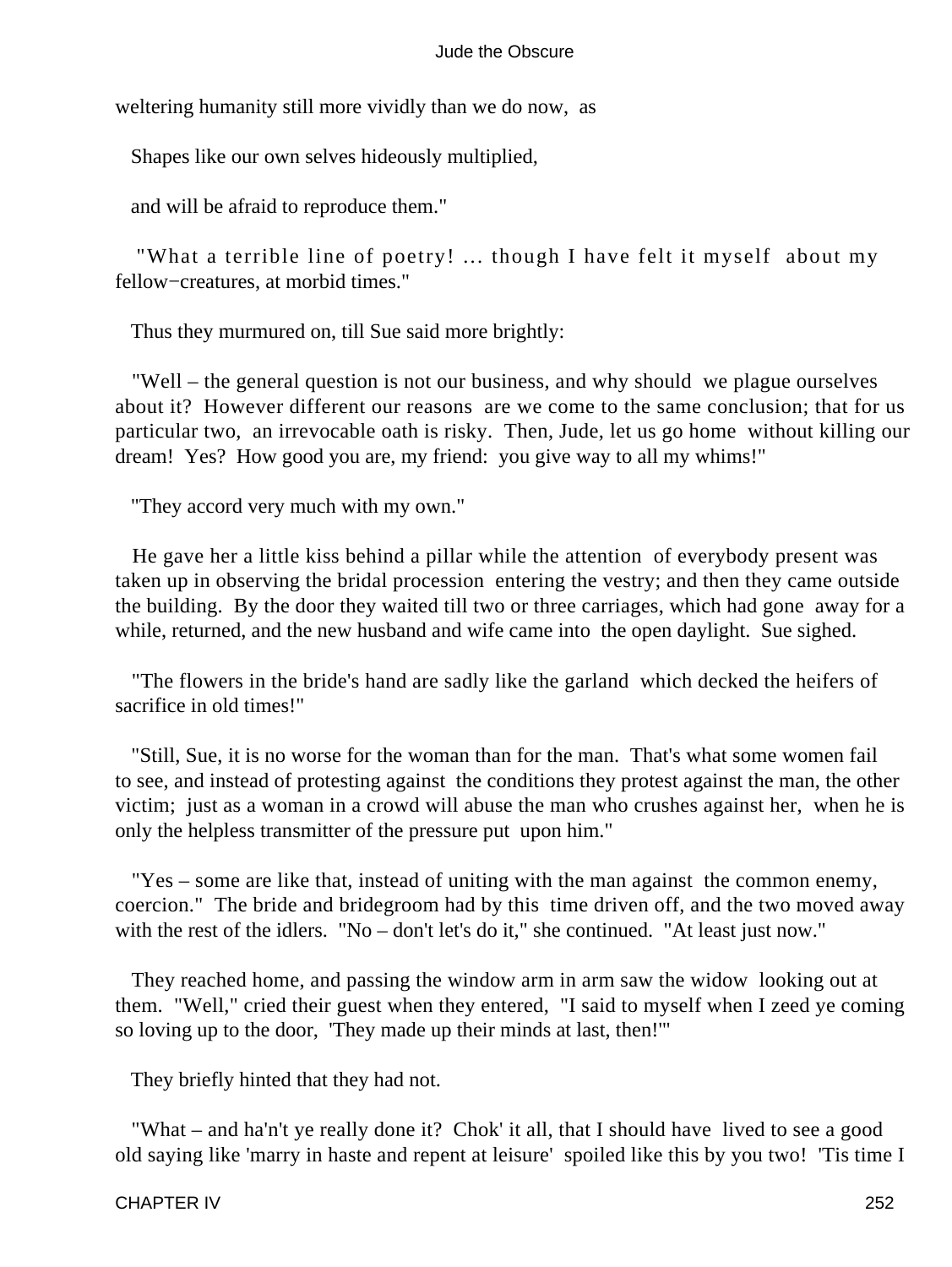weltering humanity still more vividly than we do now, as

Shapes like our own selves hideously multiplied,

and will be afraid to reproduce them."

"What a terrible line of poetry! ... though I have felt it myself about my fellow−creatures, at morbid times."

Thus they murmured on, till Sue said more brightly:

"Well – the general question is not our business, and why should we plague ourselves about it? However different our reasons are we come to the same conclusion; that for us particular two, an irrevocable oath is risky. Then, Jude, let us go home without killing our dream! Yes? How good you are, my friend: you give way to all my whims!"

"They accord very much with my own."

He gave her a little kiss behind a pillar while the attention of everybody present was taken up in observing the bridal procession entering the vestry; and then they came outside the building. By the door they waited till two or three carriages, which had gone away for a while, returned, and the new husband and wife came into the open daylight. Sue sighed.

"The flowers in the bride's hand are sadly like the garland which decked the heifers of sacrifice in old times!"

"Still, Sue, it is no worse for the woman than for the man. That's what some women fail to see, and instead of protesting against the conditions they protest against the man, the other victim; just as a woman in a crowd will abuse the man who crushes against her, when he is only the helpless transmitter of the pressure put upon him."

"Yes – some are like that, instead of uniting with the man against the common enemy, coercion." The bride and bridegroom had by this time driven off, and the two moved away with the rest of the idlers. "No – don't let's do it," she continued. "At least just now."

They reached home, and passing the window arm in arm saw the widow looking out at them. "Well," cried their guest when they entered, "I said to myself when I zeed ye coming so loving up to the door, 'They made up their minds at last, then!'"

They briefly hinted that they had not.

"What – and ha'n't ye really done it? Chok' it all, that I should have lived to see a good old saying like 'marry in haste and repent at leisure' spoiled like this by you two! 'Tis time I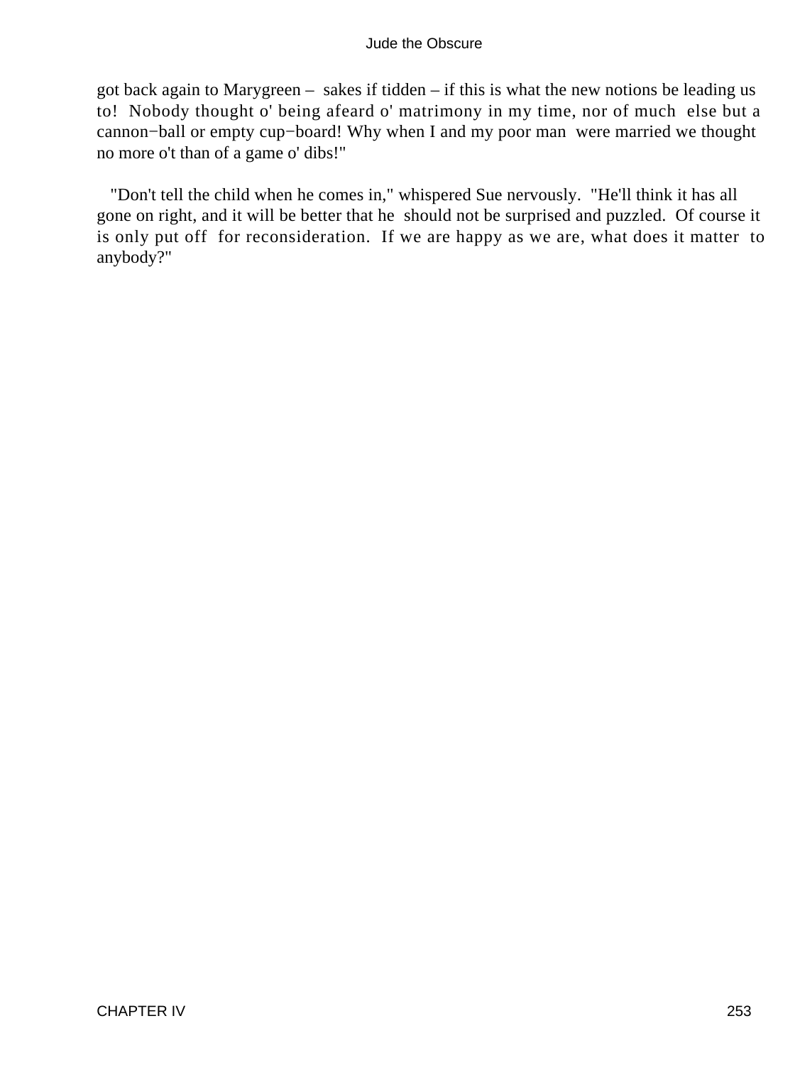got back again to Marygreen – sakes if tidden – if this is what the new notions be leading us to! Nobody thought o' being afeard o' matrimony in my time, nor of much else but a cannon−ball or empty cup−board! Why when I and my poor man were married we thought no more o't than of a game o' dibs!"

"Don't tell the child when he comes in," whispered Sue nervously. "He'll think it has all gone on right, and it will be better that he should not be surprised and puzzled. Of course it is only put off for reconsideration. If we are happy as we are, what does it matter to anybody?"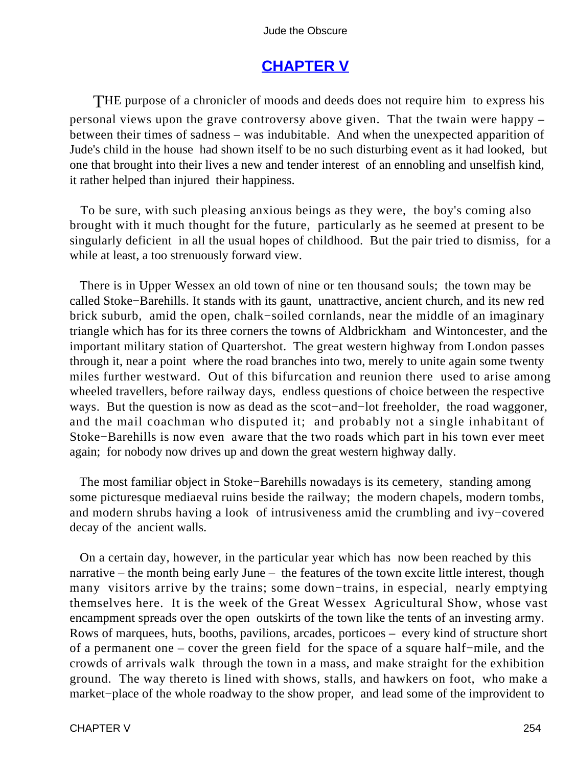## CHAPTER V

THE purpose of a chronicler of moods and deeds does not require him to express his personal views upon the grave controversy above given. That the twain were happy – between their times of sadness – was indubitable. And when the unexpected apparition of Jude's child in the house had shown itself to be no such disturbing event as it had looked, but one that brought into their lives a new and tender interest of an ennobling and unselfish kind, it rather helped than injured their happiness.

To be sure, with such pleasing anxious beings as they were, the boy's coming also brought with it much thought for the future, particularly as he seemed at present to be singularly deficient in all the usual hopes of childhood. But the pair tried to dismiss, for a while at least, a too strenuously forward view.

There is in Upper Wessex an old town of nine or ten thousand souls; the town may be called Stoke−Barehills. It stands with its gaunt, unattractive, ancient church, and its new red brick suburb, amid the open, chalk−soiled cornlands, near the middle of an imaginary triangle which has for its three corners the towns of Aldbrickham and Wintoncester, and the important military station of Quartershot. The great western highway from London passes through it, near a point where the road branches into two, merely to unite again some twenty miles further westward. Out of this bifurcation and reunion there used to arise among wheeled travellers, before railway days, endless questions of choice between the respective ways. But the question is now as dead as the scot−and−lot freeholder, the road waggoner, and the mail coachman who disputed it; and probably not a single inhabitant of Stoke−Barehills is now even aware that the two roads which part in his town ever meet again; for nobody now drives up and down the great western highway dally.

The most familiar object in Stoke−Barehills nowadays is its cemetery, standing among some picturesque mediaeval ruins beside the railway; the modern chapels, modern tombs, and modern shrubs having a look of intrusiveness amid the crumbling and ivy−covered decay of the ancient walls.

On a certain day, however, in the particular year which has now been reached by this narrative – the month being early June – the features of the town excite little interest, though many visitors arrive by the trains; some down−trains, in especial, nearly emptying themselves here. It is the week of the Great Wessex Agricultural Show, whose vast encampment spreads over the open outskirts of the town like the tents of an investing army. Rows of marquees, huts, booths, pavilions, arcades, porticoes – every kind of structure short of a permanent one – cover the green field for the space of a square half−mile, and the crowds of arrivals walk through the town in a mass, and make straight for the exhibition ground. The way thereto is lined with shows, stalls, and hawkers on foot, who make a market−place of the whole roadway to the show proper, and lead some of the improvident to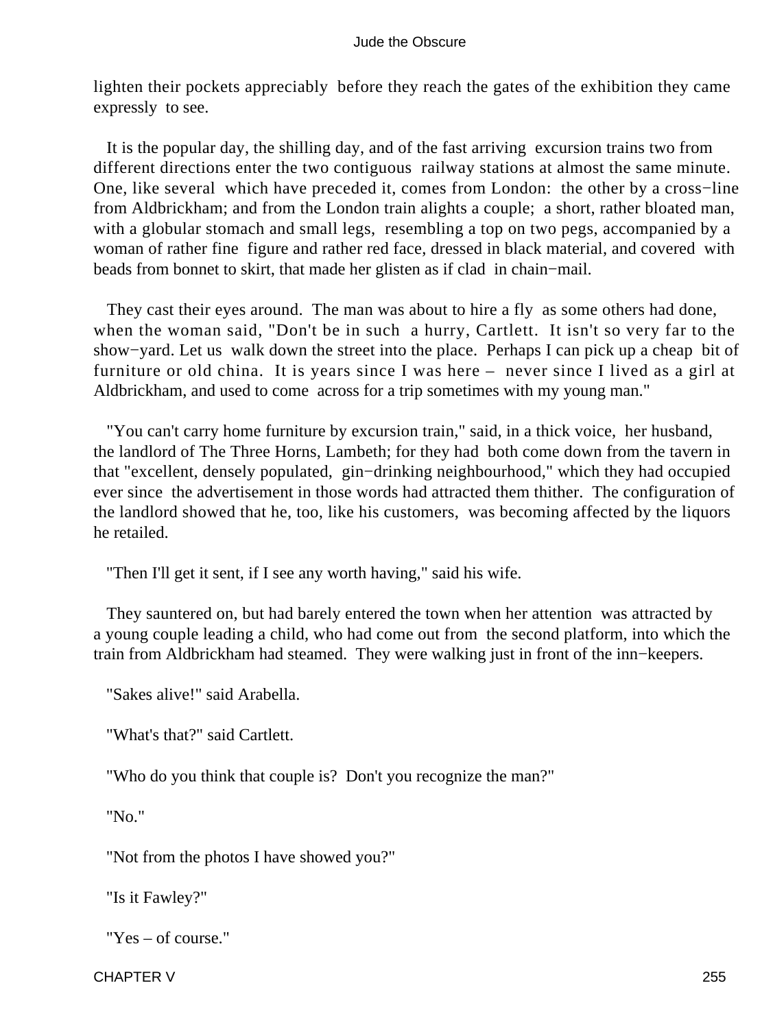lighten their pockets appreciably before they reach the gates of the exhibition they came expressly to see.

It is the popular day, the shilling day, and of the fast arriving excursion trains two from different directions enter the two contiguous railway stations at almost the same minute. One, like several which have preceded it, comes from London: the other by a cross−line from Aldbrickham; and from the London train alights a couple; a short, rather bloated man, with a globular stomach and small legs, resembling a top on two pegs, accompanied by a woman of rather fine figure and rather red face, dressed in black material, and covered with beads from bonnet to skirt, that made her glisten as if clad in chain−mail.

They cast their eyes around. The man was about to hire a fly as some others had done, when the woman said, "Don't be in such a hurry, Cartlett. It isn't so very far to the show−yard. Let us walk down the street into the place. Perhaps I can pick up a cheap bit of furniture or old china. It is years since I was here – never since I lived as a girl at Aldbrickham, and used to come across for a trip sometimes with my young man."

"You can't carry home furniture by excursion train," said, in a thick voice, her husband, the landlord of The Three Horns, Lambeth; for they had both come down from the tavern in that "excellent, densely populated, gin−drinking neighbourhood," which they had occupied ever since the advertisement in those words had attracted them thither. The configuration of the landlord showed that he, too, like his customers, was becoming affected by the liquors he retailed.

"Then I'll get it sent, if I see any worth having," said his wife.

They sauntered on, but had barely entered the town when her attention was attracted by a young couple leading a child, who had come out from the second platform, into which the train from Aldbrickham had steamed. They were walking just in front of the inn−keepers.

"Sakes alive!" said Arabella.

"What's that?" said Cartlett.

"Who do you think that couple is? Don't you recognize the man?"

"No."

"Not from the photos I have showed you?"

"Is it Fawley?"

"Yes – of course."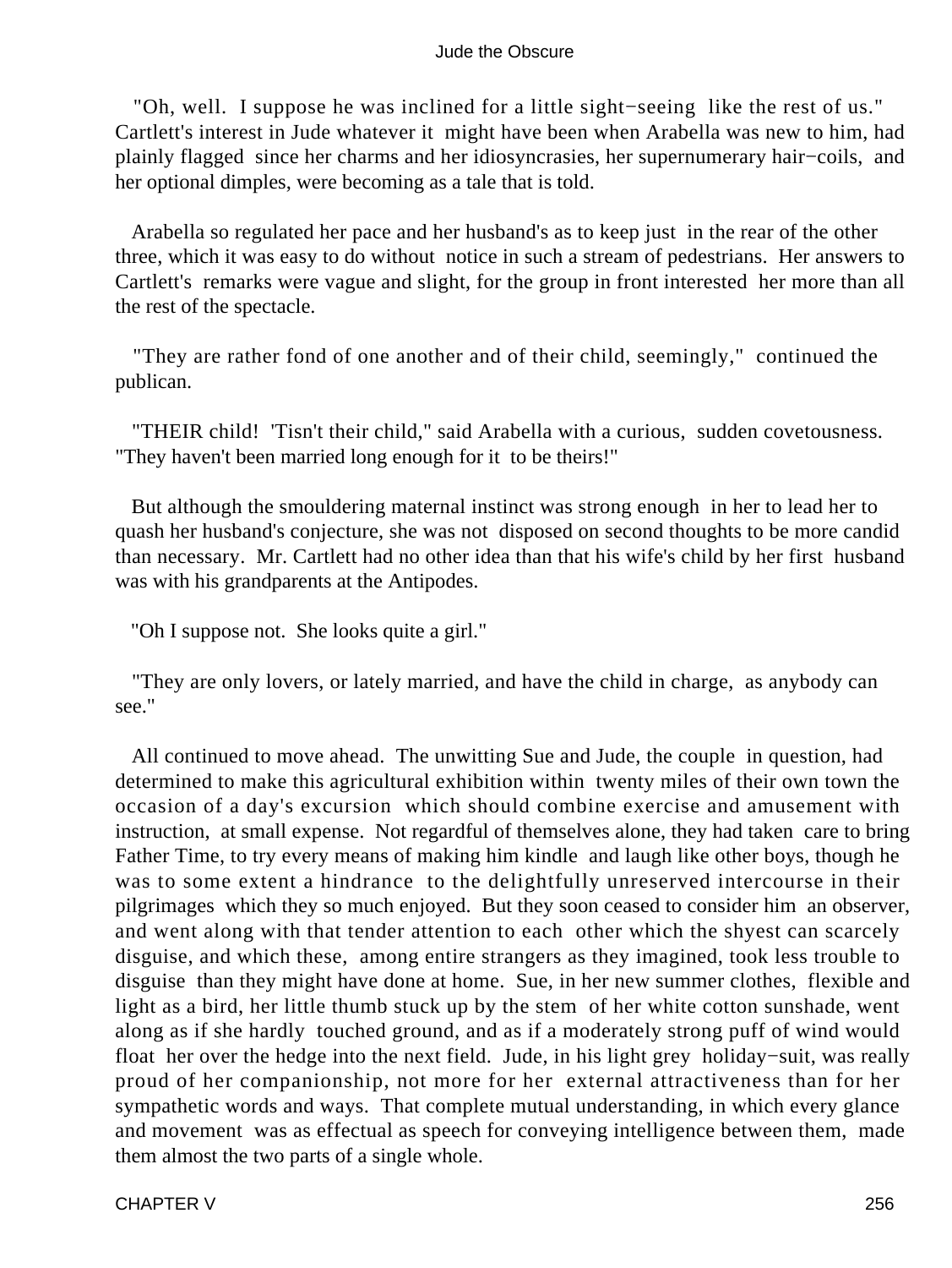"Oh, well. I suppose he was inclined for a little sight−seeing like the rest of us." Cartlett's interest in Jude whatever it might have been when Arabella was new to him, had plainly flagged since her charms and her idiosyncrasies, her supernumerary hair−coils, and her optional dimples, were becoming as a tale that is told.

Arabella so regulated her pace and her husband's as to keep just in the rear of the other three, which it was easy to do without notice in such a stream of pedestrians. Her answers to Cartlett's remarks were vague and slight, for the group in front interested her more than all the rest of the spectacle.

"They are rather fond of one another and of their child, seemingly," continued the publican.

"THEIR child! 'Tisn't their child," said Arabella with a curious, sudden covetousness. "They haven't been married long enough for it to be theirs!"

But although the smouldering maternal instinct was strong enough in her to lead her to quash her husband's conjecture, she was not disposed on second thoughts to be more candid than necessary. Mr. Cartlett had no other idea than that his wife's child by her first husband was with his grandparents at the Antipodes.

"Oh I suppose not. She looks quite a girl."

"They are only lovers, or lately married, and have the child in charge, as anybody can see."

All continued to move ahead. The unwitting Sue and Jude, the couple in question, had determined to make this agricultural exhibition within twenty miles of their own town the occasion of a day's excursion which should combine exercise and amusement with instruction, at small expense. Not regardful of themselves alone, they had taken care to bring Father Time, to try every means of making him kindle and laugh like other boys, though he was to some extent a hindrance to the delightfully unreserved intercourse in their pilgrimages which they so much enjoyed. But they soon ceased to consider him an observer, and went along with that tender attention to each other which the shyest can scarcely disguise, and which these, among entire strangers as they imagined, took less trouble to disguise than they might have done at home. Sue, in her new summer clothes, flexible and light as a bird, her little thumb stuck up by the stem of her white cotton sunshade, went along as if she hardly touched ground, and as if a moderately strong puff of wind would float her over the hedge into the next field. Jude, in his light grey holiday−suit, was really proud of her companionship, not more for her external attractiveness than for her sympathetic words and ways. That complete mutual understanding, in which every glance and movement was as effectual as speech for conveying intelligence between them, made them almost the two parts of a single whole.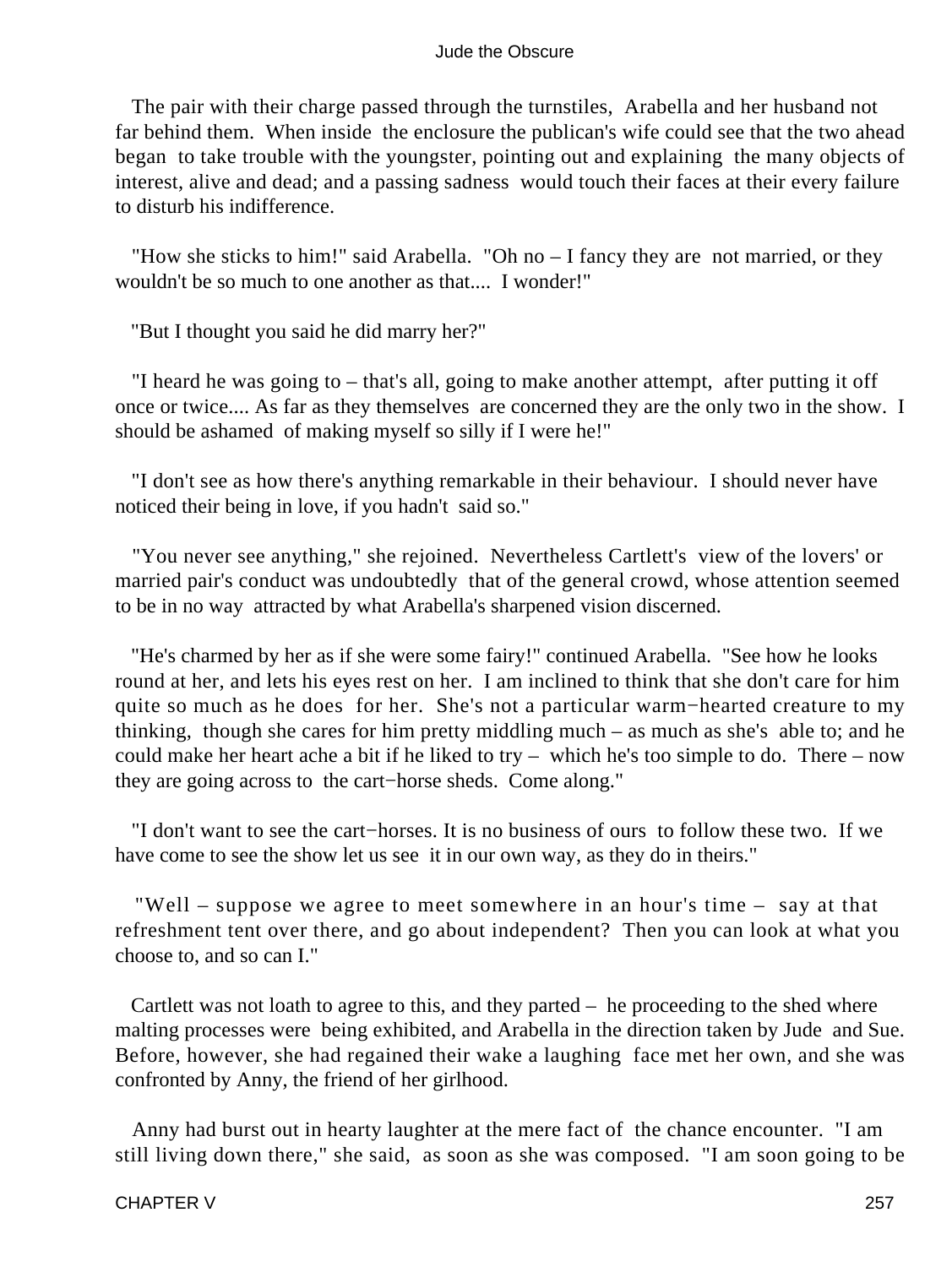The pair with their charge passed through the turnstiles, Arabella and her husband not far behind them. When inside the enclosure the publican's wife could see that the two ahead began to take trouble with the youngster, pointing out and explaining the many objects of interest, alive and dead; and a passing sadness would touch their faces at their every failure to disturb his indifference.

"How she sticks to him!" said Arabella. "Oh no – I fancy they are not married, or they wouldn't be so much to one another as that.... I wonder!"

"But I thought you said he did marry her?"

"I heard he was going to – that's all, going to make another attempt, after putting it off once or twice.... As far as they themselves are concerned they are the only two in the show. I should be ashamed of making myself so silly if I were he!"

"I don't see as how there's anything remarkable in their behaviour. I should never have noticed their being in love, if you hadn't said so."

"You never see anything," she rejoined. Nevertheless Cartlett's view of the lovers' or married pair's conduct was undoubtedly that of the general crowd, whose attention seemed to be in no way attracted by what Arabella's sharpened vision discerned.

"He's charmed by her as if she were some fairy!" continued Arabella. "See how he looks round at her, and lets his eyes rest on her. I am inclined to think that she don't care for him quite so much as he does for her. She's not a particular warm−hearted creature to my thinking, though she cares for him pretty middling much – as much as she's able to; and he could make her heart ache a bit if he liked to try – which he's too simple to do. There – now they are going across to the cart−horse sheds. Come along."

"I don't want to see the cart−horses. It is no business of ours to follow these two. If we have come to see the show let us see it in our own way, as they do in theirs."

"Well – suppose we agree to meet somewhere in an hour's time – say at that refreshment tent over there, and go about independent? Then you can look at what you choose to, and so can I."

Cartlett was not loath to agree to this, and they parted – he proceeding to the shed where malting processes were being exhibited, and Arabella in the direction taken by Jude and Sue. Before, however, she had regained their wake a laughing face met her own, and she was confronted by Anny, the friend of her girlhood.

Anny had burst out in hearty laughter at the mere fact of the chance encounter. "I am still living down there," she said, as soon as she was composed. "I am soon going to be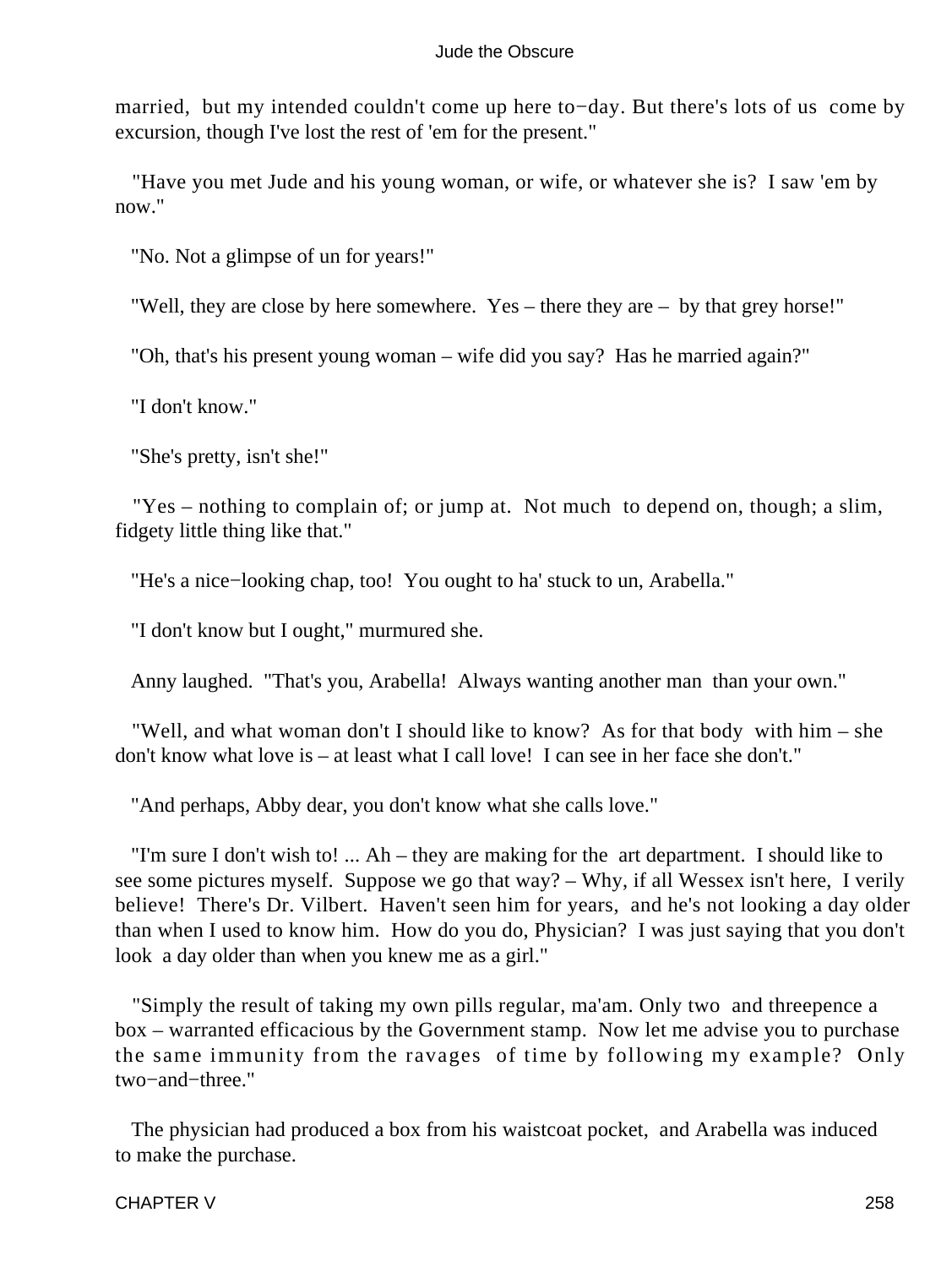married, but my intended couldn't come up here to−day. But there's lots of us come by excursion, though I've lost the rest of 'em for the present."

"Have you met Jude and his young woman, or wife, or whatever she is? I saw 'em by now."

"No. Not a glimpse of un for years!"

"Well, they are close by here somewhere. Yes – there they are – by that grey horse!"

"Oh, that's his present young woman – wife did you say? Has he married again?"

"I don't know."

"She's pretty, isn't she!"

"Yes – nothing to complain of; or jump at. Not much to depend on, though; a slim, fidgety little thing like that."

"He's a nice−looking chap, too! You ought to ha' stuck to un, Arabella."

"I don't know but I ought," murmured she.

Anny laughed. "That's you, Arabella! Always wanting another man than your own."

"Well, and what woman don't I should like to know? As for that body with him – she don't know what love is – at least what I call love! I can see in her face she don't."

"And perhaps, Abby dear, you don't know what she calls love."

"I'm sure I don't wish to! ... Ah – they are making for the art department. I should like to see some pictures myself. Suppose we go that way? – Why, if all Wessex isn't here, I verily believe! There's Dr. Vilbert. Haven't seen him for years, and he's not looking a day older than when I used to know him. How do you do, Physician? I was just saying that you don't look a day older than when you knew me as a girl."

"Simply the result of taking my own pills regular, ma'am. Only two and threepence a box – warranted efficacious by the Government stamp. Now let me advise you to purchase the same immunity from the ravages of time by following my example? Only two−and−three."

The physician had produced a box from his waistcoat pocket, and Arabella was induced to make the purchase.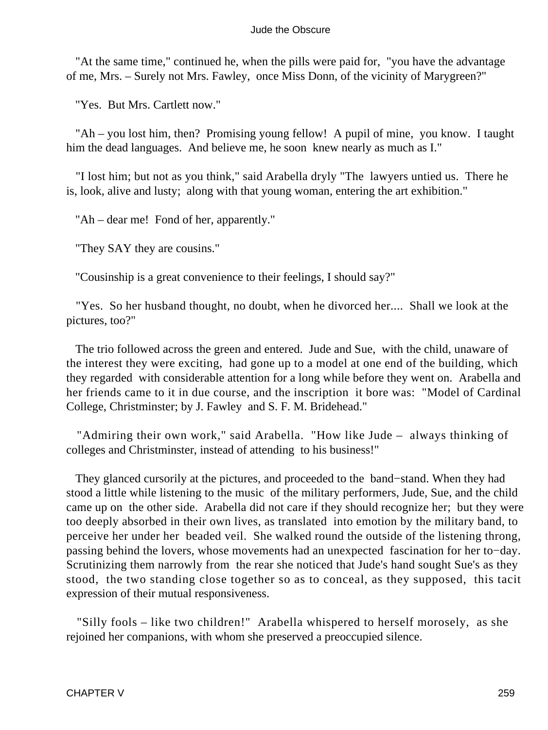"At the same time," continued he, when the pills were paid for, "you have the advantage of me, Mrs. – Surely not Mrs. Fawley, once Miss Donn, of the vicinity of Marygreen?"

"Yes. But Mrs. Cartlett now."

"Ah – you lost him, then? Promising young fellow! A pupil of mine, you know. I taught him the dead languages. And believe me, he soon knew nearly as much as I."

"I lost him; but not as you think," said Arabella dryly "The lawyers untied us. There he is, look, alive and lusty; along with that young woman, entering the art exhibition."

"Ah – dear me! Fond of her, apparently."

"They SAY they are cousins."

"Cousinship is a great convenience to their feelings, I should say?"

"Yes. So her husband thought, no doubt, when he divorced her.... Shall we look at the pictures, too?"

The trio followed across the green and entered. Jude and Sue, with the child, unaware of the interest they were exciting, had gone up to a model at one end of the building, which they regarded with considerable attention for a long while before they went on. Arabella and her friends came to it in due course, and the inscription it bore was: "Model of Cardinal College, Christminster; by J. Fawley and S. F. M. Bridehead."

"Admiring their own work," said Arabella. "How like Jude – always thinking of colleges and Christminster, instead of attending to his business!"

They glanced cursorily at the pictures, and proceeded to the band−stand. When they had stood a little while listening to the music of the military performers, Jude, Sue, and the child came up on the other side. Arabella did not care if they should recognize her; but they were too deeply absorbed in their own lives, as translated into emotion by the military band, to perceive her under her beaded veil. She walked round the outside of the listening throng, passing behind the lovers, whose movements had an unexpected fascination for her to−day. Scrutinizing them narrowly from the rear she noticed that Jude's hand sought Sue's as they stood, the two standing close together so as to conceal, as they supposed, this tacit expression of their mutual responsiveness.

"Silly fools – like two children!" Arabella whispered to herself morosely, as she rejoined her companions, with whom she preserved a preoccupied silence.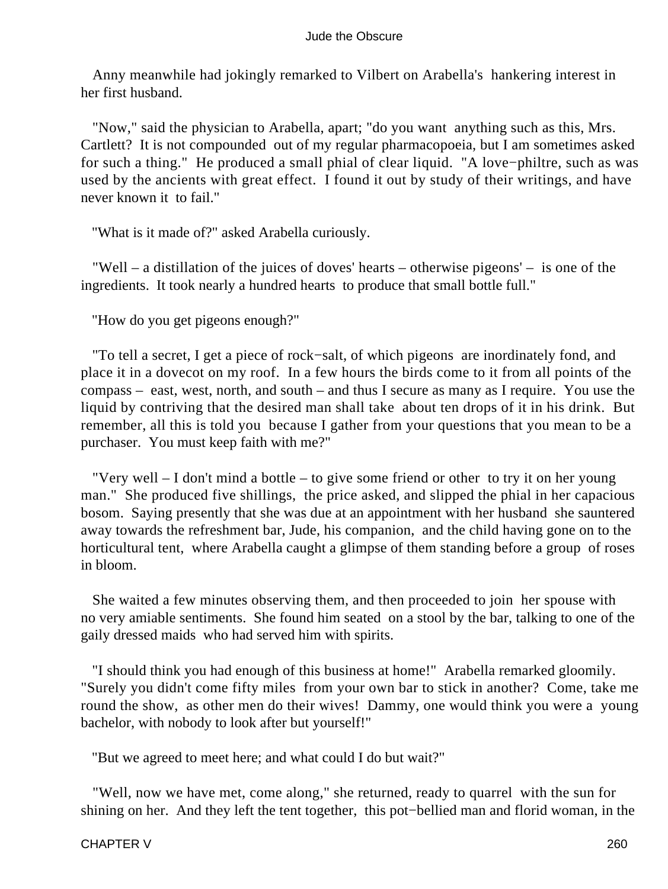Anny meanwhile had jokingly remarked to Vilbert on Arabella's hankering interest in her first husband.

"Now," said the physician to Arabella, apart; "do you want anything such as this, Mrs. Cartlett? It is not compounded out of my regular pharmacopoeia, but I am sometimes asked for such a thing." He produced a small phial of clear liquid. "A love−philtre, such as was used by the ancients with great effect. I found it out by study of their writings, and have never known it to fail."

"What is it made of?" asked Arabella curiously.

"Well – a distillation of the juices of doves' hearts – otherwise pigeons' – is one of the ingredients. It took nearly a hundred hearts to produce that small bottle full."

"How do you get pigeons enough?"

"To tell a secret, I get a piece of rock−salt, of which pigeons are inordinately fond, and place it in a dovecot on my roof. In a few hours the birds come to it from all points of the compass – east, west, north, and south – and thus I secure as many as I require. You use the liquid by contriving that the desired man shall take about ten drops of it in his drink. But remember, all this is told you because I gather from your questions that you mean to be a purchaser. You must keep faith with me?"

"Very well – I don't mind a bottle – to give some friend or other to try it on her young man." She produced five shillings, the price asked, and slipped the phial in her capacious bosom. Saying presently that she was due at an appointment with her husband she sauntered away towards the refreshment bar, Jude, his companion, and the child having gone on to the horticultural tent, where Arabella caught a glimpse of them standing before a group of roses in bloom.

She waited a few minutes observing them, and then proceeded to join her spouse with no very amiable sentiments. She found him seated on a stool by the bar, talking to one of the gaily dressed maids who had served him with spirits.

"I should think you had enough of this business at home!" Arabella remarked gloomily. "Surely you didn't come fifty miles from your own bar to stick in another? Come, take me round the show, as other men do their wives! Dammy, one would think you were a young bachelor, with nobody to look after but yourself!"

"But we agreed to meet here; and what could I do but wait?"

"Well, now we have met, come along," she returned, ready to quarrel with the sun for shining on her. And they left the tent together, this pot−bellied man and florid woman, in the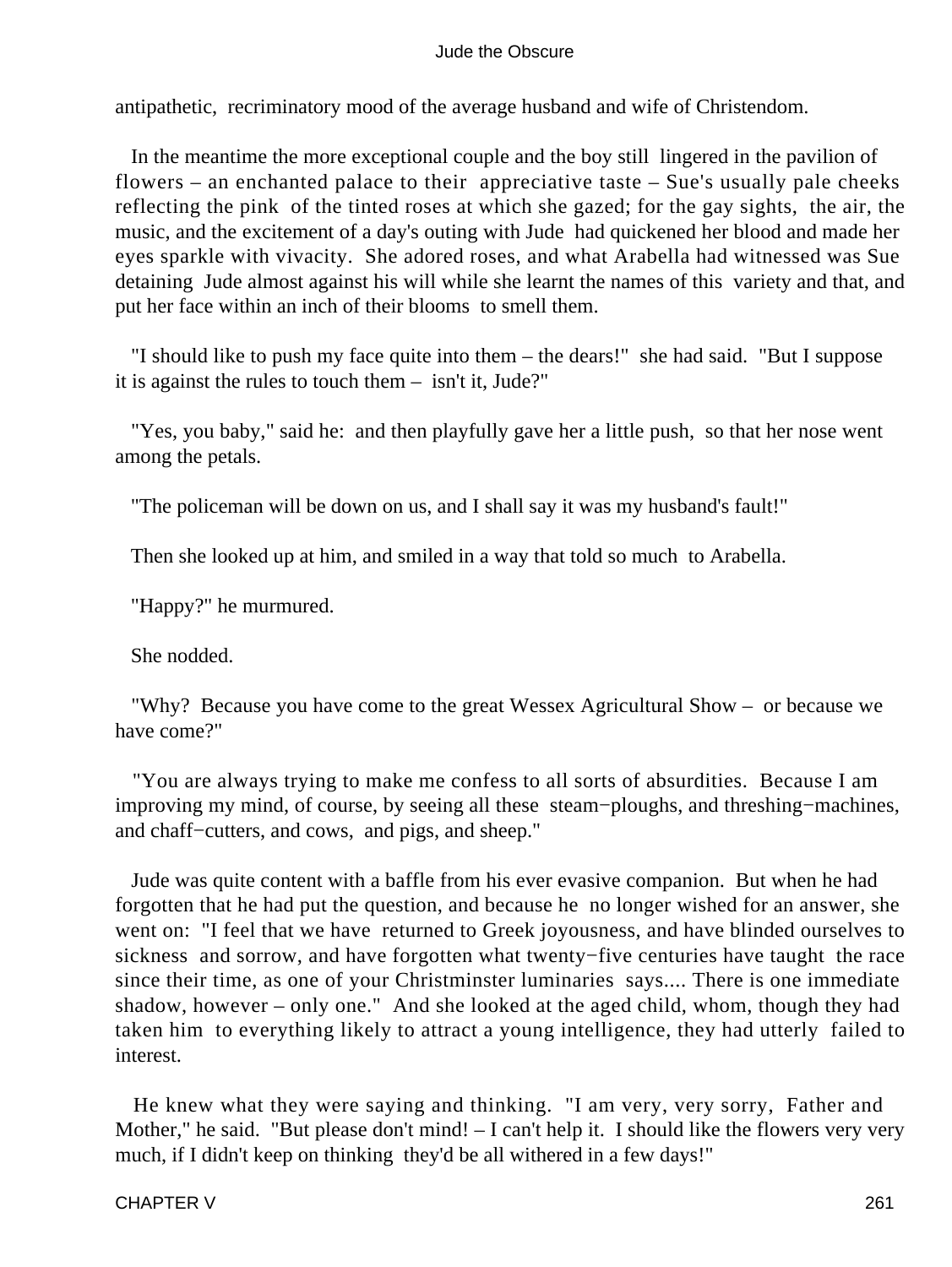antipathetic, recriminatory mood of the average husband and wife of Christendom.

In the meantime the more exceptional couple and the boy still lingered in the pavilion of flowers – an enchanted palace to their appreciative taste – Sue's usually pale cheeks reflecting the pink of the tinted roses at which she gazed; for the gay sights, the air, the music, and the excitement of a day's outing with Jude had quickened her blood and made her eyes sparkle with vivacity. She adored roses, and what Arabella had witnessed was Sue detaining Jude almost against his will while she learnt the names of this variety and that, and put her face within an inch of their blooms to smell them.

"I should like to push my face quite into them – the dears!" she had said. "But I suppose it is against the rules to touch them – isn't it, Jude?"

"Yes, you baby," said he: and then playfully gave her a little push, so that her nose went among the petals.

"The policeman will be down on us, and I shall say it was my husband's fault!"

Then she looked up at him, and smiled in a way that told so much to Arabella.

"Happy?" he murmured.

She nodded.

"Why? Because you have come to the great Wessex Agricultural Show – or because we have come?"

"You are always trying to make me confess to all sorts of absurdities. Because I am improving my mind, of course, by seeing all these steam−ploughs, and threshing−machines, and chaff−cutters, and cows, and pigs, and sheep."

Jude was quite content with a baffle from his ever evasive companion. But when he had forgotten that he had put the question, and because he no longer wished for an answer, she went on: "I feel that we have returned to Greek joyousness, and have blinded ourselves to sickness and sorrow, and have forgotten what twenty−five centuries have taught the race since their time, as one of your Christminster luminaries says.... There is one immediate shadow, however – only one." And she looked at the aged child, whom, though they had taken him to everything likely to attract a young intelligence, they had utterly failed to interest.

He knew what they were saying and thinking. "I am very, very sorry, Father and Mother," he said. "But please don't mind! – I can't help it. I should like the flowers very very much, if I didn't keep on thinking they'd be all withered in a few days!"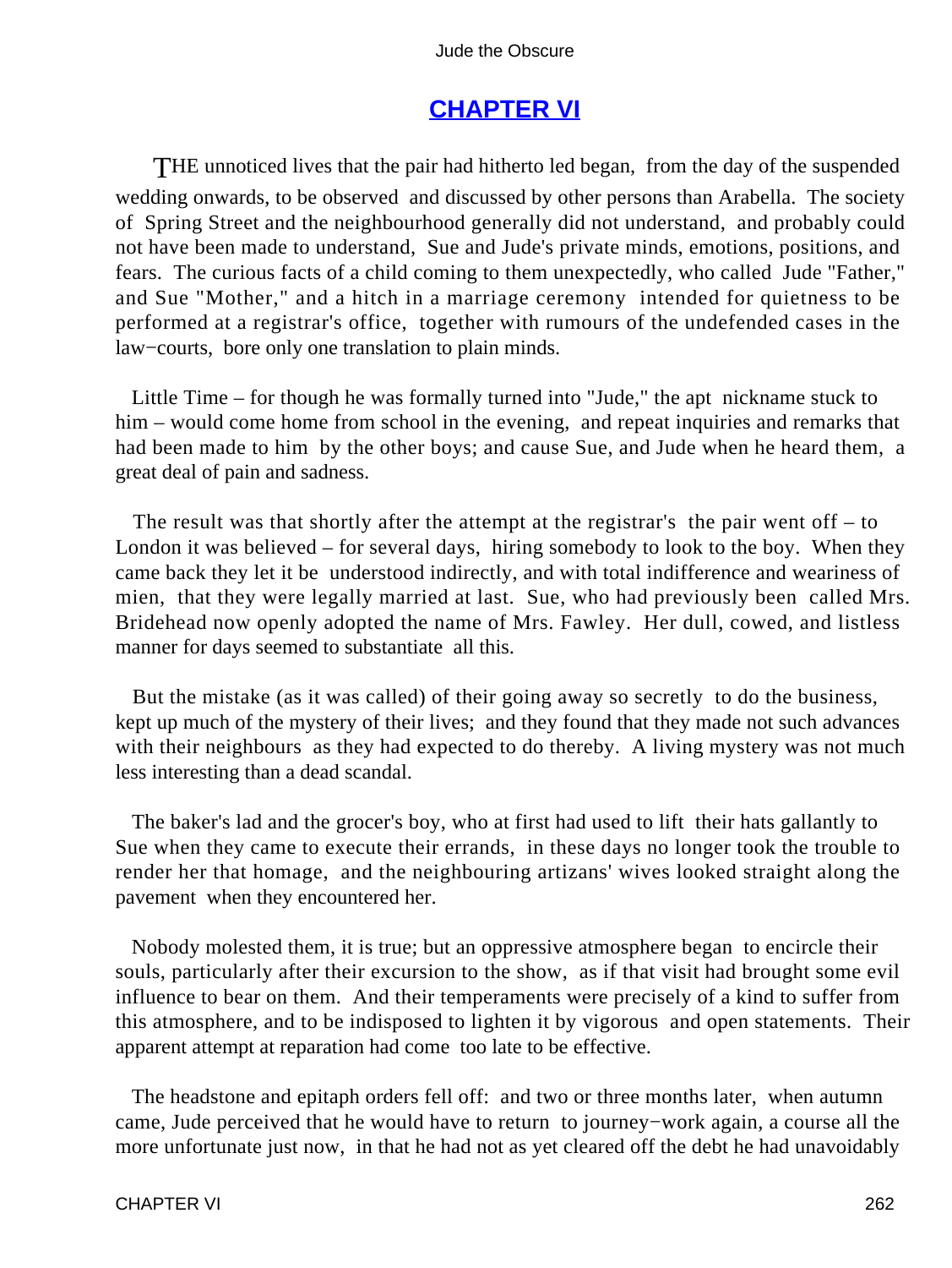## CHAPTER VI

THE unnoticed lives that the pair had hitherto led began, from the day of the suspended wedding onwards, to be observed and discussed by other persons than Arabella. The society of Spring Street and the neighbourhood generally did not understand, and probably could not have been made to understand, Sue and Jude's private minds, emotions, positions, and fears. The curious facts of a child coming to them unexpectedly, who called Jude "Father," and Sue "Mother," and a hitch in a marriage ceremony intended for quietness to be performed at a registrar's office, together with rumours of the undefended cases in the law−courts, bore only one translation to plain minds.

Little Time – for though he was formally turned into "Jude," the apt nickname stuck to him – would come home from school in the evening, and repeat inquiries and remarks that had been made to him by the other boys; and cause Sue, and Jude when he heard them, a great deal of pain and sadness.

The result was that shortly after the attempt at the registrar's the pair went off – to London it was believed – for several days, hiring somebody to look to the boy. When they came back they let it be understood indirectly, and with total indifference and weariness of mien, that they were legally married at last. Sue, who had previously been called Mrs. Bridehead now openly adopted the name of Mrs. Fawley. Her dull, cowed, and listless manner for days seemed to substantiate all this.

But the mistake (as it was called) of their going away so secretly to do the business, kept up much of the mystery of their lives; and they found that they made not such advances with their neighbours as they had expected to do thereby. A living mystery was not much less interesting than a dead scandal.

The baker's lad and the grocer's boy, who at first had used to lift their hats gallantly to Sue when they came to execute their errands, in these days no longer took the trouble to render her that homage, and the neighbouring artizans' wives looked straight along the pavement when they encountered her.

Nobody molested them, it is true; but an oppressive atmosphere began to encircle their souls, particularly after their excursion to the show, as if that visit had brought some evil influence to bear on them. And their temperaments were precisely of a kind to suffer from this atmosphere, and to be indisposed to lighten it by vigorous and open statements. Their apparent attempt at reparation had come too late to be effective.

The headstone and epitaph orders fell off: and two or three months later, when autumn came, Jude perceived that he would have to return to journey−work again, a course all the more unfortunate just now, in that he had not as yet cleared off the debt he had unavoidably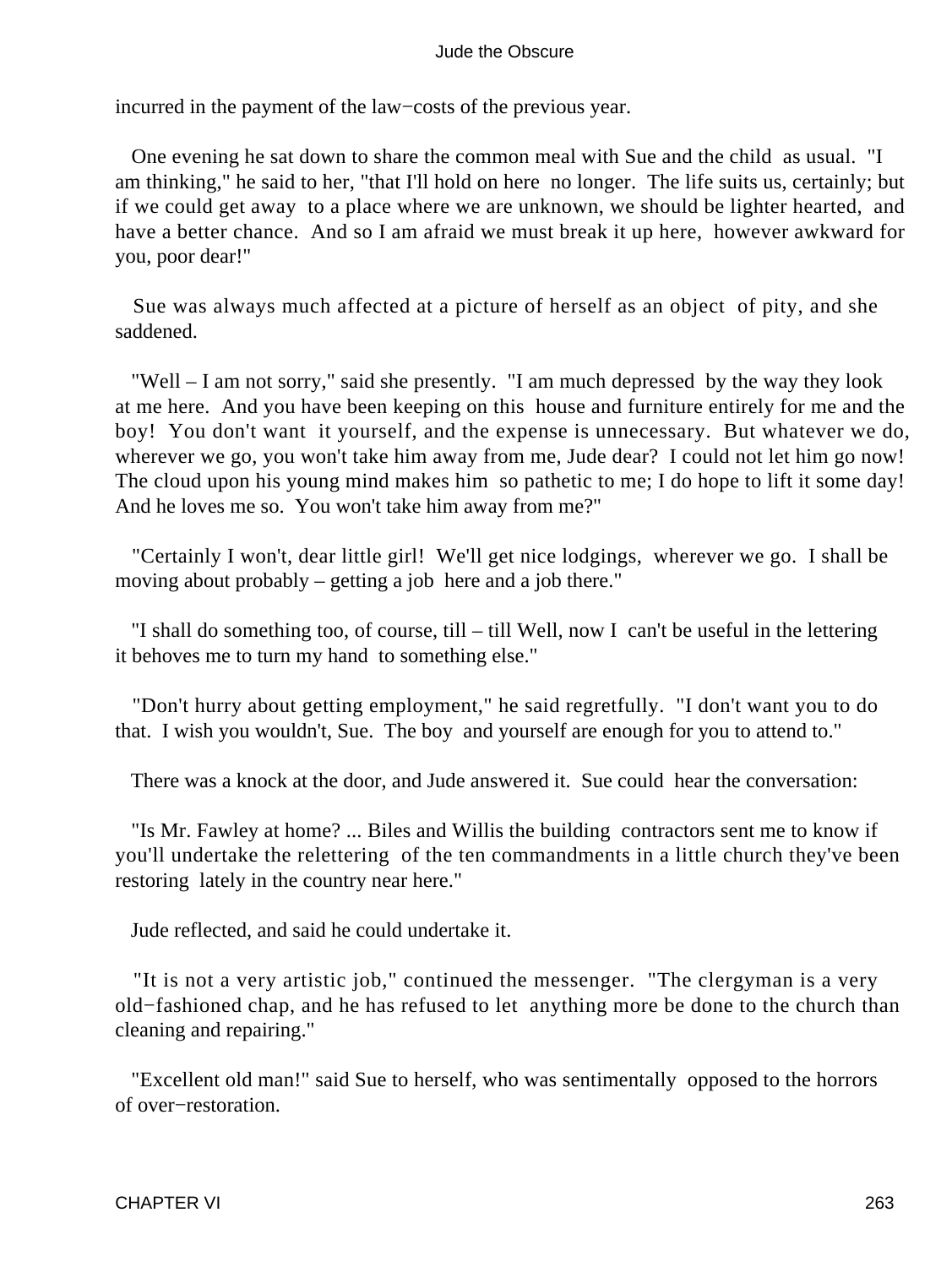incurred in the payment of the law−costs of the previous year.

One evening he sat down to share the common meal with Sue and the child as usual. "I am thinking," he said to her, "that I'll hold on here no longer. The life suits us, certainly; but if we could get away to a place where we are unknown, we should be lighter hearted, and have a better chance. And so I am afraid we must break it up here, however awkward for you, poor dear!"

Sue was always much affected at a picture of herself as an object of pity, and she saddened.

"Well – I am not sorry," said she presently. "I am much depressed by the way they look at me here. And you have been keeping on this house and furniture entirely for me and the boy! You don't want it yourself, and the expense is unnecessary. But whatever we do, wherever we go, you won't take him away from me, Jude dear? I could not let him go now! The cloud upon his young mind makes him so pathetic to me; I do hope to lift it some day! And he loves me so. You won't take him away from me?"

"Certainly I won't, dear little girl! We'll get nice lodgings, wherever we go. I shall be moving about probably – getting a job here and a job there."

"I shall do something too, of course, till – till Well, now I can't be useful in the lettering it behoves me to turn my hand to something else."

"Don't hurry about getting employment," he said regretfully. "I don't want you to do that. I wish you wouldn't, Sue. The boy and yourself are enough for you to attend to."

There was a knock at the door, and Jude answered it. Sue could hear the conversation:

"Is Mr. Fawley at home? ... Biles and Willis the building contractors sent me to know if you'll undertake the relettering of the ten commandments in a little church they've been restoring lately in the country near here."

Jude reflected, and said he could undertake it.

"It is not a very artistic job," continued the messenger. "The clergyman is a very old−fashioned chap, and he has refused to let anything more be done to the church than cleaning and repairing."

"Excellent old man!" said Sue to herself, who was sentimentally opposed to the horrors of over−restoration.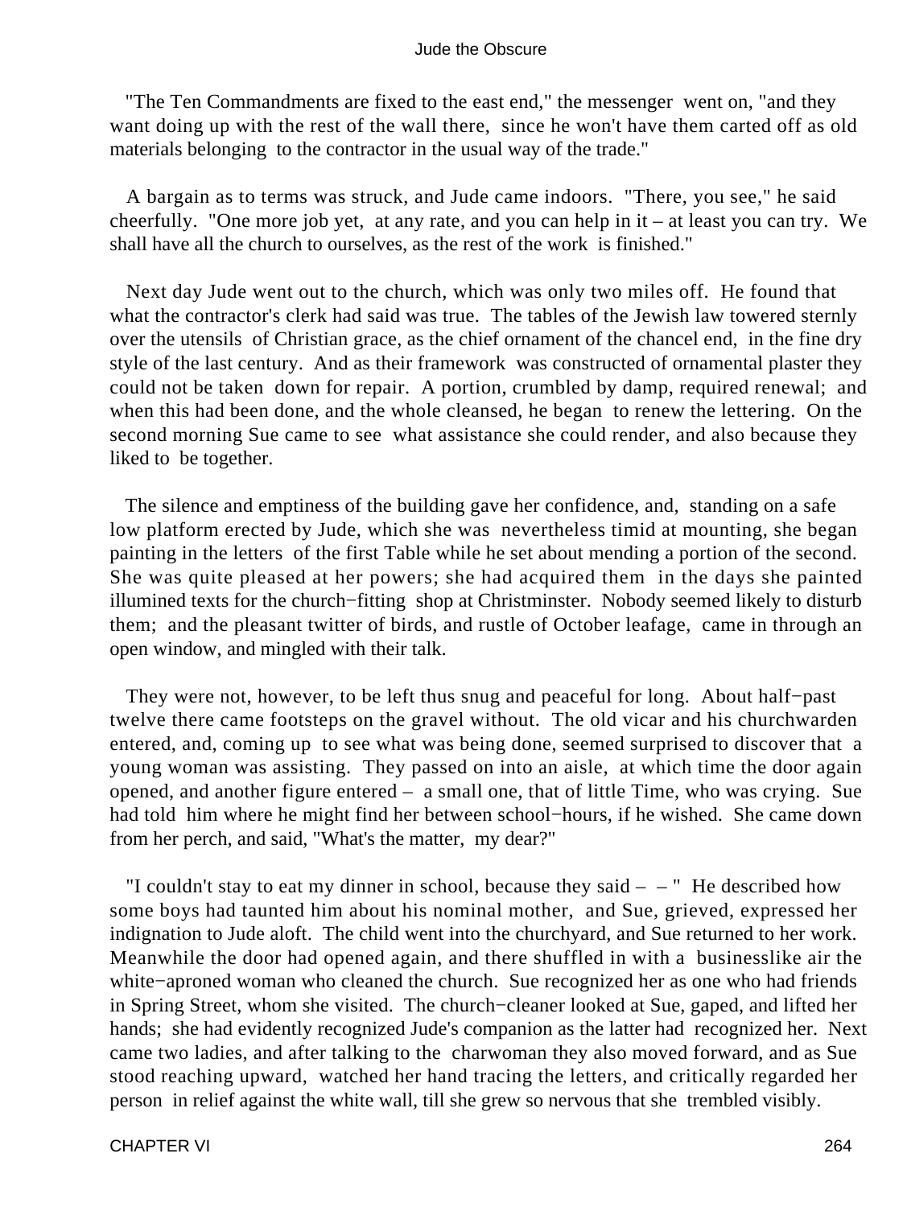"The Ten Commandments are fixed to the east end," the messenger went on, "and they want doing up with the rest of the wall there, since he won't have them carted off as old materials belonging to the contractor in the usual way of the trade."

A bargain as to terms was struck, and Jude came indoors. "There, you see," he said cheerfully. "One more job yet, at any rate, and you can help in it – at least you can try. We shall have all the church to ourselves, as the rest of the work is finished."

Next day Jude went out to the church, which was only two miles off. He found that what the contractor's clerk had said was true. The tables of the Jewish law towered sternly over the utensils of Christian grace, as the chief ornament of the chancel end, in the fine dry style of the last century. And as their framework was constructed of ornamental plaster they could not be taken down for repair. A portion, crumbled by damp, required renewal; and when this had been done, and the whole cleansed, he began to renew the lettering. On the second morning Sue came to see what assistance she could render, and also because they liked to be together.

The silence and emptiness of the building gave her confidence, and, standing on a safe low platform erected by Jude, which she was nevertheless timid at mounting, she began painting in the letters of the first Table while he set about mending a portion of the second. She was quite pleased at her powers; she had acquired them in the days she painted illumined texts for the church−fitting shop at Christminster. Nobody seemed likely to disturb them; and the pleasant twitter of birds, and rustle of October leafage, came in through an open window, and mingled with their talk.

They were not, however, to be left thus snug and peaceful for long. About half−past twelve there came footsteps on the gravel without. The old vicar and his churchwarden entered, and, coming up to see what was being done, seemed surprised to discover that a young woman was assisting. They passed on into an aisle, at which time the door again opened, and another figure entered – a small one, that of little Time, who was crying. Sue had told him where he might find her between school−hours, if he wished. She came down from her perch, and said, "What's the matter, my dear?"

"I couldn't stay to eat my dinner in school, because they said – – " He described how some boys had taunted him about his nominal mother, and Sue, grieved, expressed her indignation to Jude aloft. The child went into the churchyard, and Sue returned to her work. Meanwhile the door had opened again, and there shuffled in with a businesslike air the white−aproned woman who cleaned the church. Sue recognized her as one who had friends in Spring Street, whom she visited. The church−cleaner looked at Sue, gaped, and lifted her hands; she had evidently recognized Jude's companion as the latter had recognized her. Next came two ladies, and after talking to the charwoman they also moved forward, and as Sue stood reaching upward, watched her hand tracing the letters, and critically regarded her person in relief against the white wall, till she grew so nervous that she trembled visibly.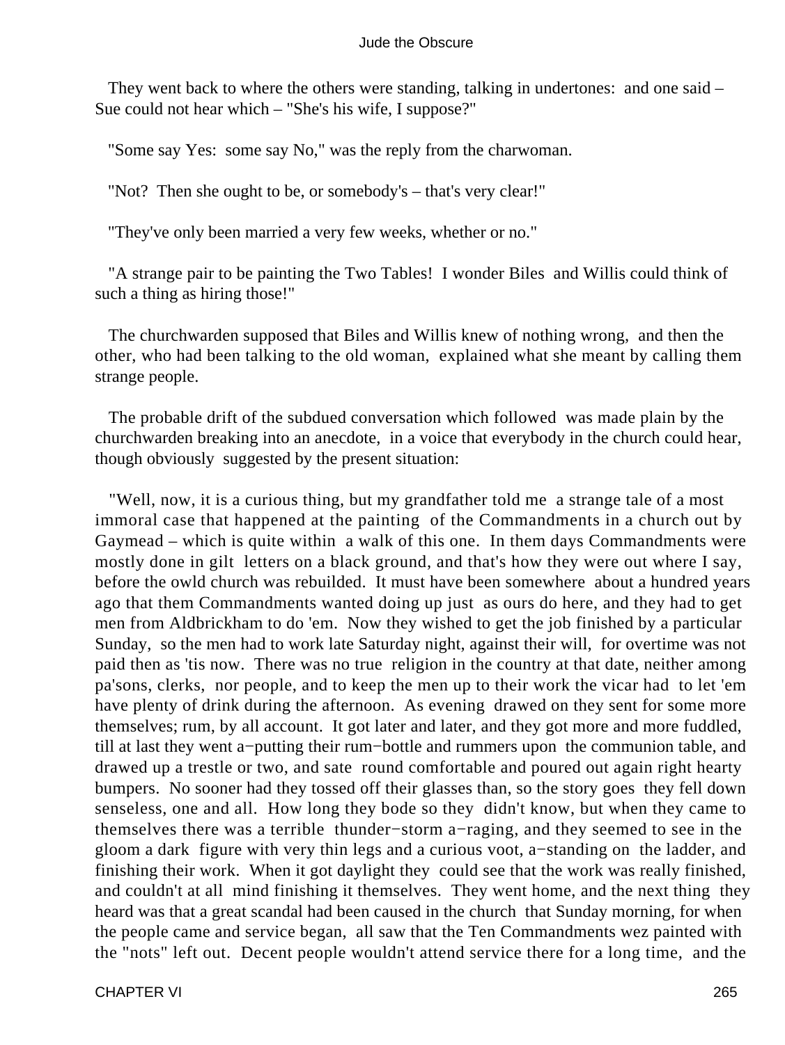They went back to where the others were standing, talking in undertones: and one said – Sue could not hear which – "She's his wife, I suppose?"

"Some say Yes: some say No," was the reply from the charwoman.

"Not? Then she ought to be, or somebody's – that's very clear!"

"They've only been married a very few weeks, whether or no."

"A strange pair to be painting the Two Tables! I wonder Biles and Willis could think of such a thing as hiring those!"

The churchwarden supposed that Biles and Willis knew of nothing wrong, and then the other, who had been talking to the old woman, explained what she meant by calling them strange people.

The probable drift of the subdued conversation which followed was made plain by the churchwarden breaking into an anecdote, in a voice that everybody in the church could hear, though obviously suggested by the present situation:

"Well, now, it is a curious thing, but my grandfather told me a strange tale of a most immoral case that happened at the painting of the Commandments in a church out by Gaymead – which is quite within a walk of this one. In them days Commandments were mostly done in gilt letters on a black ground, and that's how they were out where I say, before the owld church was rebuilded. It must have been somewhere about a hundred years ago that them Commandments wanted doing up just as ours do here, and they had to get men from Aldbrickham to do 'em. Now they wished to get the job finished by a particular Sunday, so the men had to work late Saturday night, against their will, for overtime was not paid then as 'tis now. There was no true religion in the country at that date, neither among pa'sons, clerks, nor people, and to keep the men up to their work the vicar had to let 'em have plenty of drink during the afternoon. As evening drawed on they sent for some more themselves; rum, by all account. It got later and later, and they got more and more fuddled, till at last they went a−putting their rum−bottle and rummers upon the communion table, and drawed up a trestle or two, and sate round comfortable and poured out again right hearty bumpers. No sooner had they tossed off their glasses than, so the story goes they fell down senseless, one and all. How long they bode so they didn't know, but when they came to themselves there was a terrible thunder−storm a−raging, and they seemed to see in the gloom a dark figure with very thin legs and a curious voot, a−standing on the ladder, and finishing their work. When it got daylight they could see that the work was really finished, and couldn't at all mind finishing it themselves. They went home, and the next thing they heard was that a great scandal had been caused in the church that Sunday morning, for when the people came and service began, all saw that the Ten Commandments wez painted with the "nots" left out. Decent people wouldn't attend service there for a long time, and the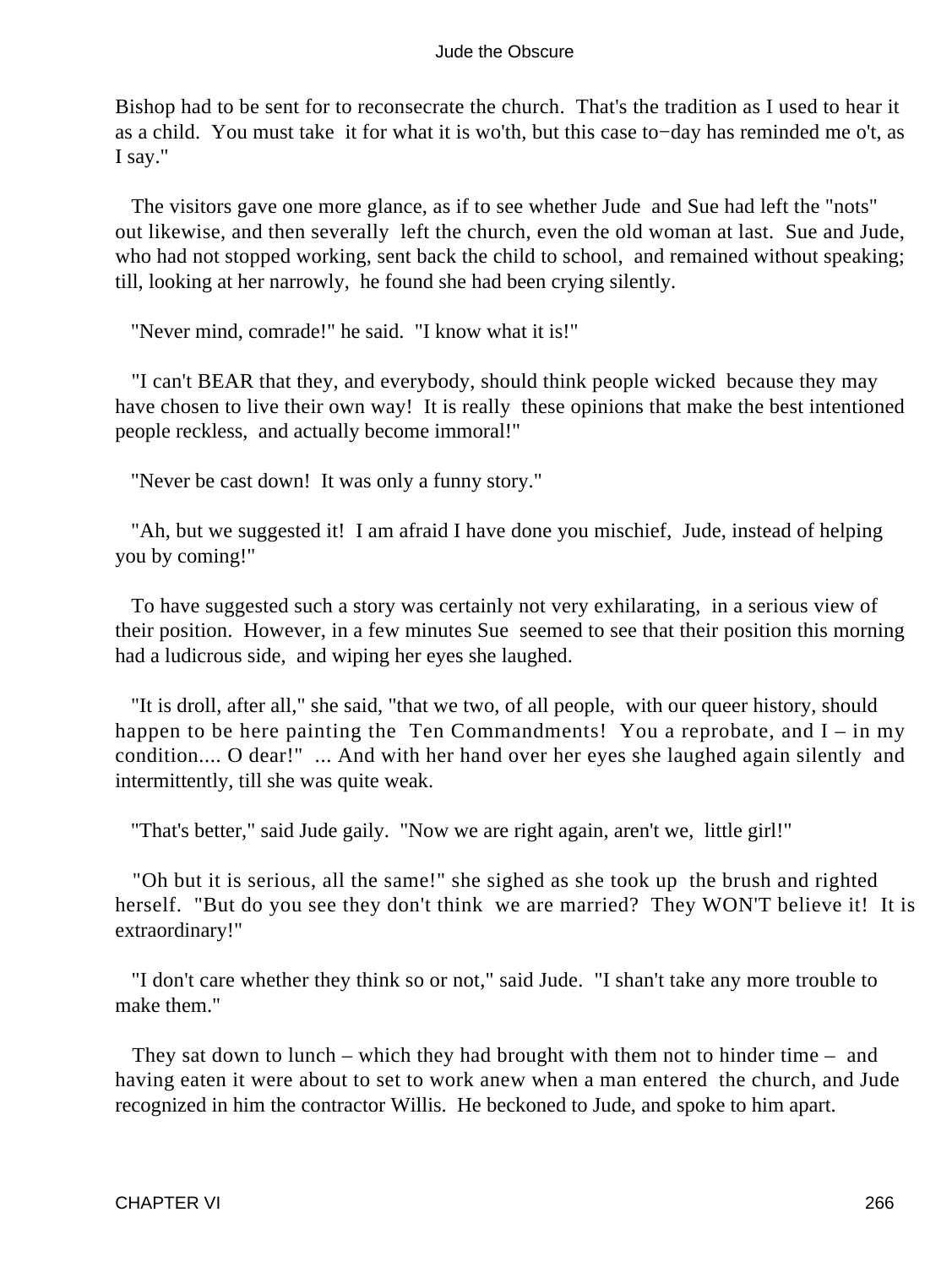Bishop had to be sent for to reconsecrate the church. That's the tradition as I used to hear it as a child. You must take it for what it is wo'th, but this case to−day has reminded me o't, as I say."

The visitors gave one more glance, as if to see whether Jude and Sue had left the "nots" out likewise, and then severally left the church, even the old woman at last. Sue and Jude, who had not stopped working, sent back the child to school, and remained without speaking; till, looking at her narrowly, he found she had been crying silently.

"Never mind, comrade!" he said. "I know what it is!"

"I can't BEAR that they, and everybody, should think people wicked because they may have chosen to live their own way! It is really these opinions that make the best intentioned people reckless, and actually become immoral!"

"Never be cast down! It was only a funny story."

"Ah, but we suggested it! I am afraid I have done you mischief, Jude, instead of helping you by coming!"

To have suggested such a story was certainly not very exhilarating, in a serious view of their position. However, in a few minutes Sue seemed to see that their position this morning had a ludicrous side, and wiping her eyes she laughed.

"It is droll, after all," she said, "that we two, of all people, with our queer history, should happen to be here painting the Ten Commandments! You a reprobate, and I – in my condition.... O dear!" ... And with her hand over her eyes she laughed again silently and intermittently, till she was quite weak.

"That's better," said Jude gaily. "Now we are right again, aren't we, little girl!"

"Oh but it is serious, all the same!" she sighed as she took up the brush and righted herself. "But do you see they don't think we are married? They WON'T believe it! It is extraordinary!"

"I don't care whether they think so or not," said Jude. "I shan't take any more trouble to make them."

They sat down to lunch – which they had brought with them not to hinder time – and having eaten it were about to set to work anew when a man entered the church, and Jude recognized in him the contractor Willis. He beckoned to Jude, and spoke to him apart.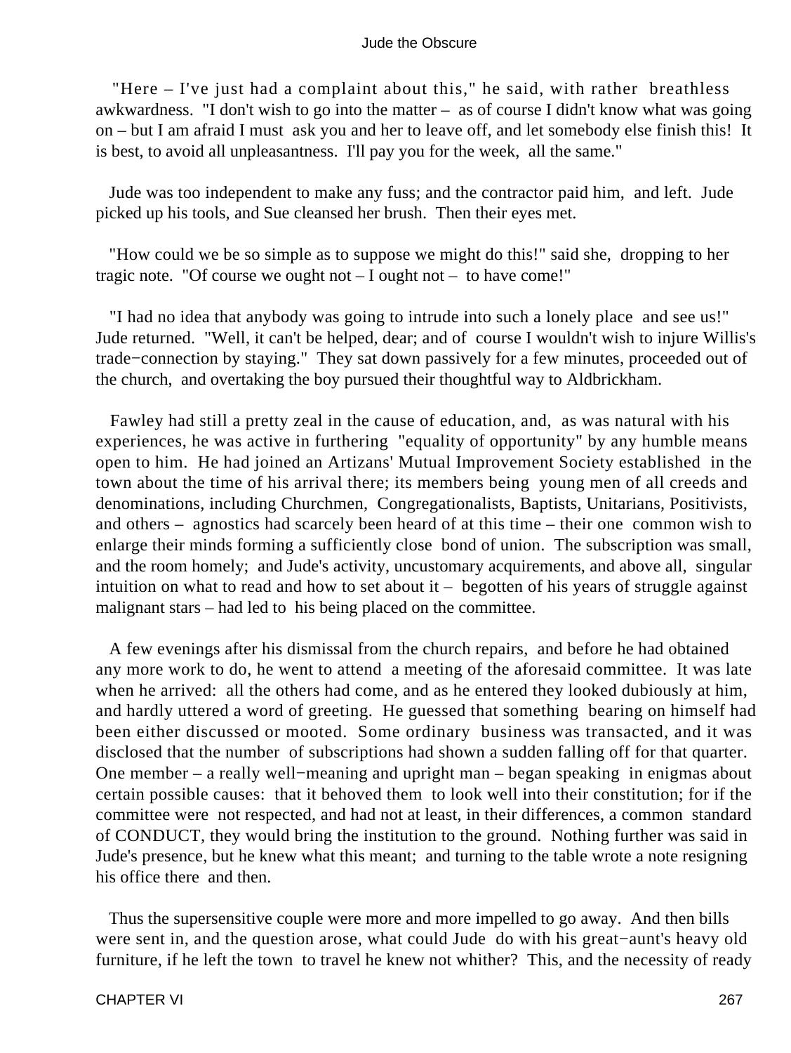"Here – I've just had a complaint about this," he said, with rather breathless awkwardness. "I don't wish to go into the matter – as of course I didn't know what was going on – but I am afraid I must ask you and her to leave off, and let somebody else finish this! It is best, to avoid all unpleasantness. I'll pay you for the week, all the same."

Jude was too independent to make any fuss; and the contractor paid him, and left. Jude picked up his tools, and Sue cleansed her brush. Then their eyes met.

"How could we be so simple as to suppose we might do this!" said she, dropping to her tragic note. "Of course we ought not – I ought not – to have come!"

"I had no idea that anybody was going to intrude into such a lonely place and see us!" Jude returned. "Well, it can't be helped, dear; and of course I wouldn't wish to injure Willis's trade−connection by staying." They sat down passively for a few minutes, proceeded out of the church, and overtaking the boy pursued their thoughtful way to Aldbrickham.

Fawley had still a pretty zeal in the cause of education, and, as was natural with his experiences, he was active in furthering "equality of opportunity" by any humble means open to him. He had joined an Artizans' Mutual Improvement Society established in the town about the time of his arrival there; its members being young men of all creeds and denominations, including Churchmen, Congregationalists, Baptists, Unitarians, Positivists, and others – agnostics had scarcely been heard of at this time – their one common wish to enlarge their minds forming a sufficiently close bond of union. The subscription was small, and the room homely; and Jude's activity, uncustomary acquirements, and above all, singular intuition on what to read and how to set about it – begotten of his years of struggle against malignant stars – had led to his being placed on the committee.

A few evenings after his dismissal from the church repairs, and before he had obtained any more work to do, he went to attend a meeting of the aforesaid committee. It was late when he arrived: all the others had come, and as he entered they looked dubiously at him, and hardly uttered a word of greeting. He guessed that something bearing on himself had been either discussed or mooted. Some ordinary business was transacted, and it was disclosed that the number of subscriptions had shown a sudden falling off for that quarter. One member – a really well−meaning and upright man – began speaking in enigmas about certain possible causes: that it behoved them to look well into their constitution; for if the committee were not respected, and had not at least, in their differences, a common standard of CONDUCT, they would bring the institution to the ground. Nothing further was said in Jude's presence, but he knew what this meant; and turning to the table wrote a note resigning his office there and then.

Thus the supersensitive couple were more and more impelled to go away. And then bills were sent in, and the question arose, what could Jude do with his great−aunt's heavy old furniture, if he left the town to travel he knew not whither? This, and the necessity of ready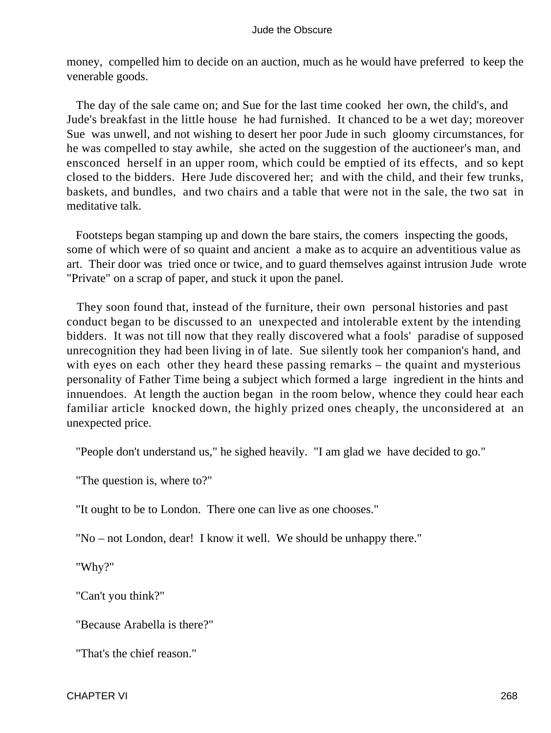money, compelled him to decide on an auction, much as he would have preferred to keep the venerable goods.

The day of the sale came on; and Sue for the last time cooked her own, the child's, and Jude's breakfast in the little house he had furnished. It chanced to be a wet day; moreover Sue was unwell, and not wishing to desert her poor Jude in such gloomy circumstances, for he was compelled to stay awhile, she acted on the suggestion of the auctioneer's man, and ensconced herself in an upper room, which could be emptied of its effects, and so kept closed to the bidders. Here Jude discovered her; and with the child, and their few trunks, baskets, and bundles, and two chairs and a table that were not in the sale, the two sat in meditative talk.

Footsteps began stamping up and down the bare stairs, the comers inspecting the goods, some of which were of so quaint and ancient a make as to acquire an adventitious value as art. Their door was tried once or twice, and to guard themselves against intrusion Jude wrote "Private" on a scrap of paper, and stuck it upon the panel.

They soon found that, instead of the furniture, their own personal histories and past conduct began to be discussed to an unexpected and intolerable extent by the intending bidders. It was not till now that they really discovered what a fools' paradise of supposed unrecognition they had been living in of late. Sue silently took her companion's hand, and with eyes on each other they heard these passing remarks – the quaint and mysterious personality of Father Time being a subject which formed a large ingredient in the hints and innuendoes. At length the auction began in the room below, whence they could hear each familiar article knocked down, the highly prized ones cheaply, the unconsidered at an unexpected price.

"People don't understand us," he sighed heavily. "I am glad we have decided to go."

"The question is, where to?"

"It ought to be to London. There one can live as one chooses."

"No – not London, dear! I know it well. We should be unhappy there."

"Why?"

"Can't you think?"

"Because Arabella is there?"

"That's the chief reason."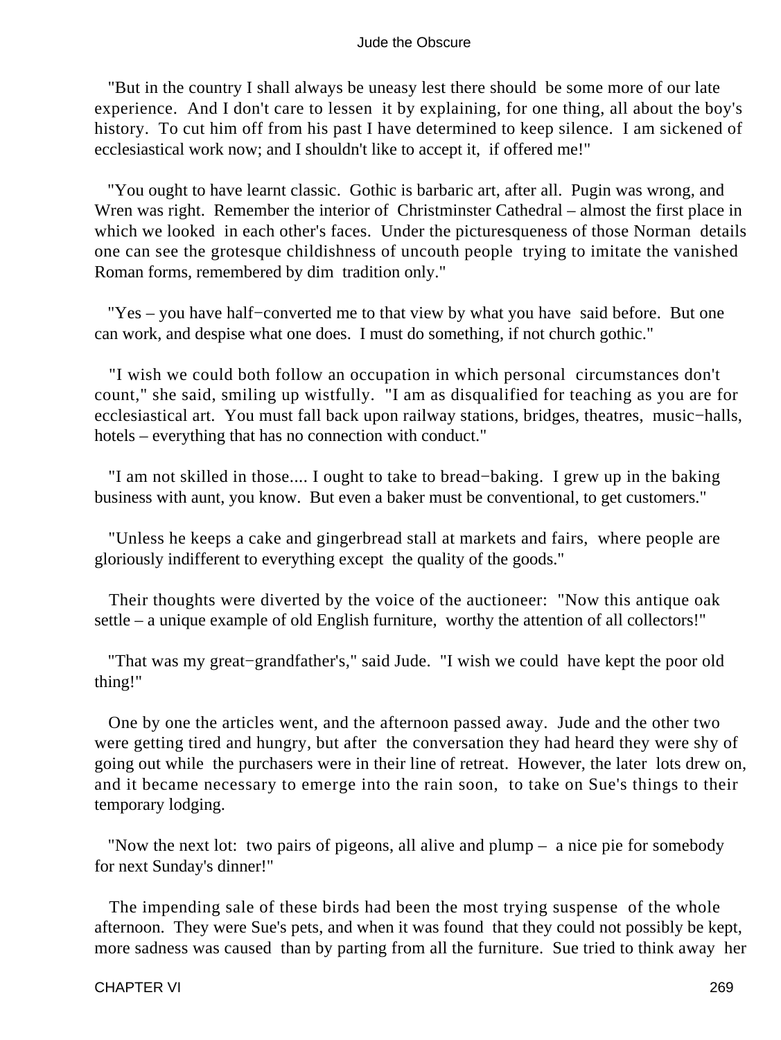"But in the country I shall always be uneasy lest there should be some more of our late experience. And I don't care to lessen it by explaining, for one thing, all about the boy's history. To cut him off from his past I have determined to keep silence. I am sickened of ecclesiastical work now; and I shouldn't like to accept it, if offered me!"

"You ought to have learnt classic. Gothic is barbaric art, after all. Pugin was wrong, and Wren was right. Remember the interior of Christminster Cathedral – almost the first place in which we looked in each other's faces. Under the picturesqueness of those Norman details one can see the grotesque childishness of uncouth people trying to imitate the vanished Roman forms, remembered by dim tradition only."

"Yes – you have half−converted me to that view by what you have said before. But one can work, and despise what one does. I must do something, if not church gothic."

"I wish we could both follow an occupation in which personal circumstances don't count," she said, smiling up wistfully. "I am as disqualified for teaching as you are for ecclesiastical art. You must fall back upon railway stations, bridges, theatres, music−halls, hotels – everything that has no connection with conduct."

"I am not skilled in those.... I ought to take to bread−baking. I grew up in the baking business with aunt, you know. But even a baker must be conventional, to get customers."

"Unless he keeps a cake and gingerbread stall at markets and fairs, where people are gloriously indifferent to everything except the quality of the goods."

Their thoughts were diverted by the voice of the auctioneer: "Now this antique oak settle – a unique example of old English furniture, worthy the attention of all collectors!"

"That was my great−grandfather's," said Jude. "I wish we could have kept the poor old thing!"

One by one the articles went, and the afternoon passed away. Jude and the other two were getting tired and hungry, but after the conversation they had heard they were shy of going out while the purchasers were in their line of retreat. However, the later lots drew on, and it became necessary to emerge into the rain soon, to take on Sue's things to their temporary lodging.

"Now the next lot: two pairs of pigeons, all alive and plump – a nice pie for somebody for next Sunday's dinner!"

The impending sale of these birds had been the most trying suspense of the whole afternoon. They were Sue's pets, and when it was found that they could not possibly be kept, more sadness was caused than by parting from all the furniture. Sue tried to think away her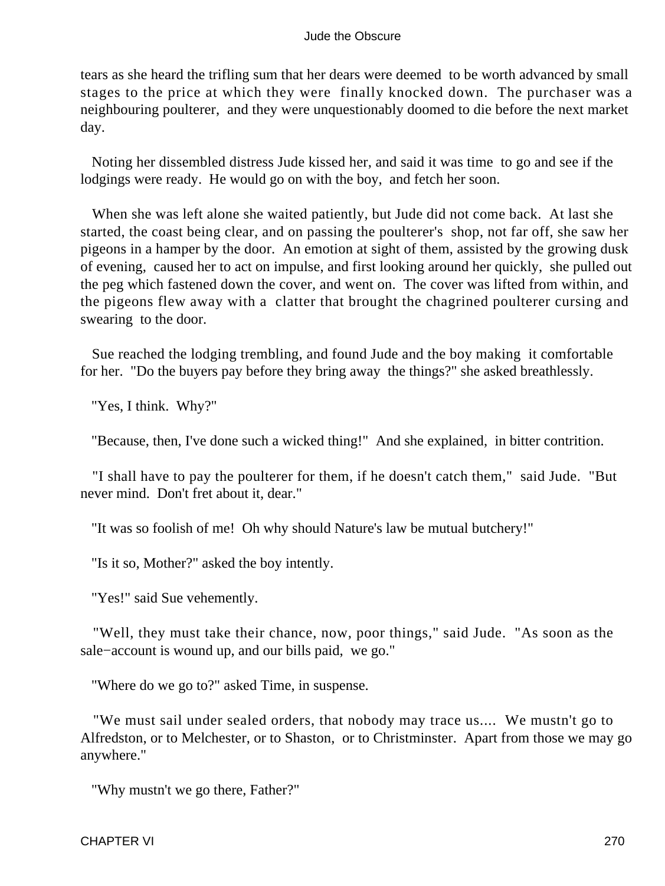tears as she heard the trifling sum that her dears were deemed to be worth advanced by small stages to the price at which they were finally knocked down. The purchaser was a neighbouring poulterer, and they were unquestionably doomed to die before the next market day.

Noting her dissembled distress Jude kissed her, and said it was time to go and see if the lodgings were ready. He would go on with the boy, and fetch her soon.

When she was left alone she waited patiently, but Jude did not come back. At last she started, the coast being clear, and on passing the poulterer's shop, not far off, she saw her pigeons in a hamper by the door. An emotion at sight of them, assisted by the growing dusk of evening, caused her to act on impulse, and first looking around her quickly, she pulled out the peg which fastened down the cover, and went on. The cover was lifted from within, and the pigeons flew away with a clatter that brought the chagrined poulterer cursing and swearing to the door.

Sue reached the lodging trembling, and found Jude and the boy making it comfortable for her. "Do the buyers pay before they bring away the things?" she asked breathlessly.

"Yes, I think. Why?"

"Because, then, I've done such a wicked thing!" And she explained, in bitter contrition.

"I shall have to pay the poulterer for them, if he doesn't catch them," said Jude. "But never mind. Don't fret about it, dear."

"It was so foolish of me! Oh why should Nature's law be mutual butchery!"

"Is it so, Mother?" asked the boy intently.

"Yes!" said Sue vehemently.

"Well, they must take their chance, now, poor things," said Jude. "As soon as the sale−account is wound up, and our bills paid, we go."

"Where do we go to?" asked Time, in suspense.

"We must sail under sealed orders, that nobody may trace us.... We mustn't go to Alfredston, or to Melchester, or to Shaston, or to Christminster. Apart from those we may go anywhere."

"Why mustn't we go there, Father?"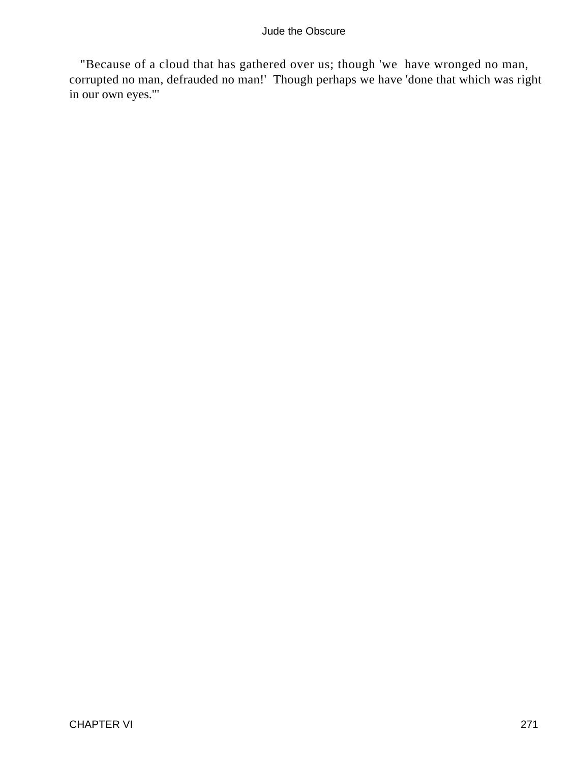"Because of a cloud that has gathered over us; though 'we have wronged no man, corrupted no man, defrauded no man!' Though perhaps we have 'done that which was right in our own eyes.'"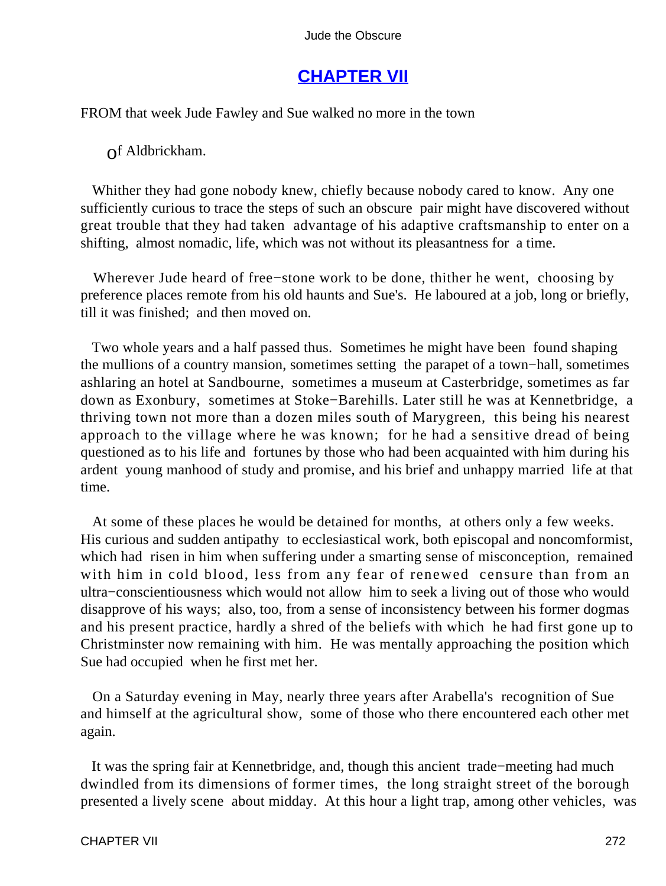## CHAPTER VII

FROM that week Jude Fawley and Sue walked no more in the town of Aldbrickham.

Whither they had gone nobody knew, chiefly because nobody cared to know. Any one sufficiently curious to trace the steps of such an obscure pair might have discovered without great trouble that they had taken advantage of his adaptive craftsmanship to enter on a shifting, almost nomadic, life, which was not without its pleasantness for a time.

Wherever Jude heard of free−stone work to be done, thither he went, choosing by preference places remote from his old haunts and Sue's. He laboured at a job, long or briefly, till it was finished; and then moved on.

Two whole years and a half passed thus. Sometimes he might have been found shaping the mullions of a country mansion, sometimes setting the parapet of a town−hall, sometimes ashlaring an hotel at Sandbourne, sometimes a museum at Casterbridge, sometimes as far down as Exonbury, sometimes at Stoke−Barehills. Later still he was at Kennetbridge, a thriving town not more than a dozen miles south of Marygreen, this being his nearest approach to the village where he was known; for he had a sensitive dread of being questioned as to his life and fortunes by those who had been acquainted with him during his ardent young manhood of study and promise, and his brief and unhappy married life at that time.

At some of these places he would be detained for months, at others only a few weeks. His curious and sudden antipathy to ecclesiastical work, both episcopal and noncomformist, which had risen in him when suffering under a smarting sense of misconception, remained with him in cold blood, less from any fear of renewed censure than from an ultra−conscientiousness which would not allow him to seek a living out of those who would disapprove of his ways; also, too, from a sense of inconsistency between his former dogmas and his present practice, hardly a shred of the beliefs with which he had first gone up to Christminster now remaining with him. He was mentally approaching the position which Sue had occupied when he first met her.

On a Saturday evening in May, nearly three years after Arabella's recognition of Sue and himself at the agricultural show, some of those who there encountered each other met again.

It was the spring fair at Kennetbridge, and, though this ancient trade−meeting had much dwindled from its dimensions of former times, the long straight street of the borough presented a lively scene about midday. At this hour a light trap, among other vehicles, was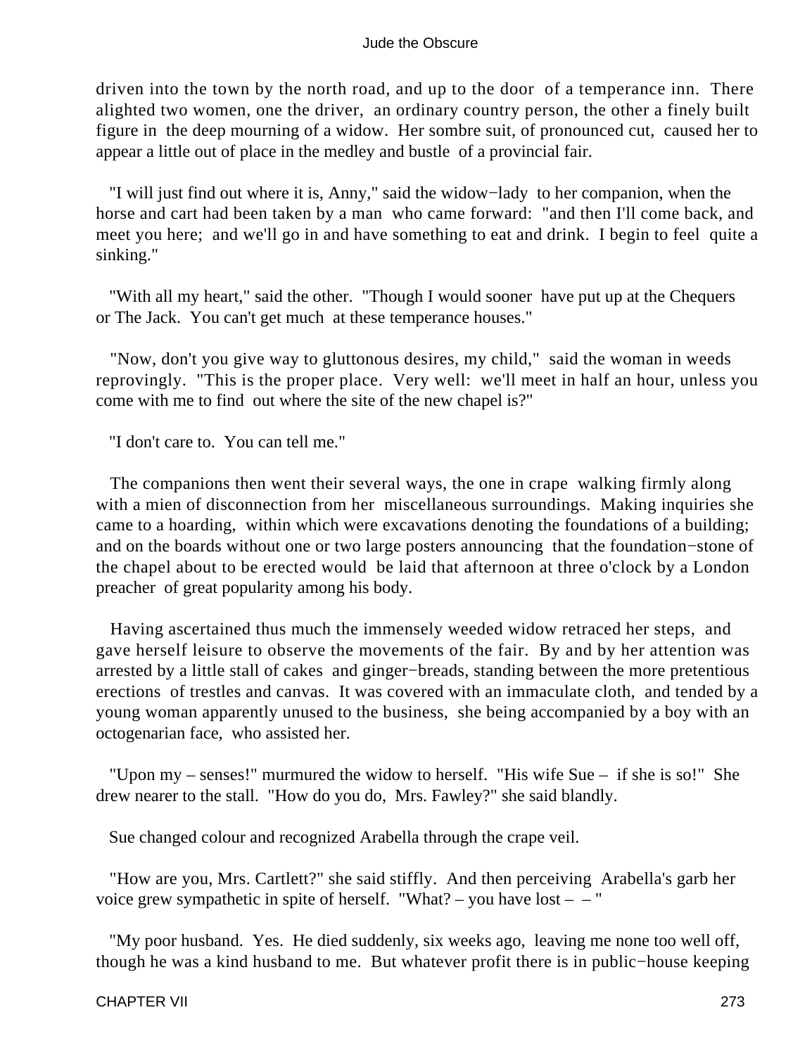driven into the town by the north road, and up to the door of a temperance inn. There alighted two women, one the driver, an ordinary country person, the other a finely built figure in the deep mourning of a widow. Her sombre suit, of pronounced cut, caused her to appear a little out of place in the medley and bustle of a provincial fair.

"I will just find out where it is, Anny," said the widow−lady to her companion, when the horse and cart had been taken by a man who came forward: "and then I'll come back, and meet you here; and we'll go in and have something to eat and drink. I begin to feel quite a sinking."

"With all my heart," said the other. "Though I would sooner have put up at the Chequers or The Jack. You can't get much at these temperance houses."

"Now, don't you give way to gluttonous desires, my child," said the woman in weeds reprovingly. "This is the proper place. Very well: we'll meet in half an hour, unless you come with me to find out where the site of the new chapel is?"

"I don't care to. You can tell me."

The companions then went their several ways, the one in crape walking firmly along with a mien of disconnection from her miscellaneous surroundings. Making inquiries she came to a hoarding, within which were excavations denoting the foundations of a building; and on the boards without one or two large posters announcing that the foundation−stone of the chapel about to be erected would be laid that afternoon at three o'clock by a London preacher of great popularity among his body.

Having ascertained thus much the immensely weeded widow retraced her steps, and gave herself leisure to observe the movements of the fair. By and by her attention was arrested by a little stall of cakes and ginger−breads, standing between the more pretentious erections of trestles and canvas. It was covered with an immaculate cloth, and tended by a young woman apparently unused to the business, she being accompanied by a boy with an octogenarian face, who assisted her.

"Upon my – senses!" murmured the widow to herself. "His wife Sue – if she is so!" She drew nearer to the stall. "How do you do, Mrs. Fawley?" she said blandly.

Sue changed colour and recognized Arabella through the crape veil.

"How are you, Mrs. Cartlett?" she said stiffly. And then perceiving Arabella's garb her voice grew sympathetic in spite of herself. "What? – you have lost – – "

"My poor husband. Yes. He died suddenly, six weeks ago, leaving me none too well off, though he was a kind husband to me. But whatever profit there is in public−house keeping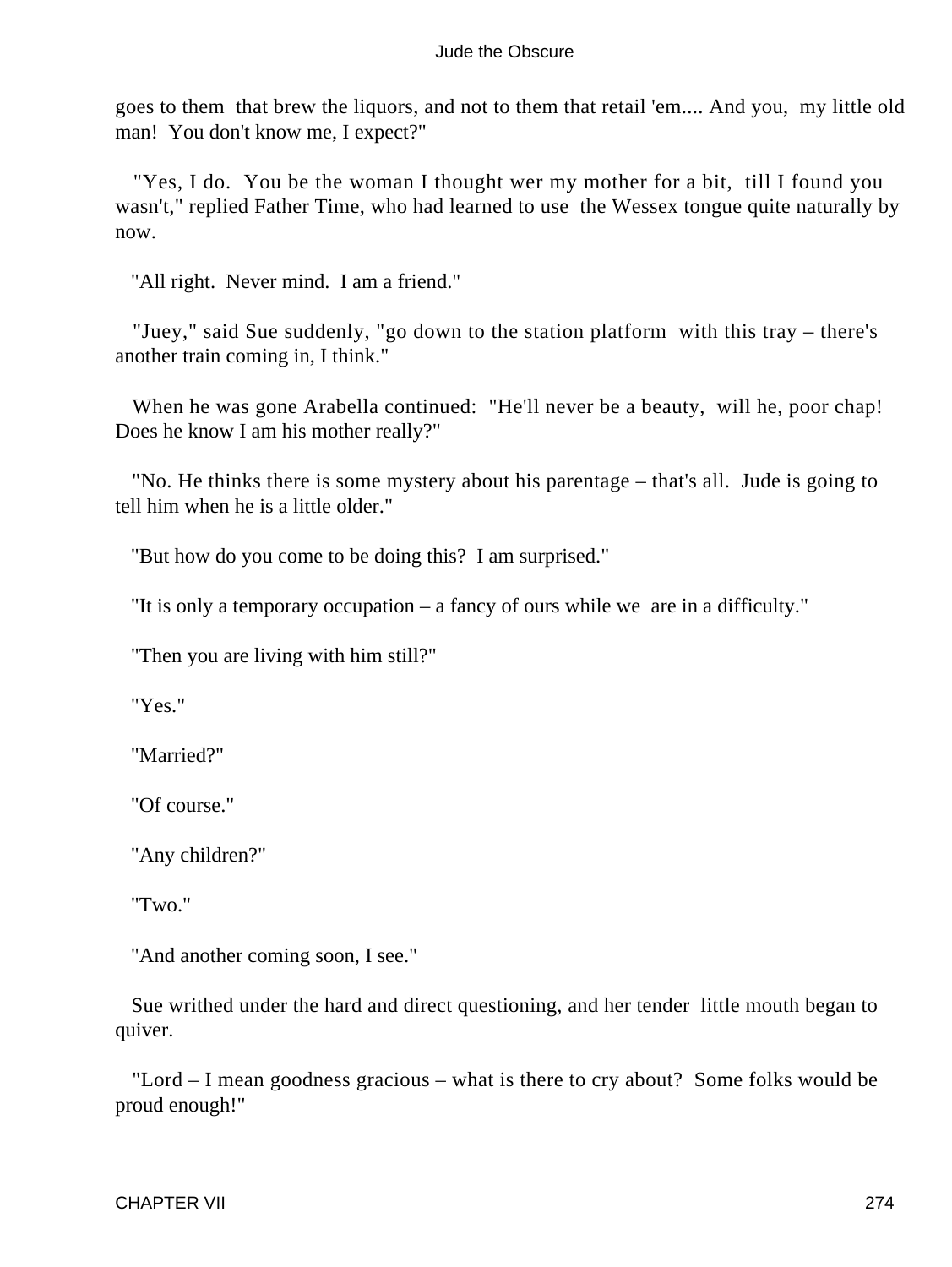goes to them that brew the liquors, and not to them that retail 'em.... And you, my little old man! You don't know me, I expect?"

"Yes, I do. You be the woman I thought wer my mother for a bit, till I found you wasn't," replied Father Time, who had learned to use the Wessex tongue quite naturally by now.

"All right. Never mind. I am a friend."

"Juey," said Sue suddenly, "go down to the station platform with this tray – there's another train coming in, I think."

When he was gone Arabella continued: "He'll never be a beauty, will he, poor chap! Does he know I am his mother really?"

"No. He thinks there is some mystery about his parentage – that's all. Jude is going to tell him when he is a little older."

"But how do you come to be doing this? I am surprised."

"It is only a temporary occupation – a fancy of ours while we are in a difficulty."

"Then you are living with him still?"

"Yes."

"Married?"

"Of course."

"Any children?"

"Two."

"And another coming soon, I see."

Sue writhed under the hard and direct questioning, and her tender little mouth began to quiver.

"Lord – I mean goodness gracious – what is there to cry about? Some folks would be proud enough!"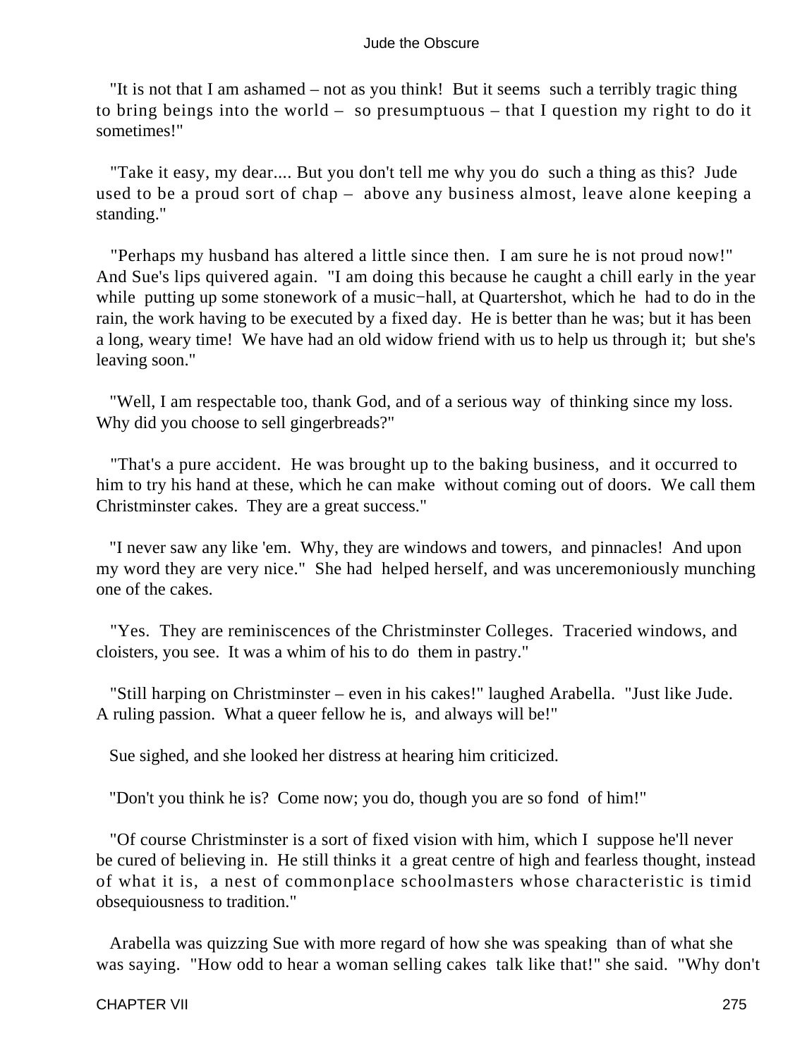"It is not that I am ashamed – not as you think! But it seems such a terribly tragic thing to bring beings into the world – so presumptuous – that I question my right to do it sometimes!"

"Take it easy, my dear.... But you don't tell me why you do such a thing as this? Jude used to be a proud sort of chap – above any business almost, leave alone keeping a standing."

"Perhaps my husband has altered a little since then. I am sure he is not proud now!" And Sue's lips quivered again. "I am doing this because he caught a chill early in the year while putting up some stonework of a music−hall, at Quartershot, which he had to do in the rain, the work having to be executed by a fixed day. He is better than he was; but it has been a long, weary time! We have had an old widow friend with us to help us through it; but she's leaving soon."

"Well, I am respectable too, thank God, and of a serious way of thinking since my loss. Why did you choose to sell gingerbreads?"

"That's a pure accident. He was brought up to the baking business, and it occurred to him to try his hand at these, which he can make without coming out of doors. We call them Christminster cakes. They are a great success."

"I never saw any like 'em. Why, they are windows and towers, and pinnacles! And upon my word they are very nice." She had helped herself, and was unceremoniously munching one of the cakes.

"Yes. They are reminiscences of the Christminster Colleges. Traceried windows, and cloisters, you see. It was a whim of his to do them in pastry."

"Still harping on Christminster – even in his cakes!" laughed Arabella. "Just like Jude. A ruling passion. What a queer fellow he is, and always will be!"

Sue sighed, and she looked her distress at hearing him criticized.

"Don't you think he is? Come now; you do, though you are so fond of him!"

"Of course Christminster is a sort of fixed vision with him, which I suppose he'll never be cured of believing in. He still thinks it a great centre of high and fearless thought, instead of what it is, a nest of commonplace schoolmasters whose characteristic is timid obsequiousness to tradition."

Arabella was quizzing Sue with more regard of how she was speaking than of what she was saying. "How odd to hear a woman selling cakes talk like that!" she said. "Why don't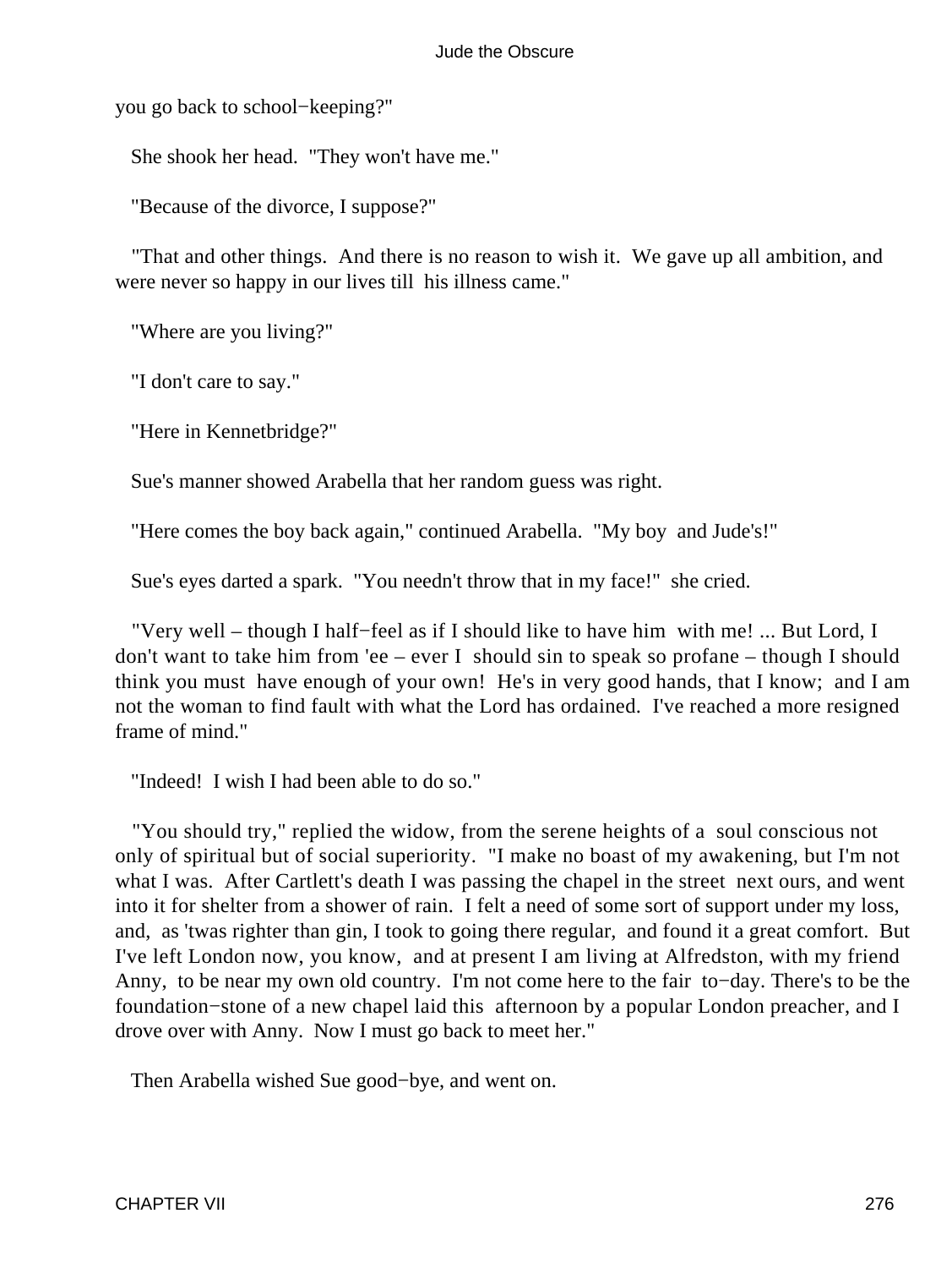you go back to school−keeping?"

She shook her head. "They won't have me."

"Because of the divorce, I suppose?"

"That and other things. And there is no reason to wish it. We gave up all ambition, and were never so happy in our lives till his illness came."

"Where are you living?"

"I don't care to say."

"Here in Kennetbridge?"

Sue's manner showed Arabella that her random guess was right.

"Here comes the boy back again," continued Arabella. "My boy and Jude's!"

Sue's eyes darted a spark. "You needn't throw that in my face!" she cried.

"Very well – though I half−feel as if I should like to have him with me! ... But Lord, I don't want to take him from 'ee – ever I should sin to speak so profane – though I should think you must have enough of your own! He's in very good hands, that I know; and I am not the woman to find fault with what the Lord has ordained. I've reached a more resigned frame of mind."

"Indeed! I wish I had been able to do so."

"You should try," replied the widow, from the serene heights of a soul conscious not only of spiritual but of social superiority. "I make no boast of my awakening, but I'm not what I was. After Cartlett's death I was passing the chapel in the street next ours, and went into it for shelter from a shower of rain. I felt a need of some sort of support under my loss, and, as 'twas righter than gin, I took to going there regular, and found it a great comfort. But I've left London now, you know, and at present I am living at Alfredston, with my friend Anny, to be near my own old country. I'm not come here to the fair to−day. There's to be the foundation−stone of a new chapel laid this afternoon by a popular London preacher, and I drove over with Anny. Now I must go back to meet her."

Then Arabella wished Sue good−bye, and went on.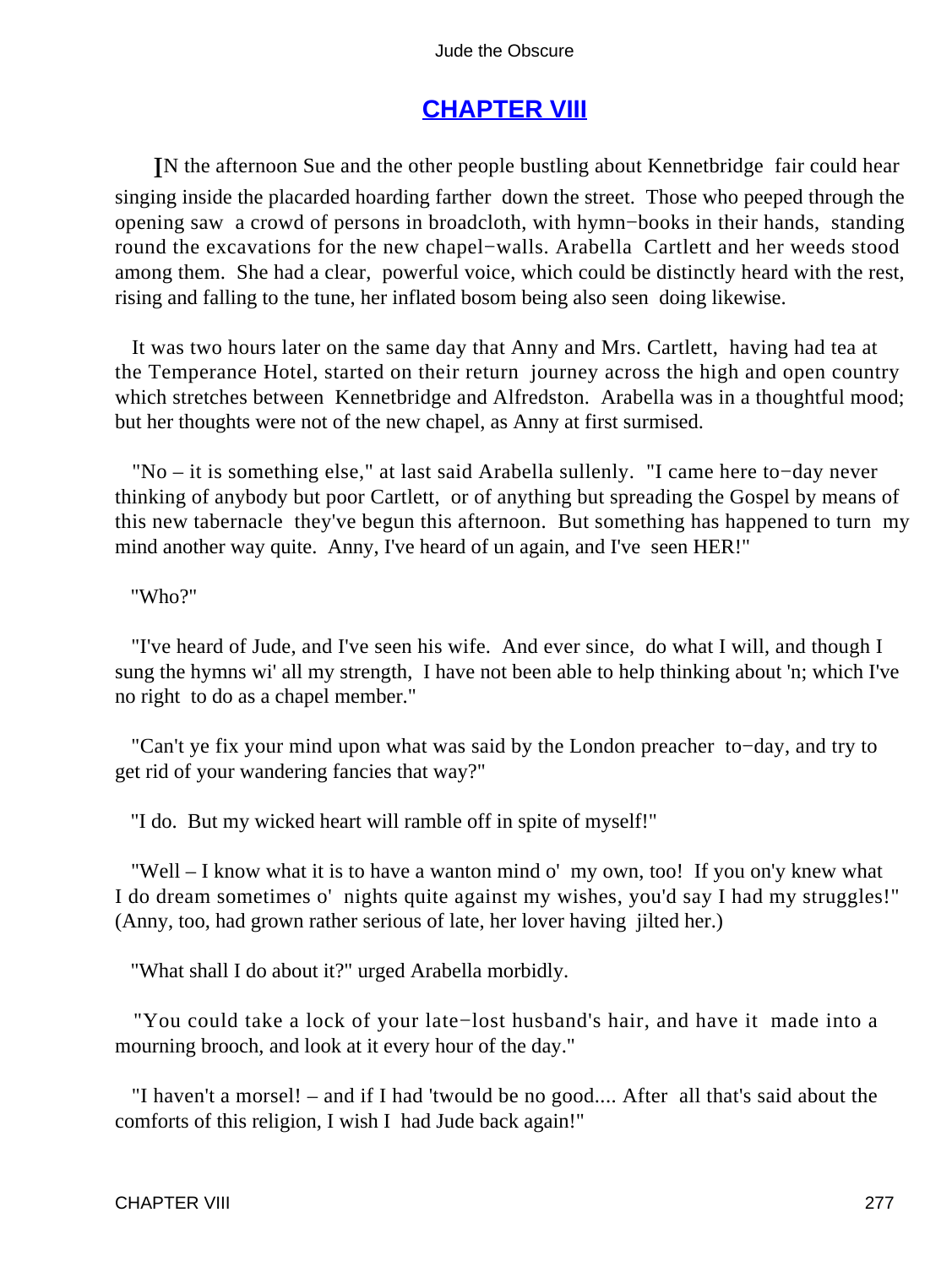## [CHAPTER VIII]()

IN the afternoon Sue and the other people bustling about Kennetbridge fair could hear singing inside the placarded hoarding farther down the street. Those who peeped through the opening saw a crowd of persons in broadcloth, with hymn−books in their hands, standing round the excavations for the new chapel−walls. Arabella Cartlett and her weeds stood among them. She had a clear, powerful voice, which could be distinctly heard with the rest, rising and falling to the tune, her inflated bosom being also seen doing likewise.

It was two hours later on the same day that Anny and Mrs. Cartlett, having had tea at the Temperance Hotel, started on their return journey across the high and open country which stretches between Kennetbridge and Alfredston. Arabella was in a thoughtful mood; but her thoughts were not of the new chapel, as Anny at first surmised.

"No – it is something else," at last said Arabella sullenly. "I came here to−day never thinking of anybody but poor Cartlett, or of anything but spreading the Gospel by means of this new tabernacle they've begun this afternoon. But something has happened to turn my mind another way quite. Anny, I've heard of un again, and I've seen HER!"

"Who?"

"I've heard of Jude, and I've seen his wife. And ever since, do what I will, and though I sung the hymns wi' all my strength, I have not been able to help thinking about 'n; which I've no right to do as a chapel member."

"Can't ye fix your mind upon what was said by the London preacher to−day, and try to get rid of your wandering fancies that way?"

"I do. But my wicked heart will ramble off in spite of myself!"

"Well – I know what it is to have a wanton mind o' my own, too! If you on'y knew what I do dream sometimes o' nights quite against my wishes, you'd say I had my struggles!" (Anny, too, had grown rather serious of late, her lover having jilted her.)

"What shall I do about it?" urged Arabella morbidly.

"You could take a lock of your late−lost husband's hair, and have it made into a mourning brooch, and look at it every hour of the day."

"I haven't a morsel! – and if I had 'twould be no good.... After all that's said about the comforts of this religion, I wish I had Jude back again!"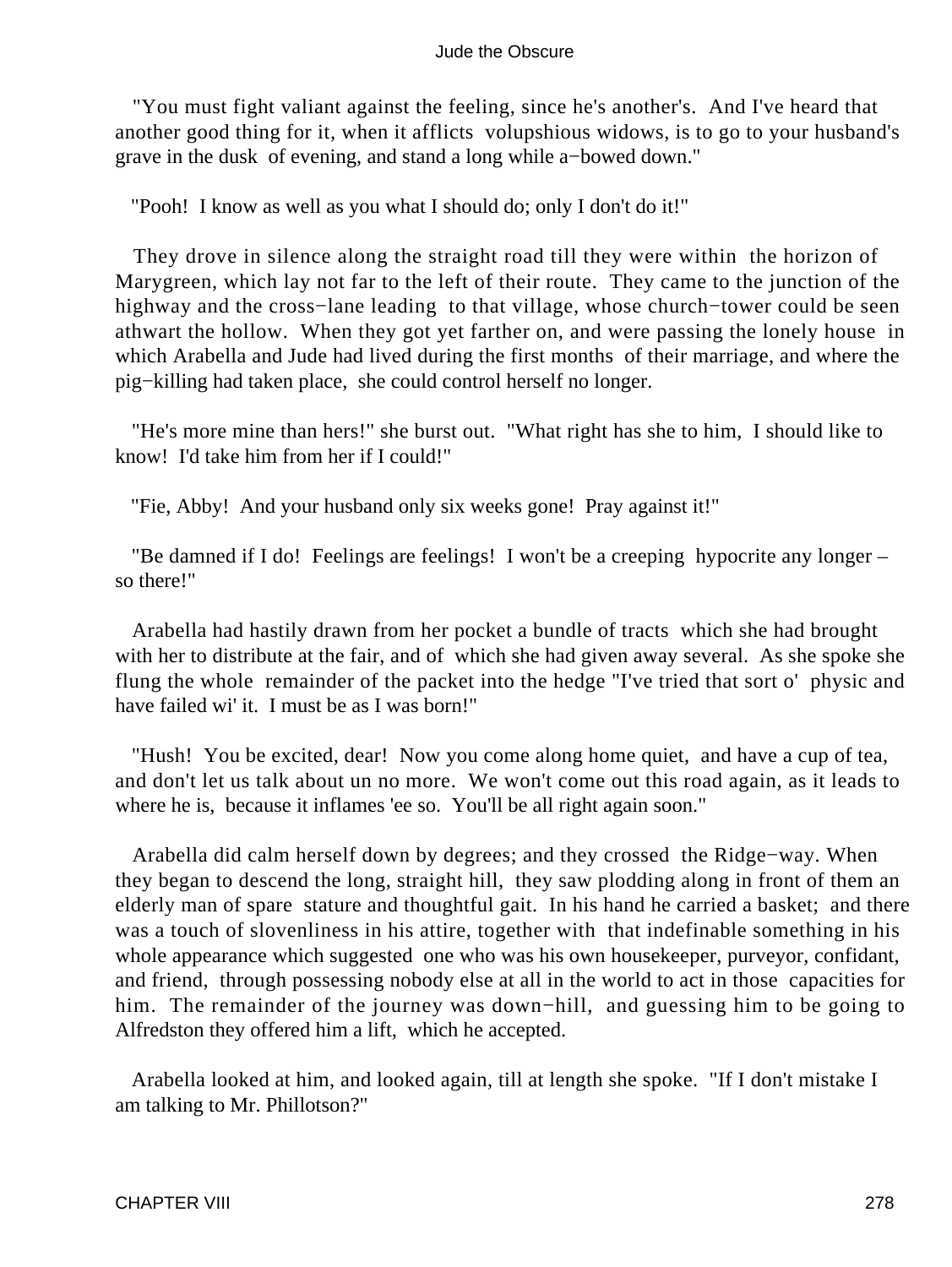"You must fight valiant against the feeling, since he's another's. And I've heard that another good thing for it, when it afflicts volupshious widows, is to go to your husband's grave in the dusk of evening, and stand a long while a−bowed down."

"Pooh! I know as well as you what I should do; only I don't do it!"

They drove in silence along the straight road till they were within the horizon of Marygreen, which lay not far to the left of their route. They came to the junction of the highway and the cross−lane leading to that village, whose church−tower could be seen athwart the hollow. When they got yet farther on, and were passing the lonely house in which Arabella and Jude had lived during the first months of their marriage, and where the pig−killing had taken place, she could control herself no longer.

"He's more mine than hers!" she burst out. "What right has she to him, I should like to know! I'd take him from her if I could!"

"Fie, Abby! And your husband only six weeks gone! Pray against it!"

"Be damned if I do! Feelings are feelings! I won't be a creeping hypocrite any longer – so there!"

Arabella had hastily drawn from her pocket a bundle of tracts which she had brought with her to distribute at the fair, and of which she had given away several. As she spoke she flung the whole remainder of the packet into the hedge "I've tried that sort o' physic and have failed wi' it. I must be as I was born!"

"Hush! You be excited, dear! Now you come along home quiet, and have a cup of tea, and don't let us talk about un no more. We won't come out this road again, as it leads to where he is, because it inflames 'ee so. You'll be all right again soon."

Arabella did calm herself down by degrees; and they crossed the Ridge−way. When they began to descend the long, straight hill, they saw plodding along in front of them an elderly man of spare stature and thoughtful gait. In his hand he carried a basket; and there was a touch of slovenliness in his attire, together with that indefinable something in his whole appearance which suggested one who was his own housekeeper, purveyor, confidant, and friend, through possessing nobody else at all in the world to act in those capacities for him. The remainder of the journey was down−hill, and guessing him to be going to Alfredston they offered him a lift, which he accepted.

Arabella looked at him, and looked again, till at length she spoke. "If I don't mistake I am talking to Mr. Phillotson?"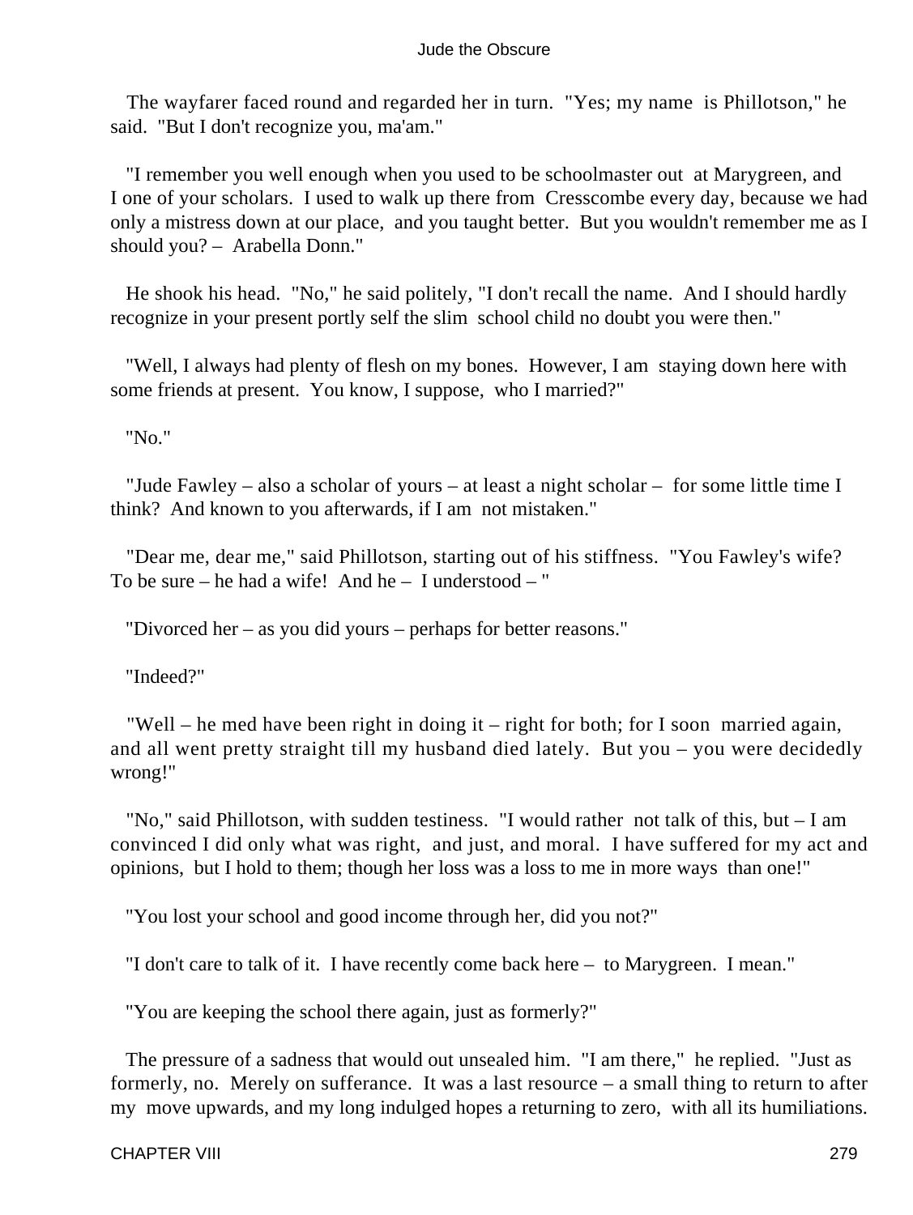The wayfarer faced round and regarded her in turn. "Yes; my name is Phillotson," he said. "But I don't recognize you, ma'am."

"I remember you well enough when you used to be schoolmaster out at Marygreen, and I one of your scholars. I used to walk up there from Cresscombe every day, because we had only a mistress down at our place, and you taught better. But you wouldn't remember me as I should you? – Arabella Donn."

He shook his head. "No," he said politely, "I don't recall the name. And I should hardly recognize in your present portly self the slim school child no doubt you were then."

"Well, I always had plenty of flesh on my bones. However, I am staying down here with some friends at present. You know, I suppose, who I married?"

"No."

"Jude Fawley – also a scholar of yours – at least a night scholar – for some little time I think? And known to you afterwards, if I am not mistaken."

"Dear me, dear me," said Phillotson, starting out of his stiffness. "You Fawley's wife? To be sure – he had a wife! And he – I understood – "

"Divorced her – as you did yours – perhaps for better reasons."

"Indeed?"

"Well – he med have been right in doing it – right for both; for I soon married again, and all went pretty straight till my husband died lately. But you – you were decidedly wrong!"

"No," said Phillotson, with sudden testiness. "I would rather not talk of this, but – I am convinced I did only what was right, and just, and moral. I have suffered for my act and opinions, but I hold to them; though her loss was a loss to me in more ways than one!"

"You lost your school and good income through her, did you not?"

"I don't care to talk of it. I have recently come back here – to Marygreen. I mean."

"You are keeping the school there again, just as formerly?"

The pressure of a sadness that would out unsealed him. "I am there," he replied. "Just as formerly, no. Merely on sufferance. It was a last resource – a small thing to return to after my move upwards, and my long indulged hopes a returning to zero, with all its humiliations.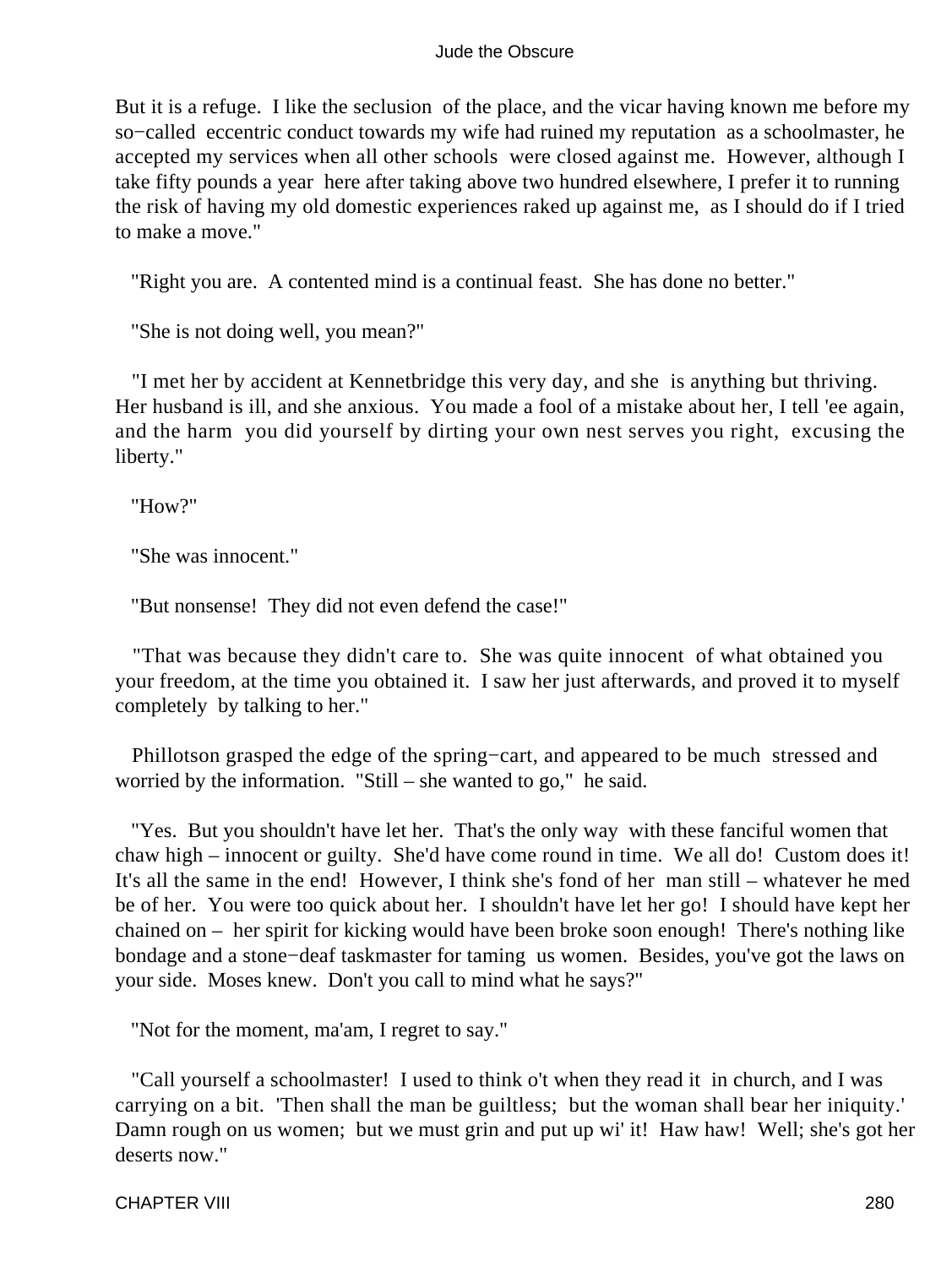But it is a refuge. I like the seclusion of the place, and the vicar having known me before my so−called eccentric conduct towards my wife had ruined my reputation as a schoolmaster, he accepted my services when all other schools were closed against me. However, although I take fifty pounds a year here after taking above two hundred elsewhere, I prefer it to running the risk of having my old domestic experiences raked up against me, as I should do if I tried to make a move."

"Right you are. A contented mind is a continual feast. She has done no better."

"She is not doing well, you mean?"

"I met her by accident at Kennetbridge this very day, and she is anything but thriving. Her husband is ill, and she anxious. You made a fool of a mistake about her, I tell 'ee again, and the harm you did yourself by dirting your own nest serves you right, excusing the liberty."

"How?"

"She was innocent."

"But nonsense! They did not even defend the case!"

"That was because they didn't care to. She was quite innocent of what obtained you your freedom, at the time you obtained it. I saw her just afterwards, and proved it to myself completely by talking to her."

Phillotson grasped the edge of the spring−cart, and appeared to be much stressed and worried by the information. "Still – she wanted to go," he said.

"Yes. But you shouldn't have let her. That's the only way with these fanciful women that chaw high – innocent or guilty. She'd have come round in time. We all do! Custom does it! It's all the same in the end! However, I think she's fond of her man still – whatever he med be of her. You were too quick about her. I shouldn't have let her go! I should have kept her chained on – her spirit for kicking would have been broke soon enough! There's nothing like bondage and a stone−deaf taskmaster for taming us women. Besides, you've got the laws on your side. Moses knew. Don't you call to mind what he says?"

"Not for the moment, ma'am, I regret to say."

"Call yourself a schoolmaster! I used to think o't when they read it in church, and I was carrying on a bit. 'Then shall the man be guiltless; but the woman shall bear her iniquity.' Damn rough on us women; but we must grin and put up wi' it! Haw haw! Well; she's got her deserts now."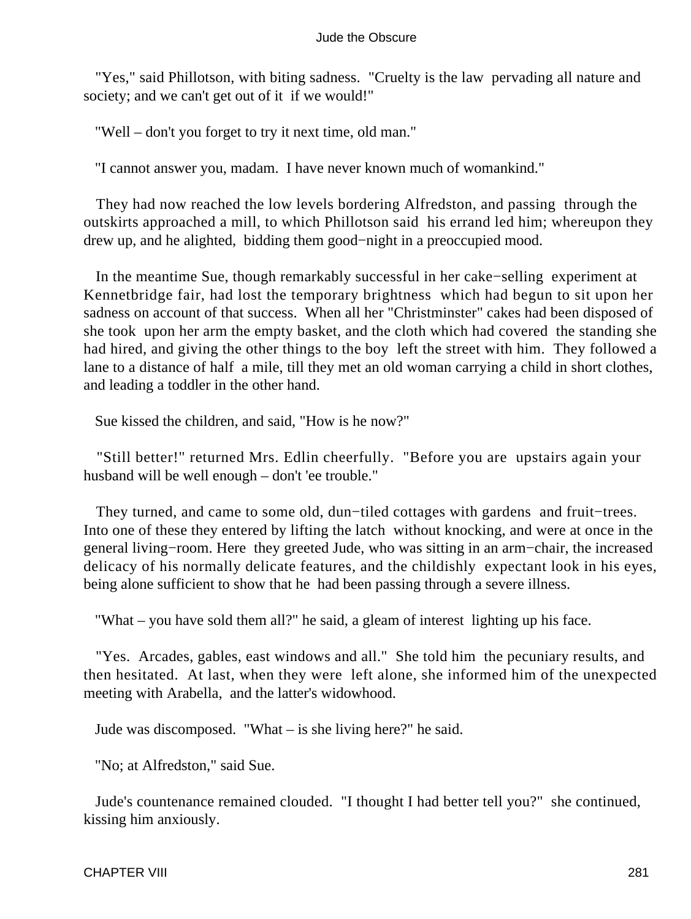"Yes," said Phillotson, with biting sadness. "Cruelty is the law pervading all nature and society; and we can't get out of it if we would!"

"Well – don't you forget to try it next time, old man."

"I cannot answer you, madam. I have never known much of womankind."

They had now reached the low levels bordering Alfredston, and passing through the outskirts approached a mill, to which Phillotson said his errand led him; whereupon they drew up, and he alighted, bidding them good−night in a preoccupied mood.

In the meantime Sue, though remarkably successful in her cake−selling experiment at Kennetbridge fair, had lost the temporary brightness which had begun to sit upon her sadness on account of that success. When all her "Christminster" cakes had been disposed of she took upon her arm the empty basket, and the cloth which had covered the standing she had hired, and giving the other things to the boy left the street with him. They followed a lane to a distance of half a mile, till they met an old woman carrying a child in short clothes, and leading a toddler in the other hand.

Sue kissed the children, and said, "How is he now?"

"Still better!" returned Mrs. Edlin cheerfully. "Before you are upstairs again your husband will be well enough – don't 'ee trouble."

They turned, and came to some old, dun−tiled cottages with gardens and fruit−trees. Into one of these they entered by lifting the latch without knocking, and were at once in the general living−room. Here they greeted Jude, who was sitting in an arm−chair, the increased delicacy of his normally delicate features, and the childishly expectant look in his eyes, being alone sufficient to show that he had been passing through a severe illness.

"What – you have sold them all?" he said, a gleam of interest lighting up his face.

"Yes. Arcades, gables, east windows and all." She told him the pecuniary results, and then hesitated. At last, when they were left alone, she informed him of the unexpected meeting with Arabella, and the latter's widowhood.

Jude was discomposed. "What – is she living here?" he said.

"No; at Alfredston," said Sue.

Jude's countenance remained clouded. "I thought I had better tell you?" she continued, kissing him anxiously.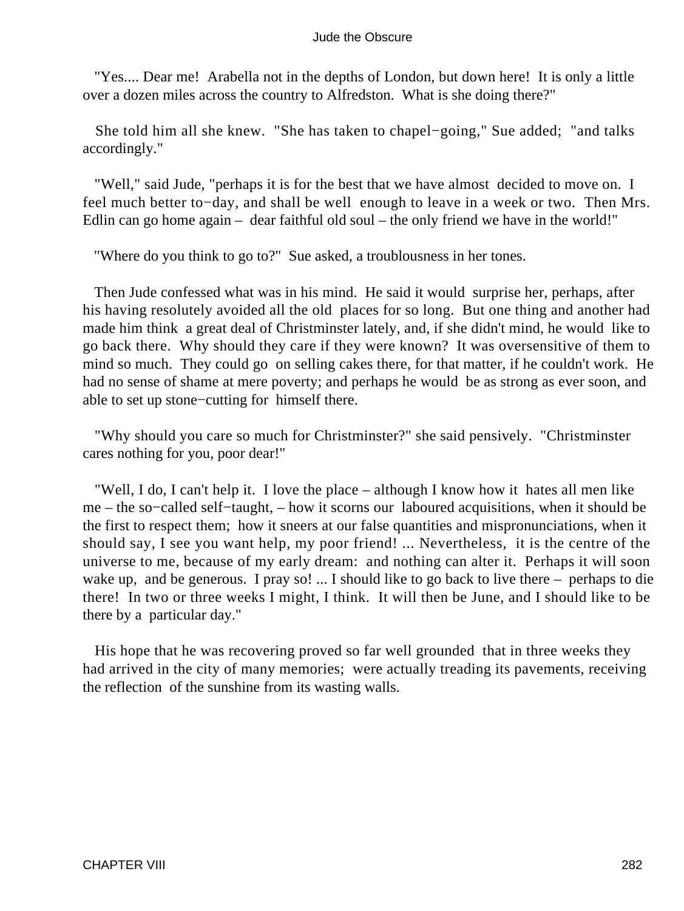"Yes.... Dear me! Arabella not in the depths of London, but down here! It is only a little over a dozen miles across the country to Alfredston. What is she doing there?"

She told him all she knew. "She has taken to chapel−going," Sue added; "and talks accordingly."

"Well," said Jude, "perhaps it is for the best that we have almost decided to move on. I feel much better to−day, and shall be well enough to leave in a week or two. Then Mrs. Edlin can go home again – dear faithful old soul – the only friend we have in the world!"

"Where do you think to go to?" Sue asked, a troublousness in her tones.

Then Jude confessed what was in his mind. He said it would surprise her, perhaps, after his having resolutely avoided all the old places for so long. But one thing and another had made him think a great deal of Christminster lately, and, if she didn't mind, he would like to go back there. Why should they care if they were known? It was oversensitive of them to mind so much. They could go on selling cakes there, for that matter, if he couldn't work. He had no sense of shame at mere poverty; and perhaps he would be as strong as ever soon, and able to set up stone−cutting for himself there.

"Why should you care so much for Christminster?" she said pensively. "Christminster cares nothing for you, poor dear!"

"Well, I do, I can't help it. I love the place – although I know how it hates all men like me – the so−called self−taught, – how it scorns our laboured acquisitions, when it should be the first to respect them; how it sneers at our false quantities and mispronunciations, when it should say, I see you want help, my poor friend! ... Nevertheless, it is the centre of the universe to me, because of my early dream: and nothing can alter it. Perhaps it will soon wake up, and be generous. I pray so! ... I should like to go back to live there – perhaps to die there! In two or three weeks I might, I think. It will then be June, and I should like to be there by a particular day."

His hope that he was recovering proved so far well grounded that in three weeks they had arrived in the city of many memories; were actually treading its pavements, receiving the reflection of the sunshine from its wasting walls.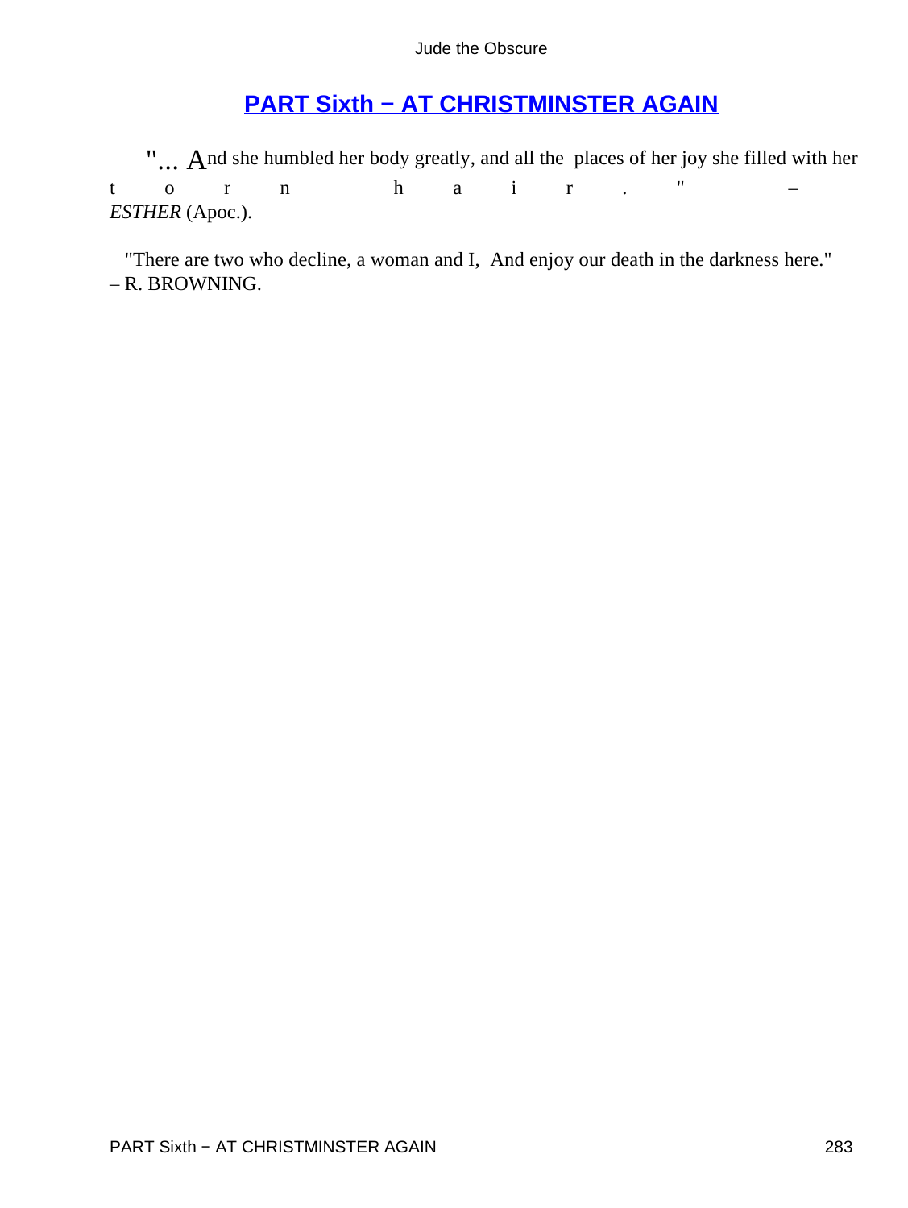## PART Sixth − AT CHRISTMINSTER AGAIN

"... And she humbled her body greatly, and all the places of her joy she filled with her torn hair." – *ESTHER* (Apoc.).

"There are two who decline, a woman and I, And enjoy our death in the darkness here." – R. BROWNING.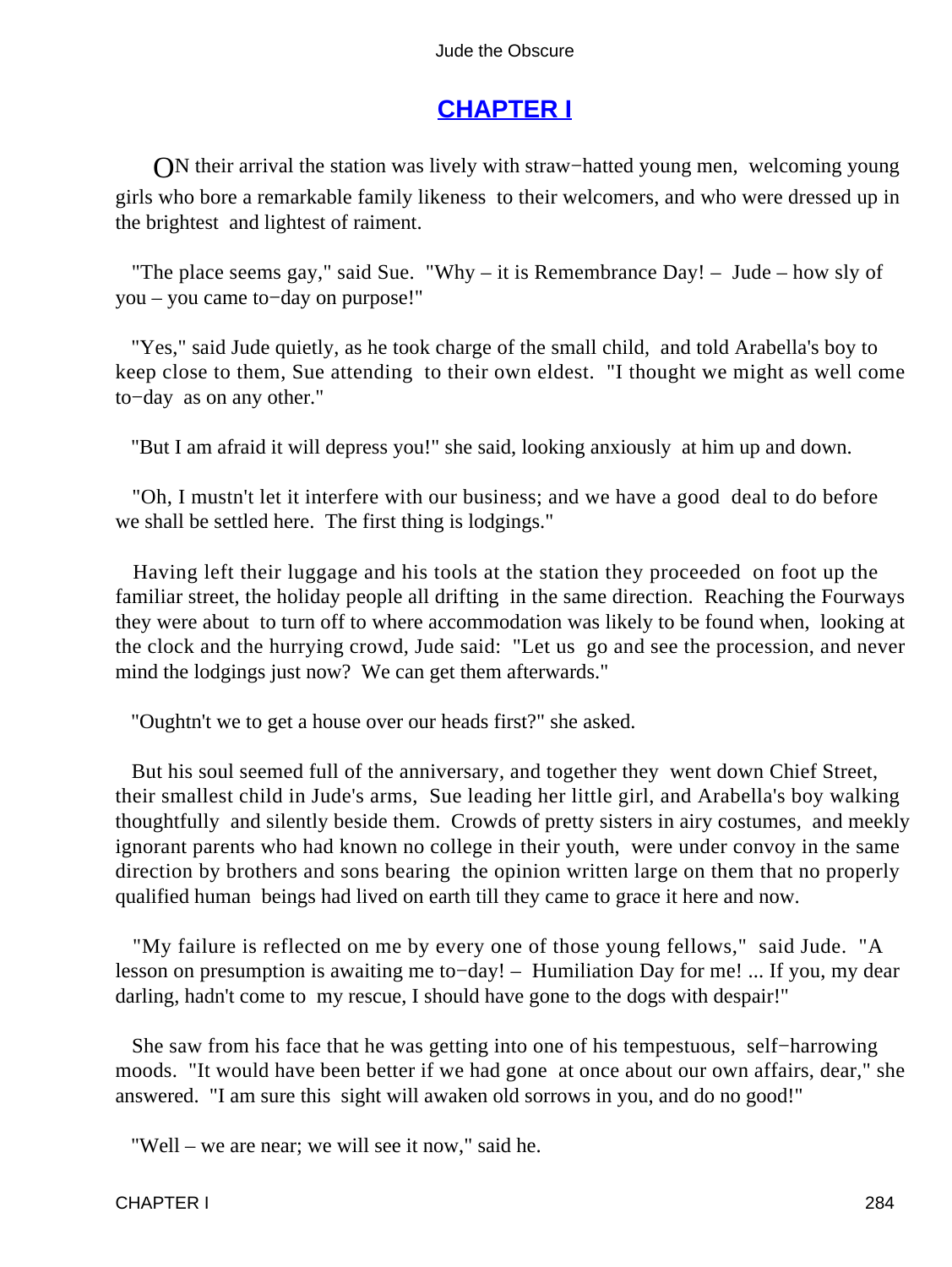## CHAPTER I

ON their arrival the station was lively with straw−hatted young men, welcoming young girls who bore a remarkable family likeness to their welcomers, and who were dressed up in the brightest and lightest of raiment.

"The place seems gay," said Sue. "Why – it is Remembrance Day! – Jude – how sly of you – you came to−day on purpose!"

"Yes," said Jude quietly, as he took charge of the small child, and told Arabella's boy to keep close to them, Sue attending to their own eldest. "I thought we might as well come to−day as on any other."

"But I am afraid it will depress you!" she said, looking anxiously at him up and down.

"Oh, I mustn't let it interfere with our business; and we have a good deal to do before we shall be settled here. The first thing is lodgings."

Having left their luggage and his tools at the station they proceeded on foot up the familiar street, the holiday people all drifting in the same direction. Reaching the Fourways they were about to turn off to where accommodation was likely to be found when, looking at the clock and the hurrying crowd, Jude said: "Let us go and see the procession, and never mind the lodgings just now? We can get them afterwards."

"Oughtn't we to get a house over our heads first?" she asked.

But his soul seemed full of the anniversary, and together they went down Chief Street, their smallest child in Jude's arms, Sue leading her little girl, and Arabella's boy walking thoughtfully and silently beside them. Crowds of pretty sisters in airy costumes, and meekly ignorant parents who had known no college in their youth, were under convoy in the same direction by brothers and sons bearing the opinion written large on them that no properly qualified human beings had lived on earth till they came to grace it here and now.

"My failure is reflected on me by every one of those young fellows," said Jude. "A lesson on presumption is awaiting me to−day! – Humiliation Day for me! ... If you, my dear darling, hadn't come to my rescue, I should have gone to the dogs with despair!"

She saw from his face that he was getting into one of his tempestuous, self−harrowing moods. "It would have been better if we had gone at once about our own affairs, dear," she answered. "I am sure this sight will awaken old sorrows in you, and do no good!"

"Well – we are near; we will see it now," said he.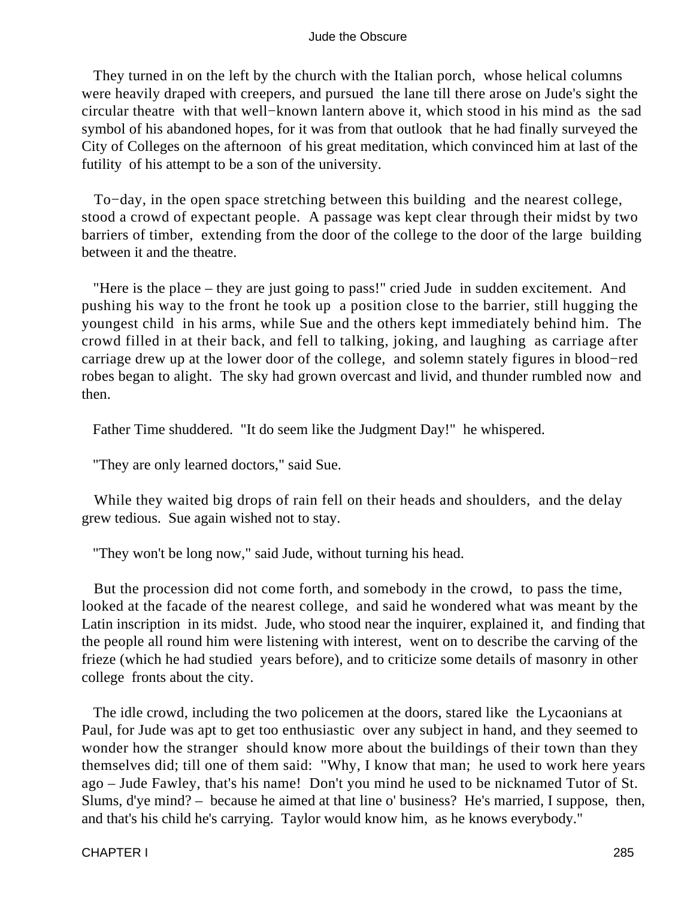They turned in on the left by the church with the Italian porch, whose helical columns were heavily draped with creepers, and pursued the lane till there arose on Jude's sight the circular theatre with that well−known lantern above it, which stood in his mind as the sad symbol of his abandoned hopes, for it was from that outlook that he had finally surveyed the City of Colleges on the afternoon of his great meditation, which convinced him at last of the futility of his attempt to be a son of the university.

To−day, in the open space stretching between this building and the nearest college, stood a crowd of expectant people. A passage was kept clear through their midst by two barriers of timber, extending from the door of the college to the door of the large building between it and the theatre.

"Here is the place – they are just going to pass!" cried Jude in sudden excitement. And pushing his way to the front he took up a position close to the barrier, still hugging the youngest child in his arms, while Sue and the others kept immediately behind him. The crowd filled in at their back, and fell to talking, joking, and laughing as carriage after carriage drew up at the lower door of the college, and solemn stately figures in blood−red robes began to alight. The sky had grown overcast and livid, and thunder rumbled now and then.

Father Time shuddered. "It do seem like the Judgment Day!" he whispered.

"They are only learned doctors," said Sue.

While they waited big drops of rain fell on their heads and shoulders, and the delay grew tedious. Sue again wished not to stay.

"They won't be long now," said Jude, without turning his head.

But the procession did not come forth, and somebody in the crowd, to pass the time, looked at the facade of the nearest college, and said he wondered what was meant by the Latin inscription in its midst. Jude, who stood near the inquirer, explained it, and finding that the people all round him were listening with interest, went on to describe the carving of the frieze (which he had studied years before), and to criticize some details of masonry in other college fronts about the city.

The idle crowd, including the two policemen at the doors, stared like the Lycaonians at Paul, for Jude was apt to get too enthusiastic over any subject in hand, and they seemed to wonder how the stranger should know more about the buildings of their town than they themselves did; till one of them said: "Why, I know that man; he used to work here years ago – Jude Fawley, that's his name! Don't you mind he used to be nicknamed Tutor of St. Slums, d'ye mind? – because he aimed at that line o' business? He's married, I suppose, then, and that's his child he's carrying. Taylor would know him, as he knows everybody."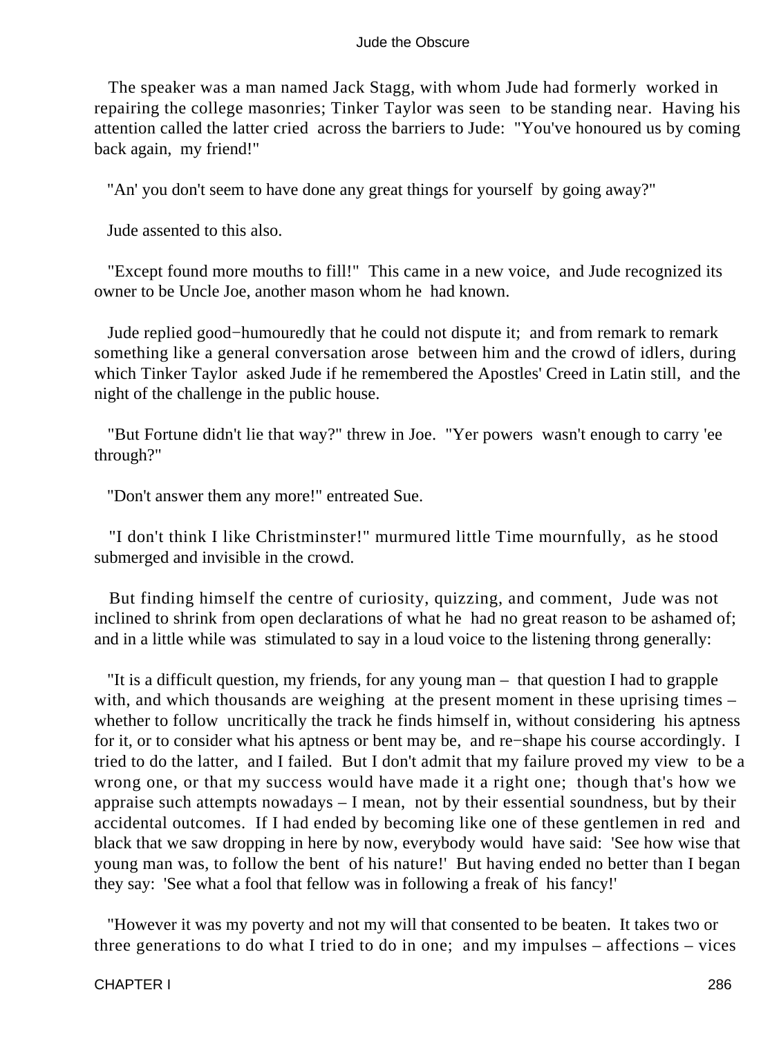The speaker was a man named Jack Stagg, with whom Jude had formerly worked in repairing the college masonries; Tinker Taylor was seen to be standing near. Having his attention called the latter cried across the barriers to Jude: "You've honoured us by coming back again, my friend!"

"An' you don't seem to have done any great things for yourself by going away?"

Jude assented to this also.

"Except found more mouths to fill!" This came in a new voice, and Jude recognized its owner to be Uncle Joe, another mason whom he had known.

Jude replied good−humouredly that he could not dispute it; and from remark to remark something like a general conversation arose between him and the crowd of idlers, during which Tinker Taylor asked Jude if he remembered the Apostles' Creed in Latin still, and the night of the challenge in the public house.

"But Fortune didn't lie that way?" threw in Joe. "Yer powers wasn't enough to carry 'ee through?"

"Don't answer them any more!" entreated Sue.

"I don't think I like Christminster!" murmured little Time mournfully, as he stood submerged and invisible in the crowd.

But finding himself the centre of curiosity, quizzing, and comment, Jude was not inclined to shrink from open declarations of what he had no great reason to be ashamed of; and in a little while was stimulated to say in a loud voice to the listening throng generally:

"It is a difficult question, my friends, for any young man – that question I had to grapple with, and which thousands are weighing at the present moment in these uprising times – whether to follow uncritically the track he finds himself in, without considering his aptness for it, or to consider what his aptness or bent may be, and re−shape his course accordingly. I tried to do the latter, and I failed. But I don't admit that my failure proved my view to be a wrong one, or that my success would have made it a right one; though that's how we appraise such attempts nowadays – I mean, not by their essential soundness, but by their accidental outcomes. If I had ended by becoming like one of these gentlemen in red and black that we saw dropping in here by now, everybody would have said: 'See how wise that young man was, to follow the bent of his nature!' But having ended no better than I began they say: 'See what a fool that fellow was in following a freak of his fancy!'

"However it was my poverty and not my will that consented to be beaten. It takes two or three generations to do what I tried to do in one; and my impulses – affections – vices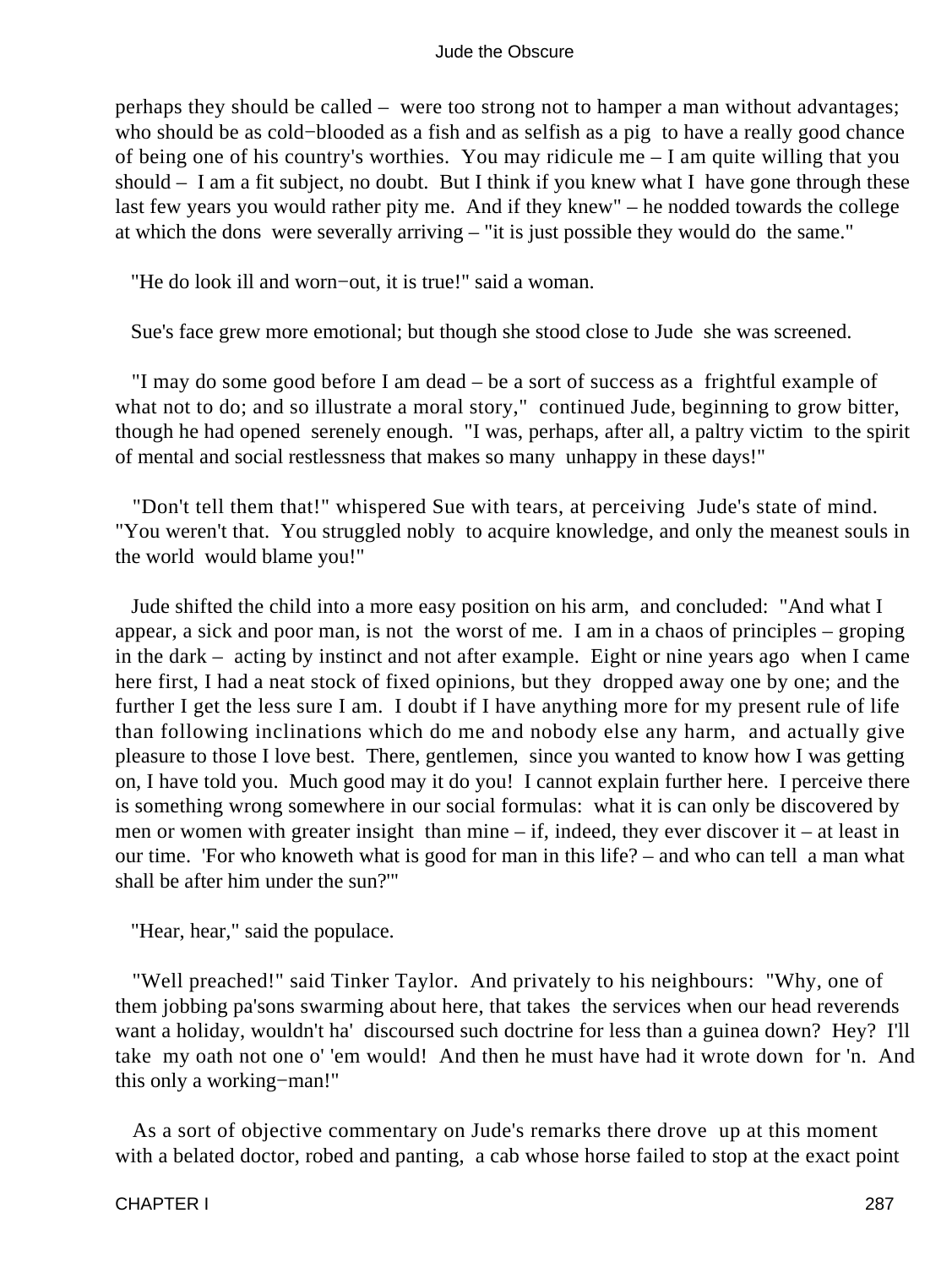perhaps they should be called – were too strong not to hamper a man without advantages; who should be as cold−blooded as a fish and as selfish as a pig to have a really good chance of being one of his country's worthies. You may ridicule me – I am quite willing that you should – I am a fit subject, no doubt. But I think if you knew what I have gone through these last few years you would rather pity me. And if they knew" – he nodded towards the college at which the dons were severally arriving – "it is just possible they would do the same."

"He do look ill and worn−out, it is true!" said a woman.

Sue's face grew more emotional; but though she stood close to Jude she was screened.

"I may do some good before I am dead – be a sort of success as a frightful example of what not to do; and so illustrate a moral story," continued Jude, beginning to grow bitter, though he had opened serenely enough. "I was, perhaps, after all, a paltry victim to the spirit of mental and social restlessness that makes so many unhappy in these days!"

"Don't tell them that!" whispered Sue with tears, at perceiving Jude's state of mind. "You weren't that. You struggled nobly to acquire knowledge, and only the meanest souls in the world would blame you!"

Jude shifted the child into a more easy position on his arm, and concluded: "And what I appear, a sick and poor man, is not the worst of me. I am in a chaos of principles – groping in the dark – acting by instinct and not after example. Eight or nine years ago when I came here first, I had a neat stock of fixed opinions, but they dropped away one by one; and the further I get the less sure I am. I doubt if I have anything more for my present rule of life than following inclinations which do me and nobody else any harm, and actually give pleasure to those I love best. There, gentlemen, since you wanted to know how I was getting on, I have told you. Much good may it do you! I cannot explain further here. I perceive there is something wrong somewhere in our social formulas: what it is can only be discovered by men or women with greater insight than mine – if, indeed, they ever discover it – at least in our time. 'For who knoweth what is good for man in this life? – and who can tell a man what shall be after him under the sun?'"

"Hear, hear," said the populace.

"Well preached!" said Tinker Taylor. And privately to his neighbours: "Why, one of them jobbing pa'sons swarming about here, that takes the services when our head reverends want a holiday, wouldn't ha' discoursed such doctrine for less than a guinea down? Hey? I'll take my oath not one o' 'em would! And then he must have had it wrote down for 'n. And this only a working−man!"

As a sort of objective commentary on Jude's remarks there drove up at this moment with a belated doctor, robed and panting, a cab whose horse failed to stop at the exact point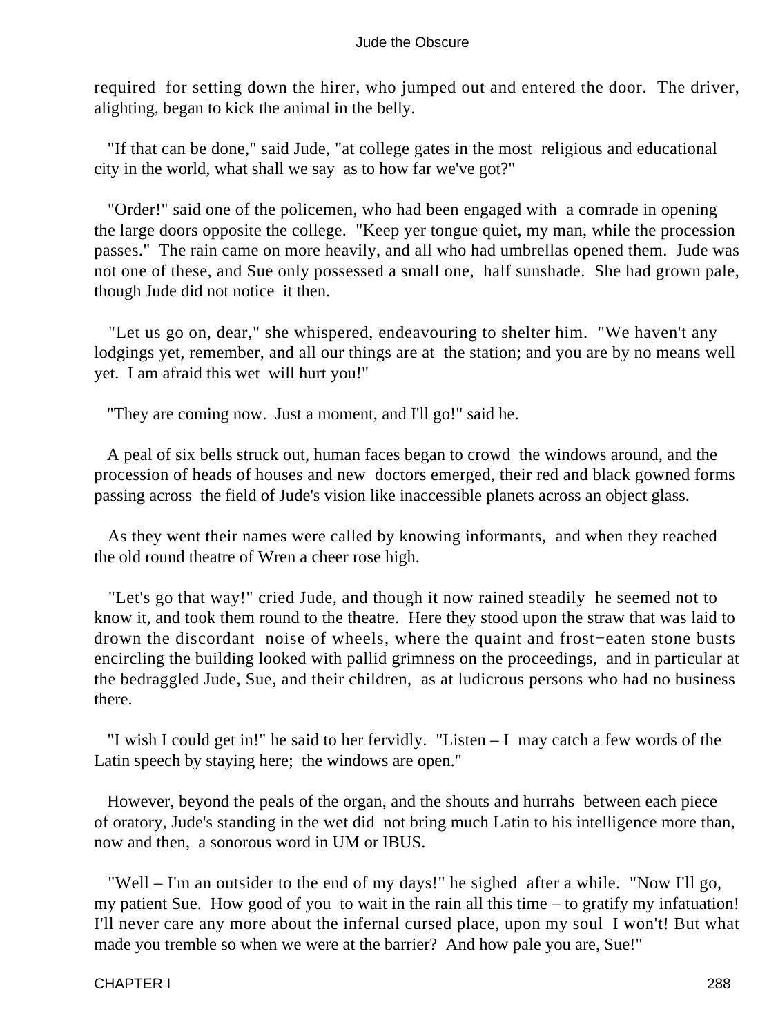required for setting down the hirer, who jumped out and entered the door. The driver, alighting, began to kick the animal in the belly.

"If that can be done," said Jude, "at college gates in the most religious and educational city in the world, what shall we say as to how far we've got?"

"Order!" said one of the policemen, who had been engaged with a comrade in opening the large doors opposite the college. "Keep yer tongue quiet, my man, while the procession passes." The rain came on more heavily, and all who had umbrellas opened them. Jude was not one of these, and Sue only possessed a small one, half sunshade. She had grown pale, though Jude did not notice it then.

"Let us go on, dear," she whispered, endeavouring to shelter him. "We haven't any lodgings yet, remember, and all our things are at the station; and you are by no means well yet. I am afraid this wet will hurt you!"

"They are coming now. Just a moment, and I'll go!" said he.

A peal of six bells struck out, human faces began to crowd the windows around, and the procession of heads of houses and new doctors emerged, their red and black gowned forms passing across the field of Jude's vision like inaccessible planets across an object glass.

As they went their names were called by knowing informants, and when they reached the old round theatre of Wren a cheer rose high.

"Let's go that way!" cried Jude, and though it now rained steadily he seemed not to know it, and took them round to the theatre. Here they stood upon the straw that was laid to drown the discordant noise of wheels, where the quaint and frost−eaten stone busts encircling the building looked with pallid grimness on the proceedings, and in particular at the bedraggled Jude, Sue, and their children, as at ludicrous persons who had no business there.

"I wish I could get in!" he said to her fervidly. "Listen – I may catch a few words of the Latin speech by staying here; the windows are open."

However, beyond the peals of the organ, and the shouts and hurrahs between each piece of oratory, Jude's standing in the wet did not bring much Latin to his intelligence more than, now and then, a sonorous word in UM or IBUS.

"Well – I'm an outsider to the end of my days!" he sighed after a while. "Now I'll go, my patient Sue. How good of you to wait in the rain all this time – to gratify my infatuation! I'll never care any more about the infernal cursed place, upon my soul I won't! But what made you tremble so when we were at the barrier? And how pale you are, Sue!"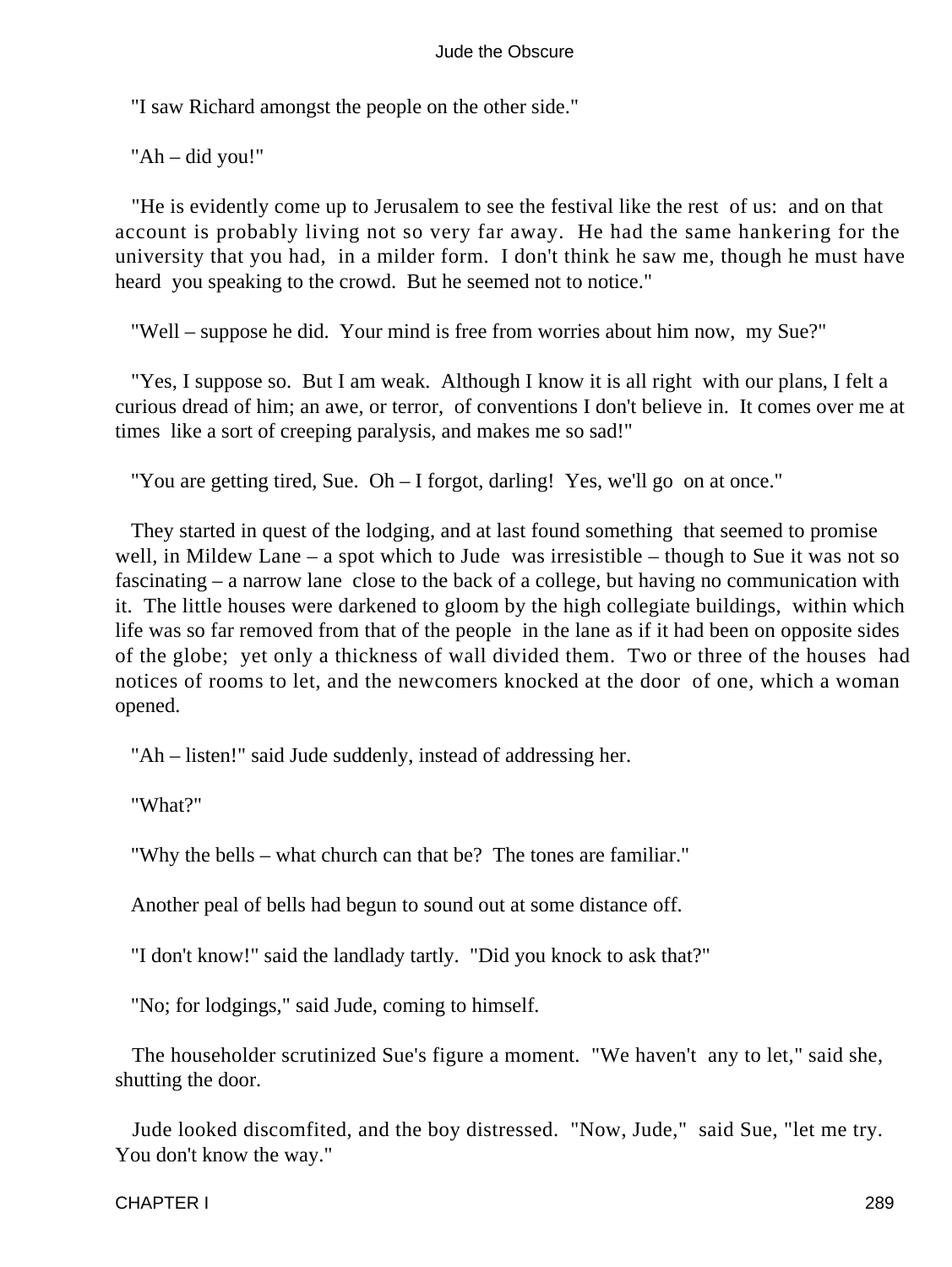"I saw Richard amongst the people on the other side."

"Ah – did you!"

"He is evidently come up to Jerusalem to see the festival like the rest of us: and on that account is probably living not so very far away. He had the same hankering for the university that you had, in a milder form. I don't think he saw me, though he must have heard you speaking to the crowd. But he seemed not to notice."

"Well – suppose he did. Your mind is free from worries about him now, my Sue?"

"Yes, I suppose so. But I am weak. Although I know it is all right with our plans, I felt a curious dread of him; an awe, or terror, of conventions I don't believe in. It comes over me at times like a sort of creeping paralysis, and makes me so sad!"

"You are getting tired, Sue. Oh – I forgot, darling! Yes, we'll go on at once."

They started in quest of the lodging, and at last found something that seemed to promise well, in Mildew Lane – a spot which to Jude was irresistible – though to Sue it was not so fascinating – a narrow lane close to the back of a college, but having no communication with it. The little houses were darkened to gloom by the high collegiate buildings, within which life was so far removed from that of the people in the lane as if it had been on opposite sides of the globe; yet only a thickness of wall divided them. Two or three of the houses had notices of rooms to let, and the newcomers knocked at the door of one, which a woman opened.

"Ah – listen!" said Jude suddenly, instead of addressing her.

"What?"

"Why the bells – what church can that be? The tones are familiar."

Another peal of bells had begun to sound out at some distance off.

"I don't know!" said the landlady tartly. "Did you knock to ask that?"

"No; for lodgings," said Jude, coming to himself.

The householder scrutinized Sue's figure a moment. "We haven't any to let," said she, shutting the door.

Jude looked discomfited, and the boy distressed. "Now, Jude," said Sue, "let me try. You don't know the way."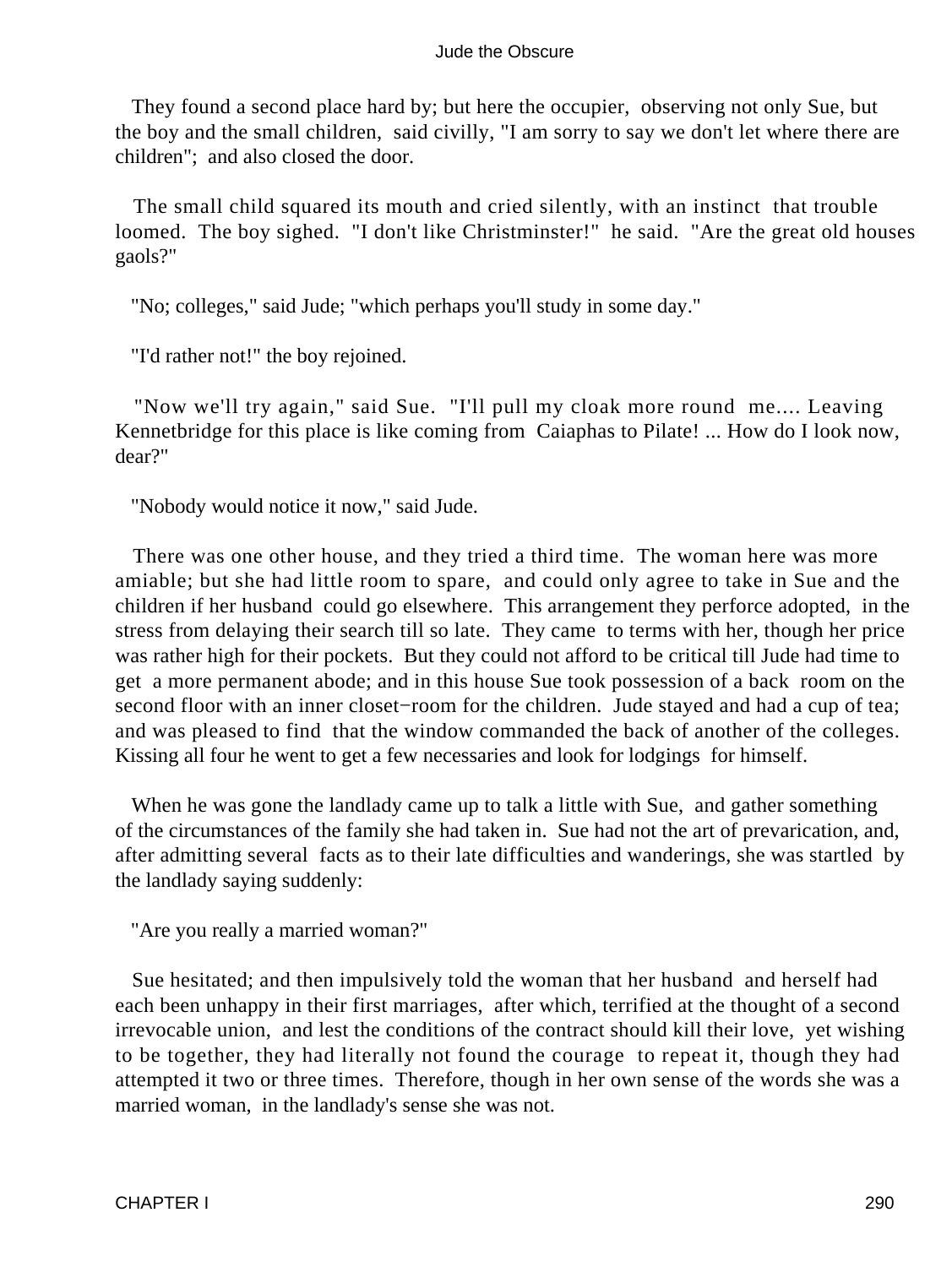They found a second place hard by; but here the occupier, observing not only Sue, but the boy and the small children, said civilly, "I am sorry to say we don't let where there are children"; and also closed the door.

The small child squared its mouth and cried silently, with an instinct that trouble loomed. The boy sighed. "I don't like Christminster!" he said. "Are the great old houses gaols?"

"No; colleges," said Jude; "which perhaps you'll study in some day."

"I'd rather not!" the boy rejoined.

"Now we'll try again," said Sue. "I'll pull my cloak more round me.... Leaving Kennetbridge for this place is like coming from Caiaphas to Pilate! ... How do I look now, dear?"

"Nobody would notice it now," said Jude.

There was one other house, and they tried a third time. The woman here was more amiable; but she had little room to spare, and could only agree to take in Sue and the children if her husband could go elsewhere. This arrangement they perforce adopted, in the stress from delaying their search till so late. They came to terms with her, though her price was rather high for their pockets. But they could not afford to be critical till Jude had time to get a more permanent abode; and in this house Sue took possession of a back room on the second floor with an inner closet−room for the children. Jude stayed and had a cup of tea; and was pleased to find that the window commanded the back of another of the colleges. Kissing all four he went to get a few necessaries and look for lodgings for himself.

When he was gone the landlady came up to talk a little with Sue, and gather something of the circumstances of the family she had taken in. Sue had not the art of prevarication, and, after admitting several facts as to their late difficulties and wanderings, she was startled by the landlady saying suddenly:

"Are you really a married woman?"

Sue hesitated; and then impulsively told the woman that her husband and herself had each been unhappy in their first marriages, after which, terrified at the thought of a second irrevocable union, and lest the conditions of the contract should kill their love, yet wishing to be together, they had literally not found the courage to repeat it, though they had attempted it two or three times. Therefore, though in her own sense of the words she was a married woman, in the landlady's sense she was not.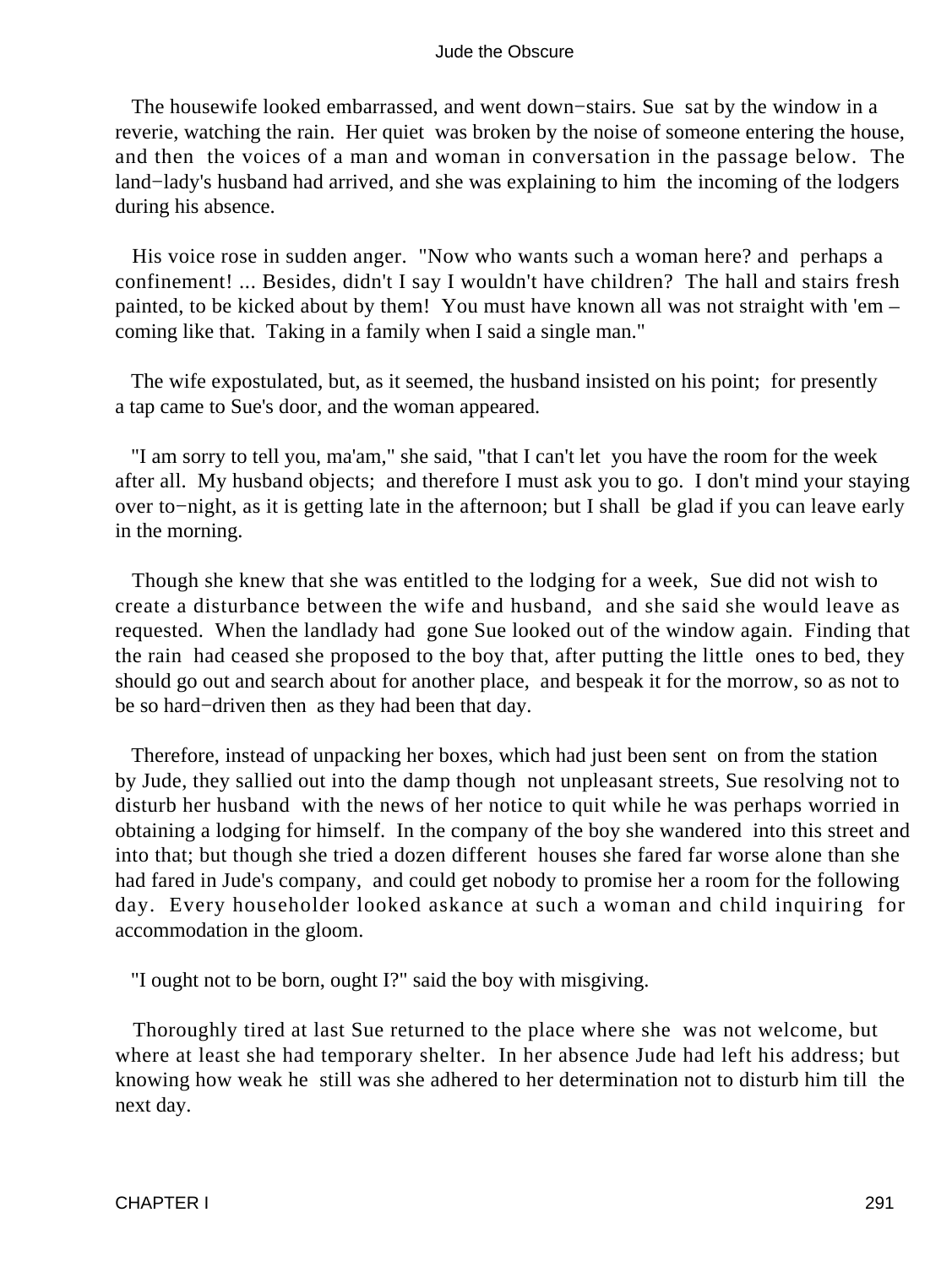The housewife looked embarrassed, and went down−stairs. Sue sat by the window in a reverie, watching the rain. Her quiet was broken by the noise of someone entering the house, and then the voices of a man and woman in conversation in the passage below. The land−lady's husband had arrived, and she was explaining to him the incoming of the lodgers during his absence.

His voice rose in sudden anger. "Now who wants such a woman here? and perhaps a confinement! ... Besides, didn't I say I wouldn't have children? The hall and stairs fresh painted, to be kicked about by them! You must have known all was not straight with 'em – coming like that. Taking in a family when I said a single man."

The wife expostulated, but, as it seemed, the husband insisted on his point; for presently a tap came to Sue's door, and the woman appeared.

"I am sorry to tell you, ma'am," she said, "that I can't let you have the room for the week after all. My husband objects; and therefore I must ask you to go. I don't mind your staying over to−night, as it is getting late in the afternoon; but I shall be glad if you can leave early in the morning.

Though she knew that she was entitled to the lodging for a week, Sue did not wish to create a disturbance between the wife and husband, and she said she would leave as requested. When the landlady had gone Sue looked out of the window again. Finding that the rain had ceased she proposed to the boy that, after putting the little ones to bed, they should go out and search about for another place, and bespeak it for the morrow, so as not to be so hard−driven then as they had been that day.

Therefore, instead of unpacking her boxes, which had just been sent on from the station by Jude, they sallied out into the damp though not unpleasant streets, Sue resolving not to disturb her husband with the news of her notice to quit while he was perhaps worried in obtaining a lodging for himself. In the company of the boy she wandered into this street and into that; but though she tried a dozen different houses she fared far worse alone than she had fared in Jude's company, and could get nobody to promise her a room for the following day. Every householder looked askance at such a woman and child inquiring for accommodation in the gloom.

"I ought not to be born, ought I?" said the boy with misgiving.

Thoroughly tired at last Sue returned to the place where she was not welcome, but where at least she had temporary shelter. In her absence Jude had left his address; but knowing how weak he still was she adhered to her determination not to disturb him till the next day.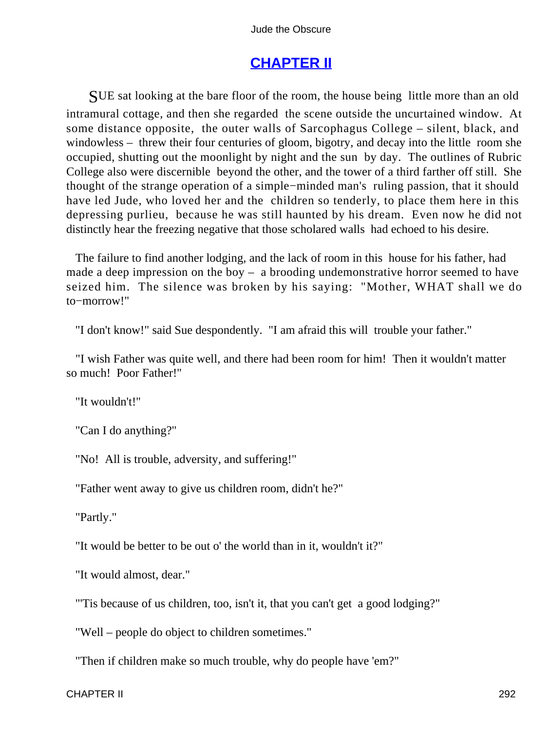## CHAPTER II

SUE sat looking at the bare floor of the room, the house being little more than an old intramural cottage, and then she regarded the scene outside the uncurtained window. At some distance opposite, the outer walls of Sarcophagus College – silent, black, and windowless – threw their four centuries of gloom, bigotry, and decay into the little room she occupied, shutting out the moonlight by night and the sun by day. The outlines of Rubric College also were discernible beyond the other, and the tower of a third farther off still. She thought of the strange operation of a simple−minded man's ruling passion, that it should have led Jude, who loved her and the children so tenderly, to place them here in this depressing purlieu, because he was still haunted by his dream. Even now he did not distinctly hear the freezing negative that those scholared walls had echoed to his desire.

The failure to find another lodging, and the lack of room in this house for his father, had made a deep impression on the boy – a brooding undemonstrative horror seemed to have seized him. The silence was broken by his saying: "Mother, WHAT shall we do to−morrow!"

"I don't know!" said Sue despondently. "I am afraid this will trouble your father."

"I wish Father was quite well, and there had been room for him! Then it wouldn't matter so much! Poor Father!"

"It wouldn't!"

"Can I do anything?"

"No! All is trouble, adversity, and suffering!"

"Father went away to give us children room, didn't he?"

"Partly."

"It would be better to be out o' the world than in it, wouldn't it?"

"It would almost, dear."

"'Tis because of us children, too, isn't it, that you can't get a good lodging?"

"Well – people do object to children sometimes."

"Then if children make so much trouble, why do people have 'em?"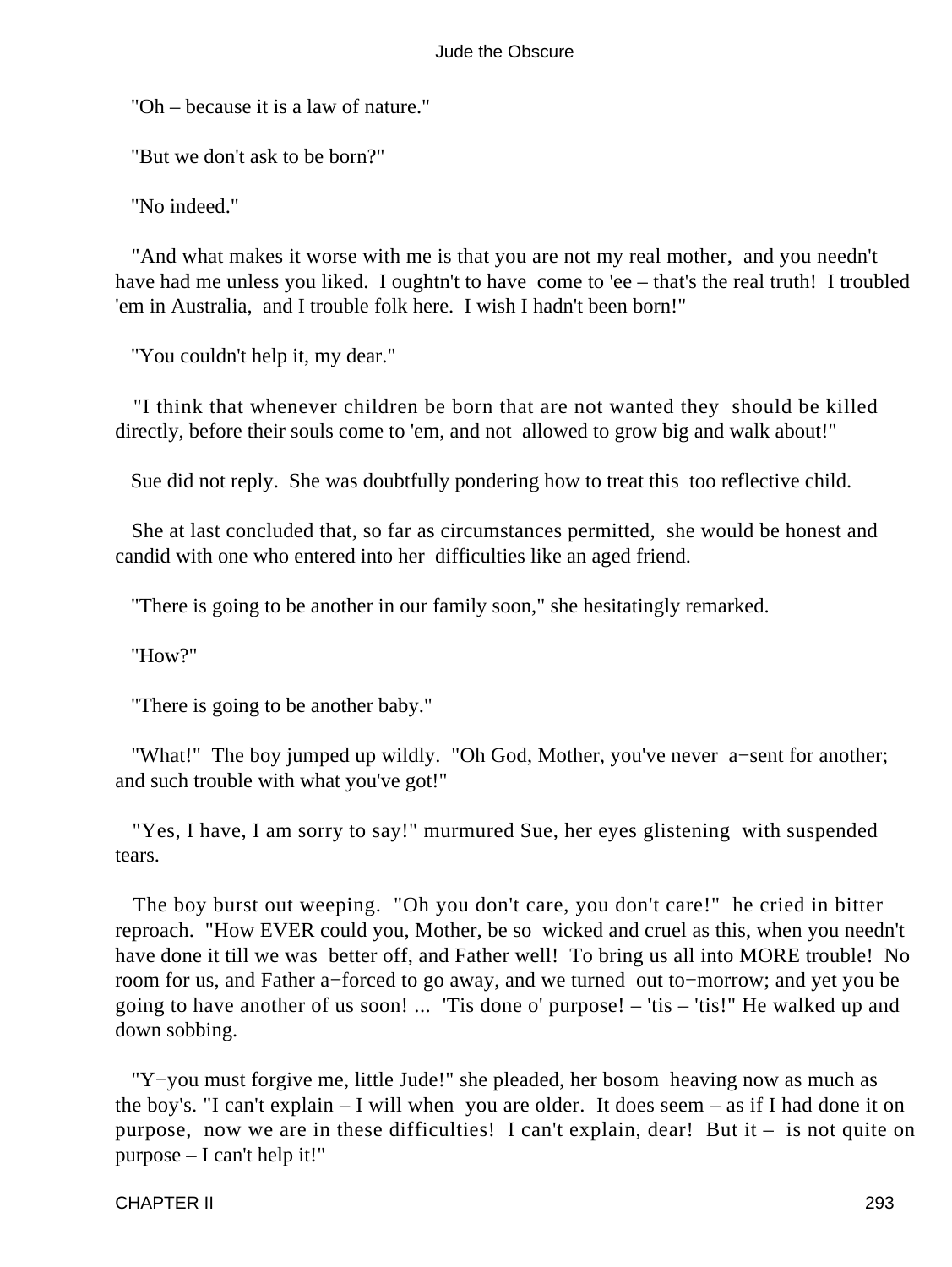"Oh – because it is a law of nature."

"But we don't ask to be born?"

"No indeed."

"And what makes it worse with me is that you are not my real mother, and you needn't have had me unless you liked. I oughtn't to have come to 'ee – that's the real truth! I troubled 'em in Australia, and I trouble folk here. I wish I hadn't been born!"

"You couldn't help it, my dear."

"I think that whenever children be born that are not wanted they should be killed directly, before their souls come to 'em, and not allowed to grow big and walk about!"

Sue did not reply. She was doubtfully pondering how to treat this too reflective child.

She at last concluded that, so far as circumstances permitted, she would be honest and candid with one who entered into her difficulties like an aged friend.

"There is going to be another in our family soon," she hesitatingly remarked.

"How?"

"There is going to be another baby."

"What!" The boy jumped up wildly. "Oh God, Mother, you've never a−sent for another; and such trouble with what you've got!"

"Yes, I have, I am sorry to say!" murmured Sue, her eyes glistening with suspended tears.

The boy burst out weeping. "Oh you don't care, you don't care!" he cried in bitter reproach. "How EVER could you, Mother, be so wicked and cruel as this, when you needn't have done it till we was better off, and Father well! To bring us all into MORE trouble! No room for us, and Father a−forced to go away, and we turned out to−morrow; and yet you be going to have another of us soon! ... 'Tis done o' purpose! – 'tis – 'tis!" He walked up and down sobbing.

"Y−you must forgive me, little Jude!" she pleaded, her bosom heaving now as much as the boy's. "I can't explain – I will when you are older. It does seem – as if I had done it on purpose, now we are in these difficulties! I can't explain, dear! But it – is not quite on purpose – I can't help it!"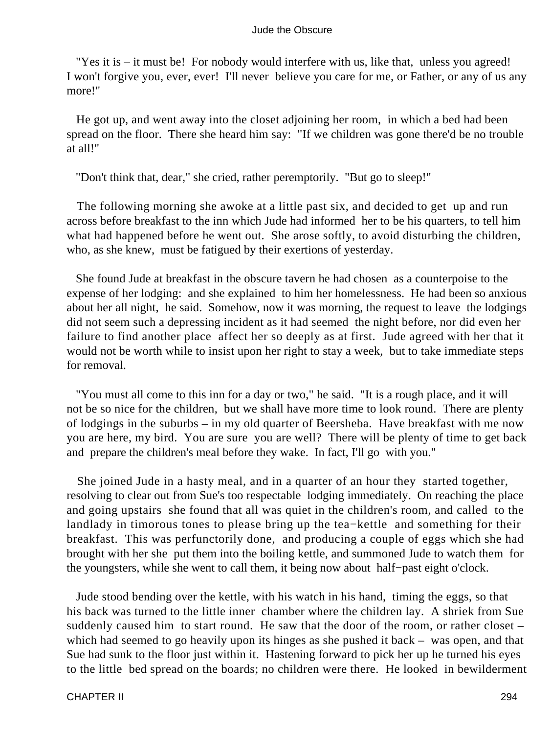"Yes it is – it must be! For nobody would interfere with us, like that, unless you agreed! I won't forgive you, ever, ever! I'll never believe you care for me, or Father, or any of us any more!"

He got up, and went away into the closet adjoining her room, in which a bed had been spread on the floor. There she heard him say: "If we children was gone there'd be no trouble at all!"

"Don't think that, dear," she cried, rather peremptorily. "But go to sleep!"

The following morning she awoke at a little past six, and decided to get up and run across before breakfast to the inn which Jude had informed her to be his quarters, to tell him what had happened before he went out. She arose softly, to avoid disturbing the children, who, as she knew, must be fatigued by their exertions of yesterday.

She found Jude at breakfast in the obscure tavern he had chosen as a counterpoise to the expense of her lodging: and she explained to him her homelessness. He had been so anxious about her all night, he said. Somehow, now it was morning, the request to leave the lodgings did not seem such a depressing incident as it had seemed the night before, nor did even her failure to find another place affect her so deeply as at first. Jude agreed with her that it would not be worth while to insist upon her right to stay a week, but to take immediate steps for removal.

"You must all come to this inn for a day or two," he said. "It is a rough place, and it will not be so nice for the children, but we shall have more time to look round. There are plenty of lodgings in the suburbs – in my old quarter of Beersheba. Have breakfast with me now you are here, my bird. You are sure you are well? There will be plenty of time to get back and prepare the children's meal before they wake. In fact, I'll go with you."

She joined Jude in a hasty meal, and in a quarter of an hour they started together, resolving to clear out from Sue's too respectable lodging immediately. On reaching the place and going upstairs she found that all was quiet in the children's room, and called to the landlady in timorous tones to please bring up the tea−kettle and something for their breakfast. This was perfunctorily done, and producing a couple of eggs which she had brought with her she put them into the boiling kettle, and summoned Jude to watch them for the youngsters, while she went to call them, it being now about half−past eight o'clock.

Jude stood bending over the kettle, with his watch in his hand, timing the eggs, so that his back was turned to the little inner chamber where the children lay. A shriek from Sue suddenly caused him to start round. He saw that the door of the room, or rather closet – which had seemed to go heavily upon its hinges as she pushed it back – was open, and that Sue had sunk to the floor just within it. Hastening forward to pick her up he turned his eyes to the little bed spread on the boards; no children were there. He looked in bewilderment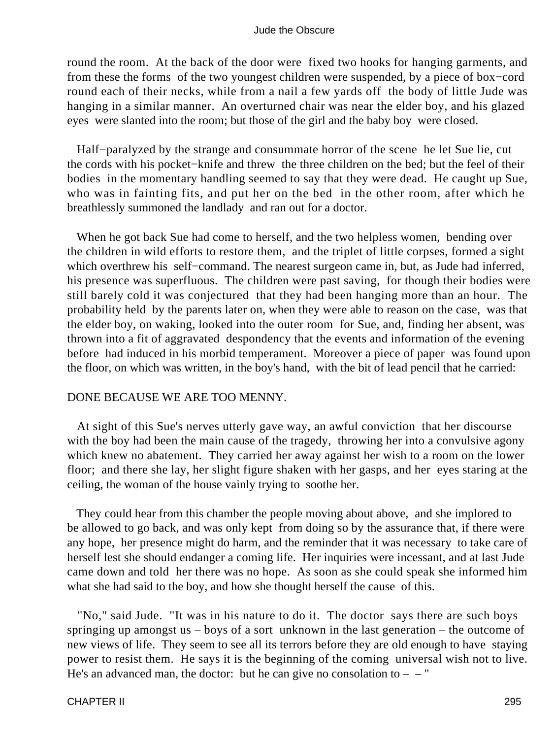round the room. At the back of the door were fixed two hooks for hanging garments, and from these the forms of the two youngest children were suspended, by a piece of box−cord round each of their necks, while from a nail a few yards off the body of little Jude was hanging in a similar manner. An overturned chair was near the elder boy, and his glazed eyes were slanted into the room; but those of the girl and the baby boy were closed.

Half−paralyzed by the strange and consummate horror of the scene he let Sue lie, cut the cords with his pocket−knife and threw the three children on the bed; but the feel of their bodies in the momentary handling seemed to say that they were dead. He caught up Sue, who was in fainting fits, and put her on the bed in the other room, after which he breathlessly summoned the landlady and ran out for a doctor.

When he got back Sue had come to herself, and the two helpless women, bending over the children in wild efforts to restore them, and the triplet of little corpses, formed a sight which overthrew his self−command. The nearest surgeon came in, but, as Jude had inferred, his presence was superfluous. The children were past saving, for though their bodies were still barely cold it was conjectured that they had been hanging more than an hour. The probability held by the parents later on, when they were able to reason on the case, was that the elder boy, on waking, looked into the outer room for Sue, and, finding her absent, was thrown into a fit of aggravated despondency that the events and information of the evening before had induced in his morbid temperament. Moreover a piece of paper was found upon the floor, on which was written, in the boy's hand, with the bit of lead pencil that he carried:

DONE BECAUSE WE ARE TOO MENNY.

At sight of this Sue's nerves utterly gave way, an awful conviction that her discourse with the boy had been the main cause of the tragedy, throwing her into a convulsive agony which knew no abatement. They carried her away against her wish to a room on the lower floor; and there she lay, her slight figure shaken with her gasps, and her eyes staring at the ceiling, the woman of the house vainly trying to soothe her.

They could hear from this chamber the people moving about above, and she implored to be allowed to go back, and was only kept from doing so by the assurance that, if there were any hope, her presence might do harm, and the reminder that it was necessary to take care of herself lest she should endanger a coming life. Her inquiries were incessant, and at last Jude came down and told her there was no hope. As soon as she could speak she informed him what she had said to the boy, and how she thought herself the cause of this.

"No," said Jude. "It was in his nature to do it. The doctor says there are such boys springing up amongst us – boys of a sort unknown in the last generation – the outcome of new views of life. They seem to see all its terrors before they are old enough to have staying power to resist them. He says it is the beginning of the coming universal wish not to live. He's an advanced man, the doctor: but he can give no consolation to – – "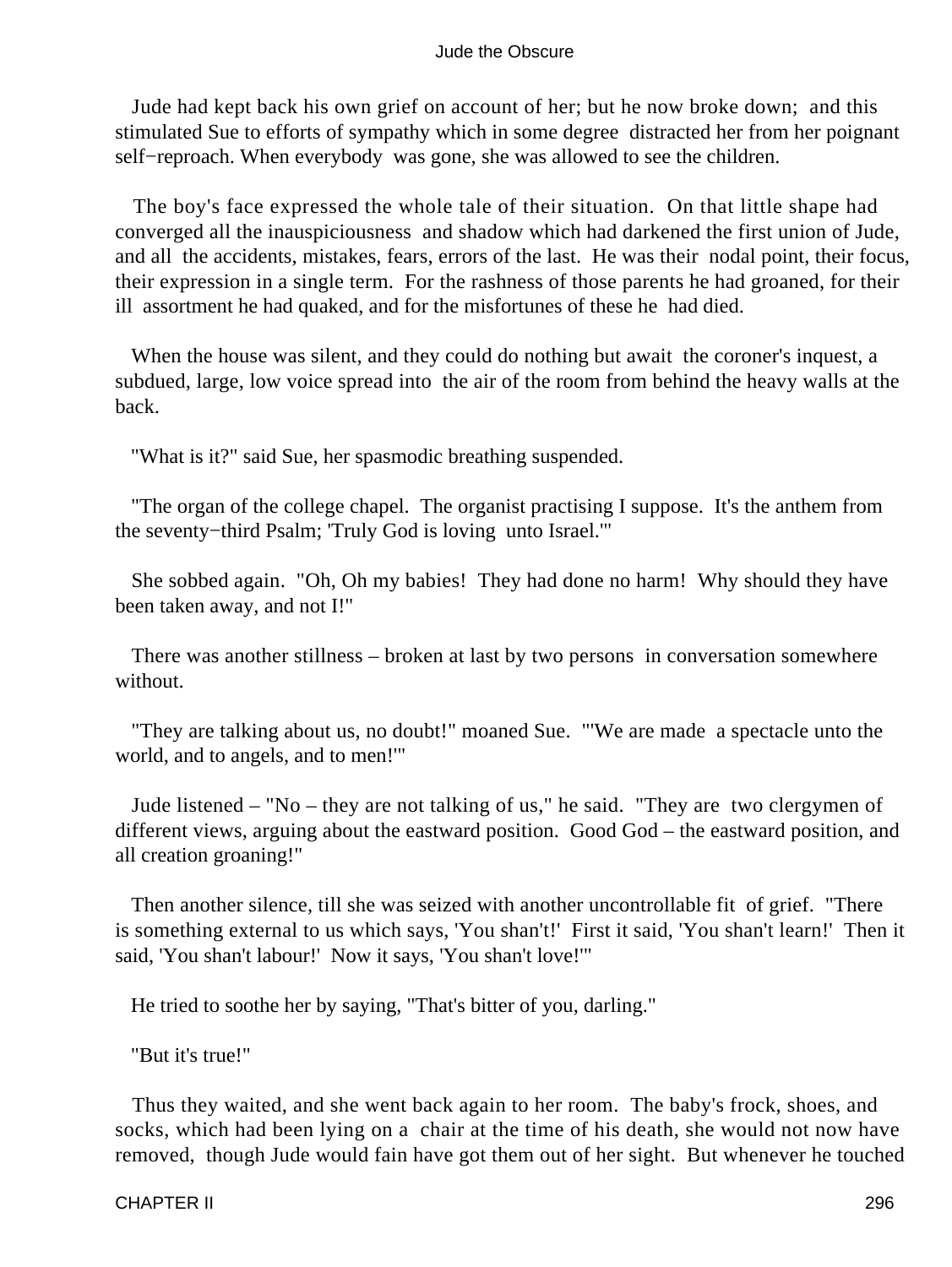Jude had kept back his own grief on account of her; but he now broke down; and this stimulated Sue to efforts of sympathy which in some degree distracted her from her poignant self−reproach. When everybody was gone, she was allowed to see the children.

The boy's face expressed the whole tale of their situation. On that little shape had converged all the inauspiciousness and shadow which had darkened the first union of Jude, and all the accidents, mistakes, fears, errors of the last. He was their nodal point, their focus, their expression in a single term. For the rashness of those parents he had groaned, for their ill assortment he had quaked, and for the misfortunes of these he had died.

When the house was silent, and they could do nothing but await the coroner's inquest, a subdued, large, low voice spread into the air of the room from behind the heavy walls at the back.

"What is it?" said Sue, her spasmodic breathing suspended.

"The organ of the college chapel. The organist practising I suppose. It's the anthem from the seventy−third Psalm; 'Truly God is loving unto Israel.'"

She sobbed again. "Oh, Oh my babies! They had done no harm! Why should they have been taken away, and not I!"

There was another stillness – broken at last by two persons in conversation somewhere without.

"They are talking about us, no doubt!" moaned Sue. "'We are made a spectacle unto the world, and to angels, and to men!'"

Jude listened – "No – they are not talking of us," he said. "They are two clergymen of different views, arguing about the eastward position. Good God – the eastward position, and all creation groaning!"

Then another silence, till she was seized with another uncontrollable fit of grief. "There is something external to us which says, 'You shan't!' First it said, 'You shan't learn!' Then it said, 'You shan't labour!' Now it says, 'You shan't love!'"

He tried to soothe her by saying, "That's bitter of you, darling."

"But it's true!"

Thus they waited, and she went back again to her room. The baby's frock, shoes, and socks, which had been lying on a chair at the time of his death, she would not now have removed, though Jude would fain have got them out of her sight. But whenever he touched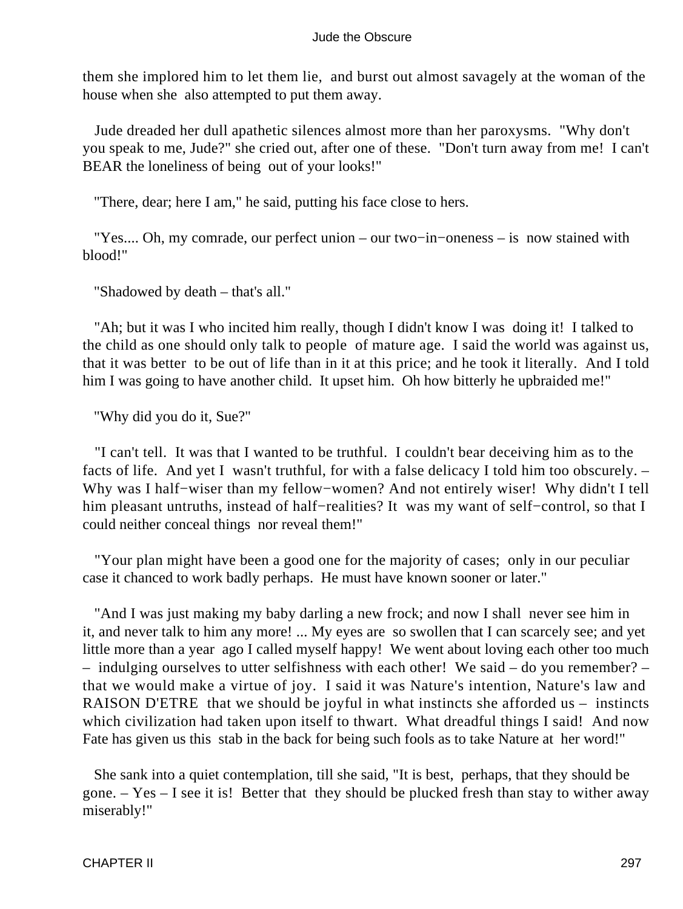them she implored him to let them lie, and burst out almost savagely at the woman of the house when she also attempted to put them away.

Jude dreaded her dull apathetic silences almost more than her paroxysms. "Why don't you speak to me, Jude?" she cried out, after one of these. "Don't turn away from me! I can't BEAR the loneliness of being out of your looks!"

"There, dear; here I am," he said, putting his face close to hers.

"Yes.... Oh, my comrade, our perfect union – our two−in−oneness – is now stained with blood!"

"Shadowed by death – that's all."

"Ah; but it was I who incited him really, though I didn't know I was doing it! I talked to the child as one should only talk to people of mature age. I said the world was against us, that it was better to be out of life than in it at this price; and he took it literally. And I told him I was going to have another child. It upset him. Oh how bitterly he upbraided me!"

"Why did you do it, Sue?"

"I can't tell. It was that I wanted to be truthful. I couldn't bear deceiving him as to the facts of life. And yet I wasn't truthful, for with a false delicacy I told him too obscurely. – Why was I half−wiser than my fellow−women? And not entirely wiser! Why didn't I tell him pleasant untruths, instead of half−realities? It was my want of self−control, so that I could neither conceal things nor reveal them!"

"Your plan might have been a good one for the majority of cases; only in our peculiar case it chanced to work badly perhaps. He must have known sooner or later."

"And I was just making my baby darling a new frock; and now I shall never see him in it, and never talk to him any more! ... My eyes are so swollen that I can scarcely see; and yet little more than a year ago I called myself happy! We went about loving each other too much – indulging ourselves to utter selfishness with each other! We said – do you remember? – that we would make a virtue of joy. I said it was Nature's intention, Nature's law and RAISON D'ETRE that we should be joyful in what instincts she afforded us – instincts which civilization had taken upon itself to thwart. What dreadful things I said! And now Fate has given us this stab in the back for being such fools as to take Nature at her word!"

She sank into a quiet contemplation, till she said, "It is best, perhaps, that they should be gone. – Yes – I see it is! Better that they should be plucked fresh than stay to wither away miserably!"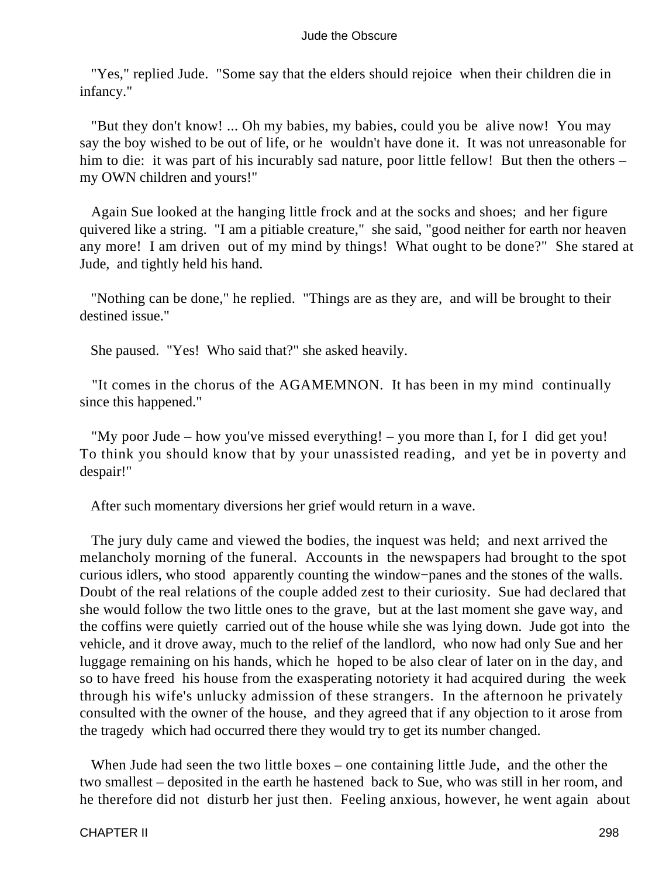"Yes," replied Jude. "Some say that the elders should rejoice when their children die in infancy."

"But they don't know! ... Oh my babies, my babies, could you be alive now! You may say the boy wished to be out of life, or he wouldn't have done it. It was not unreasonable for him to die: it was part of his incurably sad nature, poor little fellow! But then the others – my OWN children and yours!"

Again Sue looked at the hanging little frock and at the socks and shoes; and her figure quivered like a string. "I am a pitiable creature," she said, "good neither for earth nor heaven any more! I am driven out of my mind by things! What ought to be done?" She stared at Jude, and tightly held his hand.

"Nothing can be done," he replied. "Things are as they are, and will be brought to their destined issue."

She paused. "Yes! Who said that?" she asked heavily.

"It comes in the chorus of the AGAMEMNON. It has been in my mind continually since this happened."

"My poor Jude – how you've missed everything! – you more than I, for I did get you! To think you should know that by your unassisted reading, and yet be in poverty and despair!"

After such momentary diversions her grief would return in a wave.

The jury duly came and viewed the bodies, the inquest was held; and next arrived the melancholy morning of the funeral. Accounts in the newspapers had brought to the spot curious idlers, who stood apparently counting the window−panes and the stones of the walls. Doubt of the real relations of the couple added zest to their curiosity. Sue had declared that she would follow the two little ones to the grave, but at the last moment she gave way, and the coffins were quietly carried out of the house while she was lying down. Jude got into the vehicle, and it drove away, much to the relief of the landlord, who now had only Sue and her luggage remaining on his hands, which he hoped to be also clear of later on in the day, and so to have freed his house from the exasperating notoriety it had acquired during the week through his wife's unlucky admission of these strangers. In the afternoon he privately consulted with the owner of the house, and they agreed that if any objection to it arose from the tragedy which had occurred there they would try to get its number changed.

When Jude had seen the two little boxes – one containing little Jude, and the other the two smallest – deposited in the earth he hastened back to Sue, who was still in her room, and he therefore did not disturb her just then. Feeling anxious, however, he went again about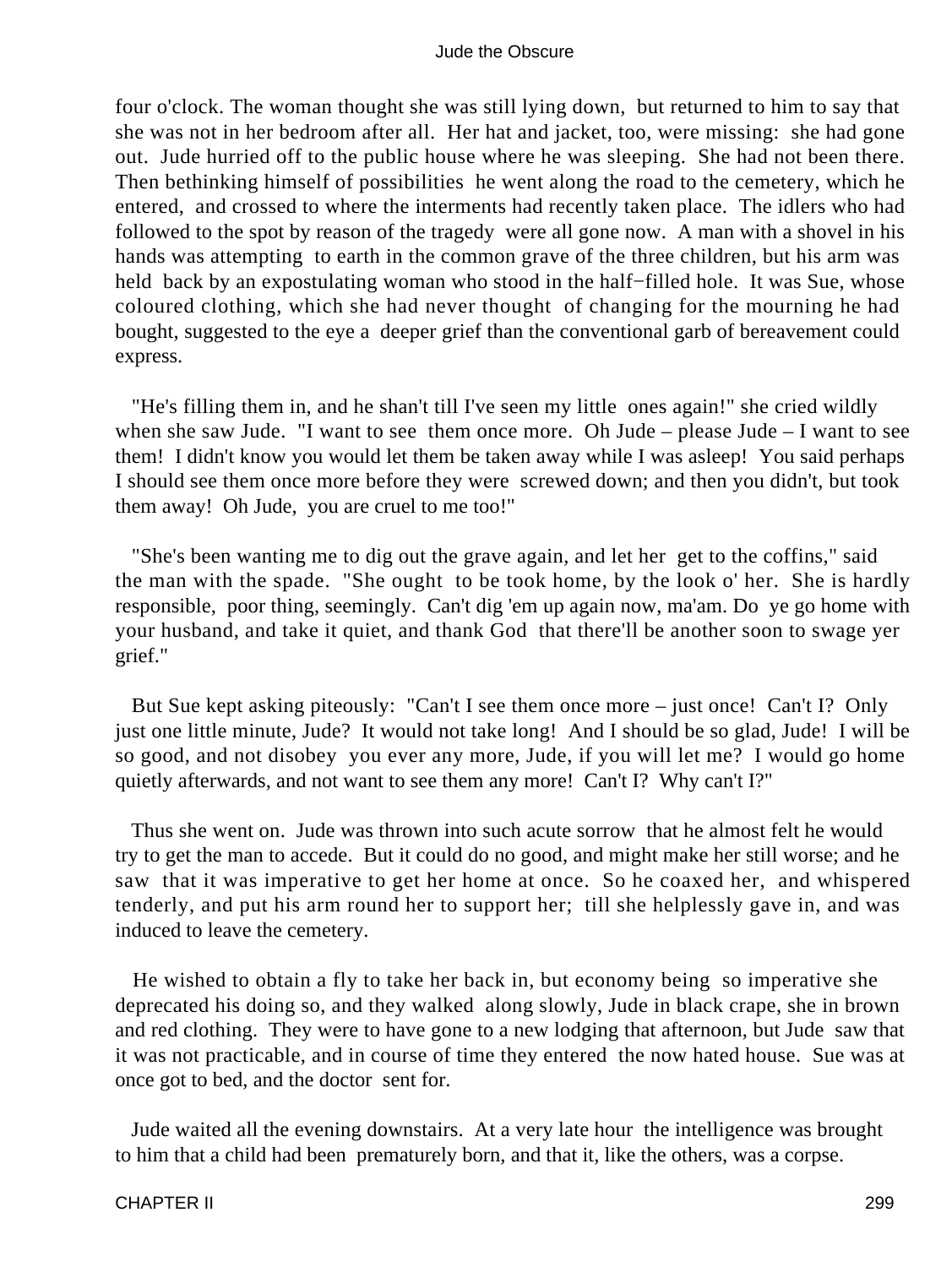four o'clock. The woman thought she was still lying down, but returned to him to say that she was not in her bedroom after all. Her hat and jacket, too, were missing: she had gone out. Jude hurried off to the public house where he was sleeping. She had not been there. Then bethinking himself of possibilities he went along the road to the cemetery, which he entered, and crossed to where the interments had recently taken place. The idlers who had followed to the spot by reason of the tragedy were all gone now. A man with a shovel in his hands was attempting to earth in the common grave of the three children, but his arm was held back by an expostulating woman who stood in the half−filled hole. It was Sue, whose coloured clothing, which she had never thought of changing for the mourning he had bought, suggested to the eye a deeper grief than the conventional garb of bereavement could express.

"He's filling them in, and he shan't till I've seen my little ones again!" she cried wildly when she saw Jude. "I want to see them once more. Oh Jude – please Jude – I want to see them! I didn't know you would let them be taken away while I was asleep! You said perhaps I should see them once more before they were screwed down; and then you didn't, but took them away! Oh Jude, you are cruel to me too!"

"She's been wanting me to dig out the grave again, and let her get to the coffins," said the man with the spade. "She ought to be took home, by the look o' her. She is hardly responsible, poor thing, seemingly. Can't dig 'em up again now, ma'am. Do ye go home with your husband, and take it quiet, and thank God that there'll be another soon to swage yer grief."

But Sue kept asking piteously: "Can't I see them once more – just once! Can't I? Only just one little minute, Jude? It would not take long! And I should be so glad, Jude! I will be so good, and not disobey you ever any more, Jude, if you will let me? I would go home quietly afterwards, and not want to see them any more! Can't I? Why can't I?"

Thus she went on. Jude was thrown into such acute sorrow that he almost felt he would try to get the man to accede. But it could do no good, and might make her still worse; and he saw that it was imperative to get her home at once. So he coaxed her, and whispered tenderly, and put his arm round her to support her; till she helplessly gave in, and was induced to leave the cemetery.

He wished to obtain a fly to take her back in, but economy being so imperative she deprecated his doing so, and they walked along slowly, Jude in black crape, she in brown and red clothing. They were to have gone to a new lodging that afternoon, but Jude saw that it was not practicable, and in course of time they entered the now hated house. Sue was at once got to bed, and the doctor sent for.

Jude waited all the evening downstairs. At a very late hour the intelligence was brought to him that a child had been prematurely born, and that it, like the others, was a corpse.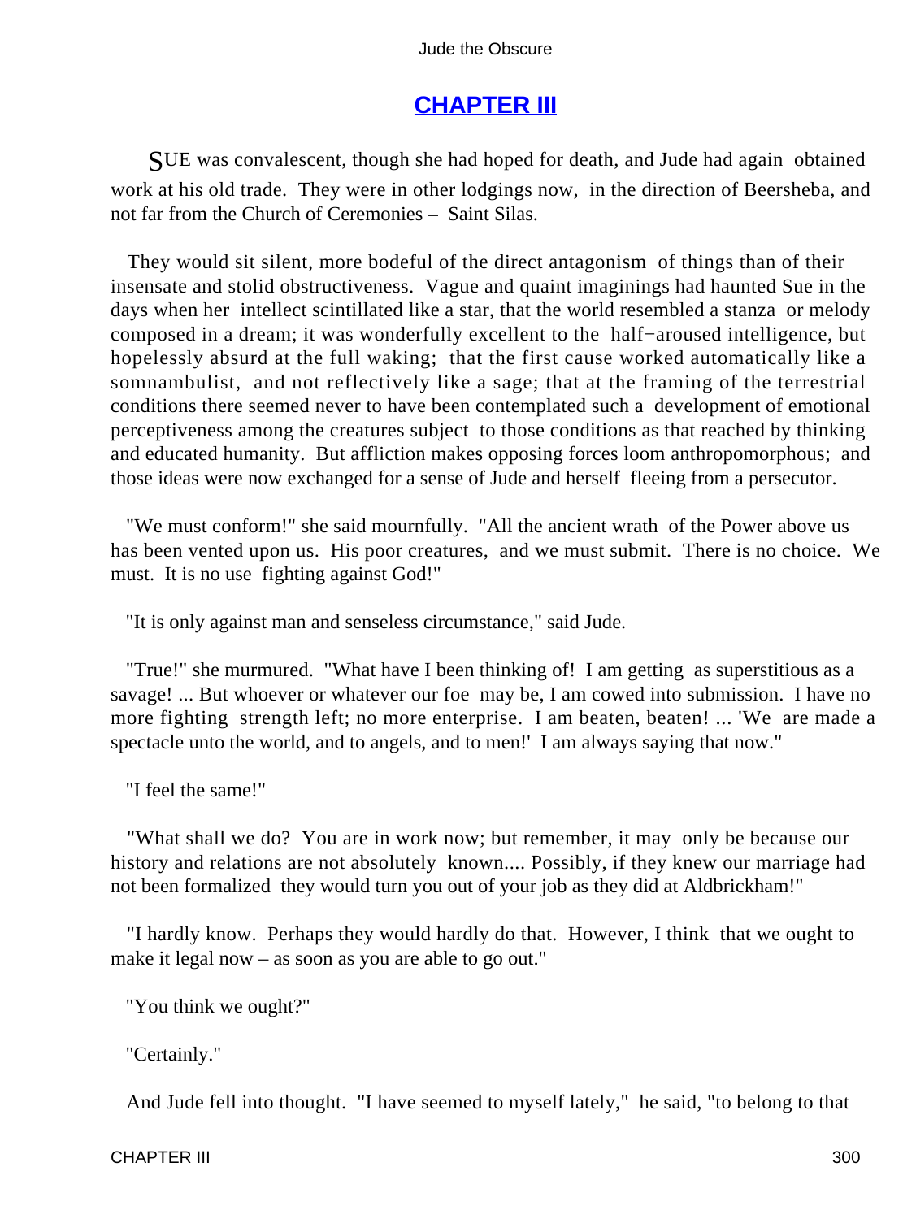## CHAPTER III

SUE was convalescent, though she had hoped for death, and Jude had again obtained work at his old trade. They were in other lodgings now, in the direction of Beersheba, and not far from the Church of Ceremonies – Saint Silas.

They would sit silent, more bodeful of the direct antagonism of things than of their insensate and stolid obstructiveness. Vague and quaint imaginings had haunted Sue in the days when her intellect scintillated like a star, that the world resembled a stanza or melody composed in a dream; it was wonderfully excellent to the half−aroused intelligence, but hopelessly absurd at the full waking; that the first cause worked automatically like a somnambulist, and not reflectively like a sage; that at the framing of the terrestrial conditions there seemed never to have been contemplated such a development of emotional perceptiveness among the creatures subject to those conditions as that reached by thinking and educated humanity. But affliction makes opposing forces loom anthropomorphous; and those ideas were now exchanged for a sense of Jude and herself fleeing from a persecutor.

"We must conform!" she said mournfully. "All the ancient wrath of the Power above us has been vented upon us. His poor creatures, and we must submit. There is no choice. We must. It is no use fighting against God!"

"It is only against man and senseless circumstance," said Jude.

"True!" she murmured. "What have I been thinking of! I am getting as superstitious as a savage! ... But whoever or whatever our foe may be, I am cowed into submission. I have no more fighting strength left; no more enterprise. I am beaten, beaten! ... 'We are made a spectacle unto the world, and to angels, and to men!' I am always saying that now."

"I feel the same!"

"What shall we do? You are in work now; but remember, it may only be because our history and relations are not absolutely known.... Possibly, if they knew our marriage had not been formalized they would turn you out of your job as they did at Aldbrickham!"

"I hardly know. Perhaps they would hardly do that. However, I think that we ought to make it legal now – as soon as you are able to go out."

"You think we ought?"

"Certainly."

And Jude fell into thought. "I have seemed to myself lately," he said, "to belong to that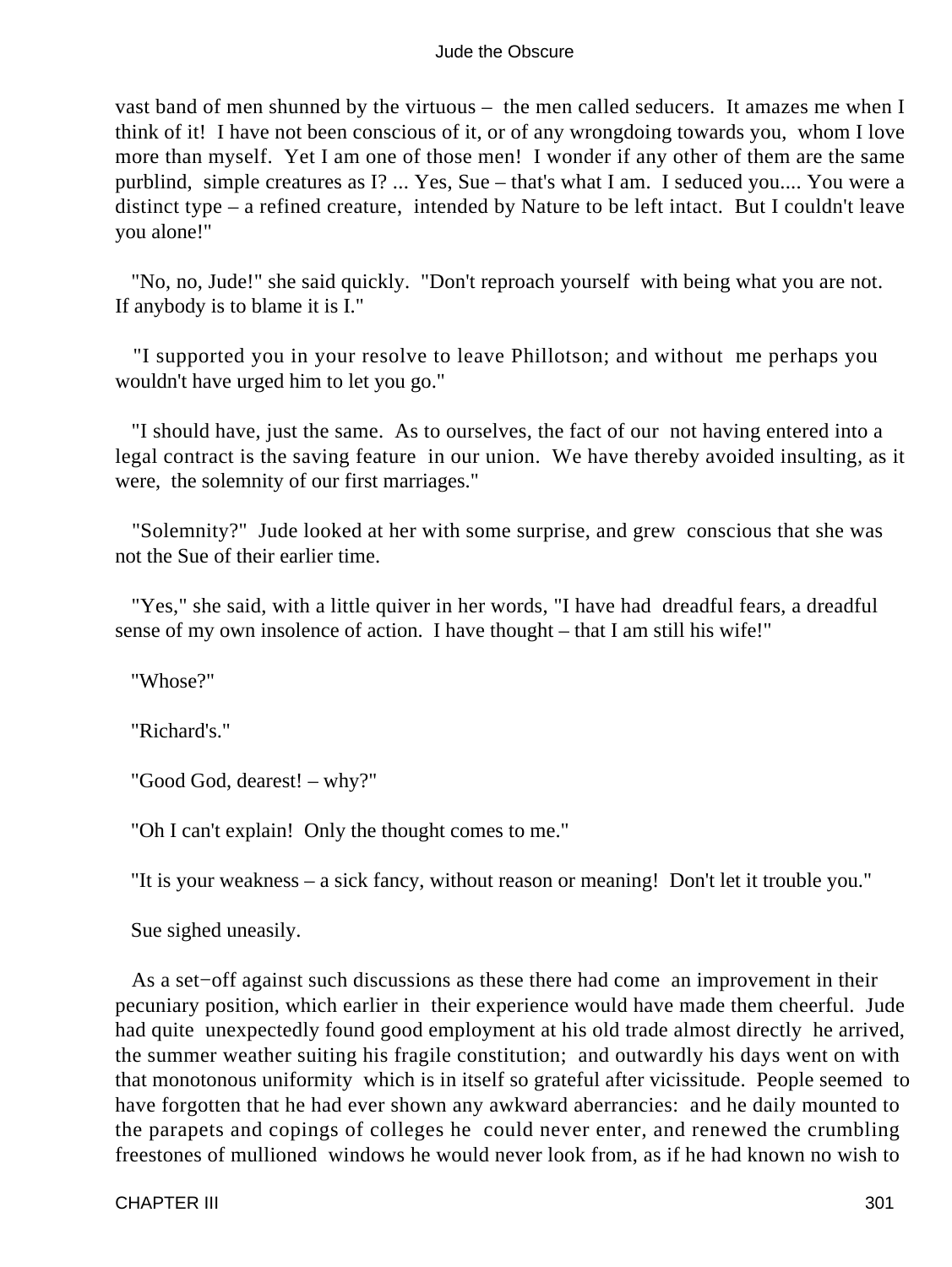vast band of men shunned by the virtuous – the men called seducers. It amazes me when I think of it! I have not been conscious of it, or of any wrongdoing towards you, whom I love more than myself. Yet I am one of those men! I wonder if any other of them are the same purblind, simple creatures as I? ... Yes, Sue – that's what I am. I seduced you.... You were a distinct type – a refined creature, intended by Nature to be left intact. But I couldn't leave you alone!"

"No, no, Jude!" she said quickly. "Don't reproach yourself with being what you are not. If anybody is to blame it is I."

"I supported you in your resolve to leave Phillotson; and without me perhaps you wouldn't have urged him to let you go."

"I should have, just the same. As to ourselves, the fact of our not having entered into a legal contract is the saving feature in our union. We have thereby avoided insulting, as it were, the solemnity of our first marriages."

"Solemnity?" Jude looked at her with some surprise, and grew conscious that she was not the Sue of their earlier time.

"Yes," she said, with a little quiver in her words, "I have had dreadful fears, a dreadful sense of my own insolence of action. I have thought – that I am still his wife!"

"Whose?"

"Richard's."

"Good God, dearest! – why?"

"Oh I can't explain! Only the thought comes to me."

"It is your weakness – a sick fancy, without reason or meaning! Don't let it trouble you."

Sue sighed uneasily.

As a set−off against such discussions as these there had come an improvement in their pecuniary position, which earlier in their experience would have made them cheerful. Jude had quite unexpectedly found good employment at his old trade almost directly he arrived, the summer weather suiting his fragile constitution; and outwardly his days went on with that monotonous uniformity which is in itself so grateful after vicissitude. People seemed to have forgotten that he had ever shown any awkward aberrancies: and he daily mounted to the parapets and copings of colleges he could never enter, and renewed the crumbling freestones of mullioned windows he would never look from, as if he had known no wish to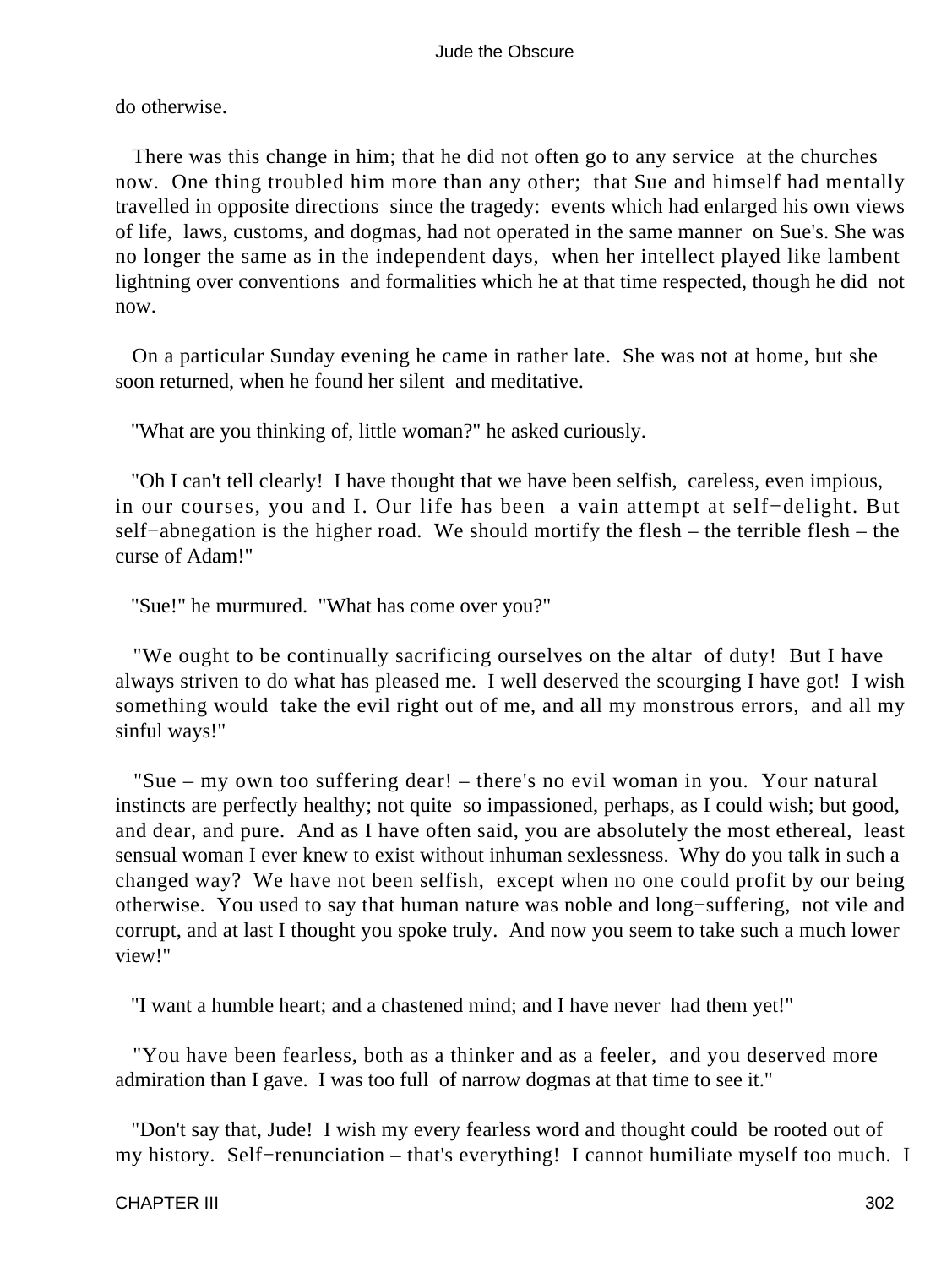do otherwise.

There was this change in him; that he did not often go to any service at the churches now. One thing troubled him more than any other; that Sue and himself had mentally travelled in opposite directions since the tragedy: events which had enlarged his own views of life, laws, customs, and dogmas, had not operated in the same manner on Sue's. She was no longer the same as in the independent days, when her intellect played like lambent lightning over conventions and formalities which he at that time respected, though he did not now.

On a particular Sunday evening he came in rather late. She was not at home, but she soon returned, when he found her silent and meditative.

"What are you thinking of, little woman?" he asked curiously.

"Oh I can't tell clearly! I have thought that we have been selfish, careless, even impious, in our courses, you and I. Our life has been a vain attempt at self−delight. But self−abnegation is the higher road. We should mortify the flesh – the terrible flesh – the curse of Adam!"

"Sue!" he murmured. "What has come over you?"

"We ought to be continually sacrificing ourselves on the altar of duty! But I have always striven to do what has pleased me. I well deserved the scourging I have got! I wish something would take the evil right out of me, and all my monstrous errors, and all my sinful ways!"

"Sue – my own too suffering dear! – there's no evil woman in you. Your natural instincts are perfectly healthy; not quite so impassioned, perhaps, as I could wish; but good, and dear, and pure. And as I have often said, you are absolutely the most ethereal, least sensual woman I ever knew to exist without inhuman sexlessness. Why do you talk in such a changed way? We have not been selfish, except when no one could profit by our being otherwise. You used to say that human nature was noble and long−suffering, not vile and corrupt, and at last I thought you spoke truly. And now you seem to take such a much lower view!"

"I want a humble heart; and a chastened mind; and I have never had them yet!"

"You have been fearless, both as a thinker and as a feeler, and you deserved more admiration than I gave. I was too full of narrow dogmas at that time to see it."

"Don't say that, Jude! I wish my every fearless word and thought could be rooted out of my history. Self−renunciation – that's everything! I cannot humiliate myself too much. I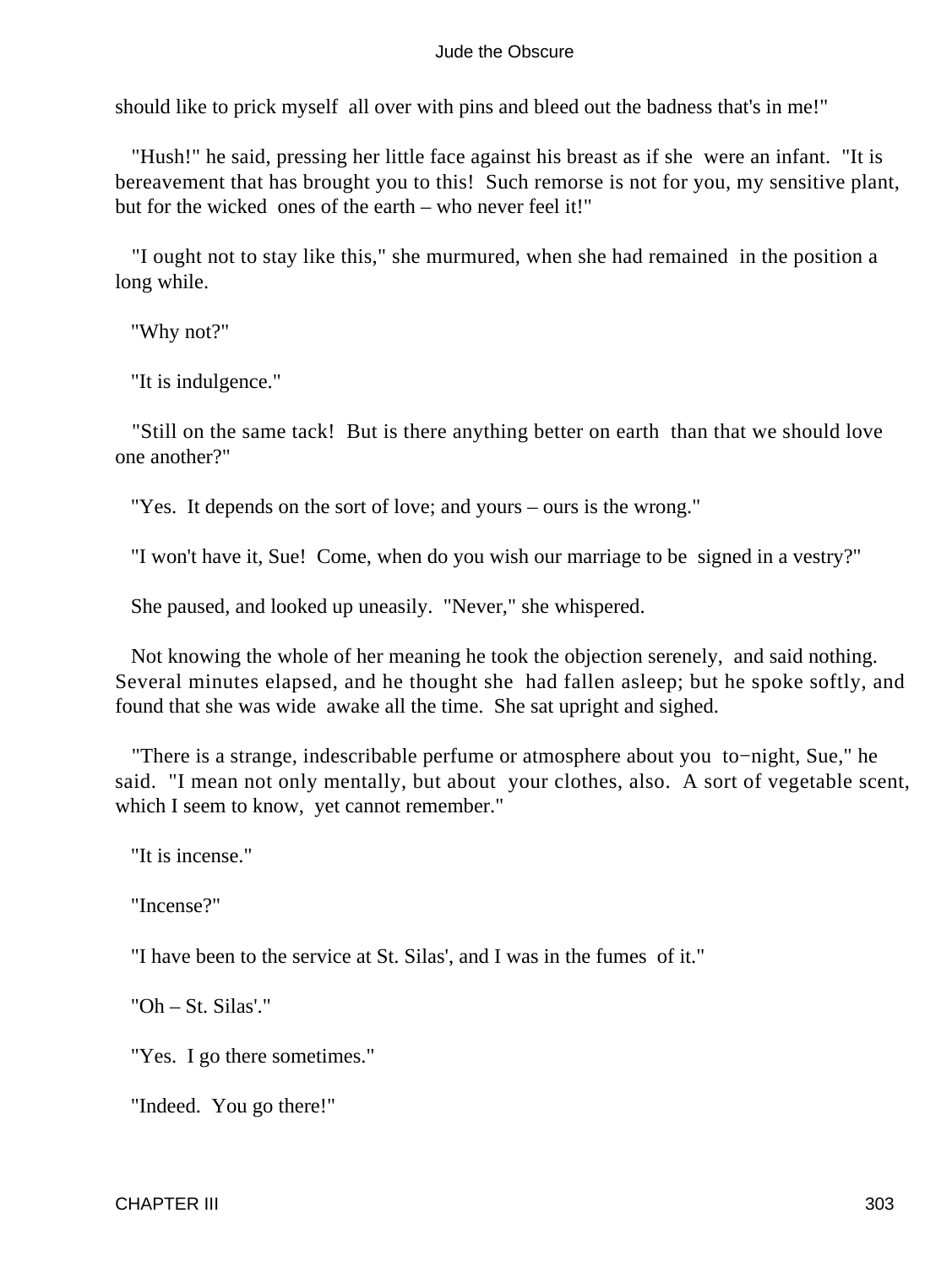should like to prick myself all over with pins and bleed out the badness that's in me!"

"Hush!" he said, pressing her little face against his breast as if she were an infant. "It is bereavement that has brought you to this! Such remorse is not for you, my sensitive plant, but for the wicked ones of the earth – who never feel it!"

"I ought not to stay like this," she murmured, when she had remained in the position a long while.

"Why not?"

"It is indulgence."

"Still on the same tack! But is there anything better on earth than that we should love one another?"

"Yes. It depends on the sort of love; and yours – ours is the wrong."

"I won't have it, Sue! Come, when do you wish our marriage to be signed in a vestry?"

She paused, and looked up uneasily. "Never," she whispered.

Not knowing the whole of her meaning he took the objection serenely, and said nothing. Several minutes elapsed, and he thought she had fallen asleep; but he spoke softly, and found that she was wide awake all the time. She sat upright and sighed.

"There is a strange, indescribable perfume or atmosphere about you to−night, Sue," he said. "I mean not only mentally, but about your clothes, also. A sort of vegetable scent, which I seem to know, yet cannot remember."

"It is incense."

"Incense?"

"I have been to the service at St. Silas', and I was in the fumes of it."

"Oh – St. Silas'."

"Yes. I go there sometimes."

"Indeed. You go there!"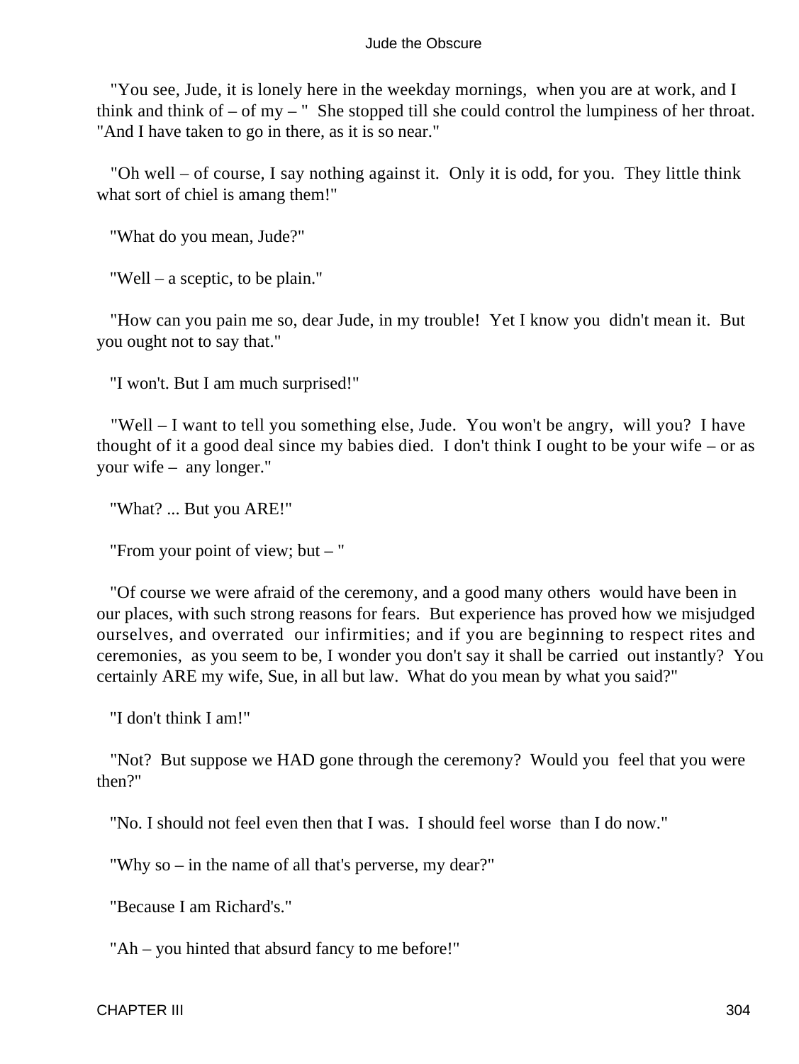"You see, Jude, it is lonely here in the weekday mornings, when you are at work, and I think and think of – of my – " She stopped till she could control the lumpiness of her throat. "And I have taken to go in there, as it is so near."

"Oh well – of course, I say nothing against it. Only it is odd, for you. They little think what sort of chiel is amang them!"

"What do you mean, Jude?"

"Well – a sceptic, to be plain."

"How can you pain me so, dear Jude, in my trouble! Yet I know you didn't mean it. But you ought not to say that."

"I won't. But I am much surprised!"

"Well – I want to tell you something else, Jude. You won't be angry, will you? I have thought of it a good deal since my babies died. I don't think I ought to be your wife – or as your wife – any longer."

"What? ... But you ARE!"

"From your point of view; but – "

"Of course we were afraid of the ceremony, and a good many others would have been in our places, with such strong reasons for fears. But experience has proved how we misjudged ourselves, and overrated our infirmities; and if you are beginning to respect rites and ceremonies, as you seem to be, I wonder you don't say it shall be carried out instantly? You certainly ARE my wife, Sue, in all but law. What do you mean by what you said?"

"I don't think I am!"

"Not? But suppose we HAD gone through the ceremony? Would you feel that you were then?"

"No. I should not feel even then that I was. I should feel worse than I do now."

"Why so – in the name of all that's perverse, my dear?"

"Because I am Richard's."

"Ah – you hinted that absurd fancy to me before!"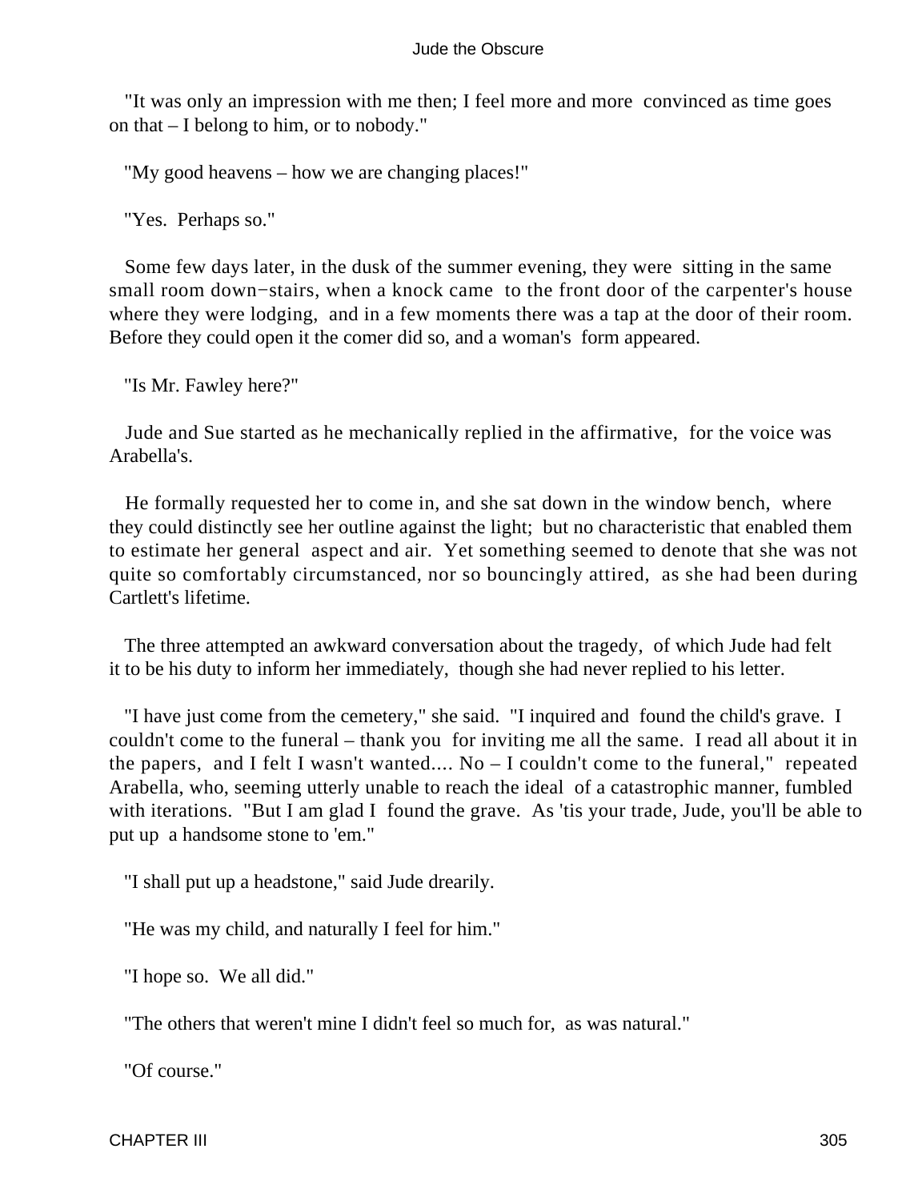"It was only an impression with me then; I feel more and more convinced as time goes on that – I belong to him, or to nobody."

"My good heavens – how we are changing places!"

"Yes. Perhaps so."

Some few days later, in the dusk of the summer evening, they were sitting in the same small room down−stairs, when a knock came to the front door of the carpenter's house where they were lodging, and in a few moments there was a tap at the door of their room. Before they could open it the comer did so, and a woman's form appeared.

"Is Mr. Fawley here?"

Jude and Sue started as he mechanically replied in the affirmative, for the voice was Arabella's.

He formally requested her to come in, and she sat down in the window bench, where they could distinctly see her outline against the light; but no characteristic that enabled them to estimate her general aspect and air. Yet something seemed to denote that she was not quite so comfortably circumstanced, nor so bouncingly attired, as she had been during Cartlett's lifetime.

The three attempted an awkward conversation about the tragedy, of which Jude had felt it to be his duty to inform her immediately, though she had never replied to his letter.

"I have just come from the cemetery," she said. "I inquired and found the child's grave. I couldn't come to the funeral – thank you for inviting me all the same. I read all about it in the papers, and I felt I wasn't wanted.... No – I couldn't come to the funeral," repeated Arabella, who, seeming utterly unable to reach the ideal of a catastrophic manner, fumbled with iterations. "But I am glad I found the grave. As 'tis your trade, Jude, you'll be able to put up a handsome stone to 'em."

"I shall put up a headstone," said Jude drearily.

"He was my child, and naturally I feel for him."

"I hope so. We all did."

"The others that weren't mine I didn't feel so much for, as was natural."

"Of course."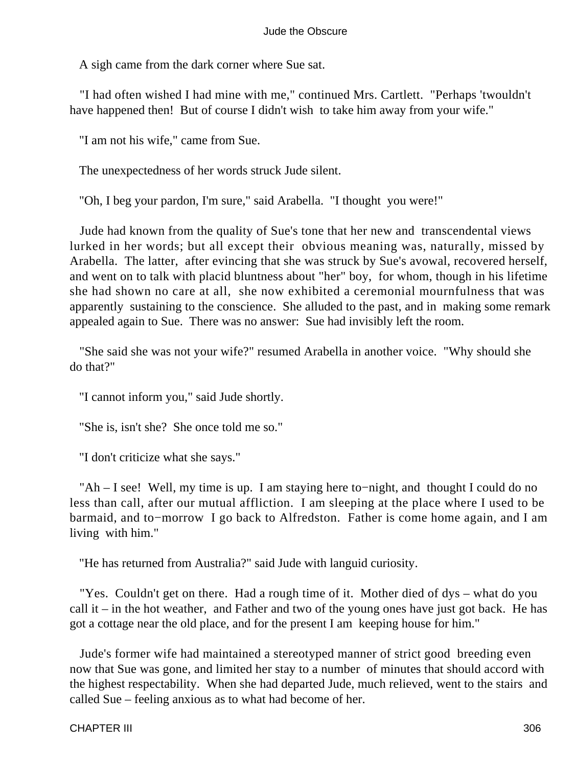A sigh came from the dark corner where Sue sat.

"I had often wished I had mine with me," continued Mrs. Cartlett. "Perhaps 'twouldn't have happened then! But of course I didn't wish to take him away from your wife."

"I am not his wife," came from Sue.

The unexpectedness of her words struck Jude silent.

"Oh, I beg your pardon, I'm sure," said Arabella. "I thought you were!"

Jude had known from the quality of Sue's tone that her new and transcendental views lurked in her words; but all except their obvious meaning was, naturally, missed by Arabella. The latter, after evincing that she was struck by Sue's avowal, recovered herself, and went on to talk with placid bluntness about "her" boy, for whom, though in his lifetime she had shown no care at all, she now exhibited a ceremonial mournfulness that was apparently sustaining to the conscience. She alluded to the past, and in making some remark appealed again to Sue. There was no answer: Sue had invisibly left the room.

"She said she was not your wife?" resumed Arabella in another voice. "Why should she do that?"

"I cannot inform you," said Jude shortly.

"She is, isn't she? She once told me so."

"I don't criticize what she says."

"Ah – I see! Well, my time is up. I am staying here to−night, and thought I could do no less than call, after our mutual affliction. I am sleeping at the place where I used to be barmaid, and to−morrow I go back to Alfredston. Father is come home again, and I am living with him."

"He has returned from Australia?" said Jude with languid curiosity.

"Yes. Couldn't get on there. Had a rough time of it. Mother died of dys – what do you call it – in the hot weather, and Father and two of the young ones have just got back. He has got a cottage near the old place, and for the present I am keeping house for him."

Jude's former wife had maintained a stereotyped manner of strict good breeding even now that Sue was gone, and limited her stay to a number of minutes that should accord with the highest respectability. When she had departed Jude, much relieved, went to the stairs and called Sue – feeling anxious as to what had become of her.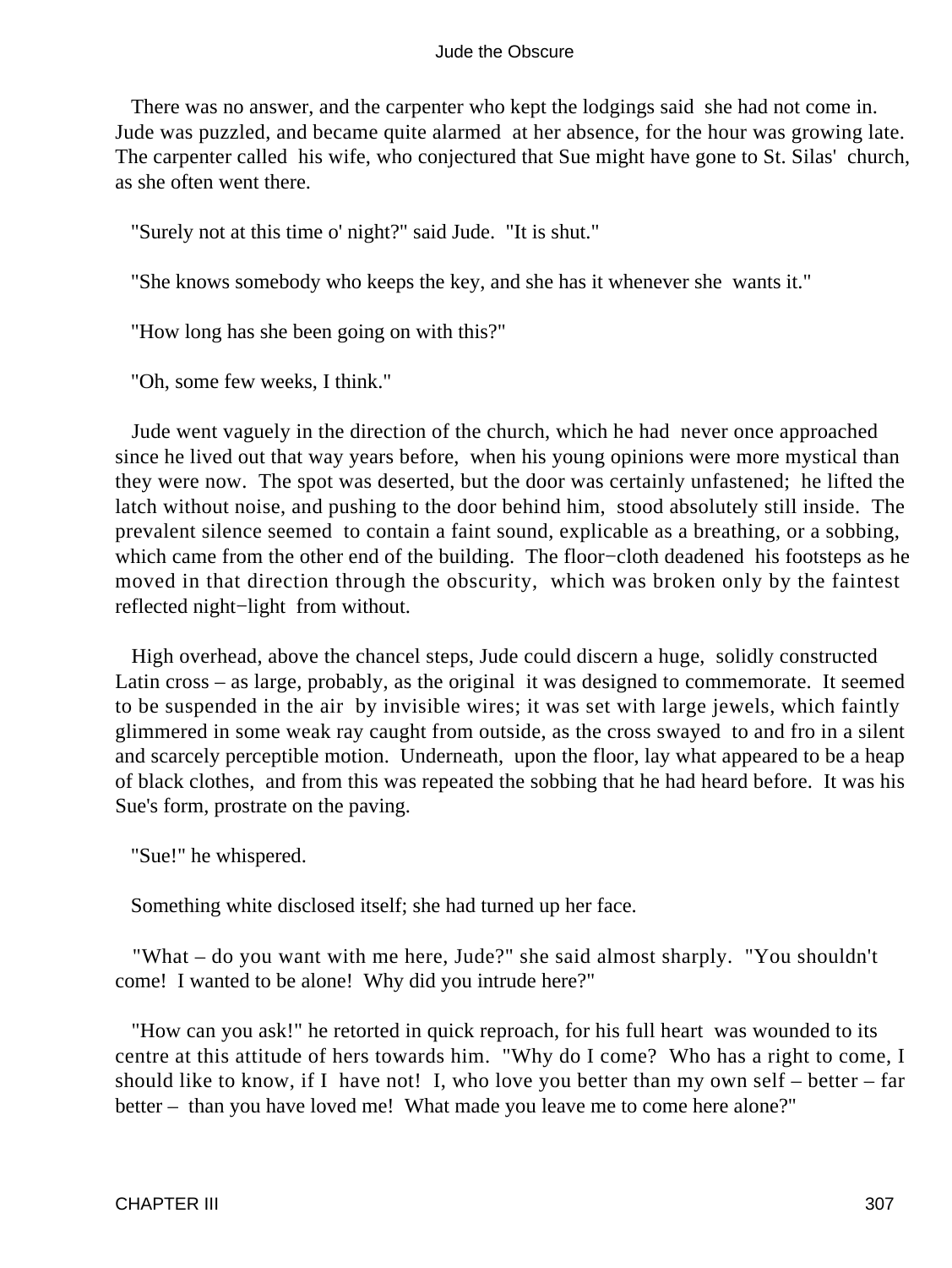There was no answer, and the carpenter who kept the lodgings said she had not come in. Jude was puzzled, and became quite alarmed at her absence, for the hour was growing late. The carpenter called his wife, who conjectured that Sue might have gone to St. Silas' church, as she often went there.

"Surely not at this time o' night?" said Jude. "It is shut."

"She knows somebody who keeps the key, and she has it whenever she wants it."

"How long has she been going on with this?"

"Oh, some few weeks, I think."

Jude went vaguely in the direction of the church, which he had never once approached since he lived out that way years before, when his young opinions were more mystical than they were now. The spot was deserted, but the door was certainly unfastened; he lifted the latch without noise, and pushing to the door behind him, stood absolutely still inside. The prevalent silence seemed to contain a faint sound, explicable as a breathing, or a sobbing, which came from the other end of the building. The floor−cloth deadened his footsteps as he moved in that direction through the obscurity, which was broken only by the faintest reflected night−light from without.

High overhead, above the chancel steps, Jude could discern a huge, solidly constructed Latin cross – as large, probably, as the original it was designed to commemorate. It seemed to be suspended in the air by invisible wires; it was set with large jewels, which faintly glimmered in some weak ray caught from outside, as the cross swayed to and fro in a silent and scarcely perceptible motion. Underneath, upon the floor, lay what appeared to be a heap of black clothes, and from this was repeated the sobbing that he had heard before. It was his Sue's form, prostrate on the paving.

"Sue!" he whispered.

Something white disclosed itself; she had turned up her face.

"What – do you want with me here, Jude?" she said almost sharply. "You shouldn't come! I wanted to be alone! Why did you intrude here?"

"How can you ask!" he retorted in quick reproach, for his full heart was wounded to its centre at this attitude of hers towards him. "Why do I come? Who has a right to come, I should like to know, if I have not! I, who love you better than my own self – better – far better – than you have loved me! What made you leave me to come here alone?"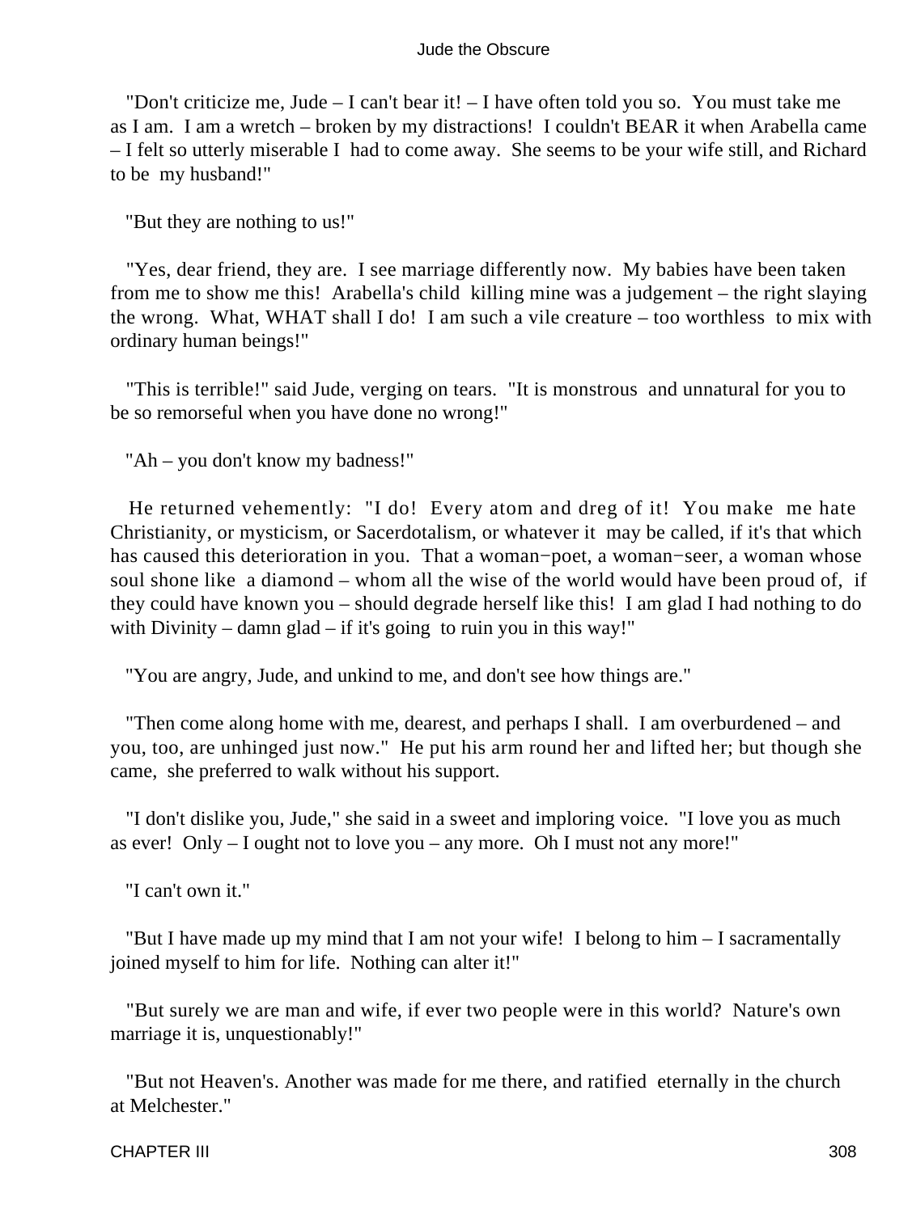"Don't criticize me, Jude – I can't bear it! – I have often told you so. You must take me as I am. I am a wretch – broken by my distractions! I couldn't BEAR it when Arabella came – I felt so utterly miserable I had to come away. She seems to be your wife still, and Richard to be my husband!"

"But they are nothing to us!"

"Yes, dear friend, they are. I see marriage differently now. My babies have been taken from me to show me this! Arabella's child killing mine was a judgement – the right slaying the wrong. What, WHAT shall I do! I am such a vile creature – too worthless to mix with ordinary human beings!"

"This is terrible!" said Jude, verging on tears. "It is monstrous and unnatural for you to be so remorseful when you have done no wrong!"

"Ah – you don't know my badness!"

He returned vehemently: "I do! Every atom and dreg of it! You make me hate Christianity, or mysticism, or Sacerdotalism, or whatever it may be called, if it's that which has caused this deterioration in you. That a woman−poet, a woman−seer, a woman whose soul shone like a diamond – whom all the wise of the world would have been proud of, if they could have known you – should degrade herself like this! I am glad I had nothing to do with Divinity – damn glad – if it's going to ruin you in this way!"

"You are angry, Jude, and unkind to me, and don't see how things are."

"Then come along home with me, dearest, and perhaps I shall. I am overburdened – and you, too, are unhinged just now." He put his arm round her and lifted her; but though she came, she preferred to walk without his support.

"I don't dislike you, Jude," she said in a sweet and imploring voice. "I love you as much as ever! Only – I ought not to love you – any more. Oh I must not any more!"

"I can't own it."

"But I have made up my mind that I am not your wife! I belong to him – I sacramentally joined myself to him for life. Nothing can alter it!"

"But surely we are man and wife, if ever two people were in this world? Nature's own marriage it is, unquestionably!"

"But not Heaven's. Another was made for me there, and ratified eternally in the church at Melchester."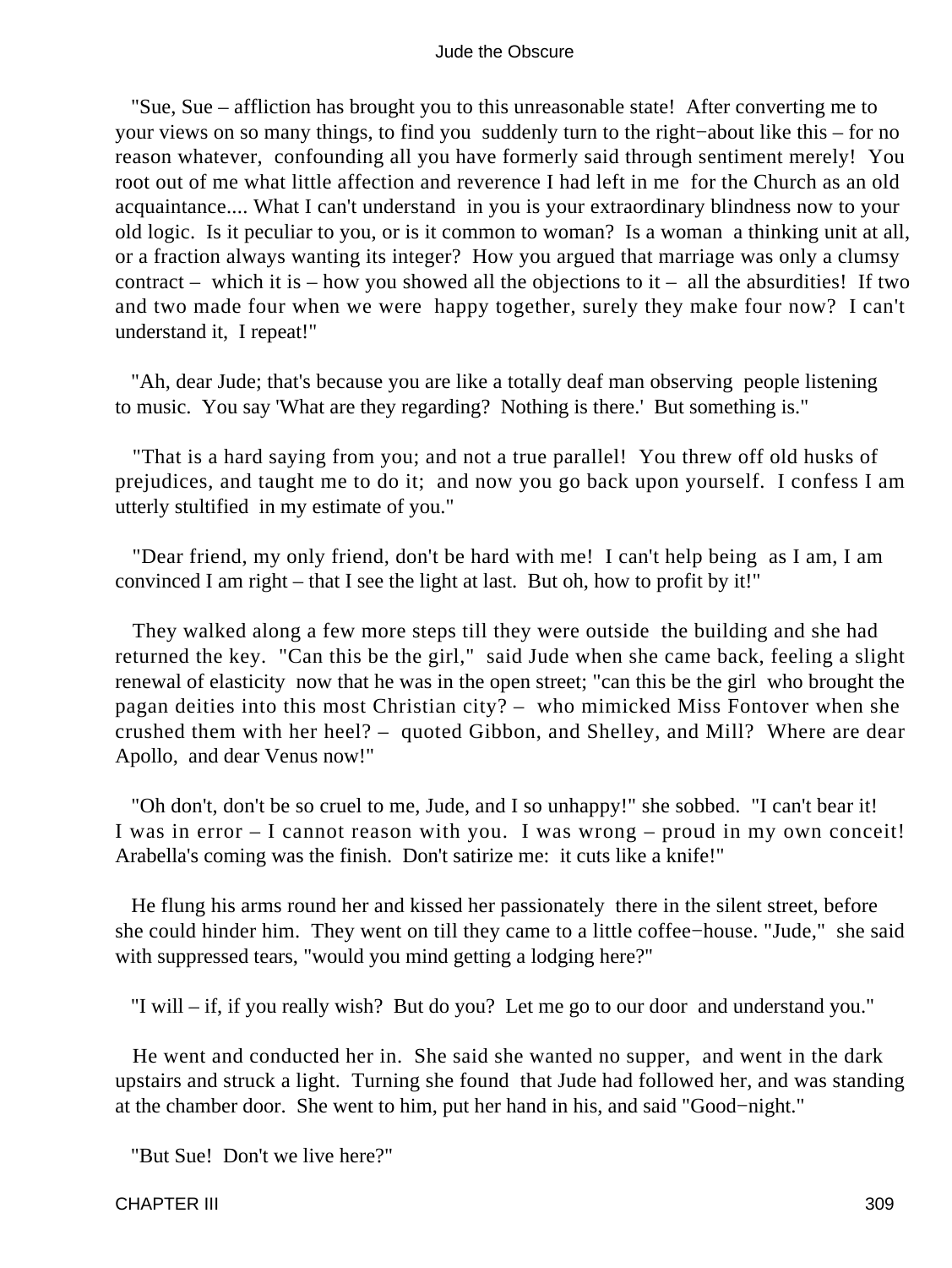"Sue, Sue – affliction has brought you to this unreasonable state! After converting me to your views on so many things, to find you suddenly turn to the right−about like this – for no reason whatever, confounding all you have formerly said through sentiment merely! You root out of me what little affection and reverence I had left in me for the Church as an old acquaintance.... What I can't understand in you is your extraordinary blindness now to your old logic. Is it peculiar to you, or is it common to woman? Is a woman a thinking unit at all, or a fraction always wanting its integer? How you argued that marriage was only a clumsy contract – which it is – how you showed all the objections to it – all the absurdities! If two and two made four when we were happy together, surely they make four now? I can't understand it, I repeat!"

"Ah, dear Jude; that's because you are like a totally deaf man observing people listening to music. You say 'What are they regarding? Nothing is there.' But something is."

"That is a hard saying from you; and not a true parallel! You threw off old husks of prejudices, and taught me to do it; and now you go back upon yourself. I confess I am utterly stultified in my estimate of you."

"Dear friend, my only friend, don't be hard with me! I can't help being as I am, I am convinced I am right – that I see the light at last. But oh, how to profit by it!"

They walked along a few more steps till they were outside the building and she had returned the key. "Can this be the girl," said Jude when she came back, feeling a slight renewal of elasticity now that he was in the open street; "can this be the girl who brought the pagan deities into this most Christian city? – who mimicked Miss Fontover when she crushed them with her heel? – quoted Gibbon, and Shelley, and Mill? Where are dear Apollo, and dear Venus now!"

"Oh don't, don't be so cruel to me, Jude, and I so unhappy!" she sobbed. "I can't bear it! I was in error – I cannot reason with you. I was wrong – proud in my own conceit! Arabella's coming was the finish. Don't satirize me: it cuts like a knife!"

He flung his arms round her and kissed her passionately there in the silent street, before she could hinder him. They went on till they came to a little coffee−house. "Jude," she said with suppressed tears, "would you mind getting a lodging here?"

"I will – if, if you really wish? But do you? Let me go to our door and understand you."

He went and conducted her in. She said she wanted no supper, and went in the dark upstairs and struck a light. Turning she found that Jude had followed her, and was standing at the chamber door. She went to him, put her hand in his, and said "Good−night."

"But Sue! Don't we live here?"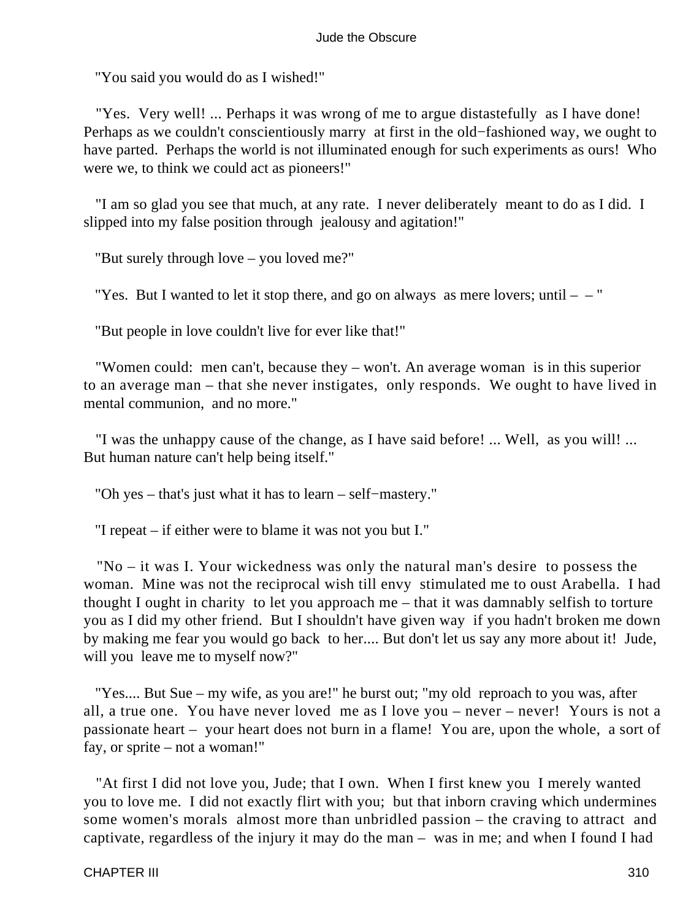"You said you would do as I wished!"

"Yes. Very well! ... Perhaps it was wrong of me to argue distastefully as I have done! Perhaps as we couldn't conscientiously marry at first in the old−fashioned way, we ought to have parted. Perhaps the world is not illuminated enough for such experiments as ours! Who were we, to think we could act as pioneers!"

"I am so glad you see that much, at any rate. I never deliberately meant to do as I did. I slipped into my false position through jealousy and agitation!"

"But surely through love – you loved me?"

"Yes. But I wanted to let it stop there, and go on always as mere lovers; until – – "

"But people in love couldn't live for ever like that!"

"Women could: men can't, because they – won't. An average woman is in this superior to an average man – that she never instigates, only responds. We ought to have lived in mental communion, and no more."

"I was the unhappy cause of the change, as I have said before! ... Well, as you will! ... But human nature can't help being itself."

"Oh yes – that's just what it has to learn – self−mastery."

"I repeat – if either were to blame it was not you but I."

"No – it was I. Your wickedness was only the natural man's desire to possess the woman. Mine was not the reciprocal wish till envy stimulated me to oust Arabella. I had thought I ought in charity to let you approach me – that it was damnably selfish to torture you as I did my other friend. But I shouldn't have given way if you hadn't broken me down by making me fear you would go back to her.... But don't let us say any more about it! Jude, will you leave me to myself now?"

"Yes.... But Sue – my wife, as you are!" he burst out; "my old reproach to you was, after all, a true one. You have never loved me as I love you – never – never! Yours is not a passionate heart – your heart does not burn in a flame! You are, upon the whole, a sort of fay, or sprite – not a woman!"

"At first I did not love you, Jude; that I own. When I first knew you I merely wanted you to love me. I did not exactly flirt with you; but that inborn craving which undermines some women's morals almost more than unbridled passion – the craving to attract and captivate, regardless of the injury it may do the man – was in me; and when I found I had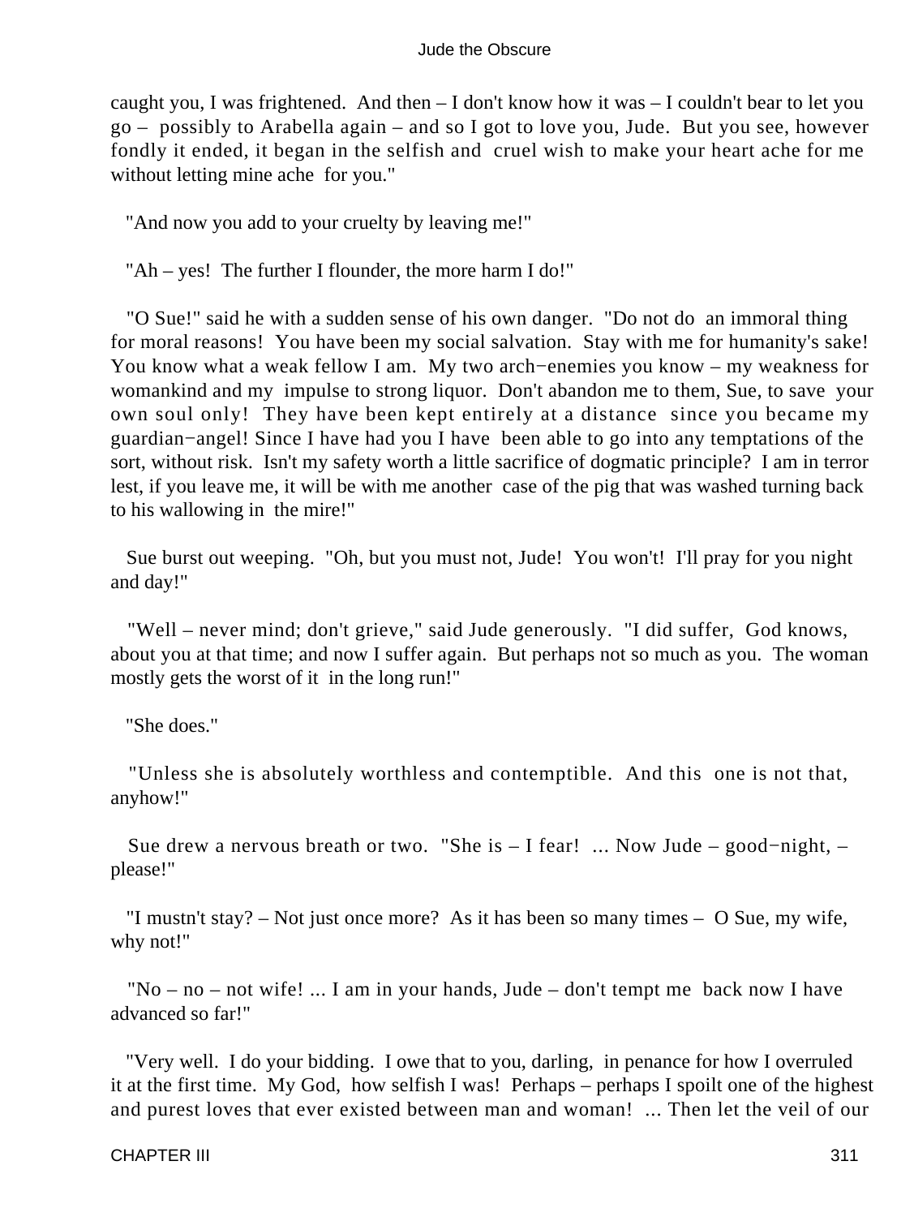caught you, I was frightened. And then – I don't know how it was – I couldn't bear to let you go – possibly to Arabella again – and so I got to love you, Jude. But you see, however fondly it ended, it began in the selfish and cruel wish to make your heart ache for me without letting mine ache for you."

"And now you add to your cruelty by leaving me!"

"Ah – yes! The further I flounder, the more harm I do!"

"O Sue!" said he with a sudden sense of his own danger. "Do not do an immoral thing for moral reasons! You have been my social salvation. Stay with me for humanity's sake! You know what a weak fellow I am. My two arch−enemies you know – my weakness for womankind and my impulse to strong liquor. Don't abandon me to them, Sue, to save your own soul only! They have been kept entirely at a distance since you became my guardian−angel! Since I have had you I have been able to go into any temptations of the sort, without risk. Isn't my safety worth a little sacrifice of dogmatic principle? I am in terror lest, if you leave me, it will be with me another case of the pig that was washed turning back to his wallowing in the mire!"

Sue burst out weeping. "Oh, but you must not, Jude! You won't! I'll pray for you night and day!"

"Well – never mind; don't grieve," said Jude generously. "I did suffer, God knows, about you at that time; and now I suffer again. But perhaps not so much as you. The woman mostly gets the worst of it in the long run!"

"She does."

"Unless she is absolutely worthless and contemptible. And this one is not that, anyhow!"

Sue drew a nervous breath or two. "She is – I fear! ... Now Jude – good−night, – please!"

"I mustn't stay? – Not just once more? As it has been so many times – O Sue, my wife, why not!"

"No – no – not wife! ... I am in your hands, Jude – don't tempt me back now I have advanced so far!"

"Very well. I do your bidding. I owe that to you, darling, in penance for how I overruled it at the first time. My God, how selfish I was! Perhaps – perhaps I spoilt one of the highest and purest loves that ever existed between man and woman! ... Then let the veil of our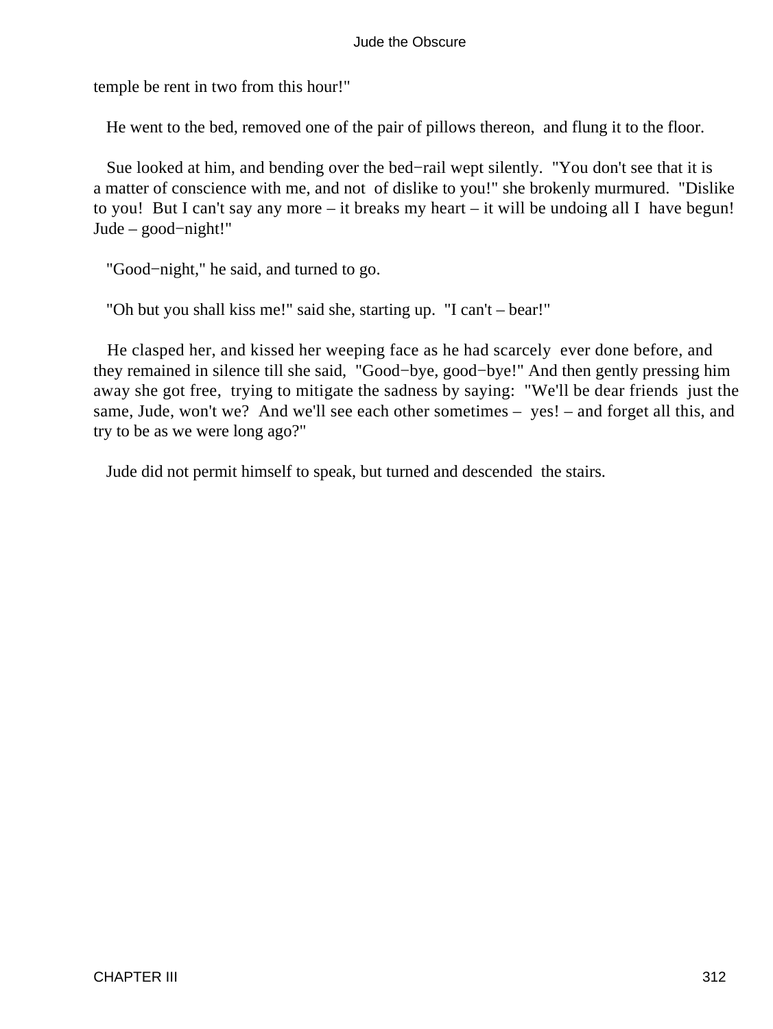temple be rent in two from this hour!"

He went to the bed, removed one of the pair of pillows thereon, and flung it to the floor.

Sue looked at him, and bending over the bed−rail wept silently. "You don't see that it is a matter of conscience with me, and not of dislike to you!" she brokenly murmured. "Dislike to you! But I can't say any more – it breaks my heart – it will be undoing all I have begun! Jude – good−night!"

"Good−night," he said, and turned to go.

"Oh but you shall kiss me!" said she, starting up. "I can't – bear!"

He clasped her, and kissed her weeping face as he had scarcely ever done before, and they remained in silence till she said, "Good−bye, good−bye!" And then gently pressing him away she got free, trying to mitigate the sadness by saying: "We'll be dear friends just the same, Jude, won't we? And we'll see each other sometimes – yes! – and forget all this, and try to be as we were long ago?"

Jude did not permit himself to speak, but turned and descended the stairs.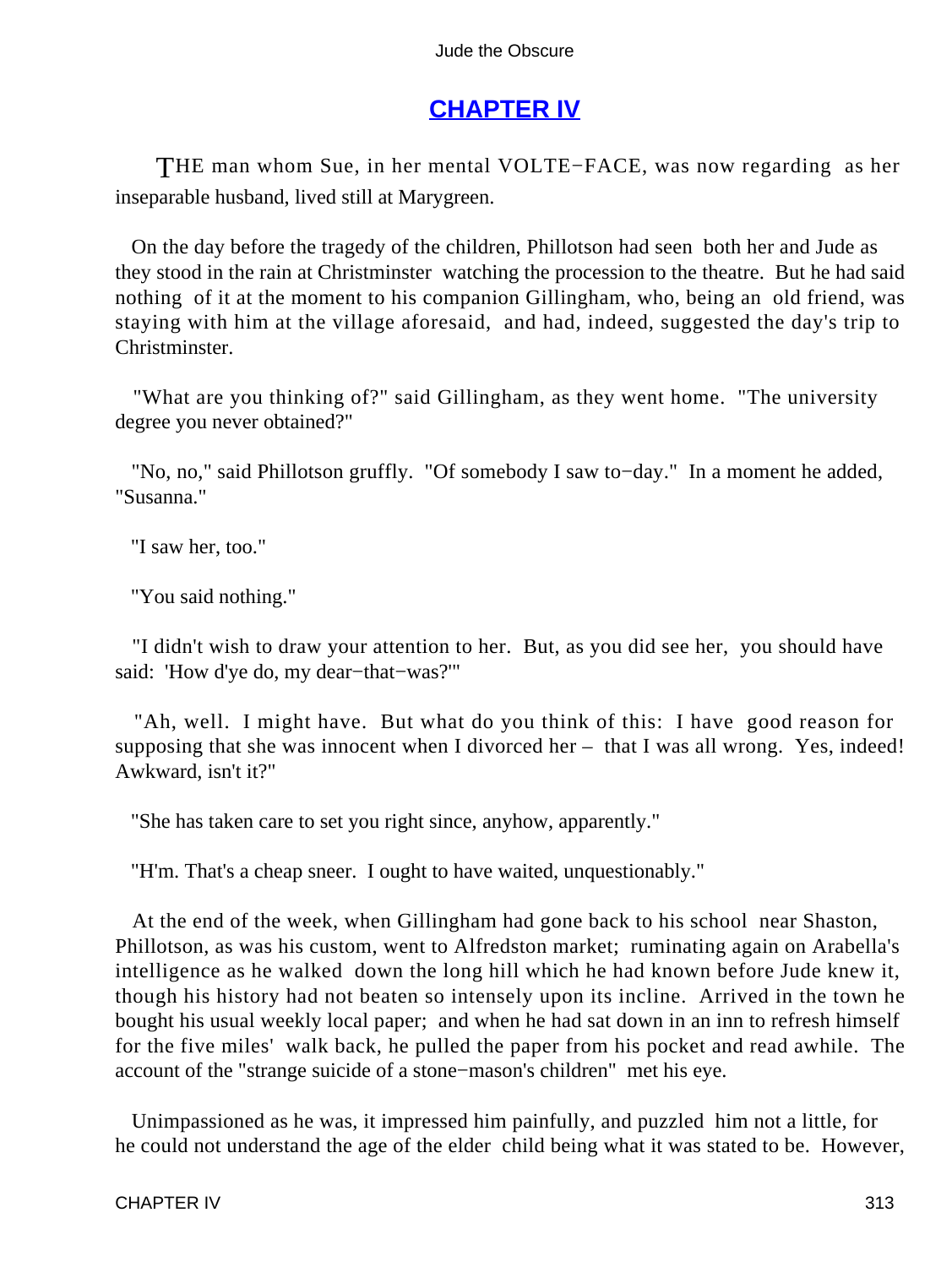## CHAPTER IV

THE man whom Sue, in her mental VOLTE−FACE, was now regarding as her inseparable husband, lived still at Marygreen.

On the day before the tragedy of the children, Phillotson had seen both her and Jude as they stood in the rain at Christminster watching the procession to the theatre. But he had said nothing of it at the moment to his companion Gillingham, who, being an old friend, was staying with him at the village aforesaid, and had, indeed, suggested the day's trip to Christminster.

"What are you thinking of?" said Gillingham, as they went home. "The university degree you never obtained?"

"No, no," said Phillotson gruffly. "Of somebody I saw to−day." In a moment he added, "Susanna."

"I saw her, too."

"You said nothing."

"I didn't wish to draw your attention to her. But, as you did see her, you should have said: 'How d'ye do, my dear−that−was?'"

"Ah, well. I might have. But what do you think of this: I have good reason for supposing that she was innocent when I divorced her – that I was all wrong. Yes, indeed! Awkward, isn't it?"

"She has taken care to set you right since, anyhow, apparently."

"H'm. That's a cheap sneer. I ought to have waited, unquestionably."

At the end of the week, when Gillingham had gone back to his school near Shaston, Phillotson, as was his custom, went to Alfredston market; ruminating again on Arabella's intelligence as he walked down the long hill which he had known before Jude knew it, though his history had not beaten so intensely upon its incline. Arrived in the town he bought his usual weekly local paper; and when he had sat down in an inn to refresh himself for the five miles' walk back, he pulled the paper from his pocket and read awhile. The account of the "strange suicide of a stone−mason's children" met his eye.

Unimpassioned as he was, it impressed him painfully, and puzzled him not a little, for he could not understand the age of the elder child being what it was stated to be. However,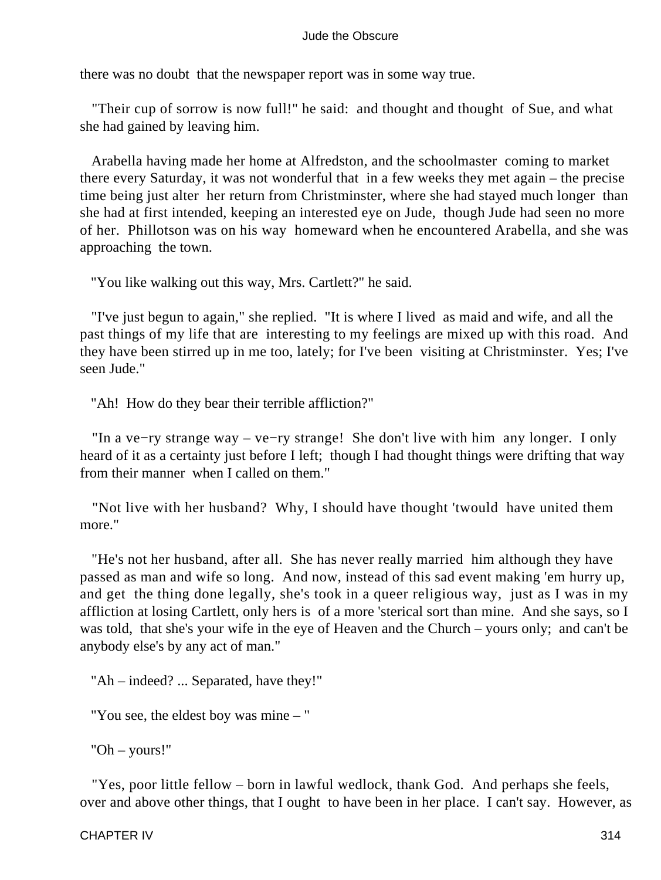there was no doubt that the newspaper report was in some way true.

"Their cup of sorrow is now full!" he said: and thought and thought of Sue, and what she had gained by leaving him.

Arabella having made her home at Alfredston, and the schoolmaster coming to market there every Saturday, it was not wonderful that in a few weeks they met again – the precise time being just alter her return from Christminster, where she had stayed much longer than she had at first intended, keeping an interested eye on Jude, though Jude had seen no more of her. Phillotson was on his way homeward when he encountered Arabella, and she was approaching the town.

"You like walking out this way, Mrs. Cartlett?" he said.

"I've just begun to again," she replied. "It is where I lived as maid and wife, and all the past things of my life that are interesting to my feelings are mixed up with this road. And they have been stirred up in me too, lately; for I've been visiting at Christminster. Yes; I've seen Jude."

"Ah! How do they bear their terrible affliction?"

"In a ve−ry strange way – ve−ry strange! She don't live with him any longer. I only heard of it as a certainty just before I left; though I had thought things were drifting that way from their manner when I called on them."

"Not live with her husband? Why, I should have thought 'twould have united them more."

"He's not her husband, after all. She has never really married him although they have passed as man and wife so long. And now, instead of this sad event making 'em hurry up, and get the thing done legally, she's took in a queer religious way, just as I was in my affliction at losing Cartlett, only hers is of a more 'sterical sort than mine. And she says, so I was told, that she's your wife in the eye of Heaven and the Church – yours only; and can't be anybody else's by any act of man."

"Ah – indeed? ... Separated, have they!"

"You see, the eldest boy was mine – "

"Oh – yours!"

"Yes, poor little fellow – born in lawful wedlock, thank God. And perhaps she feels, over and above other things, that I ought to have been in her place. I can't say. However, as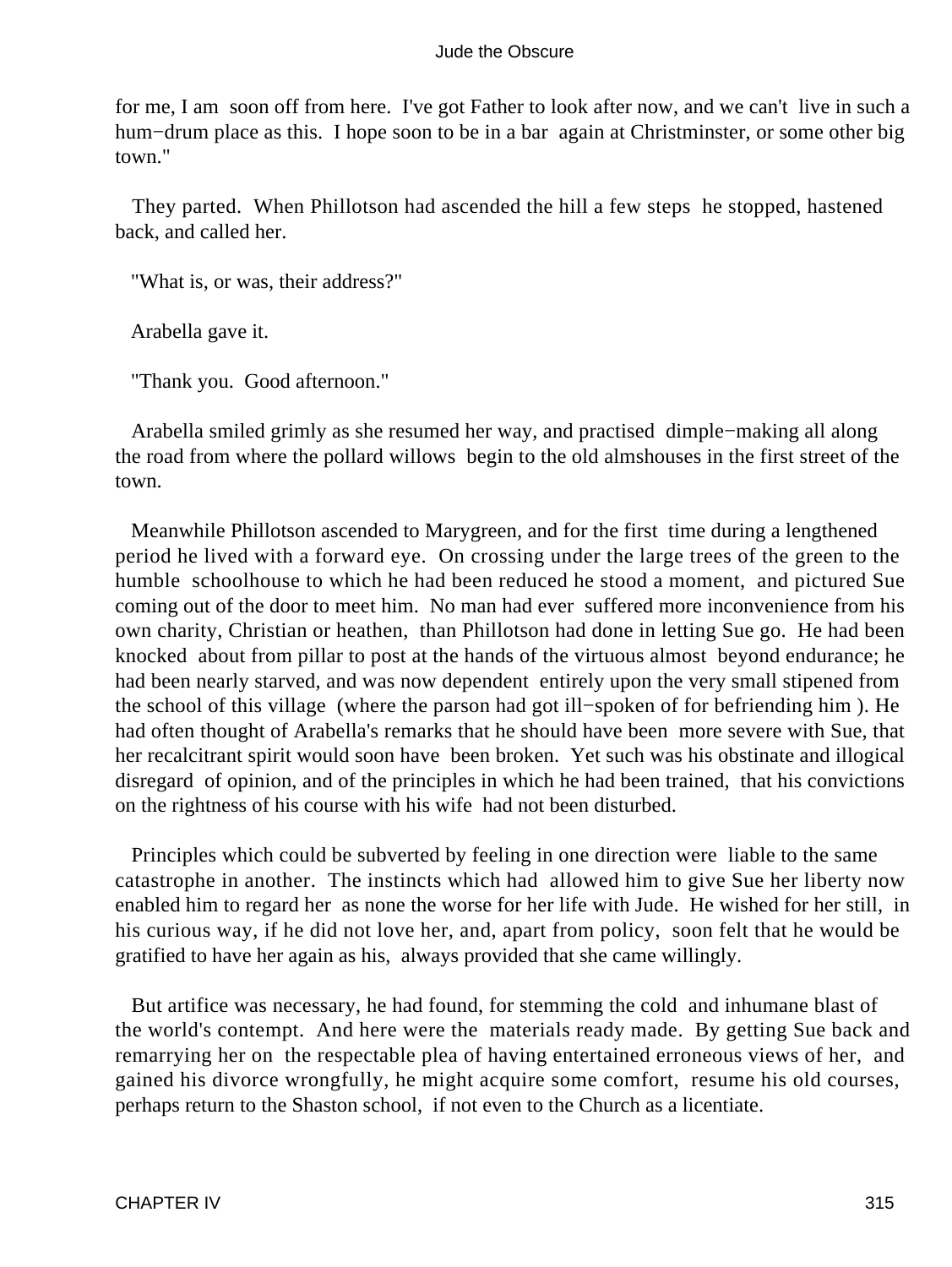for me, I am soon off from here. I've got Father to look after now, and we can't live in such a hum−drum place as this. I hope soon to be in a bar again at Christminster, or some other big town."

They parted. When Phillotson had ascended the hill a few steps he stopped, hastened back, and called her.

"What is, or was, their address?"

Arabella gave it.

"Thank you. Good afternoon."

Arabella smiled grimly as she resumed her way, and practised dimple−making all along the road from where the pollard willows begin to the old almshouses in the first street of the town.

Meanwhile Phillotson ascended to Marygreen, and for the first time during a lengthened period he lived with a forward eye. On crossing under the large trees of the green to the humble schoolhouse to which he had been reduced he stood a moment, and pictured Sue coming out of the door to meet him. No man had ever suffered more inconvenience from his own charity, Christian or heathen, than Phillotson had done in letting Sue go. He had been knocked about from pillar to post at the hands of the virtuous almost beyond endurance; he had been nearly starved, and was now dependent entirely upon the very small stipened from the school of this village (where the parson had got ill−spoken of for befriending him ). He had often thought of Arabella's remarks that he should have been more severe with Sue, that her recalcitrant spirit would soon have been broken. Yet such was his obstinate and illogical disregard of opinion, and of the principles in which he had been trained, that his convictions on the rightness of his course with his wife had not been disturbed.

Principles which could be subverted by feeling in one direction were liable to the same catastrophe in another. The instincts which had allowed him to give Sue her liberty now enabled him to regard her as none the worse for her life with Jude. He wished for her still, in his curious way, if he did not love her, and, apart from policy, soon felt that he would be gratified to have her again as his, always provided that she came willingly.

But artifice was necessary, he had found, for stemming the cold and inhumane blast of the world's contempt. And here were the materials ready made. By getting Sue back and remarrying her on the respectable plea of having entertained erroneous views of her, and gained his divorce wrongfully, he might acquire some comfort, resume his old courses, perhaps return to the Shaston school, if not even to the Church as a licentiate.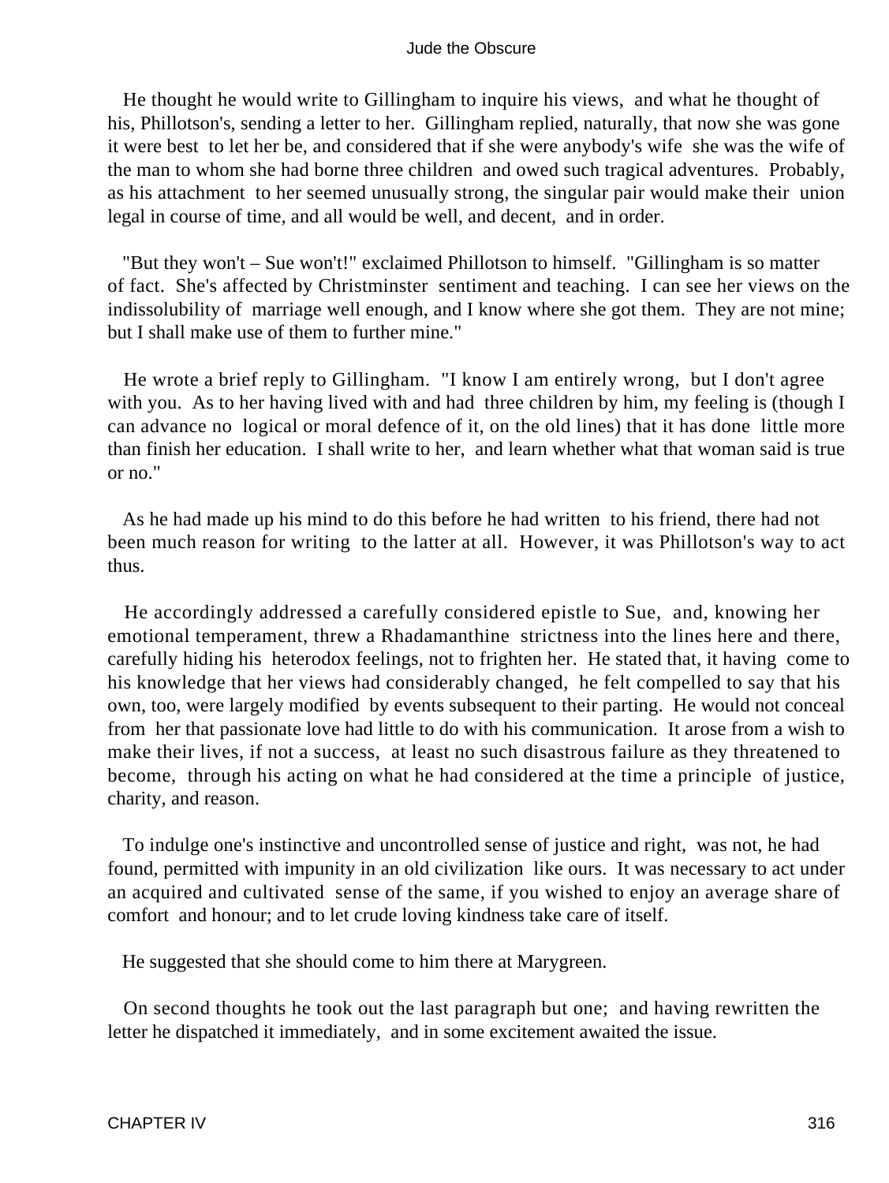He thought he would write to Gillingham to inquire his views, and what he thought of his, Phillotson's, sending a letter to her. Gillingham replied, naturally, that now she was gone it were best to let her be, and considered that if she were anybody's wife she was the wife of the man to whom she had borne three children and owed such tragical adventures. Probably, as his attachment to her seemed unusually strong, the singular pair would make their union legal in course of time, and all would be well, and decent, and in order.

"But they won't – Sue won't!" exclaimed Phillotson to himself. "Gillingham is so matter of fact. She's affected by Christminster sentiment and teaching. I can see her views on the indissolubility of marriage well enough, and I know where she got them. They are not mine; but I shall make use of them to further mine."

He wrote a brief reply to Gillingham. "I know I am entirely wrong, but I don't agree with you. As to her having lived with and had three children by him, my feeling is (though I can advance no logical or moral defence of it, on the old lines) that it has done little more than finish her education. I shall write to her, and learn whether what that woman said is true or no."

As he had made up his mind to do this before he had written to his friend, there had not been much reason for writing to the latter at all. However, it was Phillotson's way to act thus.

He accordingly addressed a carefully considered epistle to Sue, and, knowing her emotional temperament, threw a Rhadamanthine strictness into the lines here and there, carefully hiding his heterodox feelings, not to frighten her. He stated that, it having come to his knowledge that her views had considerably changed, he felt compelled to say that his own, too, were largely modified by events subsequent to their parting. He would not conceal from her that passionate love had little to do with his communication. It arose from a wish to make their lives, if not a success, at least no such disastrous failure as they threatened to become, through his acting on what he had considered at the time a principle of justice, charity, and reason.

To indulge one's instinctive and uncontrolled sense of justice and right, was not, he had found, permitted with impunity in an old civilization like ours. It was necessary to act under an acquired and cultivated sense of the same, if you wished to enjoy an average share of comfort and honour; and to let crude loving kindness take care of itself.

He suggested that she should come to him there at Marygreen.

On second thoughts he took out the last paragraph but one; and having rewritten the letter he dispatched it immediately, and in some excitement awaited the issue.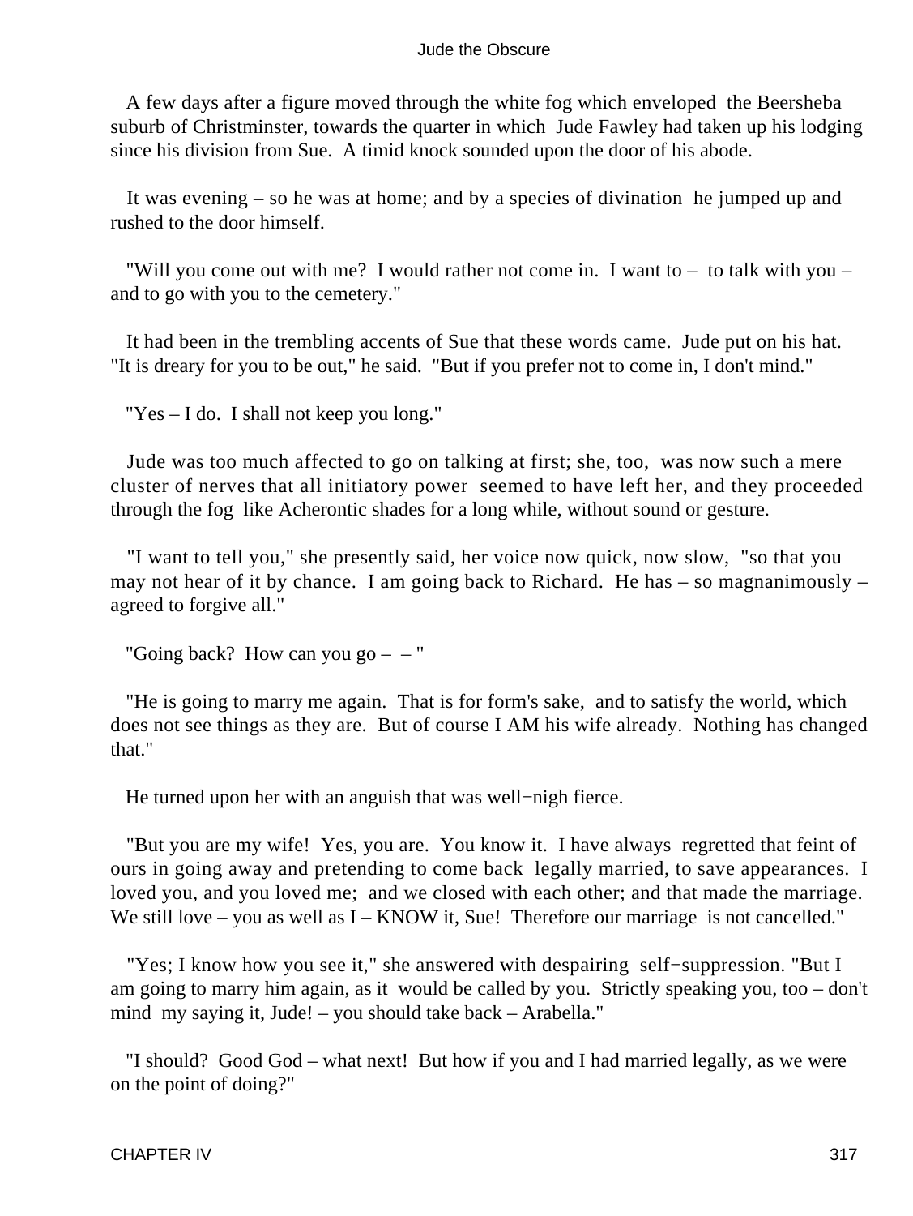A few days after a figure moved through the white fog which enveloped the Beersheba suburb of Christminster, towards the quarter in which Jude Fawley had taken up his lodging since his division from Sue. A timid knock sounded upon the door of his abode.

It was evening – so he was at home; and by a species of divination he jumped up and rushed to the door himself.

"Will you come out with me? I would rather not come in. I want to – to talk with you – and to go with you to the cemetery."

It had been in the trembling accents of Sue that these words came. Jude put on his hat. "It is dreary for you to be out," he said. "But if you prefer not to come in, I don't mind."

"Yes – I do. I shall not keep you long."

Jude was too much affected to go on talking at first; she, too, was now such a mere cluster of nerves that all initiatory power seemed to have left her, and they proceeded through the fog like Acherontic shades for a long while, without sound or gesture.

"I want to tell you," she presently said, her voice now quick, now slow, "so that you may not hear of it by chance. I am going back to Richard. He has – so magnanimously – agreed to forgive all."

"Going back? How can you go – – "

"He is going to marry me again. That is for form's sake, and to satisfy the world, which does not see things as they are. But of course I AM his wife already. Nothing has changed that."

He turned upon her with an anguish that was well−nigh fierce.

"But you are my wife! Yes, you are. You know it. I have always regretted that feint of ours in going away and pretending to come back legally married, to save appearances. I loved you, and you loved me; and we closed with each other; and that made the marriage. We still love – you as well as I – KNOW it, Sue! Therefore our marriage is not cancelled."

"Yes; I know how you see it," she answered with despairing self−suppression. "But I am going to marry him again, as it would be called by you. Strictly speaking you, too – don't mind my saying it, Jude! – you should take back – Arabella."

"I should? Good God – what next! But how if you and I had married legally, as we were on the point of doing?"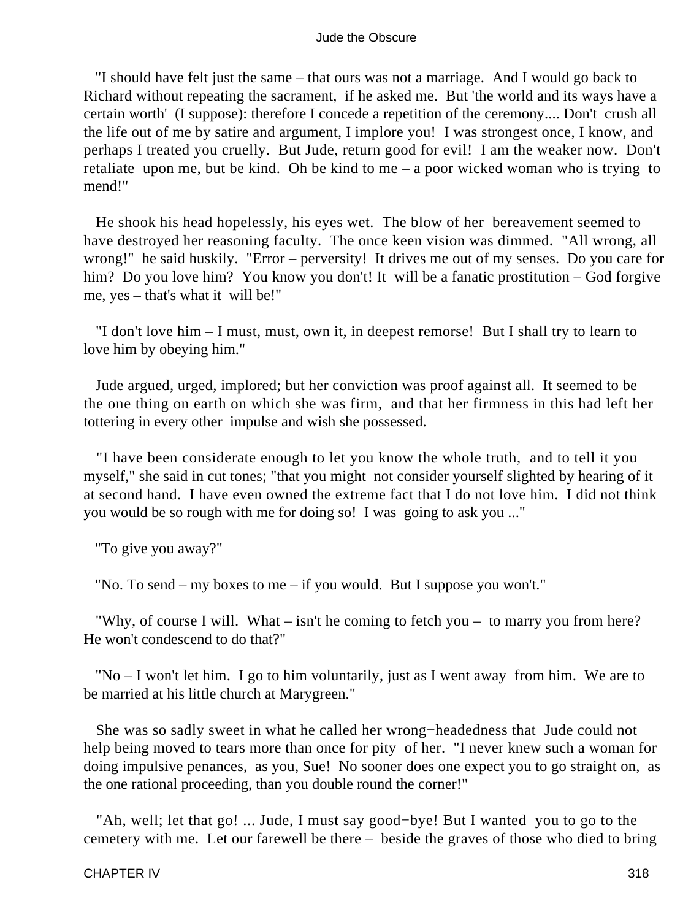"I should have felt just the same – that ours was not a marriage. And I would go back to Richard without repeating the sacrament, if he asked me. But 'the world and its ways have a certain worth' (I suppose): therefore I concede a repetition of the ceremony.... Don't crush all the life out of me by satire and argument, I implore you! I was strongest once, I know, and perhaps I treated you cruelly. But Jude, return good for evil! I am the weaker now. Don't retaliate upon me, but be kind. Oh be kind to me – a poor wicked woman who is trying to mend!"

He shook his head hopelessly, his eyes wet. The blow of her bereavement seemed to have destroyed her reasoning faculty. The once keen vision was dimmed. "All wrong, all wrong!" he said huskily. "Error – perversity! It drives me out of my senses. Do you care for him? Do you love him? You know you don't! It will be a fanatic prostitution – God forgive me, yes – that's what it will be!"

"I don't love him – I must, must, own it, in deepest remorse! But I shall try to learn to love him by obeying him."

Jude argued, urged, implored; but her conviction was proof against all. It seemed to be the one thing on earth on which she was firm, and that her firmness in this had left her tottering in every other impulse and wish she possessed.

"I have been considerate enough to let you know the whole truth, and to tell it you myself," she said in cut tones; "that you might not consider yourself slighted by hearing of it at second hand. I have even owned the extreme fact that I do not love him. I did not think you would be so rough with me for doing so! I was going to ask you ..."

"To give you away?"

"No. To send – my boxes to me – if you would. But I suppose you won't."

"Why, of course I will. What – isn't he coming to fetch you – to marry you from here? He won't condescend to do that?"

"No – I won't let him. I go to him voluntarily, just as I went away from him. We are to be married at his little church at Marygreen."

She was so sadly sweet in what he called her wrong−headedness that Jude could not help being moved to tears more than once for pity of her. "I never knew such a woman for doing impulsive penances, as you, Sue! No sooner does one expect you to go straight on, as the one rational proceeding, than you double round the corner!"

"Ah, well; let that go! ... Jude, I must say good−bye! But I wanted you to go to the cemetery with me. Let our farewell be there – beside the graves of those who died to bring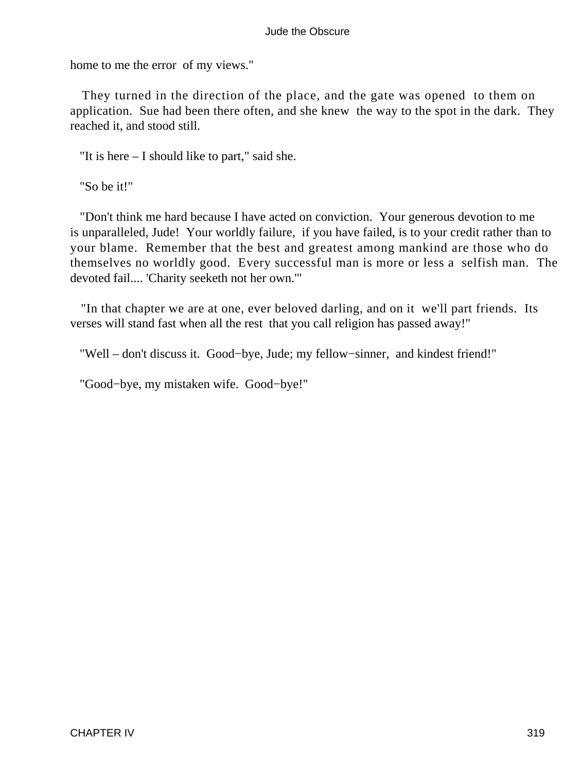home to me the error of my views."

They turned in the direction of the place, and the gate was opened to them on application. Sue had been there often, and she knew the way to the spot in the dark. They reached it, and stood still.

"It is here – I should like to part," said she.

"So be it!"

"Don't think me hard because I have acted on conviction. Your generous devotion to me is unparalleled, Jude! Your worldly failure, if you have failed, is to your credit rather than to your blame. Remember that the best and greatest among mankind are those who do themselves no worldly good. Every successful man is more or less a selfish man. The devoted fail.... 'Charity seeketh not her own.'"

"In that chapter we are at one, ever beloved darling, and on it we'll part friends. Its verses will stand fast when all the rest that you call religion has passed away!"

"Well – don't discuss it. Good−bye, Jude; my fellow−sinner, and kindest friend!"

"Good−bye, my mistaken wife. Good−bye!"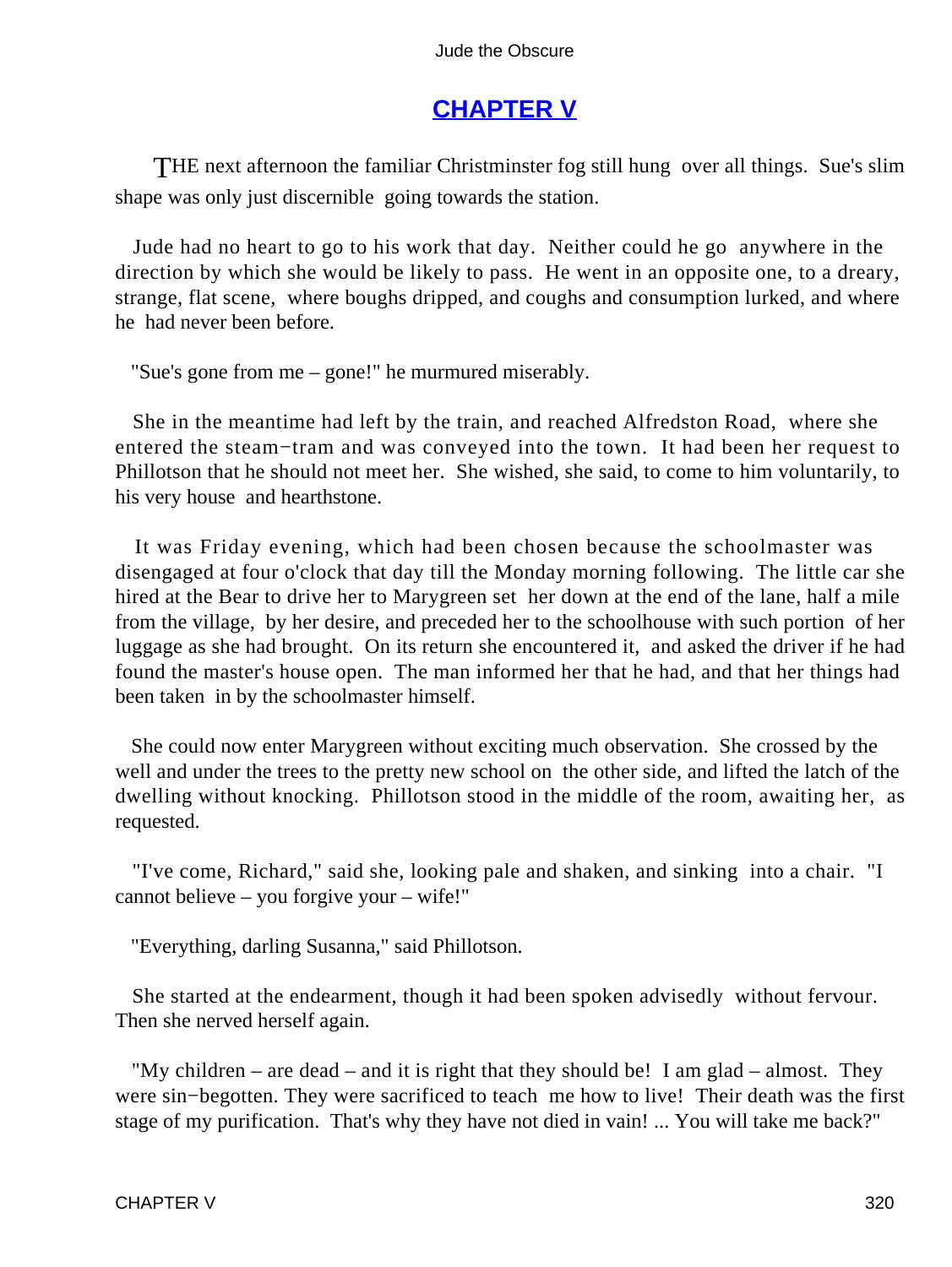## CHAPTER V

THE next afternoon the familiar Christminster fog still hung over all things. Sue's slim shape was only just discernible going towards the station.

Jude had no heart to go to his work that day. Neither could he go anywhere in the direction by which she would be likely to pass. He went in an opposite one, to a dreary, strange, flat scene, where boughs dripped, and coughs and consumption lurked, and where he had never been before.

"Sue's gone from me – gone!" he murmured miserably.

She in the meantime had left by the train, and reached Alfredston Road, where she entered the steam−tram and was conveyed into the town. It had been her request to Phillotson that he should not meet her. She wished, she said, to come to him voluntarily, to his very house and hearthstone.

It was Friday evening, which had been chosen because the schoolmaster was disengaged at four o'clock that day till the Monday morning following. The little car she hired at the Bear to drive her to Marygreen set her down at the end of the lane, half a mile from the village, by her desire, and preceded her to the schoolhouse with such portion of her luggage as she had brought. On its return she encountered it, and asked the driver if he had found the master's house open. The man informed her that he had, and that her things had been taken in by the schoolmaster himself.

She could now enter Marygreen without exciting much observation. She crossed by the well and under the trees to the pretty new school on the other side, and lifted the latch of the dwelling without knocking. Phillotson stood in the middle of the room, awaiting her, as requested.

"I've come, Richard," said she, looking pale and shaken, and sinking into a chair. "I cannot believe – you forgive your – wife!"

"Everything, darling Susanna," said Phillotson.

She started at the endearment, though it had been spoken advisedly without fervour. Then she nerved herself again.

"My children – are dead – and it is right that they should be! I am glad – almost. They were sin−begotten. They were sacrificed to teach me how to live! Their death was the first stage of my purification. That's why they have not died in vain! ... You will take me back?"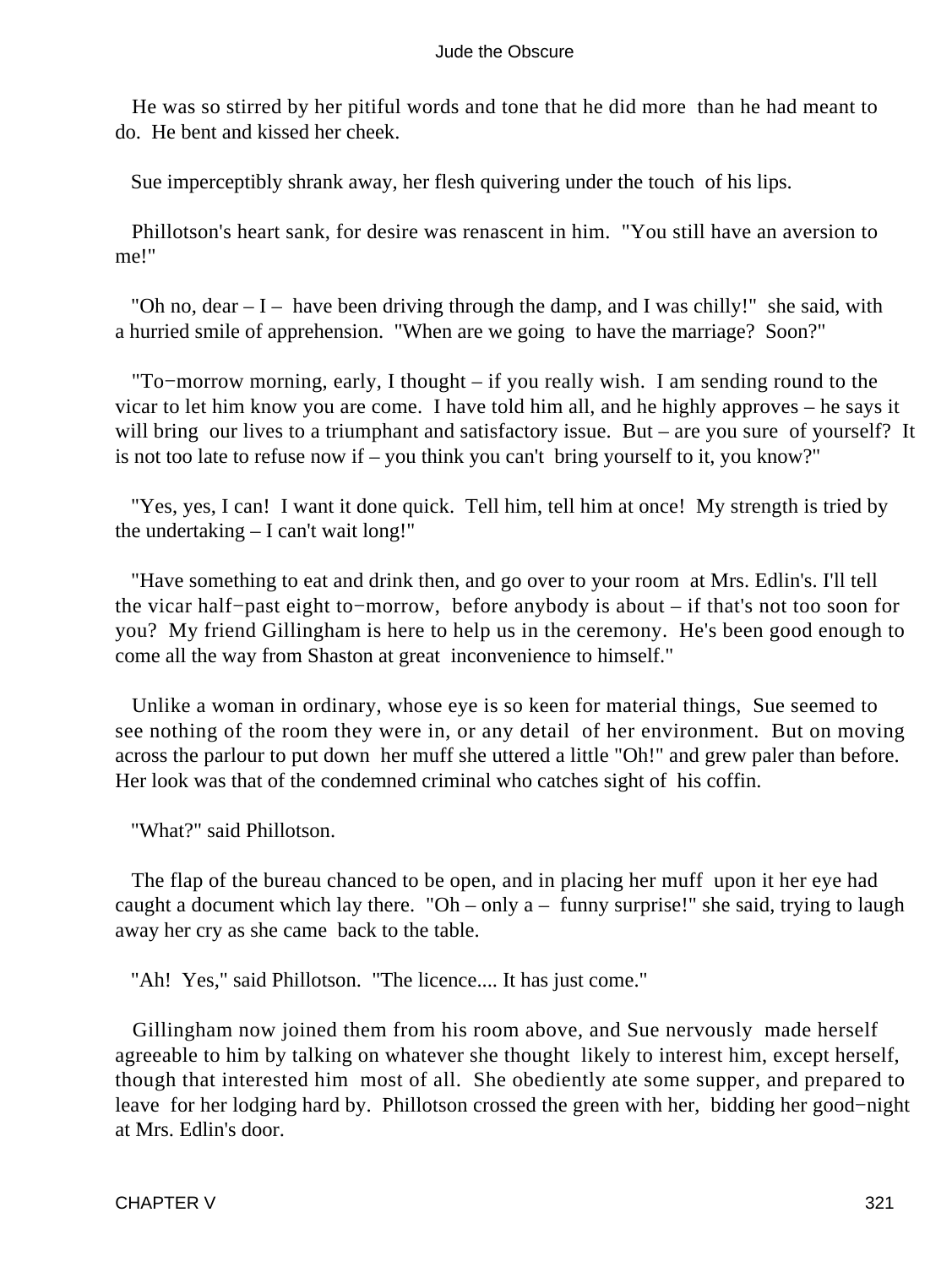He was so stirred by her pitiful words and tone that he did more than he had meant to do. He bent and kissed her cheek.

Sue imperceptibly shrank away, her flesh quivering under the touch of his lips.

Phillotson's heart sank, for desire was renascent in him. "You still have an aversion to me!"

"Oh no, dear – I – have been driving through the damp, and I was chilly!" she said, with a hurried smile of apprehension. "When are we going to have the marriage? Soon?"

"To−morrow morning, early, I thought – if you really wish. I am sending round to the vicar to let him know you are come. I have told him all, and he highly approves – he says it will bring our lives to a triumphant and satisfactory issue. But – are you sure of yourself? It is not too late to refuse now if – you think you can't bring yourself to it, you know?"

"Yes, yes, I can! I want it done quick. Tell him, tell him at once! My strength is tried by the undertaking – I can't wait long!"

"Have something to eat and drink then, and go over to your room at Mrs. Edlin's. I'll tell the vicar half−past eight to−morrow, before anybody is about – if that's not too soon for you? My friend Gillingham is here to help us in the ceremony. He's been good enough to come all the way from Shaston at great inconvenience to himself."

Unlike a woman in ordinary, whose eye is so keen for material things, Sue seemed to see nothing of the room they were in, or any detail of her environment. But on moving across the parlour to put down her muff she uttered a little "Oh!" and grew paler than before. Her look was that of the condemned criminal who catches sight of his coffin.

"What?" said Phillotson.

The flap of the bureau chanced to be open, and in placing her muff upon it her eye had caught a document which lay there. "Oh – only a – funny surprise!" she said, trying to laugh away her cry as she came back to the table.

"Ah! Yes," said Phillotson. "The licence.... It has just come."

Gillingham now joined them from his room above, and Sue nervously made herself agreeable to him by talking on whatever she thought likely to interest him, except herself, though that interested him most of all. She obediently ate some supper, and prepared to leave for her lodging hard by. Phillotson crossed the green with her, bidding her good−night at Mrs. Edlin's door.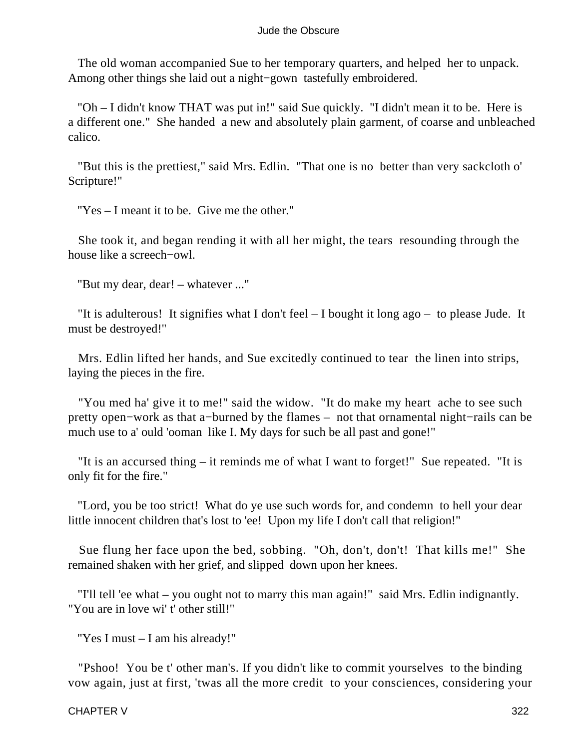The old woman accompanied Sue to her temporary quarters, and helped her to unpack. Among other things she laid out a night−gown tastefully embroidered.

"Oh – I didn't know THAT was put in!" said Sue quickly. "I didn't mean it to be. Here is a different one." She handed a new and absolutely plain garment, of coarse and unbleached calico.

"But this is the prettiest," said Mrs. Edlin. "That one is no better than very sackcloth o' Scripture!"

"Yes – I meant it to be. Give me the other."

She took it, and began rending it with all her might, the tears resounding through the house like a screech−owl.

"But my dear, dear! – whatever ..."

"It is adulterous! It signifies what I don't feel – I bought it long ago – to please Jude. It must be destroyed!"

Mrs. Edlin lifted her hands, and Sue excitedly continued to tear the linen into strips, laying the pieces in the fire.

"You med ha' give it to me!" said the widow. "It do make my heart ache to see such pretty open−work as that a−burned by the flames – not that ornamental night−rails can be much use to a' ould 'ooman like I. My days for such be all past and gone!"

"It is an accursed thing – it reminds me of what I want to forget!" Sue repeated. "It is only fit for the fire."

"Lord, you be too strict! What do ye use such words for, and condemn to hell your dear little innocent children that's lost to 'ee! Upon my life I don't call that religion!"

Sue flung her face upon the bed, sobbing. "Oh, don't, don't! That kills me!" She remained shaken with her grief, and slipped down upon her knees.

"I'll tell 'ee what – you ought not to marry this man again!" said Mrs. Edlin indignantly. "You are in love wi' t' other still!"

"Yes I must – I am his already!"

"Pshoo! You be t' other man's. If you didn't like to commit yourselves to the binding vow again, just at first, 'twas all the more credit to your consciences, considering your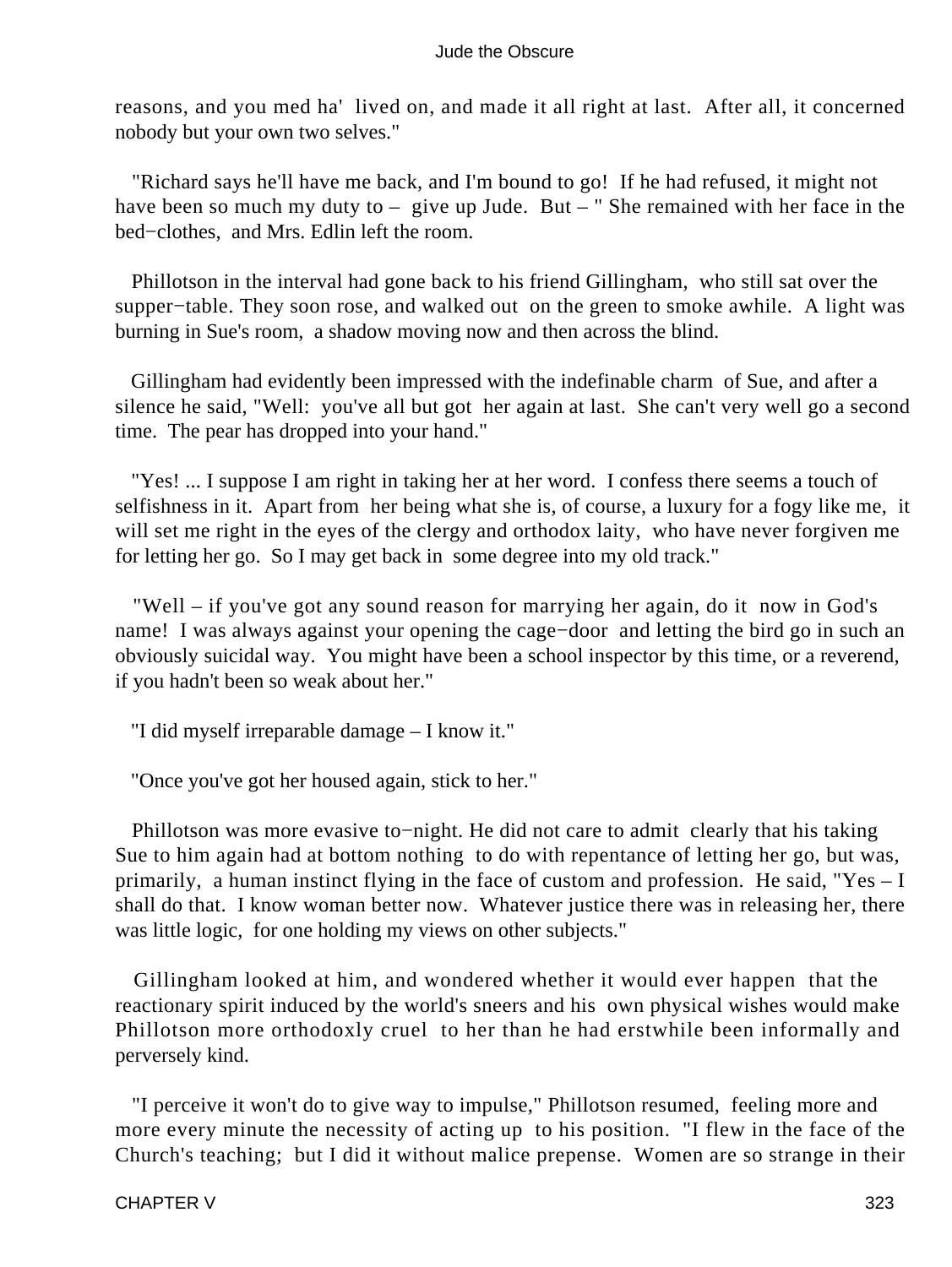reasons, and you med ha' lived on, and made it all right at last. After all, it concerned nobody but your own two selves."

"Richard says he'll have me back, and I'm bound to go! If he had refused, it might not have been so much my duty to – give up Jude. But – " She remained with her face in the bed−clothes, and Mrs. Edlin left the room.

Phillotson in the interval had gone back to his friend Gillingham, who still sat over the supper−table. They soon rose, and walked out on the green to smoke awhile. A light was burning in Sue's room, a shadow moving now and then across the blind.

Gillingham had evidently been impressed with the indefinable charm of Sue, and after a silence he said, "Well: you've all but got her again at last. She can't very well go a second time. The pear has dropped into your hand."

"Yes! ... I suppose I am right in taking her at her word. I confess there seems a touch of selfishness in it. Apart from her being what she is, of course, a luxury for a fogy like me, it will set me right in the eyes of the clergy and orthodox laity, who have never forgiven me for letting her go. So I may get back in some degree into my old track."

"Well – if you've got any sound reason for marrying her again, do it now in God's name! I was always against your opening the cage−door and letting the bird go in such an obviously suicidal way. You might have been a school inspector by this time, or a reverend, if you hadn't been so weak about her."

"I did myself irreparable damage – I know it."

"Once you've got her housed again, stick to her."

Phillotson was more evasive to−night. He did not care to admit clearly that his taking Sue to him again had at bottom nothing to do with repentance of letting her go, but was, primarily, a human instinct flying in the face of custom and profession. He said, "Yes – I shall do that. I know woman better now. Whatever justice there was in releasing her, there was little logic, for one holding my views on other subjects."

Gillingham looked at him, and wondered whether it would ever happen that the reactionary spirit induced by the world's sneers and his own physical wishes would make Phillotson more orthodoxly cruel to her than he had erstwhile been informally and perversely kind.

"I perceive it won't do to give way to impulse," Phillotson resumed, feeling more and more every minute the necessity of acting up to his position. "I flew in the face of the Church's teaching; but I did it without malice prepense. Women are so strange in their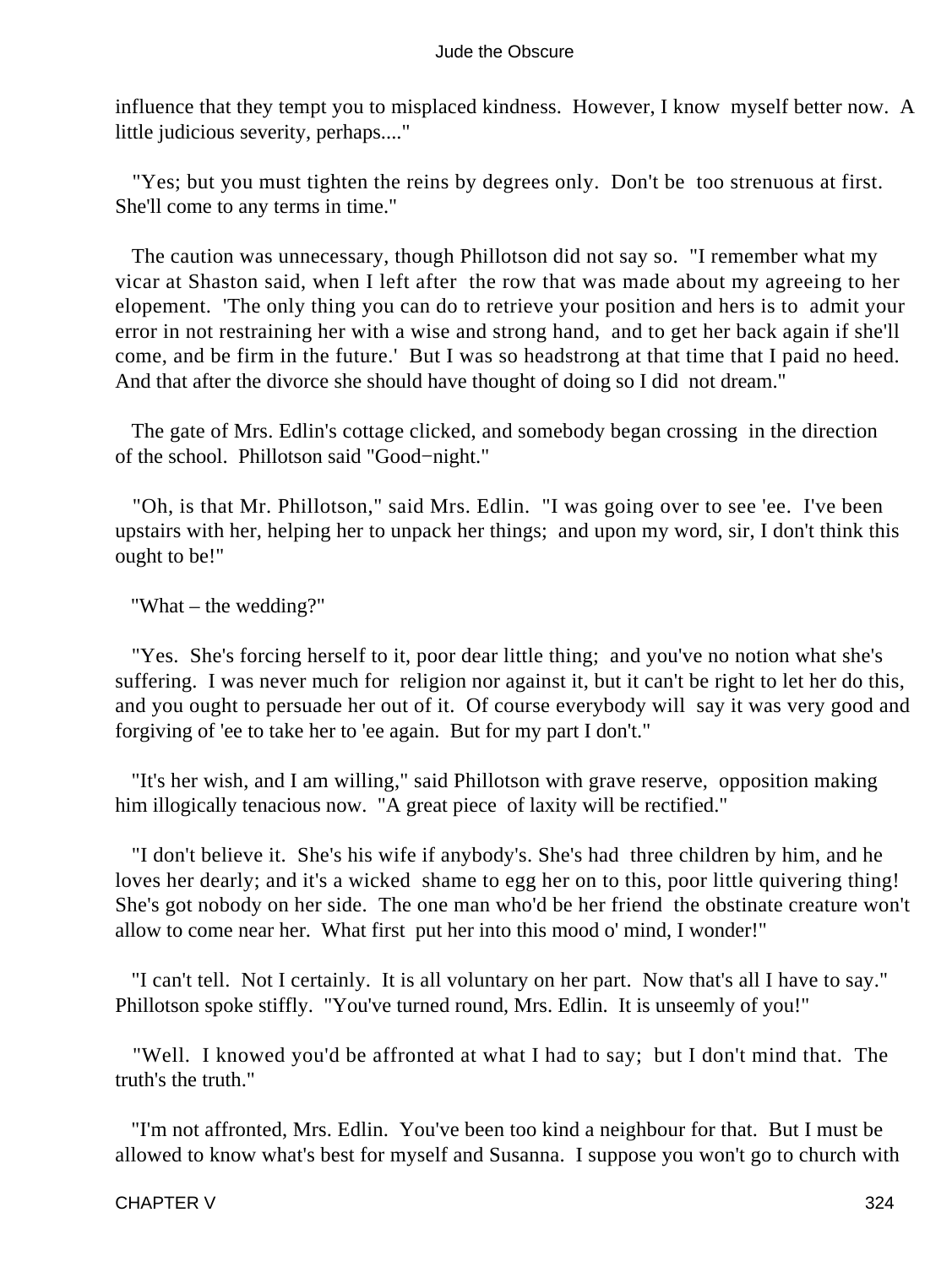influence that they tempt you to misplaced kindness. However, I know myself better now. A little judicious severity, perhaps...."

"Yes; but you must tighten the reins by degrees only. Don't be too strenuous at first. She'll come to any terms in time."

The caution was unnecessary, though Phillotson did not say so. "I remember what my vicar at Shaston said, when I left after the row that was made about my agreeing to her elopement. 'The only thing you can do to retrieve your position and hers is to admit your error in not restraining her with a wise and strong hand, and to get her back again if she'll come, and be firm in the future.' But I was so headstrong at that time that I paid no heed. And that after the divorce she should have thought of doing so I did not dream."

The gate of Mrs. Edlin's cottage clicked, and somebody began crossing in the direction of the school. Phillotson said "Good−night."

"Oh, is that Mr. Phillotson," said Mrs. Edlin. "I was going over to see 'ee. I've been upstairs with her, helping her to unpack her things; and upon my word, sir, I don't think this ought to be!"

"What – the wedding?"

"Yes. She's forcing herself to it, poor dear little thing; and you've no notion what she's suffering. I was never much for religion nor against it, but it can't be right to let her do this, and you ought to persuade her out of it. Of course everybody will say it was very good and forgiving of 'ee to take her to 'ee again. But for my part I don't."

"It's her wish, and I am willing," said Phillotson with grave reserve, opposition making him illogically tenacious now. "A great piece of laxity will be rectified."

"I don't believe it. She's his wife if anybody's. She's had three children by him, and he loves her dearly; and it's a wicked shame to egg her on to this, poor little quivering thing! She's got nobody on her side. The one man who'd be her friend the obstinate creature won't allow to come near her. What first put her into this mood o' mind, I wonder!"

"I can't tell. Not I certainly. It is all voluntary on her part. Now that's all I have to say." Phillotson spoke stiffly. "You've turned round, Mrs. Edlin. It is unseemly of you!"

"Well. I knowed you'd be affronted at what I had to say; but I don't mind that. The truth's the truth."

"I'm not affronted, Mrs. Edlin. You've been too kind a neighbour for that. But I must be allowed to know what's best for myself and Susanna. I suppose you won't go to church with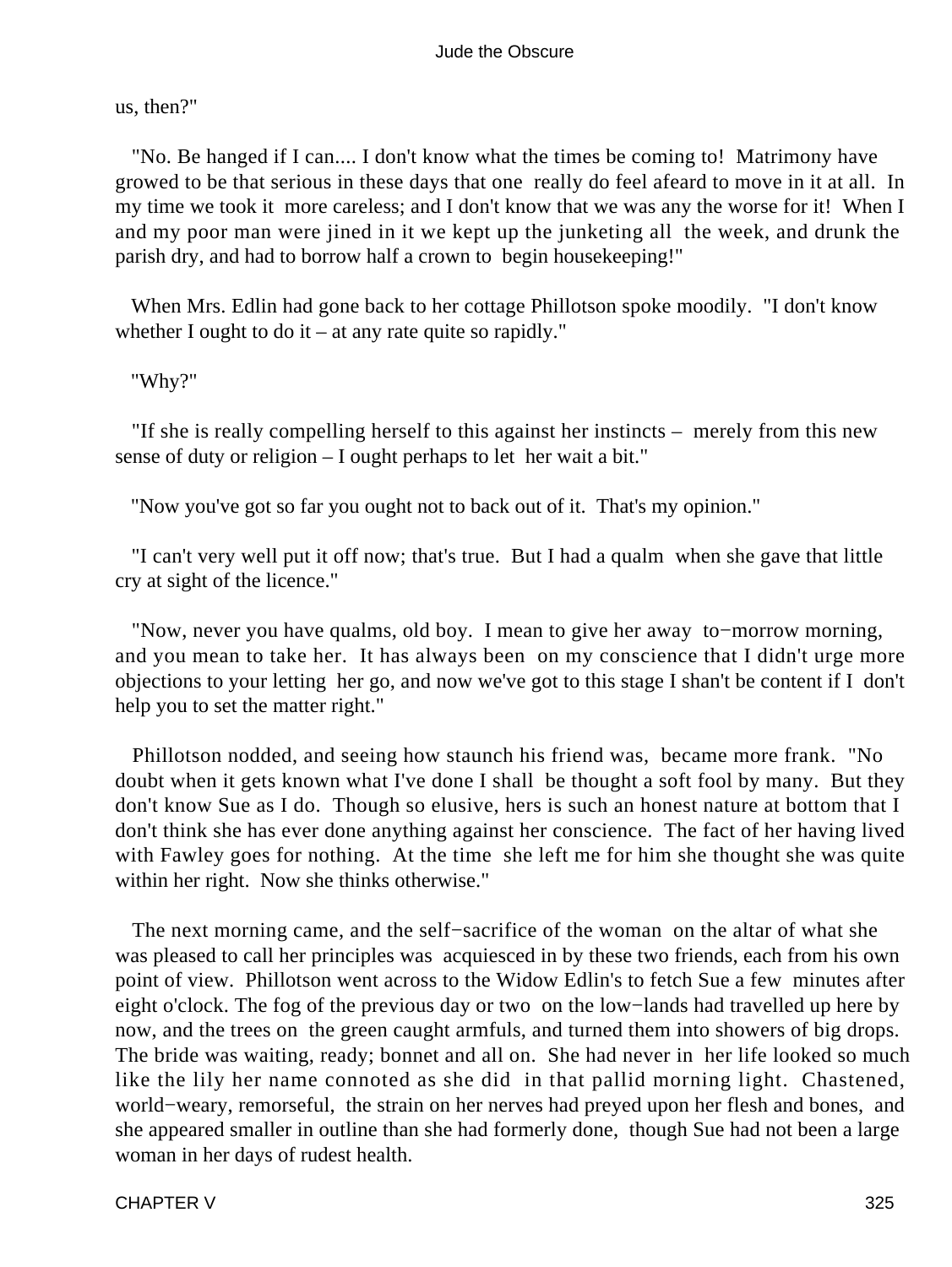us, then?"

"No. Be hanged if I can.... I don't know what the times be coming to! Matrimony have growed to be that serious in these days that one really do feel afeard to move in it at all. In my time we took it more careless; and I don't know that we was any the worse for it! When I and my poor man were jined in it we kept up the junketing all the week, and drunk the parish dry, and had to borrow half a crown to begin housekeeping!"

When Mrs. Edlin had gone back to her cottage Phillotson spoke moodily. "I don't know whether I ought to do it – at any rate quite so rapidly."

"Why?"

"If she is really compelling herself to this against her instincts – merely from this new sense of duty or religion – I ought perhaps to let her wait a bit."

"Now you've got so far you ought not to back out of it. That's my opinion."

"I can't very well put it off now; that's true. But I had a qualm when she gave that little cry at sight of the licence."

"Now, never you have qualms, old boy. I mean to give her away to−morrow morning, and you mean to take her. It has always been on my conscience that I didn't urge more objections to your letting her go, and now we've got to this stage I shan't be content if I don't help you to set the matter right."

Phillotson nodded, and seeing how staunch his friend was, became more frank. "No doubt when it gets known what I've done I shall be thought a soft fool by many. But they don't know Sue as I do. Though so elusive, hers is such an honest nature at bottom that I don't think she has ever done anything against her conscience. The fact of her having lived with Fawley goes for nothing. At the time she left me for him she thought she was quite within her right. Now she thinks otherwise."

The next morning came, and the self−sacrifice of the woman on the altar of what she was pleased to call her principles was acquiesced in by these two friends, each from his own point of view. Phillotson went across to the Widow Edlin's to fetch Sue a few minutes after eight o'clock. The fog of the previous day or two on the low−lands had travelled up here by now, and the trees on the green caught armfuls, and turned them into showers of big drops. The bride was waiting, ready; bonnet and all on. She had never in her life looked so much like the lily her name connoted as she did in that pallid morning light. Chastened, world−weary, remorseful, the strain on her nerves had preyed upon her flesh and bones, and she appeared smaller in outline than she had formerly done, though Sue had not been a large woman in her days of rudest health.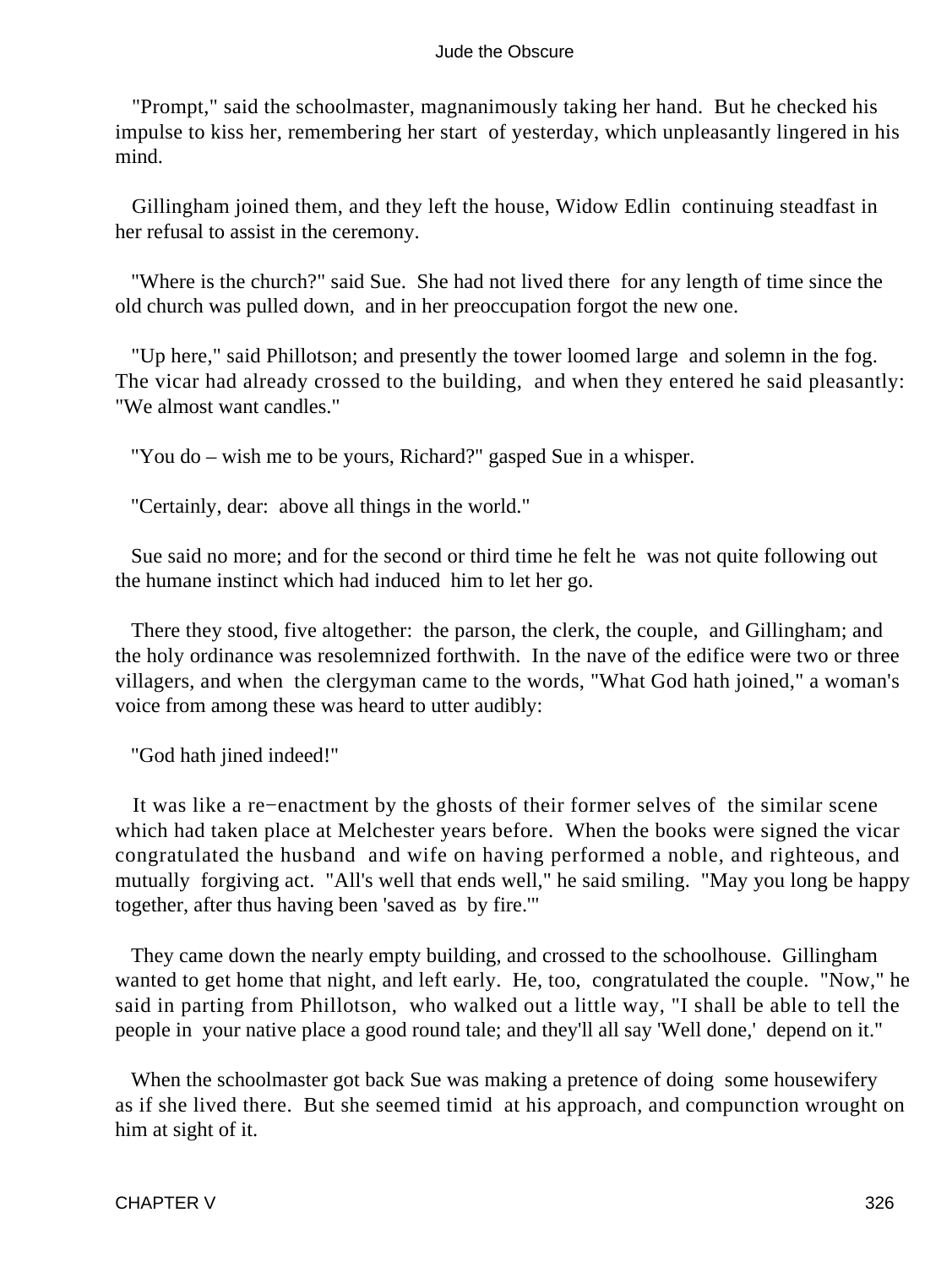"Prompt," said the schoolmaster, magnanimously taking her hand. But he checked his impulse to kiss her, remembering her start of yesterday, which unpleasantly lingered in his mind.

Gillingham joined them, and they left the house, Widow Edlin continuing steadfast in her refusal to assist in the ceremony.

"Where is the church?" said Sue. She had not lived there for any length of time since the old church was pulled down, and in her preoccupation forgot the new one.

"Up here," said Phillotson; and presently the tower loomed large and solemn in the fog. The vicar had already crossed to the building, and when they entered he said pleasantly: "We almost want candles."

"You do – wish me to be yours, Richard?" gasped Sue in a whisper.

"Certainly, dear: above all things in the world."

Sue said no more; and for the second or third time he felt he was not quite following out the humane instinct which had induced him to let her go.

There they stood, five altogether: the parson, the clerk, the couple, and Gillingham; and the holy ordinance was resolemnized forthwith. In the nave of the edifice were two or three villagers, and when the clergyman came to the words, "What God hath joined," a woman's voice from among these was heard to utter audibly:

"God hath jined indeed!"

It was like a re−enactment by the ghosts of their former selves of the similar scene which had taken place at Melchester years before. When the books were signed the vicar congratulated the husband and wife on having performed a noble, and righteous, and mutually forgiving act. "All's well that ends well," he said smiling. "May you long be happy together, after thus having been 'saved as by fire.'"

They came down the nearly empty building, and crossed to the schoolhouse. Gillingham wanted to get home that night, and left early. He, too, congratulated the couple. "Now," he said in parting from Phillotson, who walked out a little way, "I shall be able to tell the people in your native place a good round tale; and they'll all say 'Well done,' depend on it."

When the schoolmaster got back Sue was making a pretence of doing some housewifery as if she lived there. But she seemed timid at his approach, and compunction wrought on him at sight of it.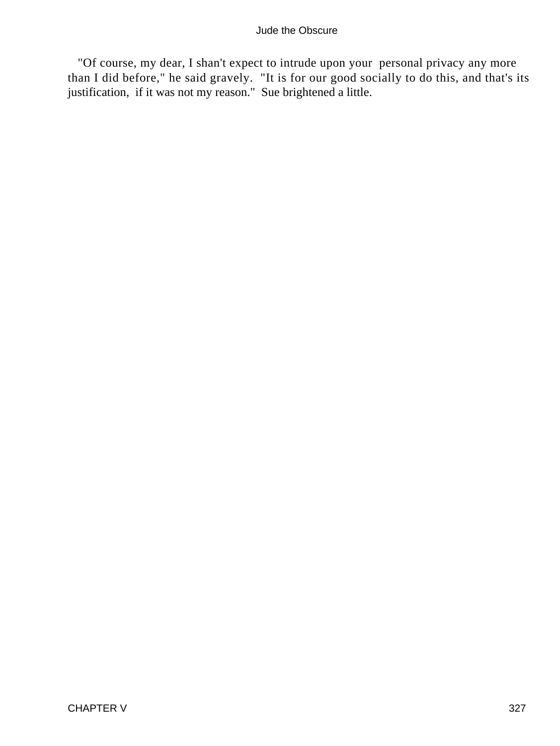"Of course, my dear, I shan't expect to intrude upon your personal privacy any more than I did before," he said gravely. "It is for our good socially to do this, and that's its justification, if it was not my reason." Sue brightened a little.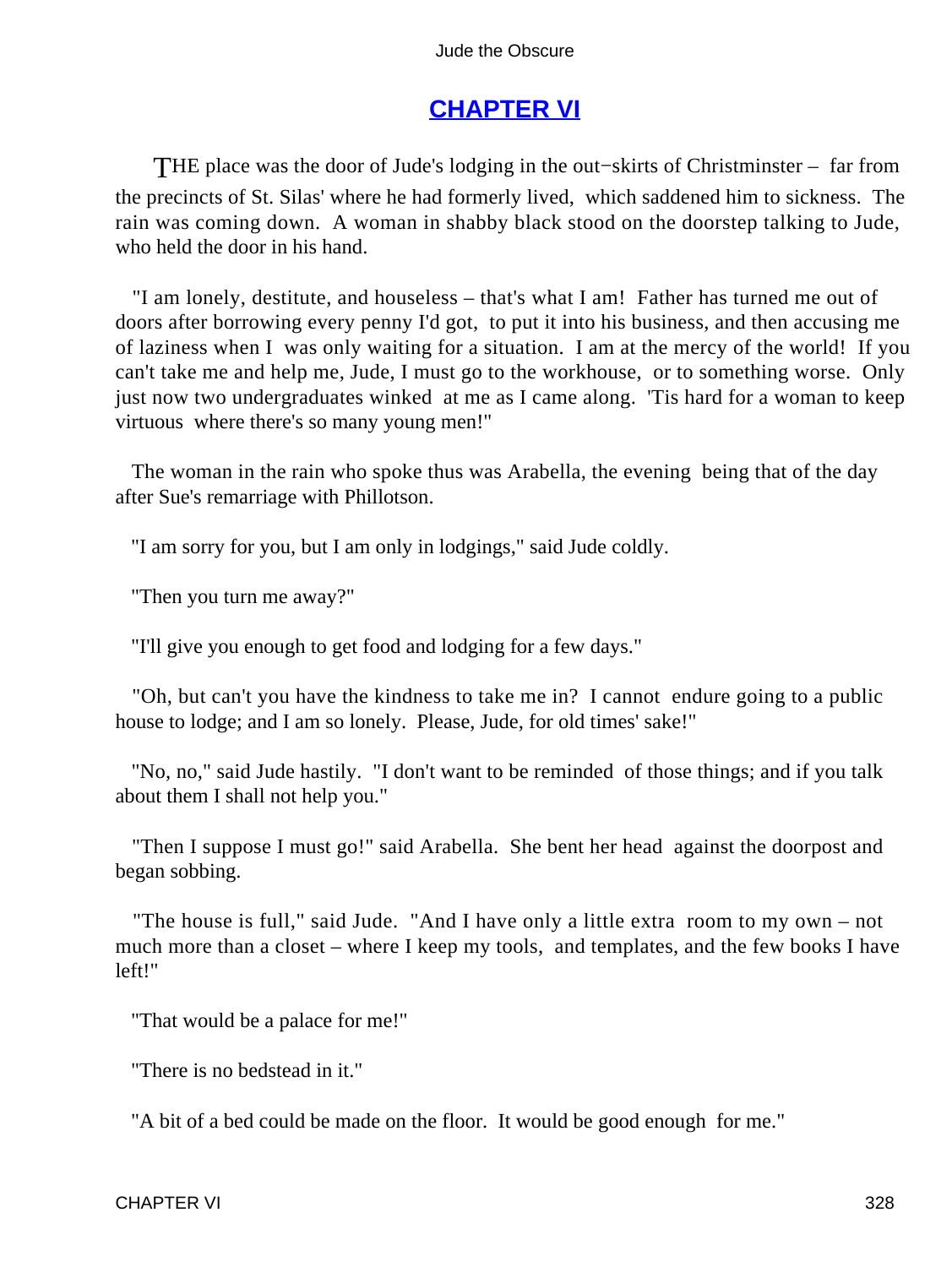## CHAPTER VI

THE place was the door of Jude's lodging in the out−skirts of Christminster – far from the precincts of St. Silas' where he had formerly lived, which saddened him to sickness. The rain was coming down. A woman in shabby black stood on the doorstep talking to Jude, who held the door in his hand.

"I am lonely, destitute, and houseless – that's what I am! Father has turned me out of doors after borrowing every penny I'd got, to put it into his business, and then accusing me of laziness when I was only waiting for a situation. I am at the mercy of the world! If you can't take me and help me, Jude, I must go to the workhouse, or to something worse. Only just now two undergraduates winked at me as I came along. 'Tis hard for a woman to keep virtuous where there's so many young men!"

The woman in the rain who spoke thus was Arabella, the evening being that of the day after Sue's remarriage with Phillotson.

"I am sorry for you, but I am only in lodgings," said Jude coldly.

"Then you turn me away?"

"I'll give you enough to get food and lodging for a few days."

"Oh, but can't you have the kindness to take me in? I cannot endure going to a public house to lodge; and I am so lonely. Please, Jude, for old times' sake!"

"No, no," said Jude hastily. "I don't want to be reminded of those things; and if you talk about them I shall not help you."

"Then I suppose I must go!" said Arabella. She bent her head against the doorpost and began sobbing.

"The house is full," said Jude. "And I have only a little extra room to my own – not much more than a closet – where I keep my tools, and templates, and the few books I have left!"

"That would be a palace for me!"

"There is no bedstead in it."

"A bit of a bed could be made on the floor. It would be good enough for me."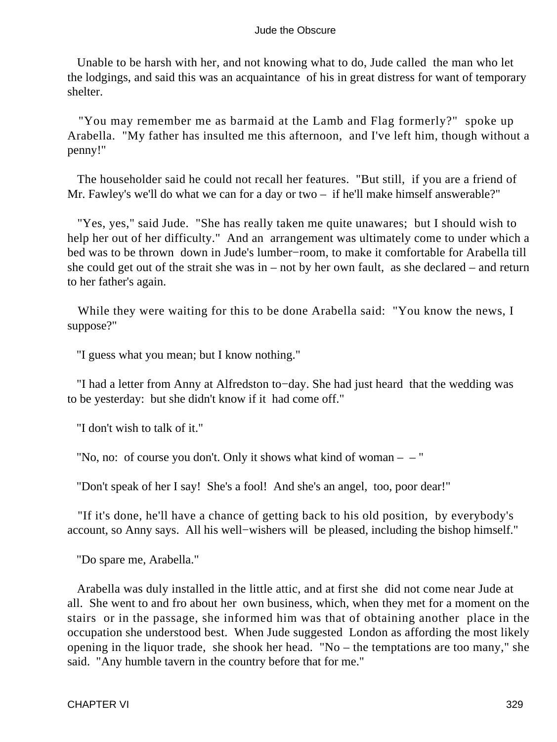Unable to be harsh with her, and not knowing what to do, Jude called the man who let the lodgings, and said this was an acquaintance of his in great distress for want of temporary shelter.

"You may remember me as barmaid at the Lamb and Flag formerly?" spoke up Arabella. "My father has insulted me this afternoon, and I've left him, though without a penny!"

The householder said he could not recall her features. "But still, if you are a friend of Mr. Fawley's we'll do what we can for a day or two – if he'll make himself answerable?"

"Yes, yes," said Jude. "She has really taken me quite unawares; but I should wish to help her out of her difficulty." And an arrangement was ultimately come to under which a bed was to be thrown down in Jude's lumber−room, to make it comfortable for Arabella till she could get out of the strait she was in – not by her own fault, as she declared – and return to her father's again.

While they were waiting for this to be done Arabella said: "You know the news, I suppose?"

"I guess what you mean; but I know nothing."

"I had a letter from Anny at Alfredston to−day. She had just heard that the wedding was to be yesterday: but she didn't know if it had come off."

"I don't wish to talk of it."

"No, no: of course you don't. Only it shows what kind of woman – – "

"Don't speak of her I say! She's a fool! And she's an angel, too, poor dear!"

"If it's done, he'll have a chance of getting back to his old position, by everybody's account, so Anny says. All his well−wishers will be pleased, including the bishop himself."

"Do spare me, Arabella."

Arabella was duly installed in the little attic, and at first she did not come near Jude at all. She went to and fro about her own business, which, when they met for a moment on the stairs or in the passage, she informed him was that of obtaining another place in the occupation she understood best. When Jude suggested London as affording the most likely opening in the liquor trade, she shook her head. "No – the temptations are too many," she said. "Any humble tavern in the country before that for me."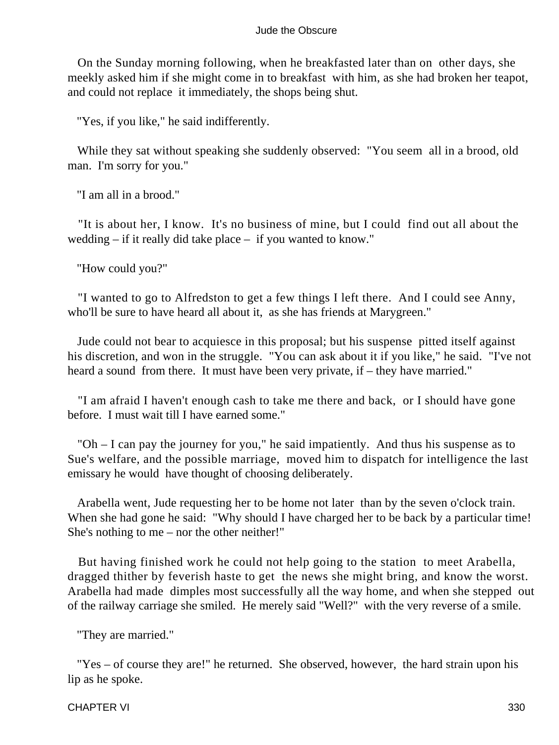On the Sunday morning following, when he breakfasted later than on other days, she meekly asked him if she might come in to breakfast with him, as she had broken her teapot, and could not replace it immediately, the shops being shut.

"Yes, if you like," he said indifferently.

While they sat without speaking she suddenly observed: "You seem all in a brood, old man. I'm sorry for you."

"I am all in a brood."

"It is about her, I know. It's no business of mine, but I could find out all about the wedding – if it really did take place – if you wanted to know."

"How could you?"

"I wanted to go to Alfredston to get a few things I left there. And I could see Anny, who'll be sure to have heard all about it, as she has friends at Marygreen."

Jude could not bear to acquiesce in this proposal; but his suspense pitted itself against his discretion, and won in the struggle. "You can ask about it if you like," he said. "I've not heard a sound from there. It must have been very private, if – they have married."

"I am afraid I haven't enough cash to take me there and back, or I should have gone before. I must wait till I have earned some."

"Oh – I can pay the journey for you," he said impatiently. And thus his suspense as to Sue's welfare, and the possible marriage, moved him to dispatch for intelligence the last emissary he would have thought of choosing deliberately.

Arabella went, Jude requesting her to be home not later than by the seven o'clock train. When she had gone he said: "Why should I have charged her to be back by a particular time! She's nothing to me – nor the other neither!"

But having finished work he could not help going to the station to meet Arabella, dragged thither by feverish haste to get the news she might bring, and know the worst. Arabella had made dimples most successfully all the way home, and when she stepped out of the railway carriage she smiled. He merely said "Well?" with the very reverse of a smile.

"They are married."

"Yes – of course they are!" he returned. She observed, however, the hard strain upon his lip as he spoke.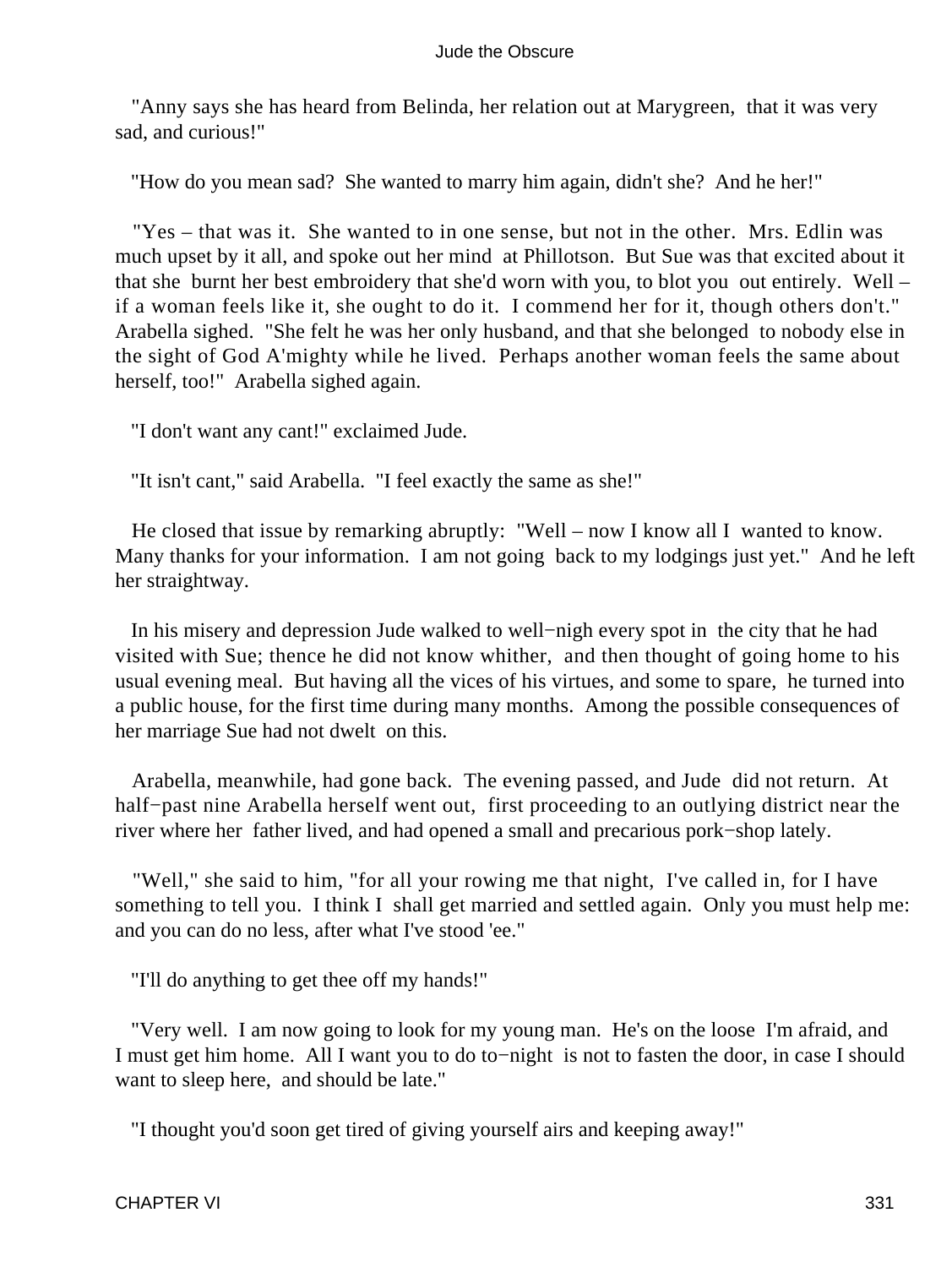"Anny says she has heard from Belinda, her relation out at Marygreen, that it was very sad, and curious!"

"How do you mean sad? She wanted to marry him again, didn't she? And he her!"

"Yes – that was it. She wanted to in one sense, but not in the other. Mrs. Edlin was much upset by it all, and spoke out her mind at Phillotson. But Sue was that excited about it that she burnt her best embroidery that she'd worn with you, to blot you out entirely. Well – if a woman feels like it, she ought to do it. I commend her for it, though others don't." Arabella sighed. "She felt he was her only husband, and that she belonged to nobody else in the sight of God A'mighty while he lived. Perhaps another woman feels the same about herself, too!" Arabella sighed again.

"I don't want any cant!" exclaimed Jude.

"It isn't cant," said Arabella. "I feel exactly the same as she!"

He closed that issue by remarking abruptly: "Well – now I know all I wanted to know. Many thanks for your information. I am not going back to my lodgings just yet." And he left her straightway.

In his misery and depression Jude walked to well−nigh every spot in the city that he had visited with Sue; thence he did not know whither, and then thought of going home to his usual evening meal. But having all the vices of his virtues, and some to spare, he turned into a public house, for the first time during many months. Among the possible consequences of her marriage Sue had not dwelt on this.

Arabella, meanwhile, had gone back. The evening passed, and Jude did not return. At half−past nine Arabella herself went out, first proceeding to an outlying district near the river where her father lived, and had opened a small and precarious pork−shop lately.

"Well," she said to him, "for all your rowing me that night, I've called in, for I have something to tell you. I think I shall get married and settled again. Only you must help me: and you can do no less, after what I've stood 'ee."

"I'll do anything to get thee off my hands!"

"Very well. I am now going to look for my young man. He's on the loose I'm afraid, and I must get him home. All I want you to do to−night is not to fasten the door, in case I should want to sleep here, and should be late."

"I thought you'd soon get tired of giving yourself airs and keeping away!"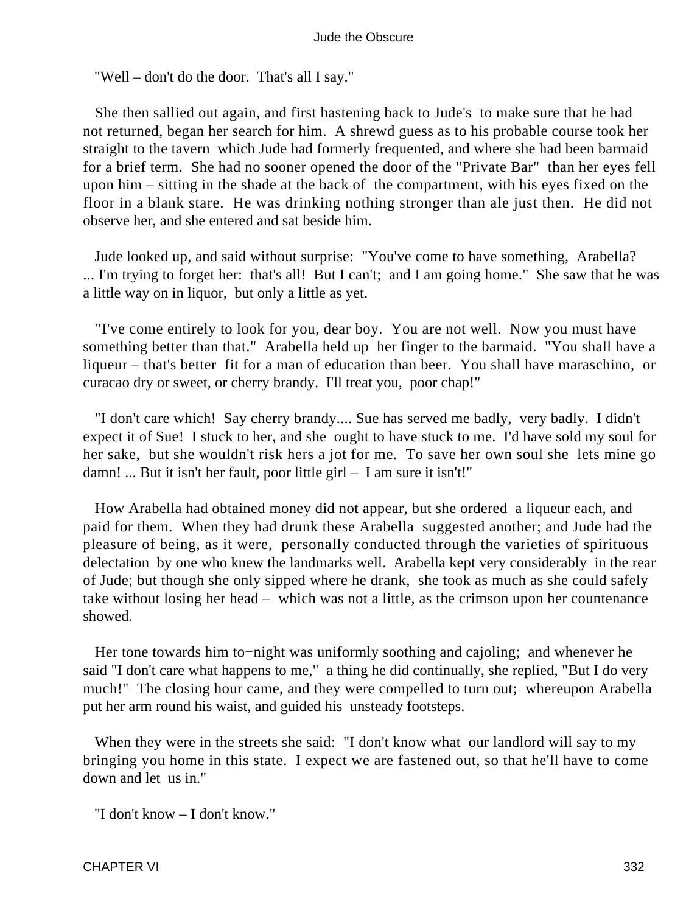"Well – don't do the door. That's all I say."

She then sallied out again, and first hastening back to Jude's to make sure that he had not returned, began her search for him. A shrewd guess as to his probable course took her straight to the tavern which Jude had formerly frequented, and where she had been barmaid for a brief term. She had no sooner opened the door of the "Private Bar" than her eyes fell upon him – sitting in the shade at the back of the compartment, with his eyes fixed on the floor in a blank stare. He was drinking nothing stronger than ale just then. He did not observe her, and she entered and sat beside him.

Jude looked up, and said without surprise: "You've come to have something, Arabella? ... I'm trying to forget her: that's all! But I can't; and I am going home." She saw that he was a little way on in liquor, but only a little as yet.

"I've come entirely to look for you, dear boy. You are not well. Now you must have something better than that." Arabella held up her finger to the barmaid. "You shall have a liqueur – that's better fit for a man of education than beer. You shall have maraschino, or curacao dry or sweet, or cherry brandy. I'll treat you, poor chap!"

"I don't care which! Say cherry brandy.... Sue has served me badly, very badly. I didn't expect it of Sue! I stuck to her, and she ought to have stuck to me. I'd have sold my soul for her sake, but she wouldn't risk hers a jot for me. To save her own soul she lets mine go damn! ... But it isn't her fault, poor little girl – I am sure it isn't!"

How Arabella had obtained money did not appear, but she ordered a liqueur each, and paid for them. When they had drunk these Arabella suggested another; and Jude had the pleasure of being, as it were, personally conducted through the varieties of spirituous delectation by one who knew the landmarks well. Arabella kept very considerably in the rear of Jude; but though she only sipped where he drank, she took as much as she could safely take without losing her head – which was not a little, as the crimson upon her countenance showed.

Her tone towards him to−night was uniformly soothing and cajoling; and whenever he said "I don't care what happens to me," a thing he did continually, she replied, "But I do very much!" The closing hour came, and they were compelled to turn out; whereupon Arabella put her arm round his waist, and guided his unsteady footsteps.

When they were in the streets she said: "I don't know what our landlord will say to my bringing you home in this state. I expect we are fastened out, so that he'll have to come down and let us in."

"I don't know – I don't know."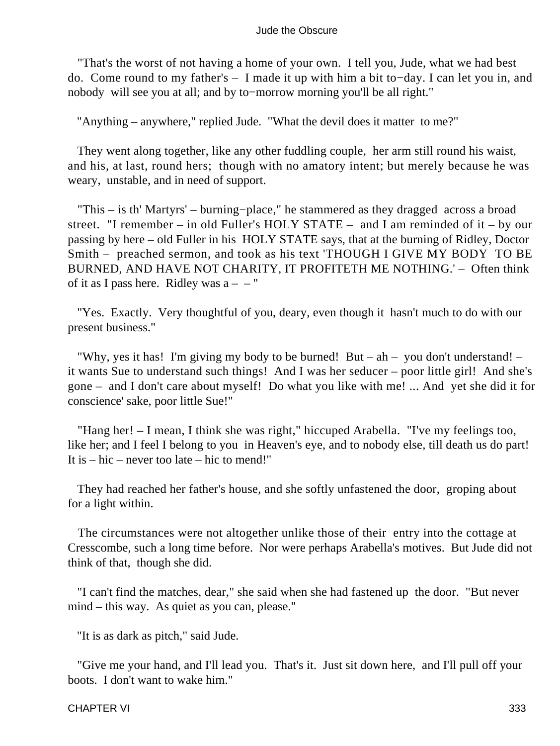"That's the worst of not having a home of your own. I tell you, Jude, what we had best do. Come round to my father's – I made it up with him a bit to−day. I can let you in, and nobody will see you at all; and by to−morrow morning you'll be all right."

"Anything – anywhere," replied Jude. "What the devil does it matter to me?"

They went along together, like any other fuddling couple, her arm still round his waist, and his, at last, round hers; though with no amatory intent; but merely because he was weary, unstable, and in need of support.

"This – is th' Martyrs' – burning−place," he stammered as they dragged across a broad street. "I remember – in old Fuller's HOLY STATE – and I am reminded of it – by our passing by here – old Fuller in his HOLY STATE says, that at the burning of Ridley, Doctor Smith – preached sermon, and took as his text 'THOUGH I GIVE MY BODY TO BE BURNED, AND HAVE NOT CHARITY, IT PROFITETH ME NOTHING.' – Often think of it as I pass here. Ridley was a – – "

"Yes. Exactly. Very thoughtful of you, deary, even though it hasn't much to do with our present business."

"Why, yes it has! I'm giving my body to be burned! But – ah – you don't understand! – it wants Sue to understand such things! And I was her seducer – poor little girl! And she's gone – and I don't care about myself! Do what you like with me! ... And yet she did it for conscience' sake, poor little Sue!"

"Hang her! – I mean, I think she was right," hiccuped Arabella. "I've my feelings too, like her; and I feel I belong to you in Heaven's eye, and to nobody else, till death us do part! It is – hic – never too late – hic to mend!"

They had reached her father's house, and she softly unfastened the door, groping about for a light within.

The circumstances were not altogether unlike those of their entry into the cottage at Cresscombe, such a long time before. Nor were perhaps Arabella's motives. But Jude did not think of that, though she did.

"I can't find the matches, dear," she said when she had fastened up the door. "But never mind – this way. As quiet as you can, please."

"It is as dark as pitch," said Jude.

"Give me your hand, and I'll lead you. That's it. Just sit down here, and I'll pull off your boots. I don't want to wake him."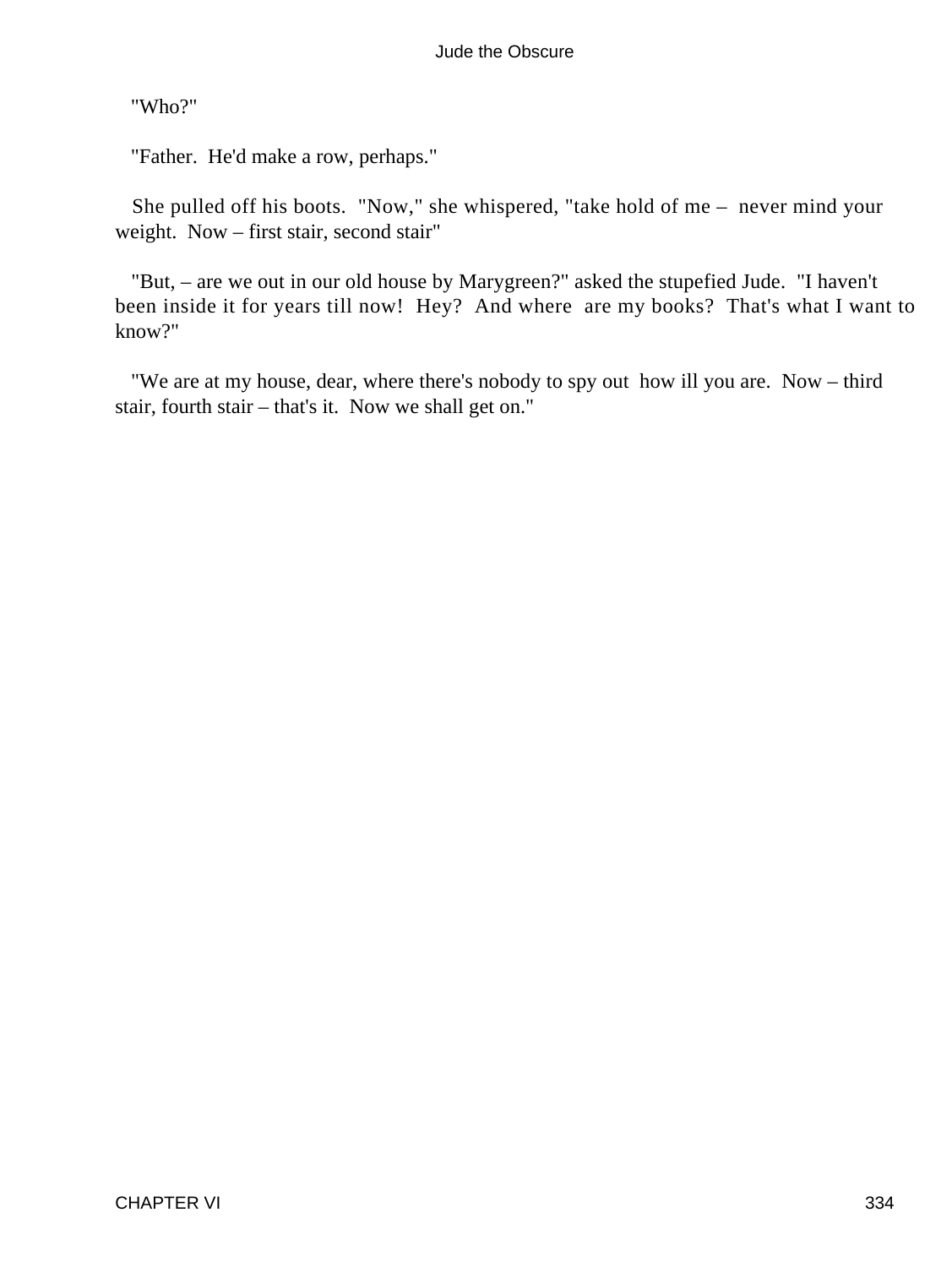"Who?"

"Father. He'd make a row, perhaps."

She pulled off his boots. "Now," she whispered, "take hold of me – never mind your weight. Now – first stair, second stair"

"But, – are we out in our old house by Marygreen?" asked the stupefied Jude. "I haven't been inside it for years till now! Hey? And where are my books? That's what I want to know?"

"We are at my house, dear, where there's nobody to spy out how ill you are. Now – third stair, fourth stair – that's it. Now we shall get on."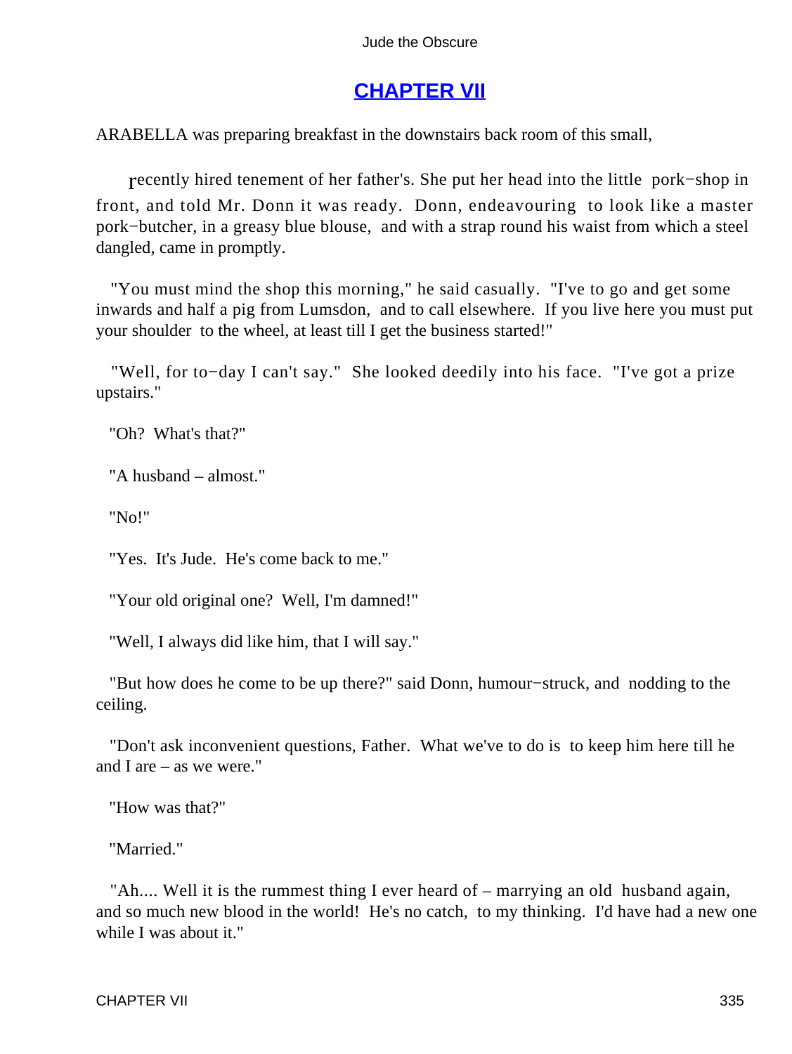## [CHAPTER VII](#)

ARABELLA was preparing breakfast in the downstairs back room of this small, recently hired tenement of her father's. She put her head into the little pork−shop in front, and told Mr. Donn it was ready. Donn, endeavouring to look like a master pork−butcher, in a greasy blue blouse, and with a strap round his waist from which a steel dangled, came in promptly.

"You must mind the shop this morning," he said casually. "I've to go and get some inwards and half a pig from Lumsdon, and to call elsewhere. If you live here you must put your shoulder to the wheel, at least till I get the business started!"

"Well, for to−day I can't say." She looked deedily into his face. "I've got a prize upstairs."

"Oh? What's that?"

"A husband – almost."

"No!"

"Yes. It's Jude. He's come back to me."

"Your old original one? Well, I'm damned!"

"Well, I always did like him, that I will say."

"But how does he come to be up there?" said Donn, humour−struck, and nodding to the ceiling.

"Don't ask inconvenient questions, Father. What we've to do is to keep him here till he and I are – as we were."

"How was that?"

"Married."

"Ah.... Well it is the rummest thing I ever heard of – marrying an old husband again, and so much new blood in the world! He's no catch, to my thinking. I'd have had a new one while I was about it."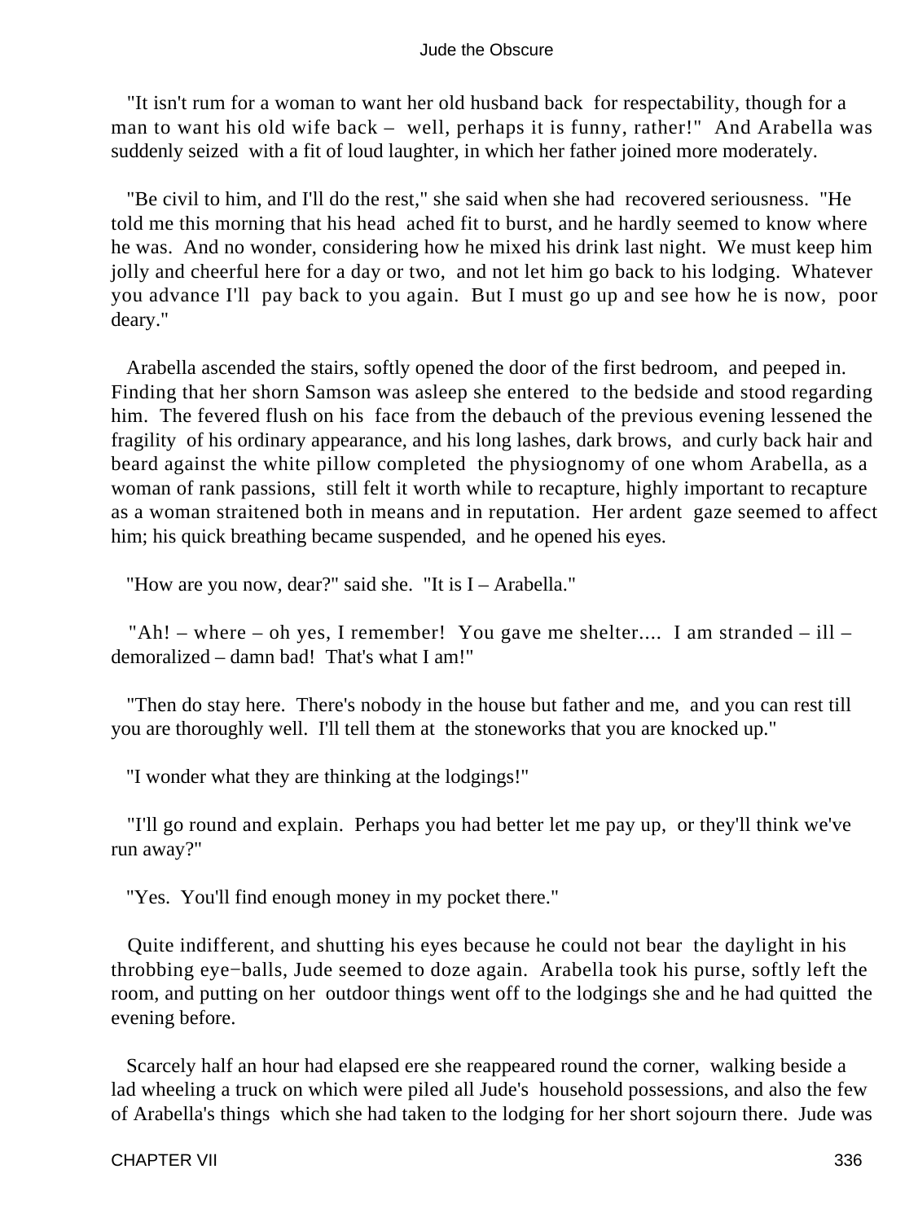"It isn't rum for a woman to want her old husband back for respectability, though for a man to want his old wife back – well, perhaps it is funny, rather!" And Arabella was suddenly seized with a fit of loud laughter, in which her father joined more moderately.

"Be civil to him, and I'll do the rest," she said when she had recovered seriousness. "He told me this morning that his head ached fit to burst, and he hardly seemed to know where he was. And no wonder, considering how he mixed his drink last night. We must keep him jolly and cheerful here for a day or two, and not let him go back to his lodging. Whatever you advance I'll pay back to you again. But I must go up and see how he is now, poor deary."

Arabella ascended the stairs, softly opened the door of the first bedroom, and peeped in. Finding that her shorn Samson was asleep she entered to the bedside and stood regarding him. The fevered flush on his face from the debauch of the previous evening lessened the fragility of his ordinary appearance, and his long lashes, dark brows, and curly back hair and beard against the white pillow completed the physiognomy of one whom Arabella, as a woman of rank passions, still felt it worth while to recapture, highly important to recapture as a woman straitened both in means and in reputation. Her ardent gaze seemed to affect him; his quick breathing became suspended, and he opened his eyes.

"How are you now, dear?" said she. "It is I – Arabella."

"Ah! – where – oh yes, I remember! You gave me shelter.... I am stranded – ill – demoralized – damn bad! That's what I am!"

"Then do stay here. There's nobody in the house but father and me, and you can rest till you are thoroughly well. I'll tell them at the stoneworks that you are knocked up."

"I wonder what they are thinking at the lodgings!"

"I'll go round and explain. Perhaps you had better let me pay up, or they'll think we've run away?"

"Yes. You'll find enough money in my pocket there."

Quite indifferent, and shutting his eyes because he could not bear the daylight in his throbbing eye−balls, Jude seemed to doze again. Arabella took his purse, softly left the room, and putting on her outdoor things went off to the lodgings she and he had quitted the evening before.

Scarcely half an hour had elapsed ere she reappeared round the corner, walking beside a lad wheeling a truck on which were piled all Jude's household possessions, and also the few of Arabella's things which she had taken to the lodging for her short sojourn there. Jude was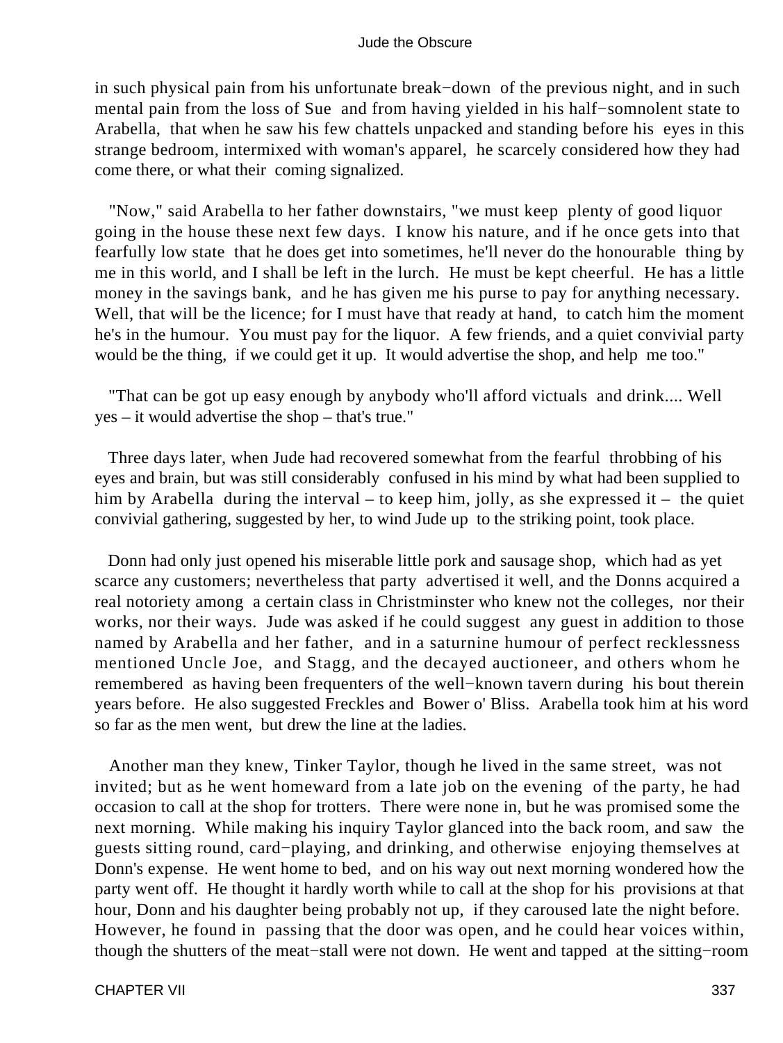in such physical pain from his unfortunate break−down of the previous night, and in such mental pain from the loss of Sue and from having yielded in his half−somnolent state to Arabella, that when he saw his few chattels unpacked and standing before his eyes in this strange bedroom, intermixed with woman's apparel, he scarcely considered how they had come there, or what their coming signalized.

"Now," said Arabella to her father downstairs, "we must keep plenty of good liquor going in the house these next few days. I know his nature, and if he once gets into that fearfully low state that he does get into sometimes, he'll never do the honourable thing by me in this world, and I shall be left in the lurch. He must be kept cheerful. He has a little money in the savings bank, and he has given me his purse to pay for anything necessary. Well, that will be the licence; for I must have that ready at hand, to catch him the moment he's in the humour. You must pay for the liquor. A few friends, and a quiet convivial party would be the thing, if we could get it up. It would advertise the shop, and help me too."

"That can be got up easy enough by anybody who'll afford victuals and drink.... Well yes – it would advertise the shop – that's true."

Three days later, when Jude had recovered somewhat from the fearful throbbing of his eyes and brain, but was still considerably confused in his mind by what had been supplied to him by Arabella during the interval – to keep him, jolly, as she expressed it – the quiet convivial gathering, suggested by her, to wind Jude up to the striking point, took place.

Donn had only just opened his miserable little pork and sausage shop, which had as yet scarce any customers; nevertheless that party advertised it well, and the Donns acquired a real notoriety among a certain class in Christminster who knew not the colleges, nor their works, nor their ways. Jude was asked if he could suggest any guest in addition to those named by Arabella and her father, and in a saturnine humour of perfect recklessness mentioned Uncle Joe, and Stagg, and the decayed auctioneer, and others whom he remembered as having been frequenters of the well−known tavern during his bout therein years before. He also suggested Freckles and Bower o' Bliss. Arabella took him at his word so far as the men went, but drew the line at the ladies.

Another man they knew, Tinker Taylor, though he lived in the same street, was not invited; but as he went homeward from a late job on the evening of the party, he had occasion to call at the shop for trotters. There were none in, but he was promised some the next morning. While making his inquiry Taylor glanced into the back room, and saw the guests sitting round, card−playing, and drinking, and otherwise enjoying themselves at Donn's expense. He went home to bed, and on his way out next morning wondered how the party went off. He thought it hardly worth while to call at the shop for his provisions at that hour, Donn and his daughter being probably not up, if they caroused late the night before. However, he found in passing that the door was open, and he could hear voices within, though the shutters of the meat−stall were not down. He went and tapped at the sitting−room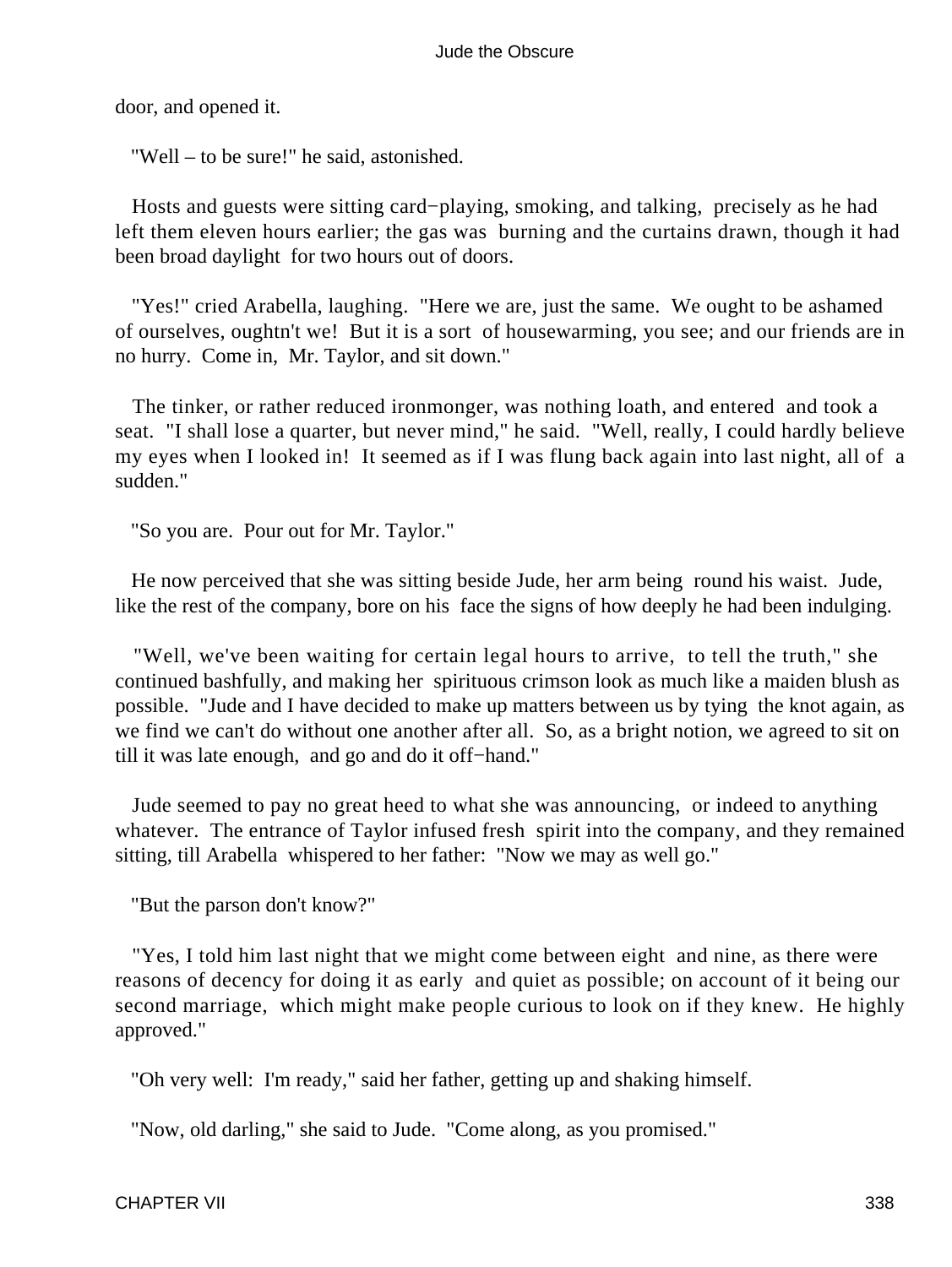door, and opened it.

"Well – to be sure!" he said, astonished.

Hosts and guests were sitting card−playing, smoking, and talking, precisely as he had left them eleven hours earlier; the gas was burning and the curtains drawn, though it had been broad daylight for two hours out of doors.

"Yes!" cried Arabella, laughing. "Here we are, just the same. We ought to be ashamed of ourselves, oughtn't we! But it is a sort of housewarming, you see; and our friends are in no hurry. Come in, Mr. Taylor, and sit down."

The tinker, or rather reduced ironmonger, was nothing loath, and entered and took a seat. "I shall lose a quarter, but never mind," he said. "Well, really, I could hardly believe my eyes when I looked in! It seemed as if I was flung back again into last night, all of a sudden."

"So you are. Pour out for Mr. Taylor."

He now perceived that she was sitting beside Jude, her arm being round his waist. Jude, like the rest of the company, bore on his face the signs of how deeply he had been indulging.

"Well, we've been waiting for certain legal hours to arrive, to tell the truth," she continued bashfully, and making her spirituous crimson look as much like a maiden blush as possible. "Jude and I have decided to make up matters between us by tying the knot again, as we find we can't do without one another after all. So, as a bright notion, we agreed to sit on till it was late enough, and go and do it off−hand."

Jude seemed to pay no great heed to what she was announcing, or indeed to anything whatever. The entrance of Taylor infused fresh spirit into the company, and they remained sitting, till Arabella whispered to her father: "Now we may as well go."

"But the parson don't know?"

"Yes, I told him last night that we might come between eight and nine, as there were reasons of decency for doing it as early and quiet as possible; on account of it being our second marriage, which might make people curious to look on if they knew. He highly approved."

"Oh very well: I'm ready," said her father, getting up and shaking himself.

"Now, old darling," she said to Jude. "Come along, as you promised."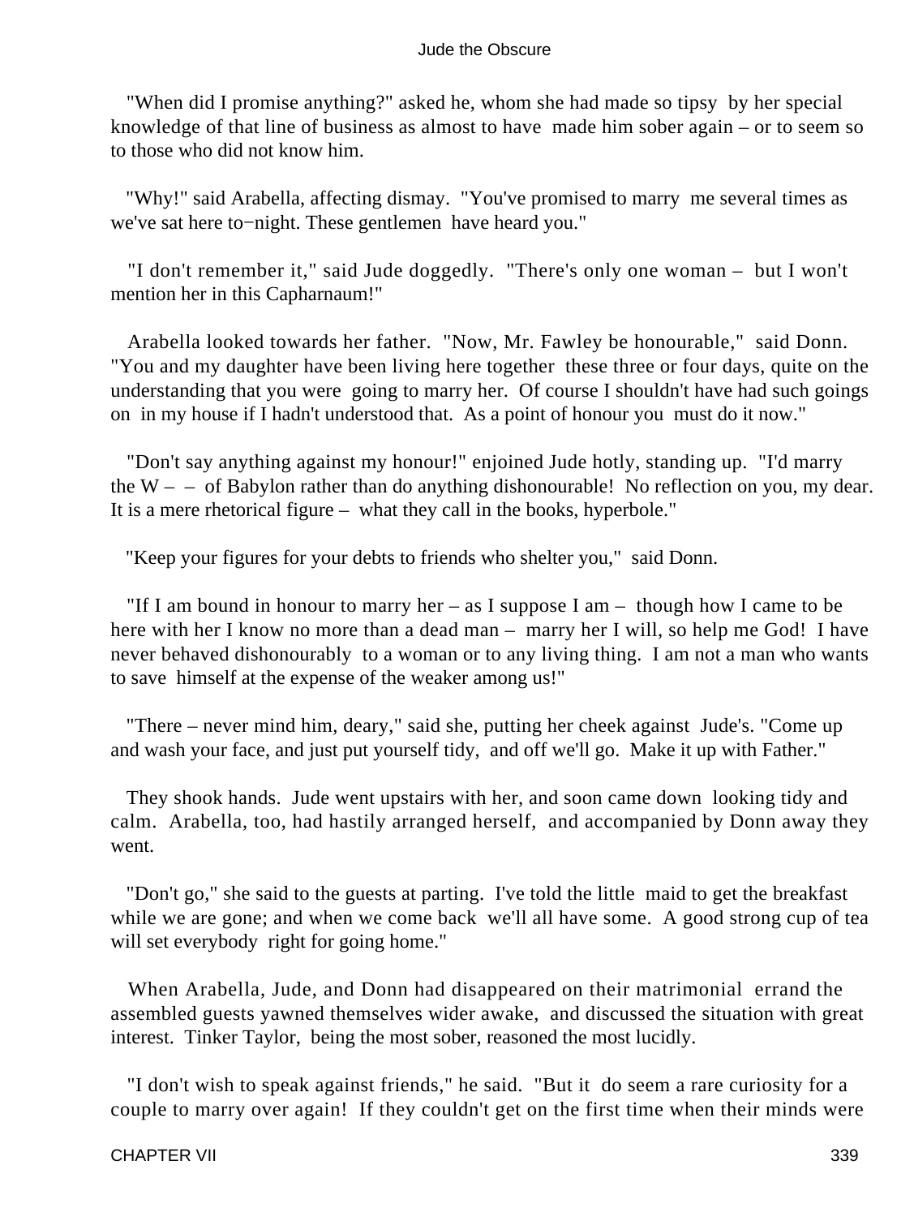"When did I promise anything?" asked he, whom she had made so tipsy by her special knowledge of that line of business as almost to have made him sober again – or to seem so to those who did not know him.

"Why!" said Arabella, affecting dismay. "You've promised to marry me several times as we've sat here to−night. These gentlemen have heard you."

"I don't remember it," said Jude doggedly. "There's only one woman – but I won't mention her in this Capharnaum!"

Arabella looked towards her father. "Now, Mr. Fawley be honourable," said Donn. "You and my daughter have been living here together these three or four days, quite on the understanding that you were going to marry her. Of course I shouldn't have had such goings on in my house if I hadn't understood that. As a point of honour you must do it now."

"Don't say anything against my honour!" enjoined Jude hotly, standing up. "I'd marry the W – – of Babylon rather than do anything dishonourable! No reflection on you, my dear. It is a mere rhetorical figure – what they call in the books, hyperbole."

"Keep your figures for your debts to friends who shelter you," said Donn.

"If I am bound in honour to marry her – as I suppose I am – though how I came to be here with her I know no more than a dead man – marry her I will, so help me God! I have never behaved dishonourably to a woman or to any living thing. I am not a man who wants to save himself at the expense of the weaker among us!"

"There – never mind him, deary," said she, putting her cheek against Jude's. "Come up and wash your face, and just put yourself tidy, and off we'll go. Make it up with Father."

They shook hands. Jude went upstairs with her, and soon came down looking tidy and calm. Arabella, too, had hastily arranged herself, and accompanied by Donn away they went.

"Don't go," she said to the guests at parting. I've told the little maid to get the breakfast while we are gone; and when we come back we'll all have some. A good strong cup of tea will set everybody right for going home."

When Arabella, Jude, and Donn had disappeared on their matrimonial errand the assembled guests yawned themselves wider awake, and discussed the situation with great interest. Tinker Taylor, being the most sober, reasoned the most lucidly.

"I don't wish to speak against friends," he said. "But it do seem a rare curiosity for a couple to marry over again! If they couldn't get on the first time when their minds were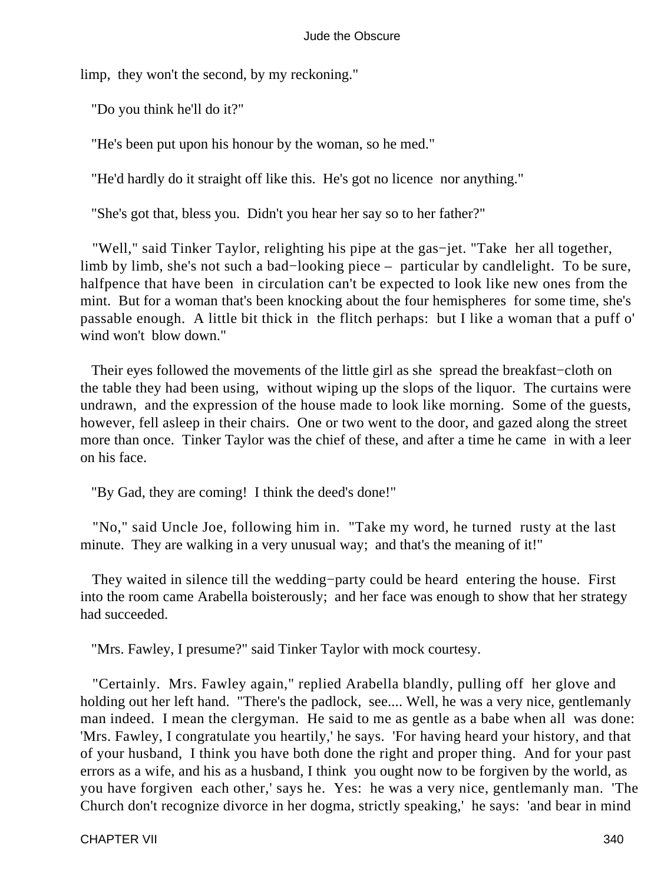limp, they won't the second, by my reckoning."

"Do you think he'll do it?"

"He's been put upon his honour by the woman, so he med."

"He'd hardly do it straight off like this. He's got no licence nor anything."

"She's got that, bless you. Didn't you hear her say so to her father?"

"Well," said Tinker Taylor, relighting his pipe at the gas−jet. "Take her all together, limb by limb, she's not such a bad−looking piece – particular by candlelight. To be sure, halfpence that have been in circulation can't be expected to look like new ones from the mint. But for a woman that's been knocking about the four hemispheres for some time, she's passable enough. A little bit thick in the flitch perhaps: but I like a woman that a puff o' wind won't blow down."

Their eyes followed the movements of the little girl as she spread the breakfast−cloth on the table they had been using, without wiping up the slops of the liquor. The curtains were undrawn, and the expression of the house made to look like morning. Some of the guests, however, fell asleep in their chairs. One or two went to the door, and gazed along the street more than once. Tinker Taylor was the chief of these, and after a time he came in with a leer on his face.

"By Gad, they are coming! I think the deed's done!"

"No," said Uncle Joe, following him in. "Take my word, he turned rusty at the last minute. They are walking in a very unusual way; and that's the meaning of it!"

They waited in silence till the wedding−party could be heard entering the house. First into the room came Arabella boisterously; and her face was enough to show that her strategy had succeeded.

"Mrs. Fawley, I presume?" said Tinker Taylor with mock courtesy.

"Certainly. Mrs. Fawley again," replied Arabella blandly, pulling off her glove and holding out her left hand. "There's the padlock, see.... Well, he was a very nice, gentlemanly man indeed. I mean the clergyman. He said to me as gentle as a babe when all was done: 'Mrs. Fawley, I congratulate you heartily,' he says. 'For having heard your history, and that of your husband, I think you have both done the right and proper thing. And for your past errors as a wife, and his as a husband, I think you ought now to be forgiven by the world, as you have forgiven each other,' says he. Yes: he was a very nice, gentlemanly man. 'The Church don't recognize divorce in her dogma, strictly speaking,' he says: 'and bear in mind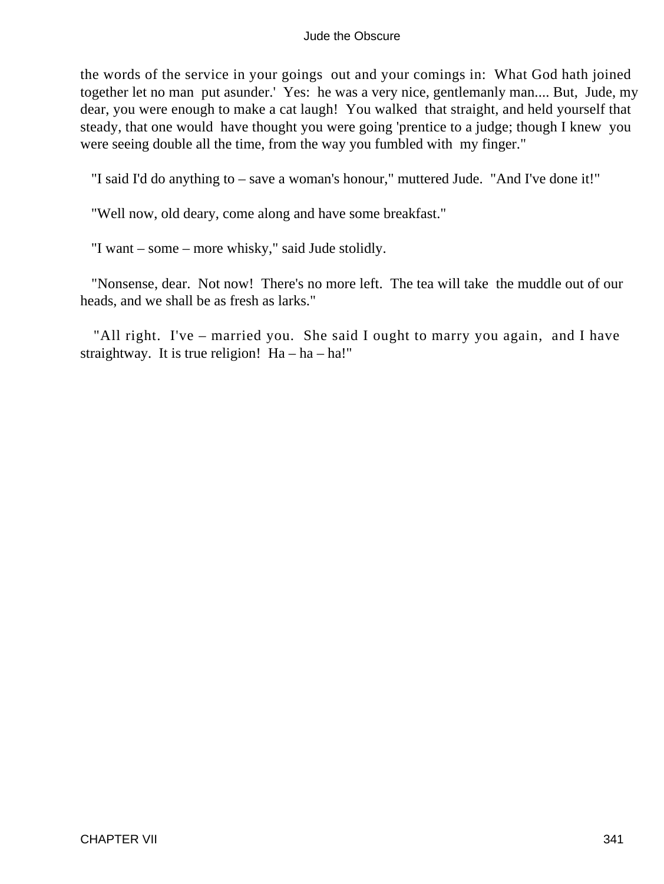the words of the service in your goings out and your comings in: What God hath joined together let no man put asunder.' Yes: he was a very nice, gentlemanly man.... But, Jude, my dear, you were enough to make a cat laugh! You walked that straight, and held yourself that steady, that one would have thought you were going 'prentice to a judge; though I knew you were seeing double all the time, from the way you fumbled with my finger."

"I said I'd do anything to – save a woman's honour," muttered Jude. "And I've done it!"

"Well now, old deary, come along and have some breakfast."

"I want – some – more whisky," said Jude stolidly.

"Nonsense, dear. Not now! There's no more left. The tea will take the muddle out of our heads, and we shall be as fresh as larks."

"All right. I've – married you. She said I ought to marry you again, and I have straightway. It is true religion! Ha – ha – ha!"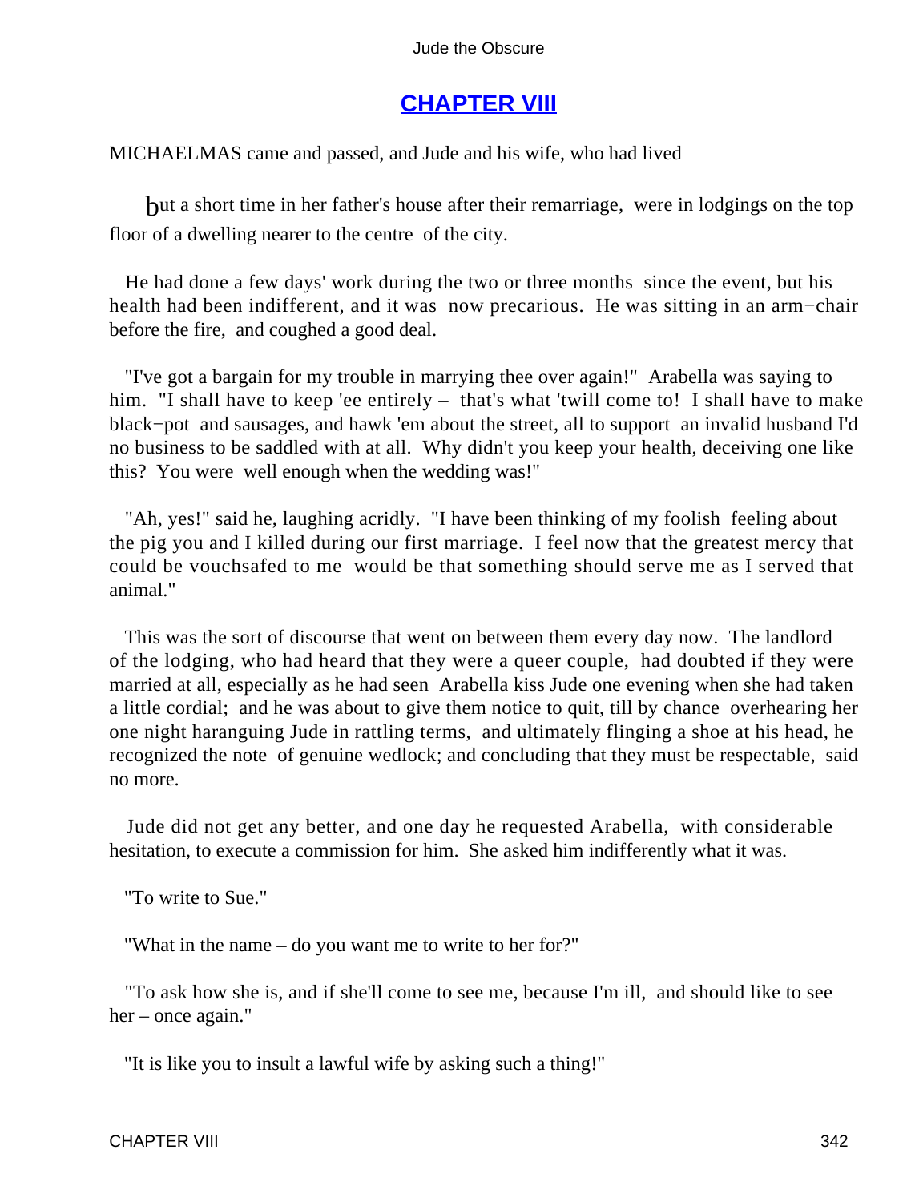## CHAPTER VIII

MICHAELMAS came and passed, and Jude and his wife, who had lived but a short time in her father's house after their remarriage, were in lodgings on the top floor of a dwelling nearer to the centre of the city.

He had done a few days' work during the two or three months since the event, but his health had been indifferent, and it was now precarious. He was sitting in an arm−chair before the fire, and coughed a good deal.

"I've got a bargain for my trouble in marrying thee over again!" Arabella was saying to him. "I shall have to keep 'ee entirely – that's what 'twill come to! I shall have to make black−pot and sausages, and hawk 'em about the street, all to support an invalid husband I'd no business to be saddled with at all. Why didn't you keep your health, deceiving one like this? You were well enough when the wedding was!"

"Ah, yes!" said he, laughing acridly. "I have been thinking of my foolish feeling about the pig you and I killed during our first marriage. I feel now that the greatest mercy that could be vouchsafed to me would be that something should serve me as I served that animal."

This was the sort of discourse that went on between them every day now. The landlord of the lodging, who had heard that they were a queer couple, had doubted if they were married at all, especially as he had seen Arabella kiss Jude one evening when she had taken a little cordial; and he was about to give them notice to quit, till by chance overhearing her one night haranguing Jude in rattling terms, and ultimately flinging a shoe at his head, he recognized the note of genuine wedlock; and concluding that they must be respectable, said no more.

Jude did not get any better, and one day he requested Arabella, with considerable hesitation, to execute a commission for him. She asked him indifferently what it was.

"To write to Sue."

"What in the name – do you want me to write to her for?"

"To ask how she is, and if she'll come to see me, because I'm ill, and should like to see her – once again."

"It is like you to insult a lawful wife by asking such a thing!"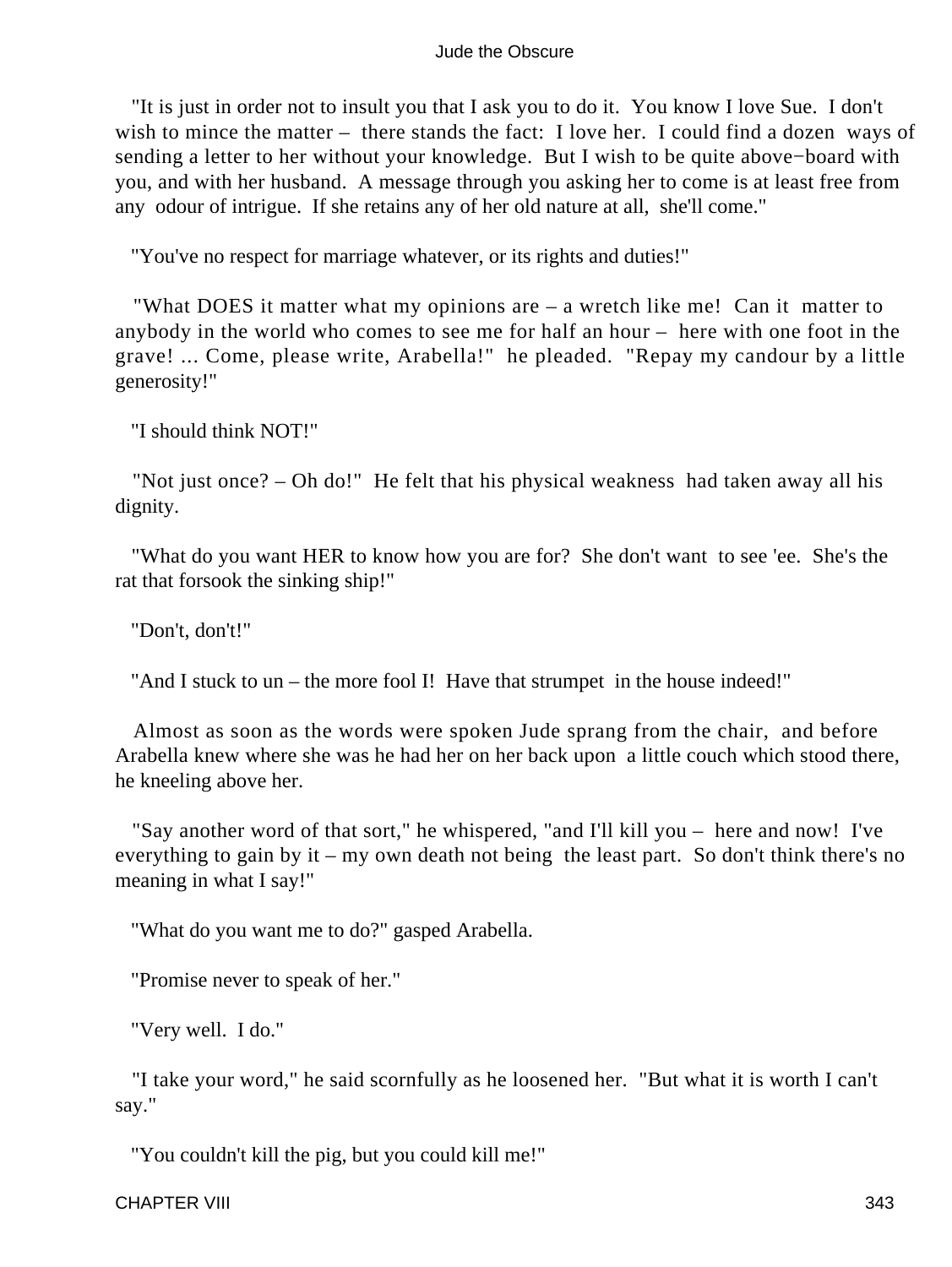"It is just in order not to insult you that I ask you to do it. You know I love Sue. I don't wish to mince the matter – there stands the fact: I love her. I could find a dozen ways of sending a letter to her without your knowledge. But I wish to be quite above−board with you, and with her husband. A message through you asking her to come is at least free from any odour of intrigue. If she retains any of her old nature at all, she'll come."

"You've no respect for marriage whatever, or its rights and duties!"

"What DOES it matter what my opinions are – a wretch like me! Can it matter to anybody in the world who comes to see me for half an hour – here with one foot in the grave! ... Come, please write, Arabella!" he pleaded. "Repay my candour by a little generosity!"

"I should think NOT!"

"Not just once? – Oh do!" He felt that his physical weakness had taken away all his dignity.

"What do you want HER to know how you are for? She don't want to see 'ee. She's the rat that forsook the sinking ship!"

"Don't, don't!"

"And I stuck to un – the more fool I! Have that strumpet in the house indeed!"

Almost as soon as the words were spoken Jude sprang from the chair, and before Arabella knew where she was he had her on her back upon a little couch which stood there, he kneeling above her.

"Say another word of that sort," he whispered, "and I'll kill you – here and now! I've everything to gain by it – my own death not being the least part. So don't think there's no meaning in what I say!"

"What do you want me to do?" gasped Arabella.

"Promise never to speak of her."

"Very well. I do."

"I take your word," he said scornfully as he loosened her. "But what it is worth I can't say."

"You couldn't kill the pig, but you could kill me!"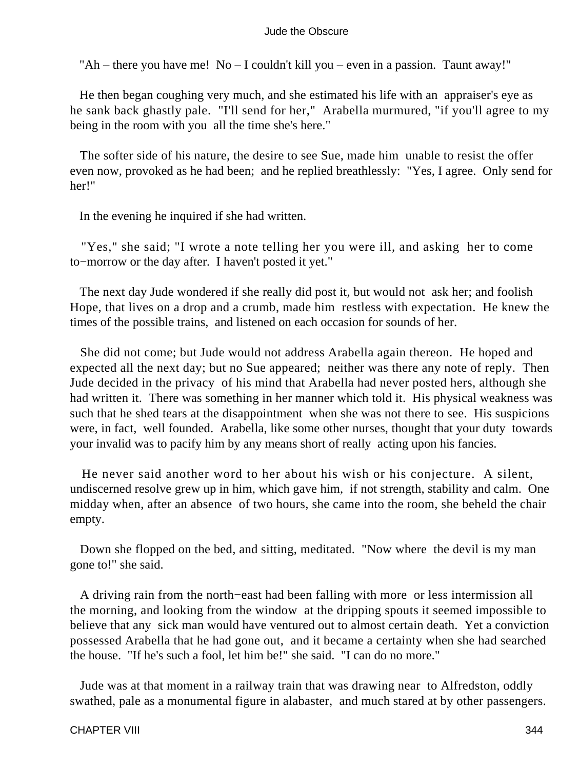"Ah – there you have me! No – I couldn't kill you – even in a passion. Taunt away!"

He then began coughing very much, and she estimated his life with an appraiser's eye as he sank back ghastly pale. "I'll send for her," Arabella murmured, "if you'll agree to my being in the room with you all the time she's here."

The softer side of his nature, the desire to see Sue, made him unable to resist the offer even now, provoked as he had been; and he replied breathlessly: "Yes, I agree. Only send for her!"

In the evening he inquired if she had written.

"Yes," she said; "I wrote a note telling her you were ill, and asking her to come to−morrow or the day after. I haven't posted it yet."

The next day Jude wondered if she really did post it, but would not ask her; and foolish Hope, that lives on a drop and a crumb, made him restless with expectation. He knew the times of the possible trains, and listened on each occasion for sounds of her.

She did not come; but Jude would not address Arabella again thereon. He hoped and expected all the next day; but no Sue appeared; neither was there any note of reply. Then Jude decided in the privacy of his mind that Arabella had never posted hers, although she had written it. There was something in her manner which told it. His physical weakness was such that he shed tears at the disappointment when she was not there to see. His suspicions were, in fact, well founded. Arabella, like some other nurses, thought that your duty towards your invalid was to pacify him by any means short of really acting upon his fancies.

He never said another word to her about his wish or his conjecture. A silent, undiscerned resolve grew up in him, which gave him, if not strength, stability and calm. One midday when, after an absence of two hours, she came into the room, she beheld the chair empty.

Down she flopped on the bed, and sitting, meditated. "Now where the devil is my man gone to!" she said.

A driving rain from the north−east had been falling with more or less intermission all the morning, and looking from the window at the dripping spouts it seemed impossible to believe that any sick man would have ventured out to almost certain death. Yet a conviction possessed Arabella that he had gone out, and it became a certainty when she had searched the house. "If he's such a fool, let him be!" she said. "I can do no more."

Jude was at that moment in a railway train that was drawing near to Alfredston, oddly swathed, pale as a monumental figure in alabaster, and much stared at by other passengers.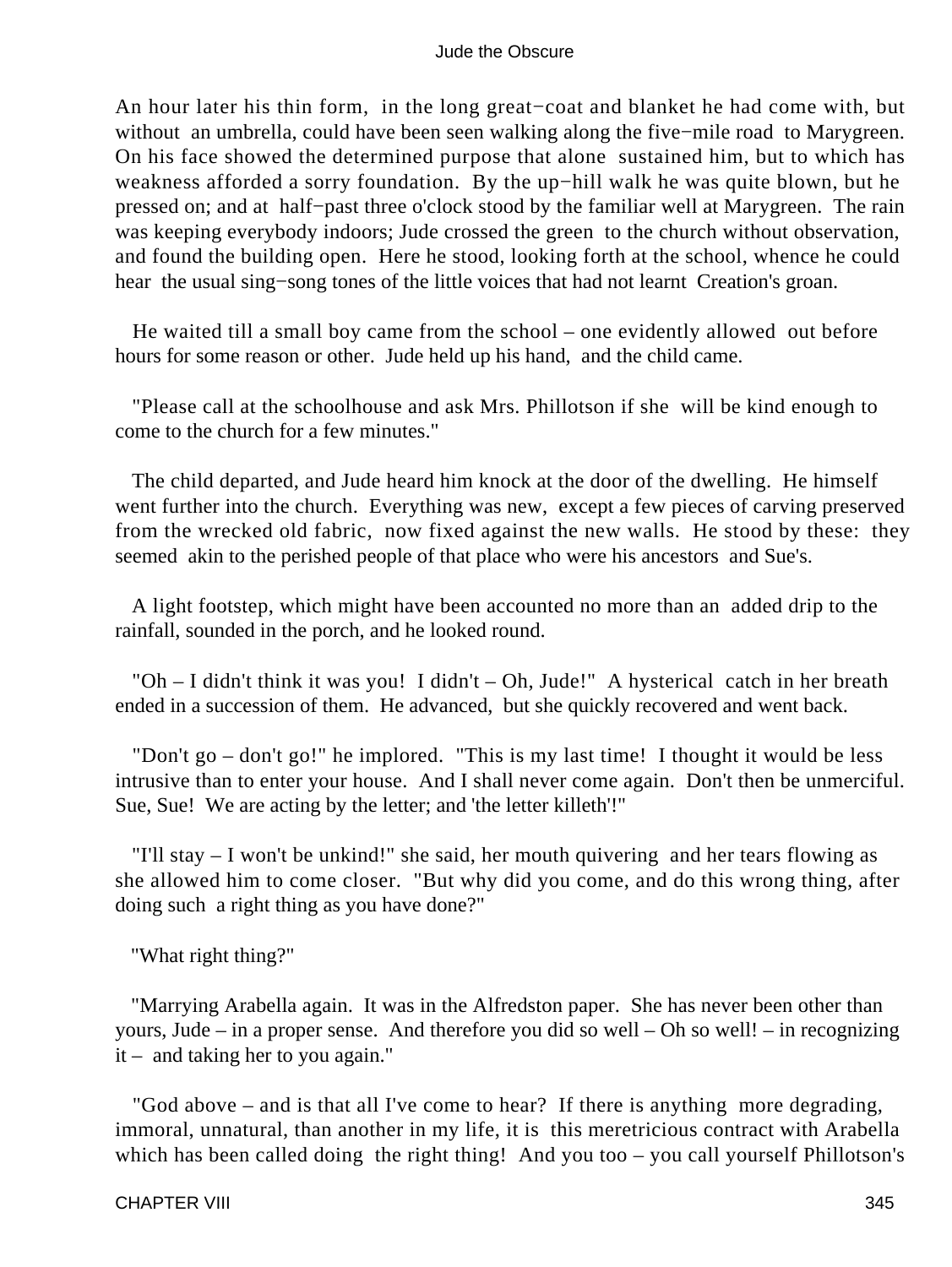An hour later his thin form, in the long great−coat and blanket he had come with, but without an umbrella, could have been seen walking along the five−mile road to Marygreen. On his face showed the determined purpose that alone sustained him, but to which has weakness afforded a sorry foundation. By the up−hill walk he was quite blown, but he pressed on; and at half−past three o'clock stood by the familiar well at Marygreen. The rain was keeping everybody indoors; Jude crossed the green to the church without observation, and found the building open. Here he stood, looking forth at the school, whence he could hear the usual sing−song tones of the little voices that had not learnt Creation's groan.

He waited till a small boy came from the school – one evidently allowed out before hours for some reason or other. Jude held up his hand, and the child came.

"Please call at the schoolhouse and ask Mrs. Phillotson if she will be kind enough to come to the church for a few minutes."

The child departed, and Jude heard him knock at the door of the dwelling. He himself went further into the church. Everything was new, except a few pieces of carving preserved from the wrecked old fabric, now fixed against the new walls. He stood by these: they seemed akin to the perished people of that place who were his ancestors and Sue's.

A light footstep, which might have been accounted no more than an added drip to the rainfall, sounded in the porch, and he looked round.

"Oh – I didn't think it was you! I didn't – Oh, Jude!" A hysterical catch in her breath ended in a succession of them. He advanced, but she quickly recovered and went back.

"Don't go – don't go!" he implored. "This is my last time! I thought it would be less intrusive than to enter your house. And I shall never come again. Don't then be unmerciful. Sue, Sue! We are acting by the letter; and 'the letter killeth'!"

"I'll stay – I won't be unkind!" she said, her mouth quivering and her tears flowing as she allowed him to come closer. "But why did you come, and do this wrong thing, after doing such a right thing as you have done?"

"What right thing?"

"Marrying Arabella again. It was in the Alfredston paper. She has never been other than yours, Jude – in a proper sense. And therefore you did so well – Oh so well! – in recognizing it – and taking her to you again."

"God above – and is that all I've come to hear? If there is anything more degrading, immoral, unnatural, than another in my life, it is this meretricious contract with Arabella which has been called doing the right thing! And you too – you call yourself Phillotson's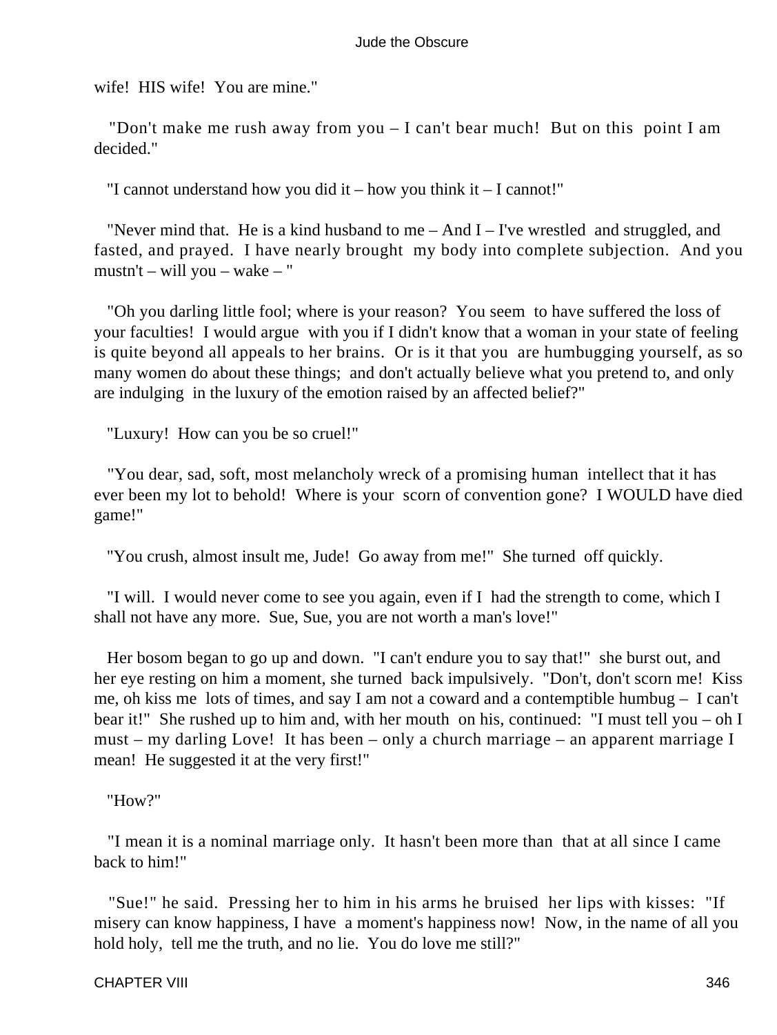wife! HIS wife! You are mine."

"Don't make me rush away from you – I can't bear much! But on this point I am decided."

"I cannot understand how you did it – how you think it – I cannot!"

"Never mind that. He is a kind husband to me – And I – I've wrestled and struggled, and fasted, and prayed. I have nearly brought my body into complete subjection. And you mustn't – will you – wake – "

"Oh you darling little fool; where is your reason? You seem to have suffered the loss of your faculties! I would argue with you if I didn't know that a woman in your state of feeling is quite beyond all appeals to her brains. Or is it that you are humbugging yourself, as so many women do about these things; and don't actually believe what you pretend to, and only are indulging in the luxury of the emotion raised by an affected belief?"

"Luxury! How can you be so cruel!"

"You dear, sad, soft, most melancholy wreck of a promising human intellect that it has ever been my lot to behold! Where is your scorn of convention gone? I WOULD have died game!"

"You crush, almost insult me, Jude! Go away from me!" She turned off quickly.

"I will. I would never come to see you again, even if I had the strength to come, which I shall not have any more. Sue, Sue, you are not worth a man's love!"

Her bosom began to go up and down. "I can't endure you to say that!" she burst out, and her eye resting on him a moment, she turned back impulsively. "Don't, don't scorn me! Kiss me, oh kiss me lots of times, and say I am not a coward and a contemptible humbug – I can't bear it!" She rushed up to him and, with her mouth on his, continued: "I must tell you – oh I must – my darling Love! It has been – only a church marriage – an apparent marriage I mean! He suggested it at the very first!"

"How?"

"I mean it is a nominal marriage only. It hasn't been more than that at all since I came back to him!"

"Sue!" he said. Pressing her to him in his arms he bruised her lips with kisses: "If misery can know happiness, I have a moment's happiness now! Now, in the name of all you hold holy, tell me the truth, and no lie. You do love me still?"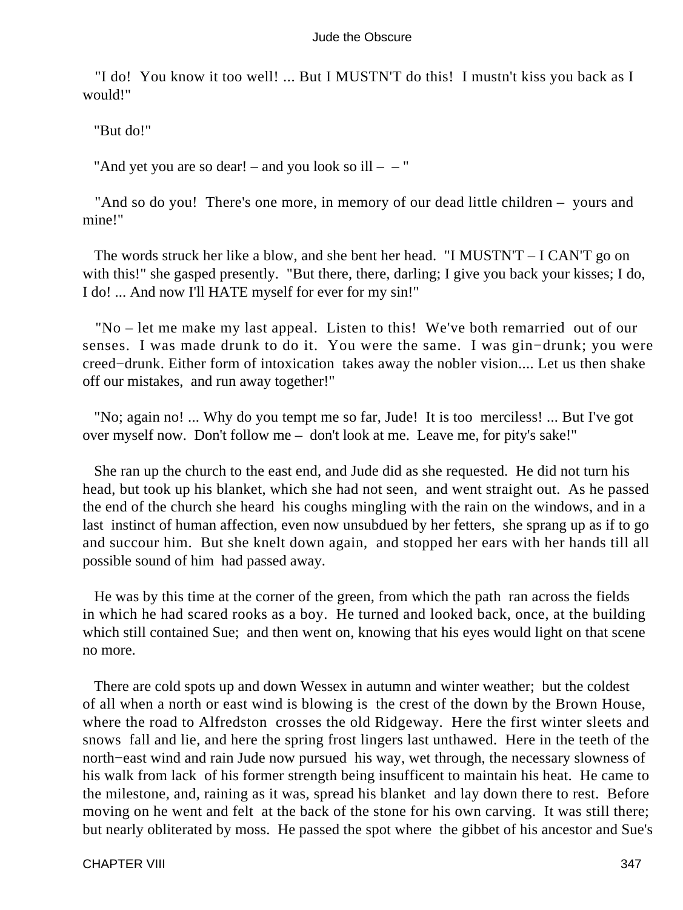"I do!  You know it too well! ... But I MUSTN'T do this!  I mustn't kiss you back as I would!"

"But do!"

"And yet you are so dear! – and you look so ill – – "

"And so do you!  There's one more, in memory of our dead little children – yours and mine!"

The words struck her like a blow, and she bent her head.  "I MUSTN'T – I CAN'T go on with this!" she gasped presently.  "But there, there, darling; I give you back your kisses; I do, I do! ... And now I'll HATE myself for ever for my sin!"

"No – let me make my last appeal.  Listen to this!  We've both remarried out of our senses.  I was made drunk to do it.  You were the same.  I was gin−drunk; you were creed−drunk. Either form of intoxication takes away the nobler vision.... Let us then shake off our mistakes, and run away together!"

"No; again no! ... Why do you tempt me so far, Jude!  It is too merciless! ... But I've got over myself now.  Don't follow me – don't look at me.  Leave me, for pity's sake!"

She ran up the church to the east end, and Jude did as she requested.  He did not turn his head, but took up his blanket, which she had not seen, and went straight out.  As he passed the end of the church she heard his coughs mingling with the rain on the windows, and in a last instinct of human affection, even now unsubdued by her fetters, she sprang up as if to go and succour him.  But she knelt down again, and stopped her ears with her hands till all possible sound of him had passed away.

He was by this time at the corner of the green, from which the path ran across the fields in which he had scared rooks as a boy.  He turned and looked back, once, at the building which still contained Sue; and then went on, knowing that his eyes would light on that scene no more.

There are cold spots up and down Wessex in autumn and winter weather; but the coldest of all when a north or east wind is blowing is the crest of the down by the Brown House, where the road to Alfredston crosses the old Ridgeway.  Here the first winter sleets and snows fall and lie, and here the spring frost lingers last unthawed.  Here in the teeth of the north−east wind and rain Jude now pursued his way, wet through, the necessary slowness of his walk from lack of his former strength being insuffìcent to maintain his heat.  He came to the milestone, and, raining as it was, spread his blanket and lay down there to rest.  Before moving on he went and felt at the back of the stone for his own carving.  It was still there; but nearly obliterated by moss.  He passed the spot where the gibbet of his ancestor and Sue's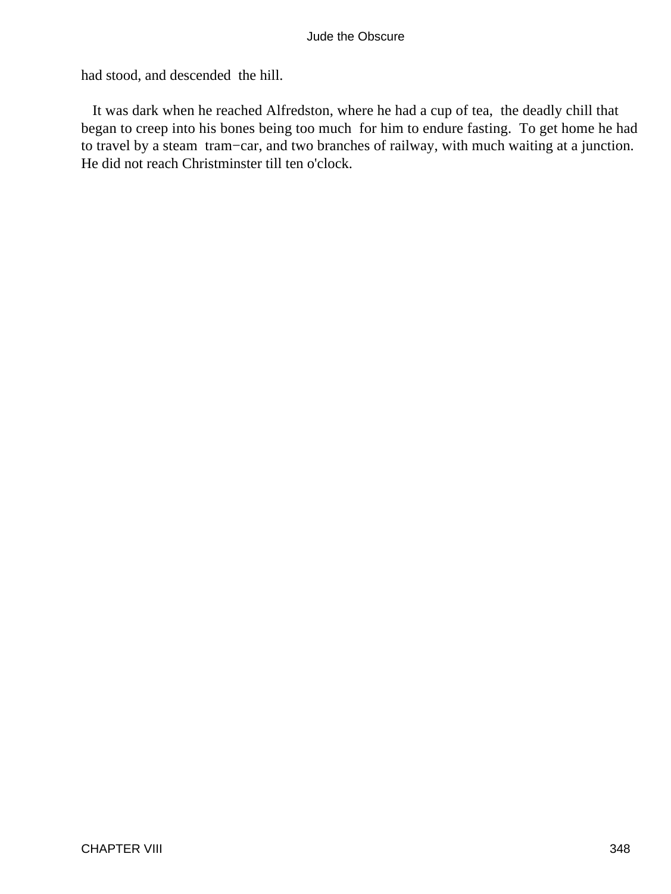had stood, and descended the hill.

It was dark when he reached Alfredston, where he had a cup of tea, the deadly chill that began to creep into his bones being too much for him to endure fasting. To get home he had to travel by a steam tram−car, and two branches of railway, with much waiting at a junction. He did not reach Christminster till ten o'clock.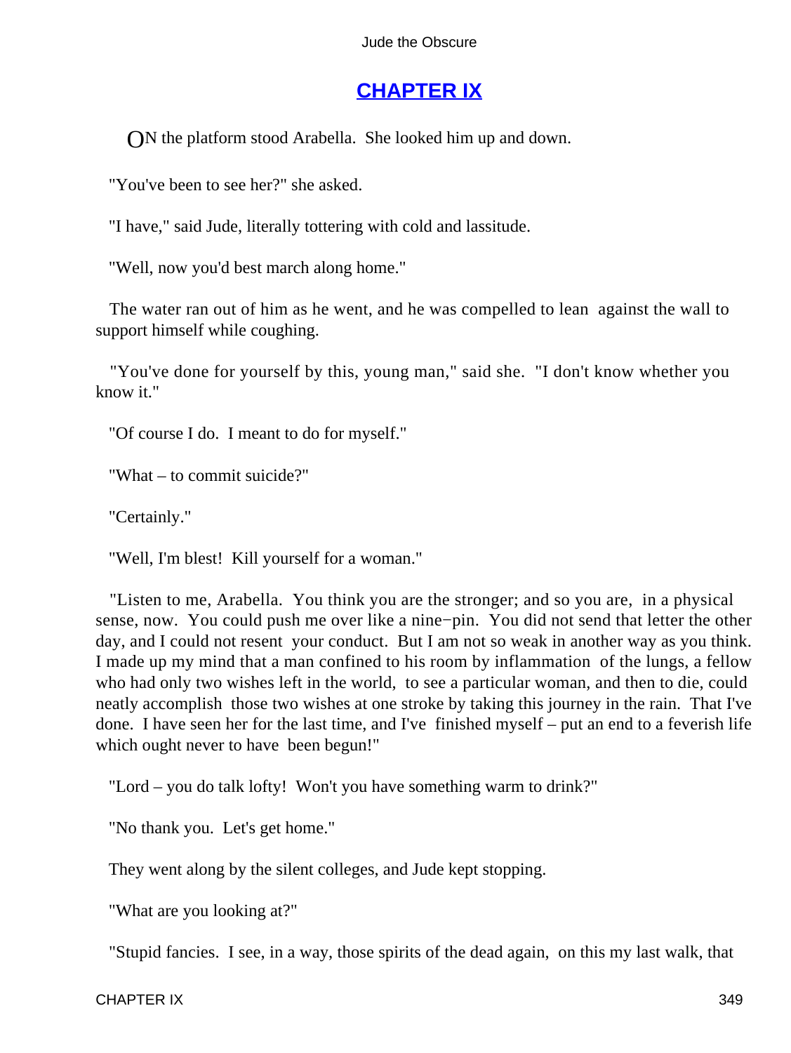## CHAPTER IX

ON the platform stood Arabella. She looked him up and down.

"You've been to see her?" she asked.

"I have," said Jude, literally tottering with cold and lassitude.

"Well, now you'd best march along home."

The water ran out of him as he went, and he was compelled to lean against the wall to support himself while coughing.

"You've done for yourself by this, young man," said she. "I don't know whether you know it."

"Of course I do. I meant to do for myself."

"What – to commit suicide?"

"Certainly."

"Well, I'm blest! Kill yourself for a woman."

"Listen to me, Arabella. You think you are the stronger; and so you are, in a physical sense, now. You could push me over like a nine−pin. You did not send that letter the other day, and I could not resent your conduct. But I am not so weak in another way as you think. I made up my mind that a man confined to his room by inflammation of the lungs, a fellow who had only two wishes left in the world, to see a particular woman, and then to die, could neatly accomplish those two wishes at one stroke by taking this journey in the rain. That I've done. I have seen her for the last time, and I've finished myself – put an end to a feverish life which ought never to have been begun!"

"Lord – you do talk lofty! Won't you have something warm to drink?"

"No thank you. Let's get home."

They went along by the silent colleges, and Jude kept stopping.

"What are you looking at?"

"Stupid fancies. I see, in a way, those spirits of the dead again, on this my last walk, that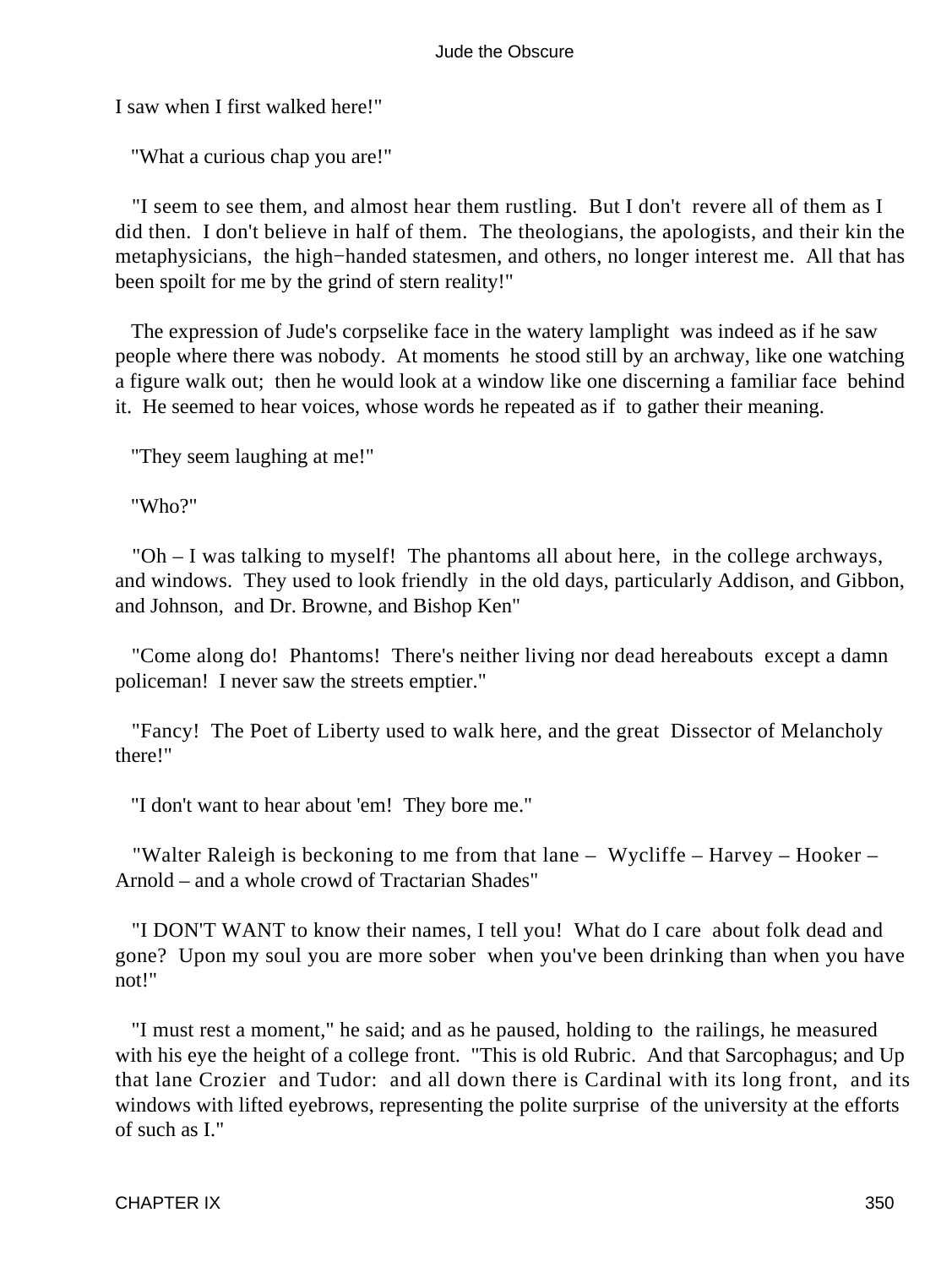I saw when I first walked here!"

"What a curious chap you are!"

"I seem to see them, and almost hear them rustling. But I don't revere all of them as I did then. I don't believe in half of them. The theologians, the apologists, and their kin the metaphysicians, the high−handed statesmen, and others, no longer interest me. All that has been spoilt for me by the grind of stern reality!"

The expression of Jude's corpselike face in the watery lamplight was indeed as if he saw people where there was nobody. At moments he stood still by an archway, like one watching a figure walk out; then he would look at a window like one discerning a familiar face behind it. He seemed to hear voices, whose words he repeated as if to gather their meaning.

"They seem laughing at me!"

"Who?"

"Oh – I was talking to myself! The phantoms all about here, in the college archways, and windows. They used to look friendly in the old days, particularly Addison, and Gibbon, and Johnson, and Dr. Browne, and Bishop Ken"

"Come along do! Phantoms! There's neither living nor dead hereabouts except a damn policeman! I never saw the streets emptier."

"Fancy! The Poet of Liberty used to walk here, and the great Dissector of Melancholy there!"

"I don't want to hear about 'em! They bore me."

"Walter Raleigh is beckoning to me from that lane – Wycliffe – Harvey – Hooker – Arnold – and a whole crowd of Tractarian Shades"

"I DON'T WANT to know their names, I tell you! What do I care about folk dead and gone? Upon my soul you are more sober when you've been drinking than when you have not!"

"I must rest a moment," he said; and as he paused, holding to the railings, he measured with his eye the height of a college front. "This is old Rubric. And that Sarcophagus; and Up that lane Crozier and Tudor: and all down there is Cardinal with its long front, and its windows with lifted eyebrows, representing the polite surprise of the university at the efforts of such as I."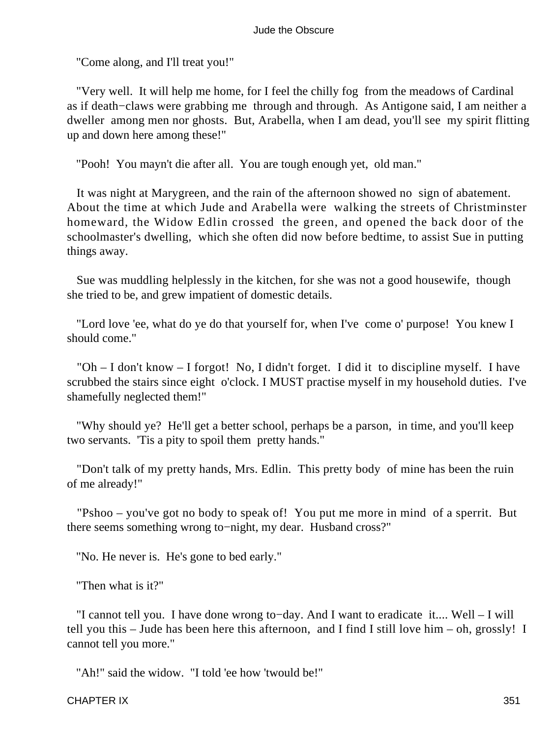"Come along, and I'll treat you!"

"Very well. It will help me home, for I feel the chilly fog from the meadows of Cardinal as if death−claws were grabbing me through and through. As Antigone said, I am neither a dweller among men nor ghosts. But, Arabella, when I am dead, you'll see my spirit flitting up and down here among these!"

"Pooh! You mayn't die after all. You are tough enough yet, old man."

It was night at Marygreen, and the rain of the afternoon showed no sign of abatement. About the time at which Jude and Arabella were walking the streets of Christminster homeward, the Widow Edlin crossed the green, and opened the back door of the schoolmaster's dwelling, which she often did now before bedtime, to assist Sue in putting things away.

Sue was muddling helplessly in the kitchen, for she was not a good housewife, though she tried to be, and grew impatient of domestic details.

"Lord love 'ee, what do ye do that yourself for, when I've come o' purpose! You knew I should come."

"Oh – I don't know – I forgot! No, I didn't forget. I did it to discipline myself. I have scrubbed the stairs since eight o'clock. I MUST practise myself in my household duties. I've shamefully neglected them!"

"Why should ye? He'll get a better school, perhaps be a parson, in time, and you'll keep two servants. 'Tis a pity to spoil them pretty hands."

"Don't talk of my pretty hands, Mrs. Edlin. This pretty body of mine has been the ruin of me already!"

"Pshoo – you've got no body to speak of! You put me more in mind of a sperrit. But there seems something wrong to−night, my dear. Husband cross?"

"No. He never is. He's gone to bed early."

"Then what is it?"

"I cannot tell you. I have done wrong to−day. And I want to eradicate it.... Well – I will tell you this – Jude has been here this afternoon, and I find I still love him – oh, grossly! I cannot tell you more."

"Ah!" said the widow. "I told 'ee how 'twould be!"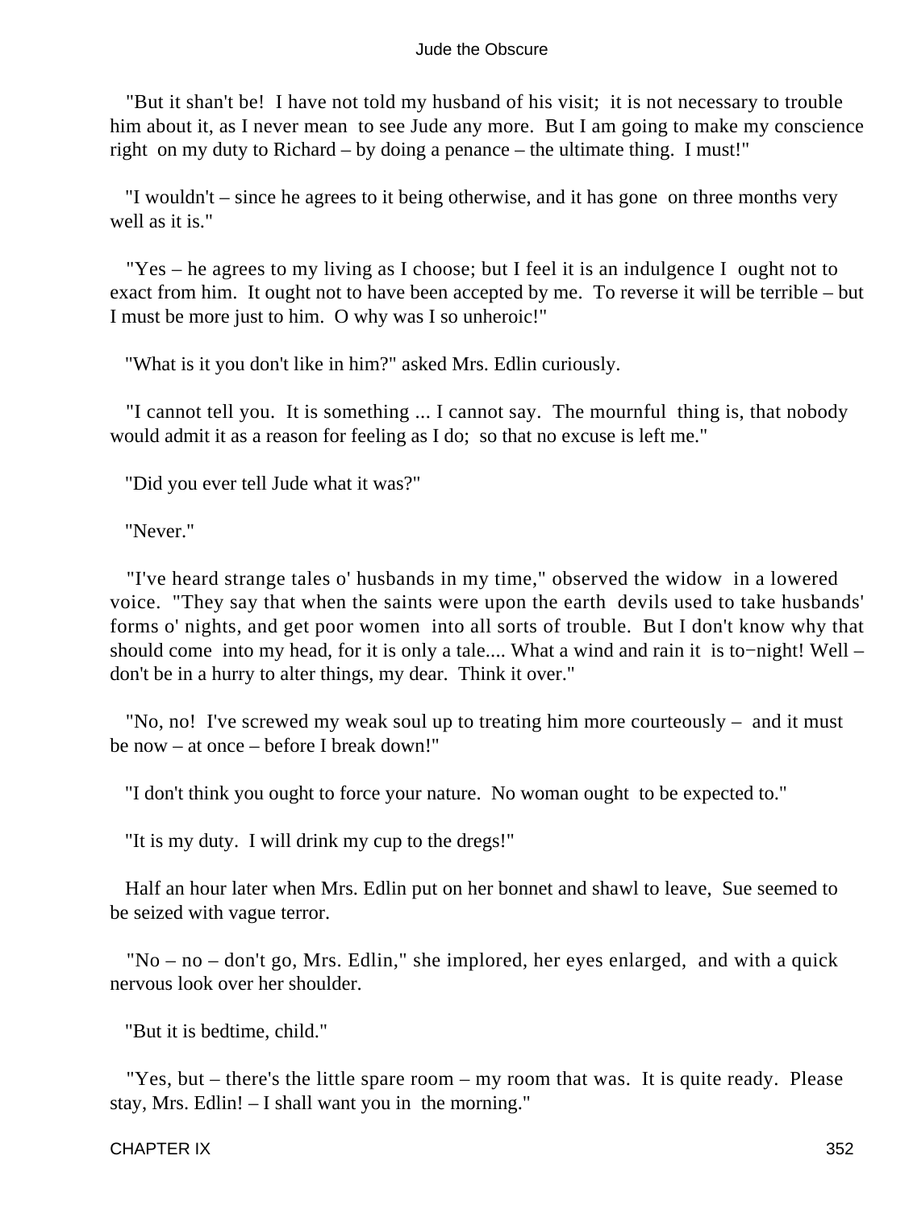"But it shan't be! I have not told my husband of his visit; it is not necessary to trouble him about it, as I never mean to see Jude any more. But I am going to make my conscience right on my duty to Richard – by doing a penance – the ultimate thing. I must!"

"I wouldn't – since he agrees to it being otherwise, and it has gone on three months very well as it is."

"Yes – he agrees to my living as I choose; but I feel it is an indulgence I ought not to exact from him. It ought not to have been accepted by me. To reverse it will be terrible – but I must be more just to him. O why was I so unheroic!"

"What is it you don't like in him?" asked Mrs. Edlin curiously.

"I cannot tell you. It is something ... I cannot say. The mournful thing is, that nobody would admit it as a reason for feeling as I do; so that no excuse is left me."

"Did you ever tell Jude what it was?"

"Never."

"I've heard strange tales o' husbands in my time," observed the widow in a lowered voice. "They say that when the saints were upon the earth devils used to take husbands' forms o' nights, and get poor women into all sorts of trouble. But I don't know why that should come into my head, for it is only a tale.... What a wind and rain it is to−night! Well – don't be in a hurry to alter things, my dear. Think it over."

"No, no! I've screwed my weak soul up to treating him more courteously – and it must be now – at once – before I break down!"

"I don't think you ought to force your nature. No woman ought to be expected to."

"It is my duty. I will drink my cup to the dregs!"

Half an hour later when Mrs. Edlin put on her bonnet and shawl to leave, Sue seemed to be seized with vague terror.

"No – no – don't go, Mrs. Edlin," she implored, her eyes enlarged, and with a quick nervous look over her shoulder.

"But it is bedtime, child."

"Yes, but – there's the little spare room – my room that was. It is quite ready. Please stay, Mrs. Edlin! – I shall want you in the morning."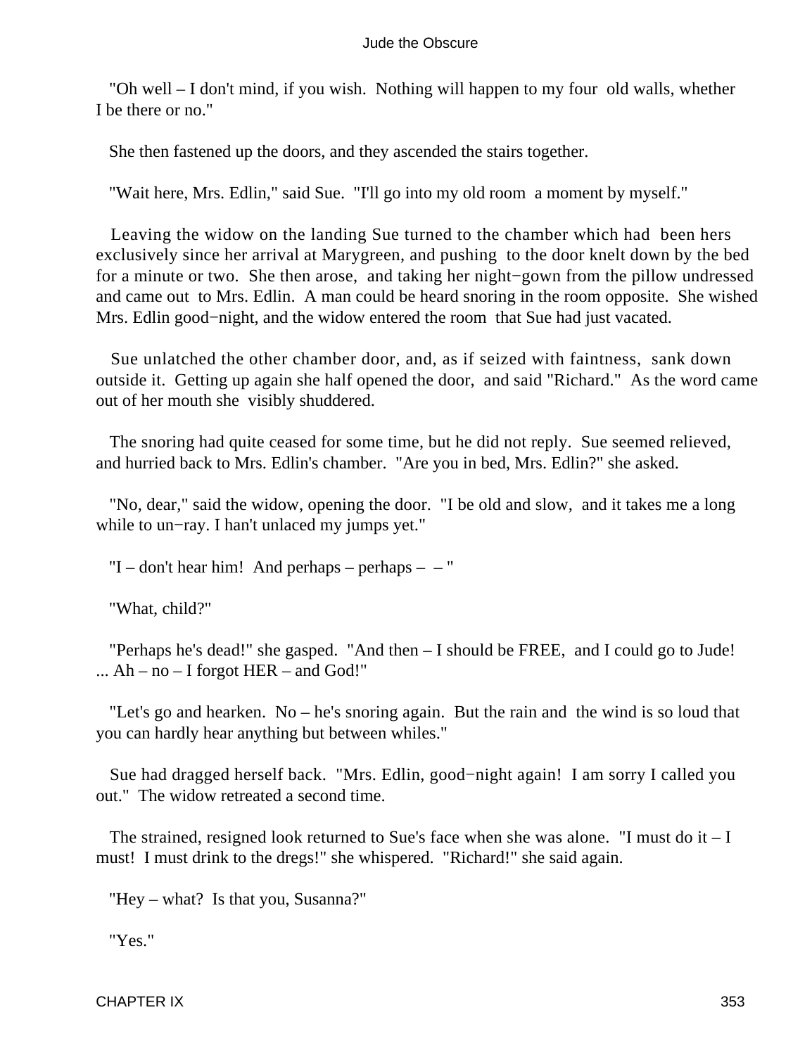"Oh well – I don't mind, if you wish. Nothing will happen to my four old walls, whether I be there or no."

She then fastened up the doors, and they ascended the stairs together.

"Wait here, Mrs. Edlin," said Sue. "I'll go into my old room a moment by myself."

Leaving the widow on the landing Sue turned to the chamber which had been hers exclusively since her arrival at Marygreen, and pushing to the door knelt down by the bed for a minute or two. She then arose, and taking her night−gown from the pillow undressed and came out to Mrs. Edlin. A man could be heard snoring in the room opposite. She wished Mrs. Edlin good−night, and the widow entered the room that Sue had just vacated.

Sue unlatched the other chamber door, and, as if seized with faintness, sank down outside it. Getting up again she half opened the door, and said "Richard." As the word came out of her mouth she visibly shuddered.

The snoring had quite ceased for some time, but he did not reply. Sue seemed relieved, and hurried back to Mrs. Edlin's chamber. "Are you in bed, Mrs. Edlin?" she asked.

"No, dear," said the widow, opening the door. "I be old and slow, and it takes me a long while to un−ray. I han't unlaced my jumps yet."

"I – don't hear him! And perhaps – perhaps – – "

"What, child?"

"Perhaps he's dead!" she gasped. "And then – I should be FREE, and I could go to Jude! ... Ah – no – I forgot HER – and God!"

"Let's go and hearken. No – he's snoring again. But the rain and the wind is so loud that you can hardly hear anything but between whiles."

Sue had dragged herself back. "Mrs. Edlin, good−night again! I am sorry I called you out." The widow retreated a second time.

The strained, resigned look returned to Sue's face when she was alone. "I must do it – I must! I must drink to the dregs!" she whispered. "Richard!" she said again.

"Hey – what? Is that you, Susanna?"

"Yes."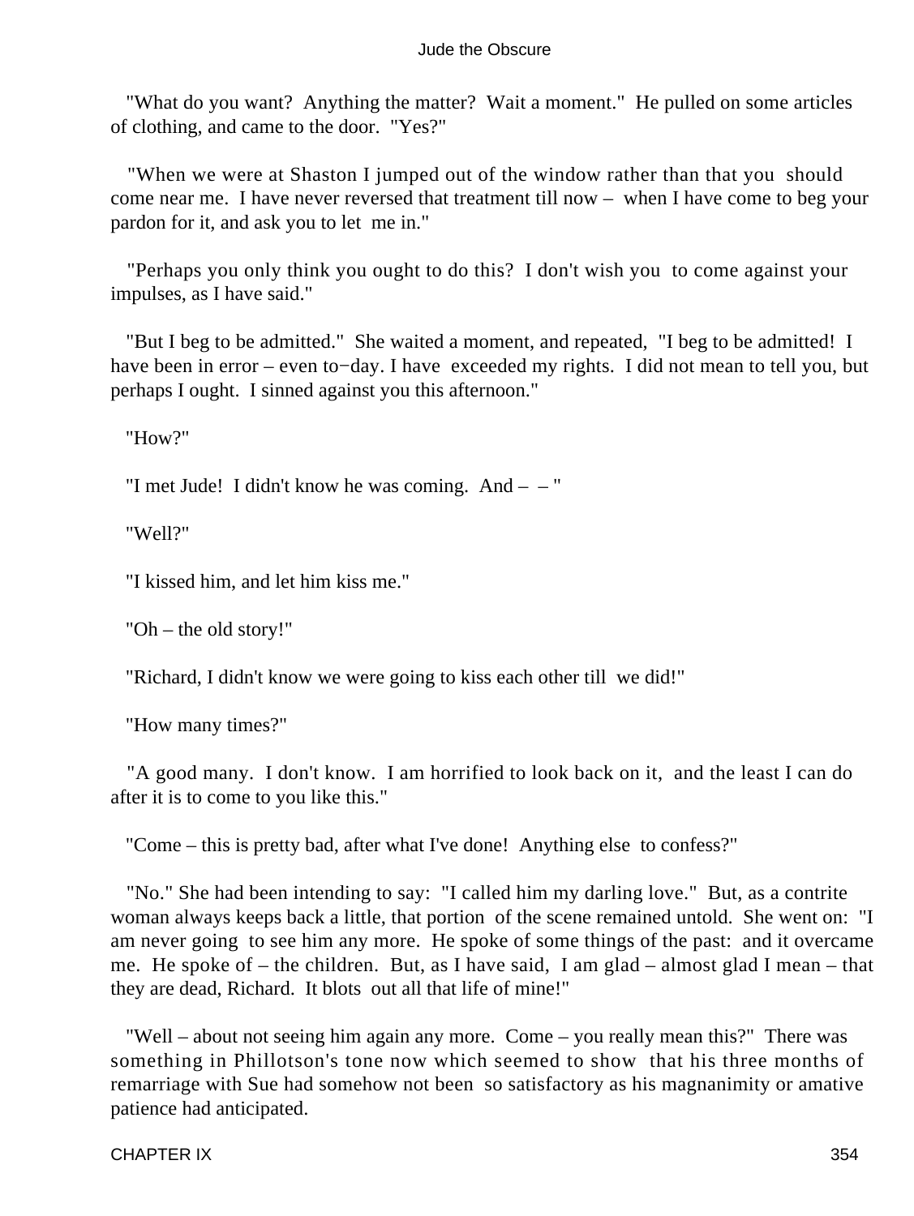"What do you want? Anything the matter? Wait a moment." He pulled on some articles of clothing, and came to the door. "Yes?"

"When we were at Shaston I jumped out of the window rather than that you should come near me. I have never reversed that treatment till now – when I have come to beg your pardon for it, and ask you to let me in."

"Perhaps you only think you ought to do this? I don't wish you to come against your impulses, as I have said."

"But I beg to be admitted." She waited a moment, and repeated, "I beg to be admitted! I have been in error – even to−day. I have exceeded my rights. I did not mean to tell you, but perhaps I ought. I sinned against you this afternoon."

"How?"

"I met Jude! I didn't know he was coming. And – – "

"Well?"

"I kissed him, and let him kiss me."

"Oh – the old story!"

"Richard, I didn't know we were going to kiss each other till we did!"

"How many times?"

"A good many. I don't know. I am horrified to look back on it, and the least I can do after it is to come to you like this."

"Come – this is pretty bad, after what I've done! Anything else to confess?"

"No." She had been intending to say: "I called him my darling love." But, as a contrite woman always keeps back a little, that portion of the scene remained untold. She went on: "I am never going to see him any more. He spoke of some things of the past: and it overcame me. He spoke of – the children. But, as I have said, I am glad – almost glad I mean – that they are dead, Richard. It blots out all that life of mine!"

"Well – about not seeing him again any more. Come – you really mean this?" There was something in Phillotson's tone now which seemed to show that his three months of remarriage with Sue had somehow not been so satisfactory as his magnanimity or amative patience had anticipated.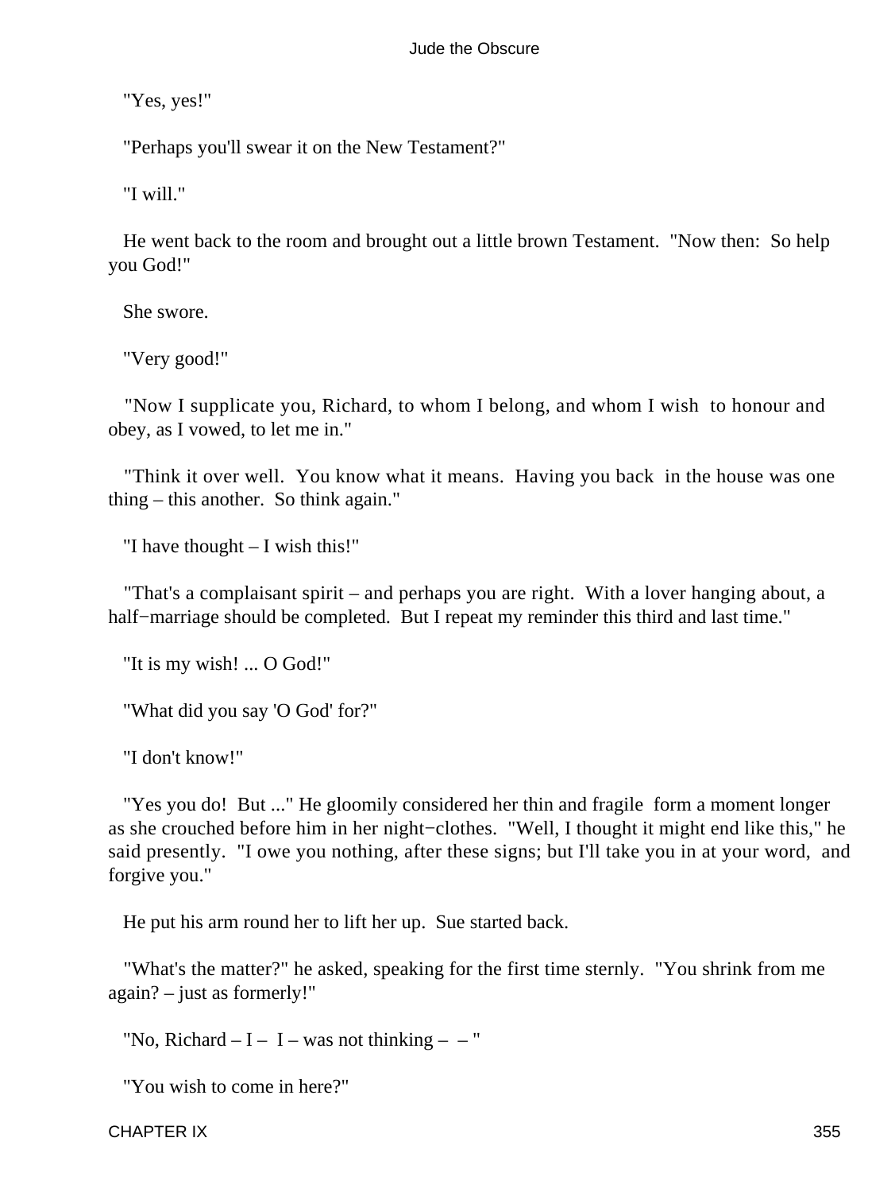"Yes, yes!"

"Perhaps you'll swear it on the New Testament?"

"I will."

He went back to the room and brought out a little brown Testament. "Now then: So help you God!"

She swore.

"Very good!"

"Now I supplicate you, Richard, to whom I belong, and whom I wish to honour and obey, as I vowed, to let me in."

"Think it over well. You know what it means. Having you back in the house was one thing – this another. So think again."

"I have thought – I wish this!"

"That's a complaisant spirit – and perhaps you are right. With a lover hanging about, a half−marriage should be completed. But I repeat my reminder this third and last time."

"It is my wish! ... O God!"

"What did you say 'O God' for?"

"I don't know!"

"Yes you do! But ..." He gloomily considered her thin and fragile form a moment longer as she crouched before him in her night−clothes. "Well, I thought it might end like this," he said presently. "I owe you nothing, after these signs; but I'll take you in at your word, and forgive you."

He put his arm round her to lift her up. Sue started back.

"What's the matter?" he asked, speaking for the first time sternly. "You shrink from me again? – just as formerly!"

"No, Richard – I – I – was not thinking – – "

"You wish to come in here?"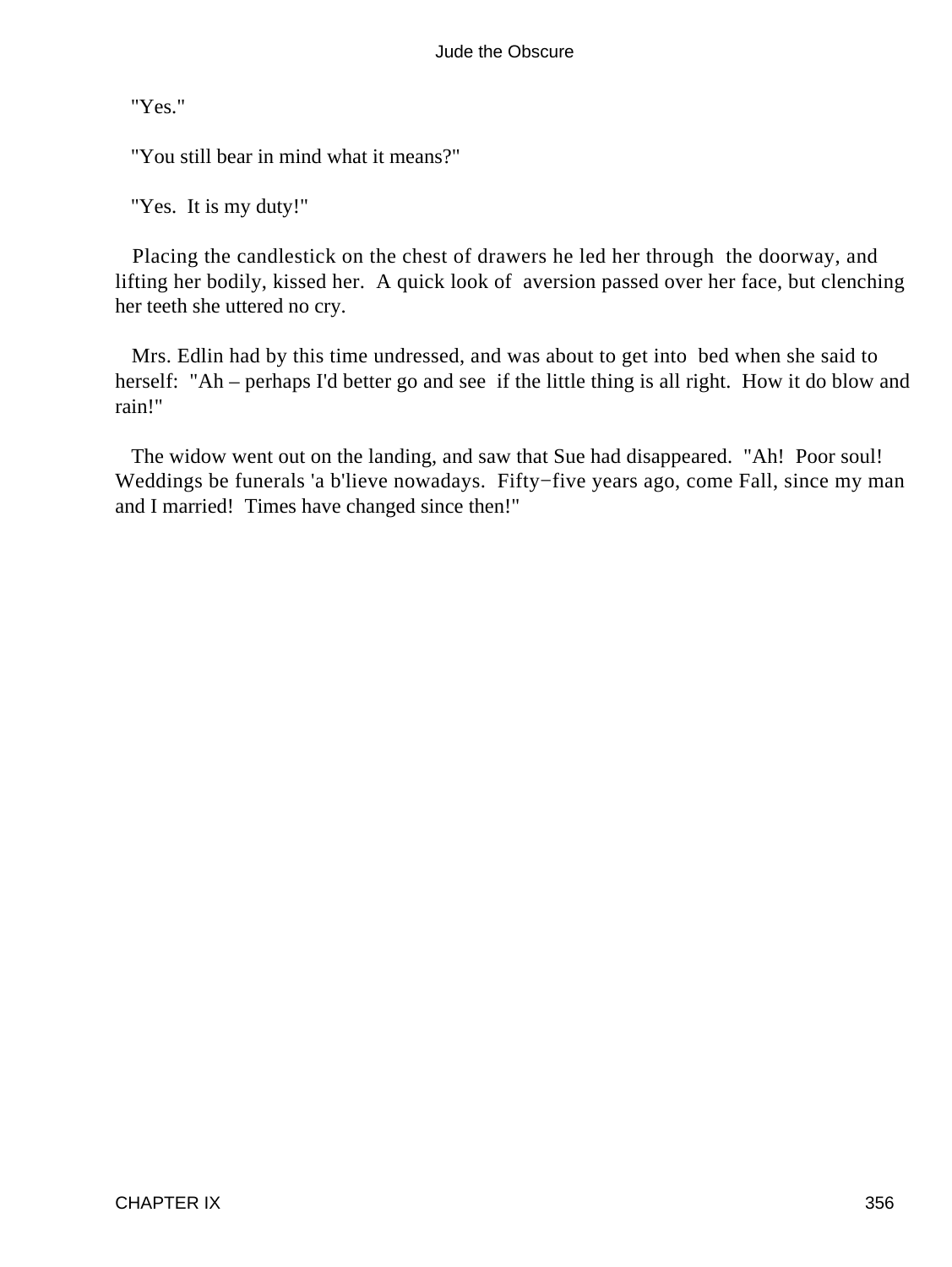"Yes."

"You still bear in mind what it means?"

"Yes. It is my duty!"

Placing the candlestick on the chest of drawers he led her through the doorway, and lifting her bodily, kissed her. A quick look of aversion passed over her face, but clenching her teeth she uttered no cry.

Mrs. Edlin had by this time undressed, and was about to get into bed when she said to herself: "Ah – perhaps I'd better go and see if the little thing is all right. How it do blow and rain!"

The widow went out on the landing, and saw that Sue had disappeared. "Ah! Poor soul! Weddings be funerals 'a b'lieve nowadays. Fifty−five years ago, come Fall, since my man and I married! Times have changed since then!"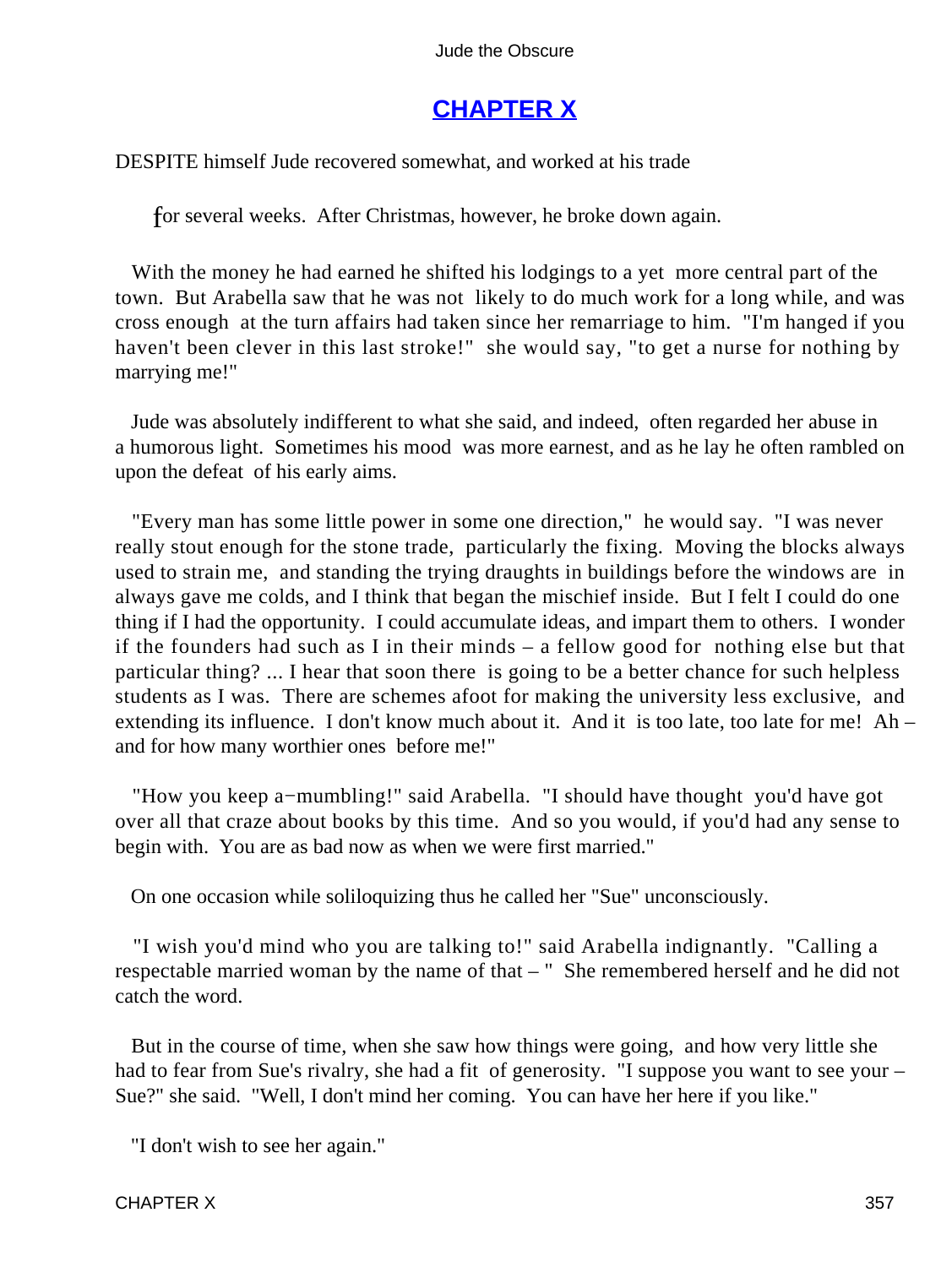## [CHAPTER X](#)

DESPITE himself Jude recovered somewhat, and worked at his trade for several weeks. After Christmas, however, he broke down again.

With the money he had earned he shifted his lodgings to a yet more central part of the town. But Arabella saw that he was not likely to do much work for a long while, and was cross enough at the turn affairs had taken since her remarriage to him. "I'm hanged if you haven't been clever in this last stroke!" she would say, "to get a nurse for nothing by marrying me!"

Jude was absolutely indifferent to what she said, and indeed, often regarded her abuse in a humorous light. Sometimes his mood was more earnest, and as he lay he often rambled on upon the defeat of his early aims.

"Every man has some little power in some one direction," he would say. "I was never really stout enough for the stone trade, particularly the fixing. Moving the blocks always used to strain me, and standing the trying draughts in buildings before the windows are in always gave me colds, and I think that began the mischief inside. But I felt I could do one thing if I had the opportunity. I could accumulate ideas, and impart them to others. I wonder if the founders had such as I in their minds – a fellow good for nothing else but that particular thing? ... I hear that soon there is going to be a better chance for such helpless students as I was. There are schemes afoot for making the university less exclusive, and extending its influence. I don't know much about it. And it is too late, too late for me! Ah – and for how many worthier ones before me!"

"How you keep a−mumbling!" said Arabella. "I should have thought you'd have got over all that craze about books by this time. And so you would, if you'd had any sense to begin with. You are as bad now as when we were first married."

On one occasion while soliloquizing thus he called her "Sue" unconsciously.

"I wish you'd mind who you are talking to!" said Arabella indignantly. "Calling a respectable married woman by the name of that – " She remembered herself and he did not catch the word.

But in the course of time, when she saw how things were going, and how very little she had to fear from Sue's rivalry, she had a fit of generosity. "I suppose you want to see your – Sue?" she said. "Well, I don't mind her coming. You can have her here if you like."

"I don't wish to see her again."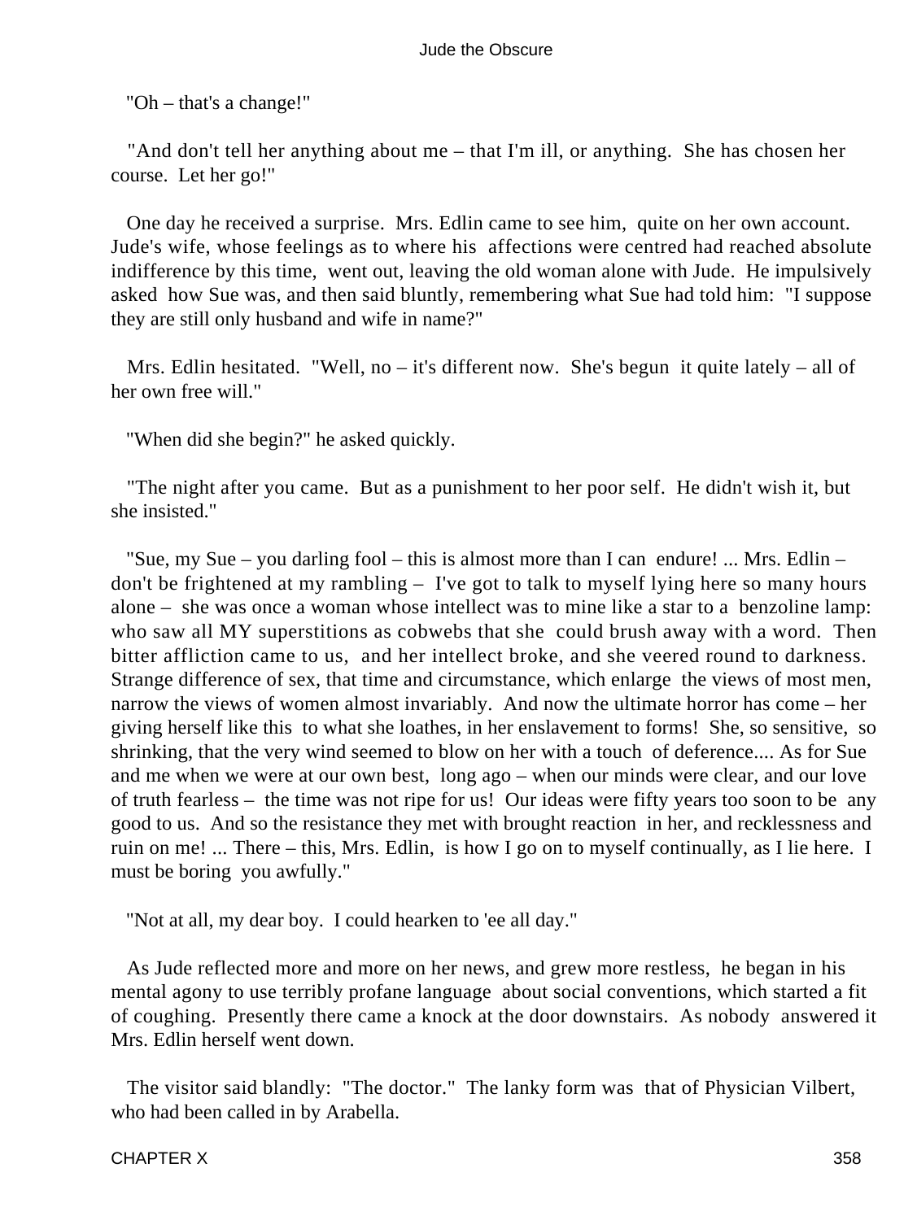"Oh – that's a change!"

"And don't tell her anything about me – that I'm ill, or anything. She has chosen her course. Let her go!"

One day he received a surprise. Mrs. Edlin came to see him, quite on her own account. Jude's wife, whose feelings as to where his affections were centred had reached absolute indifference by this time, went out, leaving the old woman alone with Jude. He impulsively asked how Sue was, and then said bluntly, remembering what Sue had told him: "I suppose they are still only husband and wife in name?"

Mrs. Edlin hesitated. "Well, no – it's different now. She's begun it quite lately – all of her own free will."

"When did she begin?" he asked quickly.

"The night after you came. But as a punishment to her poor self. He didn't wish it, but she insisted."

"Sue, my Sue – you darling fool – this is almost more than I can endure! ... Mrs. Edlin – don't be frightened at my rambling – I've got to talk to myself lying here so many hours alone – she was once a woman whose intellect was to mine like a star to a benzoline lamp: who saw all MY superstitions as cobwebs that she could brush away with a word. Then bitter affliction came to us, and her intellect broke, and she veered round to darkness. Strange difference of sex, that time and circumstance, which enlarge the views of most men, narrow the views of women almost invariably. And now the ultimate horror has come – her giving herself like this to what she loathes, in her enslavement to forms! She, so sensitive, so shrinking, that the very wind seemed to blow on her with a touch of deference.... As for Sue and me when we were at our own best, long ago – when our minds were clear, and our love of truth fearless – the time was not ripe for us! Our ideas were fifty years too soon to be any good to us. And so the resistance they met with brought reaction in her, and recklessness and ruin on me! ... There – this, Mrs. Edlin, is how I go on to myself continually, as I lie here. I must be boring you awfully."

"Not at all, my dear boy. I could hearken to 'ee all day."

As Jude reflected more and more on her news, and grew more restless, he began in his mental agony to use terribly profane language about social conventions, which started a fit of coughing. Presently there came a knock at the door downstairs. As nobody answered it Mrs. Edlin herself went down.

The visitor said blandly: "The doctor." The lanky form was that of Physician Vilbert, who had been called in by Arabella.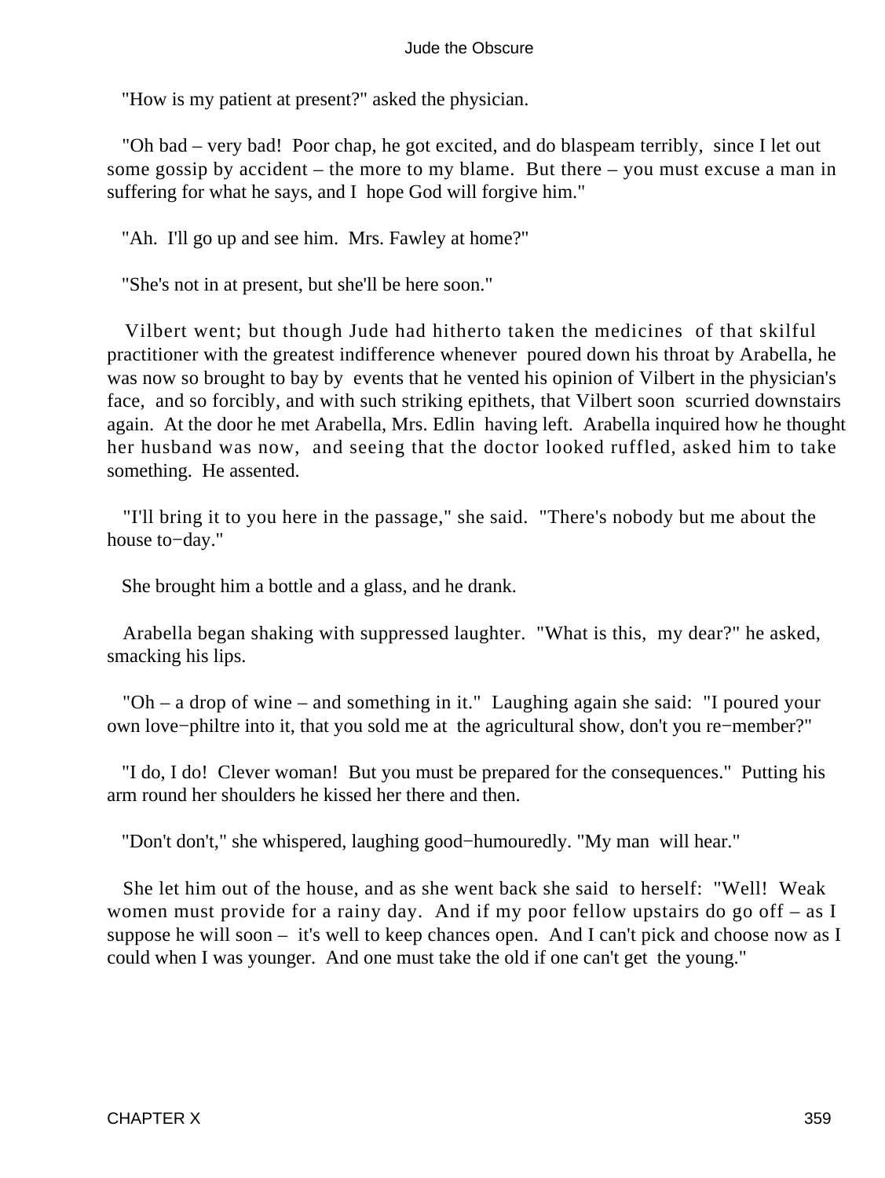"How is my patient at present?" asked the physician.

"Oh bad – very bad! Poor chap, he got excited, and do blaspeam terribly, since I let out some gossip by accident – the more to my blame. But there – you must excuse a man in suffering for what he says, and I hope God will forgive him."

"Ah. I'll go up and see him. Mrs. Fawley at home?"

"She's not in at present, but she'll be here soon."

Vilbert went; but though Jude had hitherto taken the medicines of that skilful practitioner with the greatest indifference whenever poured down his throat by Arabella, he was now so brought to bay by events that he vented his opinion of Vilbert in the physician's face, and so forcibly, and with such striking epithets, that Vilbert soon scurried downstairs again. At the door he met Arabella, Mrs. Edlin having left. Arabella inquired how he thought her husband was now, and seeing that the doctor looked ruffled, asked him to take something. He assented.

"I'll bring it to you here in the passage," she said. "There's nobody but me about the house to−day."

She brought him a bottle and a glass, and he drank.

Arabella began shaking with suppressed laughter. "What is this, my dear?" he asked, smacking his lips.

"Oh – a drop of wine – and something in it." Laughing again she said: "I poured your own love−philtre into it, that you sold me at the agricultural show, don't you re−member?"

"I do, I do! Clever woman! But you must be prepared for the consequences." Putting his arm round her shoulders he kissed her there and then.

"Don't don't," she whispered, laughing good−humouredly. "My man will hear."

She let him out of the house, and as she went back she said to herself: "Well! Weak women must provide for a rainy day. And if my poor fellow upstairs do go off – as I suppose he will soon – it's well to keep chances open. And I can't pick and choose now as I could when I was younger. And one must take the old if one can't get the young."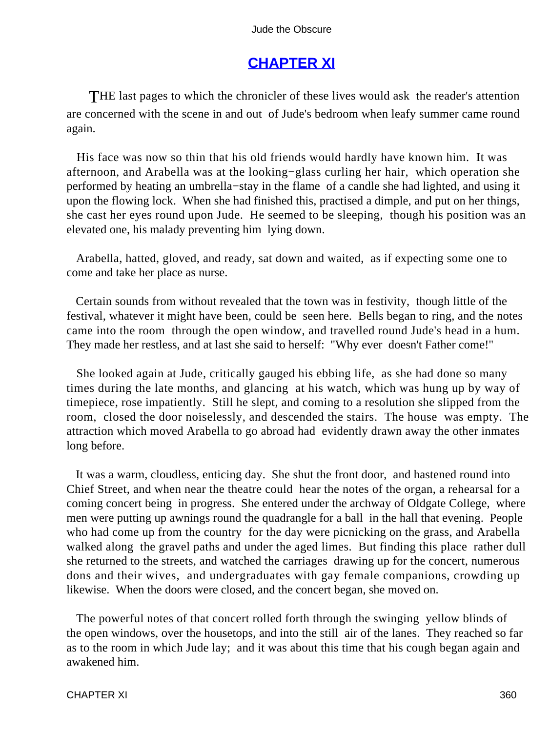## CHAPTER XI

THE last pages to which the chronicler of these lives would ask the reader's attention are concerned with the scene in and out of Jude's bedroom when leafy summer came round again.

His face was now so thin that his old friends would hardly have known him. It was afternoon, and Arabella was at the looking−glass curling her hair, which operation she performed by heating an umbrella−stay in the flame of a candle she had lighted, and using it upon the flowing lock. When she had finished this, practised a dimple, and put on her things, she cast her eyes round upon Jude. He seemed to be sleeping, though his position was an elevated one, his malady preventing him lying down.

Arabella, hatted, gloved, and ready, sat down and waited, as if expecting some one to come and take her place as nurse.

Certain sounds from without revealed that the town was in festivity, though little of the festival, whatever it might have been, could be seen here. Bells began to ring, and the notes came into the room through the open window, and travelled round Jude's head in a hum. They made her restless, and at last she said to herself: "Why ever doesn't Father come!"

She looked again at Jude, critically gauged his ebbing life, as she had done so many times during the late months, and glancing at his watch, which was hung up by way of timepiece, rose impatiently. Still he slept, and coming to a resolution she slipped from the room, closed the door noiselessly, and descended the stairs. The house was empty. The attraction which moved Arabella to go abroad had evidently drawn away the other inmates long before.

It was a warm, cloudless, enticing day. She shut the front door, and hastened round into Chief Street, and when near the theatre could hear the notes of the organ, a rehearsal for a coming concert being in progress. She entered under the archway of Oldgate College, where men were putting up awnings round the quadrangle for a ball in the hall that evening. People who had come up from the country for the day were picnicking on the grass, and Arabella walked along the gravel paths and under the aged limes. But finding this place rather dull she returned to the streets, and watched the carriages drawing up for the concert, numerous dons and their wives, and undergraduates with gay female companions, crowding up likewise. When the doors were closed, and the concert began, she moved on.

The powerful notes of that concert rolled forth through the swinging yellow blinds of the open windows, over the housetops, and into the still air of the lanes. They reached so far as to the room in which Jude lay; and it was about this time that his cough began again and awakened him.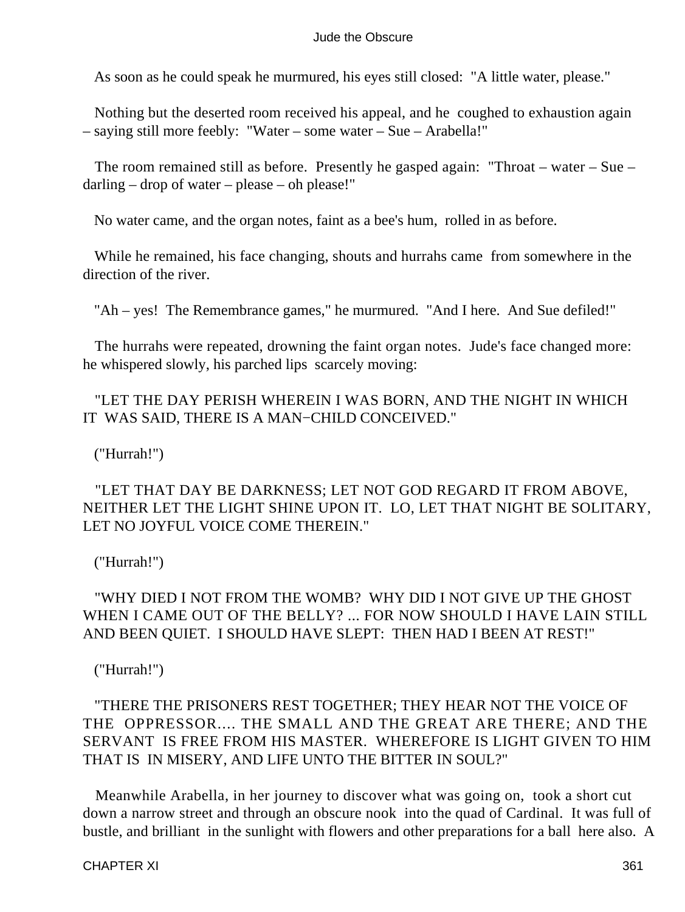As soon as he could speak he murmured, his eyes still closed: "A little water, please."

Nothing but the deserted room received his appeal, and he coughed to exhaustion again – saying still more feebly: "Water – some water – Sue – Arabella!"

The room remained still as before. Presently he gasped again: "Throat – water – Sue – darling – drop of water – please – oh please!"

No water came, and the organ notes, faint as a bee's hum, rolled in as before.

While he remained, his face changing, shouts and hurrahs came from somewhere in the direction of the river.

"Ah – yes! The Remembrance games," he murmured. "And I here. And Sue defiled!"

The hurrahs were repeated, drowning the faint organ notes. Jude's face changed more: he whispered slowly, his parched lips scarcely moving:

"LET THE DAY PERISH WHEREIN I WAS BORN, AND THE NIGHT IN WHICH IT WAS SAID, THERE IS A MAN−CHILD CONCEIVED."

("Hurrah!")

"LET THAT DAY BE DARKNESS; LET NOT GOD REGARD IT FROM ABOVE, NEITHER LET THE LIGHT SHINE UPON IT. LO, LET THAT NIGHT BE SOLITARY, LET NO JOYFUL VOICE COME THEREIN."

("Hurrah!")

"WHY DIED I NOT FROM THE WOMB? WHY DID I NOT GIVE UP THE GHOST WHEN I CAME OUT OF THE BELLY? ... FOR NOW SHOULD I HAVE LAIN STILL AND BEEN QUIET. I SHOULD HAVE SLEPT: THEN HAD I BEEN AT REST!"

("Hurrah!")

"THERE THE PRISONERS REST TOGETHER; THEY HEAR NOT THE VOICE OF THE OPPRESSOR.... THE SMALL AND THE GREAT ARE THERE; AND THE SERVANT IS FREE FROM HIS MASTER. WHEREFORE IS LIGHT GIVEN TO HIM THAT IS IN MISERY, AND LIFE UNTO THE BITTER IN SOUL?"

Meanwhile Arabella, in her journey to discover what was going on, took a short cut down a narrow street and through an obscure nook into the quad of Cardinal. It was full of bustle, and brilliant in the sunlight with flowers and other preparations for a ball here also. A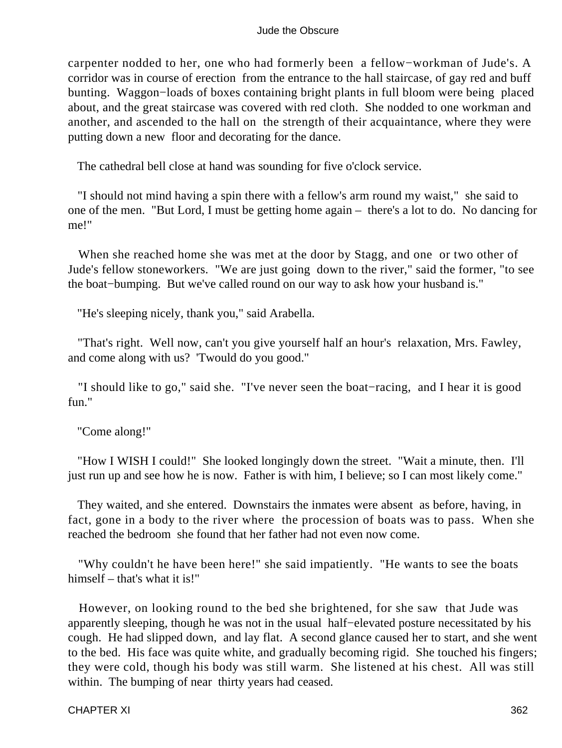carpenter nodded to her, one who had formerly been a fellow−workman of Jude's. A corridor was in course of erection from the entrance to the hall staircase, of gay red and buff bunting. Waggon−loads of boxes containing bright plants in full bloom were being placed about, and the great staircase was covered with red cloth. She nodded to one workman and another, and ascended to the hall on the strength of their acquaintance, where they were putting down a new floor and decorating for the dance.

The cathedral bell close at hand was sounding for five o'clock service.

"I should not mind having a spin there with a fellow's arm round my waist," she said to one of the men. "But Lord, I must be getting home again – there's a lot to do. No dancing for me!"

When she reached home she was met at the door by Stagg, and one or two other of Jude's fellow stoneworkers. "We are just going down to the river," said the former, "to see the boat−bumping. But we've called round on our way to ask how your husband is."

"He's sleeping nicely, thank you," said Arabella.

"That's right. Well now, can't you give yourself half an hour's relaxation, Mrs. Fawley, and come along with us? 'Twould do you good."

"I should like to go," said she. "I've never seen the boat−racing, and I hear it is good fun."

"Come along!"

"How I WISH I could!" She looked longingly down the street. "Wait a minute, then. I'll just run up and see how he is now. Father is with him, I believe; so I can most likely come."

They waited, and she entered. Downstairs the inmates were absent as before, having, in fact, gone in a body to the river where the procession of boats was to pass. When she reached the bedroom she found that her father had not even now come.

"Why couldn't he have been here!" she said impatiently. "He wants to see the boats himself – that's what it is!"

However, on looking round to the bed she brightened, for she saw that Jude was apparently sleeping, though he was not in the usual half−elevated posture necessitated by his cough. He had slipped down, and lay flat. A second glance caused her to start, and she went to the bed. His face was quite white, and gradually becoming rigid. She touched his fingers; they were cold, though his body was still warm. She listened at his chest. All was still within. The bumping of near thirty years had ceased.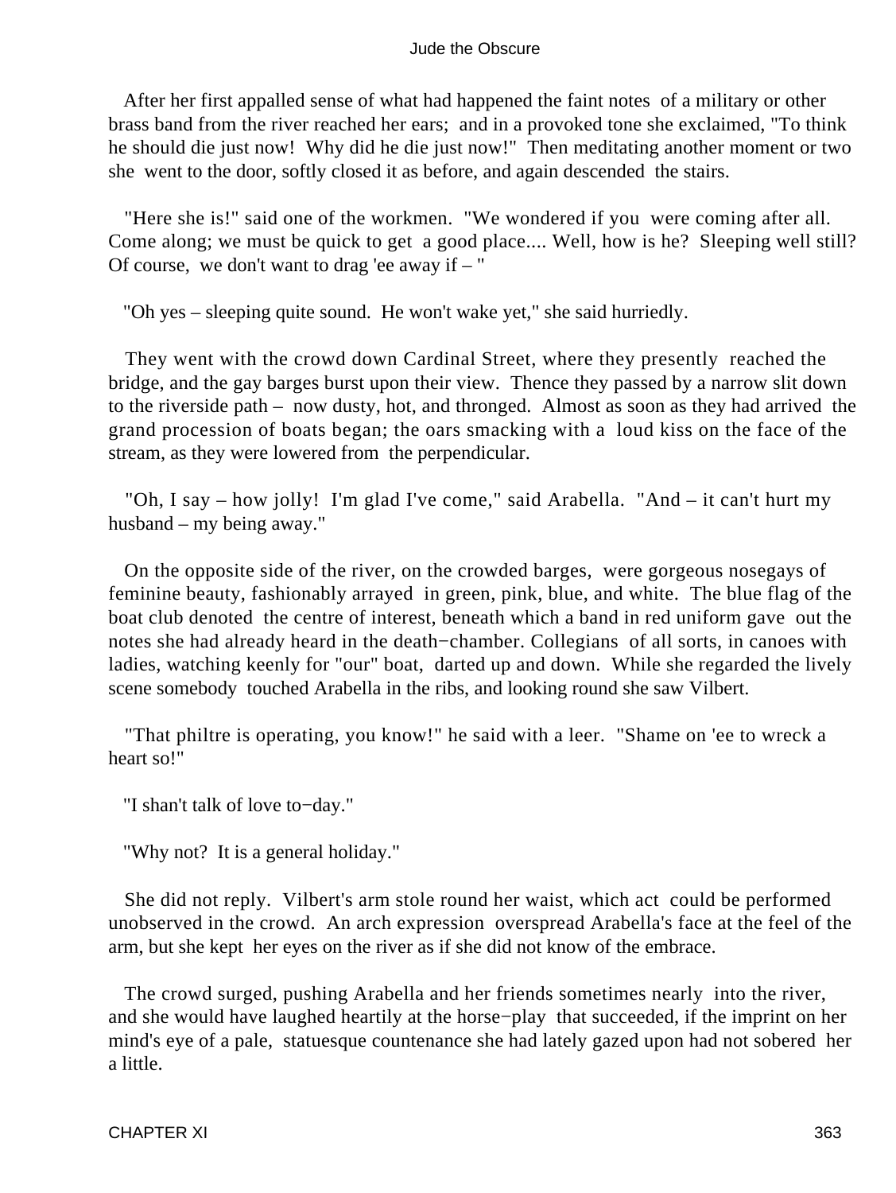After her first appalled sense of what had happened the faint notes of a military or other brass band from the river reached her ears; and in a provoked tone she exclaimed, "To think he should die just now! Why did he die just now!" Then meditating another moment or two she went to the door, softly closed it as before, and again descended the stairs.

"Here she is!" said one of the workmen. "We wondered if you were coming after all. Come along; we must be quick to get a good place.... Well, how is he? Sleeping well still? Of course, we don't want to drag 'ee away if – "

"Oh yes – sleeping quite sound. He won't wake yet," she said hurriedly.

They went with the crowd down Cardinal Street, where they presently reached the bridge, and the gay barges burst upon their view. Thence they passed by a narrow slit down to the riverside path – now dusty, hot, and thronged. Almost as soon as they had arrived the grand procession of boats began; the oars smacking with a loud kiss on the face of the stream, as they were lowered from the perpendicular.

"Oh, I say – how jolly! I'm glad I've come," said Arabella. "And – it can't hurt my husband – my being away."

On the opposite side of the river, on the crowded barges, were gorgeous nosegays of feminine beauty, fashionably arrayed in green, pink, blue, and white. The blue flag of the boat club denoted the centre of interest, beneath which a band in red uniform gave out the notes she had already heard in the death−chamber. Collegians of all sorts, in canoes with ladies, watching keenly for "our" boat, darted up and down. While she regarded the lively scene somebody touched Arabella in the ribs, and looking round she saw Vilbert.

"That philtre is operating, you know!" he said with a leer. "Shame on 'ee to wreck a heart so!"

"I shan't talk of love to−day."

"Why not? It is a general holiday."

She did not reply. Vilbert's arm stole round her waist, which act could be performed unobserved in the crowd. An arch expression overspread Arabella's face at the feel of the arm, but she kept her eyes on the river as if she did not know of the embrace.

The crowd surged, pushing Arabella and her friends sometimes nearly into the river, and she would have laughed heartily at the horse−play that succeeded, if the imprint on her mind's eye of a pale, statuesque countenance she had lately gazed upon had not sobered her a little.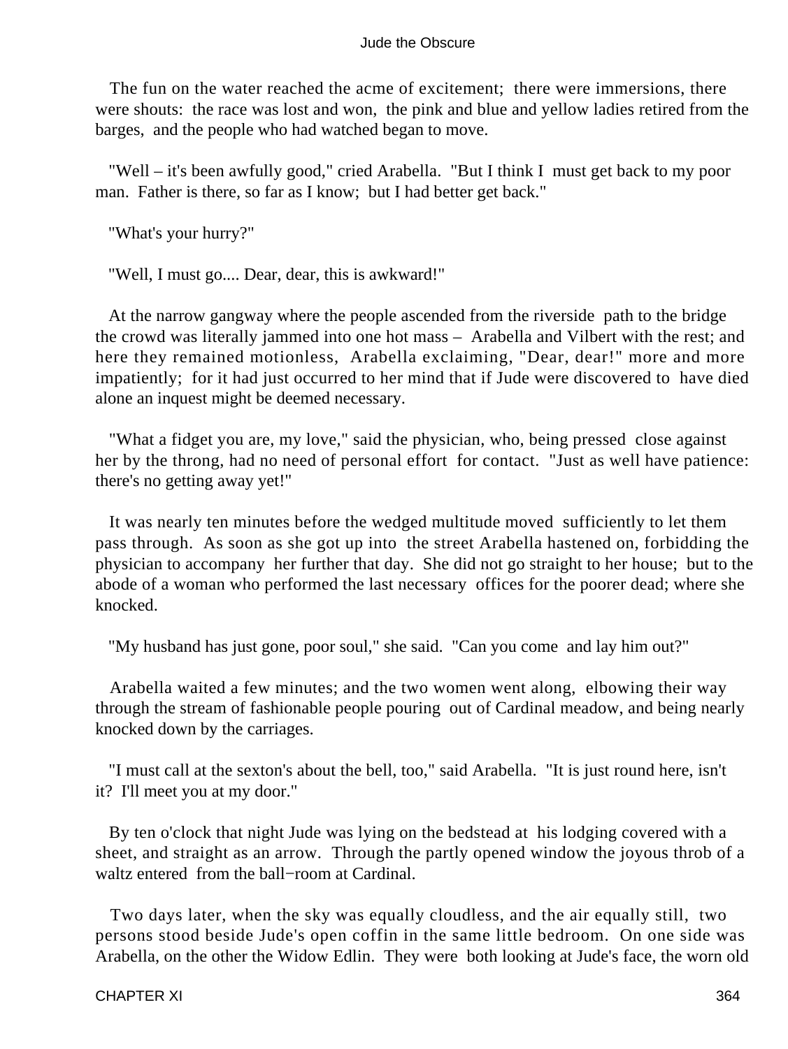The fun on the water reached the acme of excitement; there were immersions, there were shouts: the race was lost and won, the pink and blue and yellow ladies retired from the barges, and the people who had watched began to move.

"Well – it's been awfully good," cried Arabella. "But I think I must get back to my poor man. Father is there, so far as I know; but I had better get back."

"What's your hurry?"

"Well, I must go.... Dear, dear, this is awkward!"

At the narrow gangway where the people ascended from the riverside path to the bridge the crowd was literally jammed into one hot mass – Arabella and Vilbert with the rest; and here they remained motionless, Arabella exclaiming, "Dear, dear!" more and more impatiently; for it had just occurred to her mind that if Jude were discovered to have died alone an inquest might be deemed necessary.

"What a fidget you are, my love," said the physician, who, being pressed close against her by the throng, had no need of personal effort for contact. "Just as well have patience: there's no getting away yet!"

It was nearly ten minutes before the wedged multitude moved sufficiently to let them pass through. As soon as she got up into the street Arabella hastened on, forbidding the physician to accompany her further that day. She did not go straight to her house; but to the abode of a woman who performed the last necessary offices for the poorer dead; where she knocked.

"My husband has just gone, poor soul," she said. "Can you come and lay him out?"

Arabella waited a few minutes; and the two women went along, elbowing their way through the stream of fashionable people pouring out of Cardinal meadow, and being nearly knocked down by the carriages.

"I must call at the sexton's about the bell, too," said Arabella. "It is just round here, isn't it? I'll meet you at my door."

By ten o'clock that night Jude was lying on the bedstead at his lodging covered with a sheet, and straight as an arrow. Through the partly opened window the joyous throb of a waltz entered from the ball−room at Cardinal.

Two days later, when the sky was equally cloudless, and the air equally still, two persons stood beside Jude's open coffin in the same little bedroom. On one side was Arabella, on the other the Widow Edlin. They were both looking at Jude's face, the worn old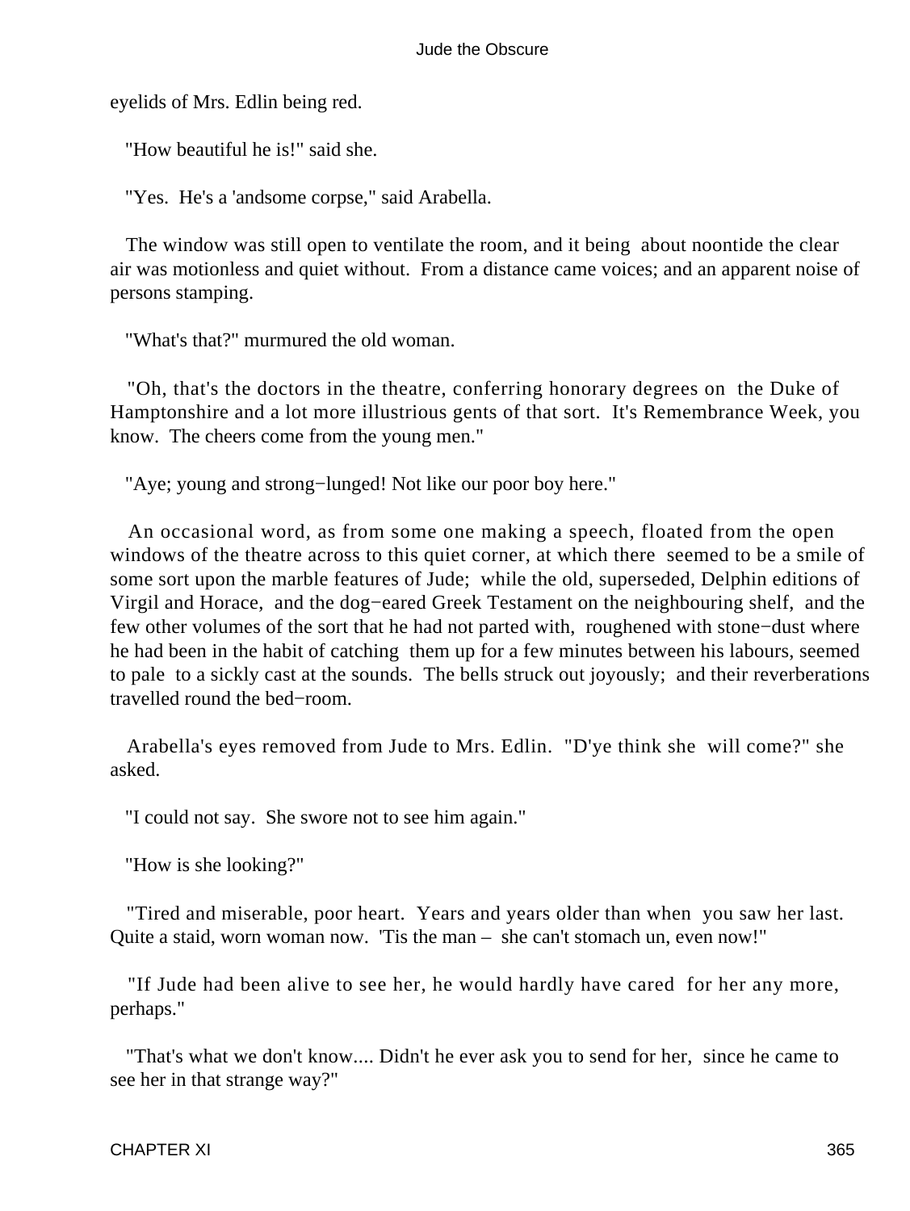eyelids of Mrs. Edlin being red.

"How beautiful he is!" said she.

"Yes. He's a 'andsome corpse," said Arabella.

The window was still open to ventilate the room, and it being about noontide the clear air was motionless and quiet without. From a distance came voices; and an apparent noise of persons stamping.

"What's that?" murmured the old woman.

"Oh, that's the doctors in the theatre, conferring honorary degrees on the Duke of Hamptonshire and a lot more illustrious gents of that sort. It's Remembrance Week, you know. The cheers come from the young men."

"Aye; young and strong−lunged! Not like our poor boy here."

An occasional word, as from some one making a speech, floated from the open windows of the theatre across to this quiet corner, at which there seemed to be a smile of some sort upon the marble features of Jude; while the old, superseded, Delphin editions of Virgil and Horace, and the dog−eared Greek Testament on the neighbouring shelf, and the few other volumes of the sort that he had not parted with, roughened with stone−dust where he had been in the habit of catching them up for a few minutes between his labours, seemed to pale to a sickly cast at the sounds. The bells struck out joyously; and their reverberations travelled round the bed−room.

Arabella's eyes removed from Jude to Mrs. Edlin. "D'ye think she will come?" she asked.

"I could not say. She swore not to see him again."

"How is she looking?"

"Tired and miserable, poor heart. Years and years older than when you saw her last. Quite a staid, worn woman now. 'Tis the man – she can't stomach un, even now!"

"If Jude had been alive to see her, he would hardly have cared for her any more, perhaps."

"That's what we don't know.... Didn't he ever ask you to send for her, since he came to see her in that strange way?"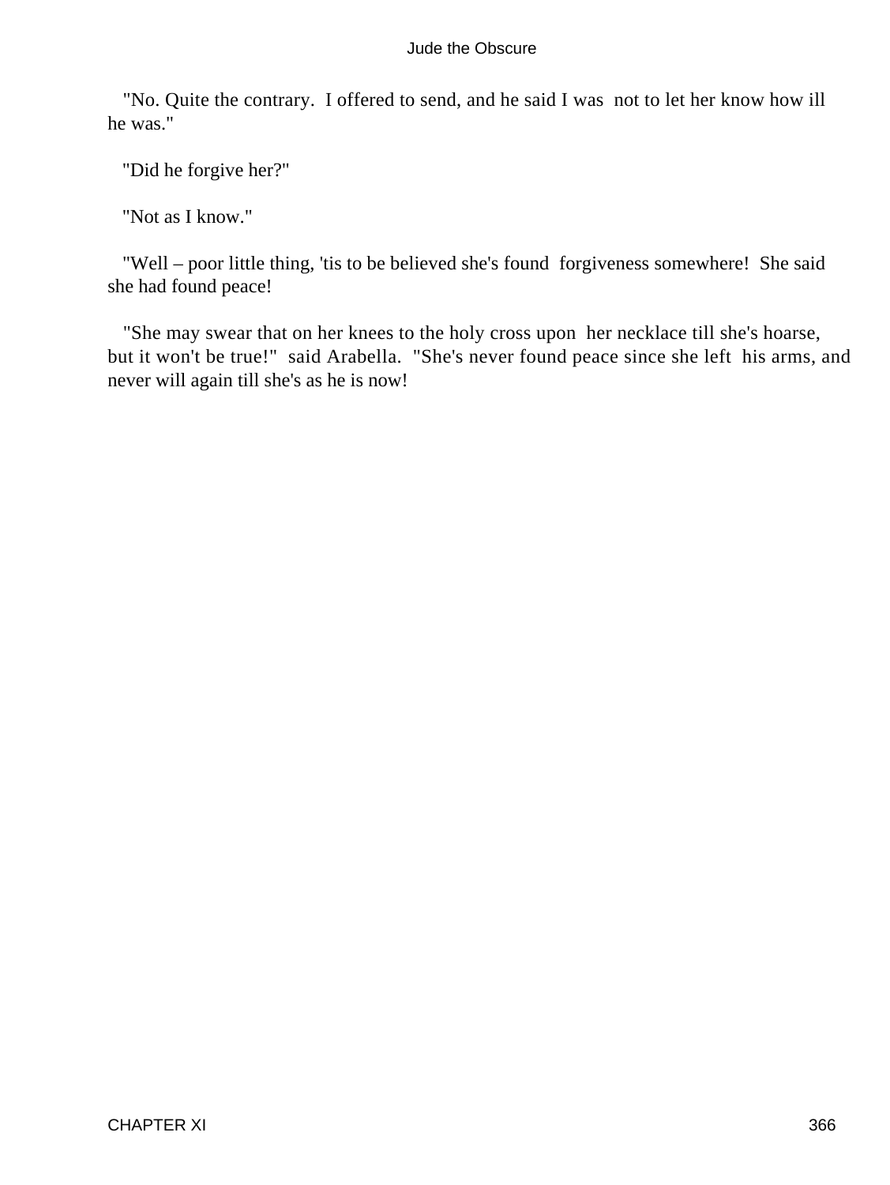"No. Quite the contrary. I offered to send, and he said I was not to let her know how ill he was."

"Did he forgive her?"

"Not as I know."

"Well – poor little thing, 'tis to be believed she's found forgiveness somewhere! She said she had found peace!

"She may swear that on her knees to the holy cross upon her necklace till she's hoarse, but it won't be true!" said Arabella. "She's never found peace since she left his arms, and never will again till she's as he is now!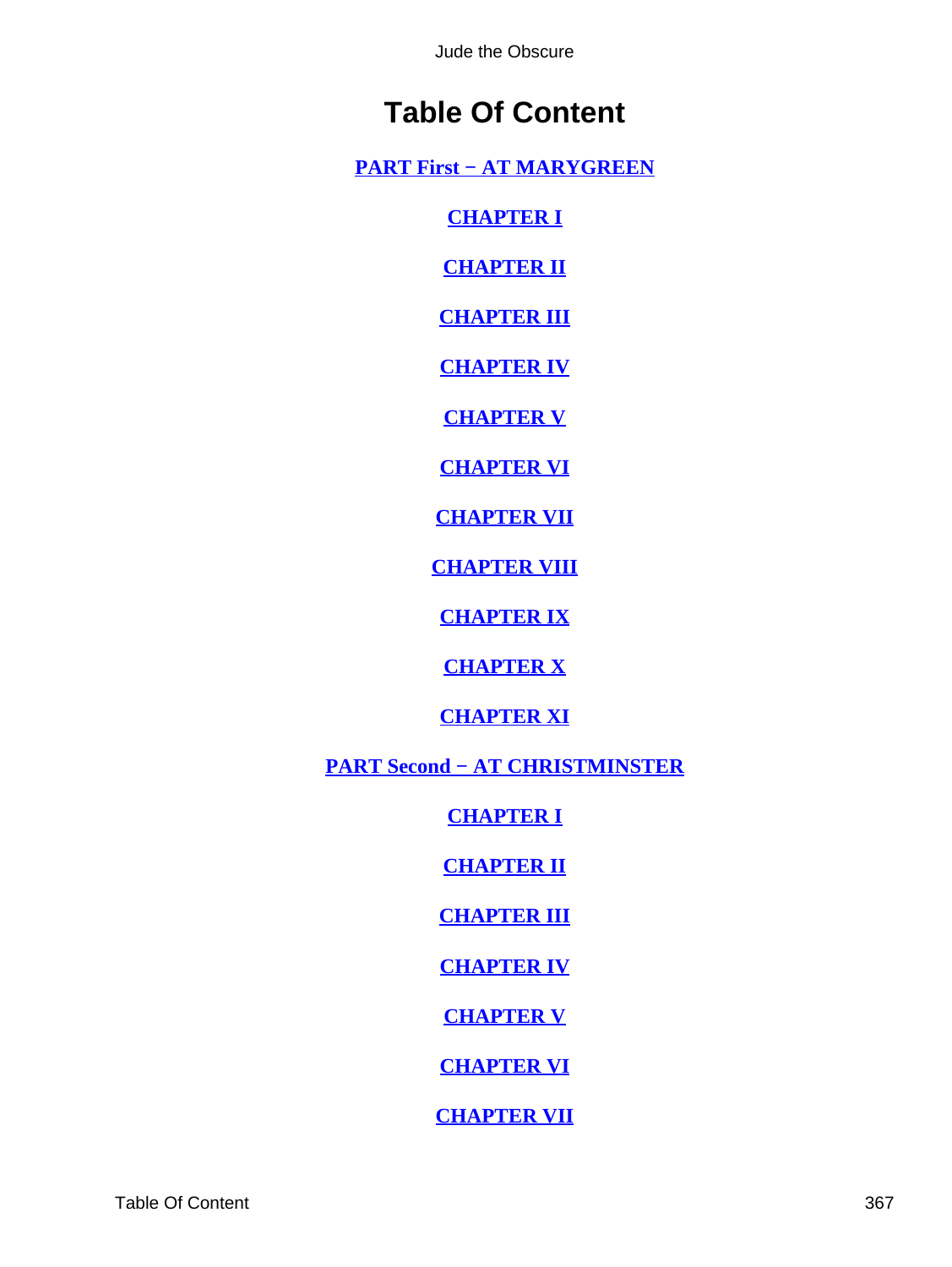# Table Of Content

**PART First − AT MARYGREEN**

**CHAPTER I**

**CHAPTER II**

**CHAPTER III**

**CHAPTER IV**

**CHAPTER V**

**CHAPTER VI**

**CHAPTER VII**

**CHAPTER VIII**

**CHAPTER IX**

**CHAPTER X**

**CHAPTER XI**

**PART Second − AT CHRISTMINSTER**

**CHAPTER I**

**CHAPTER II**

**CHAPTER III**

**CHAPTER IV**

**CHAPTER V**

**CHAPTER VI**

**CHAPTER VII**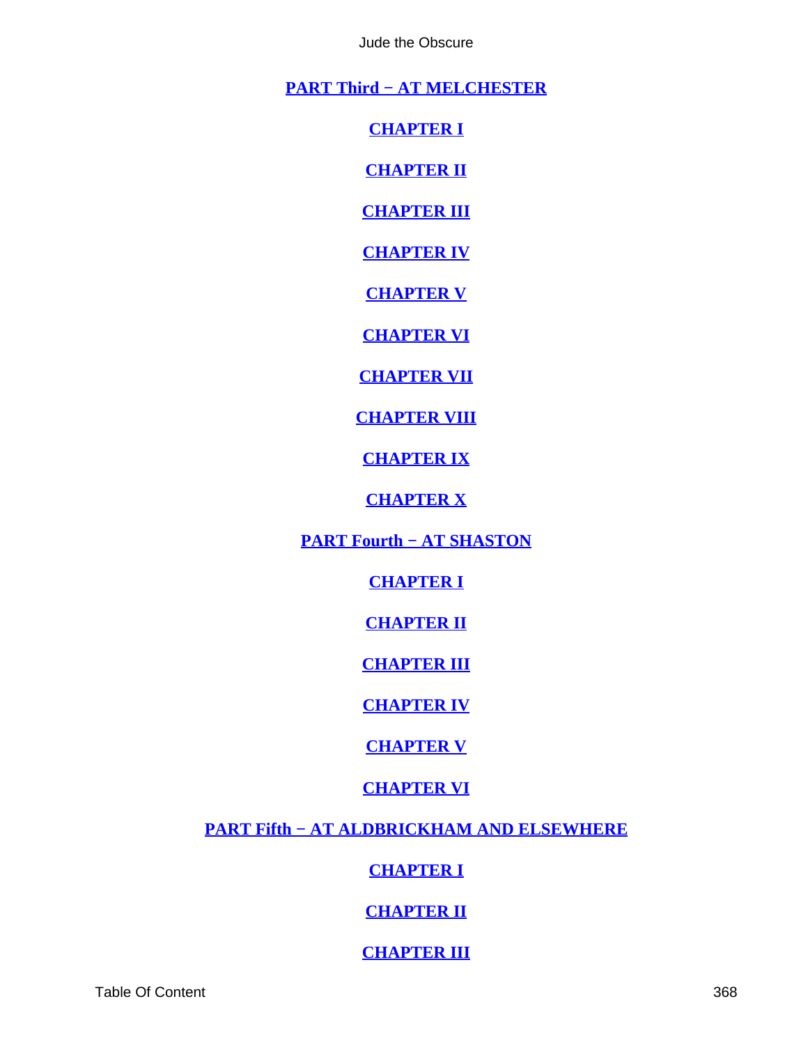**PART Third − AT MELCHESTER**

**CHAPTER I**

**CHAPTER II**

**CHAPTER III**

**CHAPTER IV**

**CHAPTER V**

**CHAPTER VI**

**CHAPTER VII**

**CHAPTER VIII**

**CHAPTER IX**

**CHAPTER X**

**PART Fourth − AT SHASTON**

**CHAPTER I**

**CHAPTER II**

**CHAPTER III**

**CHAPTER IV**

**CHAPTER V**

**CHAPTER VI**

**PART Fifth − AT ALDBRICKHAM AND ELSEWHERE**

**CHAPTER I**

**CHAPTER II**

**CHAPTER III**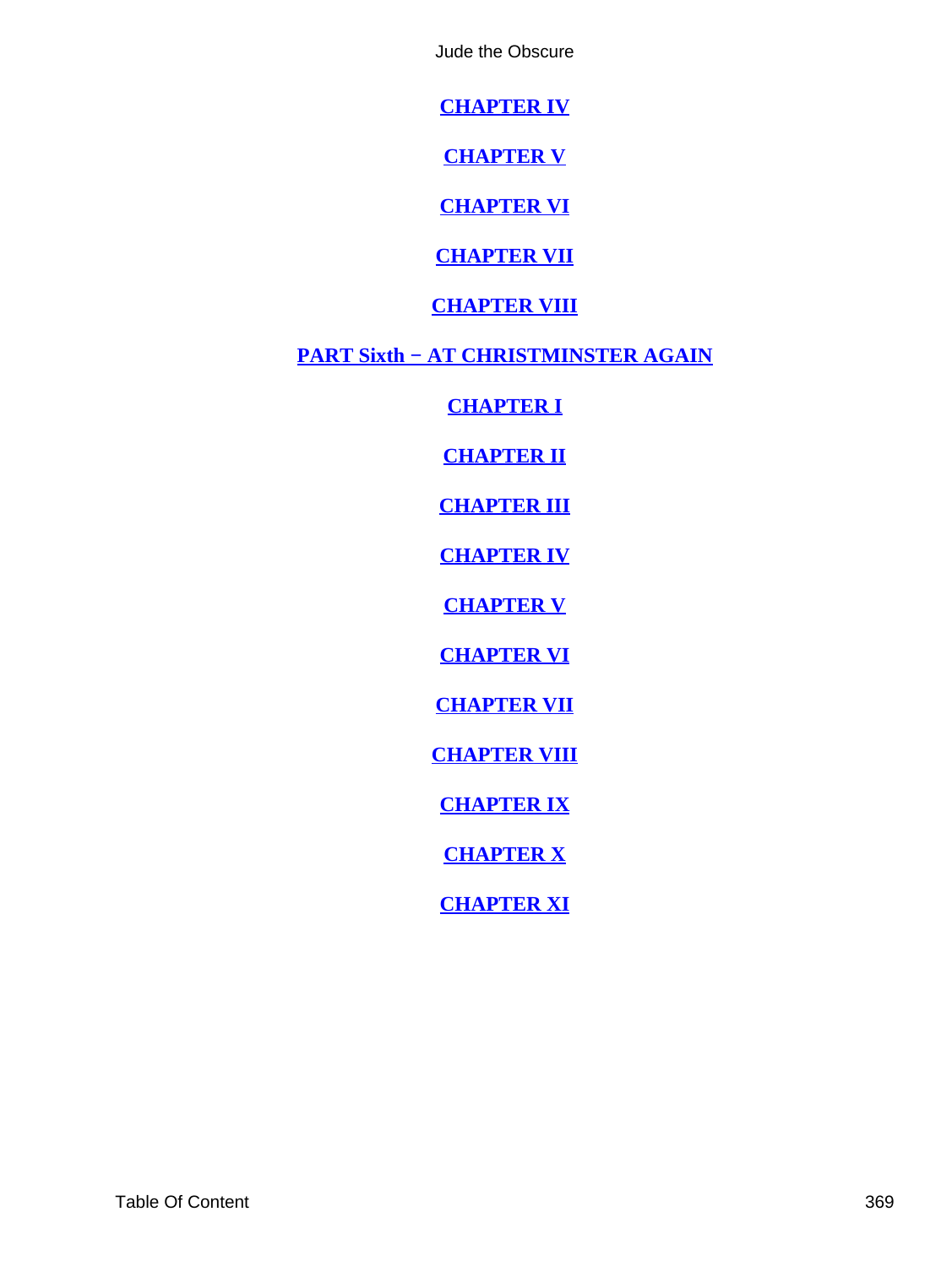**CHAPTER IV**

**CHAPTER V**

**CHAPTER VI**

**CHAPTER VII**

**CHAPTER VIII**

**PART Sixth − AT CHRISTMINSTER AGAIN**

**CHAPTER I**

**CHAPTER II**

**CHAPTER III**

**CHAPTER IV**

**CHAPTER V**

**CHAPTER VI**

**CHAPTER VII**

**CHAPTER VIII**

**CHAPTER IX**

**CHAPTER X**

**CHAPTER XI**